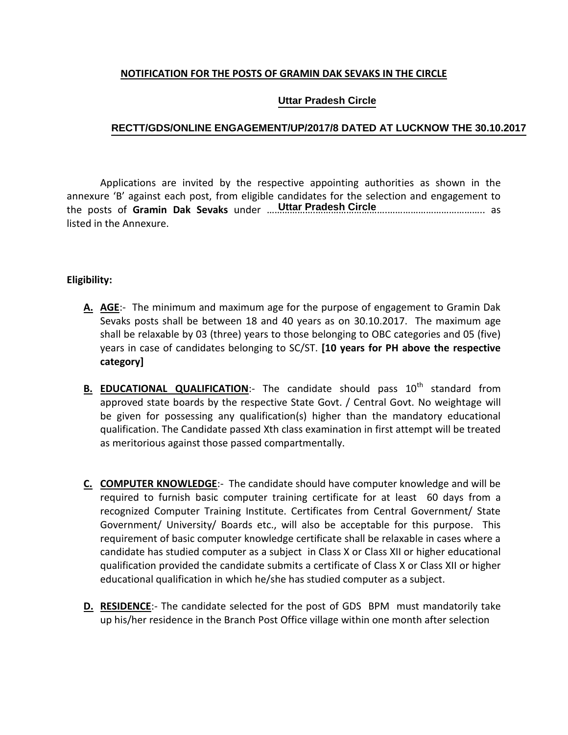## NOTIFICATION FOR THE POSTS OF GRAMIN DAK SEVAKS IN THE CIRCLE

### Uttar Pradesh Circle

### RECTT/GDS/ONLINE ENGAGEMENT/UP/2017/8 DATED AT LUCKNOW THE 30.10.2017

Applications are invited by the respective appointing authorities as shown in the annexure 'B' against each post, from eligible candidates for the selection and engagement to the posts of **Gramin Dak Sevaks** under ……**Uttar Pradesh Circle**…………………………………….. as listed in the Annexure.

**Eligibility:**

**A.** **AGE**:- The minimum and maximum age for the purpose of engagement to Gramin Dak Sevaks posts shall be between 18 and 40 years as on 30.10.2017. The maximum age shall be relaxable by 03 (three) years to those belonging to OBC categories and 05 (five) years in case of candidates belonging to SC/ST. **[10 years for PH above the respective category]**

**B.** **EDUCATIONAL QUALIFICATION**:- The candidate should pass 10th standard from approved state boards by the respective State Govt. / Central Govt. No weightage will be given for possessing any qualification(s) higher than the mandatory educational qualification. The Candidate passed Xth class examination in first attempt will be treated as meritorious against those passed compartmentally.

**C.** **COMPUTER KNOWLEDGE**:- The candidate should have computer knowledge and will be required to furnish basic computer training certificate for at least 60 days from a recognized Computer Training Institute. Certificates from Central Government/ State Government/ University/ Boards etc., will also be acceptable for this purpose. This requirement of basic computer knowledge certificate shall be relaxable in cases where a candidate has studied computer as a subject in Class X or Class XII or higher educational qualification provided the candidate submits a certificate of Class X or Class XII or higher educational qualification in which he/she has studied computer as a subject.

**D.** **RESIDENCE**:- The candidate selected for the post of GDS BPM must mandatorily take up his/her residence in the Branch Post Office village within one month after selection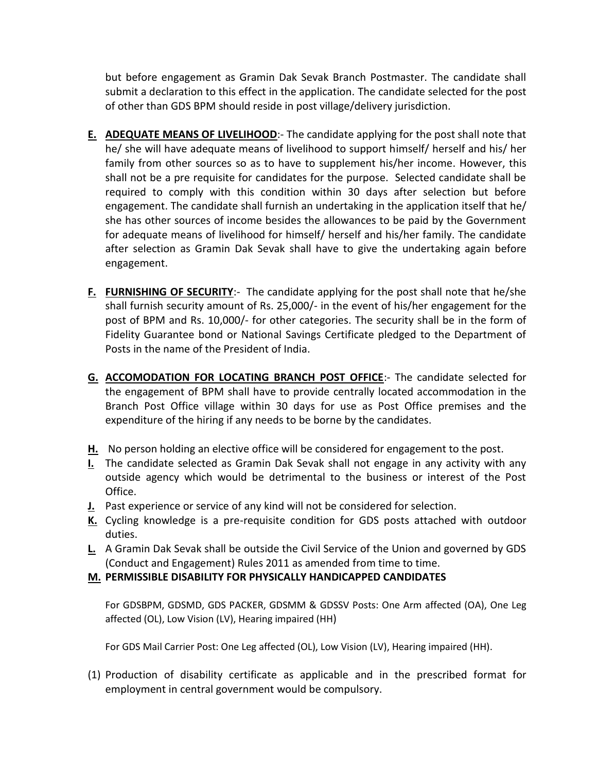but before engagement as Gramin Dak Sevak Branch Postmaster. The candidate shall submit a declaration to this effect in the application. The candidate selected for the post of other than GDS BPM should reside in post village/delivery jurisdiction.

**E. ADEQUATE MEANS OF LIVELIHOOD**:- The candidate applying for the post shall note that he/ she will have adequate means of livelihood to support himself/ herself and his/ her family from other sources so as to have to supplement his/her income. However, this shall not be a pre requisite for candidates for the purpose. Selected candidate shall be required to comply with this condition within 30 days after selection but before engagement. The candidate shall furnish an undertaking in the application itself that he/ she has other sources of income besides the allowances to be paid by the Government for adequate means of livelihood for himself/ herself and his/her family. The candidate after selection as Gramin Dak Sevak shall have to give the undertaking again before engagement.

**F. FURNISHING OF SECURITY**:- The candidate applying for the post shall note that he/she shall furnish security amount of Rs. 25,000/- in the event of his/her engagement for the post of BPM and Rs. 10,000/- for other categories. The security shall be in the form of Fidelity Guarantee bond or National Savings Certificate pledged to the Department of Posts in the name of the President of India.

**G. ACCOMODATION FOR LOCATING BRANCH POST OFFICE**:- The candidate selected for the engagement of BPM shall have to provide centrally located accommodation in the Branch Post Office village within 30 days for use as Post Office premises and the expenditure of the hiring if any needs to be borne by the candidates.

**H.** No person holding an elective office will be considered for engagement to the post.

**I.** The candidate selected as Gramin Dak Sevak shall not engage in any activity with any outside agency which would be detrimental to the business or interest of the Post Office.

**J.** Past experience or service of any kind will not be considered for selection.

**K.** Cycling knowledge is a pre-requisite condition for GDS posts attached with outdoor duties.

**L.** A Gramin Dak Sevak shall be outside the Civil Service of the Union and governed by GDS (Conduct and Engagement) Rules 2011 as amended from time to time.

**M. PERMISSIBLE DISABILITY FOR PHYSICALLY HANDICAPPED CANDIDATES**

For GDSBPM, GDSMD, GDS PACKER, GDSMM & GDSSV Posts: One Arm affected (OA), One Leg affected (OL), Low Vision (LV), Hearing impaired (HH)

For GDS Mail Carrier Post: One Leg affected (OL), Low Vision (LV), Hearing impaired (HH).

(1) Production of disability certificate as applicable and in the prescribed format for employment in central government would be compulsory.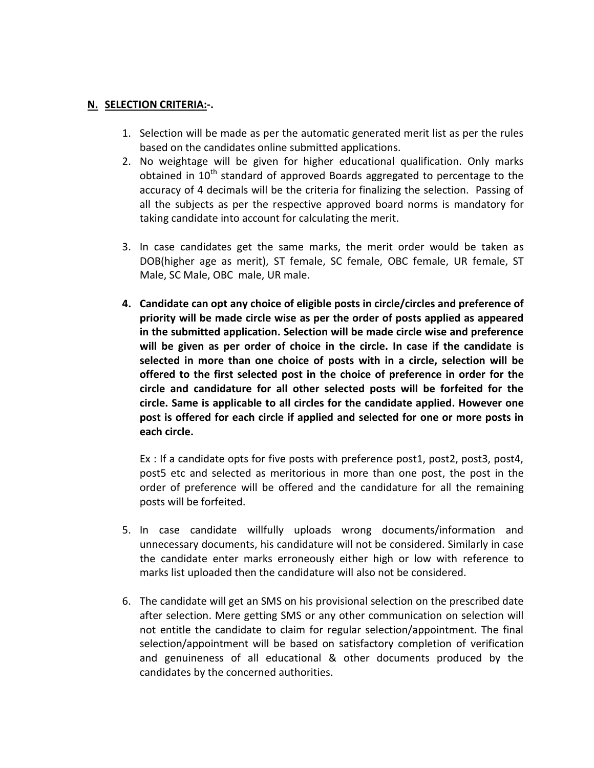## N. SELECTION CRITERIA:-.

1. Selection will be made as per the automatic generated merit list as per the rules based on the candidates online submitted applications.
2. No weightage will be given for higher educational qualification. Only marks obtained in 10th standard of approved Boards aggregated to percentage to the accuracy of 4 decimals will be the criteria for finalizing the selection. Passing of all the subjects as per the respective approved board norms is mandatory for taking candidate into account for calculating the merit.
3. In case candidates get the same marks, the merit order would be taken as DOB(higher age as merit), ST female, SC female, OBC female, UR female, ST Male, SC Male, OBC male, UR male.
4. **Candidate can opt any choice of eligible posts in circle/circles and preference of priority will be made circle wise as per the order of posts applied as appeared in the submitted application. Selection will be made circle wise and preference will be given as per order of choice in the circle. In case if the candidate is selected in more than one choice of posts with in a circle, selection will be offered to the first selected post in the choice of preference in order for the circle and candidature for all other selected posts will be forfeited for the circle. Same is applicable to all circles for the candidate applied. However one post is offered for each circle if applied and selected for one or more posts in each circle.**

   Ex : If a candidate opts for five posts with preference post1, post2, post3, post4, post5 etc and selected as meritorious in more than one post, the post in the order of preference will be offered and the candidature for all the remaining posts will be forfeited.

5. In case candidate willfully uploads wrong documents/information and unnecessary documents, his candidature will not be considered. Similarly in case the candidate enter marks erroneously either high or low with reference to marks list uploaded then the candidature will also not be considered.
6. The candidate will get an SMS on his provisional selection on the prescribed date after selection. Mere getting SMS or any other communication on selection will not entitle the candidate to claim for regular selection/appointment. The final selection/appointment will be based on satisfactory completion of verification and genuineness of all educational & other documents produced by the candidates by the concerned authorities.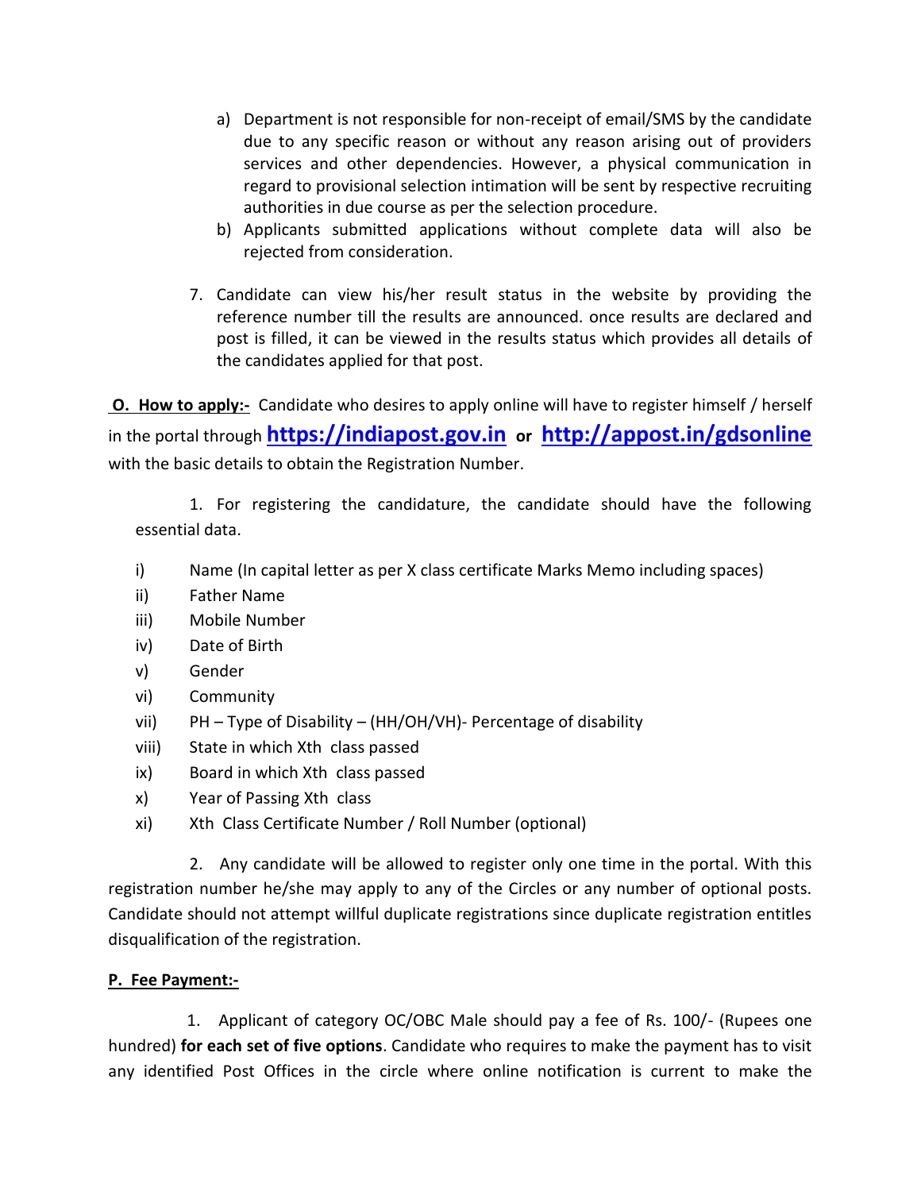a) Department is not responsible for non-receipt of email/SMS by the candidate due to any specific reason or without any reason arising out of providers services and other dependencies. However, a physical communication in regard to provisional selection intimation will be sent by respective recruiting authorities in due course as per the selection procedure.

b) Applicants submitted applications without complete data will also be rejected from consideration.

7. Candidate can view his/her result status in the website by providing the reference number till the results are announced. once results are declared and post is filled, it can be viewed in the results status which provides all details of the candidates applied for that post.

**O. How to apply:-** Candidate who desires to apply online will have to register himself / herself in the portal through **https://indiapost.gov.in** **or** **http://appost.in/gdsonline** with the basic details to obtain the Registration Number.

1. For registering the candidature, the candidate should have the following essential data.

i) Name (In capital letter as per X class certificate Marks Memo including spaces)

ii) Father Name

iii) Mobile Number

iv) Date of Birth

v) Gender

vi) Community

vii) PH – Type of Disability – (HH/OH/VH)- Percentage of disability

viii) State in which Xth class passed

ix) Board in which Xth class passed

x) Year of Passing Xth class

xi) Xth Class Certificate Number / Roll Number (optional)

2. Any candidate will be allowed to register only one time in the portal. With this registration number he/she may apply to any of the Circles or any number of optional posts. Candidate should not attempt willful duplicate registrations since duplicate registration entitles disqualification of the registration.

**P. Fee Payment:-**

1. Applicant of category OC/OBC Male should pay a fee of Rs. 100/- (Rupees one hundred) **for each set of five options**. Candidate who requires to make the payment has to visit any identified Post Offices in the circle where online notification is current to make the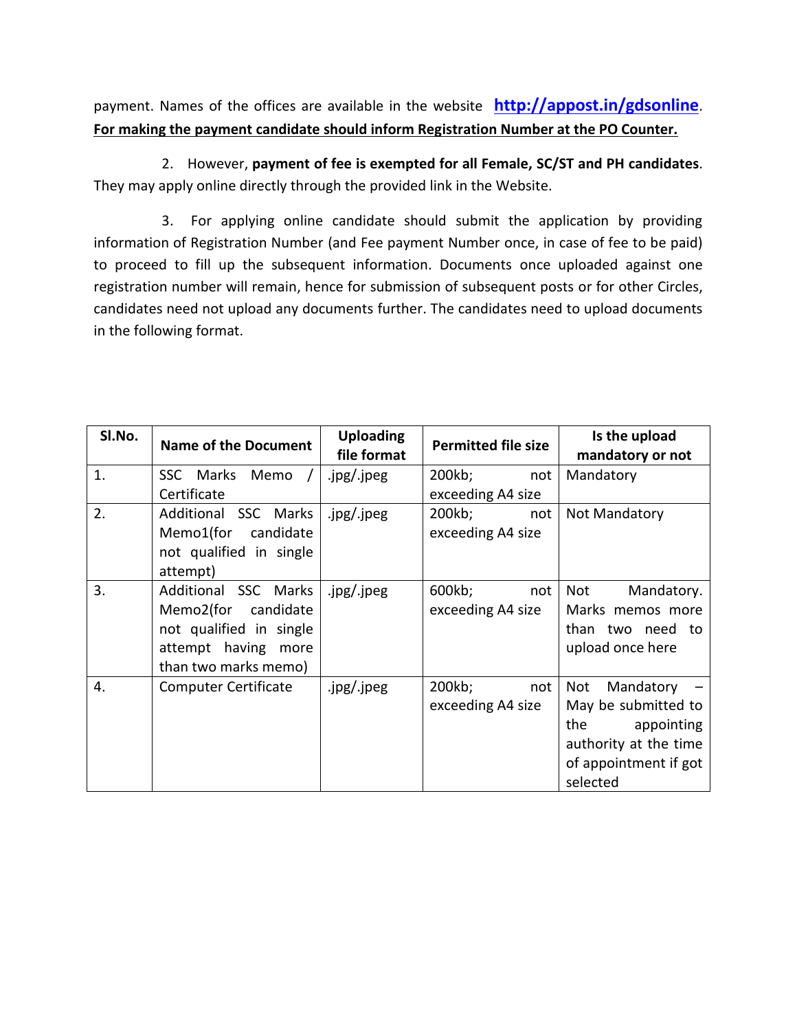payment. Names of the offices are available in the website **http://appost.in/gdsonline**. **For making the payment candidate should inform Registration Number at the PO Counter.**

2. However, **payment of fee is exempted for all Female, SC/ST and PH candidates**. They may apply online directly through the provided link in the Website.

3. For applying online candidate should submit the application by providing information of Registration Number (and Fee payment Number once, in case of fee to be paid) to proceed to fill up the subsequent information. Documents once uploaded against one registration number will remain, hence for submission of subsequent posts or for other Circles, candidates need not upload any documents further. The candidates need to upload documents in the following format.

| Sl.No. | Name of the Document | Uploading file format | Permitted file size | Is the upload mandatory or not |
|---|---|---|---|---|
| 1. | SSC Marks Memo / Certificate | .jpg/.jpeg | 200kb; not exceeding A4 size | Mandatory |
| 2. | Additional SSC Marks Memo1(for candidate not qualified in single attempt) | .jpg/.jpeg | 200kb; not exceeding A4 size | Not Mandatory |
| 3. | Additional SSC Marks Memo2(for candidate not qualified in single attempt having more than two marks memo) | .jpg/.jpeg | 600kb; not exceeding A4 size | Not Mandatory. Marks memos more than two need to upload once here |
| 4. | Computer Certificate | .jpg/.jpeg | 200kb; not exceeding A4 size | Not Mandatory – May be submitted to the appointing authority at the time of appointment if got selected |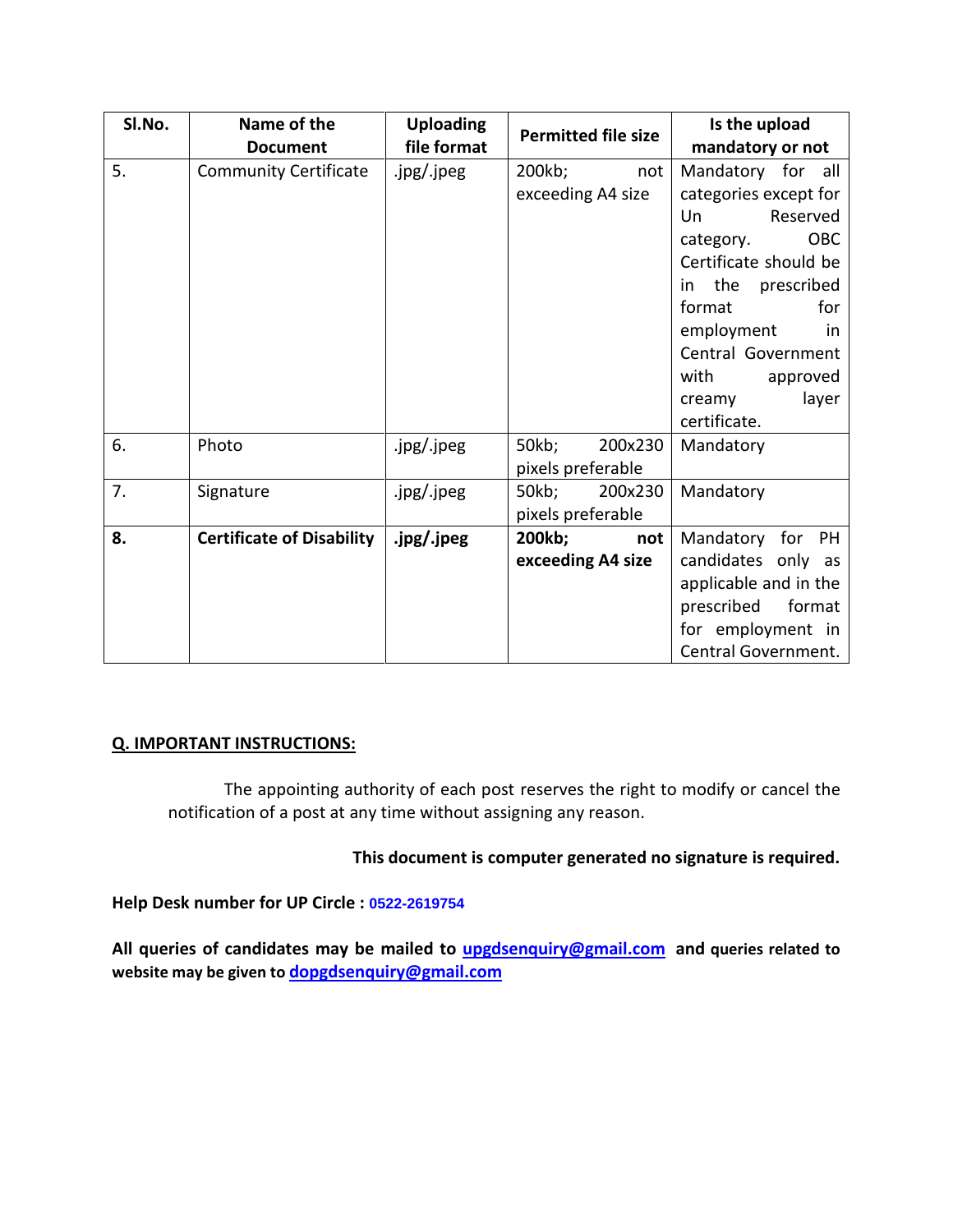| Sl.No. | Name of the Document | Uploading file format | Permitted file size | Is the upload mandatory or not |
|---|---|---|---|---|
| 5. | Community Certificate | .jpg/.jpeg | 200kb; not exceeding A4 size | Mandatory for all categories except for Un Reserved category. OBC Certificate should be in the prescribed format for employment in Central Government with approved creamy layer certificate. |
| 6. | Photo | .jpg/.jpeg | 50kb; 200x230 pixels preferable | Mandatory |
| 7. | Signature | .jpg/.jpeg | 50kb; 200x230 pixels preferable | Mandatory |
| **8.** | **Certificate of Disability** | **.jpg/.jpeg** | **200kb; not exceeding A4 size** | Mandatory for PH candidates only as applicable and in the prescribed format for employment in Central Government. |

**Q. IMPORTANT INSTRUCTIONS:**

The appointing authority of each post reserves the right to modify or cancel the notification of a post at any time without assigning any reason.

**This document is computer generated no signature is required.**

**Help Desk number for UP Circle : 0522-2619754**

**All queries of candidates may be mailed to upgdsenquiry@gmail.com and queries related to website may be given to dopgdsenquiry@gmail.com**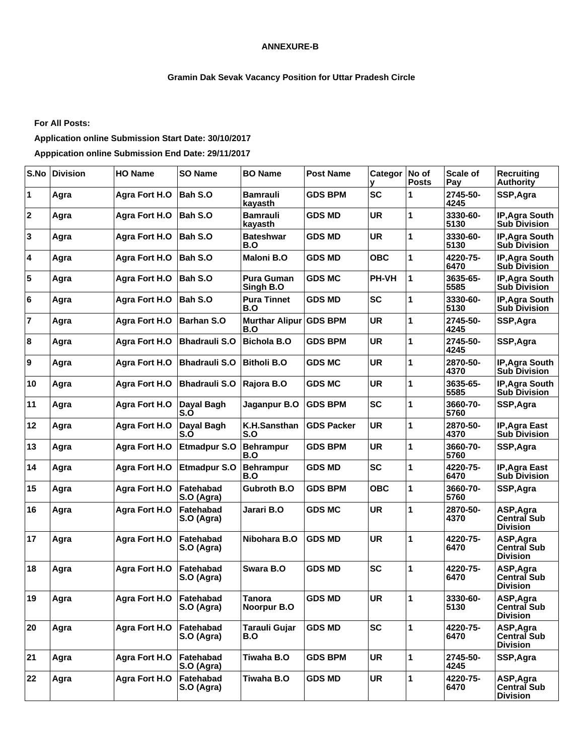**ANNEXURE-B**

**Gramin Dak Sevak Vacancy Position for Uttar Pradesh Circle**

**For All Posts:**

**Application online Submission Start Date: 30/10/2017**

**Apppication online Submission End Date: 29/11/2017**

| S.No | Division | HO Name | SO Name | BO Name | Post Name | Category | No of Posts | Scale of Pay | Recruiting Authority |
|---|---|---|---|---|---|---|---|---|---|
| 1 | Agra | Agra Fort H.O | Bah S.O | Bamrauli kayasth | GDS BPM | SC | 1 | 2745-50-4245 | SSP,Agra |
| 2 | Agra | Agra Fort H.O | Bah S.O | Bamrauli kayasth | GDS MD | UR | 1 | 3330-60-5130 | IP,Agra South Sub Division |
| 3 | Agra | Agra Fort H.O | Bah S.O | Bateshwar B.O | GDS MD | UR | 1 | 3330-60-5130 | IP,Agra South Sub Division |
| 4 | Agra | Agra Fort H.O | Bah S.O | Maloni B.O | GDS MD | OBC | 1 | 4220-75-6470 | IP,Agra South Sub Division |
| 5 | Agra | Agra Fort H.O | Bah S.O | Pura Guman Singh B.O | GDS MC | PH-VH | 1 | 3635-65-5585 | IP,Agra South Sub Division |
| 6 | Agra | Agra Fort H.O | Bah S.O | Pura Tinnet B.O | GDS MD | SC | 1 | 3330-60-5130 | IP,Agra South Sub Division |
| 7 | Agra | Agra Fort H.O | Barhan S.O | Murthar Alipur B.O | GDS BPM | UR | 1 | 2745-50-4245 | SSP,Agra |
| 8 | Agra | Agra Fort H.O | Bhadrauli S.O | Bichola B.O | GDS BPM | UR | 1 | 2745-50-4245 | SSP,Agra |
| 9 | Agra | Agra Fort H.O | Bhadrauli S.O | Bitholi B.O | GDS MC | UR | 1 | 2870-50-4370 | IP,Agra South Sub Division |
| 10 | Agra | Agra Fort H.O | Bhadrauli S.O | Rajora B.O | GDS MC | UR | 1 | 3635-65-5585 | IP,Agra South Sub Division |
| 11 | Agra | Agra Fort H.O | Dayal Bagh S.O | Jaganpur B.O | GDS BPM | SC | 1 | 3660-70-5760 | SSP,Agra |
| 12 | Agra | Agra Fort H.O | Dayal Bagh S.O | K.H.Sansthan S.O | GDS Packer | UR | 1 | 2870-50-4370 | IP,Agra East Sub Division |
| 13 | Agra | Agra Fort H.O | Etmadpur S.O | Behrampur B.O | GDS BPM | UR | 1 | 3660-70-5760 | SSP,Agra |
| 14 | Agra | Agra Fort H.O | Etmadpur S.O | Behrampur B.O | GDS MD | SC | 1 | 4220-75-6470 | IP,Agra East Sub Division |
| 15 | Agra | Agra Fort H.O | Fatehabad S.O (Agra) | Gubroth B.O | GDS BPM | OBC | 1 | 3660-70-5760 | SSP,Agra |
| 16 | Agra | Agra Fort H.O | Fatehabad S.O (Agra) | Jarari B.O | GDS MC | UR | 1 | 2870-50-4370 | ASP,Agra Central Sub Division |
| 17 | Agra | Agra Fort H.O | Fatehabad S.O (Agra) | Nibohara B.O | GDS MD | UR | 1 | 4220-75-6470 | ASP,Agra Central Sub Division |
| 18 | Agra | Agra Fort H.O | Fatehabad S.O (Agra) | Swara B.O | GDS MD | SC | 1 | 4220-75-6470 | ASP,Agra Central Sub Division |
| 19 | Agra | Agra Fort H.O | Fatehabad S.O (Agra) | Tanora Noorpur B.O | GDS MD | UR | 1 | 3330-60-5130 | ASP,Agra Central Sub Division |
| 20 | Agra | Agra Fort H.O | Fatehabad S.O (Agra) | Tarauli Gujar B.O | GDS MD | SC | 1 | 4220-75-6470 | ASP,Agra Central Sub Division |
| 21 | Agra | Agra Fort H.O | Fatehabad S.O (Agra) | Tiwaha B.O | GDS BPM | UR | 1 | 2745-50-4245 | SSP,Agra |
| 22 | Agra | Agra Fort H.O | Fatehabad S.O (Agra) | Tiwaha B.O | GDS MD | UR | 1 | 4220-75-6470 | ASP,Agra Central Sub Division |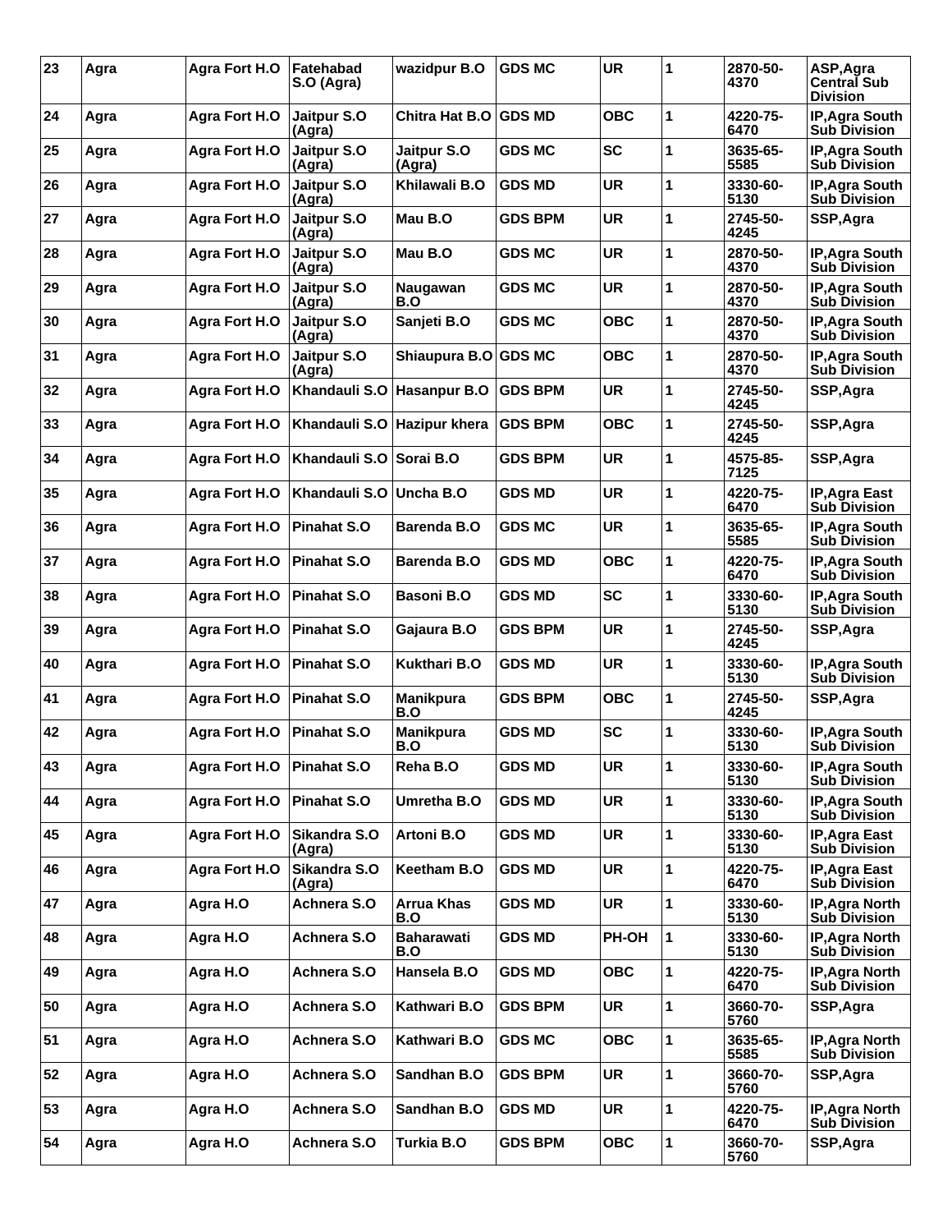| 23 | Agra | Agra Fort H.O | Fatehabad S.O (Agra) | wazidpur B.O | GDS MC | UR | 1 | 2870-50-4370 | ASP,Agra Central Sub Division |
|---|---|---|---|---|---|---|---|---|---|
| 24 | Agra | Agra Fort H.O | Jaitpur S.O (Agra) | Chitra Hat B.O | GDS MD | OBC | 1 | 4220-75-6470 | IP,Agra South Sub Division |
| 25 | Agra | Agra Fort H.O | Jaitpur S.O (Agra) | Jaitpur S.O (Agra) | GDS MC | SC | 1 | 3635-65-5585 | IP,Agra South Sub Division |
| 26 | Agra | Agra Fort H.O | Jaitpur S.O (Agra) | Khilawali B.O | GDS MD | UR | 1 | 3330-60-5130 | IP,Agra South Sub Division |
| 27 | Agra | Agra Fort H.O | Jaitpur S.O (Agra) | Mau B.O | GDS BPM | UR | 1 | 2745-50-4245 | SSP,Agra |
| 28 | Agra | Agra Fort H.O | Jaitpur S.O (Agra) | Mau B.O | GDS MC | UR | 1 | 2870-50-4370 | IP,Agra South Sub Division |
| 29 | Agra | Agra Fort H.O | Jaitpur S.O (Agra) | Naugawan B.O | GDS MC | UR | 1 | 2870-50-4370 | IP,Agra South Sub Division |
| 30 | Agra | Agra Fort H.O | Jaitpur S.O (Agra) | Sanjeti B.O | GDS MC | OBC | 1 | 2870-50-4370 | IP,Agra South Sub Division |
| 31 | Agra | Agra Fort H.O | Jaitpur S.O (Agra) | Shiaupura B.O | GDS MC | OBC | 1 | 2870-50-4370 | IP,Agra South Sub Division |
| 32 | Agra | Agra Fort H.O | Khandauli S.O | Hasanpur B.O | GDS BPM | UR | 1 | 2745-50-4245 | SSP,Agra |
| 33 | Agra | Agra Fort H.O | Khandauli S.O | Hazipur khera | GDS BPM | OBC | 1 | 2745-50-4245 | SSP,Agra |
| 34 | Agra | Agra Fort H.O | Khandauli S.O | Sorai B.O | GDS BPM | UR | 1 | 4575-85-7125 | SSP,Agra |
| 35 | Agra | Agra Fort H.O | Khandauli S.O | Uncha B.O | GDS MD | UR | 1 | 4220-75-6470 | IP,Agra East Sub Division |
| 36 | Agra | Agra Fort H.O | Pinahat S.O | Barenda B.O | GDS MC | UR | 1 | 3635-65-5585 | IP,Agra South Sub Division |
| 37 | Agra | Agra Fort H.O | Pinahat S.O | Barenda B.O | GDS MD | OBC | 1 | 4220-75-6470 | IP,Agra South Sub Division |
| 38 | Agra | Agra Fort H.O | Pinahat S.O | Basoni B.O | GDS MD | SC | 1 | 3330-60-5130 | IP,Agra South Sub Division |
| 39 | Agra | Agra Fort H.O | Pinahat S.O | Gajaura B.O | GDS BPM | UR | 1 | 2745-50-4245 | SSP,Agra |
| 40 | Agra | Agra Fort H.O | Pinahat S.O | Kukthari B.O | GDS MD | UR | 1 | 3330-60-5130 | IP,Agra South Sub Division |
| 41 | Agra | Agra Fort H.O | Pinahat S.O | Manikpura B.O | GDS BPM | OBC | 1 | 2745-50-4245 | SSP,Agra |
| 42 | Agra | Agra Fort H.O | Pinahat S.O | Manikpura B.O | GDS MD | SC | 1 | 3330-60-5130 | IP,Agra South Sub Division |
| 43 | Agra | Agra Fort H.O | Pinahat S.O | Reha B.O | GDS MD | UR | 1 | 3330-60-5130 | IP,Agra South Sub Division |
| 44 | Agra | Agra Fort H.O | Pinahat S.O | Umretha B.O | GDS MD | UR | 1 | 3330-60-5130 | IP,Agra South Sub Division |
| 45 | Agra | Agra Fort H.O | Sikandra S.O (Agra) | Artoni B.O | GDS MD | UR | 1 | 3330-60-5130 | IP,Agra East Sub Division |
| 46 | Agra | Agra Fort H.O | Sikandra S.O (Agra) | Keetham B.O | GDS MD | UR | 1 | 4220-75-6470 | IP,Agra East Sub Division |
| 47 | Agra | Agra H.O | Achnera S.O | Arrua Khas B.O | GDS MD | UR | 1 | 3330-60-5130 | IP,Agra North Sub Division |
| 48 | Agra | Agra H.O | Achnera S.O | Baharawati B.O | GDS MD | PH-OH | 1 | 3330-60-5130 | IP,Agra North Sub Division |
| 49 | Agra | Agra H.O | Achnera S.O | Hansela B.O | GDS MD | OBC | 1 | 4220-75-6470 | IP,Agra North Sub Division |
| 50 | Agra | Agra H.O | Achnera S.O | Kathwari B.O | GDS BPM | UR | 1 | 3660-70-5760 | SSP,Agra |
| 51 | Agra | Agra H.O | Achnera S.O | Kathwari B.O | GDS MC | OBC | 1 | 3635-65-5585 | IP,Agra North Sub Division |
| 52 | Agra | Agra H.O | Achnera S.O | Sandhan B.O | GDS BPM | UR | 1 | 3660-70-5760 | SSP,Agra |
| 53 | Agra | Agra H.O | Achnera S.O | Sandhan B.O | GDS MD | UR | 1 | 4220-75-6470 | IP,Agra North Sub Division |
| 54 | Agra | Agra H.O | Achnera S.O | Turkia B.O | GDS BPM | OBC | 1 | 3660-70-5760 | SSP,Agra |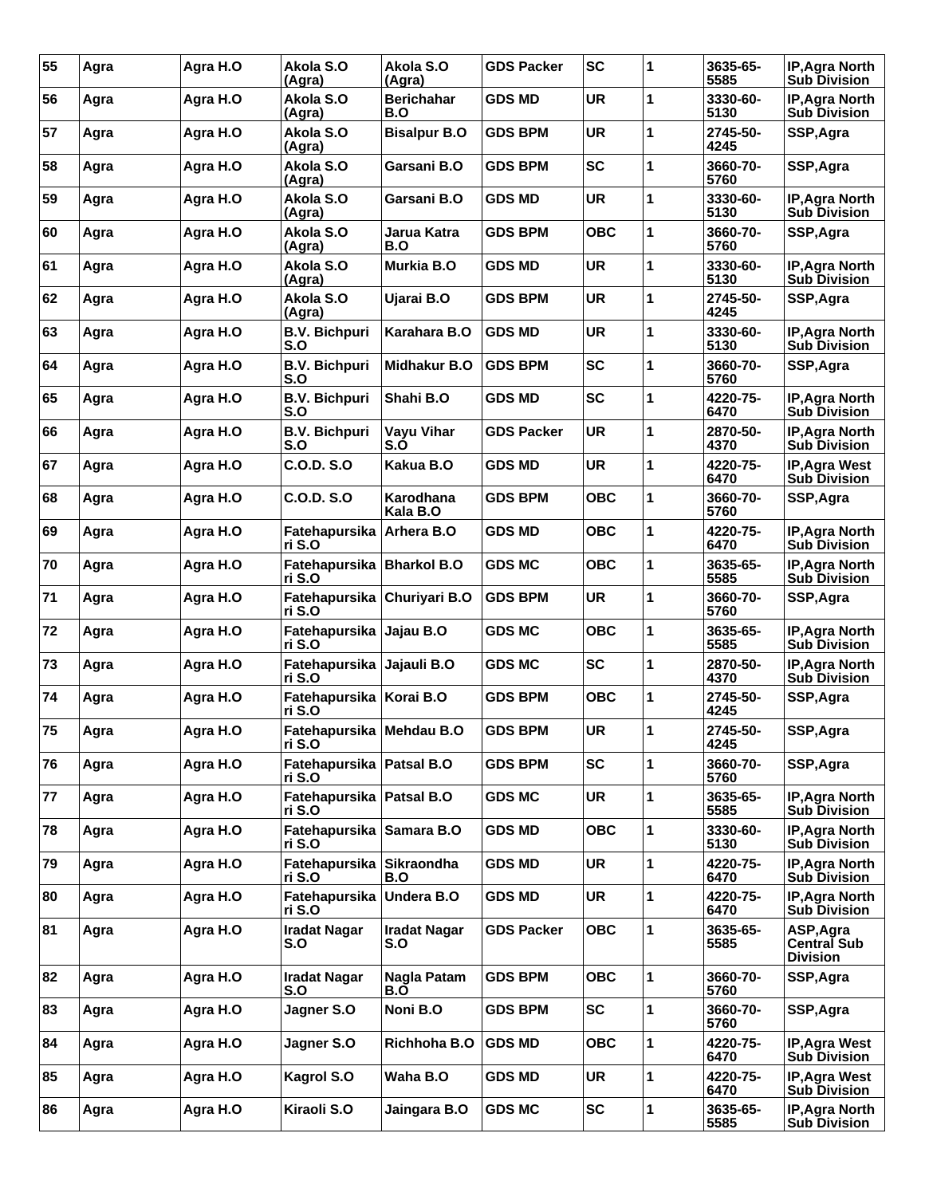| | | | | | | | | | |
|---|---|---|---|---|---|---|---|---|---|
| 55 | Agra | Agra H.O | Akola S.O (Agra) | Akola S.O (Agra) | GDS Packer | SC | 1 | 3635-65-5585 | IP,Agra North Sub Division |
| 56 | Agra | Agra H.O | Akola S.O (Agra) | Berichahar B.O | GDS MD | UR | 1 | 3330-60-5130 | IP,Agra North Sub Division |
| 57 | Agra | Agra H.O | Akola S.O (Agra) | Bisalpur B.O | GDS BPM | UR | 1 | 2745-50-4245 | SSP,Agra |
| 58 | Agra | Agra H.O | Akola S.O (Agra) | Garsani B.O | GDS BPM | SC | 1 | 3660-70-5760 | SSP,Agra |
| 59 | Agra | Agra H.O | Akola S.O (Agra) | Garsani B.O | GDS MD | UR | 1 | 3330-60-5130 | IP,Agra North Sub Division |
| 60 | Agra | Agra H.O | Akola S.O (Agra) | Jarua Katra B.O | GDS BPM | OBC | 1 | 3660-70-5760 | SSP,Agra |
| 61 | Agra | Agra H.O | Akola S.O (Agra) | Murkia B.O | GDS MD | UR | 1 | 3330-60-5130 | IP,Agra North Sub Division |
| 62 | Agra | Agra H.O | Akola S.O (Agra) | Ujarai B.O | GDS BPM | UR | 1 | 2745-50-4245 | SSP,Agra |
| 63 | Agra | Agra H.O | B.V. Bichpuri S.O | Karahara B.O | GDS MD | UR | 1 | 3330-60-5130 | IP,Agra North Sub Division |
| 64 | Agra | Agra H.O | B.V. Bichpuri S.O | Midhakur B.O | GDS BPM | SC | 1 | 3660-70-5760 | SSP,Agra |
| 65 | Agra | Agra H.O | B.V. Bichpuri S.O | Shahi B.O | GDS MD | SC | 1 | 4220-75-6470 | IP,Agra North Sub Division |
| 66 | Agra | Agra H.O | B.V. Bichpuri S.O | Vayu Vihar S.O | GDS Packer | UR | 1 | 2870-50-4370 | IP,Agra North Sub Division |
| 67 | Agra | Agra H.O | C.O.D. S.O | Kakua B.O | GDS MD | UR | 1 | 4220-75-6470 | IP,Agra West Sub Division |
| 68 | Agra | Agra H.O | C.O.D. S.O | Karodhana Kala B.O | GDS BPM | OBC | 1 | 3660-70-5760 | SSP,Agra |
| 69 | Agra | Agra H.O | Fatehapursikari S.O | Arhera B.O | GDS MD | OBC | 1 | 4220-75-6470 | IP,Agra North Sub Division |
| 70 | Agra | Agra H.O | Fatehapursikari S.O | Bharkol B.O | GDS MC | OBC | 1 | 3635-65-5585 | IP,Agra North Sub Division |
| 71 | Agra | Agra H.O | Fatehapursikari S.O | Churiyari B.O | GDS BPM | UR | 1 | 3660-70-5760 | SSP,Agra |
| 72 | Agra | Agra H.O | Fatehapursikari S.O | Jajau B.O | GDS MC | OBC | 1 | 3635-65-5585 | IP,Agra North Sub Division |
| 73 | Agra | Agra H.O | Fatehapursikari S.O | Jajauli B.O | GDS MC | SC | 1 | 2870-50-4370 | IP,Agra North Sub Division |
| 74 | Agra | Agra H.O | Fatehapursikari S.O | Korai B.O | GDS BPM | OBC | 1 | 2745-50-4245 | SSP,Agra |
| 75 | Agra | Agra H.O | Fatehapursikari S.O | Mehdau B.O | GDS BPM | UR | 1 | 2745-50-4245 | SSP,Agra |
| 76 | Agra | Agra H.O | Fatehapursikari S.O | Patsal B.O | GDS BPM | SC | 1 | 3660-70-5760 | SSP,Agra |
| 77 | Agra | Agra H.O | Fatehapursikari S.O | Patsal B.O | GDS MC | UR | 1 | 3635-65-5585 | IP,Agra North Sub Division |
| 78 | Agra | Agra H.O | Fatehapursikari S.O | Samara B.O | GDS MD | OBC | 1 | 3330-60-5130 | IP,Agra North Sub Division |
| 79 | Agra | Agra H.O | Fatehapursikari S.O | Sikraondha B.O | GDS MD | UR | 1 | 4220-75-6470 | IP,Agra North Sub Division |
| 80 | Agra | Agra H.O | Fatehapursikari S.O | Undera B.O | GDS MD | UR | 1 | 4220-75-6470 | IP,Agra North Sub Division |
| 81 | Agra | Agra H.O | Iradat Nagar S.O | Iradat Nagar S.O | GDS Packer | OBC | 1 | 3635-65-5585 | ASP,Agra Central Sub Division |
| 82 | Agra | Agra H.O | Iradat Nagar S.O | Nagla Patam B.O | GDS BPM | OBC | 1 | 3660-70-5760 | SSP,Agra |
| 83 | Agra | Agra H.O | Jagner S.O | Noni B.O | GDS BPM | SC | 1 | 3660-70-5760 | SSP,Agra |
| 84 | Agra | Agra H.O | Jagner S.O | Richhoha B.O | GDS MD | OBC | 1 | 4220-75-6470 | IP,Agra West Sub Division |
| 85 | Agra | Agra H.O | Kagrol S.O | Waha B.O | GDS MD | UR | 1 | 4220-75-6470 | IP,Agra West Sub Division |
| 86 | Agra | Agra H.O | Kiraoli S.O | Jaingara B.O | GDS MC | SC | 1 | 3635-65-5585 | IP,Agra North Sub Division |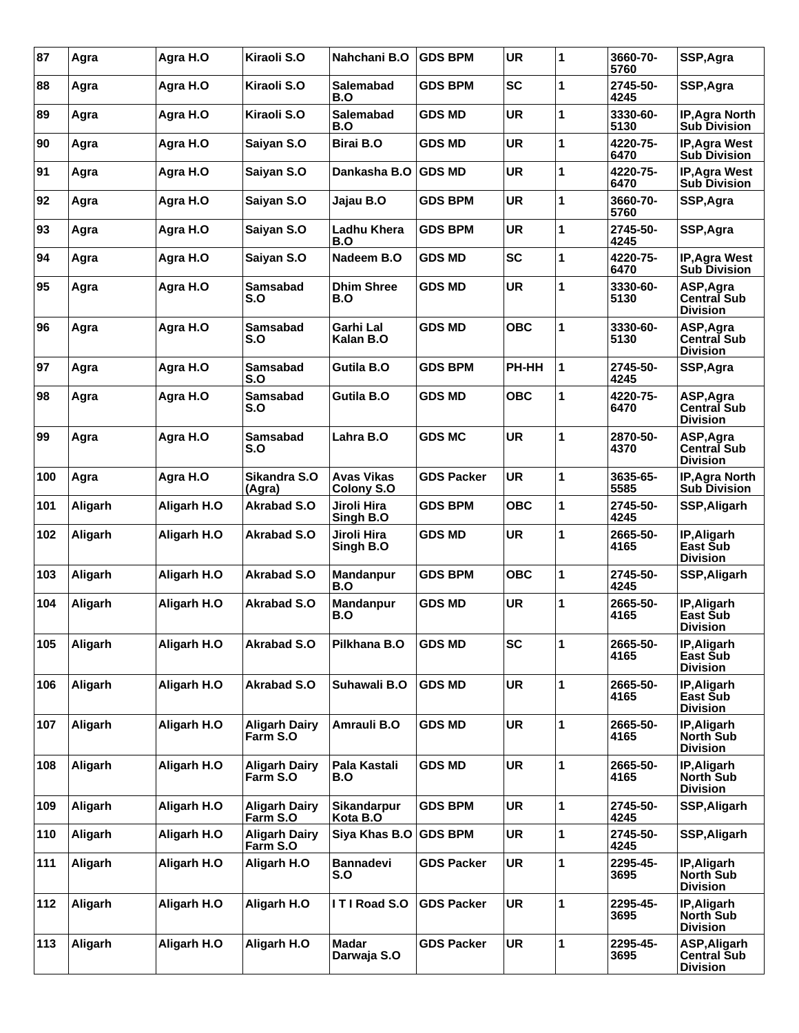| | | | | | | | | | |
|---|---|---|---|---|---|---|---|---|---|
| 87 | Agra | Agra H.O | Kiraoli S.O | Nahchani B.O | GDS BPM | UR | 1 | 3660-70-5760 | SSP,Agra |
| 88 | Agra | Agra H.O | Kiraoli S.O | Salemabad B.O | GDS BPM | SC | 1 | 2745-50-4245 | SSP,Agra |
| 89 | Agra | Agra H.O | Kiraoli S.O | Salemabad B.O | GDS MD | UR | 1 | 3330-60-5130 | IP,Agra North Sub Division |
| 90 | Agra | Agra H.O | Saiyan S.O | Birai B.O | GDS MD | UR | 1 | 4220-75-6470 | IP,Agra West Sub Division |
| 91 | Agra | Agra H.O | Saiyan S.O | Dankasha B.O | GDS MD | UR | 1 | 4220-75-6470 | IP,Agra West Sub Division |
| 92 | Agra | Agra H.O | Saiyan S.O | Jajau B.O | GDS BPM | UR | 1 | 3660-70-5760 | SSP,Agra |
| 93 | Agra | Agra H.O | Saiyan S.O | Ladhu Khera B.O | GDS BPM | UR | 1 | 2745-50-4245 | SSP,Agra |
| 94 | Agra | Agra H.O | Saiyan S.O | Nadeem B.O | GDS MD | SC | 1 | 4220-75-6470 | IP,Agra West Sub Division |
| 95 | Agra | Agra H.O | Samsabad S.O | Dhim Shree B.O | GDS MD | UR | 1 | 3330-60-5130 | ASP,Agra Central Sub Division |
| 96 | Agra | Agra H.O | Samsabad S.O | Garhi Lal Kalan B.O | GDS MD | OBC | 1 | 3330-60-5130 | ASP,Agra Central Sub Division |
| 97 | Agra | Agra H.O | Samsabad S.O | Gutila B.O | GDS BPM | PH-HH | 1 | 2745-50-4245 | SSP,Agra |
| 98 | Agra | Agra H.O | Samsabad S.O | Gutila B.O | GDS MD | OBC | 1 | 4220-75-6470 | ASP,Agra Central Sub Division |
| 99 | Agra | Agra H.O | Samsabad S.O | Lahra B.O | GDS MC | UR | 1 | 2870-50-4370 | ASP,Agra Central Sub Division |
| 100 | Agra | Agra H.O | Sikandra S.O (Agra) | Avas Vikas Colony S.O | GDS Packer | UR | 1 | 3635-65-5585 | IP,Agra North Sub Division |
| 101 | Aligarh | Aligarh H.O | Akrabad S.O | Jiroli Hira Singh B.O | GDS BPM | OBC | 1 | 2745-50-4245 | SSP,Aligarh |
| 102 | Aligarh | Aligarh H.O | Akrabad S.O | Jiroli Hira Singh B.O | GDS MD | UR | 1 | 2665-50-4165 | IP,Aligarh East Sub Division |
| 103 | Aligarh | Aligarh H.O | Akrabad S.O | Mandanpur B.O | GDS BPM | OBC | 1 | 2745-50-4245 | SSP,Aligarh |
| 104 | Aligarh | Aligarh H.O | Akrabad S.O | Mandanpur B.O | GDS MD | UR | 1 | 2665-50-4165 | IP,Aligarh East Sub Division |
| 105 | Aligarh | Aligarh H.O | Akrabad S.O | Pilkhana B.O | GDS MD | SC | 1 | 2665-50-4165 | IP,Aligarh East Sub Division |
| 106 | Aligarh | Aligarh H.O | Akrabad S.O | Suhawali B.O | GDS MD | UR | 1 | 2665-50-4165 | IP,Aligarh East Sub Division |
| 107 | Aligarh | Aligarh H.O | Aligarh Dairy Farm S.O | Amrauli B.O | GDS MD | UR | 1 | 2665-50-4165 | IP,Aligarh North Sub Division |
| 108 | Aligarh | Aligarh H.O | Aligarh Dairy Farm S.O | Pala Kastali B.O | GDS MD | UR | 1 | 2665-50-4165 | IP,Aligarh North Sub Division |
| 109 | Aligarh | Aligarh H.O | Aligarh Dairy Farm S.O | Sikandarpur Kota B.O | GDS BPM | UR | 1 | 2745-50-4245 | SSP,Aligarh |
| 110 | Aligarh | Aligarh H.O | Aligarh Dairy Farm S.O | Siya Khas B.O | GDS BPM | UR | 1 | 2745-50-4245 | SSP,Aligarh |
| 111 | Aligarh | Aligarh H.O | Aligarh H.O | Bannadevi S.O | GDS Packer | UR | 1 | 2295-45-3695 | IP,Aligarh North Sub Division |
| 112 | Aligarh | Aligarh H.O | Aligarh H.O | I T I Road S.O | GDS Packer | UR | 1 | 2295-45-3695 | IP,Aligarh North Sub Division |
| 113 | Aligarh | Aligarh H.O | Aligarh H.O | Madar Darwaja S.O | GDS Packer | UR | 1 | 2295-45-3695 | ASP,Aligarh Central Sub Division |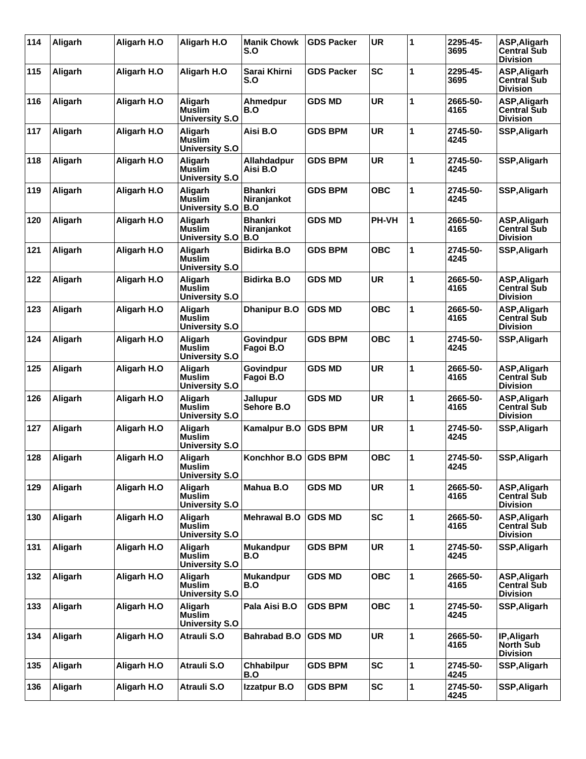| 114 | Aligarh | Aligarh H.O | Aligarh H.O | Manik Chowk S.O | GDS Packer | UR | 1 | 2295-45-3695 | ASP,Aligarh Central Sub Division |
|---|---|---|---|---|---|---|---|---|---|
| 115 | Aligarh | Aligarh H.O | Aligarh H.O | Sarai Khirni S.O | GDS Packer | SC | 1 | 2295-45-3695 | ASP,Aligarh Central Sub Division |
| 116 | Aligarh | Aligarh H.O | Aligarh Muslim University S.O | Ahmedpur B.O | GDS MD | UR | 1 | 2665-50-4165 | ASP,Aligarh Central Sub Division |
| 117 | Aligarh | Aligarh H.O | Aligarh Muslim University S.O | Aisi B.O | GDS BPM | UR | 1 | 2745-50-4245 | SSP,Aligarh |
| 118 | Aligarh | Aligarh H.O | Aligarh Muslim University S.O | Allahdadpur Aisi B.O | GDS BPM | UR | 1 | 2745-50-4245 | SSP,Aligarh |
| 119 | Aligarh | Aligarh H.O | Aligarh Muslim University S.O | Bhankri Niranjankot B.O | GDS BPM | OBC | 1 | 2745-50-4245 | SSP,Aligarh |
| 120 | Aligarh | Aligarh H.O | Aligarh Muslim University S.O | Bhankri Niranjankot B.O | GDS MD | PH-VH | 1 | 2665-50-4165 | ASP,Aligarh Central Sub Division |
| 121 | Aligarh | Aligarh H.O | Aligarh Muslim University S.O | Bidirka B.O | GDS BPM | OBC | 1 | 2745-50-4245 | SSP,Aligarh |
| 122 | Aligarh | Aligarh H.O | Aligarh Muslim University S.O | Bidirka B.O | GDS MD | UR | 1 | 2665-50-4165 | ASP,Aligarh Central Sub Division |
| 123 | Aligarh | Aligarh H.O | Aligarh Muslim University S.O | Dhanipur B.O | GDS MD | OBC | 1 | 2665-50-4165 | ASP,Aligarh Central Sub Division |
| 124 | Aligarh | Aligarh H.O | Aligarh Muslim University S.O | Govindpur Fagoi B.O | GDS BPM | OBC | 1 | 2745-50-4245 | SSP,Aligarh |
| 125 | Aligarh | Aligarh H.O | Aligarh Muslim University S.O | Govindpur Fagoi B.O | GDS MD | UR | 1 | 2665-50-4165 | ASP,Aligarh Central Sub Division |
| 126 | Aligarh | Aligarh H.O | Aligarh Muslim University S.O | Jallupur Sehore B.O | GDS MD | UR | 1 | 2665-50-4165 | ASP,Aligarh Central Sub Division |
| 127 | Aligarh | Aligarh H.O | Aligarh Muslim University S.O | Kamalpur B.O | GDS BPM | UR | 1 | 2745-50-4245 | SSP,Aligarh |
| 128 | Aligarh | Aligarh H.O | Aligarh Muslim University S.O | Konchhor B.O | GDS BPM | OBC | 1 | 2745-50-4245 | SSP,Aligarh |
| 129 | Aligarh | Aligarh H.O | Aligarh Muslim University S.O | Mahua B.O | GDS MD | UR | 1 | 2665-50-4165 | ASP,Aligarh Central Sub Division |
| 130 | Aligarh | Aligarh H.O | Aligarh Muslim University S.O | Mehrawal B.O | GDS MD | SC | 1 | 2665-50-4165 | ASP,Aligarh Central Sub Division |
| 131 | Aligarh | Aligarh H.O | Aligarh Muslim University S.O | Mukandpur B.O | GDS BPM | UR | 1 | 2745-50-4245 | SSP,Aligarh |
| 132 | Aligarh | Aligarh H.O | Aligarh Muslim University S.O | Mukandpur B.O | GDS MD | OBC | 1 | 2665-50-4165 | ASP,Aligarh Central Sub Division |
| 133 | Aligarh | Aligarh H.O | Aligarh Muslim University S.O | Pala Aisi B.O | GDS BPM | OBC | 1 | 2745-50-4245 | SSP,Aligarh |
| 134 | Aligarh | Aligarh H.O | Atrauli S.O | Bahrabad B.O | GDS MD | UR | 1 | 2665-50-4165 | IP,Aligarh North Sub Division |
| 135 | Aligarh | Aligarh H.O | Atrauli S.O | Chhabilpur B.O | GDS BPM | SC | 1 | 2745-50-4245 | SSP,Aligarh |
| 136 | Aligarh | Aligarh H.O | Atrauli S.O | Izzatpur B.O | GDS BPM | SC | 1 | 2745-50-4245 | SSP,Aligarh |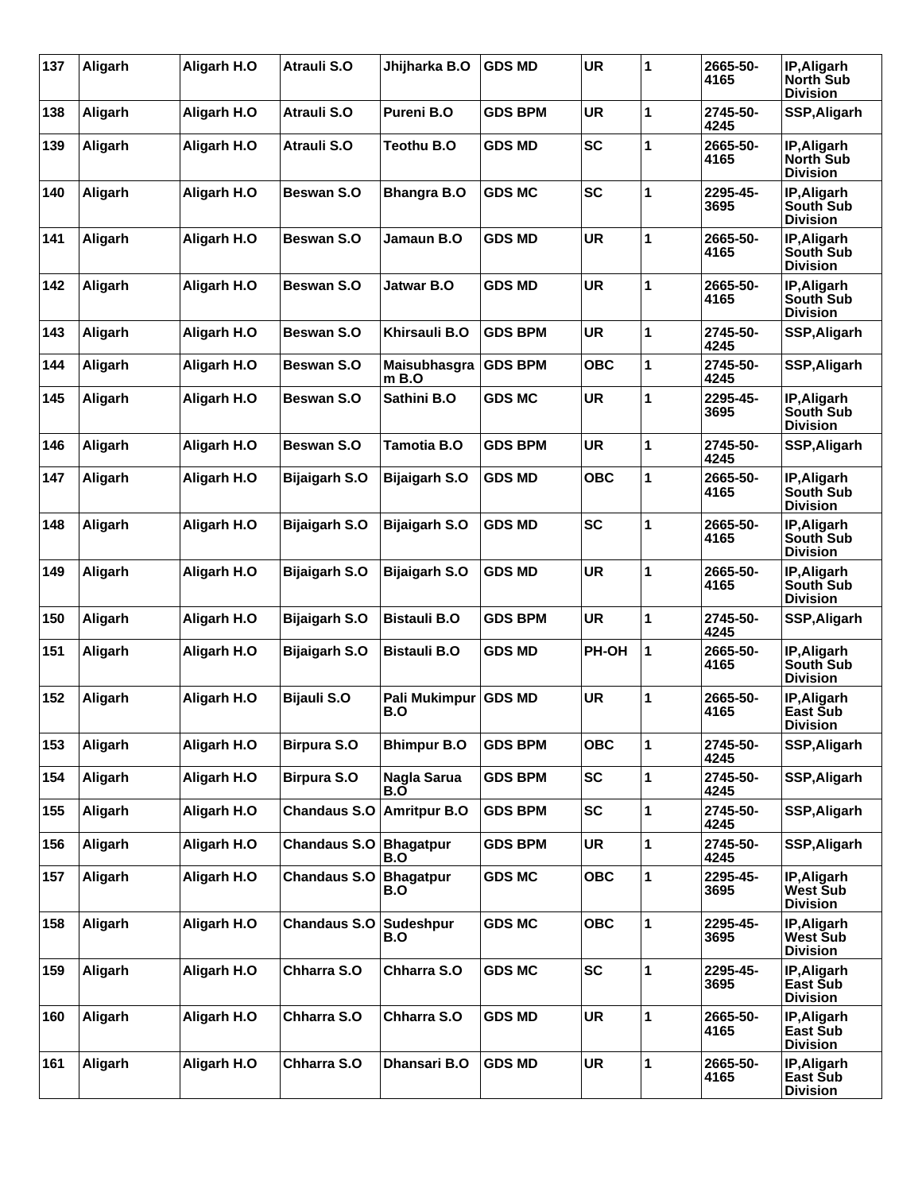| | | | | | | | | | |
|---|---|---|---|---|---|---|---|---|---|
| 137 | Aligarh | Aligarh H.O | Atrauli S.O | Jhijharka B.O | GDS MD | UR | 1 | 2665-50-4165 | IP,Aligarh North Sub Division |
| 138 | Aligarh | Aligarh H.O | Atrauli S.O | Pureni B.O | GDS BPM | UR | 1 | 2745-50-4245 | SSP,Aligarh |
| 139 | Aligarh | Aligarh H.O | Atrauli S.O | Teothu B.O | GDS MD | SC | 1 | 2665-50-4165 | IP,Aligarh North Sub Division |
| 140 | Aligarh | Aligarh H.O | Beswan S.O | Bhangra B.O | GDS MC | SC | 1 | 2295-45-3695 | IP,Aligarh South Sub Division |
| 141 | Aligarh | Aligarh H.O | Beswan S.O | Jamaun B.O | GDS MD | UR | 1 | 2665-50-4165 | IP,Aligarh South Sub Division |
| 142 | Aligarh | Aligarh H.O | Beswan S.O | Jatwar B.O | GDS MD | UR | 1 | 2665-50-4165 | IP,Aligarh South Sub Division |
| 143 | Aligarh | Aligarh H.O | Beswan S.O | Khirsauli B.O | GDS BPM | UR | 1 | 2745-50-4245 | SSP,Aligarh |
| 144 | Aligarh | Aligarh H.O | Beswan S.O | Maisubhasgram B.O | GDS BPM | OBC | 1 | 2745-50-4245 | SSP,Aligarh |
| 145 | Aligarh | Aligarh H.O | Beswan S.O | Sathini B.O | GDS MC | UR | 1 | 2295-45-3695 | IP,Aligarh South Sub Division |
| 146 | Aligarh | Aligarh H.O | Beswan S.O | Tamotia B.O | GDS BPM | UR | 1 | 2745-50-4245 | SSP,Aligarh |
| 147 | Aligarh | Aligarh H.O | Bijaigarh S.O | Bijaigarh S.O | GDS MD | OBC | 1 | 2665-50-4165 | IP,Aligarh South Sub Division |
| 148 | Aligarh | Aligarh H.O | Bijaigarh S.O | Bijaigarh S.O | GDS MD | SC | 1 | 2665-50-4165 | IP,Aligarh South Sub Division |
| 149 | Aligarh | Aligarh H.O | Bijaigarh S.O | Bijaigarh S.O | GDS MD | UR | 1 | 2665-50-4165 | IP,Aligarh South Sub Division |
| 150 | Aligarh | Aligarh H.O | Bijaigarh S.O | Bistauli B.O | GDS BPM | UR | 1 | 2745-50-4245 | SSP,Aligarh |
| 151 | Aligarh | Aligarh H.O | Bijaigarh S.O | Bistauli B.O | GDS MD | PH-OH | 1 | 2665-50-4165 | IP,Aligarh South Sub Division |
| 152 | Aligarh | Aligarh H.O | Bijauli S.O | Pali Mukimpur B.O | GDS MD | UR | 1 | 2665-50-4165 | IP,Aligarh East Sub Division |
| 153 | Aligarh | Aligarh H.O | Birpura S.O | Bhimpur B.O | GDS BPM | OBC | 1 | 2745-50-4245 | SSP,Aligarh |
| 154 | Aligarh | Aligarh H.O | Birpura S.O | Nagla Sarua B.O | GDS BPM | SC | 1 | 2745-50-4245 | SSP,Aligarh |
| 155 | Aligarh | Aligarh H.O | Chandaus S.O | Amritpur B.O | GDS BPM | SC | 1 | 2745-50-4245 | SSP,Aligarh |
| 156 | Aligarh | Aligarh H.O | Chandaus S.O | Bhagatpur B.O | GDS BPM | UR | 1 | 2745-50-4245 | SSP,Aligarh |
| 157 | Aligarh | Aligarh H.O | Chandaus S.O | Bhagatpur B.O | GDS MC | OBC | 1 | 2295-45-3695 | IP,Aligarh West Sub Division |
| 158 | Aligarh | Aligarh H.O | Chandaus S.O | Sudeshpur B.O | GDS MC | OBC | 1 | 2295-45-3695 | IP,Aligarh West Sub Division |
| 159 | Aligarh | Aligarh H.O | Chharra S.O | Chharra S.O | GDS MC | SC | 1 | 2295-45-3695 | IP,Aligarh East Sub Division |
| 160 | Aligarh | Aligarh H.O | Chharra S.O | Chharra S.O | GDS MD | UR | 1 | 2665-50-4165 | IP,Aligarh East Sub Division |
| 161 | Aligarh | Aligarh H.O | Chharra S.O | Dhansari B.O | GDS MD | UR | 1 | 2665-50-4165 | IP,Aligarh East Sub Division |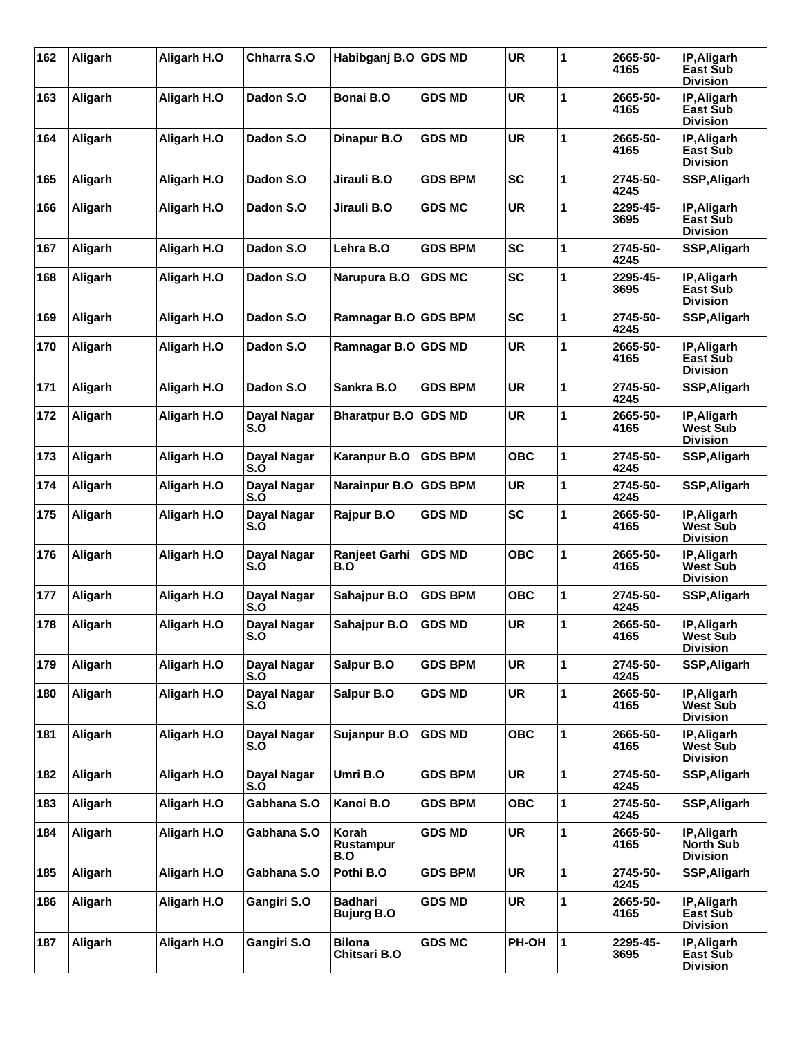| | | | | | | | | | |
|---|---|---|---|---|---|---|---|---|---|
| 162 | Aligarh | Aligarh H.O | Chharra S.O | Habibganj B.O | GDS MD | UR | 1 | 2665-50-4165 | IP,Aligarh East Sub Division |
| 163 | Aligarh | Aligarh H.O | Dadon S.O | Bonai B.O | GDS MD | UR | 1 | 2665-50-4165 | IP,Aligarh East Sub Division |
| 164 | Aligarh | Aligarh H.O | Dadon S.O | Dinapur B.O | GDS MD | UR | 1 | 2665-50-4165 | IP,Aligarh East Sub Division |
| 165 | Aligarh | Aligarh H.O | Dadon S.O | Jirauli B.O | GDS BPM | SC | 1 | 2745-50-4245 | SSP,Aligarh |
| 166 | Aligarh | Aligarh H.O | Dadon S.O | Jirauli B.O | GDS MC | UR | 1 | 2295-45-3695 | IP,Aligarh East Sub Division |
| 167 | Aligarh | Aligarh H.O | Dadon S.O | Lehra B.O | GDS BPM | SC | 1 | 2745-50-4245 | SSP,Aligarh |
| 168 | Aligarh | Aligarh H.O | Dadon S.O | Narupura B.O | GDS MC | SC | 1 | 2295-45-3695 | IP,Aligarh East Sub Division |
| 169 | Aligarh | Aligarh H.O | Dadon S.O | Ramnagar B.O | GDS BPM | SC | 1 | 2745-50-4245 | SSP,Aligarh |
| 170 | Aligarh | Aligarh H.O | Dadon S.O | Ramnagar B.O | GDS MD | UR | 1 | 2665-50-4165 | IP,Aligarh East Sub Division |
| 171 | Aligarh | Aligarh H.O | Dadon S.O | Sankra B.O | GDS BPM | UR | 1 | 2745-50-4245 | SSP,Aligarh |
| 172 | Aligarh | Aligarh H.O | Dayal Nagar S.O | Bharatpur B.O | GDS MD | UR | 1 | 2665-50-4165 | IP,Aligarh West Sub Division |
| 173 | Aligarh | Aligarh H.O | Dayal Nagar S.O | Karanpur B.O | GDS BPM | OBC | 1 | 2745-50-4245 | SSP,Aligarh |
| 174 | Aligarh | Aligarh H.O | Dayal Nagar S.O | Narainpur B.O | GDS BPM | UR | 1 | 2745-50-4245 | SSP,Aligarh |
| 175 | Aligarh | Aligarh H.O | Dayal Nagar S.O | Rajpur B.O | GDS MD | SC | 1 | 2665-50-4165 | IP,Aligarh West Sub Division |
| 176 | Aligarh | Aligarh H.O | Dayal Nagar S.O | Ranjeet Garhi B.O | GDS MD | OBC | 1 | 2665-50-4165 | IP,Aligarh West Sub Division |
| 177 | Aligarh | Aligarh H.O | Dayal Nagar S.O | Sahajpur B.O | GDS BPM | OBC | 1 | 2745-50-4245 | SSP,Aligarh |
| 178 | Aligarh | Aligarh H.O | Dayal Nagar S.O | Sahajpur B.O | GDS MD | UR | 1 | 2665-50-4165 | IP,Aligarh West Sub Division |
| 179 | Aligarh | Aligarh H.O | Dayal Nagar S.O | Salpur B.O | GDS BPM | UR | 1 | 2745-50-4245 | SSP,Aligarh |
| 180 | Aligarh | Aligarh H.O | Dayal Nagar S.O | Salpur B.O | GDS MD | UR | 1 | 2665-50-4165 | IP,Aligarh West Sub Division |
| 181 | Aligarh | Aligarh H.O | Dayal Nagar S.O | Sujanpur B.O | GDS MD | OBC | 1 | 2665-50-4165 | IP,Aligarh West Sub Division |
| 182 | Aligarh | Aligarh H.O | Dayal Nagar S.O | Umri B.O | GDS BPM | UR | 1 | 2745-50-4245 | SSP,Aligarh |
| 183 | Aligarh | Aligarh H.O | Gabhana S.O | Kanoi B.O | GDS BPM | OBC | 1 | 2745-50-4245 | SSP,Aligarh |
| 184 | Aligarh | Aligarh H.O | Gabhana S.O | Korah Rustampur B.O | GDS MD | UR | 1 | 2665-50-4165 | IP,Aligarh North Sub Division |
| 185 | Aligarh | Aligarh H.O | Gabhana S.O | Pothi B.O | GDS BPM | UR | 1 | 2745-50-4245 | SSP,Aligarh |
| 186 | Aligarh | Aligarh H.O | Gangiri S.O | Badhari Bujurg B.O | GDS MD | UR | 1 | 2665-50-4165 | IP,Aligarh East Sub Division |
| 187 | Aligarh | Aligarh H.O | Gangiri S.O | Bilona Chitsari B.O | GDS MC | PH-OH | 1 | 2295-45-3695 | IP,Aligarh East Sub Division |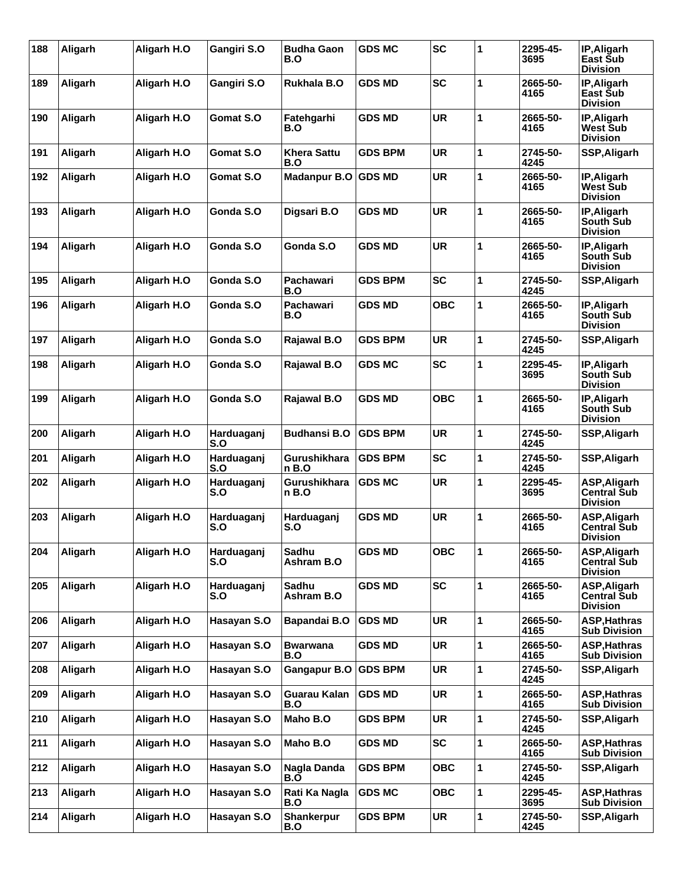| | | | | | | | | | |
|---|---|---|---|---|---|---|---|---|---|
| 188 | Aligarh | Aligarh H.O | Gangiri S.O | Budha Gaon B.O | GDS MC | SC | 1 | 2295-45-3695 | IP,Aligarh East Sub Division |
| 189 | Aligarh | Aligarh H.O | Gangiri S.O | Rukhala B.O | GDS MD | SC | 1 | 2665-50-4165 | IP,Aligarh East Sub Division |
| 190 | Aligarh | Aligarh H.O | Gomat S.O | Fatehgarhi B.O | GDS MD | UR | 1 | 2665-50-4165 | IP,Aligarh West Sub Division |
| 191 | Aligarh | Aligarh H.O | Gomat S.O | Khera Sattu B.O | GDS BPM | UR | 1 | 2745-50-4245 | SSP,Aligarh |
| 192 | Aligarh | Aligarh H.O | Gomat S.O | Madanpur B.O | GDS MD | UR | 1 | 2665-50-4165 | IP,Aligarh West Sub Division |
| 193 | Aligarh | Aligarh H.O | Gonda S.O | Digsari B.O | GDS MD | UR | 1 | 2665-50-4165 | IP,Aligarh South Sub Division |
| 194 | Aligarh | Aligarh H.O | Gonda S.O | Gonda S.O | GDS MD | UR | 1 | 2665-50-4165 | IP,Aligarh South Sub Division |
| 195 | Aligarh | Aligarh H.O | Gonda S.O | Pachawari B.O | GDS BPM | SC | 1 | 2745-50-4245 | SSP,Aligarh |
| 196 | Aligarh | Aligarh H.O | Gonda S.O | Pachawari B.O | GDS MD | OBC | 1 | 2665-50-4165 | IP,Aligarh South Sub Division |
| 197 | Aligarh | Aligarh H.O | Gonda S.O | Rajawal B.O | GDS BPM | UR | 1 | 2745-50-4245 | SSP,Aligarh |
| 198 | Aligarh | Aligarh H.O | Gonda S.O | Rajawal B.O | GDS MC | SC | 1 | 2295-45-3695 | IP,Aligarh South Sub Division |
| 199 | Aligarh | Aligarh H.O | Gonda S.O | Rajawal B.O | GDS MD | OBC | 1 | 2665-50-4165 | IP,Aligarh South Sub Division |
| 200 | Aligarh | Aligarh H.O | Harduaganj S.O | Budhansi B.O | GDS BPM | UR | 1 | 2745-50-4245 | SSP,Aligarh |
| 201 | Aligarh | Aligarh H.O | Harduaganj S.O | Gurushikharan B.O | GDS BPM | SC | 1 | 2745-50-4245 | SSP,Aligarh |
| 202 | Aligarh | Aligarh H.O | Harduaganj S.O | Gurushikharan B.O | GDS MC | UR | 1 | 2295-45-3695 | ASP,Aligarh Central Sub Division |
| 203 | Aligarh | Aligarh H.O | Harduaganj S.O | Harduaganj S.O | GDS MD | UR | 1 | 2665-50-4165 | ASP,Aligarh Central Sub Division |
| 204 | Aligarh | Aligarh H.O | Harduaganj S.O | Sadhu Ashram B.O | GDS MD | OBC | 1 | 2665-50-4165 | ASP,Aligarh Central Sub Division |
| 205 | Aligarh | Aligarh H.O | Harduaganj S.O | Sadhu Ashram B.O | GDS MD | SC | 1 | 2665-50-4165 | ASP,Aligarh Central Sub Division |
| 206 | Aligarh | Aligarh H.O | Hasayan S.O | Bapandai B.O | GDS MD | UR | 1 | 2665-50-4165 | ASP,Hathras Sub Division |
| 207 | Aligarh | Aligarh H.O | Hasayan S.O | Bwarwana B.O | GDS MD | UR | 1 | 2665-50-4165 | ASP,Hathras Sub Division |
| 208 | Aligarh | Aligarh H.O | Hasayan S.O | Gangapur B.O | GDS BPM | UR | 1 | 2745-50-4245 | SSP,Aligarh |
| 209 | Aligarh | Aligarh H.O | Hasayan S.O | Guarau Kalan B.O | GDS MD | UR | 1 | 2665-50-4165 | ASP,Hathras Sub Division |
| 210 | Aligarh | Aligarh H.O | Hasayan S.O | Maho B.O | GDS BPM | UR | 1 | 2745-50-4245 | SSP,Aligarh |
| 211 | Aligarh | Aligarh H.O | Hasayan S.O | Maho B.O | GDS MD | SC | 1 | 2665-50-4165 | ASP,Hathras Sub Division |
| 212 | Aligarh | Aligarh H.O | Hasayan S.O | Nagla Danda B.O | GDS BPM | OBC | 1 | 2745-50-4245 | SSP,Aligarh |
| 213 | Aligarh | Aligarh H.O | Hasayan S.O | Rati Ka Nagla B.O | GDS MC | OBC | 1 | 2295-45-3695 | ASP,Hathras Sub Division |
| 214 | Aligarh | Aligarh H.O | Hasayan S.O | Shankerpur B.O | GDS BPM | UR | 1 | 2745-50-4245 | SSP,Aligarh |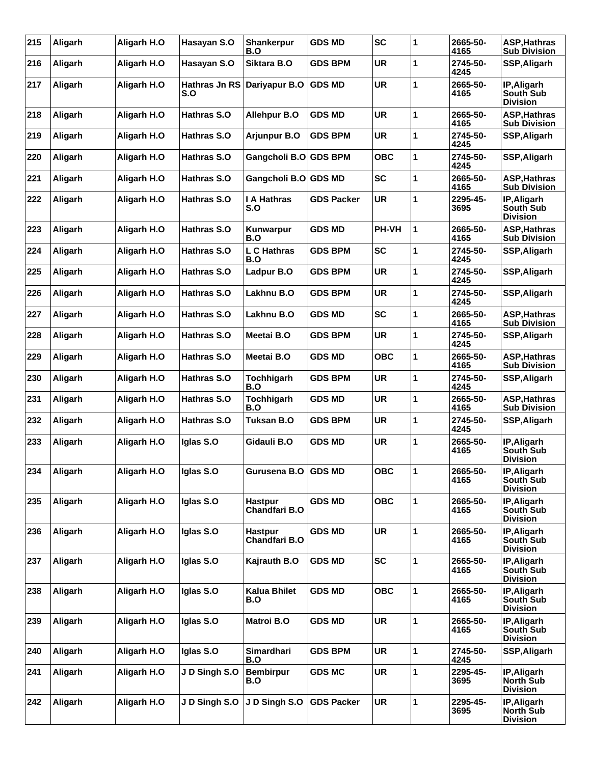| | | | | | | | | | |
|---|---|---|---|---|---|---|---|---|---|
| 215 | Aligarh | Aligarh H.O | Hasayan S.O | Shankerpur B.O | GDS MD | SC | 1 | 2665-50-4165 | ASP,Hathras Sub Division |
| 216 | Aligarh | Aligarh H.O | Hasayan S.O | Siktara B.O | GDS BPM | UR | 1 | 2745-50-4245 | SSP,Aligarh |
| 217 | Aligarh | Aligarh H.O | Hathras Jn RS S.O | Dariyapur B.O | GDS MD | UR | 1 | 2665-50-4165 | IP,Aligarh South Sub Division |
| 218 | Aligarh | Aligarh H.O | Hathras S.O | Allehpur B.O | GDS MD | UR | 1 | 2665-50-4165 | ASP,Hathras Sub Division |
| 219 | Aligarh | Aligarh H.O | Hathras S.O | Arjunpur B.O | GDS BPM | UR | 1 | 2745-50-4245 | SSP,Aligarh |
| 220 | Aligarh | Aligarh H.O | Hathras S.O | Gangcholi B.O | GDS BPM | OBC | 1 | 2745-50-4245 | SSP,Aligarh |
| 221 | Aligarh | Aligarh H.O | Hathras S.O | Gangcholi B.O | GDS MD | SC | 1 | 2665-50-4165 | ASP,Hathras Sub Division |
| 222 | Aligarh | Aligarh H.O | Hathras S.O | I A Hathras S.O | GDS Packer | UR | 1 | 2295-45-3695 | IP,Aligarh South Sub Division |
| 223 | Aligarh | Aligarh H.O | Hathras S.O | Kunwarpur B.O | GDS MD | PH-VH | 1 | 2665-50-4165 | ASP,Hathras Sub Division |
| 224 | Aligarh | Aligarh H.O | Hathras S.O | L C Hathras B.O | GDS BPM | SC | 1 | 2745-50-4245 | SSP,Aligarh |
| 225 | Aligarh | Aligarh H.O | Hathras S.O | Ladpur B.O | GDS BPM | UR | 1 | 2745-50-4245 | SSP,Aligarh |
| 226 | Aligarh | Aligarh H.O | Hathras S.O | Lakhnu B.O | GDS BPM | UR | 1 | 2745-50-4245 | SSP,Aligarh |
| 227 | Aligarh | Aligarh H.O | Hathras S.O | Lakhnu B.O | GDS MD | SC | 1 | 2665-50-4165 | ASP,Hathras Sub Division |
| 228 | Aligarh | Aligarh H.O | Hathras S.O | Meetai B.O | GDS BPM | UR | 1 | 2745-50-4245 | SSP,Aligarh |
| 229 | Aligarh | Aligarh H.O | Hathras S.O | Meetai B.O | GDS MD | OBC | 1 | 2665-50-4165 | ASP,Hathras Sub Division |
| 230 | Aligarh | Aligarh H.O | Hathras S.O | Tochhigarh B.O | GDS BPM | UR | 1 | 2745-50-4245 | SSP,Aligarh |
| 231 | Aligarh | Aligarh H.O | Hathras S.O | Tochhigarh B.O | GDS MD | UR | 1 | 2665-50-4165 | ASP,Hathras Sub Division |
| 232 | Aligarh | Aligarh H.O | Hathras S.O | Tuksan B.O | GDS BPM | UR | 1 | 2745-50-4245 | SSP,Aligarh |
| 233 | Aligarh | Aligarh H.O | Iglas S.O | Gidauli B.O | GDS MD | UR | 1 | 2665-50-4165 | IP,Aligarh South Sub Division |
| 234 | Aligarh | Aligarh H.O | Iglas S.O | Gurusena B.O | GDS MD | OBC | 1 | 2665-50-4165 | IP,Aligarh South Sub Division |
| 235 | Aligarh | Aligarh H.O | Iglas S.O | Hastpur Chandfari B.O | GDS MD | OBC | 1 | 2665-50-4165 | IP,Aligarh South Sub Division |
| 236 | Aligarh | Aligarh H.O | Iglas S.O | Hastpur Chandfari B.O | GDS MD | UR | 1 | 2665-50-4165 | IP,Aligarh South Sub Division |
| 237 | Aligarh | Aligarh H.O | Iglas S.O | Kajrauth B.O | GDS MD | SC | 1 | 2665-50-4165 | IP,Aligarh South Sub Division |
| 238 | Aligarh | Aligarh H.O | Iglas S.O | Kalua Bhilet B.O | GDS MD | OBC | 1 | 2665-50-4165 | IP,Aligarh South Sub Division |
| 239 | Aligarh | Aligarh H.O | Iglas S.O | Matroi B.O | GDS MD | UR | 1 | 2665-50-4165 | IP,Aligarh South Sub Division |
| 240 | Aligarh | Aligarh H.O | Iglas S.O | Simardhari B.O | GDS BPM | UR | 1 | 2745-50-4245 | SSP,Aligarh |
| 241 | Aligarh | Aligarh H.O | J D Singh S.O | Bembirpur B.O | GDS MC | UR | 1 | 2295-45-3695 | IP,Aligarh North Sub Division |
| 242 | Aligarh | Aligarh H.O | J D Singh S.O | J D Singh S.O | GDS Packer | UR | 1 | 2295-45-3695 | IP,Aligarh North Sub Division |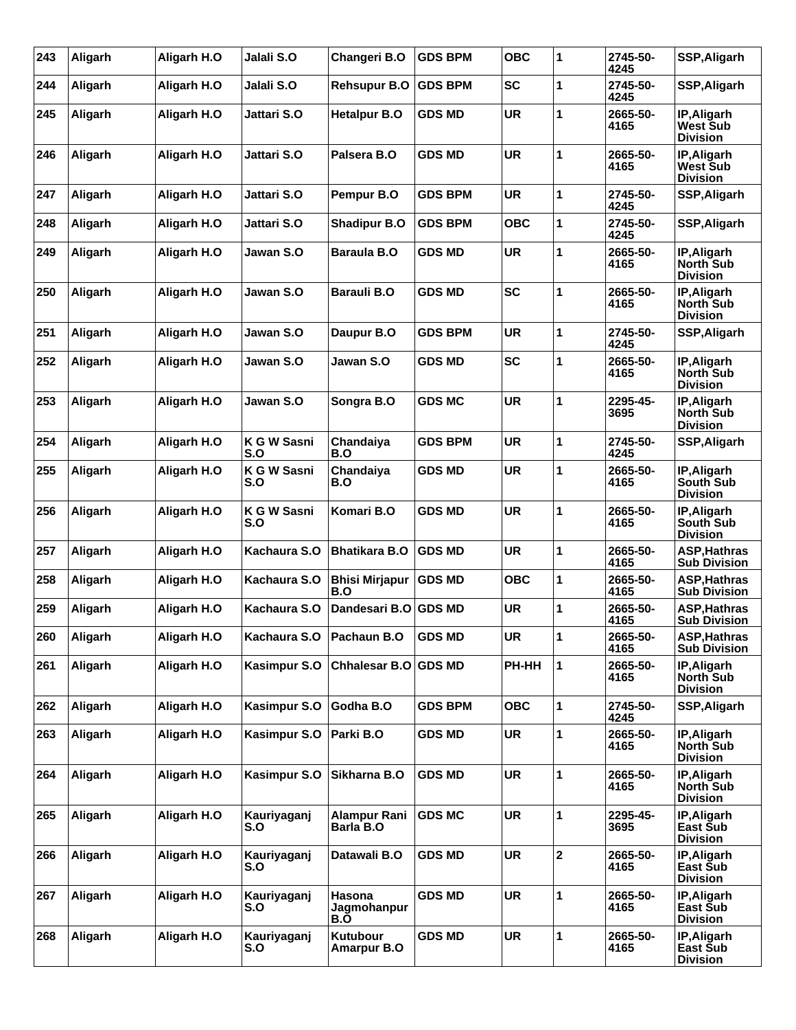| | | | | | | | | | |
|---|---|---|---|---|---|---|---|---|---|
| 243 | Aligarh | Aligarh H.O | Jalali S.O | Changeri B.O | GDS BPM | OBC | 1 | 2745-50-4245 | SSP,Aligarh |
| 244 | Aligarh | Aligarh H.O | Jalali S.O | Rehsupur B.O | GDS BPM | SC | 1 | 2745-50-4245 | SSP,Aligarh |
| 245 | Aligarh | Aligarh H.O | Jattari S.O | Hetalpur B.O | GDS MD | UR | 1 | 2665-50-4165 | IP,Aligarh West Sub Division |
| 246 | Aligarh | Aligarh H.O | Jattari S.O | Palsera B.O | GDS MD | UR | 1 | 2665-50-4165 | IP,Aligarh West Sub Division |
| 247 | Aligarh | Aligarh H.O | Jattari S.O | Pempur B.O | GDS BPM | UR | 1 | 2745-50-4245 | SSP,Aligarh |
| 248 | Aligarh | Aligarh H.O | Jattari S.O | Shadipur B.O | GDS BPM | OBC | 1 | 2745-50-4245 | SSP,Aligarh |
| 249 | Aligarh | Aligarh H.O | Jawan S.O | Baraula B.O | GDS MD | UR | 1 | 2665-50-4165 | IP,Aligarh North Sub Division |
| 250 | Aligarh | Aligarh H.O | Jawan S.O | Barauli B.O | GDS MD | SC | 1 | 2665-50-4165 | IP,Aligarh North Sub Division |
| 251 | Aligarh | Aligarh H.O | Jawan S.O | Daupur B.O | GDS BPM | UR | 1 | 2745-50-4245 | SSP,Aligarh |
| 252 | Aligarh | Aligarh H.O | Jawan S.O | Jawan S.O | GDS MD | SC | 1 | 2665-50-4165 | IP,Aligarh North Sub Division |
| 253 | Aligarh | Aligarh H.O | Jawan S.O | Songra B.O | GDS MC | UR | 1 | 2295-45-3695 | IP,Aligarh North Sub Division |
| 254 | Aligarh | Aligarh H.O | K G W Sasni S.O | Chandaiya B.O | GDS BPM | UR | 1 | 2745-50-4245 | SSP,Aligarh |
| 255 | Aligarh | Aligarh H.O | K G W Sasni S.O | Chandaiya B.O | GDS MD | UR | 1 | 2665-50-4165 | IP,Aligarh South Sub Division |
| 256 | Aligarh | Aligarh H.O | K G W Sasni S.O | Komari B.O | GDS MD | UR | 1 | 2665-50-4165 | IP,Aligarh South Sub Division |
| 257 | Aligarh | Aligarh H.O | Kachaura S.O | Bhatikara B.O | GDS MD | UR | 1 | 2665-50-4165 | ASP,Hathras Sub Division |
| 258 | Aligarh | Aligarh H.O | Kachaura S.O | Bhisi Mirjapur B.O | GDS MD | OBC | 1 | 2665-50-4165 | ASP,Hathras Sub Division |
| 259 | Aligarh | Aligarh H.O | Kachaura S.O | Dandesari B.O | GDS MD | UR | 1 | 2665-50-4165 | ASP,Hathras Sub Division |
| 260 | Aligarh | Aligarh H.O | Kachaura S.O | Pachaun B.O | GDS MD | UR | 1 | 2665-50-4165 | ASP,Hathras Sub Division |
| 261 | Aligarh | Aligarh H.O | Kasimpur S.O | Chhalesar B.O | GDS MD | PH-HH | 1 | 2665-50-4165 | IP,Aligarh North Sub Division |
| 262 | Aligarh | Aligarh H.O | Kasimpur S.O | Godha B.O | GDS BPM | OBC | 1 | 2745-50-4245 | SSP,Aligarh |
| 263 | Aligarh | Aligarh H.O | Kasimpur S.O | Parki B.O | GDS MD | UR | 1 | 2665-50-4165 | IP,Aligarh North Sub Division |
| 264 | Aligarh | Aligarh H.O | Kasimpur S.O | Sikharna B.O | GDS MD | UR | 1 | 2665-50-4165 | IP,Aligarh North Sub Division |
| 265 | Aligarh | Aligarh H.O | Kauriyaganj S.O | Alampur Rani Barla B.O | GDS MC | UR | 1 | 2295-45-3695 | IP,Aligarh East Sub Division |
| 266 | Aligarh | Aligarh H.O | Kauriyaganj S.O | Datawali B.O | GDS MD | UR | 2 | 2665-50-4165 | IP,Aligarh East Sub Division |
| 267 | Aligarh | Aligarh H.O | Kauriyaganj S.O | Hasona Jagmohanpur B.O | GDS MD | UR | 1 | 2665-50-4165 | IP,Aligarh East Sub Division |
| 268 | Aligarh | Aligarh H.O | Kauriyaganj S.O | Kutubour Amarpur B.O | GDS MD | UR | 1 | 2665-50-4165 | IP,Aligarh East Sub Division |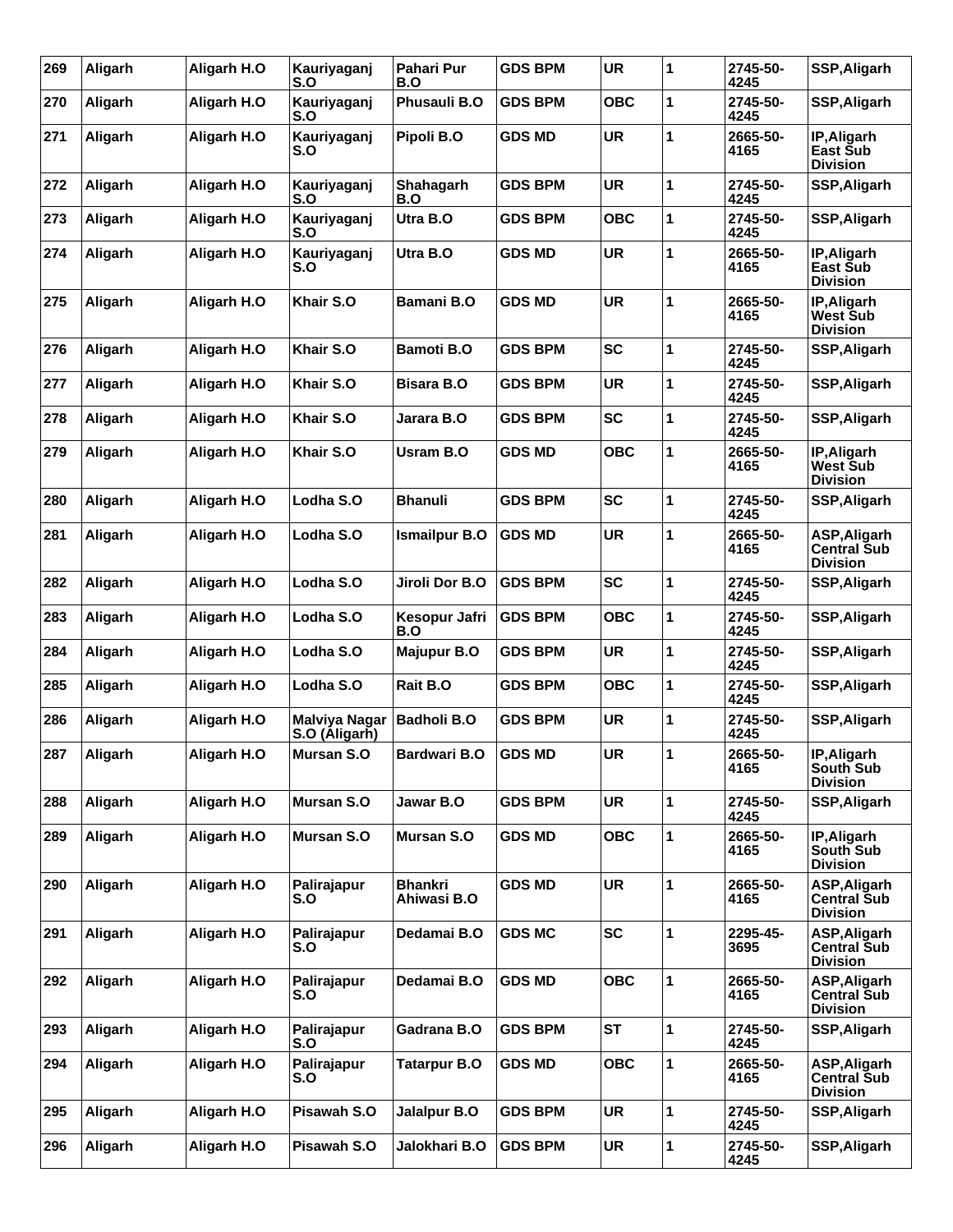| | | | | | | | | | |
|---|---|---|---|---|---|---|---|---|---|
| 269 | Aligarh | Aligarh H.O | Kauriyaganj S.O | Pahari Pur B.O | GDS BPM | UR | 1 | 2745-50-4245 | SSP,Aligarh |
| 270 | Aligarh | Aligarh H.O | Kauriyaganj S.O | Phusauli B.O | GDS BPM | OBC | 1 | 2745-50-4245 | SSP,Aligarh |
| 271 | Aligarh | Aligarh H.O | Kauriyaganj S.O | Pipoli B.O | GDS MD | UR | 1 | 2665-50-4165 | IP,Aligarh East Sub Division |
| 272 | Aligarh | Aligarh H.O | Kauriyaganj S.O | Shahagarh B.O | GDS BPM | UR | 1 | 2745-50-4245 | SSP,Aligarh |
| 273 | Aligarh | Aligarh H.O | Kauriyaganj S.O | Utra B.O | GDS BPM | OBC | 1 | 2745-50-4245 | SSP,Aligarh |
| 274 | Aligarh | Aligarh H.O | Kauriyaganj S.O | Utra B.O | GDS MD | UR | 1 | 2665-50-4165 | IP,Aligarh East Sub Division |
| 275 | Aligarh | Aligarh H.O | Khair S.O | Bamani B.O | GDS MD | UR | 1 | 2665-50-4165 | IP,Aligarh West Sub Division |
| 276 | Aligarh | Aligarh H.O | Khair S.O | Bamoti B.O | GDS BPM | SC | 1 | 2745-50-4245 | SSP,Aligarh |
| 277 | Aligarh | Aligarh H.O | Khair S.O | Bisara B.O | GDS BPM | UR | 1 | 2745-50-4245 | SSP,Aligarh |
| 278 | Aligarh | Aligarh H.O | Khair S.O | Jarara B.O | GDS BPM | SC | 1 | 2745-50-4245 | SSP,Aligarh |
| 279 | Aligarh | Aligarh H.O | Khair S.O | Usram B.O | GDS MD | OBC | 1 | 2665-50-4165 | IP,Aligarh West Sub Division |
| 280 | Aligarh | Aligarh H.O | Lodha S.O | Bhanuli | GDS BPM | SC | 1 | 2745-50-4245 | SSP,Aligarh |
| 281 | Aligarh | Aligarh H.O | Lodha S.O | Ismailpur B.O | GDS MD | UR | 1 | 2665-50-4165 | ASP,Aligarh Central Sub Division |
| 282 | Aligarh | Aligarh H.O | Lodha S.O | Jiroli Dor B.O | GDS BPM | SC | 1 | 2745-50-4245 | SSP,Aligarh |
| 283 | Aligarh | Aligarh H.O | Lodha S.O | Kesopur Jafri B.O | GDS BPM | OBC | 1 | 2745-50-4245 | SSP,Aligarh |
| 284 | Aligarh | Aligarh H.O | Lodha S.O | Majupur B.O | GDS BPM | UR | 1 | 2745-50-4245 | SSP,Aligarh |
| 285 | Aligarh | Aligarh H.O | Lodha S.O | Rait B.O | GDS BPM | OBC | 1 | 2745-50-4245 | SSP,Aligarh |
| 286 | Aligarh | Aligarh H.O | Malviya Nagar S.O (Aligarh) | Badholi B.O | GDS BPM | UR | 1 | 2745-50-4245 | SSP,Aligarh |
| 287 | Aligarh | Aligarh H.O | Mursan S.O | Bardwari B.O | GDS MD | UR | 1 | 2665-50-4165 | IP,Aligarh South Sub Division |
| 288 | Aligarh | Aligarh H.O | Mursan S.O | Jawar B.O | GDS BPM | UR | 1 | 2745-50-4245 | SSP,Aligarh |
| 289 | Aligarh | Aligarh H.O | Mursan S.O | Mursan S.O | GDS MD | OBC | 1 | 2665-50-4165 | IP,Aligarh South Sub Division |
| 290 | Aligarh | Aligarh H.O | Palirajapur S.O | Bhankri Ahiwasi B.O | GDS MD | UR | 1 | 2665-50-4165 | ASP,Aligarh Central Sub Division |
| 291 | Aligarh | Aligarh H.O | Palirajapur S.O | Dedamai B.O | GDS MC | SC | 1 | 2295-45-3695 | ASP,Aligarh Central Sub Division |
| 292 | Aligarh | Aligarh H.O | Palirajapur S.O | Dedamai B.O | GDS MD | OBC | 1 | 2665-50-4165 | ASP,Aligarh Central Sub Division |
| 293 | Aligarh | Aligarh H.O | Palirajapur S.O | Gadrana B.O | GDS BPM | ST | 1 | 2745-50-4245 | SSP,Aligarh |
| 294 | Aligarh | Aligarh H.O | Palirajapur S.O | Tatarpur B.O | GDS MD | OBC | 1 | 2665-50-4165 | ASP,Aligarh Central Sub Division |
| 295 | Aligarh | Aligarh H.O | Pisawah S.O | Jalalpur B.O | GDS BPM | UR | 1 | 2745-50-4245 | SSP,Aligarh |
| 296 | Aligarh | Aligarh H.O | Pisawah S.O | Jalokhari B.O | GDS BPM | UR | 1 | 2745-50-4245 | SSP,Aligarh |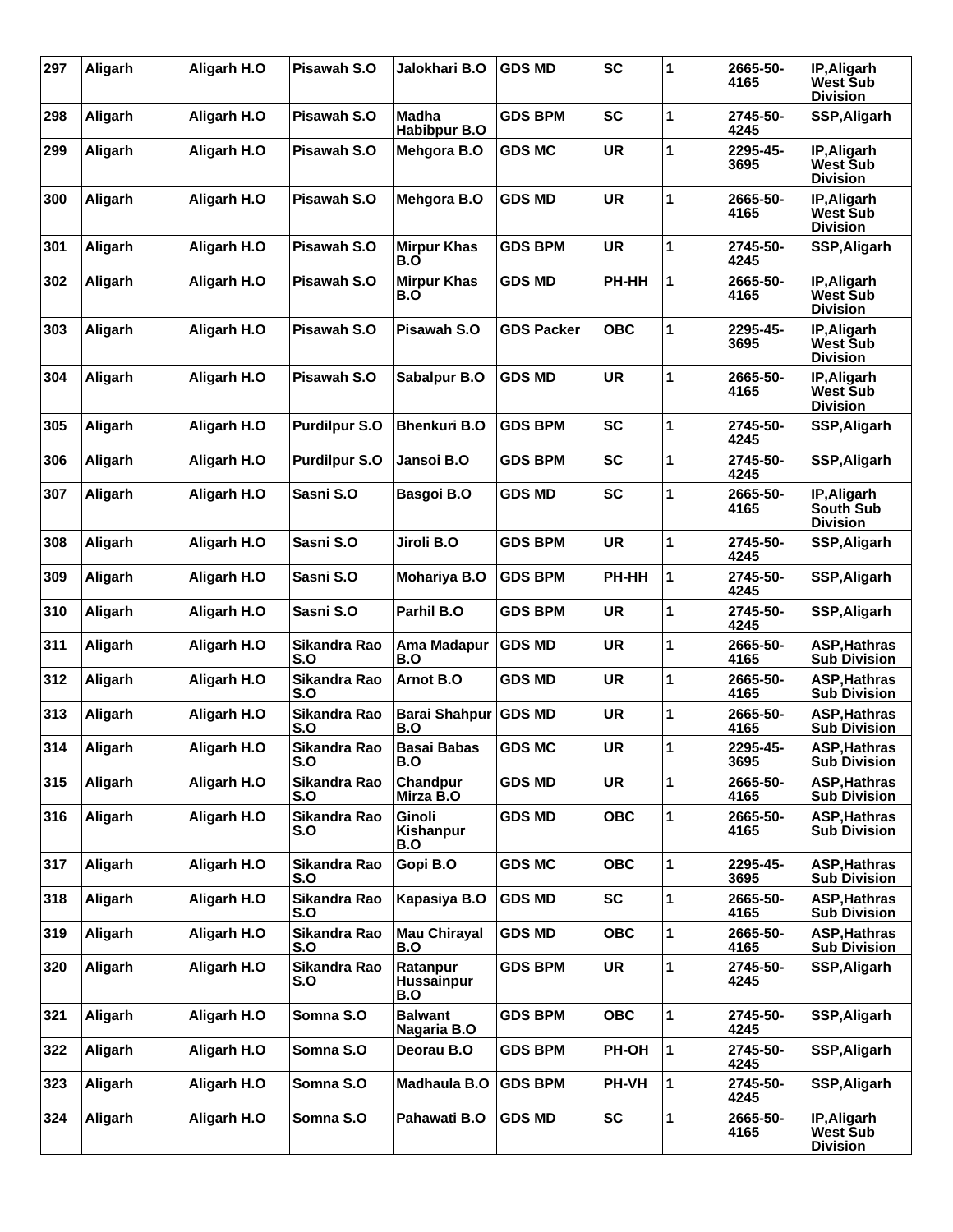| | | | | | | | | | |
|---|---|---|---|---|---|---|---|---|---|
| 297 | Aligarh | Aligarh H.O | Pisawah S.O | Jalokhari B.O | GDS MD | SC | 1 | 2665-50-4165 | IP,Aligarh West Sub Division |
| 298 | Aligarh | Aligarh H.O | Pisawah S.O | Madha Habibpur B.O | GDS BPM | SC | 1 | 2745-50-4245 | SSP,Aligarh |
| 299 | Aligarh | Aligarh H.O | Pisawah S.O | Mehgora B.O | GDS MC | UR | 1 | 2295-45-3695 | IP,Aligarh West Sub Division |
| 300 | Aligarh | Aligarh H.O | Pisawah S.O | Mehgora B.O | GDS MD | UR | 1 | 2665-50-4165 | IP,Aligarh West Sub Division |
| 301 | Aligarh | Aligarh H.O | Pisawah S.O | Mirpur Khas B.O | GDS BPM | UR | 1 | 2745-50-4245 | SSP,Aligarh |
| 302 | Aligarh | Aligarh H.O | Pisawah S.O | Mirpur Khas B.O | GDS MD | PH-HH | 1 | 2665-50-4165 | IP,Aligarh West Sub Division |
| 303 | Aligarh | Aligarh H.O | Pisawah S.O | Pisawah S.O | GDS Packer | OBC | 1 | 2295-45-3695 | IP,Aligarh West Sub Division |
| 304 | Aligarh | Aligarh H.O | Pisawah S.O | Sabalpur B.O | GDS MD | UR | 1 | 2665-50-4165 | IP,Aligarh West Sub Division |
| 305 | Aligarh | Aligarh H.O | Purdilpur S.O | Bhenkuri B.O | GDS BPM | SC | 1 | 2745-50-4245 | SSP,Aligarh |
| 306 | Aligarh | Aligarh H.O | Purdilpur S.O | Jansoi B.O | GDS BPM | SC | 1 | 2745-50-4245 | SSP,Aligarh |
| 307 | Aligarh | Aligarh H.O | Sasni S.O | Basgoi B.O | GDS MD | SC | 1 | 2665-50-4165 | IP,Aligarh South Sub Division |
| 308 | Aligarh | Aligarh H.O | Sasni S.O | Jiroli B.O | GDS BPM | UR | 1 | 2745-50-4245 | SSP,Aligarh |
| 309 | Aligarh | Aligarh H.O | Sasni S.O | Mohariya B.O | GDS BPM | PH-HH | 1 | 2745-50-4245 | SSP,Aligarh |
| 310 | Aligarh | Aligarh H.O | Sasni S.O | Parhil B.O | GDS BPM | UR | 1 | 2745-50-4245 | SSP,Aligarh |
| 311 | Aligarh | Aligarh H.O | Sikandra Rao S.O | Ama Madapur B.O | GDS MD | UR | 1 | 2665-50-4165 | ASP,Hathras Sub Division |
| 312 | Aligarh | Aligarh H.O | Sikandra Rao S.O | Arnot B.O | GDS MD | UR | 1 | 2665-50-4165 | ASP,Hathras Sub Division |
| 313 | Aligarh | Aligarh H.O | Sikandra Rao S.O | Barai Shahpur B.O | GDS MD | UR | 1 | 2665-50-4165 | ASP,Hathras Sub Division |
| 314 | Aligarh | Aligarh H.O | Sikandra Rao S.O | Basai Babas B.O | GDS MC | UR | 1 | 2295-45-3695 | ASP,Hathras Sub Division |
| 315 | Aligarh | Aligarh H.O | Sikandra Rao S.O | Chandpur Mirza B.O | GDS MD | UR | 1 | 2665-50-4165 | ASP,Hathras Sub Division |
| 316 | Aligarh | Aligarh H.O | Sikandra Rao S.O | Ginoli Kishanpur B.O | GDS MD | OBC | 1 | 2665-50-4165 | ASP,Hathras Sub Division |
| 317 | Aligarh | Aligarh H.O | Sikandra Rao S.O | Gopi B.O | GDS MC | OBC | 1 | 2295-45-3695 | ASP,Hathras Sub Division |
| 318 | Aligarh | Aligarh H.O | Sikandra Rao S.O | Kapasiya B.O | GDS MD | SC | 1 | 2665-50-4165 | ASP,Hathras Sub Division |
| 319 | Aligarh | Aligarh H.O | Sikandra Rao S.O | Mau Chirayal B.O | GDS MD | OBC | 1 | 2665-50-4165 | ASP,Hathras Sub Division |
| 320 | Aligarh | Aligarh H.O | Sikandra Rao S.O | Ratanpur Hussainpur B.O | GDS BPM | UR | 1 | 2745-50-4245 | SSP,Aligarh |
| 321 | Aligarh | Aligarh H.O | Somna S.O | Balwant Nagaria B.O | GDS BPM | OBC | 1 | 2745-50-4245 | SSP,Aligarh |
| 322 | Aligarh | Aligarh H.O | Somna S.O | Deorau B.O | GDS BPM | PH-OH | 1 | 2745-50-4245 | SSP,Aligarh |
| 323 | Aligarh | Aligarh H.O | Somna S.O | Madhaula B.O | GDS BPM | PH-VH | 1 | 2745-50-4245 | SSP,Aligarh |
| 324 | Aligarh | Aligarh H.O | Somna S.O | Pahawati B.O | GDS MD | SC | 1 | 2665-50-4165 | IP,Aligarh West Sub Division |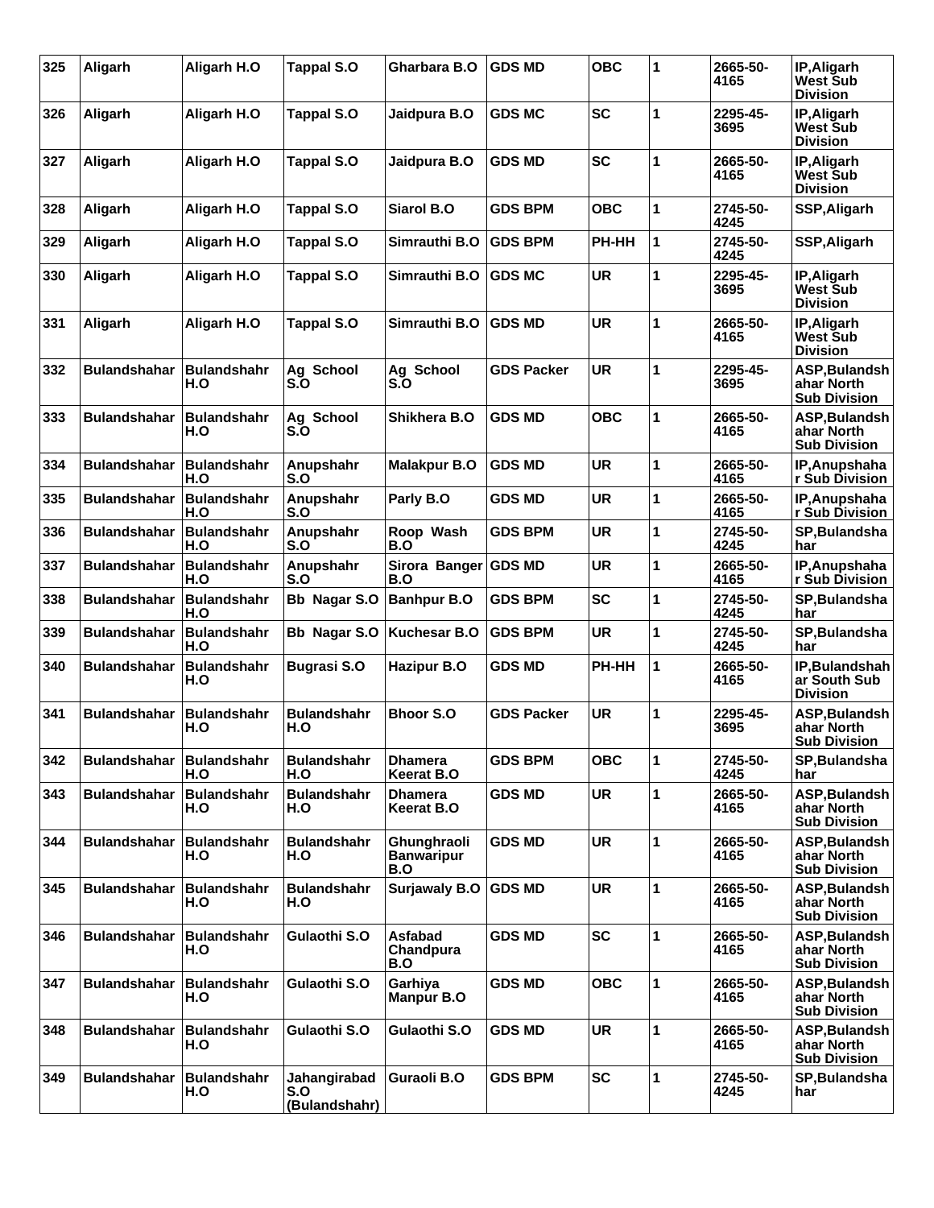| | | | | | | | | | |
|---|---|---|---|---|---|---|---|---|---|
| 325 | Aligarh | Aligarh H.O | Tappal S.O | Gharbara B.O | GDS MD | OBC | 1 | 2665-50-4165 | IP,Aligarh West Sub Division |
| 326 | Aligarh | Aligarh H.O | Tappal S.O | Jaidpura B.O | GDS MC | SC | 1 | 2295-45-3695 | IP,Aligarh West Sub Division |
| 327 | Aligarh | Aligarh H.O | Tappal S.O | Jaidpura B.O | GDS MD | SC | 1 | 2665-50-4165 | IP,Aligarh West Sub Division |
| 328 | Aligarh | Aligarh H.O | Tappal S.O | Siarol B.O | GDS BPM | OBC | 1 | 2745-50-4245 | SSP,Aligarh |
| 329 | Aligarh | Aligarh H.O | Tappal S.O | Simrauthi B.O | GDS BPM | PH-HH | 1 | 2745-50-4245 | SSP,Aligarh |
| 330 | Aligarh | Aligarh H.O | Tappal S.O | Simrauthi B.O | GDS MC | UR | 1 | 2295-45-3695 | IP,Aligarh West Sub Division |
| 331 | Aligarh | Aligarh H.O | Tappal S.O | Simrauthi B.O | GDS MD | UR | 1 | 2665-50-4165 | IP,Aligarh West Sub Division |
| 332 | Bulandshahar | Bulandshahr H.O | Ag School S.O | Ag School S.O | GDS Packer | UR | 1 | 2295-45-3695 | ASP,Bulandshahar North Sub Division |
| 333 | Bulandshahar | Bulandshahr H.O | Ag School S.O | Shikhera B.O | GDS MD | OBC | 1 | 2665-50-4165 | ASP,Bulandshahar North Sub Division |
| 334 | Bulandshahar | Bulandshahr H.O | Anupshahr S.O | Malakpur B.O | GDS MD | UR | 1 | 2665-50-4165 | IP,Anupshahar Sub Division |
| 335 | Bulandshahar | Bulandshahr H.O | Anupshahr S.O | Parly B.O | GDS MD | UR | 1 | 2665-50-4165 | IP,Anupshahar Sub Division |
| 336 | Bulandshahar | Bulandshahr H.O | Anupshahr S.O | Roop Wash B.O | GDS BPM | UR | 1 | 2745-50-4245 | SP,Bulandshahar |
| 337 | Bulandshahar | Bulandshahr H.O | Anupshahr S.O | Sirora Banger B.O | GDS MD | UR | 1 | 2665-50-4165 | IP,Anupshahar Sub Division |
| 338 | Bulandshahar | Bulandshahr H.O | Bb Nagar S.O | Banhpur B.O | GDS BPM | SC | 1 | 2745-50-4245 | SP,Bulandshahar |
| 339 | Bulandshahar | Bulandshahr H.O | Bb Nagar S.O | Kuchesar B.O | GDS BPM | UR | 1 | 2745-50-4245 | SP,Bulandshahar |
| 340 | Bulandshahar | Bulandshahr H.O | Bugrasi S.O | Hazipur B.O | GDS MD | PH-HH | 1 | 2665-50-4165 | IP,Bulandshahar South Sub Division |
| 341 | Bulandshahar | Bulandshahr H.O | Bulandshahr H.O | Bhoor S.O | GDS Packer | UR | 1 | 2295-45-3695 | ASP,Bulandshahar North Sub Division |
| 342 | Bulandshahar | Bulandshahr H.O | Bulandshahr H.O | Dhamera Keerat B.O | GDS BPM | OBC | 1 | 2745-50-4245 | SP,Bulandshahar |
| 343 | Bulandshahar | Bulandshahr H.O | Bulandshahr H.O | Dhamera Keerat B.O | GDS MD | UR | 1 | 2665-50-4165 | ASP,Bulandshahar North Sub Division |
| 344 | Bulandshahar | Bulandshahr H.O | Bulandshahr H.O | Ghunghraoli Banwaripur B.O | GDS MD | UR | 1 | 2665-50-4165 | ASP,Bulandshahar North Sub Division |
| 345 | Bulandshahar | Bulandshahr H.O | Bulandshahr H.O | Surjawaly B.O | GDS MD | UR | 1 | 2665-50-4165 | ASP,Bulandshahar North Sub Division |
| 346 | Bulandshahar | Bulandshahr H.O | Gulaothi S.O | Asfabad Chandpura B.O | GDS MD | SC | 1 | 2665-50-4165 | ASP,Bulandshahar North Sub Division |
| 347 | Bulandshahar | Bulandshahr H.O | Gulaothi S.O | Garhiya Manpur B.O | GDS MD | OBC | 1 | 2665-50-4165 | ASP,Bulandshahar North Sub Division |
| 348 | Bulandshahar | Bulandshahr H.O | Gulaothi S.O | Gulaothi S.O | GDS MD | UR | 1 | 2665-50-4165 | ASP,Bulandshahar North Sub Division |
| 349 | Bulandshahar | Bulandshahr H.O | Jahangirabad S.O (Bulandshahr) | Guraoli B.O | GDS BPM | SC | 1 | 2745-50-4245 | SP,Bulandshahar |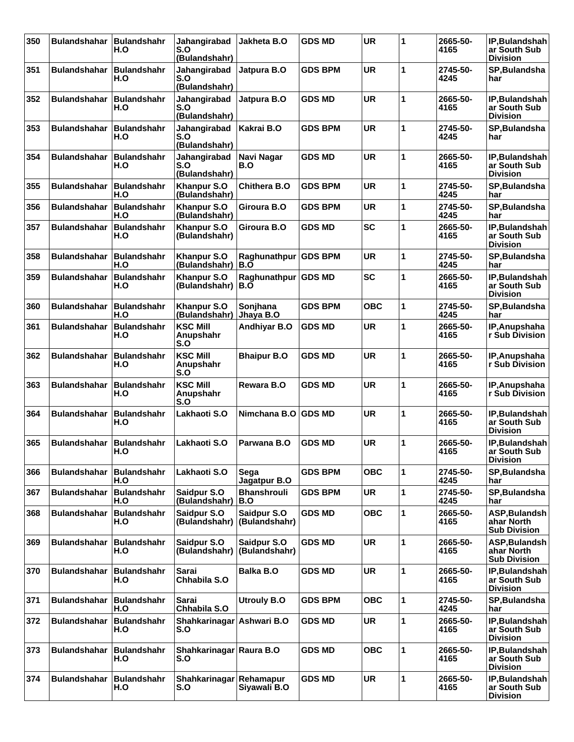| | | | | | | | | |
|---|---|---|---|---|---|---|---|---|
| 350 | Bulandshahar | Bulandshahr H.O | Jahangirabad S.O (Bulandshahr) | Jakheta B.O | GDS MD | UR | 1 | 2665-50-4165 | IP,Bulandshahar South Sub Division |
| 351 | Bulandshahar | Bulandshahr H.O | Jahangirabad S.O (Bulandshahr) | Jatpura B.O | GDS BPM | UR | 1 | 2745-50-4245 | SP,Bulandshahar |
| 352 | Bulandshahar | Bulandshahr H.O | Jahangirabad S.O (Bulandshahr) | Jatpura B.O | GDS MD | UR | 1 | 2665-50-4165 | IP,Bulandshahar South Sub Division |
| 353 | Bulandshahar | Bulandshahr H.O | Jahangirabad S.O (Bulandshahr) | Kakrai B.O | GDS BPM | UR | 1 | 2745-50-4245 | SP,Bulandshahar |
| 354 | Bulandshahar | Bulandshahr H.O | Jahangirabad S.O (Bulandshahr) | Navi Nagar B.O | GDS MD | UR | 1 | 2665-50-4165 | IP,Bulandshahar South Sub Division |
| 355 | Bulandshahar | Bulandshahr H.O | Khanpur S.O (Bulandshahr) | Chithera B.O | GDS BPM | UR | 1 | 2745-50-4245 | SP,Bulandshahar |
| 356 | Bulandshahar | Bulandshahr H.O | Khanpur S.O (Bulandshahr) | Giroura B.O | GDS BPM | UR | 1 | 2745-50-4245 | SP,Bulandshahar |
| 357 | Bulandshahar | Bulandshahr H.O | Khanpur S.O (Bulandshahr) | Giroura B.O | GDS MD | SC | 1 | 2665-50-4165 | IP,Bulandshahar South Sub Division |
| 358 | Bulandshahar | Bulandshahr H.O | Khanpur S.O (Bulandshahr) | Raghunathpur B.O | GDS BPM | UR | 1 | 2745-50-4245 | SP,Bulandshahar |
| 359 | Bulandshahar | Bulandshahr H.O | Khanpur S.O (Bulandshahr) | Raghunathpur B.O | GDS MD | SC | 1 | 2665-50-4165 | IP,Bulandshahar South Sub Division |
| 360 | Bulandshahar | Bulandshahr H.O | Khanpur S.O (Bulandshahr) | Sonjhana Jhaya B.O | GDS BPM | OBC | 1 | 2745-50-4245 | SP,Bulandshahar |
| 361 | Bulandshahar | Bulandshahr H.O | KSC Mill Anupshahr S.O | Andhiyar B.O | GDS MD | UR | 1 | 2665-50-4165 | IP,Anupshahar Sub Division |
| 362 | Bulandshahar | Bulandshahr H.O | KSC Mill Anupshahr S.O | Bhaipur B.O | GDS MD | UR | 1 | 2665-50-4165 | IP,Anupshahar Sub Division |
| 363 | Bulandshahar | Bulandshahr H.O | KSC Mill Anupshahr S.O | Rewara B.O | GDS MD | UR | 1 | 2665-50-4165 | IP,Anupshahar Sub Division |
| 364 | Bulandshahar | Bulandshahr H.O | Lakhaoti S.O | Nimchana B.O | GDS MD | UR | 1 | 2665-50-4165 | IP,Bulandshahar South Sub Division |
| 365 | Bulandshahar | Bulandshahr H.O | Lakhaoti S.O | Parwana B.O | GDS MD | UR | 1 | 2665-50-4165 | IP,Bulandshahar South Sub Division |
| 366 | Bulandshahar | Bulandshahr H.O | Lakhaoti S.O | Sega Jagatpur B.O | GDS BPM | OBC | 1 | 2745-50-4245 | SP,Bulandshahar |
| 367 | Bulandshahar | Bulandshahr H.O | Saidpur S.O (Bulandshahr) | Bhanshrouli B.O | GDS BPM | UR | 1 | 2745-50-4245 | SP,Bulandshahar |
| 368 | Bulandshahar | Bulandshahr H.O | Saidpur S.O (Bulandshahr) | Saidpur S.O (Bulandshahr) | GDS MD | OBC | 1 | 2665-50-4165 | ASP,Bulandshahar North Sub Division |
| 369 | Bulandshahar | Bulandshahr H.O | Saidpur S.O (Bulandshahr) | Saidpur S.O (Bulandshahr) | GDS MD | UR | 1 | 2665-50-4165 | ASP,Bulandshahar North Sub Division |
| 370 | Bulandshahar | Bulandshahr H.O | Sarai Chhabila S.O | Balka B.O | GDS MD | UR | 1 | 2665-50-4165 | IP,Bulandshahar South Sub Division |
| 371 | Bulandshahar | Bulandshahr H.O | Sarai Chhabila S.O | Utrouly B.O | GDS BPM | OBC | 1 | 2745-50-4245 | SP,Bulandshahar |
| 372 | Bulandshahar | Bulandshahr H.O | Shahkarinagar S.O | Ashwari B.O | GDS MD | UR | 1 | 2665-50-4165 | IP,Bulandshahar South Sub Division |
| 373 | Bulandshahar | Bulandshahr H.O | Shahkarinagar S.O | Raura B.O | GDS MD | OBC | 1 | 2665-50-4165 | IP,Bulandshahar South Sub Division |
| 374 | Bulandshahar | Bulandshahr H.O | Shahkarinagar S.O | Rehamapur Siyawali B.O | GDS MD | UR | 1 | 2665-50-4165 | IP,Bulandshahar South Sub Division |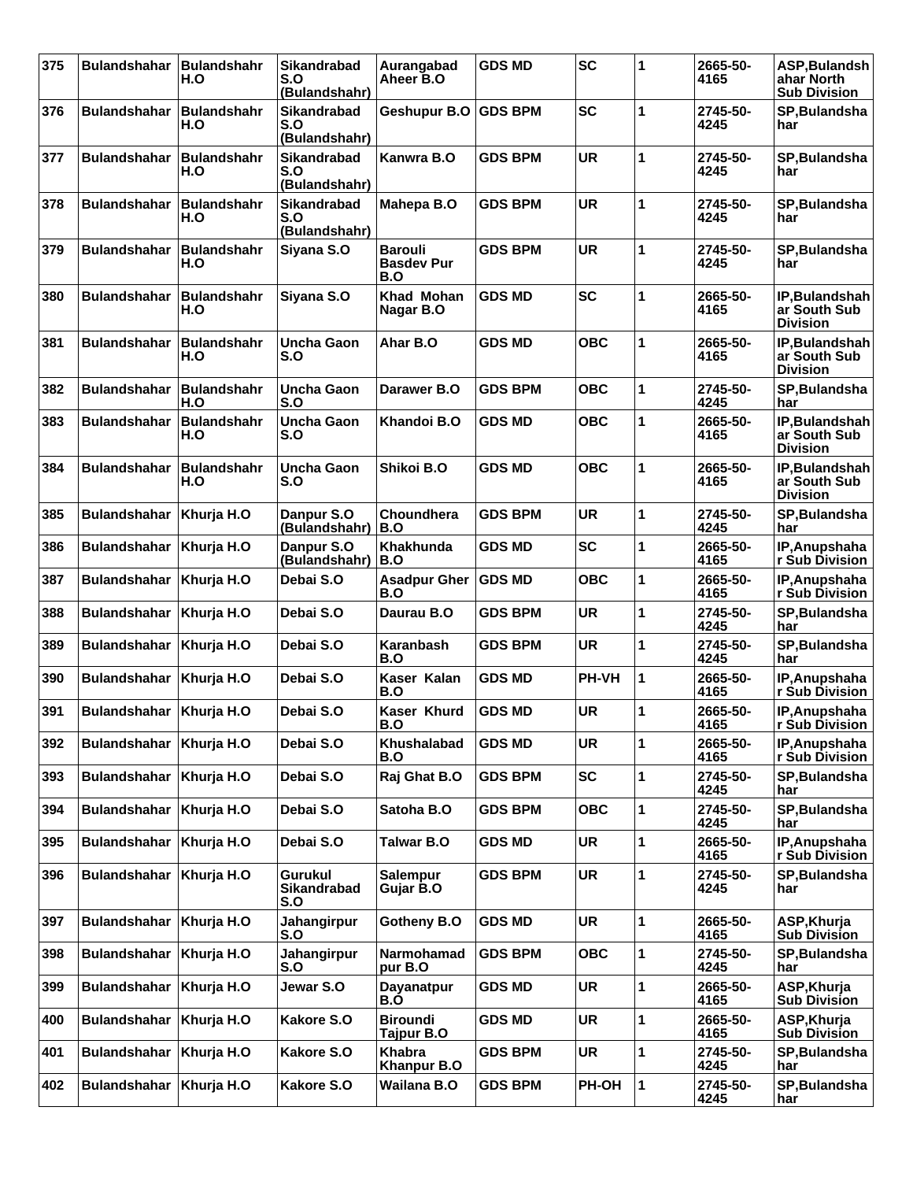| | | | | | | | | | |
|---|---|---|---|---|---|---|---|---|---|
| 375 | Bulandshahar | Bulandshahr H.O | Sikandrabad S.O (Bulandshahr) | Aurangabad Aheer B.O | GDS MD | SC | 1 | 2665-50-4165 | ASP,Bulandshahar North Sub Division |
| 376 | Bulandshahar | Bulandshahr H.O | Sikandrabad S.O (Bulandshahr) | Geshupur B.O | GDS BPM | SC | 1 | 2745-50-4245 | SP,Bulandshahar |
| 377 | Bulandshahar | Bulandshahr H.O | Sikandrabad S.O (Bulandshahr) | Kanwra B.O | GDS BPM | UR | 1 | 2745-50-4245 | SP,Bulandshahar |
| 378 | Bulandshahar | Bulandshahr H.O | Sikandrabad S.O (Bulandshahr) | Mahepa B.O | GDS BPM | UR | 1 | 2745-50-4245 | SP,Bulandshahar |
| 379 | Bulandshahar | Bulandshahr H.O | Siyana S.O | Barouli Basdev Pur B.O | GDS BPM | UR | 1 | 2745-50-4245 | SP,Bulandshahar |
| 380 | Bulandshahar | Bulandshahr H.O | Siyana S.O | Khad Mohan Nagar B.O | GDS MD | SC | 1 | 2665-50-4165 | IP,Bulandshahar South Sub Division |
| 381 | Bulandshahar | Bulandshahr H.O | Uncha Gaon S.O | Ahar B.O | GDS MD | OBC | 1 | 2665-50-4165 | IP,Bulandshahar South Sub Division |
| 382 | Bulandshahar | Bulandshahr H.O | Uncha Gaon S.O | Darawer B.O | GDS BPM | OBC | 1 | 2745-50-4245 | SP,Bulandshahar |
| 383 | Bulandshahar | Bulandshahr H.O | Uncha Gaon S.O | Khandoi B.O | GDS MD | OBC | 1 | 2665-50-4165 | IP,Bulandshahar South Sub Division |
| 384 | Bulandshahar | Bulandshahr H.O | Uncha Gaon S.O | Shikoi B.O | GDS MD | OBC | 1 | 2665-50-4165 | IP,Bulandshahar South Sub Division |
| 385 | Bulandshahar | Khurja H.O | Danpur S.O (Bulandshahr) | Choundhera B.O | GDS BPM | UR | 1 | 2745-50-4245 | SP,Bulandshahar |
| 386 | Bulandshahar | Khurja H.O | Danpur S.O (Bulandshahr) | Khakhunda B.O | GDS MD | SC | 1 | 2665-50-4165 | IP,Anupshahar Sub Division |
| 387 | Bulandshahar | Khurja H.O | Debai S.O | Asadpur Gher B.O | GDS MD | OBC | 1 | 2665-50-4165 | IP,Anupshahar Sub Division |
| 388 | Bulandshahar | Khurja H.O | Debai S.O | Daurau B.O | GDS BPM | UR | 1 | 2745-50-4245 | SP,Bulandshahar |
| 389 | Bulandshahar | Khurja H.O | Debai S.O | Karanbash B.O | GDS BPM | UR | 1 | 2745-50-4245 | SP,Bulandshahar |
| 390 | Bulandshahar | Khurja H.O | Debai S.O | Kaser Kalan B.O | GDS MD | PH-VH | 1 | 2665-50-4165 | IP,Anupshahar Sub Division |
| 391 | Bulandshahar | Khurja H.O | Debai S.O | Kaser Khurd B.O | GDS MD | UR | 1 | 2665-50-4165 | IP,Anupshahar Sub Division |
| 392 | Bulandshahar | Khurja H.O | Debai S.O | Khushalabad B.O | GDS MD | UR | 1 | 2665-50-4165 | IP,Anupshahar Sub Division |
| 393 | Bulandshahar | Khurja H.O | Debai S.O | Raj Ghat B.O | GDS BPM | SC | 1 | 2745-50-4245 | SP,Bulandshahar |
| 394 | Bulandshahar | Khurja H.O | Debai S.O | Satoha B.O | GDS BPM | OBC | 1 | 2745-50-4245 | SP,Bulandshahar |
| 395 | Bulandshahar | Khurja H.O | Debai S.O | Talwar B.O | GDS MD | UR | 1 | 2665-50-4165 | IP,Anupshahar Sub Division |
| 396 | Bulandshahar | Khurja H.O | Gurukul Sikandrabad S.O | Salempur Gujar B.O | GDS BPM | UR | 1 | 2745-50-4245 | SP,Bulandshahar |
| 397 | Bulandshahar | Khurja H.O | Jahangirpur S.O | Gotheny B.O | GDS MD | UR | 1 | 2665-50-4165 | ASP,Khurja Sub Division |
| 398 | Bulandshahar | Khurja H.O | Jahangirpur S.O | Narmohamadpur B.O | GDS BPM | OBC | 1 | 2745-50-4245 | SP,Bulandshahar |
| 399 | Bulandshahar | Khurja H.O | Jewar S.O | Dayanatpur B.O | GDS MD | UR | 1 | 2665-50-4165 | ASP,Khurja Sub Division |
| 400 | Bulandshahar | Khurja H.O | Kakore S.O | Biroundi Tajpur B.O | GDS MD | UR | 1 | 2665-50-4165 | ASP,Khurja Sub Division |
| 401 | Bulandshahar | Khurja H.O | Kakore S.O | Khabra Khanpur B.O | GDS BPM | UR | 1 | 2745-50-4245 | SP,Bulandshahar |
| 402 | Bulandshahar | Khurja H.O | Kakore S.O | Wailana B.O | GDS BPM | PH-OH | 1 | 2745-50-4245 | SP,Bulandshahar |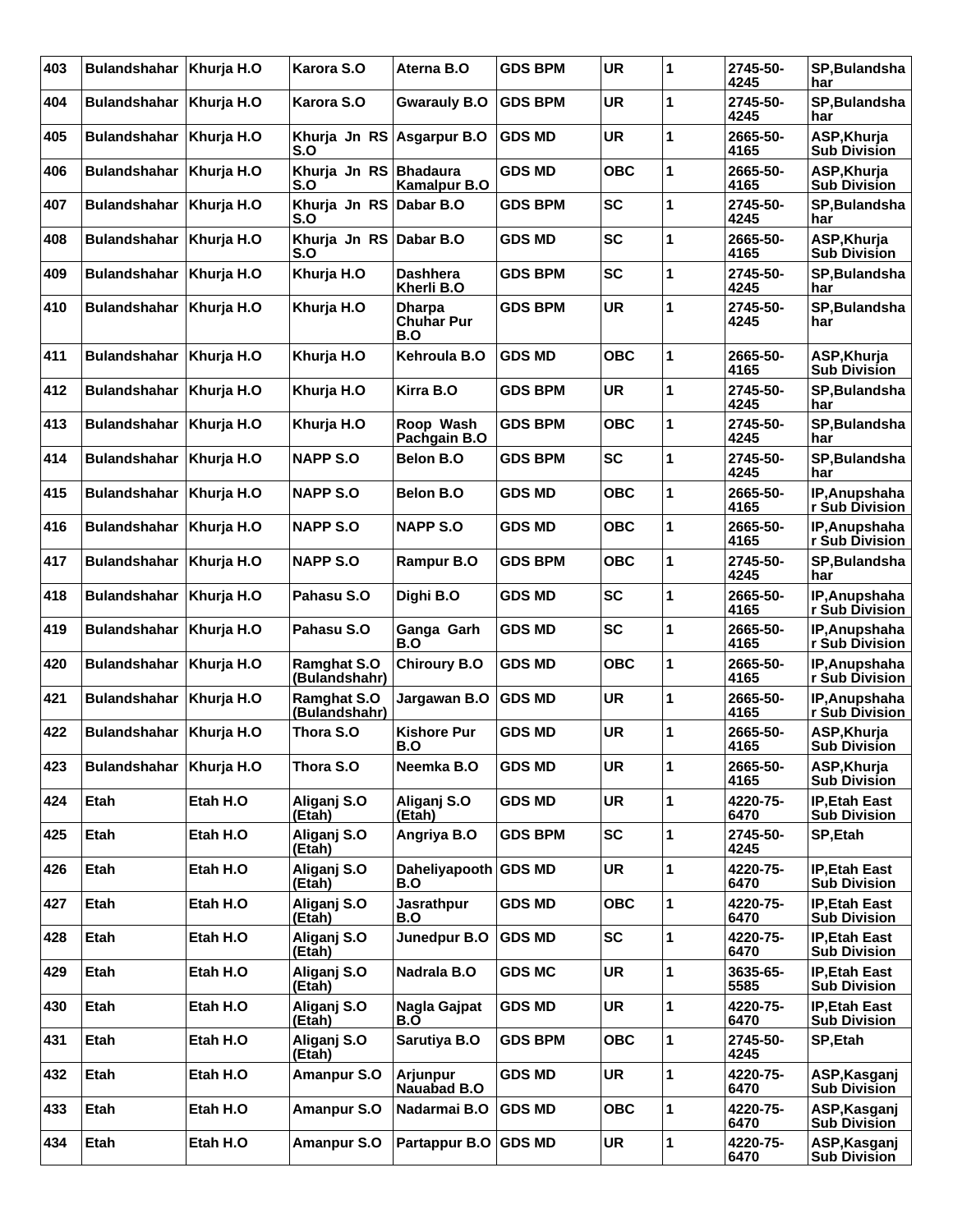| | | | | | | | | | |
|---|---|---|---|---|---|---|---|---|---|
| 403 | Bulandshahar | Khurja H.O | Karora S.O | Aterna B.O | GDS BPM | UR | 1 | 2745-50-4245 | SP,Bulandshahar |
| 404 | Bulandshahar | Khurja H.O | Karora S.O | Gwarauly B.O | GDS BPM | UR | 1 | 2745-50-4245 | SP,Bulandshahar |
| 405 | Bulandshahar | Khurja H.O | Khurja Jn RS S.O | Asgarpur B.O | GDS MD | UR | 1 | 2665-50-4165 | ASP,Khurja Sub Division |
| 406 | Bulandshahar | Khurja H.O | Khurja Jn RS S.O | Bhadaura Kamalpur B.O | GDS MD | OBC | 1 | 2665-50-4165 | ASP,Khurja Sub Division |
| 407 | Bulandshahar | Khurja H.O | Khurja Jn RS S.O | Dabar B.O | GDS BPM | SC | 1 | 2745-50-4245 | SP,Bulandshahar |
| 408 | Bulandshahar | Khurja H.O | Khurja Jn RS S.O | Dabar B.O | GDS MD | SC | 1 | 2665-50-4165 | ASP,Khurja Sub Division |
| 409 | Bulandshahar | Khurja H.O | Khurja H.O | Dashhera Kherli B.O | GDS BPM | SC | 1 | 2745-50-4245 | SP,Bulandshahar |
| 410 | Bulandshahar | Khurja H.O | Khurja H.O | Dharpa Chuhar Pur B.O | GDS BPM | UR | 1 | 2745-50-4245 | SP,Bulandshahar |
| 411 | Bulandshahar | Khurja H.O | Khurja H.O | Kehroula B.O | GDS MD | OBC | 1 | 2665-50-4165 | ASP,Khurja Sub Division |
| 412 | Bulandshahar | Khurja H.O | Khurja H.O | Kirra B.O | GDS BPM | UR | 1 | 2745-50-4245 | SP,Bulandshahar |
| 413 | Bulandshahar | Khurja H.O | Khurja H.O | Roop Wash Pachgain B.O | GDS BPM | OBC | 1 | 2745-50-4245 | SP,Bulandshahar |
| 414 | Bulandshahar | Khurja H.O | NAPP S.O | Belon B.O | GDS BPM | SC | 1 | 2745-50-4245 | SP,Bulandshahar |
| 415 | Bulandshahar | Khurja H.O | NAPP S.O | Belon B.O | GDS MD | OBC | 1 | 2665-50-4165 | IP,Anupshahar Sub Division |
| 416 | Bulandshahar | Khurja H.O | NAPP S.O | NAPP S.O | GDS MD | OBC | 1 | 2665-50-4165 | IP,Anupshahar Sub Division |
| 417 | Bulandshahar | Khurja H.O | NAPP S.O | Rampur B.O | GDS BPM | OBC | 1 | 2745-50-4245 | SP,Bulandshahar |
| 418 | Bulandshahar | Khurja H.O | Pahasu S.O | Dighi B.O | GDS MD | SC | 1 | 2665-50-4165 | IP,Anupshahar Sub Division |
| 419 | Bulandshahar | Khurja H.O | Pahasu S.O | Ganga Garh B.O | GDS MD | SC | 1 | 2665-50-4165 | IP,Anupshahar Sub Division |
| 420 | Bulandshahar | Khurja H.O | Ramghat S.O (Bulandshahr) | Chiroury B.O | GDS MD | OBC | 1 | 2665-50-4165 | IP,Anupshahar Sub Division |
| 421 | Bulandshahar | Khurja H.O | Ramghat S.O (Bulandshahr) | Jargawan B.O | GDS MD | UR | 1 | 2665-50-4165 | IP,Anupshahar Sub Division |
| 422 | Bulandshahar | Khurja H.O | Thora S.O | Kishore Pur B.O | GDS MD | UR | 1 | 2665-50-4165 | ASP,Khurja Sub Division |
| 423 | Bulandshahar | Khurja H.O | Thora S.O | Neemka B.O | GDS MD | UR | 1 | 2665-50-4165 | ASP,Khurja Sub Division |
| 424 | Etah | Etah H.O | Aliganj S.O (Etah) | Aliganj S.O (Etah) | GDS MD | UR | 1 | 4220-75-6470 | IP,Etah East Sub Division |
| 425 | Etah | Etah H.O | Aliganj S.O (Etah) | Angriya B.O | GDS BPM | SC | 1 | 2745-50-4245 | SP,Etah |
| 426 | Etah | Etah H.O | Aliganj S.O (Etah) | Daheliyapooth B.O | GDS MD | UR | 1 | 4220-75-6470 | IP,Etah East Sub Division |
| 427 | Etah | Etah H.O | Aliganj S.O (Etah) | Jasrathpur B.O | GDS MD | OBC | 1 | 4220-75-6470 | IP,Etah East Sub Division |
| 428 | Etah | Etah H.O | Aliganj S.O (Etah) | Junedpur B.O | GDS MD | SC | 1 | 4220-75-6470 | IP,Etah East Sub Division |
| 429 | Etah | Etah H.O | Aliganj S.O (Etah) | Nadrala B.O | GDS MC | UR | 1 | 3635-65-5585 | IP,Etah East Sub Division |
| 430 | Etah | Etah H.O | Aliganj S.O (Etah) | Nagla Gajpat B.O | GDS MD | UR | 1 | 4220-75-6470 | IP,Etah East Sub Division |
| 431 | Etah | Etah H.O | Aliganj S.O (Etah) | Sarutiya B.O | GDS BPM | OBC | 1 | 2745-50-4245 | SP,Etah |
| 432 | Etah | Etah H.O | Amanpur S.O | Arjunpur Nauabad B.O | GDS MD | UR | 1 | 4220-75-6470 | ASP,Kasganj Sub Division |
| 433 | Etah | Etah H.O | Amanpur S.O | Nadarmai B.O | GDS MD | OBC | 1 | 4220-75-6470 | ASP,Kasganj Sub Division |
| 434 | Etah | Etah H.O | Amanpur S.O | Partappur B.O | GDS MD | UR | 1 | 4220-75-6470 | ASP,Kasganj Sub Division |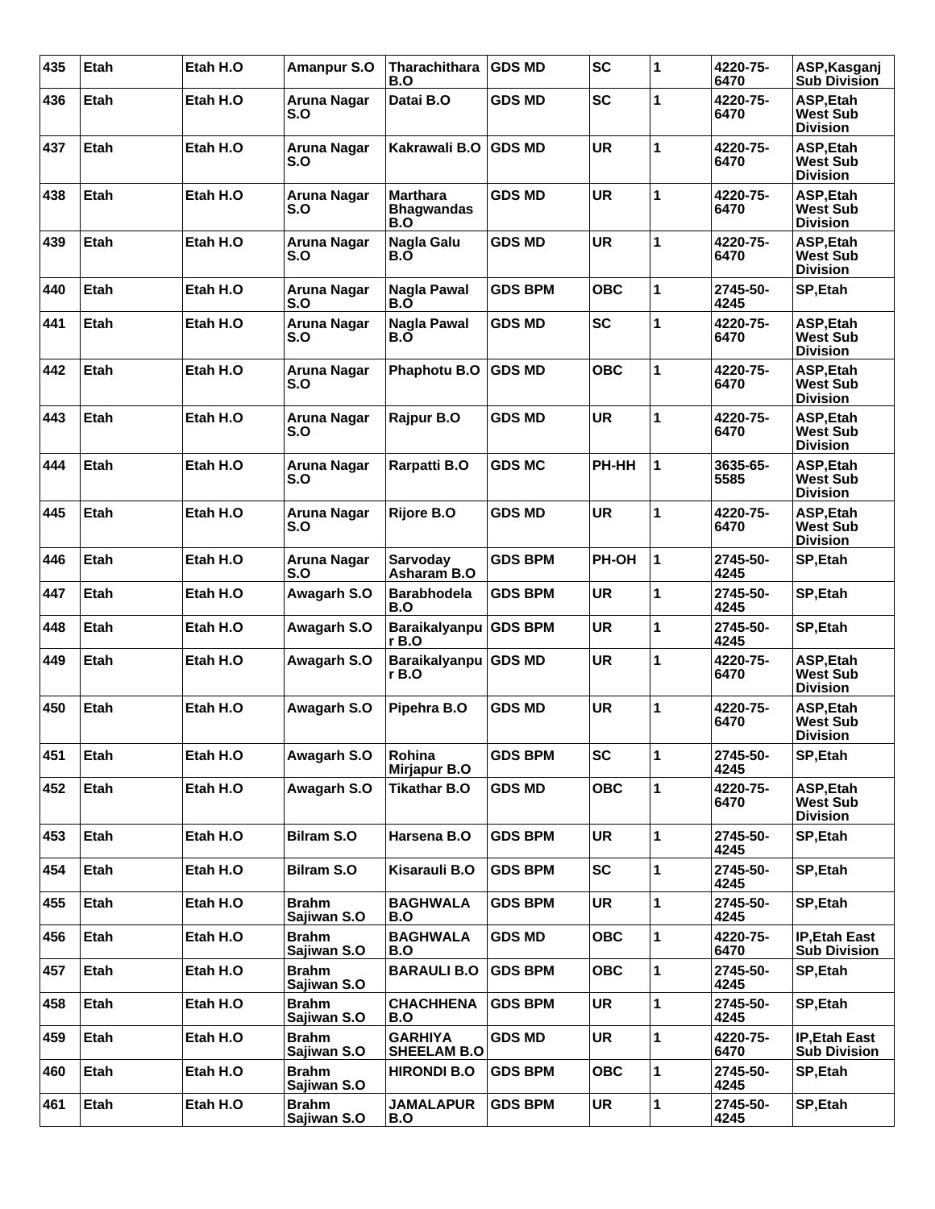| | | | | | | | | | |
|---|---|---|---|---|---|---|---|---|---|
| 435 | Etah | Etah H.O | Amanpur S.O | Tharachithara B.O | GDS MD | SC | 1 | 4220-75-6470 | ASP,Kasganj Sub Division |
| 436 | Etah | Etah H.O | Aruna Nagar S.O | Datai B.O | GDS MD | SC | 1 | 4220-75-6470 | ASP,Etah West Sub Division |
| 437 | Etah | Etah H.O | Aruna Nagar S.O | Kakrawali B.O | GDS MD | UR | 1 | 4220-75-6470 | ASP,Etah West Sub Division |
| 438 | Etah | Etah H.O | Aruna Nagar S.O | Marthara Bhagwandas B.O | GDS MD | UR | 1 | 4220-75-6470 | ASP,Etah West Sub Division |
| 439 | Etah | Etah H.O | Aruna Nagar S.O | Nagla Galu B.O | GDS MD | UR | 1 | 4220-75-6470 | ASP,Etah West Sub Division |
| 440 | Etah | Etah H.O | Aruna Nagar S.O | Nagla Pawal B.O | GDS BPM | OBC | 1 | 2745-50-4245 | SP,Etah |
| 441 | Etah | Etah H.O | Aruna Nagar S.O | Nagla Pawal B.O | GDS MD | SC | 1 | 4220-75-6470 | ASP,Etah West Sub Division |
| 442 | Etah | Etah H.O | Aruna Nagar S.O | Phaphotu B.O | GDS MD | OBC | 1 | 4220-75-6470 | ASP,Etah West Sub Division |
| 443 | Etah | Etah H.O | Aruna Nagar S.O | Rajpur B.O | GDS MD | UR | 1 | 4220-75-6470 | ASP,Etah West Sub Division |
| 444 | Etah | Etah H.O | Aruna Nagar S.O | Rarpatti B.O | GDS MC | PH-HH | 1 | 3635-65-5585 | ASP,Etah West Sub Division |
| 445 | Etah | Etah H.O | Aruna Nagar S.O | Rijore B.O | GDS MD | UR | 1 | 4220-75-6470 | ASP,Etah West Sub Division |
| 446 | Etah | Etah H.O | Aruna Nagar S.O | Sarvoday Asharam B.O | GDS BPM | PH-OH | 1 | 2745-50-4245 | SP,Etah |
| 447 | Etah | Etah H.O | Awagarh S.O | Barabhodela B.O | GDS BPM | UR | 1 | 2745-50-4245 | SP,Etah |
| 448 | Etah | Etah H.O | Awagarh S.O | Baraikalyanpur B.O | GDS BPM | UR | 1 | 2745-50-4245 | SP,Etah |
| 449 | Etah | Etah H.O | Awagarh S.O | Baraikalyanpur B.O | GDS MD | UR | 1 | 4220-75-6470 | ASP,Etah West Sub Division |
| 450 | Etah | Etah H.O | Awagarh S.O | Pipehra B.O | GDS MD | UR | 1 | 4220-75-6470 | ASP,Etah West Sub Division |
| 451 | Etah | Etah H.O | Awagarh S.O | Rohina Mirjapur B.O | GDS BPM | SC | 1 | 2745-50-4245 | SP,Etah |
| 452 | Etah | Etah H.O | Awagarh S.O | Tikathar B.O | GDS MD | OBC | 1 | 4220-75-6470 | ASP,Etah West Sub Division |
| 453 | Etah | Etah H.O | Bilram S.O | Harsena B.O | GDS BPM | UR | 1 | 2745-50-4245 | SP,Etah |
| 454 | Etah | Etah H.O | Bilram S.O | Kisarauli B.O | GDS BPM | SC | 1 | 2745-50-4245 | SP,Etah |
| 455 | Etah | Etah H.O | Brahm Sajiwan S.O | BAGHWALA B.O | GDS BPM | UR | 1 | 2745-50-4245 | SP,Etah |
| 456 | Etah | Etah H.O | Brahm Sajiwan S.O | BAGHWALA B.O | GDS MD | OBC | 1 | 4220-75-6470 | IP,Etah East Sub Division |
| 457 | Etah | Etah H.O | Brahm Sajiwan S.O | BARAULI B.O | GDS BPM | OBC | 1 | 2745-50-4245 | SP,Etah |
| 458 | Etah | Etah H.O | Brahm Sajiwan S.O | CHACHHENA B.O | GDS BPM | UR | 1 | 2745-50-4245 | SP,Etah |
| 459 | Etah | Etah H.O | Brahm Sajiwan S.O | GARHIYA SHEELAM B.O | GDS MD | UR | 1 | 4220-75-6470 | IP,Etah East Sub Division |
| 460 | Etah | Etah H.O | Brahm Sajiwan S.O | HIRONDI B.O | GDS BPM | OBC | 1 | 2745-50-4245 | SP,Etah |
| 461 | Etah | Etah H.O | Brahm Sajiwan S.O | JAMALAPUR B.O | GDS BPM | UR | 1 | 2745-50-4245 | SP,Etah |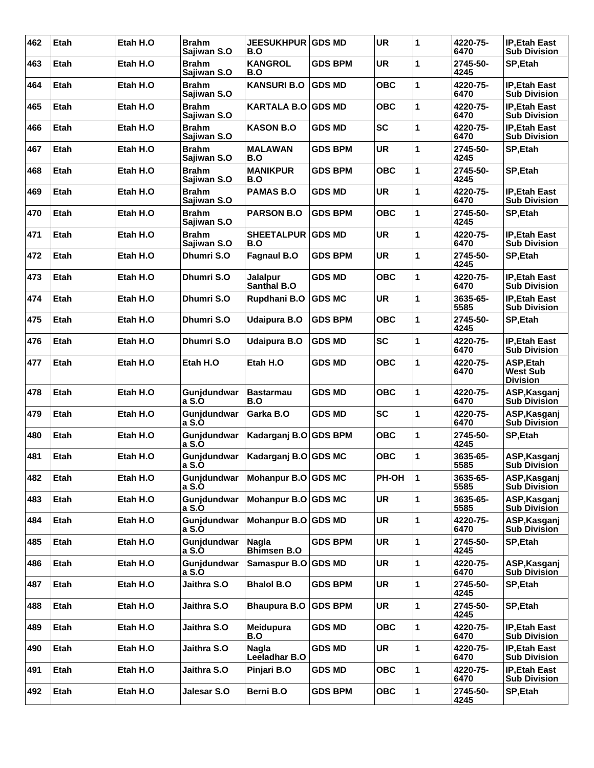| | | | | | | | | | |
|---|---|---|---|---|---|---|---|---|---|
| 462 | Etah | Etah H.O | Brahm Sajiwan S.O | JEESUKHPUR B.O | GDS MD | UR | 1 | 4220-75-6470 | IP,Etah East Sub Division |
| 463 | Etah | Etah H.O | Brahm Sajiwan S.O | KANGROL B.O | GDS BPM | UR | 1 | 2745-50-4245 | SP,Etah |
| 464 | Etah | Etah H.O | Brahm Sajiwan S.O | KANSURI B.O | GDS MD | OBC | 1 | 4220-75-6470 | IP,Etah East Sub Division |
| 465 | Etah | Etah H.O | Brahm Sajiwan S.O | KARTALA B.O | GDS MD | OBC | 1 | 4220-75-6470 | IP,Etah East Sub Division |
| 466 | Etah | Etah H.O | Brahm Sajiwan S.O | KASON B.O | GDS MD | SC | 1 | 4220-75-6470 | IP,Etah East Sub Division |
| 467 | Etah | Etah H.O | Brahm Sajiwan S.O | MALAWAN B.O | GDS BPM | UR | 1 | 2745-50-4245 | SP,Etah |
| 468 | Etah | Etah H.O | Brahm Sajiwan S.O | MANIKPUR B.O | GDS BPM | OBC | 1 | 2745-50-4245 | SP,Etah |
| 469 | Etah | Etah H.O | Brahm Sajiwan S.O | PAMAS B.O | GDS MD | UR | 1 | 4220-75-6470 | IP,Etah East Sub Division |
| 470 | Etah | Etah H.O | Brahm Sajiwan S.O | PARSON B.O | GDS BPM | OBC | 1 | 2745-50-4245 | SP,Etah |
| 471 | Etah | Etah H.O | Brahm Sajiwan S.O | SHEETALPUR B.O | GDS MD | UR | 1 | 4220-75-6470 | IP,Etah East Sub Division |
| 472 | Etah | Etah H.O | Dhumri S.O | Fagnaul B.O | GDS BPM | UR | 1 | 2745-50-4245 | SP,Etah |
| 473 | Etah | Etah H.O | Dhumri S.O | Jalalpur Santhal B.O | GDS MD | OBC | 1 | 4220-75-6470 | IP,Etah East Sub Division |
| 474 | Etah | Etah H.O | Dhumri S.O | Rupdhani B.O | GDS MC | UR | 1 | 3635-65-5585 | IP,Etah East Sub Division |
| 475 | Etah | Etah H.O | Dhumri S.O | Udaipura B.O | GDS BPM | OBC | 1 | 2745-50-4245 | SP,Etah |
| 476 | Etah | Etah H.O | Dhumri S.O | Udaipura B.O | GDS MD | SC | 1 | 4220-75-6470 | IP,Etah East Sub Division |
| 477 | Etah | Etah H.O | Etah H.O | Etah H.O | GDS MD | OBC | 1 | 4220-75-6470 | ASP,Etah West Sub Division |
| 478 | Etah | Etah H.O | Gunjdundwara S.O | Bastarmau B.O | GDS MD | OBC | 1 | 4220-75-6470 | ASP,Kasganj Sub Division |
| 479 | Etah | Etah H.O | Gunjdundwara S.O | Garka B.O | GDS MD | SC | 1 | 4220-75-6470 | ASP,Kasganj Sub Division |
| 480 | Etah | Etah H.O | Gunjdundwara S.O | Kadarganj B.O | GDS BPM | OBC | 1 | 2745-50-4245 | SP,Etah |
| 481 | Etah | Etah H.O | Gunjdundwara S.O | Kadarganj B.O | GDS MC | OBC | 1 | 3635-65-5585 | ASP,Kasganj Sub Division |
| 482 | Etah | Etah H.O | Gunjdundwara S.O | Mohanpur B.O | GDS MC | PH-OH | 1 | 3635-65-5585 | ASP,Kasganj Sub Division |
| 483 | Etah | Etah H.O | Gunjdundwara S.O | Mohanpur B.O | GDS MC | UR | 1 | 3635-65-5585 | ASP,Kasganj Sub Division |
| 484 | Etah | Etah H.O | Gunjdundwara S.O | Mohanpur B.O | GDS MD | UR | 1 | 4220-75-6470 | ASP,Kasganj Sub Division |
| 485 | Etah | Etah H.O | Gunjdundwara S.O | Nagla Bhimsen B.O | GDS BPM | UR | 1 | 2745-50-4245 | SP,Etah |
| 486 | Etah | Etah H.O | Gunjdundwara S.O | Samaspur B.O | GDS MD | UR | 1 | 4220-75-6470 | ASP,Kasganj Sub Division |
| 487 | Etah | Etah H.O | Jaithra S.O | Bhalol B.O | GDS BPM | UR | 1 | 2745-50-4245 | SP,Etah |
| 488 | Etah | Etah H.O | Jaithra S.O | Bhaupura B.O | GDS BPM | UR | 1 | 2745-50-4245 | SP,Etah |
| 489 | Etah | Etah H.O | Jaithra S.O | Meidupura B.O | GDS MD | OBC | 1 | 4220-75-6470 | IP,Etah East Sub Division |
| 490 | Etah | Etah H.O | Jaithra S.O | Nagla Leeladhar B.O | GDS MD | UR | 1 | 4220-75-6470 | IP,Etah East Sub Division |
| 491 | Etah | Etah H.O | Jaithra S.O | Pinjari B.O | GDS MD | OBC | 1 | 4220-75-6470 | IP,Etah East Sub Division |
| 492 | Etah | Etah H.O | Jalesar S.O | Berni B.O | GDS BPM | OBC | 1 | 2745-50-4245 | SP,Etah |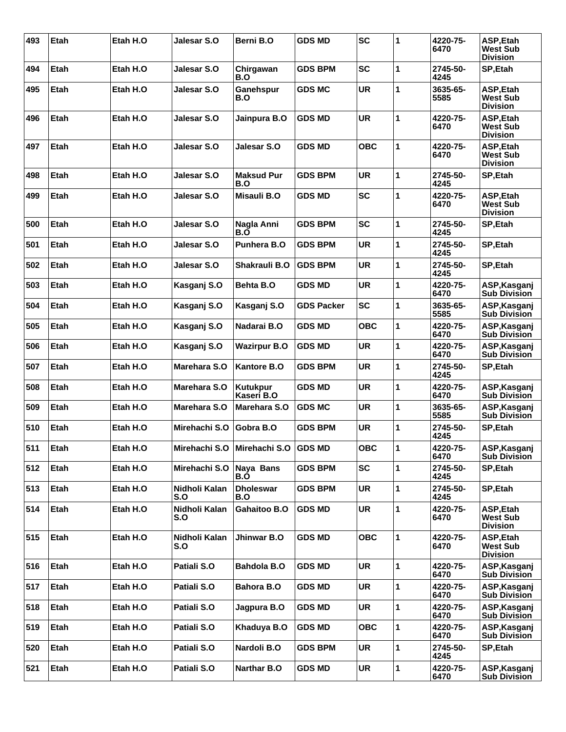| | | | | | | | | | |
|---|---|---|---|---|---|---|---|---|---|
| 493 | Etah | Etah H.O | Jalesar S.O | Berni B.O | GDS MD | SC | 1 | 4220-75-6470 | ASP,Etah West Sub Division |
| 494 | Etah | Etah H.O | Jalesar S.O | Chirgawan B.O | GDS BPM | SC | 1 | 2745-50-4245 | SP,Etah |
| 495 | Etah | Etah H.O | Jalesar S.O | Ganehspur B.O | GDS MC | UR | 1 | 3635-65-5585 | ASP,Etah West Sub Division |
| 496 | Etah | Etah H.O | Jalesar S.O | Jainpura B.O | GDS MD | UR | 1 | 4220-75-6470 | ASP,Etah West Sub Division |
| 497 | Etah | Etah H.O | Jalesar S.O | Jalesar S.O | GDS MD | OBC | 1 | 4220-75-6470 | ASP,Etah West Sub Division |
| 498 | Etah | Etah H.O | Jalesar S.O | Maksud Pur B.O | GDS BPM | UR | 1 | 2745-50-4245 | SP,Etah |
| 499 | Etah | Etah H.O | Jalesar S.O | Misauli B.O | GDS MD | SC | 1 | 4220-75-6470 | ASP,Etah West Sub Division |
| 500 | Etah | Etah H.O | Jalesar S.O | Nagla Anni B.O | GDS BPM | SC | 1 | 2745-50-4245 | SP,Etah |
| 501 | Etah | Etah H.O | Jalesar S.O | Punhera B.O | GDS BPM | UR | 1 | 2745-50-4245 | SP,Etah |
| 502 | Etah | Etah H.O | Jalesar S.O | Shakrauli B.O | GDS BPM | UR | 1 | 2745-50-4245 | SP,Etah |
| 503 | Etah | Etah H.O | Kasganj S.O | Behta B.O | GDS MD | UR | 1 | 4220-75-6470 | ASP,Kasganj Sub Division |
| 504 | Etah | Etah H.O | Kasganj S.O | Kasganj S.O | GDS Packer | SC | 1 | 3635-65-5585 | ASP,Kasganj Sub Division |
| 505 | Etah | Etah H.O | Kasganj S.O | Nadarai B.O | GDS MD | OBC | 1 | 4220-75-6470 | ASP,Kasganj Sub Division |
| 506 | Etah | Etah H.O | Kasganj S.O | Wazirpur B.O | GDS MD | UR | 1 | 4220-75-6470 | ASP,Kasganj Sub Division |
| 507 | Etah | Etah H.O | Marehara S.O | Kantore B.O | GDS BPM | UR | 1 | 2745-50-4245 | SP,Etah |
| 508 | Etah | Etah H.O | Marehara S.O | Kutukpur Kaseri B.O | GDS MD | UR | 1 | 4220-75-6470 | ASP,Kasganj Sub Division |
| 509 | Etah | Etah H.O | Marehara S.O | Marehara S.O | GDS MC | UR | 1 | 3635-65-5585 | ASP,Kasganj Sub Division |
| 510 | Etah | Etah H.O | Mirehachi S.O | Gobra B.O | GDS BPM | UR | 1 | 2745-50-4245 | SP,Etah |
| 511 | Etah | Etah H.O | Mirehachi S.O | Mirehachi S.O | GDS MD | OBC | 1 | 4220-75-6470 | ASP,Kasganj Sub Division |
| 512 | Etah | Etah H.O | Mirehachi S.O | Naya Bans B.O | GDS BPM | SC | 1 | 2745-50-4245 | SP,Etah |
| 513 | Etah | Etah H.O | Nidholi Kalan S.O | Dholeswar B.O | GDS BPM | UR | 1 | 2745-50-4245 | SP,Etah |
| 514 | Etah | Etah H.O | Nidholi Kalan S.O | Gahaitoo B.O | GDS MD | UR | 1 | 4220-75-6470 | ASP,Etah West Sub Division |
| 515 | Etah | Etah H.O | Nidholi Kalan S.O | Jhinwar B.O | GDS MD | OBC | 1 | 4220-75-6470 | ASP,Etah West Sub Division |
| 516 | Etah | Etah H.O | Patiali S.O | Bahdola B.O | GDS MD | UR | 1 | 4220-75-6470 | ASP,Kasganj Sub Division |
| 517 | Etah | Etah H.O | Patiali S.O | Bahora B.O | GDS MD | UR | 1 | 4220-75-6470 | ASP,Kasganj Sub Division |
| 518 | Etah | Etah H.O | Patiali S.O | Jagpura B.O | GDS MD | UR | 1 | 4220-75-6470 | ASP,Kasganj Sub Division |
| 519 | Etah | Etah H.O | Patiali S.O | Khaduya B.O | GDS MD | OBC | 1 | 4220-75-6470 | ASP,Kasganj Sub Division |
| 520 | Etah | Etah H.O | Patiali S.O | Nardoli B.O | GDS BPM | UR | 1 | 2745-50-4245 | SP,Etah |
| 521 | Etah | Etah H.O | Patiali S.O | Narthar B.O | GDS MD | UR | 1 | 4220-75-6470 | ASP,Kasganj Sub Division |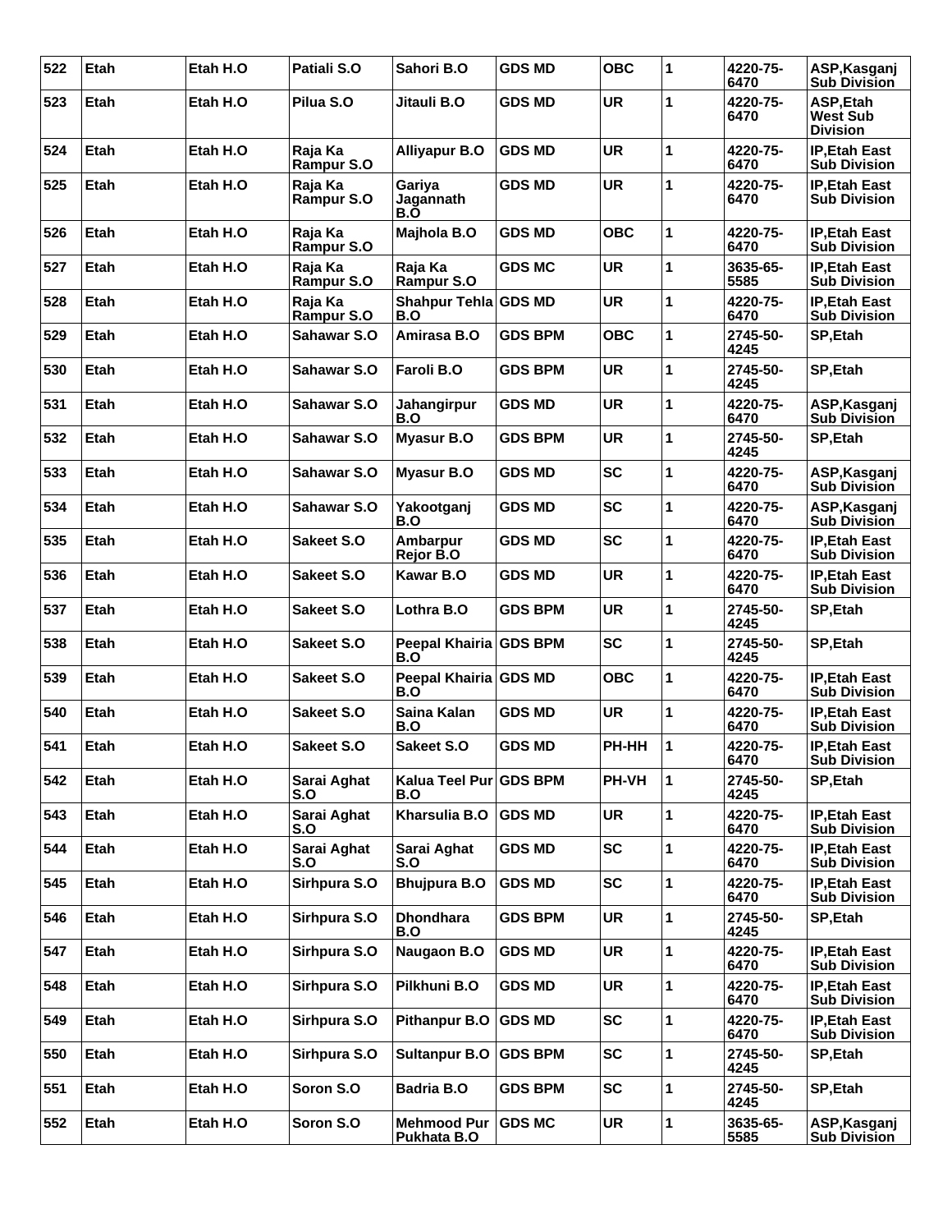| | | | | | | | | | |
|---|---|---|---|---|---|---|---|---|---|
| 522 | Etah | Etah H.O | Patiali S.O | Sahori B.O | GDS MD | OBC | 1 | 4220-75-6470 | ASP,Kasganj Sub Division |
| 523 | Etah | Etah H.O | Pilua S.O | Jitauli B.O | GDS MD | UR | 1 | 4220-75-6470 | ASP,Etah West Sub Division |
| 524 | Etah | Etah H.O | Raja Ka Rampur S.O | Alliyapur B.O | GDS MD | UR | 1 | 4220-75-6470 | IP,Etah East Sub Division |
| 525 | Etah | Etah H.O | Raja Ka Rampur S.O | Gariya Jagannath B.O | GDS MD | UR | 1 | 4220-75-6470 | IP,Etah East Sub Division |
| 526 | Etah | Etah H.O | Raja Ka Rampur S.O | Majhola B.O | GDS MD | OBC | 1 | 4220-75-6470 | IP,Etah East Sub Division |
| 527 | Etah | Etah H.O | Raja Ka Rampur S.O | Raja Ka Rampur S.O | GDS MC | UR | 1 | 3635-65-5585 | IP,Etah East Sub Division |
| 528 | Etah | Etah H.O | Raja Ka Rampur S.O | Shahpur Tehla B.O | GDS MD | UR | 1 | 4220-75-6470 | IP,Etah East Sub Division |
| 529 | Etah | Etah H.O | Sahawar S.O | Amirasa B.O | GDS BPM | OBC | 1 | 2745-50-4245 | SP,Etah |
| 530 | Etah | Etah H.O | Sahawar S.O | Faroli B.O | GDS BPM | UR | 1 | 2745-50-4245 | SP,Etah |
| 531 | Etah | Etah H.O | Sahawar S.O | Jahangirpur B.O | GDS MD | UR | 1 | 4220-75-6470 | ASP,Kasganj Sub Division |
| 532 | Etah | Etah H.O | Sahawar S.O | Myasur B.O | GDS BPM | UR | 1 | 2745-50-4245 | SP,Etah |
| 533 | Etah | Etah H.O | Sahawar S.O | Myasur B.O | GDS MD | SC | 1 | 4220-75-6470 | ASP,Kasganj Sub Division |
| 534 | Etah | Etah H.O | Sahawar S.O | Yakootganj B.O | GDS MD | SC | 1 | 4220-75-6470 | ASP,Kasganj Sub Division |
| 535 | Etah | Etah H.O | Sakeet S.O | Ambarpur Rejor B.O | GDS MD | SC | 1 | 4220-75-6470 | IP,Etah East Sub Division |
| 536 | Etah | Etah H.O | Sakeet S.O | Kawar B.O | GDS MD | UR | 1 | 4220-75-6470 | IP,Etah East Sub Division |
| 537 | Etah | Etah H.O | Sakeet S.O | Lothra B.O | GDS BPM | UR | 1 | 2745-50-4245 | SP,Etah |
| 538 | Etah | Etah H.O | Sakeet S.O | Peepal Khairia B.O | GDS BPM | SC | 1 | 2745-50-4245 | SP,Etah |
| 539 | Etah | Etah H.O | Sakeet S.O | Peepal Khairia B.O | GDS MD | OBC | 1 | 4220-75-6470 | IP,Etah East Sub Division |
| 540 | Etah | Etah H.O | Sakeet S.O | Saina Kalan B.O | GDS MD | UR | 1 | 4220-75-6470 | IP,Etah East Sub Division |
| 541 | Etah | Etah H.O | Sakeet S.O | Sakeet S.O | GDS MD | PH-HH | 1 | 4220-75-6470 | IP,Etah East Sub Division |
| 542 | Etah | Etah H.O | Sarai Aghat S.O | Kalua Teel Pur B.O | GDS BPM | PH-VH | 1 | 2745-50-4245 | SP,Etah |
| 543 | Etah | Etah H.O | Sarai Aghat S.O | Kharsulia B.O | GDS MD | UR | 1 | 4220-75-6470 | IP,Etah East Sub Division |
| 544 | Etah | Etah H.O | Sarai Aghat S.O | Sarai Aghat S.O | GDS MD | SC | 1 | 4220-75-6470 | IP,Etah East Sub Division |
| 545 | Etah | Etah H.O | Sirhpura S.O | Bhujpura B.O | GDS MD | SC | 1 | 4220-75-6470 | IP,Etah East Sub Division |
| 546 | Etah | Etah H.O | Sirhpura S.O | Dhondhara B.O | GDS BPM | UR | 1 | 2745-50-4245 | SP,Etah |
| 547 | Etah | Etah H.O | Sirhpura S.O | Naugaon B.O | GDS MD | UR | 1 | 4220-75-6470 | IP,Etah East Sub Division |
| 548 | Etah | Etah H.O | Sirhpura S.O | Pilkhuni B.O | GDS MD | UR | 1 | 4220-75-6470 | IP,Etah East Sub Division |
| 549 | Etah | Etah H.O | Sirhpura S.O | Pithanpur B.O | GDS MD | SC | 1 | 4220-75-6470 | IP,Etah East Sub Division |
| 550 | Etah | Etah H.O | Sirhpura S.O | Sultanpur B.O | GDS BPM | SC | 1 | 2745-50-4245 | SP,Etah |
| 551 | Etah | Etah H.O | Soron S.O | Badria B.O | GDS BPM | SC | 1 | 2745-50-4245 | SP,Etah |
| 552 | Etah | Etah H.O | Soron S.O | Mehmood Pur Pukhata B.O | GDS MC | UR | 1 | 3635-65-5585 | ASP,Kasganj Sub Division |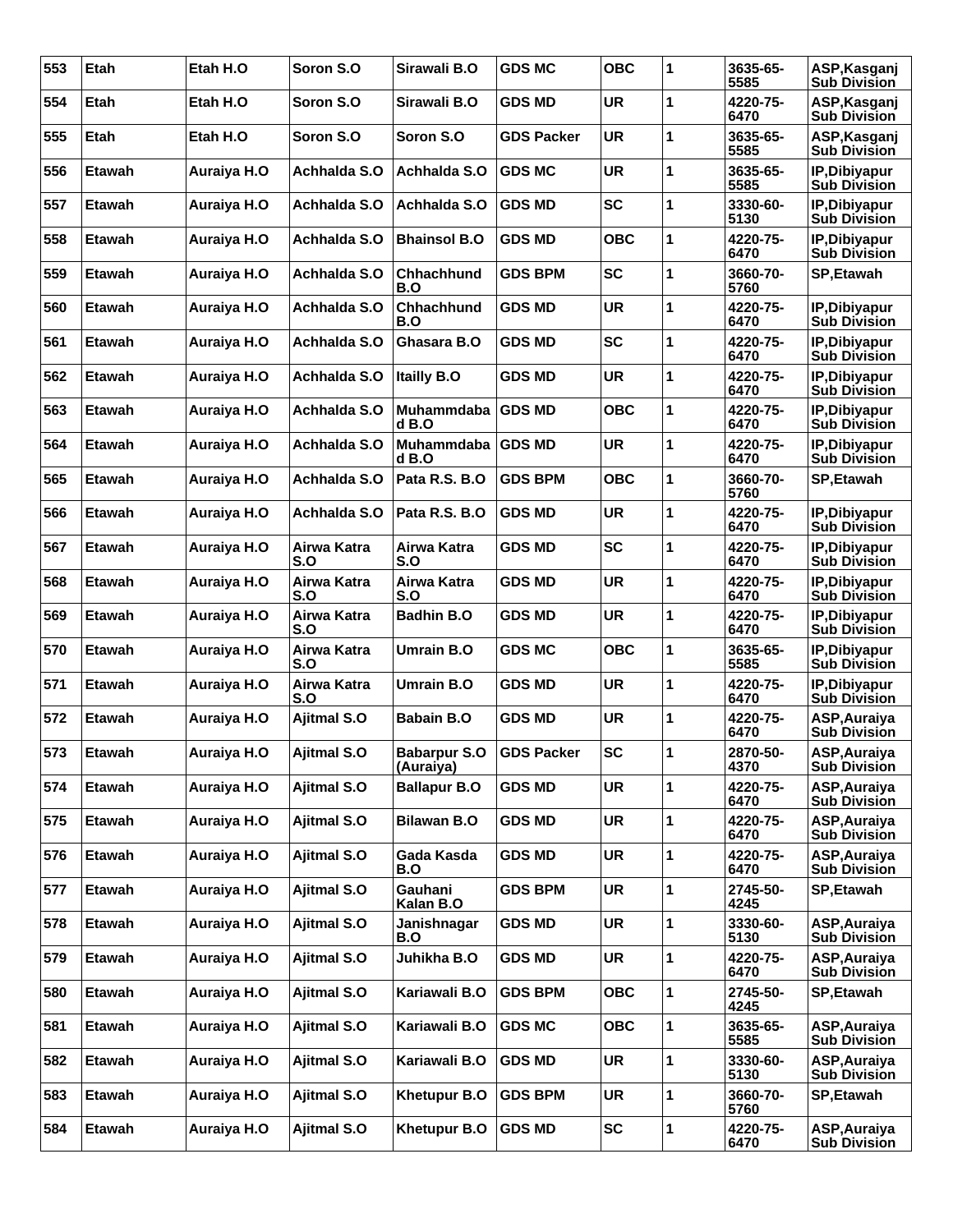| | | | | | | | | | |
|---|---|---|---|---|---|---|---|---|---|
| 553 | Etah | Etah H.O | Soron S.O | Sirawali B.O | GDS MC | OBC | 1 | 3635-65-5585 | ASP,Kasganj Sub Division |
| 554 | Etah | Etah H.O | Soron S.O | Sirawali B.O | GDS MD | UR | 1 | 4220-75-6470 | ASP,Kasganj Sub Division |
| 555 | Etah | Etah H.O | Soron S.O | Soron S.O | GDS Packer | UR | 1 | 3635-65-5585 | ASP,Kasganj Sub Division |
| 556 | Etawah | Auraiya H.O | Achhalda S.O | Achhalda S.O | GDS MC | UR | 1 | 3635-65-5585 | IP,Dibiyapur Sub Division |
| 557 | Etawah | Auraiya H.O | Achhalda S.O | Achhalda S.O | GDS MD | SC | 1 | 3330-60-5130 | IP,Dibiyapur Sub Division |
| 558 | Etawah | Auraiya H.O | Achhalda S.O | Bhainsol B.O | GDS MD | OBC | 1 | 4220-75-6470 | IP,Dibiyapur Sub Division |
| 559 | Etawah | Auraiya H.O | Achhalda S.O | Chhachhund B.O | GDS BPM | SC | 1 | 3660-70-5760 | SP,Etawah |
| 560 | Etawah | Auraiya H.O | Achhalda S.O | Chhachhund B.O | GDS MD | UR | 1 | 4220-75-6470 | IP,Dibiyapur Sub Division |
| 561 | Etawah | Auraiya H.O | Achhalda S.O | Ghasara B.O | GDS MD | SC | 1 | 4220-75-6470 | IP,Dibiyapur Sub Division |
| 562 | Etawah | Auraiya H.O | Achhalda S.O | Itailly B.O | GDS MD | UR | 1 | 4220-75-6470 | IP,Dibiyapur Sub Division |
| 563 | Etawah | Auraiya H.O | Achhalda S.O | Muhammdabad B.O | GDS MD | OBC | 1 | 4220-75-6470 | IP,Dibiyapur Sub Division |
| 564 | Etawah | Auraiya H.O | Achhalda S.O | Muhammdabad B.O | GDS MD | UR | 1 | 4220-75-6470 | IP,Dibiyapur Sub Division |
| 565 | Etawah | Auraiya H.O | Achhalda S.O | Pata R.S. B.O | GDS BPM | OBC | 1 | 3660-70-5760 | SP,Etawah |
| 566 | Etawah | Auraiya H.O | Achhalda S.O | Pata R.S. B.O | GDS MD | UR | 1 | 4220-75-6470 | IP,Dibiyapur Sub Division |
| 567 | Etawah | Auraiya H.O | Airwa Katra S.O | Airwa Katra S.O | GDS MD | SC | 1 | 4220-75-6470 | IP,Dibiyapur Sub Division |
| 568 | Etawah | Auraiya H.O | Airwa Katra S.O | Airwa Katra S.O | GDS MD | UR | 1 | 4220-75-6470 | IP,Dibiyapur Sub Division |
| 569 | Etawah | Auraiya H.O | Airwa Katra S.O | Badhin B.O | GDS MD | UR | 1 | 4220-75-6470 | IP,Dibiyapur Sub Division |
| 570 | Etawah | Auraiya H.O | Airwa Katra S.O | Umrain B.O | GDS MC | OBC | 1 | 3635-65-5585 | IP,Dibiyapur Sub Division |
| 571 | Etawah | Auraiya H.O | Airwa Katra S.O | Umrain B.O | GDS MD | UR | 1 | 4220-75-6470 | IP,Dibiyapur Sub Division |
| 572 | Etawah | Auraiya H.O | Ajitmal S.O | Babain B.O | GDS MD | UR | 1 | 4220-75-6470 | ASP,Auraiya Sub Division |
| 573 | Etawah | Auraiya H.O | Ajitmal S.O | Babarpur S.O (Auraiya) | GDS Packer | SC | 1 | 2870-50-4370 | ASP,Auraiya Sub Division |
| 574 | Etawah | Auraiya H.O | Ajitmal S.O | Ballapur B.O | GDS MD | UR | 1 | 4220-75-6470 | ASP,Auraiya Sub Division |
| 575 | Etawah | Auraiya H.O | Ajitmal S.O | Bilawan B.O | GDS MD | UR | 1 | 4220-75-6470 | ASP,Auraiya Sub Division |
| 576 | Etawah | Auraiya H.O | Ajitmal S.O | Gada Kasda B.O | GDS MD | UR | 1 | 4220-75-6470 | ASP,Auraiya Sub Division |
| 577 | Etawah | Auraiya H.O | Ajitmal S.O | Gauhani Kalan B.O | GDS BPM | UR | 1 | 2745-50-4245 | SP,Etawah |
| 578 | Etawah | Auraiya H.O | Ajitmal S.O | Janishnagar B.O | GDS MD | UR | 1 | 3330-60-5130 | ASP,Auraiya Sub Division |
| 579 | Etawah | Auraiya H.O | Ajitmal S.O | Juhikha B.O | GDS MD | UR | 1 | 4220-75-6470 | ASP,Auraiya Sub Division |
| 580 | Etawah | Auraiya H.O | Ajitmal S.O | Kariawali B.O | GDS BPM | OBC | 1 | 2745-50-4245 | SP,Etawah |
| 581 | Etawah | Auraiya H.O | Ajitmal S.O | Kariawali B.O | GDS MC | OBC | 1 | 3635-65-5585 | ASP,Auraiya Sub Division |
| 582 | Etawah | Auraiya H.O | Ajitmal S.O | Kariawali B.O | GDS MD | UR | 1 | 3330-60-5130 | ASP,Auraiya Sub Division |
| 583 | Etawah | Auraiya H.O | Ajitmal S.O | Khetupur B.O | GDS BPM | UR | 1 | 3660-70-5760 | SP,Etawah |
| 584 | Etawah | Auraiya H.O | Ajitmal S.O | Khetupur B.O | GDS MD | SC | 1 | 4220-75-6470 | ASP,Auraiya Sub Division |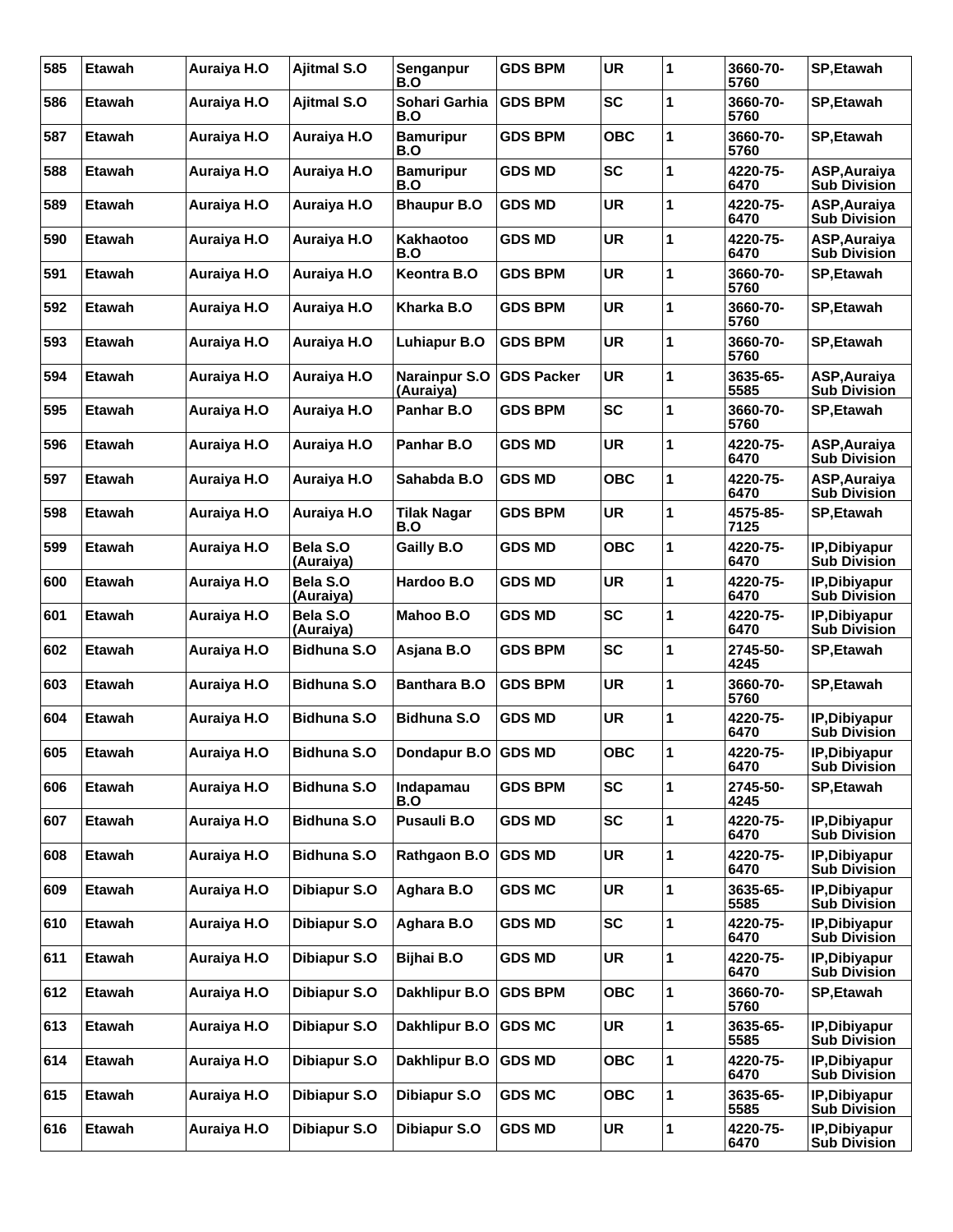| | | | | | | | | | |
|---|---|---|---|---|---|---|---|---|---|
| 585 | Etawah | Auraiya H.O | Ajitmal S.O | Senganpur B.O | GDS BPM | UR | 1 | 3660-70-5760 | SP,Etawah |
| 586 | Etawah | Auraiya H.O | Ajitmal S.O | Sohari Garhia B.O | GDS BPM | SC | 1 | 3660-70-5760 | SP,Etawah |
| 587 | Etawah | Auraiya H.O | Auraiya H.O | Bamuripur B.O | GDS BPM | OBC | 1 | 3660-70-5760 | SP,Etawah |
| 588 | Etawah | Auraiya H.O | Auraiya H.O | Bamuripur B.O | GDS MD | SC | 1 | 4220-75-6470 | ASP,Auraiya Sub Division |
| 589 | Etawah | Auraiya H.O | Auraiya H.O | Bhaupur B.O | GDS MD | UR | 1 | 4220-75-6470 | ASP,Auraiya Sub Division |
| 590 | Etawah | Auraiya H.O | Auraiya H.O | Kakhaotoo B.O | GDS MD | UR | 1 | 4220-75-6470 | ASP,Auraiya Sub Division |
| 591 | Etawah | Auraiya H.O | Auraiya H.O | Keontra B.O | GDS BPM | UR | 1 | 3660-70-5760 | SP,Etawah |
| 592 | Etawah | Auraiya H.O | Auraiya H.O | Kharka B.O | GDS BPM | UR | 1 | 3660-70-5760 | SP,Etawah |
| 593 | Etawah | Auraiya H.O | Auraiya H.O | Luhiapur B.O | GDS BPM | UR | 1 | 3660-70-5760 | SP,Etawah |
| 594 | Etawah | Auraiya H.O | Auraiya H.O | Narainpur S.O (Auraiya) | GDS Packer | UR | 1 | 3635-65-5585 | ASP,Auraiya Sub Division |
| 595 | Etawah | Auraiya H.O | Auraiya H.O | Panhar B.O | GDS BPM | SC | 1 | 3660-70-5760 | SP,Etawah |
| 596 | Etawah | Auraiya H.O | Auraiya H.O | Panhar B.O | GDS MD | UR | 1 | 4220-75-6470 | ASP,Auraiya Sub Division |
| 597 | Etawah | Auraiya H.O | Auraiya H.O | Sahabda B.O | GDS MD | OBC | 1 | 4220-75-6470 | ASP,Auraiya Sub Division |
| 598 | Etawah | Auraiya H.O | Auraiya H.O | Tilak Nagar B.O | GDS BPM | UR | 1 | 4575-85-7125 | SP,Etawah |
| 599 | Etawah | Auraiya H.O | Bela S.O (Auraiya) | Gailly B.O | GDS MD | OBC | 1 | 4220-75-6470 | IP,Dibiyapur Sub Division |
| 600 | Etawah | Auraiya H.O | Bela S.O (Auraiya) | Hardoo B.O | GDS MD | UR | 1 | 4220-75-6470 | IP,Dibiyapur Sub Division |
| 601 | Etawah | Auraiya H.O | Bela S.O (Auraiya) | Mahoo B.O | GDS MD | SC | 1 | 4220-75-6470 | IP,Dibiyapur Sub Division |
| 602 | Etawah | Auraiya H.O | Bidhuna S.O | Asjana B.O | GDS BPM | SC | 1 | 2745-50-4245 | SP,Etawah |
| 603 | Etawah | Auraiya H.O | Bidhuna S.O | Banthara B.O | GDS BPM | UR | 1 | 3660-70-5760 | SP,Etawah |
| 604 | Etawah | Auraiya H.O | Bidhuna S.O | Bidhuna S.O | GDS MD | UR | 1 | 4220-75-6470 | IP,Dibiyapur Sub Division |
| 605 | Etawah | Auraiya H.O | Bidhuna S.O | Dondapur B.O | GDS MD | OBC | 1 | 4220-75-6470 | IP,Dibiyapur Sub Division |
| 606 | Etawah | Auraiya H.O | Bidhuna S.O | Indapamau B.O | GDS BPM | SC | 1 | 2745-50-4245 | SP,Etawah |
| 607 | Etawah | Auraiya H.O | Bidhuna S.O | Pusauli B.O | GDS MD | SC | 1 | 4220-75-6470 | IP,Dibiyapur Sub Division |
| 608 | Etawah | Auraiya H.O | Bidhuna S.O | Rathgaon B.O | GDS MD | UR | 1 | 4220-75-6470 | IP,Dibiyapur Sub Division |
| 609 | Etawah | Auraiya H.O | Dibiapur S.O | Aghara B.O | GDS MC | UR | 1 | 3635-65-5585 | IP,Dibiyapur Sub Division |
| 610 | Etawah | Auraiya H.O | Dibiapur S.O | Aghara B.O | GDS MD | SC | 1 | 4220-75-6470 | IP,Dibiyapur Sub Division |
| 611 | Etawah | Auraiya H.O | Dibiapur S.O | Bijhai B.O | GDS MD | UR | 1 | 4220-75-6470 | IP,Dibiyapur Sub Division |
| 612 | Etawah | Auraiya H.O | Dibiapur S.O | Dakhlipur B.O | GDS BPM | OBC | 1 | 3660-70-5760 | SP,Etawah |
| 613 | Etawah | Auraiya H.O | Dibiapur S.O | Dakhlipur B.O | GDS MC | UR | 1 | 3635-65-5585 | IP,Dibiyapur Sub Division |
| 614 | Etawah | Auraiya H.O | Dibiapur S.O | Dakhlipur B.O | GDS MD | OBC | 1 | 4220-75-6470 | IP,Dibiyapur Sub Division |
| 615 | Etawah | Auraiya H.O | Dibiapur S.O | Dibiapur S.O | GDS MC | OBC | 1 | 3635-65-5585 | IP,Dibiyapur Sub Division |
| 616 | Etawah | Auraiya H.O | Dibiapur S.O | Dibiapur S.O | GDS MD | UR | 1 | 4220-75-6470 | IP,Dibiyapur Sub Division |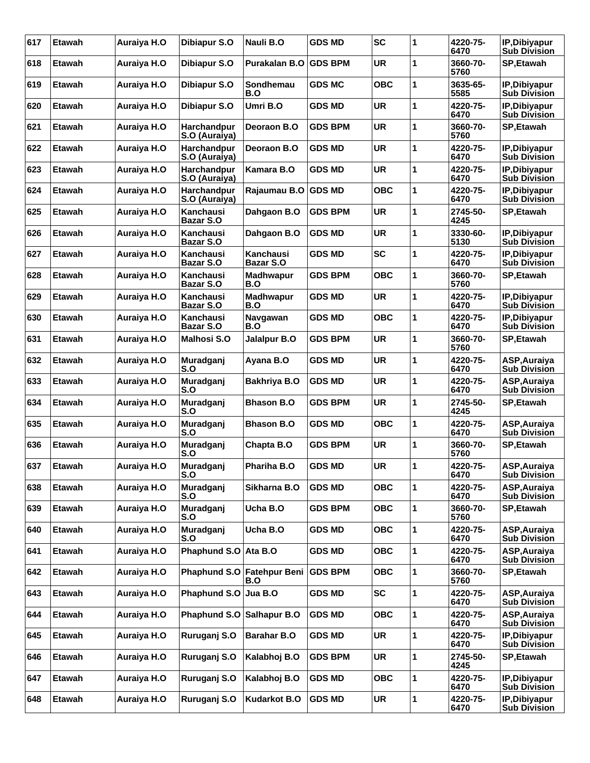| 617 | Etawah | Auraiya H.O | Dibiapur S.O | Nauli B.O | GDS MD | SC | 1 | 4220-75-6470 | IP,Dibiyapur Sub Division |
|---|---|---|---|---|---|---|---|---|---|
| 618 | Etawah | Auraiya H.O | Dibiapur S.O | Purakalan B.O | GDS BPM | UR | 1 | 3660-70-5760 | SP,Etawah |
| 619 | Etawah | Auraiya H.O | Dibiapur S.O | Sondhemau B.O | GDS MC | OBC | 1 | 3635-65-5585 | IP,Dibiyapur Sub Division |
| 620 | Etawah | Auraiya H.O | Dibiapur S.O | Umri B.O | GDS MD | UR | 1 | 4220-75-6470 | IP,Dibiyapur Sub Division |
| 621 | Etawah | Auraiya H.O | Harchandpur S.O (Auraiya) | Deoraon B.O | GDS BPM | UR | 1 | 3660-70-5760 | SP,Etawah |
| 622 | Etawah | Auraiya H.O | Harchandpur S.O (Auraiya) | Deoraon B.O | GDS MD | UR | 1 | 4220-75-6470 | IP,Dibiyapur Sub Division |
| 623 | Etawah | Auraiya H.O | Harchandpur S.O (Auraiya) | Kamara B.O | GDS MD | UR | 1 | 4220-75-6470 | IP,Dibiyapur Sub Division |
| 624 | Etawah | Auraiya H.O | Harchandpur S.O (Auraiya) | Rajaumau B.O | GDS MD | OBC | 1 | 4220-75-6470 | IP,Dibiyapur Sub Division |
| 625 | Etawah | Auraiya H.O | Kanchausi Bazar S.O | Dahgaon B.O | GDS BPM | UR | 1 | 2745-50-4245 | SP,Etawah |
| 626 | Etawah | Auraiya H.O | Kanchausi Bazar S.O | Dahgaon B.O | GDS MD | UR | 1 | 3330-60-5130 | IP,Dibiyapur Sub Division |
| 627 | Etawah | Auraiya H.O | Kanchausi Bazar S.O | Kanchausi Bazar S.O | GDS MD | SC | 1 | 4220-75-6470 | IP,Dibiyapur Sub Division |
| 628 | Etawah | Auraiya H.O | Kanchausi Bazar S.O | Madhwapur B.O | GDS BPM | OBC | 1 | 3660-70-5760 | SP,Etawah |
| 629 | Etawah | Auraiya H.O | Kanchausi Bazar S.O | Madhwapur B.O | GDS MD | UR | 1 | 4220-75-6470 | IP,Dibiyapur Sub Division |
| 630 | Etawah | Auraiya H.O | Kanchausi Bazar S.O | Navgawan B.O | GDS MD | OBC | 1 | 4220-75-6470 | IP,Dibiyapur Sub Division |
| 631 | Etawah | Auraiya H.O | Malhosi S.O | Jalalpur B.O | GDS BPM | UR | 1 | 3660-70-5760 | SP,Etawah |
| 632 | Etawah | Auraiya H.O | Muradganj S.O | Ayana B.O | GDS MD | UR | 1 | 4220-75-6470 | ASP,Auraiya Sub Division |
| 633 | Etawah | Auraiya H.O | Muradganj S.O | Bakhriya B.O | GDS MD | UR | 1 | 4220-75-6470 | ASP,Auraiya Sub Division |
| 634 | Etawah | Auraiya H.O | Muradganj S.O | Bhason B.O | GDS BPM | UR | 1 | 2745-50-4245 | SP,Etawah |
| 635 | Etawah | Auraiya H.O | Muradganj S.O | Bhason B.O | GDS MD | OBC | 1 | 4220-75-6470 | ASP,Auraiya Sub Division |
| 636 | Etawah | Auraiya H.O | Muradganj S.O | Chapta B.O | GDS BPM | UR | 1 | 3660-70-5760 | SP,Etawah |
| 637 | Etawah | Auraiya H.O | Muradganj S.O | Phariha B.O | GDS MD | UR | 1 | 4220-75-6470 | ASP,Auraiya Sub Division |
| 638 | Etawah | Auraiya H.O | Muradganj S.O | Sikharna B.O | GDS MD | OBC | 1 | 4220-75-6470 | ASP,Auraiya Sub Division |
| 639 | Etawah | Auraiya H.O | Muradganj S.O | Ucha B.O | GDS BPM | OBC | 1 | 3660-70-5760 | SP,Etawah |
| 640 | Etawah | Auraiya H.O | Muradganj S.O | Ucha B.O | GDS MD | OBC | 1 | 4220-75-6470 | ASP,Auraiya Sub Division |
| 641 | Etawah | Auraiya H.O | Phaphund S.O | Ata B.O | GDS MD | OBC | 1 | 4220-75-6470 | ASP,Auraiya Sub Division |
| 642 | Etawah | Auraiya H.O | Phaphund S.O | Fatehpur Beni B.O | GDS BPM | OBC | 1 | 3660-70-5760 | SP,Etawah |
| 643 | Etawah | Auraiya H.O | Phaphund S.O | Jua B.O | GDS MD | SC | 1 | 4220-75-6470 | ASP,Auraiya Sub Division |
| 644 | Etawah | Auraiya H.O | Phaphund S.O | Salhapur B.O | GDS MD | OBC | 1 | 4220-75-6470 | ASP,Auraiya Sub Division |
| 645 | Etawah | Auraiya H.O | Ruruganj S.O | Barahar B.O | GDS MD | UR | 1 | 4220-75-6470 | IP,Dibiyapur Sub Division |
| 646 | Etawah | Auraiya H.O | Ruruganj S.O | Kalabhoj B.O | GDS BPM | UR | 1 | 2745-50-4245 | SP,Etawah |
| 647 | Etawah | Auraiya H.O | Ruruganj S.O | Kalabhoj B.O | GDS MD | OBC | 1 | 4220-75-6470 | IP,Dibiyapur Sub Division |
| 648 | Etawah | Auraiya H.O | Ruruganj S.O | Kudarkot B.O | GDS MD | UR | 1 | 4220-75-6470 | IP,Dibiyapur Sub Division |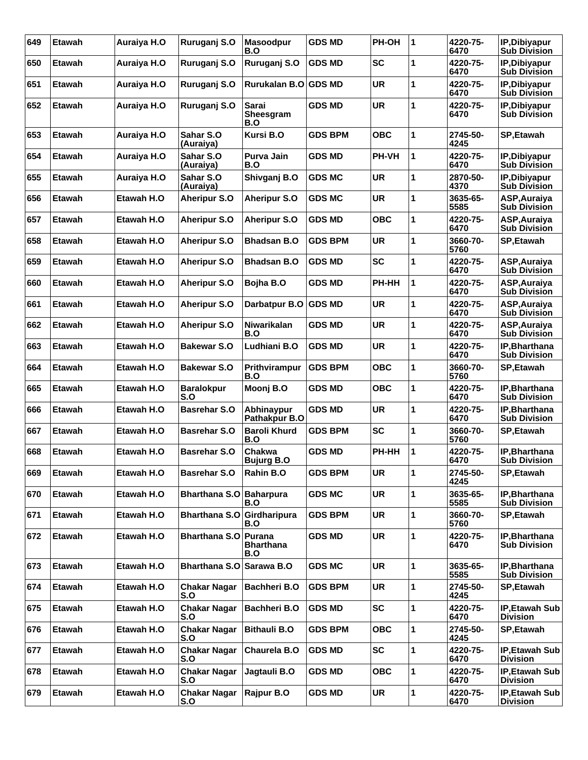| | | | | | | | | | |
|---|---|---|---|---|---|---|---|---|---|
| 649 | Etawah | Auraiya H.O | Ruruganj S.O | Masoodpur B.O | GDS MD | PH-OH | 1 | 4220-75-6470 | IP,Dibiyapur Sub Division |
| 650 | Etawah | Auraiya H.O | Ruruganj S.O | Ruruganj S.O | GDS MD | SC | 1 | 4220-75-6470 | IP,Dibiyapur Sub Division |
| 651 | Etawah | Auraiya H.O | Ruruganj S.O | Rurukalan B.O | GDS MD | UR | 1 | 4220-75-6470 | IP,Dibiyapur Sub Division |
| 652 | Etawah | Auraiya H.O | Ruruganj S.O | Sarai Sheesgram B.O | GDS MD | UR | 1 | 4220-75-6470 | IP,Dibiyapur Sub Division |
| 653 | Etawah | Auraiya H.O | Sahar S.O (Auraiya) | Kursi B.O | GDS BPM | OBC | 1 | 2745-50-4245 | SP,Etawah |
| 654 | Etawah | Auraiya H.O | Sahar S.O (Auraiya) | Purva Jain B.O | GDS MD | PH-VH | 1 | 4220-75-6470 | IP,Dibiyapur Sub Division |
| 655 | Etawah | Auraiya H.O | Sahar S.O (Auraiya) | Shivganj B.O | GDS MC | UR | 1 | 2870-50-4370 | IP,Dibiyapur Sub Division |
| 656 | Etawah | Etawah H.O | Aheripur S.O | Aheripur S.O | GDS MC | UR | 1 | 3635-65-5585 | ASP,Auraiya Sub Division |
| 657 | Etawah | Etawah H.O | Aheripur S.O | Aheripur S.O | GDS MD | OBC | 1 | 4220-75-6470 | ASP,Auraiya Sub Division |
| 658 | Etawah | Etawah H.O | Aheripur S.O | Bhadsan B.O | GDS BPM | UR | 1 | 3660-70-5760 | SP,Etawah |
| 659 | Etawah | Etawah H.O | Aheripur S.O | Bhadsan B.O | GDS MD | SC | 1 | 4220-75-6470 | ASP,Auraiya Sub Division |
| 660 | Etawah | Etawah H.O | Aheripur S.O | Bojha B.O | GDS MD | PH-HH | 1 | 4220-75-6470 | ASP,Auraiya Sub Division |
| 661 | Etawah | Etawah H.O | Aheripur S.O | Darbatpur B.O | GDS MD | UR | 1 | 4220-75-6470 | ASP,Auraiya Sub Division |
| 662 | Etawah | Etawah H.O | Aheripur S.O | Niwarikalan B.O | GDS MD | UR | 1 | 4220-75-6470 | ASP,Auraiya Sub Division |
| 663 | Etawah | Etawah H.O | Bakewar S.O | Ludhiani B.O | GDS MD | UR | 1 | 4220-75-6470 | IP,Bharthana Sub Division |
| 664 | Etawah | Etawah H.O | Bakewar S.O | Prithvirampur B.O | GDS BPM | OBC | 1 | 3660-70-5760 | SP,Etawah |
| 665 | Etawah | Etawah H.O | Baralokpur S.O | Moonj B.O | GDS MD | OBC | 1 | 4220-75-6470 | IP,Bharthana Sub Division |
| 666 | Etawah | Etawah H.O | Basrehar S.O | Abhinaypur Pathakpur B.O | GDS MD | UR | 1 | 4220-75-6470 | IP,Bharthana Sub Division |
| 667 | Etawah | Etawah H.O | Basrehar S.O | Baroli Khurd B.O | GDS BPM | SC | 1 | 3660-70-5760 | SP,Etawah |
| 668 | Etawah | Etawah H.O | Basrehar S.O | Chakwa Bujurg B.O | GDS MD | PH-HH | 1 | 4220-75-6470 | IP,Bharthana Sub Division |
| 669 | Etawah | Etawah H.O | Basrehar S.O | Rahin B.O | GDS BPM | UR | 1 | 2745-50-4245 | SP,Etawah |
| 670 | Etawah | Etawah H.O | Bharthana S.O | Baharpura B.O | GDS MC | UR | 1 | 3635-65-5585 | IP,Bharthana Sub Division |
| 671 | Etawah | Etawah H.O | Bharthana S.O | Girdharipura B.O | GDS BPM | UR | 1 | 3660-70-5760 | SP,Etawah |
| 672 | Etawah | Etawah H.O | Bharthana S.O | Purana Bharthana B.O | GDS MD | UR | 1 | 4220-75-6470 | IP,Bharthana Sub Division |
| 673 | Etawah | Etawah H.O | Bharthana S.O | Sarawa B.O | GDS MC | UR | 1 | 3635-65-5585 | IP,Bharthana Sub Division |
| 674 | Etawah | Etawah H.O | Chakar Nagar S.O | Bachheri B.O | GDS BPM | UR | 1 | 2745-50-4245 | SP,Etawah |
| 675 | Etawah | Etawah H.O | Chakar Nagar S.O | Bachheri B.O | GDS MD | SC | 1 | 4220-75-6470 | IP,Etawah Sub Division |
| 676 | Etawah | Etawah H.O | Chakar Nagar S.O | Bithauli B.O | GDS BPM | OBC | 1 | 2745-50-4245 | SP,Etawah |
| 677 | Etawah | Etawah H.O | Chakar Nagar S.O | Chaurela B.O | GDS MD | SC | 1 | 4220-75-6470 | IP,Etawah Sub Division |
| 678 | Etawah | Etawah H.O | Chakar Nagar S.O | Jagtauli B.O | GDS MD | OBC | 1 | 4220-75-6470 | IP,Etawah Sub Division |
| 679 | Etawah | Etawah H.O | Chakar Nagar S.O | Rajpur B.O | GDS MD | UR | 1 | 4220-75-6470 | IP,Etawah Sub Division |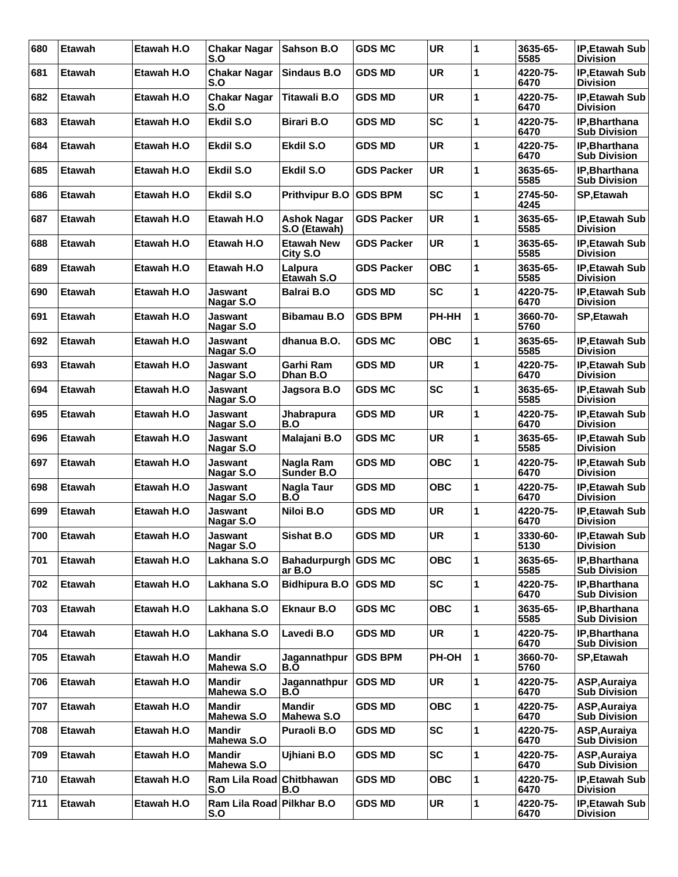| | | | | | | | | | |
|---|---|---|---|---|---|---|---|---|---|
| 680 | Etawah | Etawah H.O | Chakar Nagar S.O | Sahson B.O | GDS MC | UR | 1 | 3635-65-5585 | IP,Etawah Sub Division |
| 681 | Etawah | Etawah H.O | Chakar Nagar S.O | Sindaus B.O | GDS MD | UR | 1 | 4220-75-6470 | IP,Etawah Sub Division |
| 682 | Etawah | Etawah H.O | Chakar Nagar S.O | Titawali B.O | GDS MD | UR | 1 | 4220-75-6470 | IP,Etawah Sub Division |
| 683 | Etawah | Etawah H.O | Ekdil S.O | Birari B.O | GDS MD | SC | 1 | 4220-75-6470 | IP,Bharthana Sub Division |
| 684 | Etawah | Etawah H.O | Ekdil S.O | Ekdil S.O | GDS MD | UR | 1 | 4220-75-6470 | IP,Bharthana Sub Division |
| 685 | Etawah | Etawah H.O | Ekdil S.O | Ekdil S.O | GDS Packer | UR | 1 | 3635-65-5585 | IP,Bharthana Sub Division |
| 686 | Etawah | Etawah H.O | Ekdil S.O | Prithvipur B.O | GDS BPM | SC | 1 | 2745-50-4245 | SP,Etawah |
| 687 | Etawah | Etawah H.O | Etawah H.O | Ashok Nagar S.O (Etawah) | GDS Packer | UR | 1 | 3635-65-5585 | IP,Etawah Sub Division |
| 688 | Etawah | Etawah H.O | Etawah H.O | Etawah New City S.O | GDS Packer | UR | 1 | 3635-65-5585 | IP,Etawah Sub Division |
| 689 | Etawah | Etawah H.O | Etawah H.O | Lalpura Etawah S.O | GDS Packer | OBC | 1 | 3635-65-5585 | IP,Etawah Sub Division |
| 690 | Etawah | Etawah H.O | Jaswant Nagar S.O | Balrai B.O | GDS MD | SC | 1 | 4220-75-6470 | IP,Etawah Sub Division |
| 691 | Etawah | Etawah H.O | Jaswant Nagar S.O | Bibamau B.O | GDS BPM | PH-HH | 1 | 3660-70-5760 | SP,Etawah |
| 692 | Etawah | Etawah H.O | Jaswant Nagar S.O | dhanua B.O. | GDS MC | OBC | 1 | 3635-65-5585 | IP,Etawah Sub Division |
| 693 | Etawah | Etawah H.O | Jaswant Nagar S.O | Garhi Ram Dhan B.O | GDS MD | UR | 1 | 4220-75-6470 | IP,Etawah Sub Division |
| 694 | Etawah | Etawah H.O | Jaswant Nagar S.O | Jagsora B.O | GDS MC | SC | 1 | 3635-65-5585 | IP,Etawah Sub Division |
| 695 | Etawah | Etawah H.O | Jaswant Nagar S.O | Jhabrapura B.O | GDS MD | UR | 1 | 4220-75-6470 | IP,Etawah Sub Division |
| 696 | Etawah | Etawah H.O | Jaswant Nagar S.O | Malajani B.O | GDS MC | UR | 1 | 3635-65-5585 | IP,Etawah Sub Division |
| 697 | Etawah | Etawah H.O | Jaswant Nagar S.O | Nagla Ram Sunder B.O | GDS MD | OBC | 1 | 4220-75-6470 | IP,Etawah Sub Division |
| 698 | Etawah | Etawah H.O | Jaswant Nagar S.O | Nagla Taur B.O | GDS MD | OBC | 1 | 4220-75-6470 | IP,Etawah Sub Division |
| 699 | Etawah | Etawah H.O | Jaswant Nagar S.O | Niloi B.O | GDS MD | UR | 1 | 4220-75-6470 | IP,Etawah Sub Division |
| 700 | Etawah | Etawah H.O | Jaswant Nagar S.O | Sishat B.O | GDS MD | UR | 1 | 3330-60-5130 | IP,Etawah Sub Division |
| 701 | Etawah | Etawah H.O | Lakhana S.O | Bahadurpurgh ar B.O | GDS MC | OBC | 1 | 3635-65-5585 | IP,Bharthana Sub Division |
| 702 | Etawah | Etawah H.O | Lakhana S.O | Bidhipura B.O | GDS MD | SC | 1 | 4220-75-6470 | IP,Bharthana Sub Division |
| 703 | Etawah | Etawah H.O | Lakhana S.O | Eknaur B.O | GDS MC | OBC | 1 | 3635-65-5585 | IP,Bharthana Sub Division |
| 704 | Etawah | Etawah H.O | Lakhana S.O | Lavedi B.O | GDS MD | UR | 1 | 4220-75-6470 | IP,Bharthana Sub Division |
| 705 | Etawah | Etawah H.O | Mandir Mahewa S.O | Jagannathpur B.O | GDS BPM | PH-OH | 1 | 3660-70-5760 | SP,Etawah |
| 706 | Etawah | Etawah H.O | Mandir Mahewa S.O | Jagannathpur B.O | GDS MD | UR | 1 | 4220-75-6470 | ASP,Auraiya Sub Division |
| 707 | Etawah | Etawah H.O | Mandir Mahewa S.O | Mandir Mahewa S.O | GDS MD | OBC | 1 | 4220-75-6470 | ASP,Auraiya Sub Division |
| 708 | Etawah | Etawah H.O | Mandir Mahewa S.O | Puraoli B.O | GDS MD | SC | 1 | 4220-75-6470 | ASP,Auraiya Sub Division |
| 709 | Etawah | Etawah H.O | Mandir Mahewa S.O | Ujhiani B.O | GDS MD | SC | 1 | 4220-75-6470 | ASP,Auraiya Sub Division |
| 710 | Etawah | Etawah H.O | Ram Lila Road S.O | Chitbhawan B.O | GDS MD | OBC | 1 | 4220-75-6470 | IP,Etawah Sub Division |
| 711 | Etawah | Etawah H.O | Ram Lila Road S.O | Pilkhar B.O | GDS MD | UR | 1 | 4220-75-6470 | IP,Etawah Sub Division |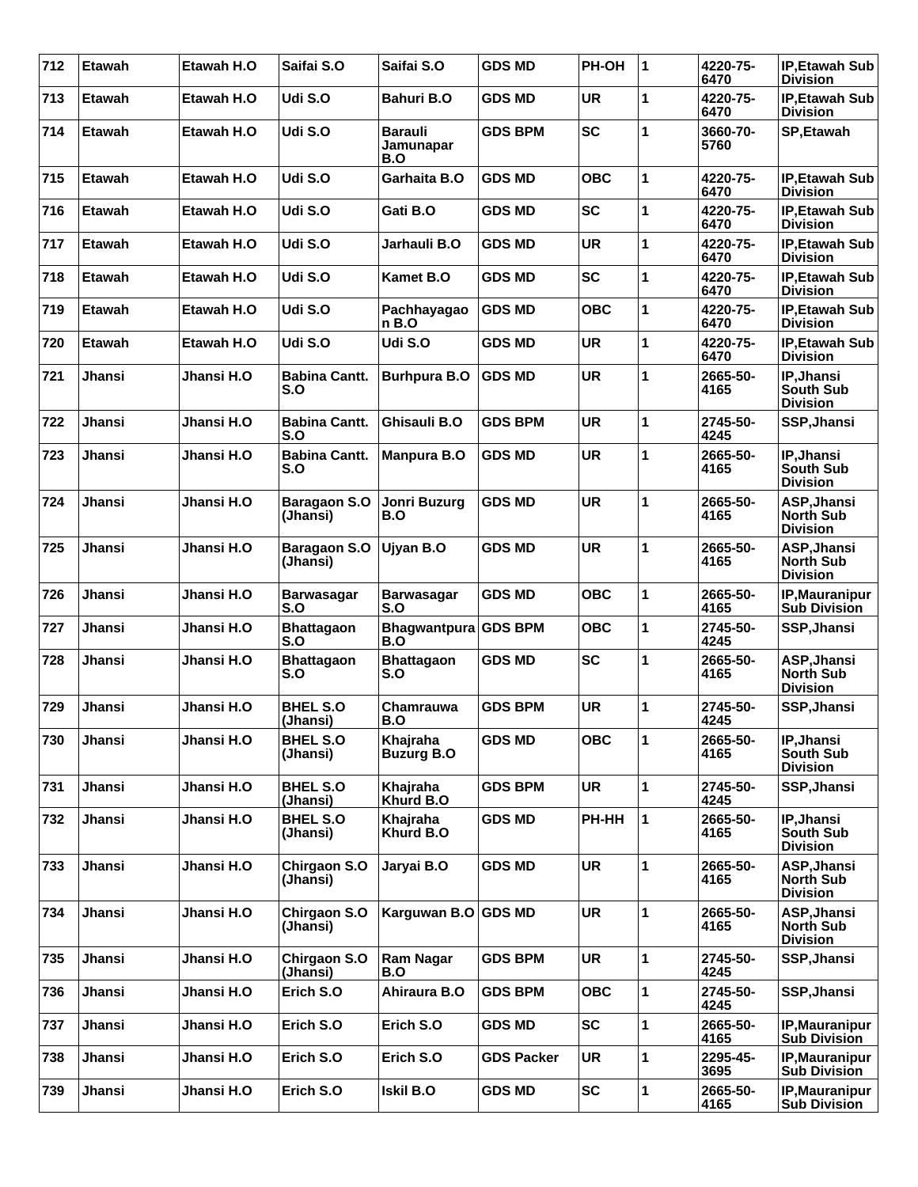| | | | | | | | | | |
|---|---|---|---|---|---|---|---|---|---|
| 712 | Etawah | Etawah H.O | Saifai S.O | Saifai S.O | GDS MD | PH-OH | 1 | 4220-75-6470 | IP,Etawah Sub Division |
| 713 | Etawah | Etawah H.O | Udi S.O | Bahuri B.O | GDS MD | UR | 1 | 4220-75-6470 | IP,Etawah Sub Division |
| 714 | Etawah | Etawah H.O | Udi S.O | Barauli Jamunapar B.O | GDS BPM | SC | 1 | 3660-70-5760 | SP,Etawah |
| 715 | Etawah | Etawah H.O | Udi S.O | Garhaita B.O | GDS MD | OBC | 1 | 4220-75-6470 | IP,Etawah Sub Division |
| 716 | Etawah | Etawah H.O | Udi S.O | Gati B.O | GDS MD | SC | 1 | 4220-75-6470 | IP,Etawah Sub Division |
| 717 | Etawah | Etawah H.O | Udi S.O | Jarhauli B.O | GDS MD | UR | 1 | 4220-75-6470 | IP,Etawah Sub Division |
| 718 | Etawah | Etawah H.O | Udi S.O | Kamet B.O | GDS MD | SC | 1 | 4220-75-6470 | IP,Etawah Sub Division |
| 719 | Etawah | Etawah H.O | Udi S.O | Pachhayagaon B.O | GDS MD | OBC | 1 | 4220-75-6470 | IP,Etawah Sub Division |
| 720 | Etawah | Etawah H.O | Udi S.O | Udi S.O | GDS MD | UR | 1 | 4220-75-6470 | IP,Etawah Sub Division |
| 721 | Jhansi | Jhansi H.O | Babina Cantt. S.O | Burhpura B.O | GDS MD | UR | 1 | 2665-50-4165 | IP,Jhansi South Sub Division |
| 722 | Jhansi | Jhansi H.O | Babina Cantt. S.O | Ghisauli B.O | GDS BPM | UR | 1 | 2745-50-4245 | SSP,Jhansi |
| 723 | Jhansi | Jhansi H.O | Babina Cantt. S.O | Manpura B.O | GDS MD | UR | 1 | 2665-50-4165 | IP,Jhansi South Sub Division |
| 724 | Jhansi | Jhansi H.O | Baragaon S.O (Jhansi) | Jonri Buzurg B.O | GDS MD | UR | 1 | 2665-50-4165 | ASP,Jhansi North Sub Division |
| 725 | Jhansi | Jhansi H.O | Baragaon S.O (Jhansi) | Ujyan B.O | GDS MD | UR | 1 | 2665-50-4165 | ASP,Jhansi North Sub Division |
| 726 | Jhansi | Jhansi H.O | Barwasagar S.O | Barwasagar S.O | GDS MD | OBC | 1 | 2665-50-4165 | IP,Mauranipur Sub Division |
| 727 | Jhansi | Jhansi H.O | Bhattagaon S.O | Bhagwantpura B.O | GDS BPM | OBC | 1 | 2745-50-4245 | SSP,Jhansi |
| 728 | Jhansi | Jhansi H.O | Bhattagaon S.O | Bhattagaon S.O | GDS MD | SC | 1 | 2665-50-4165 | ASP,Jhansi North Sub Division |
| 729 | Jhansi | Jhansi H.O | BHEL S.O (Jhansi) | Chamrauwa B.O | GDS BPM | UR | 1 | 2745-50-4245 | SSP,Jhansi |
| 730 | Jhansi | Jhansi H.O | BHEL S.O (Jhansi) | Khajraha Buzurg B.O | GDS MD | OBC | 1 | 2665-50-4165 | IP,Jhansi South Sub Division |
| 731 | Jhansi | Jhansi H.O | BHEL S.O (Jhansi) | Khajraha Khurd B.O | GDS BPM | UR | 1 | 2745-50-4245 | SSP,Jhansi |
| 732 | Jhansi | Jhansi H.O | BHEL S.O (Jhansi) | Khajraha Khurd B.O | GDS MD | PH-HH | 1 | 2665-50-4165 | IP,Jhansi South Sub Division |
| 733 | Jhansi | Jhansi H.O | Chirgaon S.O (Jhansi) | Jaryai B.O | GDS MD | UR | 1 | 2665-50-4165 | ASP,Jhansi North Sub Division |
| 734 | Jhansi | Jhansi H.O | Chirgaon S.O (Jhansi) | Karguwan B.O | GDS MD | UR | 1 | 2665-50-4165 | ASP,Jhansi North Sub Division |
| 735 | Jhansi | Jhansi H.O | Chirgaon S.O (Jhansi) | Ram Nagar B.O | GDS BPM | UR | 1 | 2745-50-4245 | SSP,Jhansi |
| 736 | Jhansi | Jhansi H.O | Erich S.O | Ahiraura B.O | GDS BPM | OBC | 1 | 2745-50-4245 | SSP,Jhansi |
| 737 | Jhansi | Jhansi H.O | Erich S.O | Erich S.O | GDS MD | SC | 1 | 2665-50-4165 | IP,Mauranipur Sub Division |
| 738 | Jhansi | Jhansi H.O | Erich S.O | Erich S.O | GDS Packer | UR | 1 | 2295-45-3695 | IP,Mauranipur Sub Division |
| 739 | Jhansi | Jhansi H.O | Erich S.O | Iskil B.O | GDS MD | SC | 1 | 2665-50-4165 | IP,Mauranipur Sub Division |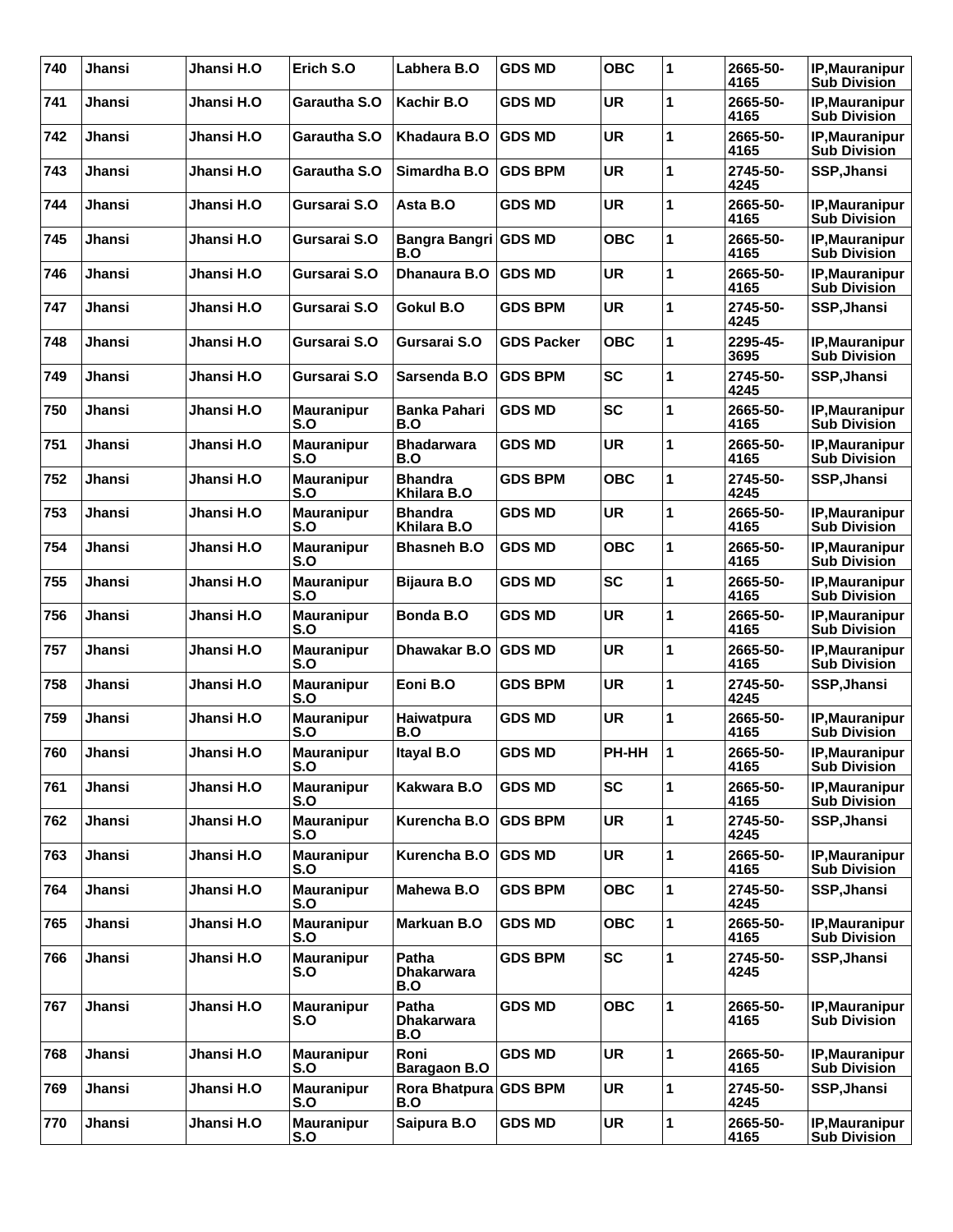| | | | | | | | | | |
|---|---|---|---|---|---|---|---|---|---|
| 740 | Jhansi | Jhansi H.O | Erich S.O | Labhera B.O | GDS MD | OBC | 1 | 2665-50-4165 | IP,Mauranipur Sub Division |
| 741 | Jhansi | Jhansi H.O | Garautha S.O | Kachir B.O | GDS MD | UR | 1 | 2665-50-4165 | IP,Mauranipur Sub Division |
| 742 | Jhansi | Jhansi H.O | Garautha S.O | Khadaura B.O | GDS MD | UR | 1 | 2665-50-4165 | IP,Mauranipur Sub Division |
| 743 | Jhansi | Jhansi H.O | Garautha S.O | Simardha B.O | GDS BPM | UR | 1 | 2745-50-4245 | SSP,Jhansi |
| 744 | Jhansi | Jhansi H.O | Gursarai S.O | Asta B.O | GDS MD | UR | 1 | 2665-50-4165 | IP,Mauranipur Sub Division |
| 745 | Jhansi | Jhansi H.O | Gursarai S.O | Bangra Bangri B.O | GDS MD | OBC | 1 | 2665-50-4165 | IP,Mauranipur Sub Division |
| 746 | Jhansi | Jhansi H.O | Gursarai S.O | Dhanaura B.O | GDS MD | UR | 1 | 2665-50-4165 | IP,Mauranipur Sub Division |
| 747 | Jhansi | Jhansi H.O | Gursarai S.O | Gokul B.O | GDS BPM | UR | 1 | 2745-50-4245 | SSP,Jhansi |
| 748 | Jhansi | Jhansi H.O | Gursarai S.O | Gursarai S.O | GDS Packer | OBC | 1 | 2295-45-3695 | IP,Mauranipur Sub Division |
| 749 | Jhansi | Jhansi H.O | Gursarai S.O | Sarsenda B.O | GDS BPM | SC | 1 | 2745-50-4245 | SSP,Jhansi |
| 750 | Jhansi | Jhansi H.O | Mauranipur S.O | Banka Pahari B.O | GDS MD | SC | 1 | 2665-50-4165 | IP,Mauranipur Sub Division |
| 751 | Jhansi | Jhansi H.O | Mauranipur S.O | Bhadarwara B.O | GDS MD | UR | 1 | 2665-50-4165 | IP,Mauranipur Sub Division |
| 752 | Jhansi | Jhansi H.O | Mauranipur S.O | Bhandra Khilara B.O | GDS BPM | OBC | 1 | 2745-50-4245 | SSP,Jhansi |
| 753 | Jhansi | Jhansi H.O | Mauranipur S.O | Bhandra Khilara B.O | GDS MD | UR | 1 | 2665-50-4165 | IP,Mauranipur Sub Division |
| 754 | Jhansi | Jhansi H.O | Mauranipur S.O | Bhasneh B.O | GDS MD | OBC | 1 | 2665-50-4165 | IP,Mauranipur Sub Division |
| 755 | Jhansi | Jhansi H.O | Mauranipur S.O | Bijaura B.O | GDS MD | SC | 1 | 2665-50-4165 | IP,Mauranipur Sub Division |
| 756 | Jhansi | Jhansi H.O | Mauranipur S.O | Bonda B.O | GDS MD | UR | 1 | 2665-50-4165 | IP,Mauranipur Sub Division |
| 757 | Jhansi | Jhansi H.O | Mauranipur S.O | Dhawakar B.O | GDS MD | UR | 1 | 2665-50-4165 | IP,Mauranipur Sub Division |
| 758 | Jhansi | Jhansi H.O | Mauranipur S.O | Eoni B.O | GDS BPM | UR | 1 | 2745-50-4245 | SSP,Jhansi |
| 759 | Jhansi | Jhansi H.O | Mauranipur S.O | Haiwatpura B.O | GDS MD | UR | 1 | 2665-50-4165 | IP,Mauranipur Sub Division |
| 760 | Jhansi | Jhansi H.O | Mauranipur S.O | Itayal B.O | GDS MD | PH-HH | 1 | 2665-50-4165 | IP,Mauranipur Sub Division |
| 761 | Jhansi | Jhansi H.O | Mauranipur S.O | Kakwara B.O | GDS MD | SC | 1 | 2665-50-4165 | IP,Mauranipur Sub Division |
| 762 | Jhansi | Jhansi H.O | Mauranipur S.O | Kurencha B.O | GDS BPM | UR | 1 | 2745-50-4245 | SSP,Jhansi |
| 763 | Jhansi | Jhansi H.O | Mauranipur S.O | Kurencha B.O | GDS MD | UR | 1 | 2665-50-4165 | IP,Mauranipur Sub Division |
| 764 | Jhansi | Jhansi H.O | Mauranipur S.O | Mahewa B.O | GDS BPM | OBC | 1 | 2745-50-4245 | SSP,Jhansi |
| 765 | Jhansi | Jhansi H.O | Mauranipur S.O | Markuan B.O | GDS MD | OBC | 1 | 2665-50-4165 | IP,Mauranipur Sub Division |
| 766 | Jhansi | Jhansi H.O | Mauranipur S.O | Patha Dhakarwara B.O | GDS BPM | SC | 1 | 2745-50-4245 | SSP,Jhansi |
| 767 | Jhansi | Jhansi H.O | Mauranipur S.O | Patha Dhakarwara B.O | GDS MD | OBC | 1 | 2665-50-4165 | IP,Mauranipur Sub Division |
| 768 | Jhansi | Jhansi H.O | Mauranipur S.O | Roni Baragaon B.O | GDS MD | UR | 1 | 2665-50-4165 | IP,Mauranipur Sub Division |
| 769 | Jhansi | Jhansi H.O | Mauranipur S.O | Rora Bhatpura B.O | GDS BPM | UR | 1 | 2745-50-4245 | SSP,Jhansi |
| 770 | Jhansi | Jhansi H.O | Mauranipur S.O | Saipura B.O | GDS MD | UR | 1 | 2665-50-4165 | IP,Mauranipur Sub Division |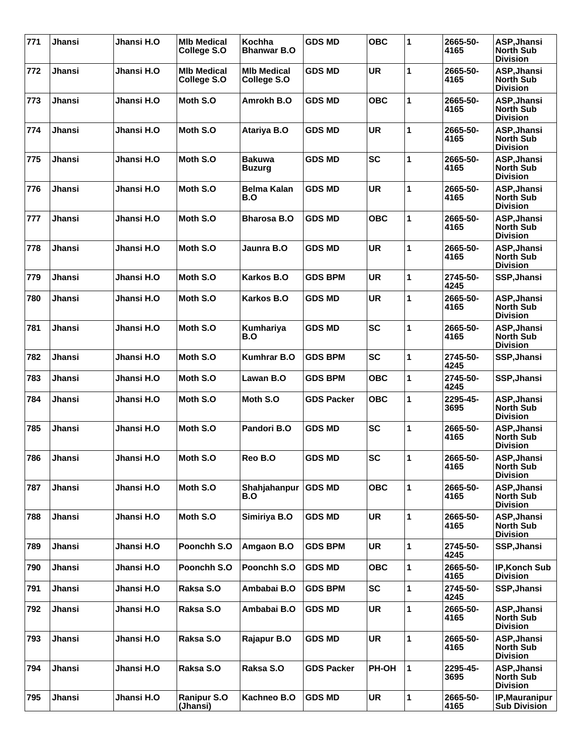| | | | | | | | | | |
|---|---|---|---|---|---|---|---|---|---|
| 771 | Jhansi | Jhansi H.O | Mlb Medical College S.O | Kochha Bhanwar B.O | GDS MD | OBC | 1 | 2665-50-4165 | ASP,Jhansi North Sub Division |
| 772 | Jhansi | Jhansi H.O | Mlb Medical College S.O | Mlb Medical College S.O | GDS MD | UR | 1 | 2665-50-4165 | ASP,Jhansi North Sub Division |
| 773 | Jhansi | Jhansi H.O | Moth S.O | Amrokh B.O | GDS MD | OBC | 1 | 2665-50-4165 | ASP,Jhansi North Sub Division |
| 774 | Jhansi | Jhansi H.O | Moth S.O | Atariya B.O | GDS MD | UR | 1 | 2665-50-4165 | ASP,Jhansi North Sub Division |
| 775 | Jhansi | Jhansi H.O | Moth S.O | Bakuwa Buzurg | GDS MD | SC | 1 | 2665-50-4165 | ASP,Jhansi North Sub Division |
| 776 | Jhansi | Jhansi H.O | Moth S.O | Belma Kalan B.O | GDS MD | UR | 1 | 2665-50-4165 | ASP,Jhansi North Sub Division |
| 777 | Jhansi | Jhansi H.O | Moth S.O | Bharosa B.O | GDS MD | OBC | 1 | 2665-50-4165 | ASP,Jhansi North Sub Division |
| 778 | Jhansi | Jhansi H.O | Moth S.O | Jaunra B.O | GDS MD | UR | 1 | 2665-50-4165 | ASP,Jhansi North Sub Division |
| 779 | Jhansi | Jhansi H.O | Moth S.O | Karkos B.O | GDS BPM | UR | 1 | 2745-50-4245 | SSP,Jhansi |
| 780 | Jhansi | Jhansi H.O | Moth S.O | Karkos B.O | GDS MD | UR | 1 | 2665-50-4165 | ASP,Jhansi North Sub Division |
| 781 | Jhansi | Jhansi H.O | Moth S.O | Kumhariya B.O | GDS MD | SC | 1 | 2665-50-4165 | ASP,Jhansi North Sub Division |
| 782 | Jhansi | Jhansi H.O | Moth S.O | Kumhrar B.O | GDS BPM | SC | 1 | 2745-50-4245 | SSP,Jhansi |
| 783 | Jhansi | Jhansi H.O | Moth S.O | Lawan B.O | GDS BPM | OBC | 1 | 2745-50-4245 | SSP,Jhansi |
| 784 | Jhansi | Jhansi H.O | Moth S.O | Moth S.O | GDS Packer | OBC | 1 | 2295-45-3695 | ASP,Jhansi North Sub Division |
| 785 | Jhansi | Jhansi H.O | Moth S.O | Pandori B.O | GDS MD | SC | 1 | 2665-50-4165 | ASP,Jhansi North Sub Division |
| 786 | Jhansi | Jhansi H.O | Moth S.O | Reo B.O | GDS MD | SC | 1 | 2665-50-4165 | ASP,Jhansi North Sub Division |
| 787 | Jhansi | Jhansi H.O | Moth S.O | Shahjahanpur B.O | GDS MD | OBC | 1 | 2665-50-4165 | ASP,Jhansi North Sub Division |
| 788 | Jhansi | Jhansi H.O | Moth S.O | Simiriya B.O | GDS MD | UR | 1 | 2665-50-4165 | ASP,Jhansi North Sub Division |
| 789 | Jhansi | Jhansi H.O | Poonchh S.O | Amgaon B.O | GDS BPM | UR | 1 | 2745-50-4245 | SSP,Jhansi |
| 790 | Jhansi | Jhansi H.O | Poonchh S.O | Poonchh S.O | GDS MD | OBC | 1 | 2665-50-4165 | IP,Konch Sub Division |
| 791 | Jhansi | Jhansi H.O | Raksa S.O | Ambabai B.O | GDS BPM | SC | 1 | 2745-50-4245 | SSP,Jhansi |
| 792 | Jhansi | Jhansi H.O | Raksa S.O | Ambabai B.O | GDS MD | UR | 1 | 2665-50-4165 | ASP,Jhansi North Sub Division |
| 793 | Jhansi | Jhansi H.O | Raksa S.O | Rajapur B.O | GDS MD | UR | 1 | 2665-50-4165 | ASP,Jhansi North Sub Division |
| 794 | Jhansi | Jhansi H.O | Raksa S.O | Raksa S.O | GDS Packer | PH-OH | 1 | 2295-45-3695 | ASP,Jhansi North Sub Division |
| 795 | Jhansi | Jhansi H.O | Ranipur S.O (Jhansi) | Kachneo B.O | GDS MD | UR | 1 | 2665-50-4165 | IP,Mauranipur Sub Division |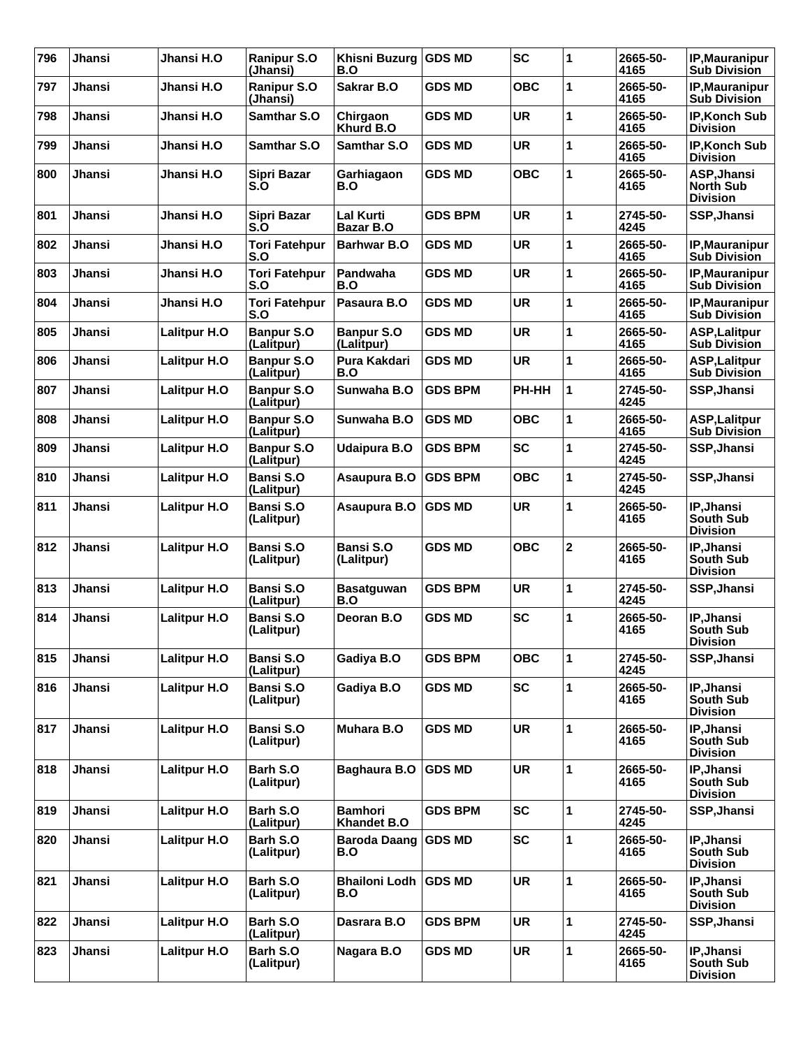| 796 | Jhansi | Jhansi H.O | Ranipur S.O (Jhansi) | Khisni Buzurg B.O | GDS MD | SC | 1 | 2665-50-4165 | IP,Mauranipur Sub Division |
|---|---|---|---|---|---|---|---|---|---|
| 797 | Jhansi | Jhansi H.O | Ranipur S.O (Jhansi) | Sakrar B.O | GDS MD | OBC | 1 | 2665-50-4165 | IP,Mauranipur Sub Division |
| 798 | Jhansi | Jhansi H.O | Samthar S.O | Chirgaon Khurd B.O | GDS MD | UR | 1 | 2665-50-4165 | IP,Konch Sub Division |
| 799 | Jhansi | Jhansi H.O | Samthar S.O | Samthar S.O | GDS MD | UR | 1 | 2665-50-4165 | IP,Konch Sub Division |
| 800 | Jhansi | Jhansi H.O | Sipri Bazar S.O | Garhiagaon B.O | GDS MD | OBC | 1 | 2665-50-4165 | ASP,Jhansi North Sub Division |
| 801 | Jhansi | Jhansi H.O | Sipri Bazar S.O | Lal Kurti Bazar B.O | GDS BPM | UR | 1 | 2745-50-4245 | SSP,Jhansi |
| 802 | Jhansi | Jhansi H.O | Tori Fatehpur S.O | Barhwar B.O | GDS MD | UR | 1 | 2665-50-4165 | IP,Mauranipur Sub Division |
| 803 | Jhansi | Jhansi H.O | Tori Fatehpur S.O | Pandwaha B.O | GDS MD | UR | 1 | 2665-50-4165 | IP,Mauranipur Sub Division |
| 804 | Jhansi | Jhansi H.O | Tori Fatehpur S.O | Pasaura B.O | GDS MD | UR | 1 | 2665-50-4165 | IP,Mauranipur Sub Division |
| 805 | Jhansi | Lalitpur H.O | Banpur S.O (Lalitpur) | Banpur S.O (Lalitpur) | GDS MD | UR | 1 | 2665-50-4165 | ASP,Lalitpur Sub Division |
| 806 | Jhansi | Lalitpur H.O | Banpur S.O (Lalitpur) | Pura Kakdari B.O | GDS MD | UR | 1 | 2665-50-4165 | ASP,Lalitpur Sub Division |
| 807 | Jhansi | Lalitpur H.O | Banpur S.O (Lalitpur) | Sunwaha B.O | GDS BPM | PH-HH | 1 | 2745-50-4245 | SSP,Jhansi |
| 808 | Jhansi | Lalitpur H.O | Banpur S.O (Lalitpur) | Sunwaha B.O | GDS MD | OBC | 1 | 2665-50-4165 | ASP,Lalitpur Sub Division |
| 809 | Jhansi | Lalitpur H.O | Banpur S.O (Lalitpur) | Udaipura B.O | GDS BPM | SC | 1 | 2745-50-4245 | SSP,Jhansi |
| 810 | Jhansi | Lalitpur H.O | Bansi S.O (Lalitpur) | Asaupura B.O | GDS BPM | OBC | 1 | 2745-50-4245 | SSP,Jhansi |
| 811 | Jhansi | Lalitpur H.O | Bansi S.O (Lalitpur) | Asaupura B.O | GDS MD | UR | 1 | 2665-50-4165 | IP,Jhansi South Sub Division |
| 812 | Jhansi | Lalitpur H.O | Bansi S.O (Lalitpur) | Bansi S.O (Lalitpur) | GDS MD | OBC | 2 | 2665-50-4165 | IP,Jhansi South Sub Division |
| 813 | Jhansi | Lalitpur H.O | Bansi S.O (Lalitpur) | Basatguwan B.O | GDS BPM | UR | 1 | 2745-50-4245 | SSP,Jhansi |
| 814 | Jhansi | Lalitpur H.O | Bansi S.O (Lalitpur) | Deoran B.O | GDS MD | SC | 1 | 2665-50-4165 | IP,Jhansi South Sub Division |
| 815 | Jhansi | Lalitpur H.O | Bansi S.O (Lalitpur) | Gadiya B.O | GDS BPM | OBC | 1 | 2745-50-4245 | SSP,Jhansi |
| 816 | Jhansi | Lalitpur H.O | Bansi S.O (Lalitpur) | Gadiya B.O | GDS MD | SC | 1 | 2665-50-4165 | IP,Jhansi South Sub Division |
| 817 | Jhansi | Lalitpur H.O | Bansi S.O (Lalitpur) | Muhara B.O | GDS MD | UR | 1 | 2665-50-4165 | IP,Jhansi South Sub Division |
| 818 | Jhansi | Lalitpur H.O | Barh S.O (Lalitpur) | Baghaura B.O | GDS MD | UR | 1 | 2665-50-4165 | IP,Jhansi South Sub Division |
| 819 | Jhansi | Lalitpur H.O | Barh S.O (Lalitpur) | Bamhori Khandet B.O | GDS BPM | SC | 1 | 2745-50-4245 | SSP,Jhansi |
| 820 | Jhansi | Lalitpur H.O | Barh S.O (Lalitpur) | Baroda Daang B.O | GDS MD | SC | 1 | 2665-50-4165 | IP,Jhansi South Sub Division |
| 821 | Jhansi | Lalitpur H.O | Barh S.O (Lalitpur) | Bhailoni Lodh B.O | GDS MD | UR | 1 | 2665-50-4165 | IP,Jhansi South Sub Division |
| 822 | Jhansi | Lalitpur H.O | Barh S.O (Lalitpur) | Dasrara B.O | GDS BPM | UR | 1 | 2745-50-4245 | SSP,Jhansi |
| 823 | Jhansi | Lalitpur H.O | Barh S.O (Lalitpur) | Nagara B.O | GDS MD | UR | 1 | 2665-50-4165 | IP,Jhansi South Sub Division |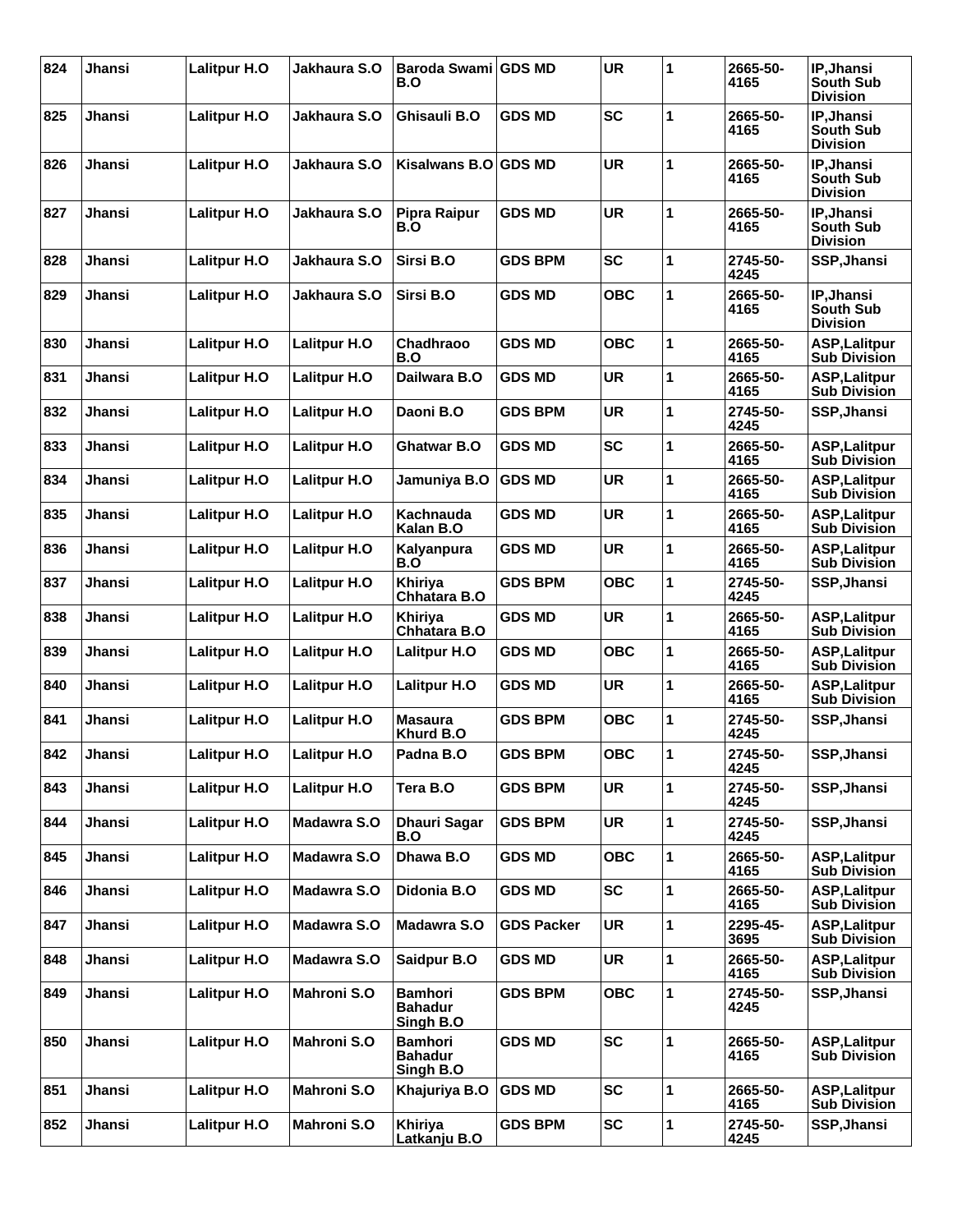| | | | | | | | | | |
|---|---|---|---|---|---|---|---|---|---|
| 824 | Jhansi | Lalitpur H.O | Jakhaura S.O | Baroda Swami B.O | GDS MD | UR | 1 | 2665-50-4165 | IP,Jhansi South Sub Division |
| 825 | Jhansi | Lalitpur H.O | Jakhaura S.O | Ghisauli B.O | GDS MD | SC | 1 | 2665-50-4165 | IP,Jhansi South Sub Division |
| 826 | Jhansi | Lalitpur H.O | Jakhaura S.O | Kisalwans B.O | GDS MD | UR | 1 | 2665-50-4165 | IP,Jhansi South Sub Division |
| 827 | Jhansi | Lalitpur H.O | Jakhaura S.O | Pipra Raipur B.O | GDS MD | UR | 1 | 2665-50-4165 | IP,Jhansi South Sub Division |
| 828 | Jhansi | Lalitpur H.O | Jakhaura S.O | Sirsi B.O | GDS BPM | SC | 1 | 2745-50-4245 | SSP,Jhansi |
| 829 | Jhansi | Lalitpur H.O | Jakhaura S.O | Sirsi B.O | GDS MD | OBC | 1 | 2665-50-4165 | IP,Jhansi South Sub Division |
| 830 | Jhansi | Lalitpur H.O | Lalitpur H.O | Chadhraoo B.O | GDS MD | OBC | 1 | 2665-50-4165 | ASP,Lalitpur Sub Division |
| 831 | Jhansi | Lalitpur H.O | Lalitpur H.O | Dailwara B.O | GDS MD | UR | 1 | 2665-50-4165 | ASP,Lalitpur Sub Division |
| 832 | Jhansi | Lalitpur H.O | Lalitpur H.O | Daoni B.O | GDS BPM | UR | 1 | 2745-50-4245 | SSP,Jhansi |
| 833 | Jhansi | Lalitpur H.O | Lalitpur H.O | Ghatwar B.O | GDS MD | SC | 1 | 2665-50-4165 | ASP,Lalitpur Sub Division |
| 834 | Jhansi | Lalitpur H.O | Lalitpur H.O | Jamuniya B.O | GDS MD | UR | 1 | 2665-50-4165 | ASP,Lalitpur Sub Division |
| 835 | Jhansi | Lalitpur H.O | Lalitpur H.O | Kachnauda Kalan B.O | GDS MD | UR | 1 | 2665-50-4165 | ASP,Lalitpur Sub Division |
| 836 | Jhansi | Lalitpur H.O | Lalitpur H.O | Kalyanpura B.O | GDS MD | UR | 1 | 2665-50-4165 | ASP,Lalitpur Sub Division |
| 837 | Jhansi | Lalitpur H.O | Lalitpur H.O | Khiriya Chhatara B.O | GDS BPM | OBC | 1 | 2745-50-4245 | SSP,Jhansi |
| 838 | Jhansi | Lalitpur H.O | Lalitpur H.O | Khiriya Chhatara B.O | GDS MD | UR | 1 | 2665-50-4165 | ASP,Lalitpur Sub Division |
| 839 | Jhansi | Lalitpur H.O | Lalitpur H.O | Lalitpur H.O | GDS MD | OBC | 1 | 2665-50-4165 | ASP,Lalitpur Sub Division |
| 840 | Jhansi | Lalitpur H.O | Lalitpur H.O | Lalitpur H.O | GDS MD | UR | 1 | 2665-50-4165 | ASP,Lalitpur Sub Division |
| 841 | Jhansi | Lalitpur H.O | Lalitpur H.O | Masaura Khurd B.O | GDS BPM | OBC | 1 | 2745-50-4245 | SSP,Jhansi |
| 842 | Jhansi | Lalitpur H.O | Lalitpur H.O | Padna B.O | GDS BPM | OBC | 1 | 2745-50-4245 | SSP,Jhansi |
| 843 | Jhansi | Lalitpur H.O | Lalitpur H.O | Tera B.O | GDS BPM | UR | 1 | 2745-50-4245 | SSP,Jhansi |
| 844 | Jhansi | Lalitpur H.O | Madawra S.O | Dhauri Sagar B.O | GDS BPM | UR | 1 | 2745-50-4245 | SSP,Jhansi |
| 845 | Jhansi | Lalitpur H.O | Madawra S.O | Dhawa B.O | GDS MD | OBC | 1 | 2665-50-4165 | ASP,Lalitpur Sub Division |
| 846 | Jhansi | Lalitpur H.O | Madawra S.O | Didonia B.O | GDS MD | SC | 1 | 2665-50-4165 | ASP,Lalitpur Sub Division |
| 847 | Jhansi | Lalitpur H.O | Madawra S.O | Madawra S.O | GDS Packer | UR | 1 | 2295-45-3695 | ASP,Lalitpur Sub Division |
| 848 | Jhansi | Lalitpur H.O | Madawra S.O | Saidpur B.O | GDS MD | UR | 1 | 2665-50-4165 | ASP,Lalitpur Sub Division |
| 849 | Jhansi | Lalitpur H.O | Mahroni S.O | Bamhori Bahadur Singh B.O | GDS BPM | OBC | 1 | 2745-50-4245 | SSP,Jhansi |
| 850 | Jhansi | Lalitpur H.O | Mahroni S.O | Bamhori Bahadur Singh B.O | GDS MD | SC | 1 | 2665-50-4165 | ASP,Lalitpur Sub Division |
| 851 | Jhansi | Lalitpur H.O | Mahroni S.O | Khajuriya B.O | GDS MD | SC | 1 | 2665-50-4165 | ASP,Lalitpur Sub Division |
| 852 | Jhansi | Lalitpur H.O | Mahroni S.O | Khiriya Latkanju B.O | GDS BPM | SC | 1 | 2745-50-4245 | SSP,Jhansi |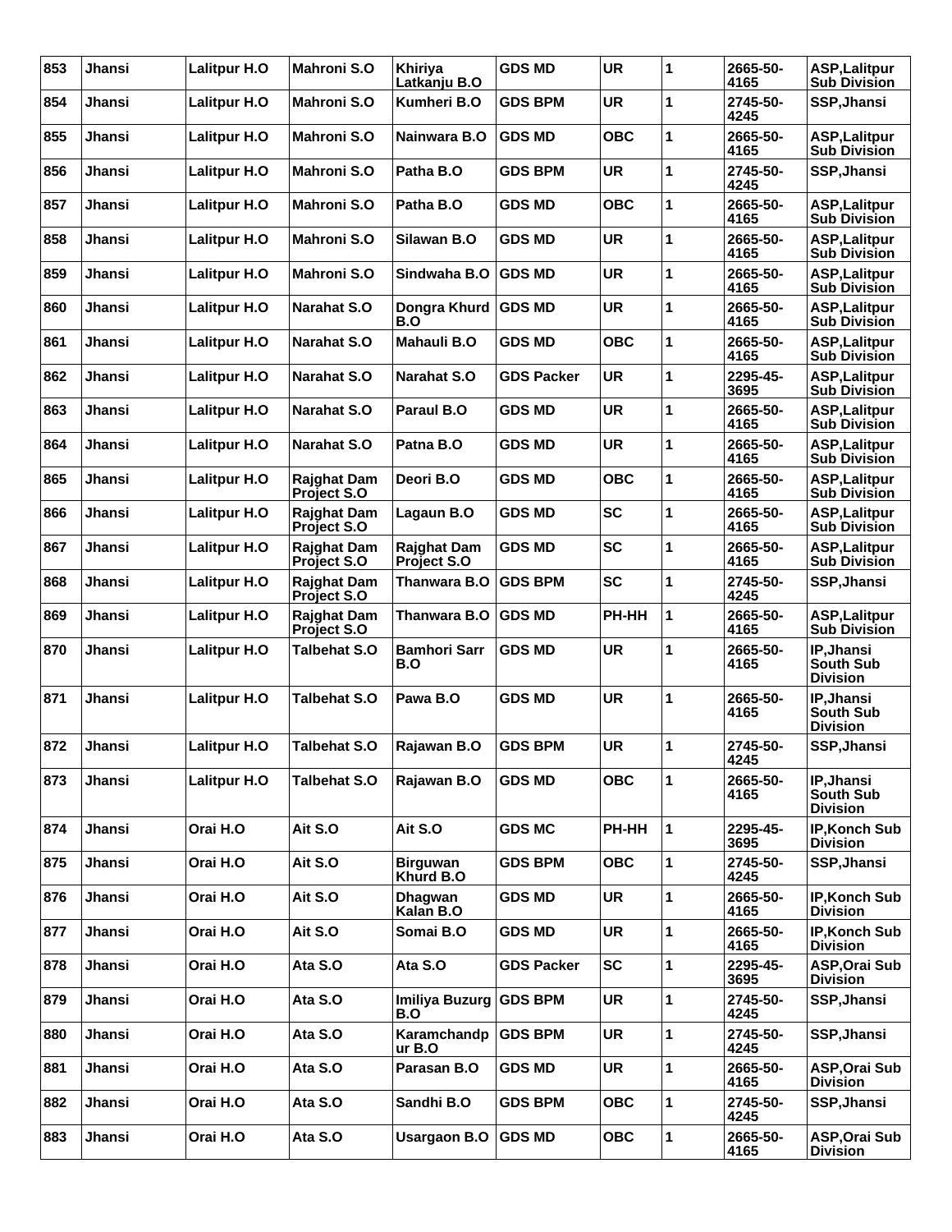| | | | | | | | | | |
|---|---|---|---|---|---|---|---|---|---|
| 853 | Jhansi | Lalitpur H.O | Mahroni S.O | Khiriya Latkanju B.O | GDS MD | UR | 1 | 2665-50-4165 | ASP,Lalitpur Sub Division |
| 854 | Jhansi | Lalitpur H.O | Mahroni S.O | Kumheri B.O | GDS BPM | UR | 1 | 2745-50-4245 | SSP,Jhansi |
| 855 | Jhansi | Lalitpur H.O | Mahroni S.O | Nainwara B.O | GDS MD | OBC | 1 | 2665-50-4165 | ASP,Lalitpur Sub Division |
| 856 | Jhansi | Lalitpur H.O | Mahroni S.O | Patha B.O | GDS BPM | UR | 1 | 2745-50-4245 | SSP,Jhansi |
| 857 | Jhansi | Lalitpur H.O | Mahroni S.O | Patha B.O | GDS MD | OBC | 1 | 2665-50-4165 | ASP,Lalitpur Sub Division |
| 858 | Jhansi | Lalitpur H.O | Mahroni S.O | Silawan B.O | GDS MD | UR | 1 | 2665-50-4165 | ASP,Lalitpur Sub Division |
| 859 | Jhansi | Lalitpur H.O | Mahroni S.O | Sindwaha B.O | GDS MD | UR | 1 | 2665-50-4165 | ASP,Lalitpur Sub Division |
| 860 | Jhansi | Lalitpur H.O | Narahat S.O | Dongra Khurd B.O | GDS MD | UR | 1 | 2665-50-4165 | ASP,Lalitpur Sub Division |
| 861 | Jhansi | Lalitpur H.O | Narahat S.O | Mahauli B.O | GDS MD | OBC | 1 | 2665-50-4165 | ASP,Lalitpur Sub Division |
| 862 | Jhansi | Lalitpur H.O | Narahat S.O | Narahat S.O | GDS Packer | UR | 1 | 2295-45-3695 | ASP,Lalitpur Sub Division |
| 863 | Jhansi | Lalitpur H.O | Narahat S.O | Paraul B.O | GDS MD | UR | 1 | 2665-50-4165 | ASP,Lalitpur Sub Division |
| 864 | Jhansi | Lalitpur H.O | Narahat S.O | Patna B.O | GDS MD | UR | 1 | 2665-50-4165 | ASP,Lalitpur Sub Division |
| 865 | Jhansi | Lalitpur H.O | Rajghat Dam Project S.O | Deori B.O | GDS MD | OBC | 1 | 2665-50-4165 | ASP,Lalitpur Sub Division |
| 866 | Jhansi | Lalitpur H.O | Rajghat Dam Project S.O | Lagaun B.O | GDS MD | SC | 1 | 2665-50-4165 | ASP,Lalitpur Sub Division |
| 867 | Jhansi | Lalitpur H.O | Rajghat Dam Project S.O | Rajghat Dam Project S.O | GDS MD | SC | 1 | 2665-50-4165 | ASP,Lalitpur Sub Division |
| 868 | Jhansi | Lalitpur H.O | Rajghat Dam Project S.O | Thanwara B.O | GDS BPM | SC | 1 | 2745-50-4245 | SSP,Jhansi |
| 869 | Jhansi | Lalitpur H.O | Rajghat Dam Project S.O | Thanwara B.O | GDS MD | PH-HH | 1 | 2665-50-4165 | ASP,Lalitpur Sub Division |
| 870 | Jhansi | Lalitpur H.O | Talbehat S.O | Bamhori Sarr B.O | GDS MD | UR | 1 | 2665-50-4165 | IP,Jhansi South Sub Division |
| 871 | Jhansi | Lalitpur H.O | Talbehat S.O | Pawa B.O | GDS MD | UR | 1 | 2665-50-4165 | IP,Jhansi South Sub Division |
| 872 | Jhansi | Lalitpur H.O | Talbehat S.O | Rajawan B.O | GDS BPM | UR | 1 | 2745-50-4245 | SSP,Jhansi |
| 873 | Jhansi | Lalitpur H.O | Talbehat S.O | Rajawan B.O | GDS MD | OBC | 1 | 2665-50-4165 | IP,Jhansi South Sub Division |
| 874 | Jhansi | Orai H.O | Ait S.O | Ait S.O | GDS MC | PH-HH | 1 | 2295-45-3695 | IP,Konch Sub Division |
| 875 | Jhansi | Orai H.O | Ait S.O | Birguwan Khurd B.O | GDS BPM | OBC | 1 | 2745-50-4245 | SSP,Jhansi |
| 876 | Jhansi | Orai H.O | Ait S.O | Dhagwan Kalan B.O | GDS MD | UR | 1 | 2665-50-4165 | IP,Konch Sub Division |
| 877 | Jhansi | Orai H.O | Ait S.O | Somai B.O | GDS MD | UR | 1 | 2665-50-4165 | IP,Konch Sub Division |
| 878 | Jhansi | Orai H.O | Ata S.O | Ata S.O | GDS Packer | SC | 1 | 2295-45-3695 | ASP,Orai Sub Division |
| 879 | Jhansi | Orai H.O | Ata S.O | Imiliya Buzurg B.O | GDS BPM | UR | 1 | 2745-50-4245 | SSP,Jhansi |
| 880 | Jhansi | Orai H.O | Ata S.O | Karamchandpur B.O | GDS BPM | UR | 1 | 2745-50-4245 | SSP,Jhansi |
| 881 | Jhansi | Orai H.O | Ata S.O | Parasan B.O | GDS MD | UR | 1 | 2665-50-4165 | ASP,Orai Sub Division |
| 882 | Jhansi | Orai H.O | Ata S.O | Sandhi B.O | GDS BPM | OBC | 1 | 2745-50-4245 | SSP,Jhansi |
| 883 | Jhansi | Orai H.O | Ata S.O | Usargaon B.O | GDS MD | OBC | 1 | 2665-50-4165 | ASP,Orai Sub Division |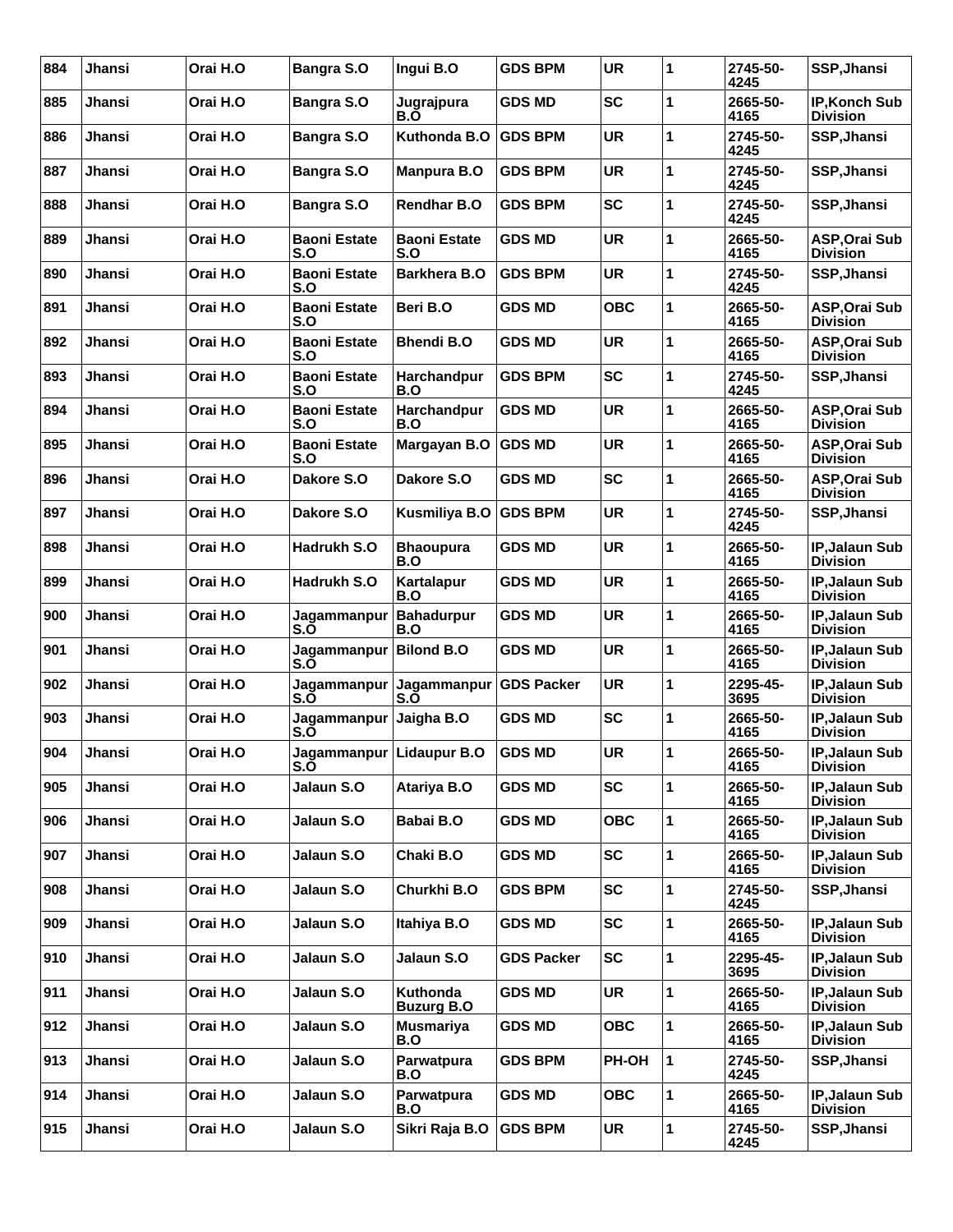| | | | | | | | | | |
|---|---|---|---|---|---|---|---|---|---|
| 884 | Jhansi | Orai H.O | Bangra S.O | Ingui B.O | GDS BPM | UR | 1 | 2745-50-4245 | SSP,Jhansi |
| 885 | Jhansi | Orai H.O | Bangra S.O | Jugrajpura B.O | GDS MD | SC | 1 | 2665-50-4165 | IP,Konch Sub Division |
| 886 | Jhansi | Orai H.O | Bangra S.O | Kuthonda B.O | GDS BPM | UR | 1 | 2745-50-4245 | SSP,Jhansi |
| 887 | Jhansi | Orai H.O | Bangra S.O | Manpura B.O | GDS BPM | UR | 1 | 2745-50-4245 | SSP,Jhansi |
| 888 | Jhansi | Orai H.O | Bangra S.O | Rendhar B.O | GDS BPM | SC | 1 | 2745-50-4245 | SSP,Jhansi |
| 889 | Jhansi | Orai H.O | Baoni Estate S.O | Baoni Estate S.O | GDS MD | UR | 1 | 2665-50-4165 | ASP,Orai Sub Division |
| 890 | Jhansi | Orai H.O | Baoni Estate S.O | Barkhera B.O | GDS BPM | UR | 1 | 2745-50-4245 | SSP,Jhansi |
| 891 | Jhansi | Orai H.O | Baoni Estate S.O | Beri B.O | GDS MD | OBC | 1 | 2665-50-4165 | ASP,Orai Sub Division |
| 892 | Jhansi | Orai H.O | Baoni Estate S.O | Bhendi B.O | GDS MD | UR | 1 | 2665-50-4165 | ASP,Orai Sub Division |
| 893 | Jhansi | Orai H.O | Baoni Estate S.O | Harchandpur B.O | GDS BPM | SC | 1 | 2745-50-4245 | SSP,Jhansi |
| 894 | Jhansi | Orai H.O | Baoni Estate S.O | Harchandpur B.O | GDS MD | UR | 1 | 2665-50-4165 | ASP,Orai Sub Division |
| 895 | Jhansi | Orai H.O | Baoni Estate S.O | Margayan B.O | GDS MD | UR | 1 | 2665-50-4165 | ASP,Orai Sub Division |
| 896 | Jhansi | Orai H.O | Dakore S.O | Dakore S.O | GDS MD | SC | 1 | 2665-50-4165 | ASP,Orai Sub Division |
| 897 | Jhansi | Orai H.O | Dakore S.O | Kusmiliya B.O | GDS BPM | UR | 1 | 2745-50-4245 | SSP,Jhansi |
| 898 | Jhansi | Orai H.O | Hadrukh S.O | Bhaoupura B.O | GDS MD | UR | 1 | 2665-50-4165 | IP,Jalaun Sub Division |
| 899 | Jhansi | Orai H.O | Hadrukh S.O | Kartalapur B.O | GDS MD | UR | 1 | 2665-50-4165 | IP,Jalaun Sub Division |
| 900 | Jhansi | Orai H.O | Jagammanpur S.O | Bahadurpur B.O | GDS MD | UR | 1 | 2665-50-4165 | IP,Jalaun Sub Division |
| 901 | Jhansi | Orai H.O | Jagammanpur S.O | Bilond B.O | GDS MD | UR | 1 | 2665-50-4165 | IP,Jalaun Sub Division |
| 902 | Jhansi | Orai H.O | Jagammanpur S.O | Jagammanpur S.O | GDS Packer | UR | 1 | 2295-45-3695 | IP,Jalaun Sub Division |
| 903 | Jhansi | Orai H.O | Jagammanpur S.O | Jaigha B.O | GDS MD | SC | 1 | 2665-50-4165 | IP,Jalaun Sub Division |
| 904 | Jhansi | Orai H.O | Jagammanpur S.O | Lidaupur B.O | GDS MD | UR | 1 | 2665-50-4165 | IP,Jalaun Sub Division |
| 905 | Jhansi | Orai H.O | Jalaun S.O | Atariya B.O | GDS MD | SC | 1 | 2665-50-4165 | IP,Jalaun Sub Division |
| 906 | Jhansi | Orai H.O | Jalaun S.O | Babai B.O | GDS MD | OBC | 1 | 2665-50-4165 | IP,Jalaun Sub Division |
| 907 | Jhansi | Orai H.O | Jalaun S.O | Chaki B.O | GDS MD | SC | 1 | 2665-50-4165 | IP,Jalaun Sub Division |
| 908 | Jhansi | Orai H.O | Jalaun S.O | Churkhi B.O | GDS BPM | SC | 1 | 2745-50-4245 | SSP,Jhansi |
| 909 | Jhansi | Orai H.O | Jalaun S.O | Itahiya B.O | GDS MD | SC | 1 | 2665-50-4165 | IP,Jalaun Sub Division |
| 910 | Jhansi | Orai H.O | Jalaun S.O | Jalaun S.O | GDS Packer | SC | 1 | 2295-45-3695 | IP,Jalaun Sub Division |
| 911 | Jhansi | Orai H.O | Jalaun S.O | Kuthonda Buzurg B.O | GDS MD | UR | 1 | 2665-50-4165 | IP,Jalaun Sub Division |
| 912 | Jhansi | Orai H.O | Jalaun S.O | Musmariya B.O | GDS MD | OBC | 1 | 2665-50-4165 | IP,Jalaun Sub Division |
| 913 | Jhansi | Orai H.O | Jalaun S.O | Parwatpura B.O | GDS BPM | PH-OH | 1 | 2745-50-4245 | SSP,Jhansi |
| 914 | Jhansi | Orai H.O | Jalaun S.O | Parwatpura B.O | GDS MD | OBC | 1 | 2665-50-4165 | IP,Jalaun Sub Division |
| 915 | Jhansi | Orai H.O | Jalaun S.O | Sikri Raja B.O | GDS BPM | UR | 1 | 2745-50-4245 | SSP,Jhansi |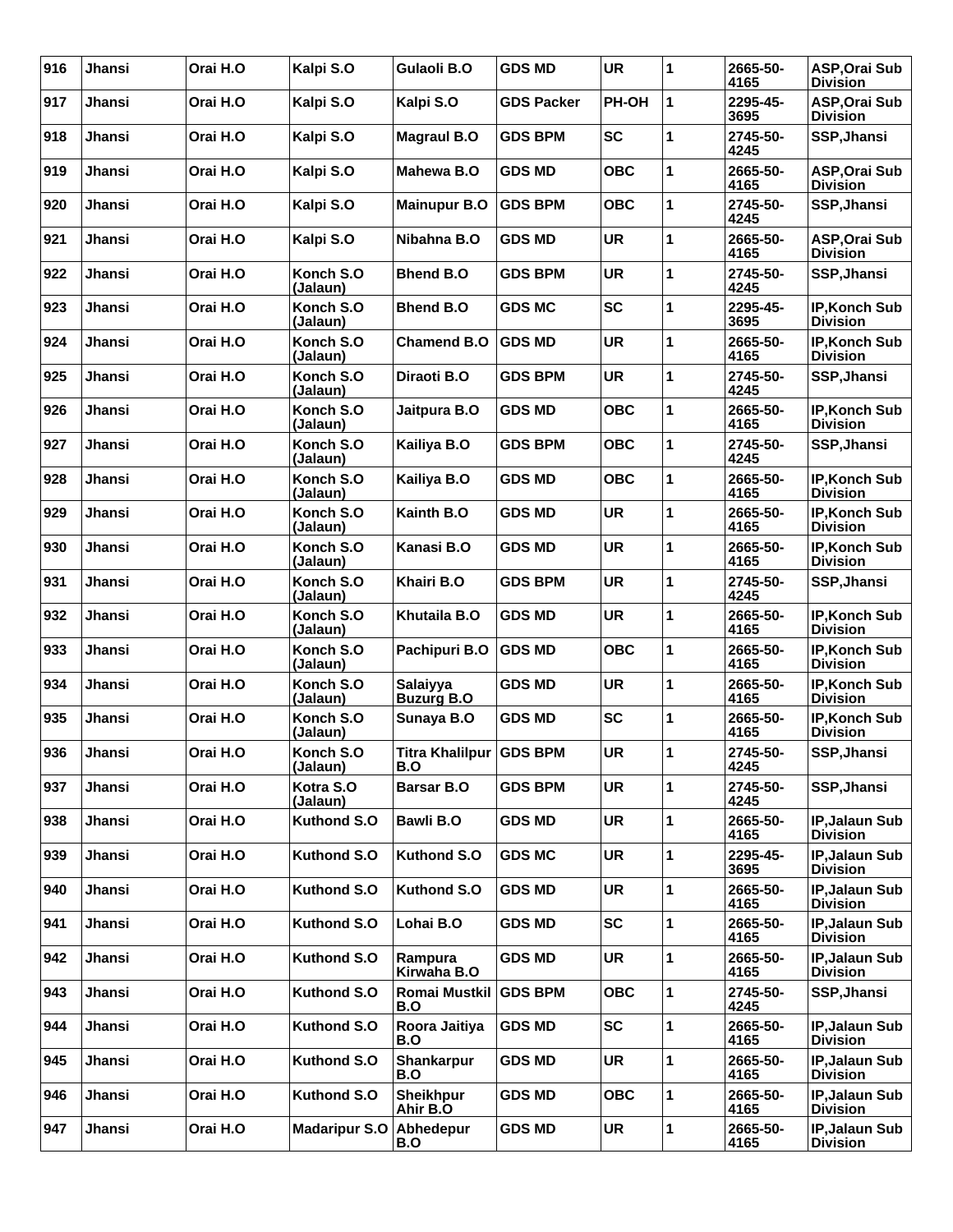| | | | | | | | | | |
|---|---|---|---|---|---|---|---|---|---|
| 916 | Jhansi | Orai H.O | Kalpi S.O | Gulaoli B.O | GDS MD | UR | 1 | 2665-50-4165 | ASP,Orai Sub Division |
| 917 | Jhansi | Orai H.O | Kalpi S.O | Kalpi S.O | GDS Packer | PH-OH | 1 | 2295-45-3695 | ASP,Orai Sub Division |
| 918 | Jhansi | Orai H.O | Kalpi S.O | Magraul B.O | GDS BPM | SC | 1 | 2745-50-4245 | SSP,Jhansi |
| 919 | Jhansi | Orai H.O | Kalpi S.O | Mahewa B.O | GDS MD | OBC | 1 | 2665-50-4165 | ASP,Orai Sub Division |
| 920 | Jhansi | Orai H.O | Kalpi S.O | Mainupur B.O | GDS BPM | OBC | 1 | 2745-50-4245 | SSP,Jhansi |
| 921 | Jhansi | Orai H.O | Kalpi S.O | Nibahna B.O | GDS MD | UR | 1 | 2665-50-4165 | ASP,Orai Sub Division |
| 922 | Jhansi | Orai H.O | Konch S.O (Jalaun) | Bhend B.O | GDS BPM | UR | 1 | 2745-50-4245 | SSP,Jhansi |
| 923 | Jhansi | Orai H.O | Konch S.O (Jalaun) | Bhend B.O | GDS MC | SC | 1 | 2295-45-3695 | IP,Konch Sub Division |
| 924 | Jhansi | Orai H.O | Konch S.O (Jalaun) | Chamend B.O | GDS MD | UR | 1 | 2665-50-4165 | IP,Konch Sub Division |
| 925 | Jhansi | Orai H.O | Konch S.O (Jalaun) | Diraoti B.O | GDS BPM | UR | 1 | 2745-50-4245 | SSP,Jhansi |
| 926 | Jhansi | Orai H.O | Konch S.O (Jalaun) | Jaitpura B.O | GDS MD | OBC | 1 | 2665-50-4165 | IP,Konch Sub Division |
| 927 | Jhansi | Orai H.O | Konch S.O (Jalaun) | Kailiya B.O | GDS BPM | OBC | 1 | 2745-50-4245 | SSP,Jhansi |
| 928 | Jhansi | Orai H.O | Konch S.O (Jalaun) | Kailiya B.O | GDS MD | OBC | 1 | 2665-50-4165 | IP,Konch Sub Division |
| 929 | Jhansi | Orai H.O | Konch S.O (Jalaun) | Kainth B.O | GDS MD | UR | 1 | 2665-50-4165 | IP,Konch Sub Division |
| 930 | Jhansi | Orai H.O | Konch S.O (Jalaun) | Kanasi B.O | GDS MD | UR | 1 | 2665-50-4165 | IP,Konch Sub Division |
| 931 | Jhansi | Orai H.O | Konch S.O (Jalaun) | Khairi B.O | GDS BPM | UR | 1 | 2745-50-4245 | SSP,Jhansi |
| 932 | Jhansi | Orai H.O | Konch S.O (Jalaun) | Khutaila B.O | GDS MD | UR | 1 | 2665-50-4165 | IP,Konch Sub Division |
| 933 | Jhansi | Orai H.O | Konch S.O (Jalaun) | Pachipuri B.O | GDS MD | OBC | 1 | 2665-50-4165 | IP,Konch Sub Division |
| 934 | Jhansi | Orai H.O | Konch S.O (Jalaun) | Salaiyya Buzurg B.O | GDS MD | UR | 1 | 2665-50-4165 | IP,Konch Sub Division |
| 935 | Jhansi | Orai H.O | Konch S.O (Jalaun) | Sunaya B.O | GDS MD | SC | 1 | 2665-50-4165 | IP,Konch Sub Division |
| 936 | Jhansi | Orai H.O | Konch S.O (Jalaun) | Titra Khalilpur B.O | GDS BPM | UR | 1 | 2745-50-4245 | SSP,Jhansi |
| 937 | Jhansi | Orai H.O | Kotra S.O (Jalaun) | Barsar B.O | GDS BPM | UR | 1 | 2745-50-4245 | SSP,Jhansi |
| 938 | Jhansi | Orai H.O | Kuthond S.O | Bawli B.O | GDS MD | UR | 1 | 2665-50-4165 | IP,Jalaun Sub Division |
| 939 | Jhansi | Orai H.O | Kuthond S.O | Kuthond S.O | GDS MC | UR | 1 | 2295-45-3695 | IP,Jalaun Sub Division |
| 940 | Jhansi | Orai H.O | Kuthond S.O | Kuthond S.O | GDS MD | UR | 1 | 2665-50-4165 | IP,Jalaun Sub Division |
| 941 | Jhansi | Orai H.O | Kuthond S.O | Lohai B.O | GDS MD | SC | 1 | 2665-50-4165 | IP,Jalaun Sub Division |
| 942 | Jhansi | Orai H.O | Kuthond S.O | Rampura Kirwaha B.O | GDS MD | UR | 1 | 2665-50-4165 | IP,Jalaun Sub Division |
| 943 | Jhansi | Orai H.O | Kuthond S.O | Romai Mustkil B.O | GDS BPM | OBC | 1 | 2745-50-4245 | SSP,Jhansi |
| 944 | Jhansi | Orai H.O | Kuthond S.O | Roora Jaitiya B.O | GDS MD | SC | 1 | 2665-50-4165 | IP,Jalaun Sub Division |
| 945 | Jhansi | Orai H.O | Kuthond S.O | Shankarpur B.O | GDS MD | UR | 1 | 2665-50-4165 | IP,Jalaun Sub Division |
| 946 | Jhansi | Orai H.O | Kuthond S.O | Sheikhpur Ahir B.O | GDS MD | OBC | 1 | 2665-50-4165 | IP,Jalaun Sub Division |
| 947 | Jhansi | Orai H.O | Madaripur S.O | Abhedepur B.O | GDS MD | UR | 1 | 2665-50-4165 | IP,Jalaun Sub Division |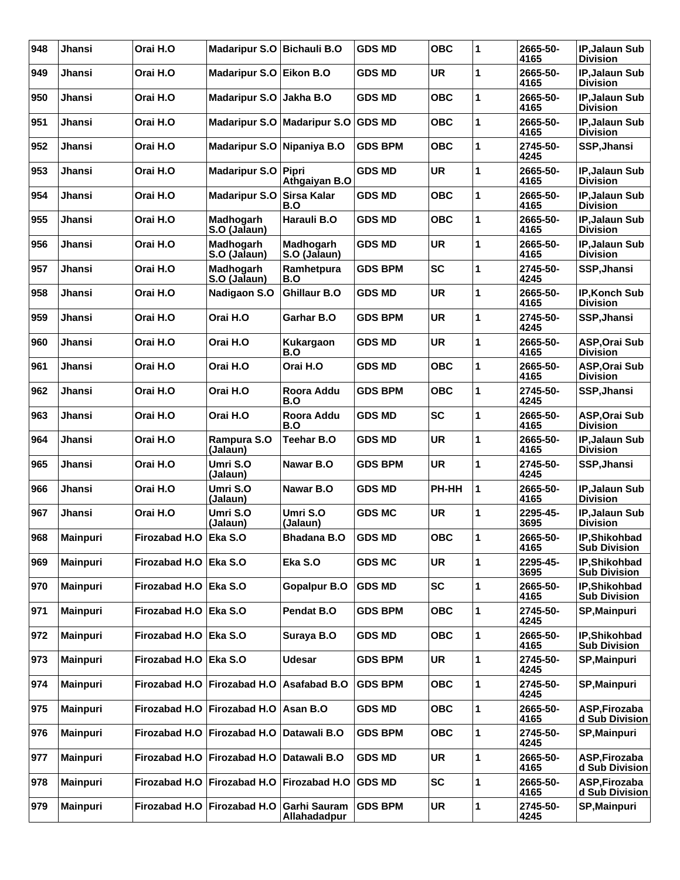| | | | | | | | | | |
|---|---|---|---|---|---|---|---|---|---|
| 948 | Jhansi | Orai H.O | Madaripur S.O | Bichauli B.O | GDS MD | OBC | 1 | 2665-50-4165 | IP,Jalaun Sub Division |
| 949 | Jhansi | Orai H.O | Madaripur S.O | Eikon B.O | GDS MD | UR | 1 | 2665-50-4165 | IP,Jalaun Sub Division |
| 950 | Jhansi | Orai H.O | Madaripur S.O | Jakha B.O | GDS MD | OBC | 1 | 2665-50-4165 | IP,Jalaun Sub Division |
| 951 | Jhansi | Orai H.O | Madaripur S.O | Madaripur S.O | GDS MD | OBC | 1 | 2665-50-4165 | IP,Jalaun Sub Division |
| 952 | Jhansi | Orai H.O | Madaripur S.O | Nipaniya B.O | GDS BPM | OBC | 1 | 2745-50-4245 | SSP,Jhansi |
| 953 | Jhansi | Orai H.O | Madaripur S.O | Pipri Athgaiyan B.O | GDS MD | UR | 1 | 2665-50-4165 | IP,Jalaun Sub Division |
| 954 | Jhansi | Orai H.O | Madaripur S.O | Sirsa Kalar B.O | GDS MD | OBC | 1 | 2665-50-4165 | IP,Jalaun Sub Division |
| 955 | Jhansi | Orai H.O | Madhogarh S.O (Jalaun) | Harauli B.O | GDS MD | OBC | 1 | 2665-50-4165 | IP,Jalaun Sub Division |
| 956 | Jhansi | Orai H.O | Madhogarh S.O (Jalaun) | Madhogarh S.O (Jalaun) | GDS MD | UR | 1 | 2665-50-4165 | IP,Jalaun Sub Division |
| 957 | Jhansi | Orai H.O | Madhogarh S.O (Jalaun) | Ramhetpura B.O | GDS BPM | SC | 1 | 2745-50-4245 | SSP,Jhansi |
| 958 | Jhansi | Orai H.O | Nadigaon S.O | Ghillaur B.O | GDS MD | UR | 1 | 2665-50-4165 | IP,Konch Sub Division |
| 959 | Jhansi | Orai H.O | Orai H.O | Garhar B.O | GDS BPM | UR | 1 | 2745-50-4245 | SSP,Jhansi |
| 960 | Jhansi | Orai H.O | Orai H.O | Kukargaon B.O | GDS MD | UR | 1 | 2665-50-4165 | ASP,Orai Sub Division |
| 961 | Jhansi | Orai H.O | Orai H.O | Orai H.O | GDS MD | OBC | 1 | 2665-50-4165 | ASP,Orai Sub Division |
| 962 | Jhansi | Orai H.O | Orai H.O | Roora Addu B.O | GDS BPM | OBC | 1 | 2745-50-4245 | SSP,Jhansi |
| 963 | Jhansi | Orai H.O | Orai H.O | Roora Addu B.O | GDS MD | SC | 1 | 2665-50-4165 | ASP,Orai Sub Division |
| 964 | Jhansi | Orai H.O | Rampura S.O (Jalaun) | Teehar B.O | GDS MD | UR | 1 | 2665-50-4165 | IP,Jalaun Sub Division |
| 965 | Jhansi | Orai H.O | Umri S.O (Jalaun) | Nawar B.O | GDS BPM | UR | 1 | 2745-50-4245 | SSP,Jhansi |
| 966 | Jhansi | Orai H.O | Umri S.O (Jalaun) | Nawar B.O | GDS MD | PH-HH | 1 | 2665-50-4165 | IP,Jalaun Sub Division |
| 967 | Jhansi | Orai H.O | Umri S.O (Jalaun) | Umri S.O (Jalaun) | GDS MC | UR | 1 | 2295-45-3695 | IP,Jalaun Sub Division |
| 968 | Mainpuri | Firozabad H.O | Eka S.O | Bhadana B.O | GDS MD | OBC | 1 | 2665-50-4165 | IP,Shikohbad Sub Division |
| 969 | Mainpuri | Firozabad H.O | Eka S.O | Eka S.O | GDS MC | UR | 1 | 2295-45-3695 | IP,Shikohbad Sub Division |
| 970 | Mainpuri | Firozabad H.O | Eka S.O | Gopalpur B.O | GDS MD | SC | 1 | 2665-50-4165 | IP,Shikohbad Sub Division |
| 971 | Mainpuri | Firozabad H.O | Eka S.O | Pendat B.O | GDS BPM | OBC | 1 | 2745-50-4245 | SP,Mainpuri |
| 972 | Mainpuri | Firozabad H.O | Eka S.O | Suraya B.O | GDS MD | OBC | 1 | 2665-50-4165 | IP,Shikohbad Sub Division |
| 973 | Mainpuri | Firozabad H.O | Eka S.O | Udesar | GDS BPM | UR | 1 | 2745-50-4245 | SP,Mainpuri |
| 974 | Mainpuri | Firozabad H.O | Firozabad H.O | Asafabad B.O | GDS BPM | OBC | 1 | 2745-50-4245 | SP,Mainpuri |
| 975 | Mainpuri | Firozabad H.O | Firozabad H.O | Asan B.O | GDS MD | OBC | 1 | 2665-50-4165 | ASP,Firozabad Sub Division |
| 976 | Mainpuri | Firozabad H.O | Firozabad H.O | Datawali B.O | GDS BPM | OBC | 1 | 2745-50-4245 | SP,Mainpuri |
| 977 | Mainpuri | Firozabad H.O | Firozabad H.O | Datawali B.O | GDS MD | UR | 1 | 2665-50-4165 | ASP,Firozabad Sub Division |
| 978 | Mainpuri | Firozabad H.O | Firozabad H.O | Firozabad H.O | GDS MD | SC | 1 | 2665-50-4165 | ASP,Firozabad Sub Division |
| 979 | Mainpuri | Firozabad H.O | Firozabad H.O | Garhi Sauram Allahadadpur | GDS BPM | UR | 1 | 2745-50-4245 | SP,Mainpuri |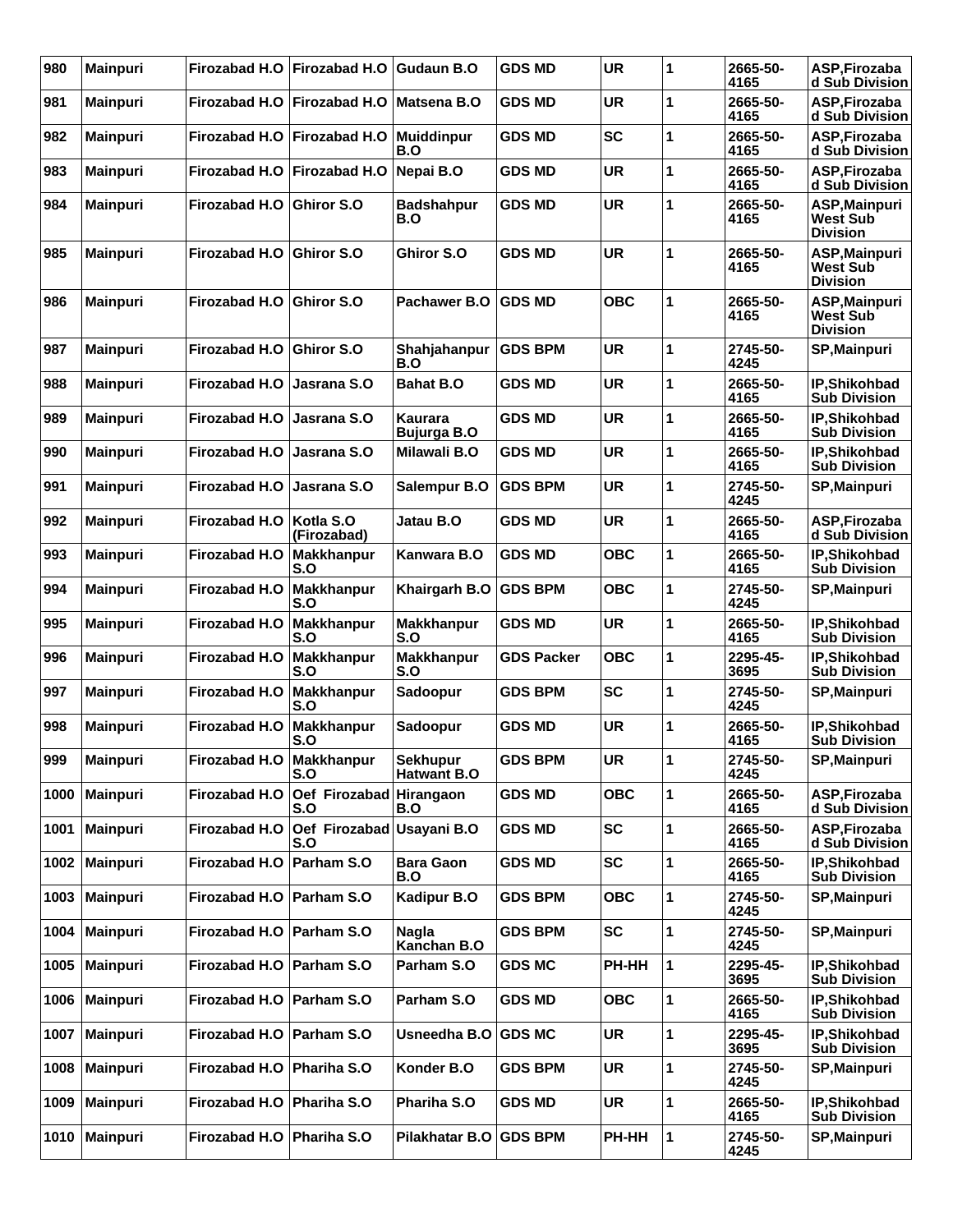| 980 | Mainpuri | Firozabad H.O | Firozabad H.O | Gudaun B.O | GDS MD | UR | 1 | 2665-50-4165 | ASP,Firozabad Sub Division |
|---|---|---|---|---|---|---|---|---|---|
| 981 | Mainpuri | Firozabad H.O | Firozabad H.O | Matsena B.O | GDS MD | UR | 1 | 2665-50-4165 | ASP,Firozabad Sub Division |
| 982 | Mainpuri | Firozabad H.O | Firozabad H.O | Muiddinpur B.O | GDS MD | SC | 1 | 2665-50-4165 | ASP,Firozabad Sub Division |
| 983 | Mainpuri | Firozabad H.O | Firozabad H.O | Nepai B.O | GDS MD | UR | 1 | 2665-50-4165 | ASP,Firozabad Sub Division |
| 984 | Mainpuri | Firozabad H.O | Ghiror S.O | Badshahpur B.O | GDS MD | UR | 1 | 2665-50-4165 | ASP,Mainpuri West Sub Division |
| 985 | Mainpuri | Firozabad H.O | Ghiror S.O | Ghiror S.O | GDS MD | UR | 1 | 2665-50-4165 | ASP,Mainpuri West Sub Division |
| 986 | Mainpuri | Firozabad H.O | Ghiror S.O | Pachawer B.O | GDS MD | OBC | 1 | 2665-50-4165 | ASP,Mainpuri West Sub Division |
| 987 | Mainpuri | Firozabad H.O | Ghiror S.O | Shahjahanpur B.O | GDS BPM | UR | 1 | 2745-50-4245 | SP,Mainpuri |
| 988 | Mainpuri | Firozabad H.O | Jasrana S.O | Bahat B.O | GDS MD | UR | 1 | 2665-50-4165 | IP,Shikohbad Sub Division |
| 989 | Mainpuri | Firozabad H.O | Jasrana S.O | Kaurara Bujurga B.O | GDS MD | UR | 1 | 2665-50-4165 | IP,Shikohbad Sub Division |
| 990 | Mainpuri | Firozabad H.O | Jasrana S.O | Milawali B.O | GDS MD | UR | 1 | 2665-50-4165 | IP,Shikohbad Sub Division |
| 991 | Mainpuri | Firozabad H.O | Jasrana S.O | Salempur B.O | GDS BPM | UR | 1 | 2745-50-4245 | SP,Mainpuri |
| 992 | Mainpuri | Firozabad H.O | Kotla S.O (Firozabad) | Jatau B.O | GDS MD | UR | 1 | 2665-50-4165 | ASP,Firozabad Sub Division |
| 993 | Mainpuri | Firozabad H.O | Makkhanpur S.O | Kanwara B.O | GDS MD | OBC | 1 | 2665-50-4165 | IP,Shikohbad Sub Division |
| 994 | Mainpuri | Firozabad H.O | Makkhanpur S.O | Khairgarh B.O | GDS BPM | OBC | 1 | 2745-50-4245 | SP,Mainpuri |
| 995 | Mainpuri | Firozabad H.O | Makkhanpur S.O | Makkhanpur S.O | GDS MD | UR | 1 | 2665-50-4165 | IP,Shikohbad Sub Division |
| 996 | Mainpuri | Firozabad H.O | Makkhanpur S.O | Makkhanpur S.O | GDS Packer | OBC | 1 | 2295-45-3695 | IP,Shikohbad Sub Division |
| 997 | Mainpuri | Firozabad H.O | Makkhanpur S.O | Sadoopur | GDS BPM | SC | 1 | 2745-50-4245 | SP,Mainpuri |
| 998 | Mainpuri | Firozabad H.O | Makkhanpur S.O | Sadoopur | GDS MD | UR | 1 | 2665-50-4165 | IP,Shikohbad Sub Division |
| 999 | Mainpuri | Firozabad H.O | Makkhanpur S.O | Sekhupur Hatwant B.O | GDS BPM | UR | 1 | 2745-50-4245 | SP,Mainpuri |
| 1000 | Mainpuri | Firozabad H.O | Oef Firozabad S.O | Hirangaon B.O | GDS MD | OBC | 1 | 2665-50-4165 | ASP,Firozabad Sub Division |
| 1001 | Mainpuri | Firozabad H.O | Oef Firozabad S.O | Usayani B.O | GDS MD | SC | 1 | 2665-50-4165 | ASP,Firozabad Sub Division |
| 1002 | Mainpuri | Firozabad H.O | Parham S.O | Bara Gaon B.O | GDS MD | SC | 1 | 2665-50-4165 | IP,Shikohbad Sub Division |
| 1003 | Mainpuri | Firozabad H.O | Parham S.O | Kadipur B.O | GDS BPM | OBC | 1 | 2745-50-4245 | SP,Mainpuri |
| 1004 | Mainpuri | Firozabad H.O | Parham S.O | Nagla Kanchan B.O | GDS BPM | SC | 1 | 2745-50-4245 | SP,Mainpuri |
| 1005 | Mainpuri | Firozabad H.O | Parham S.O | Parham S.O | GDS MC | PH-HH | 1 | 2295-45-3695 | IP,Shikohbad Sub Division |
| 1006 | Mainpuri | Firozabad H.O | Parham S.O | Parham S.O | GDS MD | OBC | 1 | 2665-50-4165 | IP,Shikohbad Sub Division |
| 1007 | Mainpuri | Firozabad H.O | Parham S.O | Usneedha B.O | GDS MC | UR | 1 | 2295-45-3695 | IP,Shikohbad Sub Division |
| 1008 | Mainpuri | Firozabad H.O | Phariha S.O | Konder B.O | GDS BPM | UR | 1 | 2745-50-4245 | SP,Mainpuri |
| 1009 | Mainpuri | Firozabad H.O | Phariha S.O | Phariha S.O | GDS MD | UR | 1 | 2665-50-4165 | IP,Shikohbad Sub Division |
| 1010 | Mainpuri | Firozabad H.O | Phariha S.O | Pilakhatar B.O | GDS BPM | PH-HH | 1 | 2745-50-4245 | SP,Mainpuri |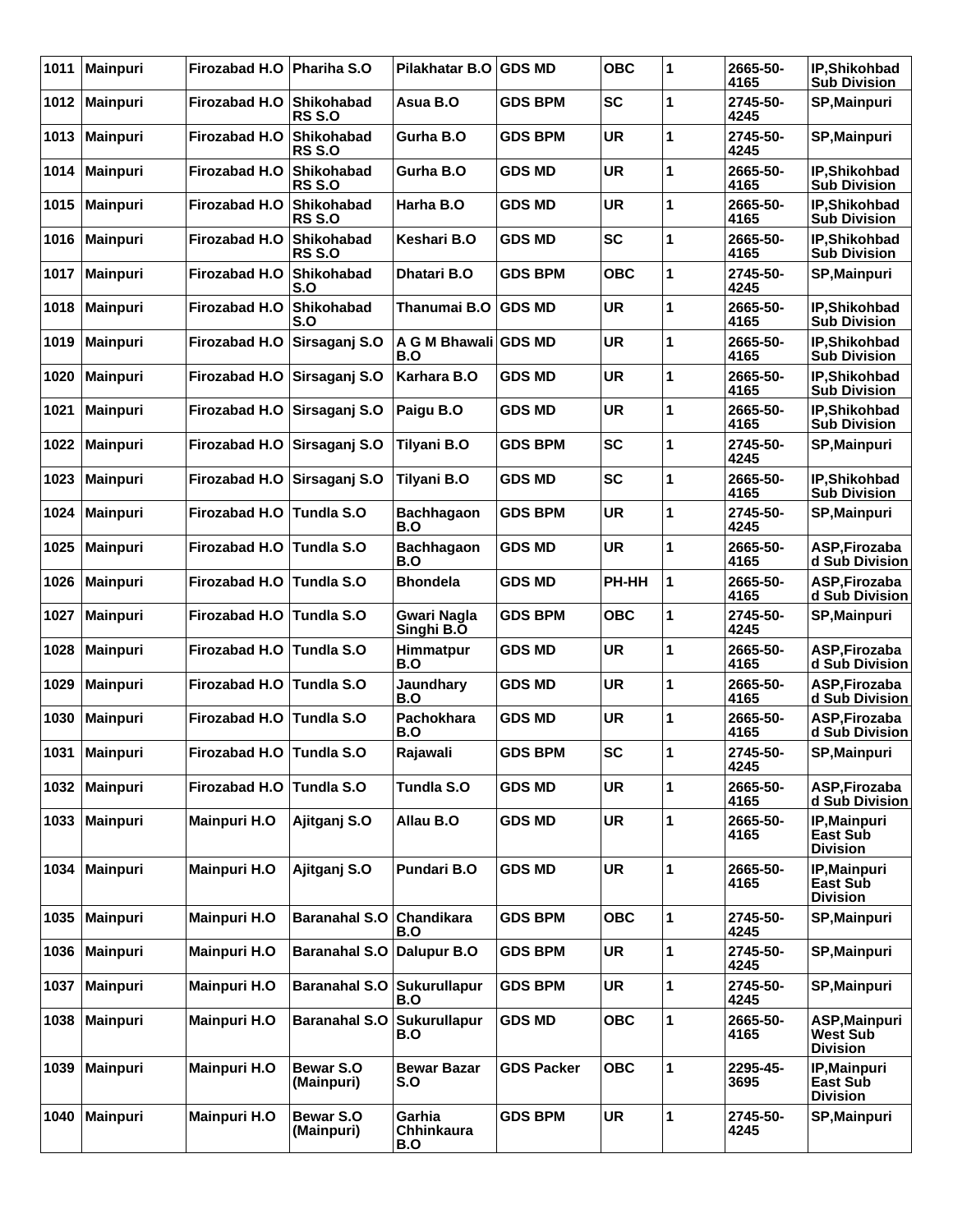| | | | | | | | | | |
|---|---|---|---|---|---|---|---|---|---|
| 1011 | Mainpuri | Firozabad H.O | Phariha S.O | Pilakhatar B.O | GDS MD | OBC | 1 | 2665-50-4165 | IP,Shikohbad Sub Division |
| 1012 | Mainpuri | Firozabad H.O | Shikohabad RS S.O | Asua B.O | GDS BPM | SC | 1 | 2745-50-4245 | SP,Mainpuri |
| 1013 | Mainpuri | Firozabad H.O | Shikohabad RS S.O | Gurha B.O | GDS BPM | UR | 1 | 2745-50-4245 | SP,Mainpuri |
| 1014 | Mainpuri | Firozabad H.O | Shikohabad RS S.O | Gurha B.O | GDS MD | UR | 1 | 2665-50-4165 | IP,Shikohbad Sub Division |
| 1015 | Mainpuri | Firozabad H.O | Shikohabad RS S.O | Harha B.O | GDS MD | UR | 1 | 2665-50-4165 | IP,Shikohbad Sub Division |
| 1016 | Mainpuri | Firozabad H.O | Shikohabad RS S.O | Keshari B.O | GDS MD | SC | 1 | 2665-50-4165 | IP,Shikohbad Sub Division |
| 1017 | Mainpuri | Firozabad H.O | Shikohabad S.O | Dhatari B.O | GDS BPM | OBC | 1 | 2745-50-4245 | SP,Mainpuri |
| 1018 | Mainpuri | Firozabad H.O | Shikohabad S.O | Thanumai B.O | GDS MD | UR | 1 | 2665-50-4165 | IP,Shikohbad Sub Division |
| 1019 | Mainpuri | Firozabad H.O | Sirsaganj S.O | A G M Bhawali B.O | GDS MD | UR | 1 | 2665-50-4165 | IP,Shikohbad Sub Division |
| 1020 | Mainpuri | Firozabad H.O | Sirsaganj S.O | Karhara B.O | GDS MD | UR | 1 | 2665-50-4165 | IP,Shikohbad Sub Division |
| 1021 | Mainpuri | Firozabad H.O | Sirsaganj S.O | Paigu B.O | GDS MD | UR | 1 | 2665-50-4165 | IP,Shikohbad Sub Division |
| 1022 | Mainpuri | Firozabad H.O | Sirsaganj S.O | Tilyani B.O | GDS BPM | SC | 1 | 2745-50-4245 | SP,Mainpuri |
| 1023 | Mainpuri | Firozabad H.O | Sirsaganj S.O | Tilyani B.O | GDS MD | SC | 1 | 2665-50-4165 | IP,Shikohbad Sub Division |
| 1024 | Mainpuri | Firozabad H.O | Tundla S.O | Bachhagaon B.O | GDS BPM | UR | 1 | 2745-50-4245 | SP,Mainpuri |
| 1025 | Mainpuri | Firozabad H.O | Tundla S.O | Bachhagaon B.O | GDS MD | UR | 1 | 2665-50-4165 | ASP,Firozabad Sub Division |
| 1026 | Mainpuri | Firozabad H.O | Tundla S.O | Bhondela | GDS MD | PH-HH | 1 | 2665-50-4165 | ASP,Firozabad Sub Division |
| 1027 | Mainpuri | Firozabad H.O | Tundla S.O | Gwari Nagla Singhi B.O | GDS BPM | OBC | 1 | 2745-50-4245 | SP,Mainpuri |
| 1028 | Mainpuri | Firozabad H.O | Tundla S.O | Himmatpur B.O | GDS MD | UR | 1 | 2665-50-4165 | ASP,Firozabad Sub Division |
| 1029 | Mainpuri | Firozabad H.O | Tundla S.O | Jaundhary B.O | GDS MD | UR | 1 | 2665-50-4165 | ASP,Firozabad Sub Division |
| 1030 | Mainpuri | Firozabad H.O | Tundla S.O | Pachokhara B.O | GDS MD | UR | 1 | 2665-50-4165 | ASP,Firozabad Sub Division |
| 1031 | Mainpuri | Firozabad H.O | Tundla S.O | Rajawali | GDS BPM | SC | 1 | 2745-50-4245 | SP,Mainpuri |
| 1032 | Mainpuri | Firozabad H.O | Tundla S.O | Tundla S.O | GDS MD | UR | 1 | 2665-50-4165 | ASP,Firozabad Sub Division |
| 1033 | Mainpuri | Mainpuri H.O | Ajitganj S.O | Allau B.O | GDS MD | UR | 1 | 2665-50-4165 | IP,Mainpuri East Sub Division |
| 1034 | Mainpuri | Mainpuri H.O | Ajitganj S.O | Pundari B.O | GDS MD | UR | 1 | 2665-50-4165 | IP,Mainpuri East Sub Division |
| 1035 | Mainpuri | Mainpuri H.O | Baranahal S.O | Chandikara B.O | GDS BPM | OBC | 1 | 2745-50-4245 | SP,Mainpuri |
| 1036 | Mainpuri | Mainpuri H.O | Baranahal S.O | Dalupur B.O | GDS BPM | UR | 1 | 2745-50-4245 | SP,Mainpuri |
| 1037 | Mainpuri | Mainpuri H.O | Baranahal S.O | Sukurullapur B.O | GDS BPM | UR | 1 | 2745-50-4245 | SP,Mainpuri |
| 1038 | Mainpuri | Mainpuri H.O | Baranahal S.O | Sukurullapur B.O | GDS MD | OBC | 1 | 2665-50-4165 | ASP,Mainpuri West Sub Division |
| 1039 | Mainpuri | Mainpuri H.O | Bewar S.O (Mainpuri) | Bewar Bazar S.O | GDS Packer | OBC | 1 | 2295-45-3695 | IP,Mainpuri East Sub Division |
| 1040 | Mainpuri | Mainpuri H.O | Bewar S.O (Mainpuri) | Garhia Chhinkaura B.O | GDS BPM | UR | 1 | 2745-50-4245 | SP,Mainpuri |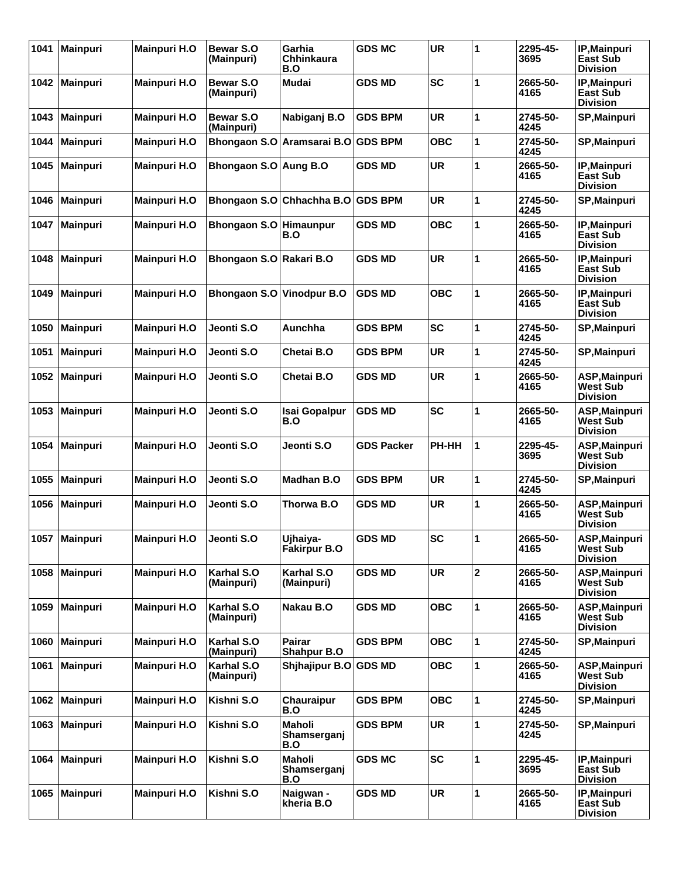| | | | | | | | | | |
|---|---|---|---|---|---|---|---|---|---|
| 1041 | Mainpuri | Mainpuri H.O | Bewar S.O (Mainpuri) | Garhia Chhinkaura B.O | GDS MC | UR | 1 | 2295-45-3695 | IP,Mainpuri East Sub Division |
| 1042 | Mainpuri | Mainpuri H.O | Bewar S.O (Mainpuri) | Mudai | GDS MD | SC | 1 | 2665-50-4165 | IP,Mainpuri East Sub Division |
| 1043 | Mainpuri | Mainpuri H.O | Bewar S.O (Mainpuri) | Nabiganj B.O | GDS BPM | UR | 1 | 2745-50-4245 | SP,Mainpuri |
| 1044 | Mainpuri | Mainpuri H.O | Bhongaon S.O | Aramsarai B.O | GDS BPM | OBC | 1 | 2745-50-4245 | SP,Mainpuri |
| 1045 | Mainpuri | Mainpuri H.O | Bhongaon S.O | Aung B.O | GDS MD | UR | 1 | 2665-50-4165 | IP,Mainpuri East Sub Division |
| 1046 | Mainpuri | Mainpuri H.O | Bhongaon S.O | Chhachha B.O | GDS BPM | UR | 1 | 2745-50-4245 | SP,Mainpuri |
| 1047 | Mainpuri | Mainpuri H.O | Bhongaon S.O | Himaunpur B.O | GDS MD | OBC | 1 | 2665-50-4165 | IP,Mainpuri East Sub Division |
| 1048 | Mainpuri | Mainpuri H.O | Bhongaon S.O | Rakari B.O | GDS MD | UR | 1 | 2665-50-4165 | IP,Mainpuri East Sub Division |
| 1049 | Mainpuri | Mainpuri H.O | Bhongaon S.O | Vinodpur B.O | GDS MD | OBC | 1 | 2665-50-4165 | IP,Mainpuri East Sub Division |
| 1050 | Mainpuri | Mainpuri H.O | Jeonti S.O | Aunchha | GDS BPM | SC | 1 | 2745-50-4245 | SP,Mainpuri |
| 1051 | Mainpuri | Mainpuri H.O | Jeonti S.O | Chetai B.O | GDS BPM | UR | 1 | 2745-50-4245 | SP,Mainpuri |
| 1052 | Mainpuri | Mainpuri H.O | Jeonti S.O | Chetai B.O | GDS MD | UR | 1 | 2665-50-4165 | ASP,Mainpuri West Sub Division |
| 1053 | Mainpuri | Mainpuri H.O | Jeonti S.O | Isai Gopalpur B.O | GDS MD | SC | 1 | 2665-50-4165 | ASP,Mainpuri West Sub Division |
| 1054 | Mainpuri | Mainpuri H.O | Jeonti S.O | Jeonti S.O | GDS Packer | PH-HH | 1 | 2295-45-3695 | ASP,Mainpuri West Sub Division |
| 1055 | Mainpuri | Mainpuri H.O | Jeonti S.O | Madhan B.O | GDS BPM | UR | 1 | 2745-50-4245 | SP,Mainpuri |
| 1056 | Mainpuri | Mainpuri H.O | Jeonti S.O | Thorwa B.O | GDS MD | UR | 1 | 2665-50-4165 | ASP,Mainpuri West Sub Division |
| 1057 | Mainpuri | Mainpuri H.O | Jeonti S.O | Ujhaiya-Fakirpur B.O | GDS MD | SC | 1 | 2665-50-4165 | ASP,Mainpuri West Sub Division |
| 1058 | Mainpuri | Mainpuri H.O | Karhal S.O (Mainpuri) | Karhal S.O (Mainpuri) | GDS MD | UR | 2 | 2665-50-4165 | ASP,Mainpuri West Sub Division |
| 1059 | Mainpuri | Mainpuri H.O | Karhal S.O (Mainpuri) | Nakau B.O | GDS MD | OBC | 1 | 2665-50-4165 | ASP,Mainpuri West Sub Division |
| 1060 | Mainpuri | Mainpuri H.O | Karhal S.O (Mainpuri) | Pairar Shahpur B.O | GDS BPM | OBC | 1 | 2745-50-4245 | SP,Mainpuri |
| 1061 | Mainpuri | Mainpuri H.O | Karhal S.O (Mainpuri) | Shjhajipur B.O | GDS MD | OBC | 1 | 2665-50-4165 | ASP,Mainpuri West Sub Division |
| 1062 | Mainpuri | Mainpuri H.O | Kishni S.O | Chauraipur B.O | GDS BPM | OBC | 1 | 2745-50-4245 | SP,Mainpuri |
| 1063 | Mainpuri | Mainpuri H.O | Kishni S.O | Maholi Shamserganj B.O | GDS BPM | UR | 1 | 2745-50-4245 | SP,Mainpuri |
| 1064 | Mainpuri | Mainpuri H.O | Kishni S.O | Maholi Shamserganj B.O | GDS MC | SC | 1 | 2295-45-3695 | IP,Mainpuri East Sub Division |
| 1065 | Mainpuri | Mainpuri H.O | Kishni S.O | Naigwan - kheria B.O | GDS MD | UR | 1 | 2665-50-4165 | IP,Mainpuri East Sub Division |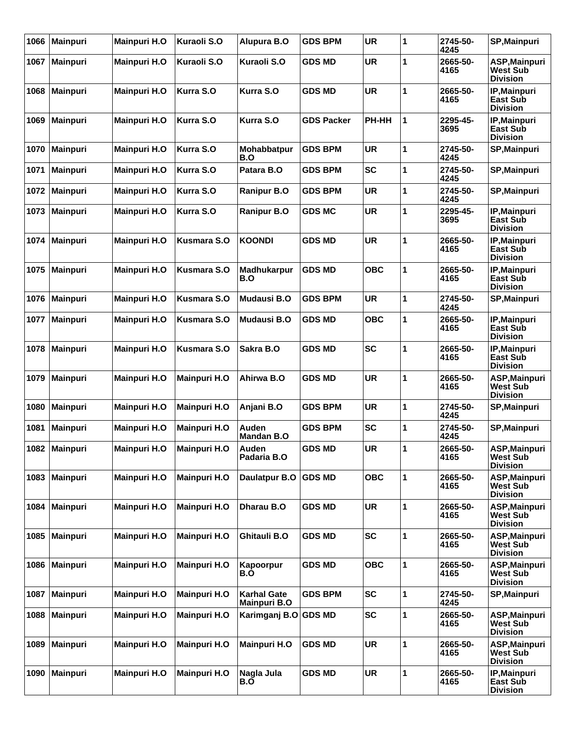| | | | | | | | | | |
|---|---|---|---|---|---|---|---|---|---|
| 1066 | Mainpuri | Mainpuri H.O | Kuraoli S.O | Alupura B.O | GDS BPM | UR | 1 | 2745-50-4245 | SP,Mainpuri |
| 1067 | Mainpuri | Mainpuri H.O | Kuraoli S.O | Kuraoli S.O | GDS MD | UR | 1 | 2665-50-4165 | ASP,Mainpuri West Sub Division |
| 1068 | Mainpuri | Mainpuri H.O | Kurra S.O | Kurra S.O | GDS MD | UR | 1 | 2665-50-4165 | IP,Mainpuri East Sub Division |
| 1069 | Mainpuri | Mainpuri H.O | Kurra S.O | Kurra S.O | GDS Packer | PH-HH | 1 | 2295-45-3695 | IP,Mainpuri East Sub Division |
| 1070 | Mainpuri | Mainpuri H.O | Kurra S.O | Mohabbatpur B.O | GDS BPM | UR | 1 | 2745-50-4245 | SP,Mainpuri |
| 1071 | Mainpuri | Mainpuri H.O | Kurra S.O | Patara B.O | GDS BPM | SC | 1 | 2745-50-4245 | SP,Mainpuri |
| 1072 | Mainpuri | Mainpuri H.O | Kurra S.O | Ranipur B.O | GDS BPM | UR | 1 | 2745-50-4245 | SP,Mainpuri |
| 1073 | Mainpuri | Mainpuri H.O | Kurra S.O | Ranipur B.O | GDS MC | UR | 1 | 2295-45-3695 | IP,Mainpuri East Sub Division |
| 1074 | Mainpuri | Mainpuri H.O | Kusmara S.O | KOONDI | GDS MD | UR | 1 | 2665-50-4165 | IP,Mainpuri East Sub Division |
| 1075 | Mainpuri | Mainpuri H.O | Kusmara S.O | Madhukarpur B.O | GDS MD | OBC | 1 | 2665-50-4165 | IP,Mainpuri East Sub Division |
| 1076 | Mainpuri | Mainpuri H.O | Kusmara S.O | Mudausi B.O | GDS BPM | UR | 1 | 2745-50-4245 | SP,Mainpuri |
| 1077 | Mainpuri | Mainpuri H.O | Kusmara S.O | Mudausi B.O | GDS MD | OBC | 1 | 2665-50-4165 | IP,Mainpuri East Sub Division |
| 1078 | Mainpuri | Mainpuri H.O | Kusmara S.O | Sakra B.O | GDS MD | SC | 1 | 2665-50-4165 | IP,Mainpuri East Sub Division |
| 1079 | Mainpuri | Mainpuri H.O | Mainpuri H.O | Ahirwa B.O | GDS MD | UR | 1 | 2665-50-4165 | ASP,Mainpuri West Sub Division |
| 1080 | Mainpuri | Mainpuri H.O | Mainpuri H.O | Anjani B.O | GDS BPM | UR | 1 | 2745-50-4245 | SP,Mainpuri |
| 1081 | Mainpuri | Mainpuri H.O | Mainpuri H.O | Auden Mandan B.O | GDS BPM | SC | 1 | 2745-50-4245 | SP,Mainpuri |
| 1082 | Mainpuri | Mainpuri H.O | Mainpuri H.O | Auden Padaria B.O | GDS MD | UR | 1 | 2665-50-4165 | ASP,Mainpuri West Sub Division |
| 1083 | Mainpuri | Mainpuri H.O | Mainpuri H.O | Daulatpur B.O | GDS MD | OBC | 1 | 2665-50-4165 | ASP,Mainpuri West Sub Division |
| 1084 | Mainpuri | Mainpuri H.O | Mainpuri H.O | Dharau B.O | GDS MD | UR | 1 | 2665-50-4165 | ASP,Mainpuri West Sub Division |
| 1085 | Mainpuri | Mainpuri H.O | Mainpuri H.O | Ghitauli B.O | GDS MD | SC | 1 | 2665-50-4165 | ASP,Mainpuri West Sub Division |
| 1086 | Mainpuri | Mainpuri H.O | Mainpuri H.O | Kapoorpur B.O | GDS MD | OBC | 1 | 2665-50-4165 | ASP,Mainpuri West Sub Division |
| 1087 | Mainpuri | Mainpuri H.O | Mainpuri H.O | Karhal Gate Mainpuri B.O | GDS BPM | SC | 1 | 2745-50-4245 | SP,Mainpuri |
| 1088 | Mainpuri | Mainpuri H.O | Mainpuri H.O | Karimganj B.O | GDS MD | SC | 1 | 2665-50-4165 | ASP,Mainpuri West Sub Division |
| 1089 | Mainpuri | Mainpuri H.O | Mainpuri H.O | Mainpuri H.O | GDS MD | UR | 1 | 2665-50-4165 | ASP,Mainpuri West Sub Division |
| 1090 | Mainpuri | Mainpuri H.O | Mainpuri H.O | Nagla Jula B.O | GDS MD | UR | 1 | 2665-50-4165 | IP,Mainpuri East Sub Division |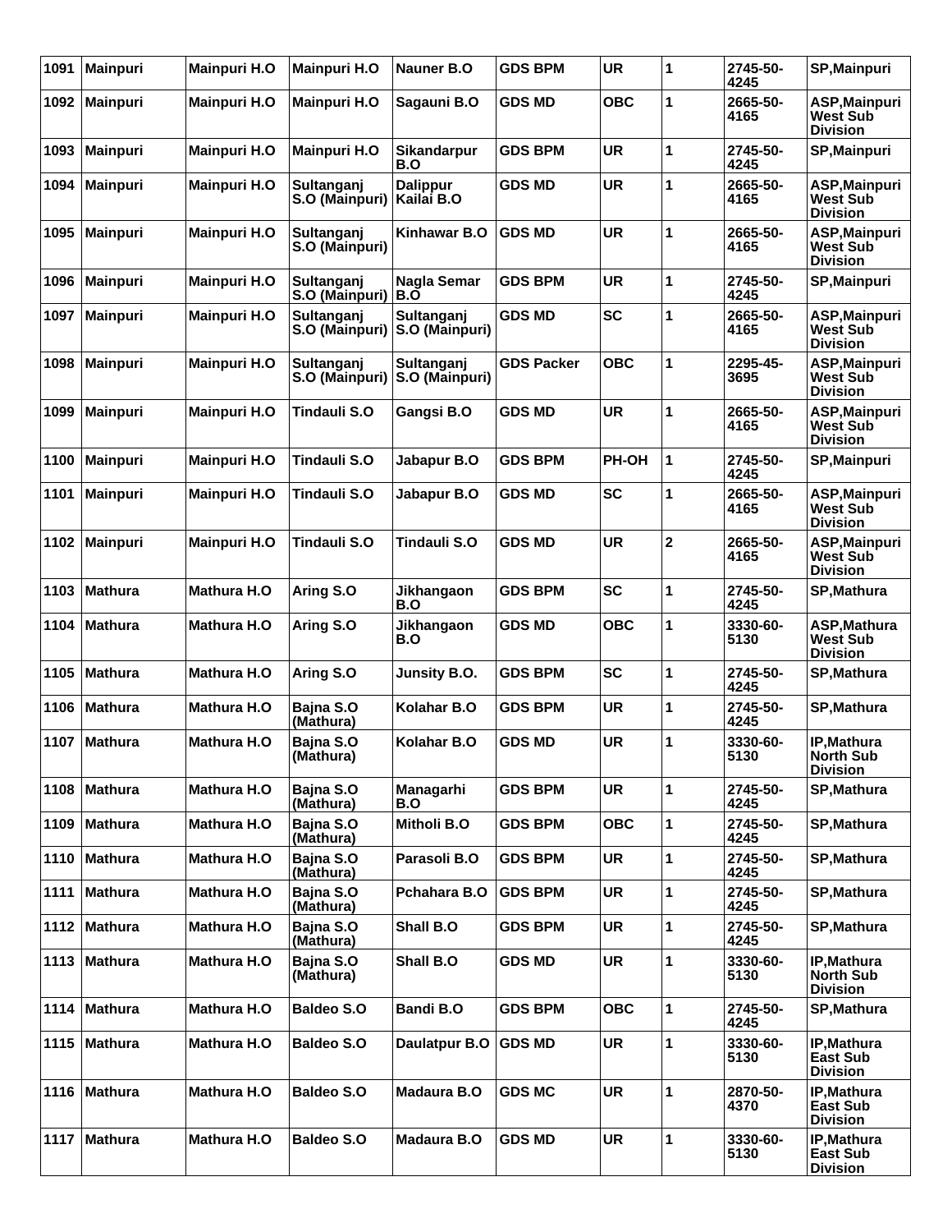| | | | | | | | | | |
|---|---|---|---|---|---|---|---|---|---|
| 1091 | Mainpuri | Mainpuri H.O | Mainpuri H.O | Nauner B.O | GDS BPM | UR | 1 | 2745-50-4245 | SP,Mainpuri |
| 1092 | Mainpuri | Mainpuri H.O | Mainpuri H.O | Sagauni B.O | GDS MD | OBC | 1 | 2665-50-4165 | ASP,Mainpuri West Sub Division |
| 1093 | Mainpuri | Mainpuri H.O | Mainpuri H.O | Sikandarpur B.O | GDS BPM | UR | 1 | 2745-50-4245 | SP,Mainpuri |
| 1094 | Mainpuri | Mainpuri H.O | Sultanganj S.O (Mainpuri) | Dalippur Kailai B.O | GDS MD | UR | 1 | 2665-50-4165 | ASP,Mainpuri West Sub Division |
| 1095 | Mainpuri | Mainpuri H.O | Sultanganj S.O (Mainpuri) | Kinhawar B.O | GDS MD | UR | 1 | 2665-50-4165 | ASP,Mainpuri West Sub Division |
| 1096 | Mainpuri | Mainpuri H.O | Sultanganj S.O (Mainpuri) | Nagla Semar B.O | GDS BPM | UR | 1 | 2745-50-4245 | SP,Mainpuri |
| 1097 | Mainpuri | Mainpuri H.O | Sultanganj S.O (Mainpuri) | Sultanganj S.O (Mainpuri) | GDS MD | SC | 1 | 2665-50-4165 | ASP,Mainpuri West Sub Division |
| 1098 | Mainpuri | Mainpuri H.O | Sultanganj S.O (Mainpuri) | Sultanganj S.O (Mainpuri) | GDS Packer | OBC | 1 | 2295-45-3695 | ASP,Mainpuri West Sub Division |
| 1099 | Mainpuri | Mainpuri H.O | Tindauli S.O | Gangsi B.O | GDS MD | UR | 1 | 2665-50-4165 | ASP,Mainpuri West Sub Division |
| 1100 | Mainpuri | Mainpuri H.O | Tindauli S.O | Jabapur B.O | GDS BPM | PH-OH | 1 | 2745-50-4245 | SP,Mainpuri |
| 1101 | Mainpuri | Mainpuri H.O | Tindauli S.O | Jabapur B.O | GDS MD | SC | 1 | 2665-50-4165 | ASP,Mainpuri West Sub Division |
| 1102 | Mainpuri | Mainpuri H.O | Tindauli S.O | Tindauli S.O | GDS MD | UR | 2 | 2665-50-4165 | ASP,Mainpuri West Sub Division |
| 1103 | Mathura | Mathura H.O | Aring S.O | Jikhangaon B.O | GDS BPM | SC | 1 | 2745-50-4245 | SP,Mathura |
| 1104 | Mathura | Mathura H.O | Aring S.O | Jikhangaon B.O | GDS MD | OBC | 1 | 3330-60-5130 | ASP,Mathura West Sub Division |
| 1105 | Mathura | Mathura H.O | Aring S.O | Junsity B.O. | GDS BPM | SC | 1 | 2745-50-4245 | SP,Mathura |
| 1106 | Mathura | Mathura H.O | Bajna S.O (Mathura) | Kolahar B.O | GDS BPM | UR | 1 | 2745-50-4245 | SP,Mathura |
| 1107 | Mathura | Mathura H.O | Bajna S.O (Mathura) | Kolahar B.O | GDS MD | UR | 1 | 3330-60-5130 | IP,Mathura North Sub Division |
| 1108 | Mathura | Mathura H.O | Bajna S.O (Mathura) | Managarhi B.O | GDS BPM | UR | 1 | 2745-50-4245 | SP,Mathura |
| 1109 | Mathura | Mathura H.O | Bajna S.O (Mathura) | Mitholi B.O | GDS BPM | OBC | 1 | 2745-50-4245 | SP,Mathura |
| 1110 | Mathura | Mathura H.O | Bajna S.O (Mathura) | Parasoli B.O | GDS BPM | UR | 1 | 2745-50-4245 | SP,Mathura |
| 1111 | Mathura | Mathura H.O | Bajna S.O (Mathura) | Pchahara B.O | GDS BPM | UR | 1 | 2745-50-4245 | SP,Mathura |
| 1112 | Mathura | Mathura H.O | Bajna S.O (Mathura) | Shall B.O | GDS BPM | UR | 1 | 2745-50-4245 | SP,Mathura |
| 1113 | Mathura | Mathura H.O | Bajna S.O (Mathura) | Shall B.O | GDS MD | UR | 1 | 3330-60-5130 | IP,Mathura North Sub Division |
| 1114 | Mathura | Mathura H.O | Baldeo S.O | Bandi B.O | GDS BPM | OBC | 1 | 2745-50-4245 | SP,Mathura |
| 1115 | Mathura | Mathura H.O | Baldeo S.O | Daulatpur B.O | GDS MD | UR | 1 | 3330-60-5130 | IP,Mathura East Sub Division |
| 1116 | Mathura | Mathura H.O | Baldeo S.O | Madaura B.O | GDS MC | UR | 1 | 2870-50-4370 | IP,Mathura East Sub Division |
| 1117 | Mathura | Mathura H.O | Baldeo S.O | Madaura B.O | GDS MD | UR | 1 | 3330-60-5130 | IP,Mathura East Sub Division |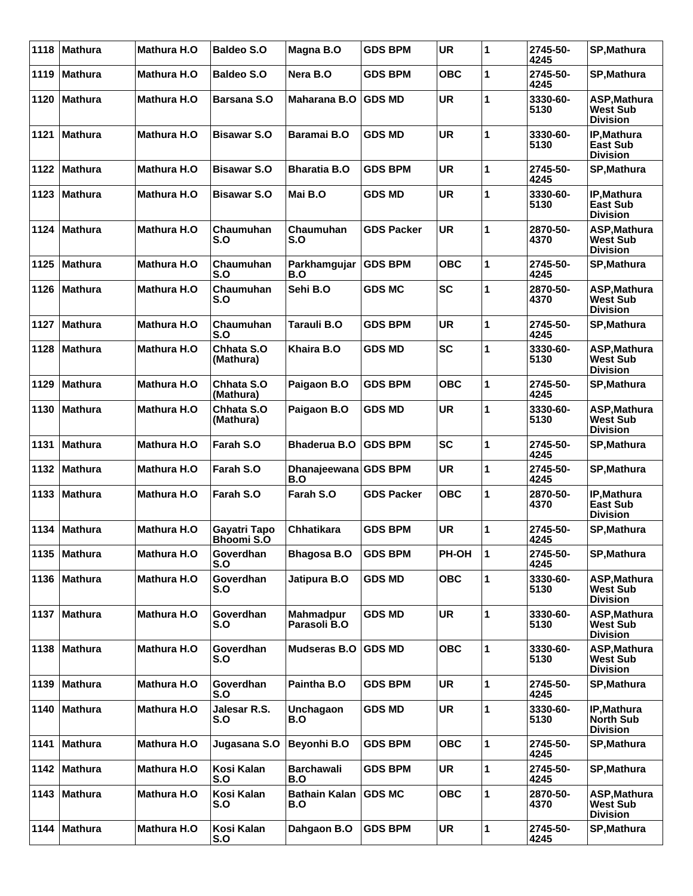| 1118 | Mathura | Mathura H.O | Baldeo S.O | Magna B.O | GDS BPM | UR | 1 | 2745-50-4245 | SP,Mathura |
|---|---|---|---|---|---|---|---|---|---|
| 1119 | Mathura | Mathura H.O | Baldeo S.O | Nera B.O | GDS BPM | OBC | 1 | 2745-50-4245 | SP,Mathura |
| 1120 | Mathura | Mathura H.O | Barsana S.O | Maharana B.O | GDS MD | UR | 1 | 3330-60-5130 | ASP,Mathura West Sub Division |
| 1121 | Mathura | Mathura H.O | Bisawar S.O | Baramai B.O | GDS MD | UR | 1 | 3330-60-5130 | IP,Mathura East Sub Division |
| 1122 | Mathura | Mathura H.O | Bisawar S.O | Bharatia B.O | GDS BPM | UR | 1 | 2745-50-4245 | SP,Mathura |
| 1123 | Mathura | Mathura H.O | Bisawar S.O | Mai B.O | GDS MD | UR | 1 | 3330-60-5130 | IP,Mathura East Sub Division |
| 1124 | Mathura | Mathura H.O | Chaumuhan S.O | Chaumuhan S.O | GDS Packer | UR | 1 | 2870-50-4370 | ASP,Mathura West Sub Division |
| 1125 | Mathura | Mathura H.O | Chaumuhan S.O | Parkhamgujar B.O | GDS BPM | OBC | 1 | 2745-50-4245 | SP,Mathura |
| 1126 | Mathura | Mathura H.O | Chaumuhan S.O | Sehi B.O | GDS MC | SC | 1 | 2870-50-4370 | ASP,Mathura West Sub Division |
| 1127 | Mathura | Mathura H.O | Chaumuhan S.O | Tarauli B.O | GDS BPM | UR | 1 | 2745-50-4245 | SP,Mathura |
| 1128 | Mathura | Mathura H.O | Chhata S.O (Mathura) | Khaira B.O | GDS MD | SC | 1 | 3330-60-5130 | ASP,Mathura West Sub Division |
| 1129 | Mathura | Mathura H.O | Chhata S.O (Mathura) | Paigaon B.O | GDS BPM | OBC | 1 | 2745-50-4245 | SP,Mathura |
| 1130 | Mathura | Mathura H.O | Chhata S.O (Mathura) | Paigaon B.O | GDS MD | UR | 1 | 3330-60-5130 | ASP,Mathura West Sub Division |
| 1131 | Mathura | Mathura H.O | Farah S.O | Bhaderua B.O | GDS BPM | SC | 1 | 2745-50-4245 | SP,Mathura |
| 1132 | Mathura | Mathura H.O | Farah S.O | Dhanajeewana B.O | GDS BPM | UR | 1 | 2745-50-4245 | SP,Mathura |
| 1133 | Mathura | Mathura H.O | Farah S.O | Farah S.O | GDS Packer | OBC | 1 | 2870-50-4370 | IP,Mathura East Sub Division |
| 1134 | Mathura | Mathura H.O | Gayatri Tapo Bhoomi S.O | Chhatikara | GDS BPM | UR | 1 | 2745-50-4245 | SP,Mathura |
| 1135 | Mathura | Mathura H.O | Goverdhan S.O | Bhagosa B.O | GDS BPM | PH-OH | 1 | 2745-50-4245 | SP,Mathura |
| 1136 | Mathura | Mathura H.O | Goverdhan S.O | Jatipura B.O | GDS MD | OBC | 1 | 3330-60-5130 | ASP,Mathura West Sub Division |
| 1137 | Mathura | Mathura H.O | Goverdhan S.O | Mahmadpur Parasoli B.O | GDS MD | UR | 1 | 3330-60-5130 | ASP,Mathura West Sub Division |
| 1138 | Mathura | Mathura H.O | Goverdhan S.O | Mudseras B.O | GDS MD | OBC | 1 | 3330-60-5130 | ASP,Mathura West Sub Division |
| 1139 | Mathura | Mathura H.O | Goverdhan S.O | Paintha B.O | GDS BPM | UR | 1 | 2745-50-4245 | SP,Mathura |
| 1140 | Mathura | Mathura H.O | Jalesar R.S. S.O | Unchagaon B.O | GDS MD | UR | 1 | 3330-60-5130 | IP,Mathura North Sub Division |
| 1141 | Mathura | Mathura H.O | Jugasana S.O | Beyonhi B.O | GDS BPM | OBC | 1 | 2745-50-4245 | SP,Mathura |
| 1142 | Mathura | Mathura H.O | Kosi Kalan S.O | Barchawali B.O | GDS BPM | UR | 1 | 2745-50-4245 | SP,Mathura |
| 1143 | Mathura | Mathura H.O | Kosi Kalan S.O | Bathain Kalan B.O | GDS MC | OBC | 1 | 2870-50-4370 | ASP,Mathura West Sub Division |
| 1144 | Mathura | Mathura H.O | Kosi Kalan S.O | Dahgaon B.O | GDS BPM | UR | 1 | 2745-50-4245 | SP,Mathura |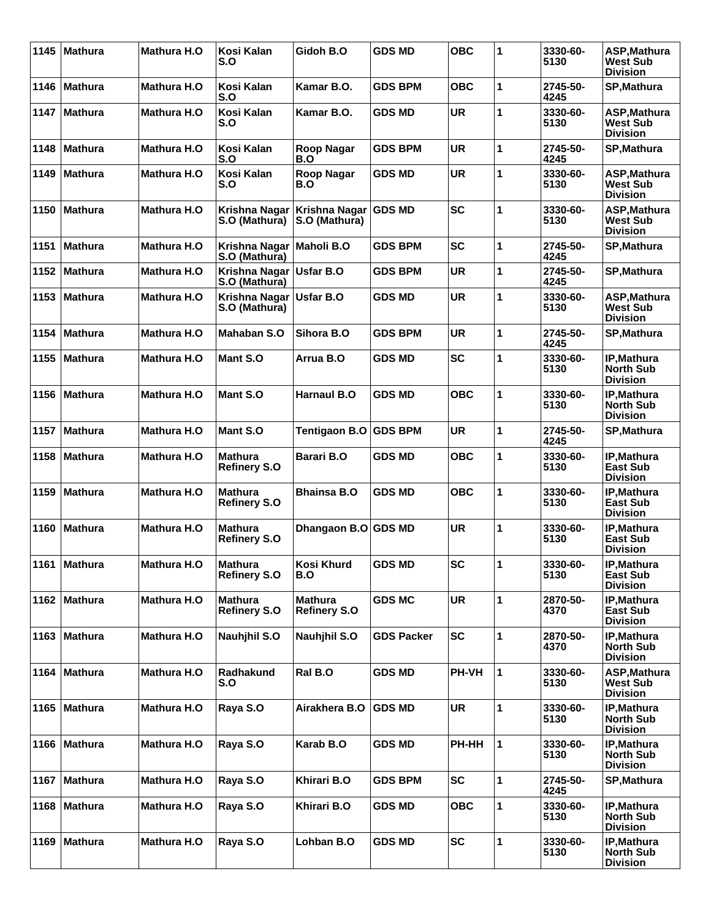| | | | | | | | | | |
|---|---|---|---|---|---|---|---|---|---|
| 1145 | Mathura | Mathura H.O | Kosi Kalan S.O | Gidoh B.O | GDS MD | OBC | 1 | 3330-60-5130 | ASP,Mathura West Sub Division |
| 1146 | Mathura | Mathura H.O | Kosi Kalan S.O | Kamar B.O. | GDS BPM | OBC | 1 | 2745-50-4245 | SP,Mathura |
| 1147 | Mathura | Mathura H.O | Kosi Kalan S.O | Kamar B.O. | GDS MD | UR | 1 | 3330-60-5130 | ASP,Mathura West Sub Division |
| 1148 | Mathura | Mathura H.O | Kosi Kalan S.O | Roop Nagar B.O | GDS BPM | UR | 1 | 2745-50-4245 | SP,Mathura |
| 1149 | Mathura | Mathura H.O | Kosi Kalan S.O | Roop Nagar B.O | GDS MD | UR | 1 | 3330-60-5130 | ASP,Mathura West Sub Division |
| 1150 | Mathura | Mathura H.O | Krishna Nagar S.O (Mathura) | Krishna Nagar S.O (Mathura) | GDS MD | SC | 1 | 3330-60-5130 | ASP,Mathura West Sub Division |
| 1151 | Mathura | Mathura H.O | Krishna Nagar S.O (Mathura) | Maholi B.O | GDS BPM | SC | 1 | 2745-50-4245 | SP,Mathura |
| 1152 | Mathura | Mathura H.O | Krishna Nagar S.O (Mathura) | Usfar B.O | GDS BPM | UR | 1 | 2745-50-4245 | SP,Mathura |
| 1153 | Mathura | Mathura H.O | Krishna Nagar S.O (Mathura) | Usfar B.O | GDS MD | UR | 1 | 3330-60-5130 | ASP,Mathura West Sub Division |
| 1154 | Mathura | Mathura H.O | Mahaban S.O | Sihora B.O | GDS BPM | UR | 1 | 2745-50-4245 | SP,Mathura |
| 1155 | Mathura | Mathura H.O | Mant S.O | Arrua B.O | GDS MD | SC | 1 | 3330-60-5130 | IP,Mathura North Sub Division |
| 1156 | Mathura | Mathura H.O | Mant S.O | Harnaul B.O | GDS MD | OBC | 1 | 3330-60-5130 | IP,Mathura North Sub Division |
| 1157 | Mathura | Mathura H.O | Mant S.O | Tentigaon B.O | GDS BPM | UR | 1 | 2745-50-4245 | SP,Mathura |
| 1158 | Mathura | Mathura H.O | Mathura Refinery S.O | Barari B.O | GDS MD | OBC | 1 | 3330-60-5130 | IP,Mathura East Sub Division |
| 1159 | Mathura | Mathura H.O | Mathura Refinery S.O | Bhainsa B.O | GDS MD | OBC | 1 | 3330-60-5130 | IP,Mathura East Sub Division |
| 1160 | Mathura | Mathura H.O | Mathura Refinery S.O | Dhangaon B.O | GDS MD | UR | 1 | 3330-60-5130 | IP,Mathura East Sub Division |
| 1161 | Mathura | Mathura H.O | Mathura Refinery S.O | Kosi Khurd B.O | GDS MD | SC | 1 | 3330-60-5130 | IP,Mathura East Sub Division |
| 1162 | Mathura | Mathura H.O | Mathura Refinery S.O | Mathura Refinery S.O | GDS MC | UR | 1 | 2870-50-4370 | IP,Mathura East Sub Division |
| 1163 | Mathura | Mathura H.O | Nauhjhil S.O | Nauhjhil S.O | GDS Packer | SC | 1 | 2870-50-4370 | IP,Mathura North Sub Division |
| 1164 | Mathura | Mathura H.O | Radhakund S.O | Ral B.O | GDS MD | PH-VH | 1 | 3330-60-5130 | ASP,Mathura West Sub Division |
| 1165 | Mathura | Mathura H.O | Raya S.O | Airakhera B.O | GDS MD | UR | 1 | 3330-60-5130 | IP,Mathura North Sub Division |
| 1166 | Mathura | Mathura H.O | Raya S.O | Karab B.O | GDS MD | PH-HH | 1 | 3330-60-5130 | IP,Mathura North Sub Division |
| 1167 | Mathura | Mathura H.O | Raya S.O | Khirari B.O | GDS BPM | SC | 1 | 2745-50-4245 | SP,Mathura |
| 1168 | Mathura | Mathura H.O | Raya S.O | Khirari B.O | GDS MD | OBC | 1 | 3330-60-5130 | IP,Mathura North Sub Division |
| 1169 | Mathura | Mathura H.O | Raya S.O | Lohban B.O | GDS MD | SC | 1 | 3330-60-5130 | IP,Mathura North Sub Division |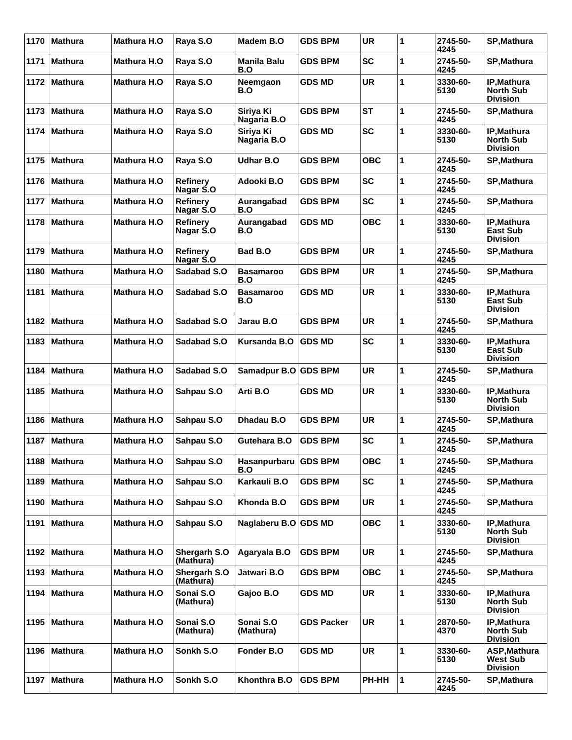| 1170 | Mathura | Mathura H.O | Raya S.O | Madem B.O | GDS BPM | UR | 1 | 2745-50-4245 | SP,Mathura |
|---|---|---|---|---|---|---|---|---|---|
| 1171 | Mathura | Mathura H.O | Raya S.O | Manila Balu B.O | GDS BPM | SC | 1 | 2745-50-4245 | SP,Mathura |
| 1172 | Mathura | Mathura H.O | Raya S.O | Neemgaon B.O | GDS MD | UR | 1 | 3330-60-5130 | IP,Mathura North Sub Division |
| 1173 | Mathura | Mathura H.O | Raya S.O | Siriya Ki Nagaria B.O | GDS BPM | ST | 1 | 2745-50-4245 | SP,Mathura |
| 1174 | Mathura | Mathura H.O | Raya S.O | Siriya Ki Nagaria B.O | GDS MD | SC | 1 | 3330-60-5130 | IP,Mathura North Sub Division |
| 1175 | Mathura | Mathura H.O | Raya S.O | Udhar B.O | GDS BPM | OBC | 1 | 2745-50-4245 | SP,Mathura |
| 1176 | Mathura | Mathura H.O | Refinery Nagar S.O | Adooki B.O | GDS BPM | SC | 1 | 2745-50-4245 | SP,Mathura |
| 1177 | Mathura | Mathura H.O | Refinery Nagar S.O | Aurangabad B.O | GDS BPM | SC | 1 | 2745-50-4245 | SP,Mathura |
| 1178 | Mathura | Mathura H.O | Refinery Nagar S.O | Aurangabad B.O | GDS MD | OBC | 1 | 3330-60-5130 | IP,Mathura East Sub Division |
| 1179 | Mathura | Mathura H.O | Refinery Nagar S.O | Bad B.O | GDS BPM | UR | 1 | 2745-50-4245 | SP,Mathura |
| 1180 | Mathura | Mathura H.O | Sadabad S.O | Basamaroo B.O | GDS BPM | UR | 1 | 2745-50-4245 | SP,Mathura |
| 1181 | Mathura | Mathura H.O | Sadabad S.O | Basamaroo B.O | GDS MD | UR | 1 | 3330-60-5130 | IP,Mathura East Sub Division |
| 1182 | Mathura | Mathura H.O | Sadabad S.O | Jarau B.O | GDS BPM | UR | 1 | 2745-50-4245 | SP,Mathura |
| 1183 | Mathura | Mathura H.O | Sadabad S.O | Kursanda B.O | GDS MD | SC | 1 | 3330-60-5130 | IP,Mathura East Sub Division |
| 1184 | Mathura | Mathura H.O | Sadabad S.O | Samadpur B.O | GDS BPM | UR | 1 | 2745-50-4245 | SP,Mathura |
| 1185 | Mathura | Mathura H.O | Sahpau S.O | Arti B.O | GDS MD | UR | 1 | 3330-60-5130 | IP,Mathura North Sub Division |
| 1186 | Mathura | Mathura H.O | Sahpau S.O | Dhadau B.O | GDS BPM | UR | 1 | 2745-50-4245 | SP,Mathura |
| 1187 | Mathura | Mathura H.O | Sahpau S.O | Gutehara B.O | GDS BPM | SC | 1 | 2745-50-4245 | SP,Mathura |
| 1188 | Mathura | Mathura H.O | Sahpau S.O | Hasanpurbaru B.O | GDS BPM | OBC | 1 | 2745-50-4245 | SP,Mathura |
| 1189 | Mathura | Mathura H.O | Sahpau S.O | Karkauli B.O | GDS BPM | SC | 1 | 2745-50-4245 | SP,Mathura |
| 1190 | Mathura | Mathura H.O | Sahpau S.O | Khonda B.O | GDS BPM | UR | 1 | 2745-50-4245 | SP,Mathura |
| 1191 | Mathura | Mathura H.O | Sahpau S.O | Naglaberu B.O | GDS MD | OBC | 1 | 3330-60-5130 | IP,Mathura North Sub Division |
| 1192 | Mathura | Mathura H.O | Shergarh S.O (Mathura) | Agaryala B.O | GDS BPM | UR | 1 | 2745-50-4245 | SP,Mathura |
| 1193 | Mathura | Mathura H.O | Shergarh S.O (Mathura) | Jatwari B.O | GDS BPM | OBC | 1 | 2745-50-4245 | SP,Mathura |
| 1194 | Mathura | Mathura H.O | Sonai S.O (Mathura) | Gajoo B.O | GDS MD | UR | 1 | 3330-60-5130 | IP,Mathura North Sub Division |
| 1195 | Mathura | Mathura H.O | Sonai S.O (Mathura) | Sonai S.O (Mathura) | GDS Packer | UR | 1 | 2870-50-4370 | IP,Mathura North Sub Division |
| 1196 | Mathura | Mathura H.O | Sonkh S.O | Fonder B.O | GDS MD | UR | 1 | 3330-60-5130 | ASP,Mathura West Sub Division |
| 1197 | Mathura | Mathura H.O | Sonkh S.O | Khonthra B.O | GDS BPM | PH-HH | 1 | 2745-50-4245 | SP,Mathura |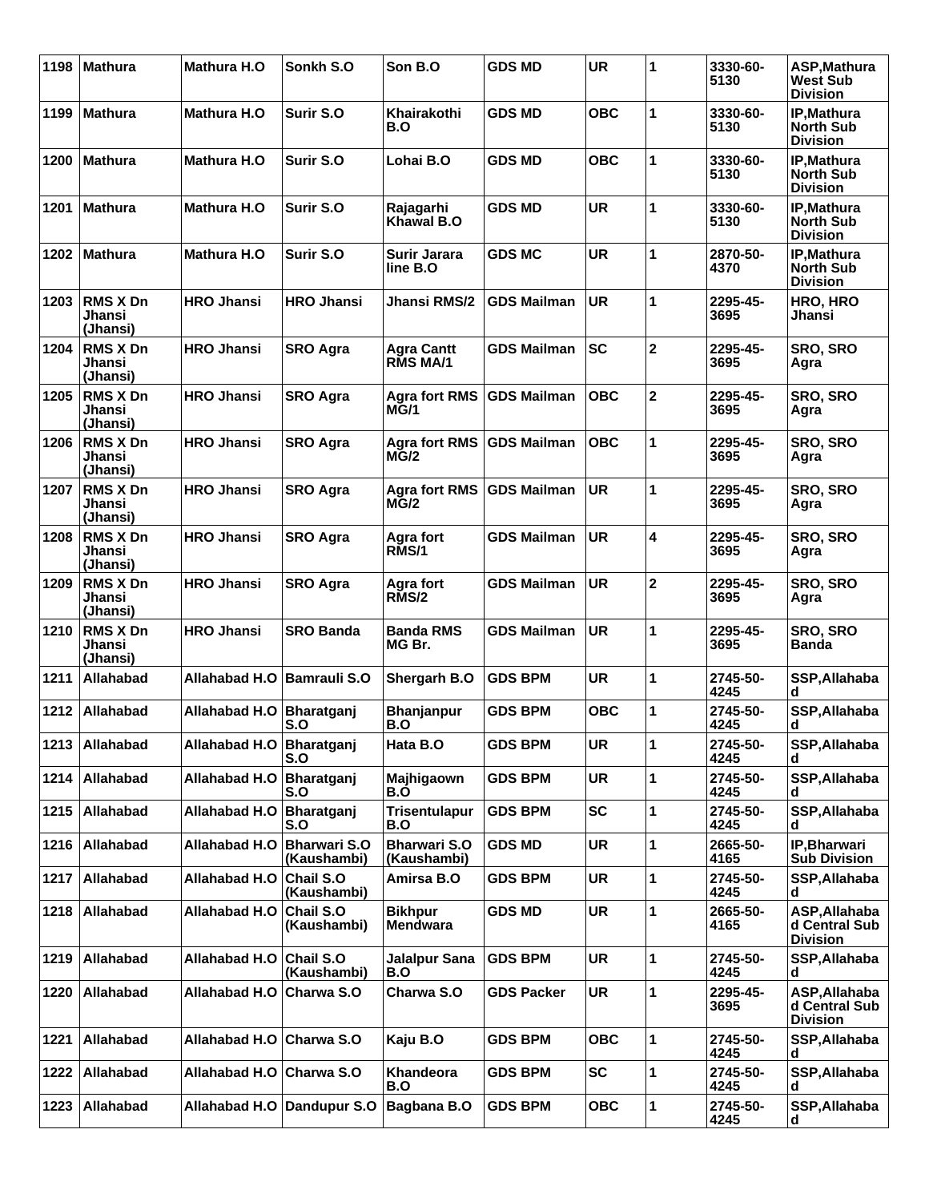| | | | | | | | | | |
|---|---|---|---|---|---|---|---|---|---|
| 1198 | Mathura | Mathura H.O | Sonkh S.O | Son B.O | GDS MD | UR | 1 | 3330-60-5130 | ASP,Mathura West Sub Division |
| 1199 | Mathura | Mathura H.O | Surir S.O | Khairakothi B.O | GDS MD | OBC | 1 | 3330-60-5130 | IP,Mathura North Sub Division |
| 1200 | Mathura | Mathura H.O | Surir S.O | Lohai B.O | GDS MD | OBC | 1 | 3330-60-5130 | IP,Mathura North Sub Division |
| 1201 | Mathura | Mathura H.O | Surir S.O | Rajagarhi Khawal B.O | GDS MD | UR | 1 | 3330-60-5130 | IP,Mathura North Sub Division |
| 1202 | Mathura | Mathura H.O | Surir S.O | Surir Jarara line B.O | GDS MC | UR | 1 | 2870-50-4370 | IP,Mathura North Sub Division |
| 1203 | RMS X Dn Jhansi (Jhansi) | HRO Jhansi | HRO Jhansi | Jhansi RMS/2 | GDS Mailman | UR | 1 | 2295-45-3695 | HRO, HRO Jhansi |
| 1204 | RMS X Dn Jhansi (Jhansi) | HRO Jhansi | SRO Agra | Agra Cantt RMS MA/1 | GDS Mailman | SC | 2 | 2295-45-3695 | SRO, SRO Agra |
| 1205 | RMS X Dn Jhansi (Jhansi) | HRO Jhansi | SRO Agra | Agra fort RMS MG/1 | GDS Mailman | OBC | 2 | 2295-45-3695 | SRO, SRO Agra |
| 1206 | RMS X Dn Jhansi (Jhansi) | HRO Jhansi | SRO Agra | Agra fort RMS MG/2 | GDS Mailman | OBC | 1 | 2295-45-3695 | SRO, SRO Agra |
| 1207 | RMS X Dn Jhansi (Jhansi) | HRO Jhansi | SRO Agra | Agra fort RMS MG/2 | GDS Mailman | UR | 1 | 2295-45-3695 | SRO, SRO Agra |
| 1208 | RMS X Dn Jhansi (Jhansi) | HRO Jhansi | SRO Agra | Agra fort RMS/1 | GDS Mailman | UR | 4 | 2295-45-3695 | SRO, SRO Agra |
| 1209 | RMS X Dn Jhansi (Jhansi) | HRO Jhansi | SRO Agra | Agra fort RMS/2 | GDS Mailman | UR | 2 | 2295-45-3695 | SRO, SRO Agra |
| 1210 | RMS X Dn Jhansi (Jhansi) | HRO Jhansi | SRO Banda | Banda RMS MG Br. | GDS Mailman | UR | 1 | 2295-45-3695 | SRO, SRO Banda |
| 1211 | Allahabad | Allahabad H.O | Bamrauli S.O | Shergarh B.O | GDS BPM | UR | 1 | 2745-50-4245 | SSP,Allahabad |
| 1212 | Allahabad | Allahabad H.O | Bharatganj S.O | Bhanjanpur B.O | GDS BPM | OBC | 1 | 2745-50-4245 | SSP,Allahabad |
| 1213 | Allahabad | Allahabad H.O | Bharatganj S.O | Hata B.O | GDS BPM | UR | 1 | 2745-50-4245 | SSP,Allahabad |
| 1214 | Allahabad | Allahabad H.O | Bharatganj S.O | Majhigaown B.O | GDS BPM | UR | 1 | 2745-50-4245 | SSP,Allahabad |
| 1215 | Allahabad | Allahabad H.O | Bharatganj S.O | Trisentulapur B.O | GDS BPM | SC | 1 | 2745-50-4245 | SSP,Allahabad |
| 1216 | Allahabad | Allahabad H.O | Bharwari S.O (Kaushambi) | Bharwari S.O (Kaushambi) | GDS MD | UR | 1 | 2665-50-4165 | IP,Bharwari Sub Division |
| 1217 | Allahabad | Allahabad H.O | Chail S.O (Kaushambi) | Amirsa B.O | GDS BPM | UR | 1 | 2745-50-4245 | SSP,Allahabad |
| 1218 | Allahabad | Allahabad H.O | Chail S.O (Kaushambi) | Bikhpur Mendwara | GDS MD | UR | 1 | 2665-50-4165 | ASP,Allahabad Central Sub Division |
| 1219 | Allahabad | Allahabad H.O | Chail S.O (Kaushambi) | Jalalpur Sana B.O | GDS BPM | UR | 1 | 2745-50-4245 | SSP,Allahabad |
| 1220 | Allahabad | Allahabad H.O | Charwa S.O | Charwa S.O | GDS Packer | UR | 1 | 2295-45-3695 | ASP,Allahabad Central Sub Division |
| 1221 | Allahabad | Allahabad H.O | Charwa S.O | Kaju B.O | GDS BPM | OBC | 1 | 2745-50-4245 | SSP,Allahabad |
| 1222 | Allahabad | Allahabad H.O | Charwa S.O | Khandeora B.O | GDS BPM | SC | 1 | 2745-50-4245 | SSP,Allahabad |
| 1223 | Allahabad | Allahabad H.O | Dandupur S.O | Bagbana B.O | GDS BPM | OBC | 1 | 2745-50-4245 | SSP,Allahabad |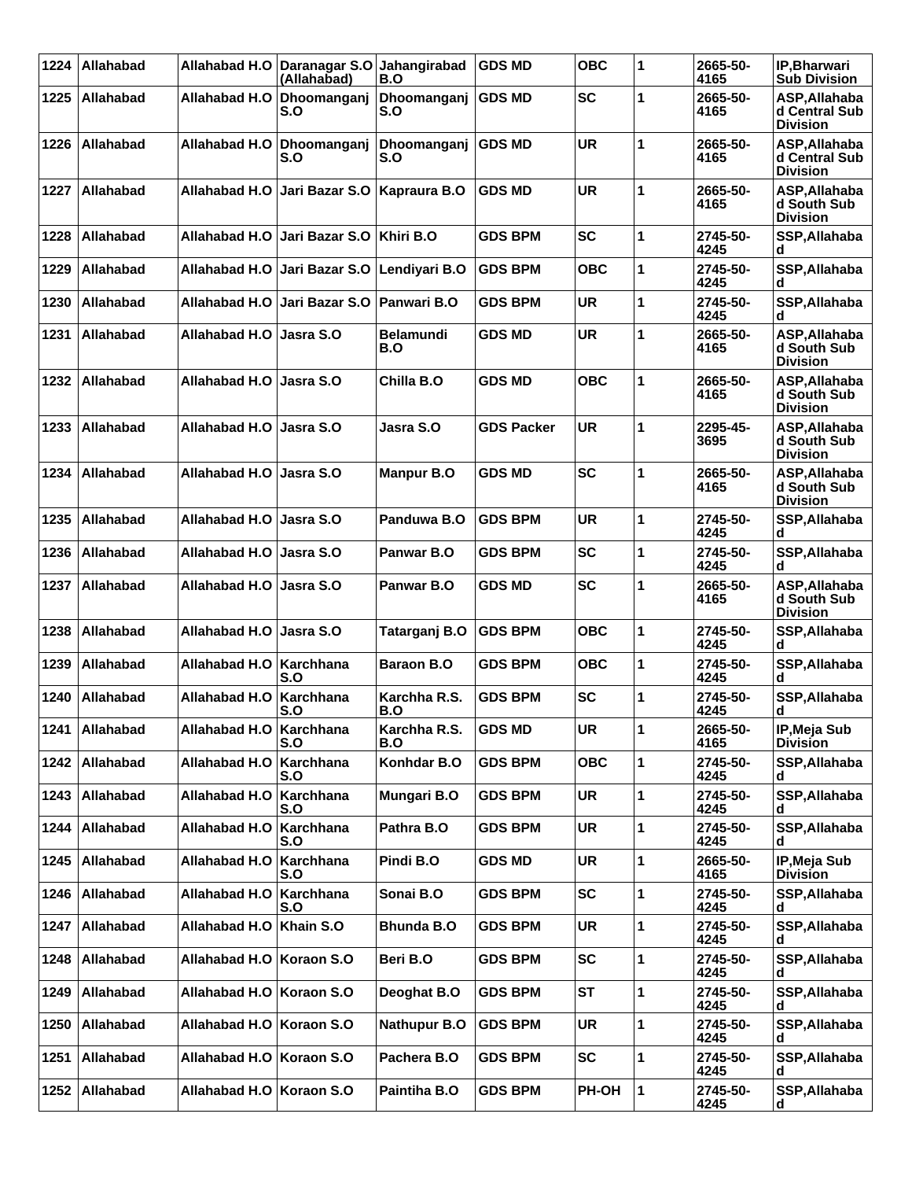| | | | | | | | | | |
|---|---|---|---|---|---|---|---|---|---|
| 1224 | Allahabad | Allahabad H.O | Daranagar S.O (Allahabad) | Jahangirabad B.O | GDS MD | OBC | 1 | 2665-50-4165 | IP,Bharwari Sub Division |
| 1225 | Allahabad | Allahabad H.O | Dhoomanganj S.O | Dhoomanganj S.O | GDS MD | SC | 1 | 2665-50-4165 | ASP,Allahabad Central Sub Division |
| 1226 | Allahabad | Allahabad H.O | Dhoomanganj S.O | Dhoomanganj S.O | GDS MD | UR | 1 | 2665-50-4165 | ASP,Allahabad Central Sub Division |
| 1227 | Allahabad | Allahabad H.O | Jari Bazar S.O | Kapraura B.O | GDS MD | UR | 1 | 2665-50-4165 | ASP,Allahabad South Sub Division |
| 1228 | Allahabad | Allahabad H.O | Jari Bazar S.O | Khiri B.O | GDS BPM | SC | 1 | 2745-50-4245 | SSP,Allahabad |
| 1229 | Allahabad | Allahabad H.O | Jari Bazar S.O | Lendiyari B.O | GDS BPM | OBC | 1 | 2745-50-4245 | SSP,Allahabad |
| 1230 | Allahabad | Allahabad H.O | Jari Bazar S.O | Panwari B.O | GDS BPM | UR | 1 | 2745-50-4245 | SSP,Allahabad |
| 1231 | Allahabad | Allahabad H.O | Jasra S.O | Belamundi B.O | GDS MD | UR | 1 | 2665-50-4165 | ASP,Allahabad South Sub Division |
| 1232 | Allahabad | Allahabad H.O | Jasra S.O | Chilla B.O | GDS MD | OBC | 1 | 2665-50-4165 | ASP,Allahabad South Sub Division |
| 1233 | Allahabad | Allahabad H.O | Jasra S.O | Jasra S.O | GDS Packer | UR | 1 | 2295-45-3695 | ASP,Allahabad South Sub Division |
| 1234 | Allahabad | Allahabad H.O | Jasra S.O | Manpur B.O | GDS MD | SC | 1 | 2665-50-4165 | ASP,Allahabad South Sub Division |
| 1235 | Allahabad | Allahabad H.O | Jasra S.O | Panduwa B.O | GDS BPM | UR | 1 | 2745-50-4245 | SSP,Allahabad |
| 1236 | Allahabad | Allahabad H.O | Jasra S.O | Panwar B.O | GDS BPM | SC | 1 | 2745-50-4245 | SSP,Allahabad |
| 1237 | Allahabad | Allahabad H.O | Jasra S.O | Panwar B.O | GDS MD | SC | 1 | 2665-50-4165 | ASP,Allahabad South Sub Division |
| 1238 | Allahabad | Allahabad H.O | Jasra S.O | Tatarganj B.O | GDS BPM | OBC | 1 | 2745-50-4245 | SSP,Allahabad |
| 1239 | Allahabad | Allahabad H.O | Karchhana S.O | Baraon B.O | GDS BPM | OBC | 1 | 2745-50-4245 | SSP,Allahabad |
| 1240 | Allahabad | Allahabad H.O | Karchhana S.O | Karchha R.S. B.O | GDS BPM | SC | 1 | 2745-50-4245 | SSP,Allahabad |
| 1241 | Allahabad | Allahabad H.O | Karchhana S.O | Karchha R.S. B.O | GDS MD | UR | 1 | 2665-50-4165 | IP,Meja Sub Division |
| 1242 | Allahabad | Allahabad H.O | Karchhana S.O | Konhdar B.O | GDS BPM | OBC | 1 | 2745-50-4245 | SSP,Allahabad |
| 1243 | Allahabad | Allahabad H.O | Karchhana S.O | Mungari B.O | GDS BPM | UR | 1 | 2745-50-4245 | SSP,Allahabad |
| 1244 | Allahabad | Allahabad H.O | Karchhana S.O | Pathra B.O | GDS BPM | UR | 1 | 2745-50-4245 | SSP,Allahabad |
| 1245 | Allahabad | Allahabad H.O | Karchhana S.O | Pindi B.O | GDS MD | UR | 1 | 2665-50-4165 | IP,Meja Sub Division |
| 1246 | Allahabad | Allahabad H.O | Karchhana S.O | Sonai B.O | GDS BPM | SC | 1 | 2745-50-4245 | SSP,Allahabad |
| 1247 | Allahabad | Allahabad H.O | Khain S.O | Bhunda B.O | GDS BPM | UR | 1 | 2745-50-4245 | SSP,Allahabad |
| 1248 | Allahabad | Allahabad H.O | Koraon S.O | Beri B.O | GDS BPM | SC | 1 | 2745-50-4245 | SSP,Allahabad |
| 1249 | Allahabad | Allahabad H.O | Koraon S.O | Deoghat B.O | GDS BPM | ST | 1 | 2745-50-4245 | SSP,Allahabad |
| 1250 | Allahabad | Allahabad H.O | Koraon S.O | Nathupur B.O | GDS BPM | UR | 1 | 2745-50-4245 | SSP,Allahabad |
| 1251 | Allahabad | Allahabad H.O | Koraon S.O | Pachera B.O | GDS BPM | SC | 1 | 2745-50-4245 | SSP,Allahabad |
| 1252 | Allahabad | Allahabad H.O | Koraon S.O | Paintiha B.O | GDS BPM | PH-OH | 1 | 2745-50-4245 | SSP,Allahabad |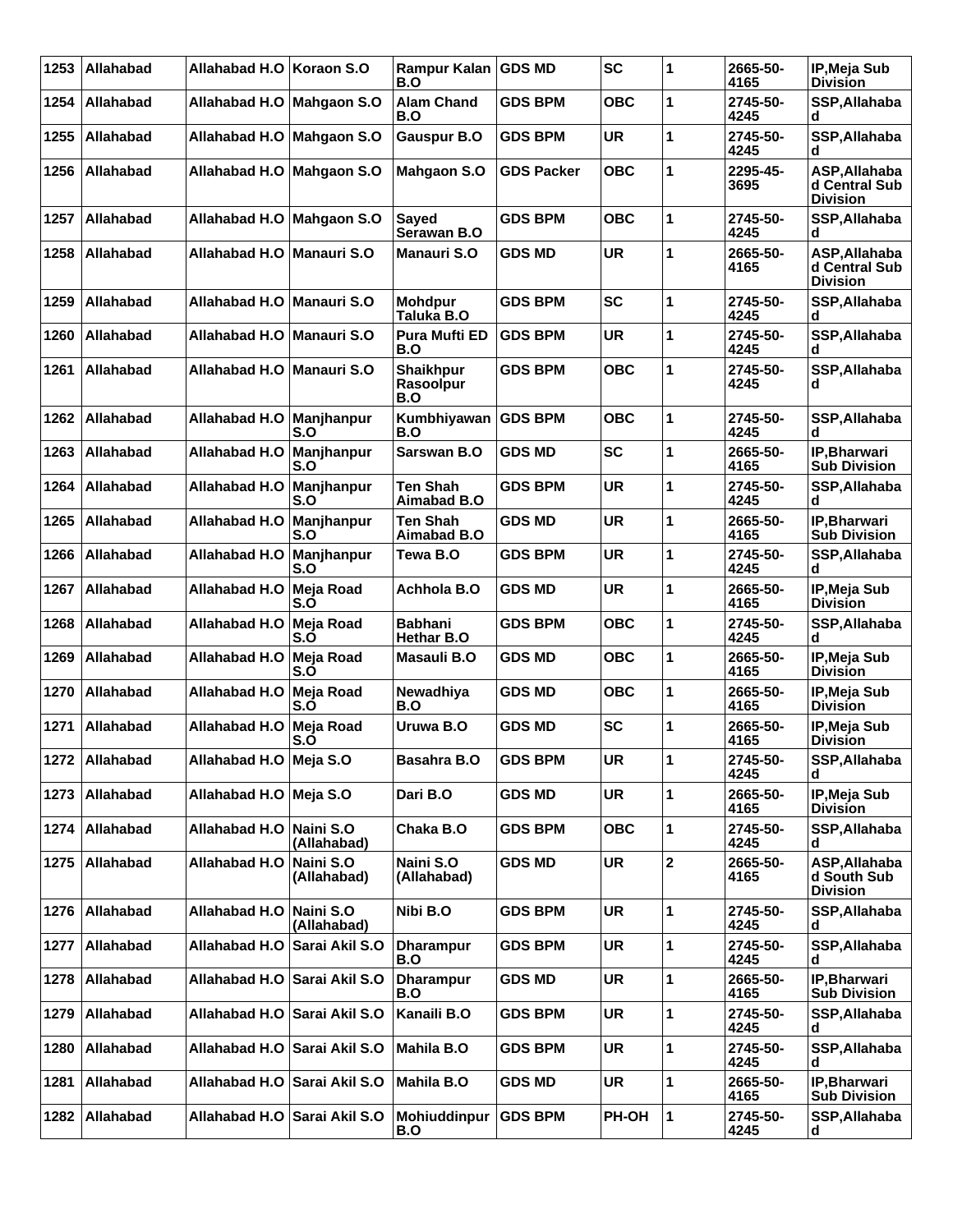| | | | | | | | | | |
|---|---|---|---|---|---|---|---|---|---|
| 1253 | Allahabad | Allahabad H.O | Koraon S.O | Rampur Kalan B.O | GDS MD | SC | 1 | 2665-50-4165 | IP,Meja Sub Division |
| 1254 | Allahabad | Allahabad H.O | Mahgaon S.O | Alam Chand B.O | GDS BPM | OBC | 1 | 2745-50-4245 | SSP,Allahabad |
| 1255 | Allahabad | Allahabad H.O | Mahgaon S.O | Gauspur B.O | GDS BPM | UR | 1 | 2745-50-4245 | SSP,Allahabad |
| 1256 | Allahabad | Allahabad H.O | Mahgaon S.O | Mahgaon S.O | GDS Packer | OBC | 1 | 2295-45-3695 | ASP,Allahabad Central Sub Division |
| 1257 | Allahabad | Allahabad H.O | Mahgaon S.O | Sayed Serawan B.O | GDS BPM | OBC | 1 | 2745-50-4245 | SSP,Allahabad |
| 1258 | Allahabad | Allahabad H.O | Manauri S.O | Manauri S.O | GDS MD | UR | 1 | 2665-50-4165 | ASP,Allahabad Central Sub Division |
| 1259 | Allahabad | Allahabad H.O | Manauri S.O | Mohdpur Taluka B.O | GDS BPM | SC | 1 | 2745-50-4245 | SSP,Allahabad |
| 1260 | Allahabad | Allahabad H.O | Manauri S.O | Pura Mufti ED B.O | GDS BPM | UR | 1 | 2745-50-4245 | SSP,Allahabad |
| 1261 | Allahabad | Allahabad H.O | Manauri S.O | Shaikhpur Rasoolpur B.O | GDS BPM | OBC | 1 | 2745-50-4245 | SSP,Allahabad |
| 1262 | Allahabad | Allahabad H.O | Manjhanpur S.O | Kumbhiyawan B.O | GDS BPM | OBC | 1 | 2745-50-4245 | SSP,Allahabad |
| 1263 | Allahabad | Allahabad H.O | Manjhanpur S.O | Sarswan B.O | GDS MD | SC | 1 | 2665-50-4165 | IP,Bharwari Sub Division |
| 1264 | Allahabad | Allahabad H.O | Manjhanpur S.O | Ten Shah Aimabad B.O | GDS BPM | UR | 1 | 2745-50-4245 | SSP,Allahabad |
| 1265 | Allahabad | Allahabad H.O | Manjhanpur S.O | Ten Shah Aimabad B.O | GDS MD | UR | 1 | 2665-50-4165 | IP,Bharwari Sub Division |
| 1266 | Allahabad | Allahabad H.O | Manjhanpur S.O | Tewa B.O | GDS BPM | UR | 1 | 2745-50-4245 | SSP,Allahabad |
| 1267 | Allahabad | Allahabad H.O | Meja Road S.O | Achhola B.O | GDS MD | UR | 1 | 2665-50-4165 | IP,Meja Sub Division |
| 1268 | Allahabad | Allahabad H.O | Meja Road S.O | Babhani Hethar B.O | GDS BPM | OBC | 1 | 2745-50-4245 | SSP,Allahabad |
| 1269 | Allahabad | Allahabad H.O | Meja Road S.O | Masauli B.O | GDS MD | OBC | 1 | 2665-50-4165 | IP,Meja Sub Division |
| 1270 | Allahabad | Allahabad H.O | Meja Road S.O | Newadhiya B.O | GDS MD | OBC | 1 | 2665-50-4165 | IP,Meja Sub Division |
| 1271 | Allahabad | Allahabad H.O | Meja Road S.O | Uruwa B.O | GDS MD | SC | 1 | 2665-50-4165 | IP,Meja Sub Division |
| 1272 | Allahabad | Allahabad H.O | Meja S.O | Basahra B.O | GDS BPM | UR | 1 | 2745-50-4245 | SSP,Allahabad |
| 1273 | Allahabad | Allahabad H.O | Meja S.O | Dari B.O | GDS MD | UR | 1 | 2665-50-4165 | IP,Meja Sub Division |
| 1274 | Allahabad | Allahabad H.O | Naini S.O (Allahabad) | Chaka B.O | GDS BPM | OBC | 1 | 2745-50-4245 | SSP,Allahabad |
| 1275 | Allahabad | Allahabad H.O | Naini S.O (Allahabad) | Naini S.O (Allahabad) | GDS MD | UR | 2 | 2665-50-4165 | ASP,Allahabad South Sub Division |
| 1276 | Allahabad | Allahabad H.O | Naini S.O (Allahabad) | Nibi B.O | GDS BPM | UR | 1 | 2745-50-4245 | SSP,Allahabad |
| 1277 | Allahabad | Allahabad H.O | Sarai Akil S.O | Dharampur B.O | GDS BPM | UR | 1 | 2745-50-4245 | SSP,Allahabad |
| 1278 | Allahabad | Allahabad H.O | Sarai Akil S.O | Dharampur B.O | GDS MD | UR | 1 | 2665-50-4165 | IP,Bharwari Sub Division |
| 1279 | Allahabad | Allahabad H.O | Sarai Akil S.O | Kanaili B.O | GDS BPM | UR | 1 | 2745-50-4245 | SSP,Allahabad |
| 1280 | Allahabad | Allahabad H.O | Sarai Akil S.O | Mahila B.O | GDS BPM | UR | 1 | 2745-50-4245 | SSP,Allahabad |
| 1281 | Allahabad | Allahabad H.O | Sarai Akil S.O | Mahila B.O | GDS MD | UR | 1 | 2665-50-4165 | IP,Bharwari Sub Division |
| 1282 | Allahabad | Allahabad H.O | Sarai Akil S.O | Mohiuddinpur B.O | GDS BPM | PH-OH | 1 | 2745-50-4245 | SSP,Allahabad |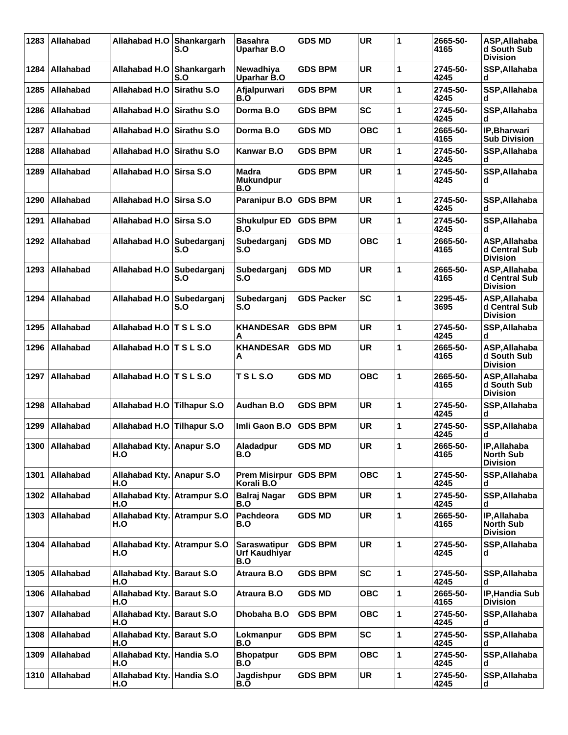| | | | | | | | | | |
|---|---|---|---|---|---|---|---|---|---|
| 1283 | Allahabad | Allahabad H.O | Shankargarh S.O | Basahra Uparhar B.O | GDS MD | UR | 1 | 2665-50-4165 | ASP,Allahabad South Sub Division |
| 1284 | Allahabad | Allahabad H.O | Shankargarh S.O | Newadhiya Uparhar B.O | GDS BPM | UR | 1 | 2745-50-4245 | SSP,Allahabad |
| 1285 | Allahabad | Allahabad H.O | Sirathu S.O | Afjalpurwari B.O | GDS BPM | UR | 1 | 2745-50-4245 | SSP,Allahabad |
| 1286 | Allahabad | Allahabad H.O | Sirathu S.O | Dorma B.O | GDS BPM | SC | 1 | 2745-50-4245 | SSP,Allahabad |
| 1287 | Allahabad | Allahabad H.O | Sirathu S.O | Dorma B.O | GDS MD | OBC | 1 | 2665-50-4165 | IP,Bharwari Sub Division |
| 1288 | Allahabad | Allahabad H.O | Sirathu S.O | Kanwar B.O | GDS BPM | UR | 1 | 2745-50-4245 | SSP,Allahabad |
| 1289 | Allahabad | Allahabad H.O | Sirsa S.O | Madra Mukundpur B.O | GDS BPM | UR | 1 | 2745-50-4245 | SSP,Allahabad |
| 1290 | Allahabad | Allahabad H.O | Sirsa S.O | Paranipur B.O | GDS BPM | UR | 1 | 2745-50-4245 | SSP,Allahabad |
| 1291 | Allahabad | Allahabad H.O | Sirsa S.O | Shukulpur ED B.O | GDS BPM | UR | 1 | 2745-50-4245 | SSP,Allahabad |
| 1292 | Allahabad | Allahabad H.O | Subedarganj S.O | Subedarganj S.O | GDS MD | OBC | 1 | 2665-50-4165 | ASP,Allahabad Central Sub Division |
| 1293 | Allahabad | Allahabad H.O | Subedarganj S.O | Subedarganj S.O | GDS MD | UR | 1 | 2665-50-4165 | ASP,Allahabad Central Sub Division |
| 1294 | Allahabad | Allahabad H.O | Subedarganj S.O | Subedarganj S.O | GDS Packer | SC | 1 | 2295-45-3695 | ASP,Allahabad Central Sub Division |
| 1295 | Allahabad | Allahabad H.O | T S L S.O | KHANDESARA | GDS BPM | UR | 1 | 2745-50-4245 | SSP,Allahabad |
| 1296 | Allahabad | Allahabad H.O | T S L S.O | KHANDESARA | GDS MD | UR | 1 | 2665-50-4165 | ASP,Allahabad South Sub Division |
| 1297 | Allahabad | Allahabad H.O | T S L S.O | T S L S.O | GDS MD | OBC | 1 | 2665-50-4165 | ASP,Allahabad South Sub Division |
| 1298 | Allahabad | Allahabad H.O | Tilhapur S.O | Audhan B.O | GDS BPM | UR | 1 | 2745-50-4245 | SSP,Allahabad |
| 1299 | Allahabad | Allahabad H.O | Tilhapur S.O | Imli Gaon B.O | GDS BPM | UR | 1 | 2745-50-4245 | SSP,Allahabad |
| 1300 | Allahabad | Allahabad Kty. H.O | Anapur S.O | Aladadpur B.O | GDS MD | UR | 1 | 2665-50-4165 | IP,Allahabad North Sub Division |
| 1301 | Allahabad | Allahabad Kty. H.O | Anapur S.O | Prem Misirpur Korali B.O | GDS BPM | OBC | 1 | 2745-50-4245 | SSP,Allahabad |
| 1302 | Allahabad | Allahabad Kty. H.O | Atrampur S.O | Balraj Nagar B.O | GDS BPM | UR | 1 | 2745-50-4245 | SSP,Allahabad |
| 1303 | Allahabad | Allahabad Kty. H.O | Atrampur S.O | Pachdeora B.O | GDS MD | UR | 1 | 2665-50-4165 | IP,Allahabad North Sub Division |
| 1304 | Allahabad | Allahabad Kty. H.O | Atrampur S.O | Saraswatipur Urf Kaudhiyar B.O | GDS BPM | UR | 1 | 2745-50-4245 | SSP,Allahabad |
| 1305 | Allahabad | Allahabad Kty. H.O | Baraut S.O | Atraura B.O | GDS BPM | SC | 1 | 2745-50-4245 | SSP,Allahabad |
| 1306 | Allahabad | Allahabad Kty. H.O | Baraut S.O | Atraura B.O | GDS MD | OBC | 1 | 2665-50-4165 | IP,Handia Sub Division |
| 1307 | Allahabad | Allahabad Kty. H.O | Baraut S.O | Dhobaha B.O | GDS BPM | OBC | 1 | 2745-50-4245 | SSP,Allahabad |
| 1308 | Allahabad | Allahabad Kty. H.O | Baraut S.O | Lokmanpur B.O | GDS BPM | SC | 1 | 2745-50-4245 | SSP,Allahabad |
| 1309 | Allahabad | Allahabad Kty. H.O | Handia S.O | Bhopatpur B.O | GDS BPM | OBC | 1 | 2745-50-4245 | SSP,Allahabad |
| 1310 | Allahabad | Allahabad Kty. H.O | Handia S.O | Jagdishpur B.O | GDS BPM | UR | 1 | 2745-50-4245 | SSP,Allahabad |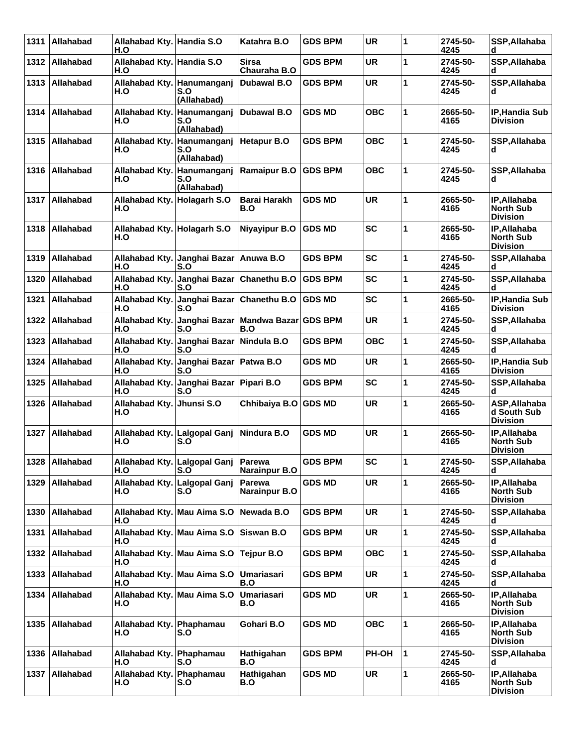| | | | | | | | | | |
|---|---|---|---|---|---|---|---|---|---|
| 1311 | Allahabad | Allahabad Kty. H.O | Handia S.O | Katahra B.O | GDS BPM | UR | 1 | 2745-50-4245 | SSP,Allahabad |
| 1312 | Allahabad | Allahabad Kty. H.O | Handia S.O | Sirsa Chauraha B.O | GDS BPM | UR | 1 | 2745-50-4245 | SSP,Allahabad |
| 1313 | Allahabad | Allahabad Kty. H.O | Hanumanganj S.O (Allahabad) | Dubawal B.O | GDS BPM | UR | 1 | 2745-50-4245 | SSP,Allahabad |
| 1314 | Allahabad | Allahabad Kty. H.O | Hanumanganj S.O (Allahabad) | Dubawal B.O | GDS MD | OBC | 1 | 2665-50-4165 | IP,Handia Sub Division |
| 1315 | Allahabad | Allahabad Kty. H.O | Hanumanganj S.O (Allahabad) | Hetapur B.O | GDS BPM | OBC | 1 | 2745-50-4245 | SSP,Allahabad |
| 1316 | Allahabad | Allahabad Kty. H.O | Hanumanganj S.O (Allahabad) | Ramaipur B.O | GDS BPM | OBC | 1 | 2745-50-4245 | SSP,Allahabad |
| 1317 | Allahabad | Allahabad Kty. H.O | Holagarh S.O | Barai Harakh B.O | GDS MD | UR | 1 | 2665-50-4165 | IP,Allahabad North Sub Division |
| 1318 | Allahabad | Allahabad Kty. H.O | Holagarh S.O | Niyayipur B.O | GDS MD | SC | 1 | 2665-50-4165 | IP,Allahabad North Sub Division |
| 1319 | Allahabad | Allahabad Kty. H.O | Janghai Bazar S.O | Anuwa B.O | GDS BPM | SC | 1 | 2745-50-4245 | SSP,Allahabad |
| 1320 | Allahabad | Allahabad Kty. H.O | Janghai Bazar S.O | Chanethu B.O | GDS BPM | SC | 1 | 2745-50-4245 | SSP,Allahabad |
| 1321 | Allahabad | Allahabad Kty. H.O | Janghai Bazar S.O | Chanethu B.O | GDS MD | SC | 1 | 2665-50-4165 | IP,Handia Sub Division |
| 1322 | Allahabad | Allahabad Kty. H.O | Janghai Bazar S.O | Mandwa Bazar B.O | GDS BPM | UR | 1 | 2745-50-4245 | SSP,Allahabad |
| 1323 | Allahabad | Allahabad Kty. H.O | Janghai Bazar S.O | Nindula B.O | GDS BPM | OBC | 1 | 2745-50-4245 | SSP,Allahabad |
| 1324 | Allahabad | Allahabad Kty. H.O | Janghai Bazar S.O | Patwa B.O | GDS MD | UR | 1 | 2665-50-4165 | IP,Handia Sub Division |
| 1325 | Allahabad | Allahabad Kty. H.O | Janghai Bazar S.O | Pipari B.O | GDS BPM | SC | 1 | 2745-50-4245 | SSP,Allahabad |
| 1326 | Allahabad | Allahabad Kty. H.O | Jhunsi S.O | Chhibaiya B.O | GDS MD | UR | 1 | 2665-50-4165 | ASP,Allahabad South Sub Division |
| 1327 | Allahabad | Allahabad Kty. H.O | Lalgopal Ganj S.O | Nindura B.O | GDS MD | UR | 1 | 2665-50-4165 | IP,Allahabad North Sub Division |
| 1328 | Allahabad | Allahabad Kty. H.O | Lalgopal Ganj S.O | Parewa Narainpur B.O | GDS BPM | SC | 1 | 2745-50-4245 | SSP,Allahabad |
| 1329 | Allahabad | Allahabad Kty. H.O | Lalgopal Ganj S.O | Parewa Narainpur B.O | GDS MD | UR | 1 | 2665-50-4165 | IP,Allahabad North Sub Division |
| 1330 | Allahabad | Allahabad Kty. H.O | Mau Aima S.O | Newada B.O | GDS BPM | UR | 1 | 2745-50-4245 | SSP,Allahabad |
| 1331 | Allahabad | Allahabad Kty. H.O | Mau Aima S.O | Siswan B.O | GDS BPM | UR | 1 | 2745-50-4245 | SSP,Allahabad |
| 1332 | Allahabad | Allahabad Kty. H.O | Mau Aima S.O | Tejpur B.O | GDS BPM | OBC | 1 | 2745-50-4245 | SSP,Allahabad |
| 1333 | Allahabad | Allahabad Kty. H.O | Mau Aima S.O | Umariasari B.O | GDS BPM | UR | 1 | 2745-50-4245 | SSP,Allahabad |
| 1334 | Allahabad | Allahabad Kty. H.O | Mau Aima S.O | Umariasari B.O | GDS MD | UR | 1 | 2665-50-4165 | IP,Allahabad North Sub Division |
| 1335 | Allahabad | Allahabad Kty. H.O | Phaphamau S.O | Gohari B.O | GDS MD | OBC | 1 | 2665-50-4165 | IP,Allahabad North Sub Division |
| 1336 | Allahabad | Allahabad Kty. H.O | Phaphamau S.O | Hathigahan B.O | GDS BPM | PH-OH | 1 | 2745-50-4245 | SSP,Allahabad |
| 1337 | Allahabad | Allahabad Kty. H.O | Phaphamau S.O | Hathigahan B.O | GDS MD | UR | 1 | 2665-50-4165 | IP,Allahabad North Sub Division |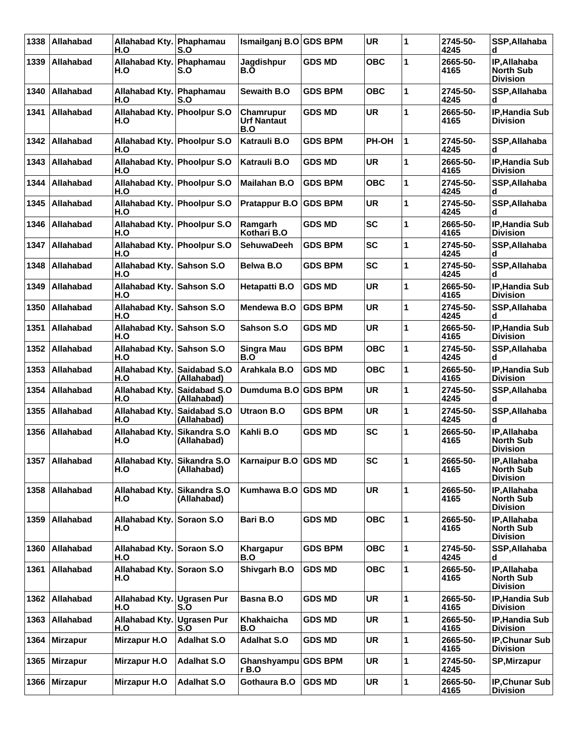| | | | | | | | | | |
|---|---|---|---|---|---|---|---|---|---|
| 1338 | Allahabad | Allahabad Kty. H.O | Phaphamau S.O | Ismailganj B.O | GDS BPM | UR | 1 | 2745-50-4245 | SSP,Allahabad |
| 1339 | Allahabad | Allahabad Kty. H.O | Phaphamau S.O | Jagdishpur B.O | GDS MD | OBC | 1 | 2665-50-4165 | IP,Allahaba North Sub Division |
| 1340 | Allahabad | Allahabad Kty. H.O | Phaphamau S.O | Sewaith B.O | GDS BPM | OBC | 1 | 2745-50-4245 | SSP,Allahabad |
| 1341 | Allahabad | Allahabad Kty. H.O | Phoolpur S.O | Chamrupur Urf Nantaut B.O | GDS MD | UR | 1 | 2665-50-4165 | IP,Handia Sub Division |
| 1342 | Allahabad | Allahabad Kty. H.O | Phoolpur S.O | Katrauli B.O | GDS BPM | PH-OH | 1 | 2745-50-4245 | SSP,Allahabad |
| 1343 | Allahabad | Allahabad Kty. H.O | Phoolpur S.O | Katrauli B.O | GDS MD | UR | 1 | 2665-50-4165 | IP,Handia Sub Division |
| 1344 | Allahabad | Allahabad Kty. H.O | Phoolpur S.O | Mailahan B.O | GDS BPM | OBC | 1 | 2745-50-4245 | SSP,Allahabad |
| 1345 | Allahabad | Allahabad Kty. H.O | Phoolpur S.O | Pratappur B.O | GDS BPM | UR | 1 | 2745-50-4245 | SSP,Allahabad |
| 1346 | Allahabad | Allahabad Kty. H.O | Phoolpur S.O | Ramgarh Kothari B.O | GDS MD | SC | 1 | 2665-50-4165 | IP,Handia Sub Division |
| 1347 | Allahabad | Allahabad Kty. H.O | Phoolpur S.O | SehuwaDeeh | GDS BPM | SC | 1 | 2745-50-4245 | SSP,Allahabad |
| 1348 | Allahabad | Allahabad Kty. H.O | Sahson S.O | Belwa B.O | GDS BPM | SC | 1 | 2745-50-4245 | SSP,Allahabad |
| 1349 | Allahabad | Allahabad Kty. H.O | Sahson S.O | Hetapatti B.O | GDS MD | UR | 1 | 2665-50-4165 | IP,Handia Sub Division |
| 1350 | Allahabad | Allahabad Kty. H.O | Sahson S.O | Mendewa B.O | GDS BPM | UR | 1 | 2745-50-4245 | SSP,Allahabad |
| 1351 | Allahabad | Allahabad Kty. H.O | Sahson S.O | Sahson S.O | GDS MD | UR | 1 | 2665-50-4165 | IP,Handia Sub Division |
| 1352 | Allahabad | Allahabad Kty. H.O | Sahson S.O | Singra Mau B.O | GDS BPM | OBC | 1 | 2745-50-4245 | SSP,Allahabad |
| 1353 | Allahabad | Allahabad Kty. H.O | Saidabad S.O (Allahabad) | Arahkala B.O | GDS MD | OBC | 1 | 2665-50-4165 | IP,Handia Sub Division |
| 1354 | Allahabad | Allahabad Kty. H.O | Saidabad S.O (Allahabad) | Dumduma B.O | GDS BPM | UR | 1 | 2745-50-4245 | SSP,Allahabad |
| 1355 | Allahabad | Allahabad Kty. H.O | Saidabad S.O (Allahabad) | Utraon B.O | GDS BPM | UR | 1 | 2745-50-4245 | SSP,Allahabad |
| 1356 | Allahabad | Allahabad Kty. H.O | Sikandra S.O (Allahabad) | Kahli B.O | GDS MD | SC | 1 | 2665-50-4165 | IP,Allahaba North Sub Division |
| 1357 | Allahabad | Allahabad Kty. H.O | Sikandra S.O (Allahabad) | Karnaipur B.O | GDS MD | SC | 1 | 2665-50-4165 | IP,Allahaba North Sub Division |
| 1358 | Allahabad | Allahabad Kty. H.O | Sikandra S.O (Allahabad) | Kumhawa B.O | GDS MD | UR | 1 | 2665-50-4165 | IP,Allahaba North Sub Division |
| 1359 | Allahabad | Allahabad Kty. H.O | Soraon S.O | Bari B.O | GDS MD | OBC | 1 | 2665-50-4165 | IP,Allahaba North Sub Division |
| 1360 | Allahabad | Allahabad Kty. H.O | Soraon S.O | Khargapur B.O | GDS BPM | OBC | 1 | 2745-50-4245 | SSP,Allahabad |
| 1361 | Allahabad | Allahabad Kty. H.O | Soraon S.O | Shivgarh B.O | GDS MD | OBC | 1 | 2665-50-4165 | IP,Allahaba North Sub Division |
| 1362 | Allahabad | Allahabad Kty. H.O | Ugrasen Pur S.O | Basna B.O | GDS MD | UR | 1 | 2665-50-4165 | IP,Handia Sub Division |
| 1363 | Allahabad | Allahabad Kty. H.O | Ugrasen Pur S.O | Khakhaicha B.O | GDS MD | UR | 1 | 2665-50-4165 | IP,Handia Sub Division |
| 1364 | Mirzapur | Mirzapur H.O | Adalhat S.O | Adalhat S.O | GDS MD | UR | 1 | 2665-50-4165 | IP,Chunar Sub Division |
| 1365 | Mirzapur | Mirzapur H.O | Adalhat S.O | Ghanshyampur B.O | GDS BPM | UR | 1 | 2745-50-4245 | SP,Mirzapur |
| 1366 | Mirzapur | Mirzapur H.O | Adalhat S.O | Gothaura B.O | GDS MD | UR | 1 | 2665-50-4165 | IP,Chunar Sub Division |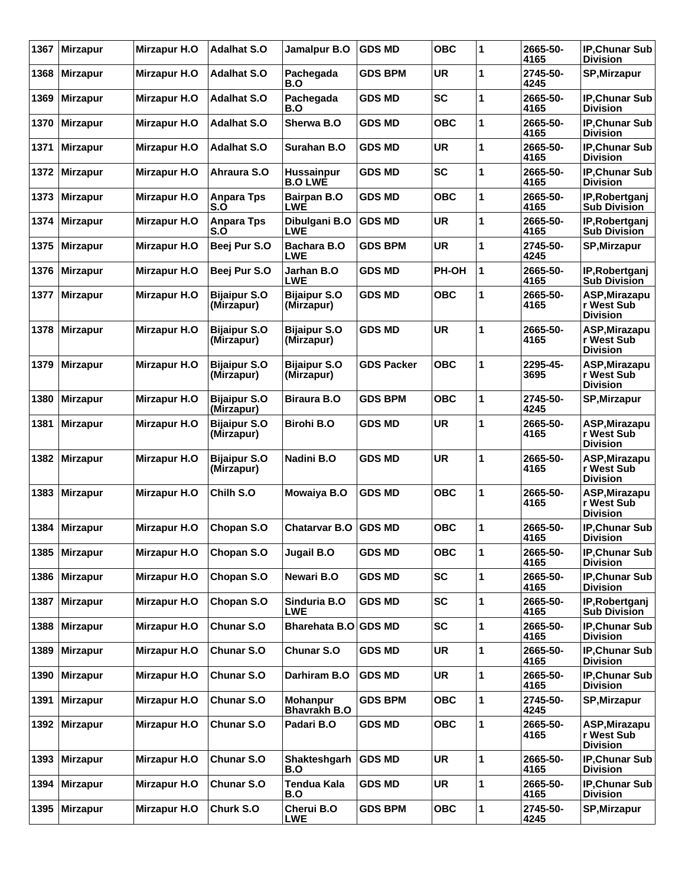| | | | | | | | | | |
|---|---|---|---|---|---|---|---|---|---|
| 1367 | Mirzapur | Mirzapur H.O | Adalhat S.O | Jamalpur B.O | GDS MD | OBC | 1 | 2665-50-4165 | IP,Chunar Sub Division |
| 1368 | Mirzapur | Mirzapur H.O | Adalhat S.O | Pachegada B.O | GDS BPM | UR | 1 | 2745-50-4245 | SP,Mirzapur |
| 1369 | Mirzapur | Mirzapur H.O | Adalhat S.O | Pachegada B.O | GDS MD | SC | 1 | 2665-50-4165 | IP,Chunar Sub Division |
| 1370 | Mirzapur | Mirzapur H.O | Adalhat S.O | Sherwa B.O | GDS MD | OBC | 1 | 2665-50-4165 | IP,Chunar Sub Division |
| 1371 | Mirzapur | Mirzapur H.O | Adalhat S.O | Surahan B.O | GDS MD | UR | 1 | 2665-50-4165 | IP,Chunar Sub Division |
| 1372 | Mirzapur | Mirzapur H.O | Ahraura S.O | Hussainpur B.O LWE | GDS MD | SC | 1 | 2665-50-4165 | IP,Chunar Sub Division |
| 1373 | Mirzapur | Mirzapur H.O | Anpara Tps S.O | Bairpan B.O LWE | GDS MD | OBC | 1 | 2665-50-4165 | IP,Robertganj Sub Division |
| 1374 | Mirzapur | Mirzapur H.O | Anpara Tps S.O | Dibulgani B.O LWE | GDS MD | UR | 1 | 2665-50-4165 | IP,Robertganj Sub Division |
| 1375 | Mirzapur | Mirzapur H.O | Beej Pur S.O | Bachara B.O LWE | GDS BPM | UR | 1 | 2745-50-4245 | SP,Mirzapur |
| 1376 | Mirzapur | Mirzapur H.O | Beej Pur S.O | Jarhan B.O LWE | GDS MD | PH-OH | 1 | 2665-50-4165 | IP,Robertganj Sub Division |
| 1377 | Mirzapur | Mirzapur H.O | Bijaipur S.O (Mirzapur) | Bijaipur S.O (Mirzapur) | GDS MD | OBC | 1 | 2665-50-4165 | ASP,Mirazapur West Sub Division |
| 1378 | Mirzapur | Mirzapur H.O | Bijaipur S.O (Mirzapur) | Bijaipur S.O (Mirzapur) | GDS MD | UR | 1 | 2665-50-4165 | ASP,Mirazapur West Sub Division |
| 1379 | Mirzapur | Mirzapur H.O | Bijaipur S.O (Mirzapur) | Bijaipur S.O (Mirzapur) | GDS Packer | OBC | 1 | 2295-45-3695 | ASP,Mirazapur West Sub Division |
| 1380 | Mirzapur | Mirzapur H.O | Bijaipur S.O (Mirzapur) | Biraura B.O | GDS BPM | OBC | 1 | 2745-50-4245 | SP,Mirzapur |
| 1381 | Mirzapur | Mirzapur H.O | Bijaipur S.O (Mirzapur) | Birohi B.O | GDS MD | UR | 1 | 2665-50-4165 | ASP,Mirazapur West Sub Division |
| 1382 | Mirzapur | Mirzapur H.O | Bijaipur S.O (Mirzapur) | Nadini B.O | GDS MD | UR | 1 | 2665-50-4165 | ASP,Mirazapur West Sub Division |
| 1383 | Mirzapur | Mirzapur H.O | Chilh S.O | Mowaiya B.O | GDS MD | OBC | 1 | 2665-50-4165 | ASP,Mirazapur West Sub Division |
| 1384 | Mirzapur | Mirzapur H.O | Chopan S.O | Chatarvar B.O | GDS MD | OBC | 1 | 2665-50-4165 | IP,Chunar Sub Division |
| 1385 | Mirzapur | Mirzapur H.O | Chopan S.O | Jugail B.O | GDS MD | OBC | 1 | 2665-50-4165 | IP,Chunar Sub Division |
| 1386 | Mirzapur | Mirzapur H.O | Chopan S.O | Newari B.O | GDS MD | SC | 1 | 2665-50-4165 | IP,Chunar Sub Division |
| 1387 | Mirzapur | Mirzapur H.O | Chopan S.O | Sinduria B.O LWE | GDS MD | SC | 1 | 2665-50-4165 | IP,Robertganj Sub Division |
| 1388 | Mirzapur | Mirzapur H.O | Chunar S.O | Bharehata B.O | GDS MD | SC | 1 | 2665-50-4165 | IP,Chunar Sub Division |
| 1389 | Mirzapur | Mirzapur H.O | Chunar S.O | Chunar S.O | GDS MD | UR | 1 | 2665-50-4165 | IP,Chunar Sub Division |
| 1390 | Mirzapur | Mirzapur H.O | Chunar S.O | Darhiram B.O | GDS MD | UR | 1 | 2665-50-4165 | IP,Chunar Sub Division |
| 1391 | Mirzapur | Mirzapur H.O | Chunar S.O | Mohanpur Bhavrakh B.O | GDS BPM | OBC | 1 | 2745-50-4245 | SP,Mirzapur |
| 1392 | Mirzapur | Mirzapur H.O | Chunar S.O | Padari B.O | GDS MD | OBC | 1 | 2665-50-4165 | ASP,Mirazapur West Sub Division |
| 1393 | Mirzapur | Mirzapur H.O | Chunar S.O | Shakteshgarh B.O | GDS MD | UR | 1 | 2665-50-4165 | IP,Chunar Sub Division |
| 1394 | Mirzapur | Mirzapur H.O | Chunar S.O | Tendua Kala B.O | GDS MD | UR | 1 | 2665-50-4165 | IP,Chunar Sub Division |
| 1395 | Mirzapur | Mirzapur H.O | Churk S.O | Cherui B.O LWE | GDS BPM | OBC | 1 | 2745-50-4245 | SP,Mirzapur |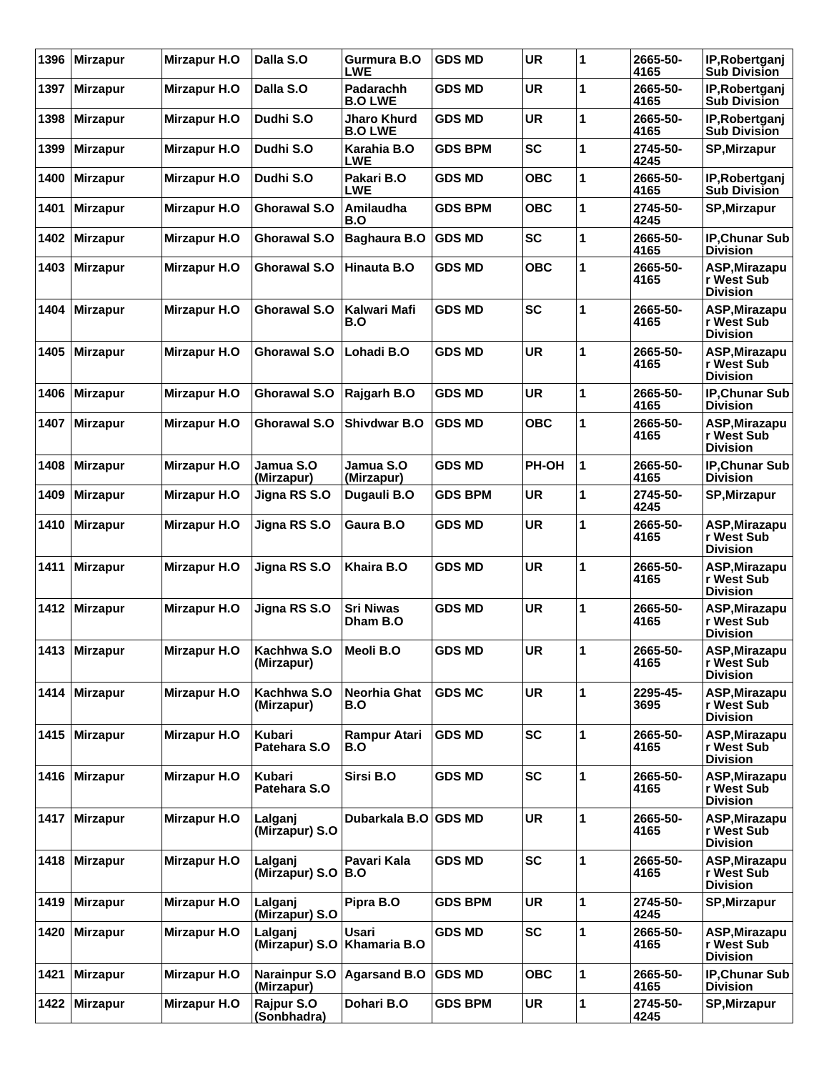| | | | | | | | | | |
|---|---|---|---|---|---|---|---|---|---|
| 1396 | Mirzapur | Mirzapur H.O | Dalla S.O | Gurmura B.O LWE | GDS MD | UR | 1 | 2665-50-4165 | IP,Robertganj Sub Division |
| 1397 | Mirzapur | Mirzapur H.O | Dalla S.O | Padarachh B.O LWE | GDS MD | UR | 1 | 2665-50-4165 | IP,Robertganj Sub Division |
| 1398 | Mirzapur | Mirzapur H.O | Dudhi S.O | Jharo Khurd B.O LWE | GDS MD | UR | 1 | 2665-50-4165 | IP,Robertganj Sub Division |
| 1399 | Mirzapur | Mirzapur H.O | Dudhi S.O | Karahia B.O LWE | GDS BPM | SC | 1 | 2745-50-4245 | SP,Mirzapur |
| 1400 | Mirzapur | Mirzapur H.O | Dudhi S.O | Pakari B.O LWE | GDS MD | OBC | 1 | 2665-50-4165 | IP,Robertganj Sub Division |
| 1401 | Mirzapur | Mirzapur H.O | Ghorawal S.O | Amilaudha B.O | GDS BPM | OBC | 1 | 2745-50-4245 | SP,Mirzapur |
| 1402 | Mirzapur | Mirzapur H.O | Ghorawal S.O | Baghaura B.O | GDS MD | SC | 1 | 2665-50-4165 | IP,Chunar Sub Division |
| 1403 | Mirzapur | Mirzapur H.O | Ghorawal S.O | Hinauta B.O | GDS MD | OBC | 1 | 2665-50-4165 | ASP,Mirazapur West Sub Division |
| 1404 | Mirzapur | Mirzapur H.O | Ghorawal S.O | Kalwari Mafi B.O | GDS MD | SC | 1 | 2665-50-4165 | ASP,Mirazapur West Sub Division |
| 1405 | Mirzapur | Mirzapur H.O | Ghorawal S.O | Lohadi B.O | GDS MD | UR | 1 | 2665-50-4165 | ASP,Mirazapur West Sub Division |
| 1406 | Mirzapur | Mirzapur H.O | Ghorawal S.O | Rajgarh B.O | GDS MD | UR | 1 | 2665-50-4165 | IP,Chunar Sub Division |
| 1407 | Mirzapur | Mirzapur H.O | Ghorawal S.O | Shivdwar B.O | GDS MD | OBC | 1 | 2665-50-4165 | ASP,Mirazapur West Sub Division |
| 1408 | Mirzapur | Mirzapur H.O | Jamua S.O (Mirzapur) | Jamua S.O (Mirzapur) | GDS MD | PH-OH | 1 | 2665-50-4165 | IP,Chunar Sub Division |
| 1409 | Mirzapur | Mirzapur H.O | Jigna RS S.O | Dugauli B.O | GDS BPM | UR | 1 | 2745-50-4245 | SP,Mirzapur |
| 1410 | Mirzapur | Mirzapur H.O | Jigna RS S.O | Gaura B.O | GDS MD | UR | 1 | 2665-50-4165 | ASP,Mirazapur West Sub Division |
| 1411 | Mirzapur | Mirzapur H.O | Jigna RS S.O | Khaira B.O | GDS MD | UR | 1 | 2665-50-4165 | ASP,Mirazapur West Sub Division |
| 1412 | Mirzapur | Mirzapur H.O | Jigna RS S.O | Sri Niwas Dham B.O | GDS MD | UR | 1 | 2665-50-4165 | ASP,Mirazapur West Sub Division |
| 1413 | Mirzapur | Mirzapur H.O | Kachhwa S.O (Mirzapur) | Meoli B.O | GDS MD | UR | 1 | 2665-50-4165 | ASP,Mirazapur West Sub Division |
| 1414 | Mirzapur | Mirzapur H.O | Kachhwa S.O (Mirzapur) | Neorhia Ghat B.O | GDS MC | UR | 1 | 2295-45-3695 | ASP,Mirazapur West Sub Division |
| 1415 | Mirzapur | Mirzapur H.O | Kubari Patehara S.O | Rampur Atari B.O | GDS MD | SC | 1 | 2665-50-4165 | ASP,Mirazapur West Sub Division |
| 1416 | Mirzapur | Mirzapur H.O | Kubari Patehara S.O | Sirsi B.O | GDS MD | SC | 1 | 2665-50-4165 | ASP,Mirazapur West Sub Division |
| 1417 | Mirzapur | Mirzapur H.O | Lalganj (Mirzapur) S.O | Dubarkala B.O | GDS MD | UR | 1 | 2665-50-4165 | ASP,Mirazapur West Sub Division |
| 1418 | Mirzapur | Mirzapur H.O | Lalganj (Mirzapur) S.O | Pavari Kala B.O | GDS MD | SC | 1 | 2665-50-4165 | ASP,Mirazapur West Sub Division |
| 1419 | Mirzapur | Mirzapur H.O | Lalganj (Mirzapur) S.O | Pipra B.O | GDS BPM | UR | 1 | 2745-50-4245 | SP,Mirzapur |
| 1420 | Mirzapur | Mirzapur H.O | Lalganj (Mirzapur) S.O | Usari Khamaria B.O | GDS MD | SC | 1 | 2665-50-4165 | ASP,Mirazapur West Sub Division |
| 1421 | Mirzapur | Mirzapur H.O | Narainpur S.O (Mirzapur) | Agarsand B.O | GDS MD | OBC | 1 | 2665-50-4165 | IP,Chunar Sub Division |
| 1422 | Mirzapur | Mirzapur H.O | Rajpur S.O (Sonbhadra) | Dohari B.O | GDS BPM | UR | 1 | 2745-50-4245 | SP,Mirzapur |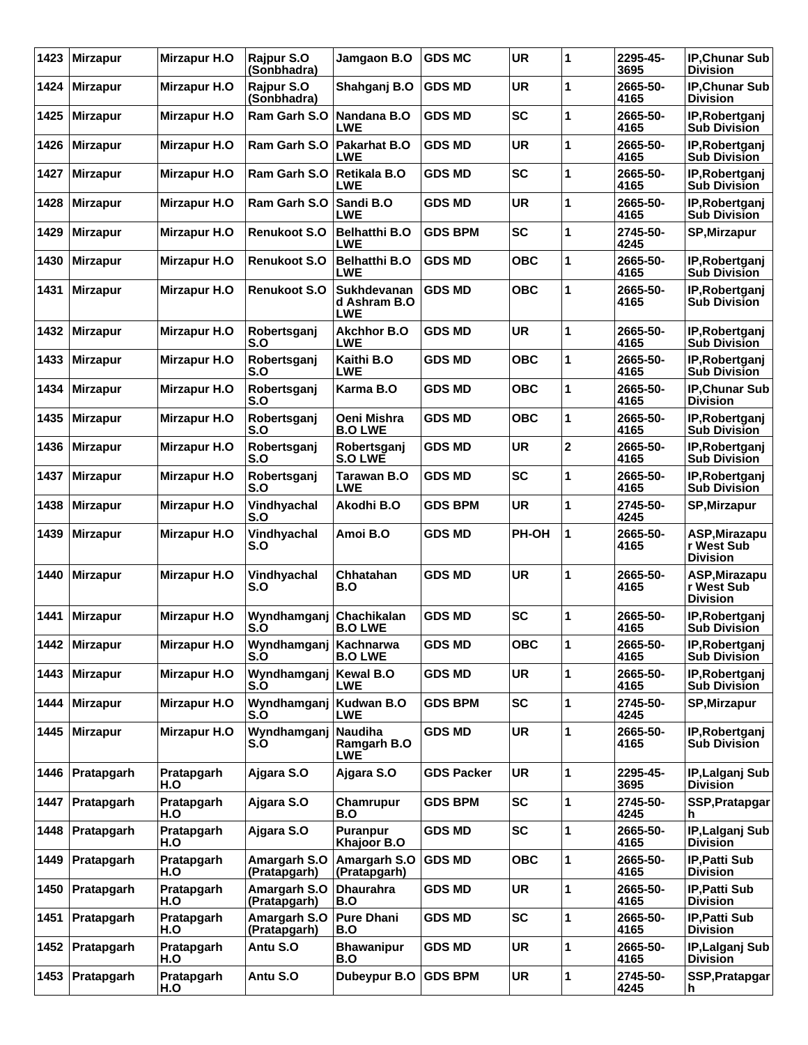| | | | | | | | | | |
|---|---|---|---|---|---|---|---|---|---|
| 1423 | Mirzapur | Mirzapur H.O | Rajpur S.O (Sonbhadra) | Jamgaon B.O | GDS MC | UR | 1 | 2295-45-3695 | IP,Chunar Sub Division |
| 1424 | Mirzapur | Mirzapur H.O | Rajpur S.O (Sonbhadra) | Shahganj B.O | GDS MD | UR | 1 | 2665-50-4165 | IP,Chunar Sub Division |
| 1425 | Mirzapur | Mirzapur H.O | Ram Garh S.O | Nandana B.O LWE | GDS MD | SC | 1 | 2665-50-4165 | IP,Robertganj Sub Division |
| 1426 | Mirzapur | Mirzapur H.O | Ram Garh S.O | Pakarhat B.O LWE | GDS MD | UR | 1 | 2665-50-4165 | IP,Robertganj Sub Division |
| 1427 | Mirzapur | Mirzapur H.O | Ram Garh S.O | Retikala B.O LWE | GDS MD | SC | 1 | 2665-50-4165 | IP,Robertganj Sub Division |
| 1428 | Mirzapur | Mirzapur H.O | Ram Garh S.O | Sandi B.O LWE | GDS MD | UR | 1 | 2665-50-4165 | IP,Robertganj Sub Division |
| 1429 | Mirzapur | Mirzapur H.O | Renukoot S.O | Belhatthi B.O LWE | GDS BPM | SC | 1 | 2745-50-4245 | SP,Mirzapur |
| 1430 | Mirzapur | Mirzapur H.O | Renukoot S.O | Belhatthi B.O LWE | GDS MD | OBC | 1 | 2665-50-4165 | IP,Robertganj Sub Division |
| 1431 | Mirzapur | Mirzapur H.O | Renukoot S.O | Sukhdevanand Ashram B.O LWE | GDS MD | OBC | 1 | 2665-50-4165 | IP,Robertganj Sub Division |
| 1432 | Mirzapur | Mirzapur H.O | Robertsganj S.O | Akchhor B.O LWE | GDS MD | UR | 1 | 2665-50-4165 | IP,Robertganj Sub Division |
| 1433 | Mirzapur | Mirzapur H.O | Robertsganj S.O | Kaithi B.O LWE | GDS MD | OBC | 1 | 2665-50-4165 | IP,Robertganj Sub Division |
| 1434 | Mirzapur | Mirzapur H.O | Robertsganj S.O | Karma B.O | GDS MD | OBC | 1 | 2665-50-4165 | IP,Chunar Sub Division |
| 1435 | Mirzapur | Mirzapur H.O | Robertsganj S.O | Oeni Mishra B.O LWE | GDS MD | OBC | 1 | 2665-50-4165 | IP,Robertganj Sub Division |
| 1436 | Mirzapur | Mirzapur H.O | Robertsganj S.O | Robertsganj S.O LWE | GDS MD | UR | 2 | 2665-50-4165 | IP,Robertganj Sub Division |
| 1437 | Mirzapur | Mirzapur H.O | Robertsganj S.O | Tarawan B.O LWE | GDS MD | SC | 1 | 2665-50-4165 | IP,Robertganj Sub Division |
| 1438 | Mirzapur | Mirzapur H.O | Vindhyachal S.O | Akodhi B.O | GDS BPM | UR | 1 | 2745-50-4245 | SP,Mirzapur |
| 1439 | Mirzapur | Mirzapur H.O | Vindhyachal S.O | Amoi B.O | GDS MD | PH-OH | 1 | 2665-50-4165 | ASP,Mirazapur West Sub Division |
| 1440 | Mirzapur | Mirzapur H.O | Vindhyachal S.O | Chhatahan B.O | GDS MD | UR | 1 | 2665-50-4165 | ASP,Mirazapur West Sub Division |
| 1441 | Mirzapur | Mirzapur H.O | Wyndhamganj S.O | Chachikalan B.O LWE | GDS MD | SC | 1 | 2665-50-4165 | IP,Robertganj Sub Division |
| 1442 | Mirzapur | Mirzapur H.O | Wyndhamganj S.O | Kachnarwa B.O LWE | GDS MD | OBC | 1 | 2665-50-4165 | IP,Robertganj Sub Division |
| 1443 | Mirzapur | Mirzapur H.O | Wyndhamganj S.O | Kewal B.O LWE | GDS MD | UR | 1 | 2665-50-4165 | IP,Robertganj Sub Division |
| 1444 | Mirzapur | Mirzapur H.O | Wyndhamganj S.O | Kudwan B.O LWE | GDS BPM | SC | 1 | 2745-50-4245 | SP,Mirzapur |
| 1445 | Mirzapur | Mirzapur H.O | Wyndhamganj S.O | Naudiha Ramgarh B.O LWE | GDS MD | UR | 1 | 2665-50-4165 | IP,Robertganj Sub Division |
| 1446 | Pratapgarh | Pratapgarh H.O | Ajgara S.O | Ajgara S.O | GDS Packer | UR | 1 | 2295-45-3695 | IP,Lalganj Sub Division |
| 1447 | Pratapgarh | Pratapgarh H.O | Ajgara S.O | Chamrupur B.O | GDS BPM | SC | 1 | 2745-50-4245 | SSP,Pratapgarh |
| 1448 | Pratapgarh | Pratapgarh H.O | Ajgara S.O | Puranpur Khajoor B.O | GDS MD | SC | 1 | 2665-50-4165 | IP,Lalganj Sub Division |
| 1449 | Pratapgarh | Pratapgarh H.O | Amargarh S.O (Pratapgarh) | Amargarh S.O (Pratapgarh) | GDS MD | OBC | 1 | 2665-50-4165 | IP,Patti Sub Division |
| 1450 | Pratapgarh | Pratapgarh H.O | Amargarh S.O (Pratapgarh) | Dhaurahra B.O | GDS MD | UR | 1 | 2665-50-4165 | IP,Patti Sub Division |
| 1451 | Pratapgarh | Pratapgarh H.O | Amargarh S.O (Pratapgarh) | Pure Dhani B.O | GDS MD | SC | 1 | 2665-50-4165 | IP,Patti Sub Division |
| 1452 | Pratapgarh | Pratapgarh H.O | Antu S.O | Bhawanipur B.O | GDS MD | UR | 1 | 2665-50-4165 | IP,Lalganj Sub Division |
| 1453 | Pratapgarh | Pratapgarh H.O | Antu S.O | Dubeypur B.O | GDS BPM | UR | 1 | 2745-50-4245 | SSP,Pratapgarh |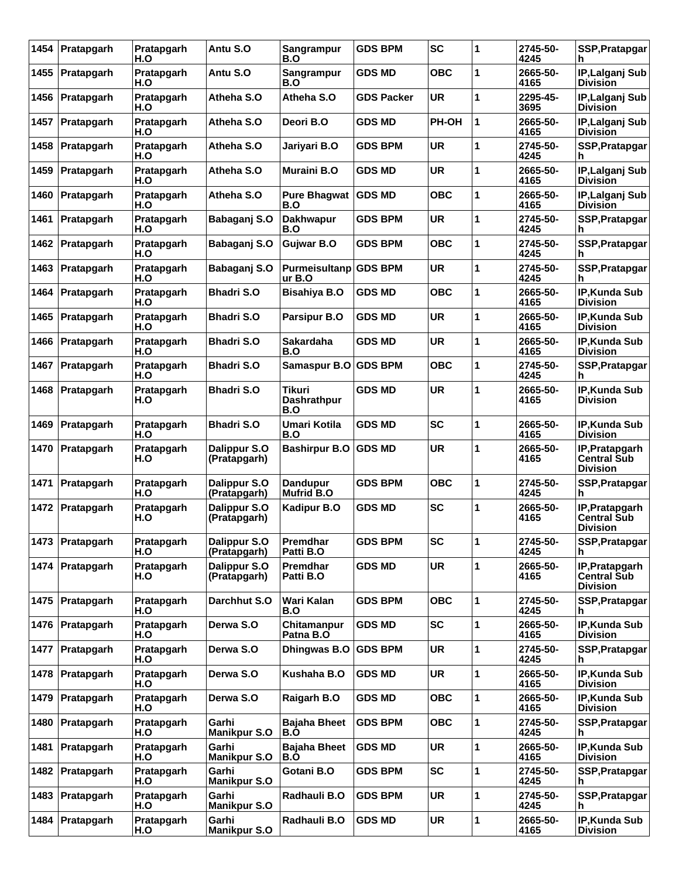| 1454 | Pratapgarh | Pratapgarh H.O | Antu S.O | Sangrampur B.O | GDS BPM | SC | 1 | 2745-50-4245 | SSP,Pratapgarh |
|---|---|---|---|---|---|---|---|---|---|
| 1455 | Pratapgarh | Pratapgarh H.O | Antu S.O | Sangrampur B.O | GDS MD | OBC | 1 | 2665-50-4165 | IP,Lalganj Sub Division |
| 1456 | Pratapgarh | Pratapgarh H.O | Atheha S.O | Atheha S.O | GDS Packer | UR | 1 | 2295-45-3695 | IP,Lalganj Sub Division |
| 1457 | Pratapgarh | Pratapgarh H.O | Atheha S.O | Deori B.O | GDS MD | PH-OH | 1 | 2665-50-4165 | IP,Lalganj Sub Division |
| 1458 | Pratapgarh | Pratapgarh H.O | Atheha S.O | Jariyari B.O | GDS BPM | UR | 1 | 2745-50-4245 | SSP,Pratapgarh |
| 1459 | Pratapgarh | Pratapgarh H.O | Atheha S.O | Muraini B.O | GDS MD | UR | 1 | 2665-50-4165 | IP,Lalganj Sub Division |
| 1460 | Pratapgarh | Pratapgarh H.O | Atheha S.O | Pure Bhagwat B.O | GDS MD | OBC | 1 | 2665-50-4165 | IP,Lalganj Sub Division |
| 1461 | Pratapgarh | Pratapgarh H.O | Babaganj S.O | Dakhwapur B.O | GDS BPM | UR | 1 | 2745-50-4245 | SSP,Pratapgarh |
| 1462 | Pratapgarh | Pratapgarh H.O | Babaganj S.O | Gujwar B.O | GDS BPM | OBC | 1 | 2745-50-4245 | SSP,Pratapgarh |
| 1463 | Pratapgarh | Pratapgarh H.O | Babaganj S.O | Purmeisultanpur B.O | GDS BPM | UR | 1 | 2745-50-4245 | SSP,Pratapgarh |
| 1464 | Pratapgarh | Pratapgarh H.O | Bhadri S.O | Bisahiya B.O | GDS MD | OBC | 1 | 2665-50-4165 | IP,Kunda Sub Division |
| 1465 | Pratapgarh | Pratapgarh H.O | Bhadri S.O | Parsipur B.O | GDS MD | UR | 1 | 2665-50-4165 | IP,Kunda Sub Division |
| 1466 | Pratapgarh | Pratapgarh H.O | Bhadri S.O | Sakardaha B.O | GDS MD | UR | 1 | 2665-50-4165 | IP,Kunda Sub Division |
| 1467 | Pratapgarh | Pratapgarh H.O | Bhadri S.O | Samaspur B.O | GDS BPM | OBC | 1 | 2745-50-4245 | SSP,Pratapgarh |
| 1468 | Pratapgarh | Pratapgarh H.O | Bhadri S.O | Tikuri Dashrathpur B.O | GDS MD | UR | 1 | 2665-50-4165 | IP,Kunda Sub Division |
| 1469 | Pratapgarh | Pratapgarh H.O | Bhadri S.O | Umari Kotila B.O | GDS MD | SC | 1 | 2665-50-4165 | IP,Kunda Sub Division |
| 1470 | Pratapgarh | Pratapgarh H.O | Dalippur S.O (Pratapgarh) | Bashirpur B.O | GDS MD | UR | 1 | 2665-50-4165 | IP,Pratapgarh Central Sub Division |
| 1471 | Pratapgarh | Pratapgarh H.O | Dalippur S.O (Pratapgarh) | Dandupur Mufrid B.O | GDS BPM | OBC | 1 | 2745-50-4245 | SSP,Pratapgarh |
| 1472 | Pratapgarh | Pratapgarh H.O | Dalippur S.O (Pratapgarh) | Kadipur B.O | GDS MD | SC | 1 | 2665-50-4165 | IP,Pratapgarh Central Sub Division |
| 1473 | Pratapgarh | Pratapgarh H.O | Dalippur S.O (Pratapgarh) | Premdhar Patti B.O | GDS BPM | SC | 1 | 2745-50-4245 | SSP,Pratapgarh |
| 1474 | Pratapgarh | Pratapgarh H.O | Dalippur S.O (Pratapgarh) | Premdhar Patti B.O | GDS MD | UR | 1 | 2665-50-4165 | IP,Pratapgarh Central Sub Division |
| 1475 | Pratapgarh | Pratapgarh H.O | Darchhut S.O | Wari Kalan B.O | GDS BPM | OBC | 1 | 2745-50-4245 | SSP,Pratapgarh |
| 1476 | Pratapgarh | Pratapgarh H.O | Derwa S.O | Chitamanpur Patna B.O | GDS MD | SC | 1 | 2665-50-4165 | IP,Kunda Sub Division |
| 1477 | Pratapgarh | Pratapgarh H.O | Derwa S.O | Dhingwas B.O | GDS BPM | UR | 1 | 2745-50-4245 | SSP,Pratapgarh |
| 1478 | Pratapgarh | Pratapgarh H.O | Derwa S.O | Kushaha B.O | GDS MD | UR | 1 | 2665-50-4165 | IP,Kunda Sub Division |
| 1479 | Pratapgarh | Pratapgarh H.O | Derwa S.O | Raigarh B.O | GDS MD | OBC | 1 | 2665-50-4165 | IP,Kunda Sub Division |
| 1480 | Pratapgarh | Pratapgarh H.O | Garhi Manikpur S.O | Bajaha Bheet B.O | GDS BPM | OBC | 1 | 2745-50-4245 | SSP,Pratapgarh |
| 1481 | Pratapgarh | Pratapgarh H.O | Garhi Manikpur S.O | Bajaha Bheet B.O | GDS MD | UR | 1 | 2665-50-4165 | IP,Kunda Sub Division |
| 1482 | Pratapgarh | Pratapgarh H.O | Garhi Manikpur S.O | Gotani B.O | GDS BPM | SC | 1 | 2745-50-4245 | SSP,Pratapgarh |
| 1483 | Pratapgarh | Pratapgarh H.O | Garhi Manikpur S.O | Radhauli B.O | GDS BPM | UR | 1 | 2745-50-4245 | SSP,Pratapgarh |
| 1484 | Pratapgarh | Pratapgarh H.O | Garhi Manikpur S.O | Radhauli B.O | GDS MD | UR | 1 | 2665-50-4165 | IP,Kunda Sub Division |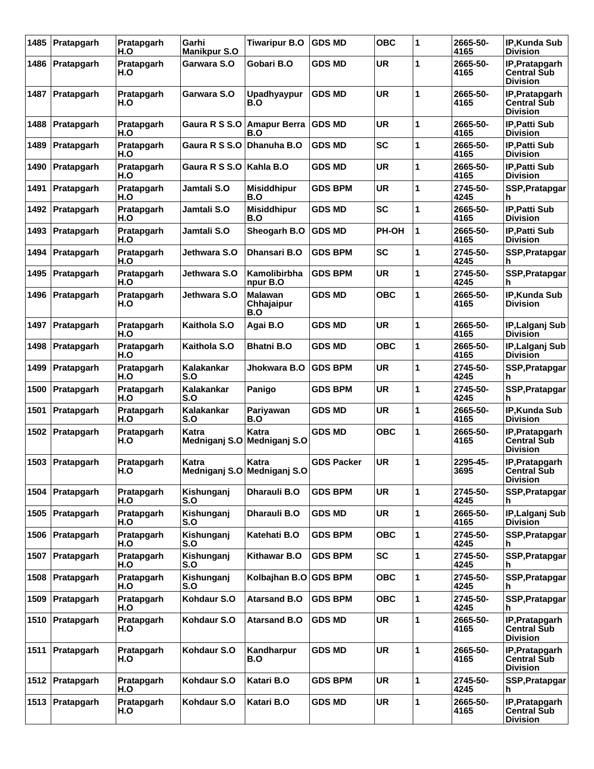| 1485 | Pratapgarh | Pratapgarh H.O | Garhi Manikpur S.O | Tiwaripur B.O | GDS MD | OBC | 1 | 2665-50-4165 | IP,Kunda Sub Division |
|---|---|---|---|---|---|---|---|---|---|
| 1486 | Pratapgarh | Pratapgarh H.O | Garwara S.O | Gobari B.O | GDS MD | UR | 1 | 2665-50-4165 | IP,Pratapgarh Central Sub Division |
| 1487 | Pratapgarh | Pratapgarh H.O | Garwara S.O | Upadhyaypur B.O | GDS MD | UR | 1 | 2665-50-4165 | IP,Pratapgarh Central Sub Division |
| 1488 | Pratapgarh | Pratapgarh H.O | Gaura R S S.O | Amapur Berra B.O | GDS MD | UR | 1 | 2665-50-4165 | IP,Patti Sub Division |
| 1489 | Pratapgarh | Pratapgarh H.O | Gaura R S S.O | Dhanuha B.O | GDS MD | SC | 1 | 2665-50-4165 | IP,Patti Sub Division |
| 1490 | Pratapgarh | Pratapgarh H.O | Gaura R S S.O | Kahla B.O | GDS MD | UR | 1 | 2665-50-4165 | IP,Patti Sub Division |
| 1491 | Pratapgarh | Pratapgarh H.O | Jamtali S.O | Misiddhipur B.O | GDS BPM | UR | 1 | 2745-50-4245 | SSP,Pratapgarh |
| 1492 | Pratapgarh | Pratapgarh H.O | Jamtali S.O | Misiddhipur B.O | GDS MD | SC | 1 | 2665-50-4165 | IP,Patti Sub Division |
| 1493 | Pratapgarh | Pratapgarh H.O | Jamtali S.O | Sheogarh B.O | GDS MD | PH-OH | 1 | 2665-50-4165 | IP,Patti Sub Division |
| 1494 | Pratapgarh | Pratapgarh H.O | Jethwara S.O | Dhansari B.O | GDS BPM | SC | 1 | 2745-50-4245 | SSP,Pratapgarh |
| 1495 | Pratapgarh | Pratapgarh H.O | Jethwara S.O | Kamolibirbhanpur B.O | GDS BPM | UR | 1 | 2745-50-4245 | SSP,Pratapgarh |
| 1496 | Pratapgarh | Pratapgarh H.O | Jethwara S.O | Malawan Chhajaipur B.O | GDS MD | OBC | 1 | 2665-50-4165 | IP,Kunda Sub Division |
| 1497 | Pratapgarh | Pratapgarh H.O | Kaithola S.O | Agai B.O | GDS MD | UR | 1 | 2665-50-4165 | IP,Lalganj Sub Division |
| 1498 | Pratapgarh | Pratapgarh H.O | Kaithola S.O | Bhatni B.O | GDS MD | OBC | 1 | 2665-50-4165 | IP,Lalganj Sub Division |
| 1499 | Pratapgarh | Pratapgarh H.O | Kalakankar S.O | Jhokwara B.O | GDS BPM | UR | 1 | 2745-50-4245 | SSP,Pratapgarh |
| 1500 | Pratapgarh | Pratapgarh H.O | Kalakankar S.O | Panigo | GDS BPM | UR | 1 | 2745-50-4245 | SSP,Pratapgarh |
| 1501 | Pratapgarh | Pratapgarh H.O | Kalakankar S.O | Pariyawan B.O | GDS MD | UR | 1 | 2665-50-4165 | IP,Kunda Sub Division |
| 1502 | Pratapgarh | Pratapgarh H.O | Katra Medniganj S.O | Katra Medniganj S.O | GDS MD | OBC | 1 | 2665-50-4165 | IP,Pratapgarh Central Sub Division |
| 1503 | Pratapgarh | Pratapgarh H.O | Katra Medniganj S.O | Katra Medniganj S.O | GDS Packer | UR | 1 | 2295-45-3695 | IP,Pratapgarh Central Sub Division |
| 1504 | Pratapgarh | Pratapgarh H.O | Kishunganj S.O | Dharauli B.O | GDS BPM | UR | 1 | 2745-50-4245 | SSP,Pratapgarh |
| 1505 | Pratapgarh | Pratapgarh H.O | Kishunganj S.O | Dharauli B.O | GDS MD | UR | 1 | 2665-50-4165 | IP,Lalganj Sub Division |
| 1506 | Pratapgarh | Pratapgarh H.O | Kishunganj S.O | Katehati B.O | GDS BPM | OBC | 1 | 2745-50-4245 | SSP,Pratapgarh |
| 1507 | Pratapgarh | Pratapgarh H.O | Kishunganj S.O | Kithawar B.O | GDS BPM | SC | 1 | 2745-50-4245 | SSP,Pratapgarh |
| 1508 | Pratapgarh | Pratapgarh H.O | Kishunganj S.O | Kolbajhan B.O | GDS BPM | OBC | 1 | 2745-50-4245 | SSP,Pratapgarh |
| 1509 | Pratapgarh | Pratapgarh H.O | Kohdaur S.O | Atarsand B.O | GDS BPM | OBC | 1 | 2745-50-4245 | SSP,Pratapgarh |
| 1510 | Pratapgarh | Pratapgarh H.O | Kohdaur S.O | Atarsand B.O | GDS MD | UR | 1 | 2665-50-4165 | IP,Pratapgarh Central Sub Division |
| 1511 | Pratapgarh | Pratapgarh H.O | Kohdaur S.O | Kandharpur B.O | GDS MD | UR | 1 | 2665-50-4165 | IP,Pratapgarh Central Sub Division |
| 1512 | Pratapgarh | Pratapgarh H.O | Kohdaur S.O | Katari B.O | GDS BPM | UR | 1 | 2745-50-4245 | SSP,Pratapgarh |
| 1513 | Pratapgarh | Pratapgarh H.O | Kohdaur S.O | Katari B.O | GDS MD | UR | 1 | 2665-50-4165 | IP,Pratapgarh Central Sub Division |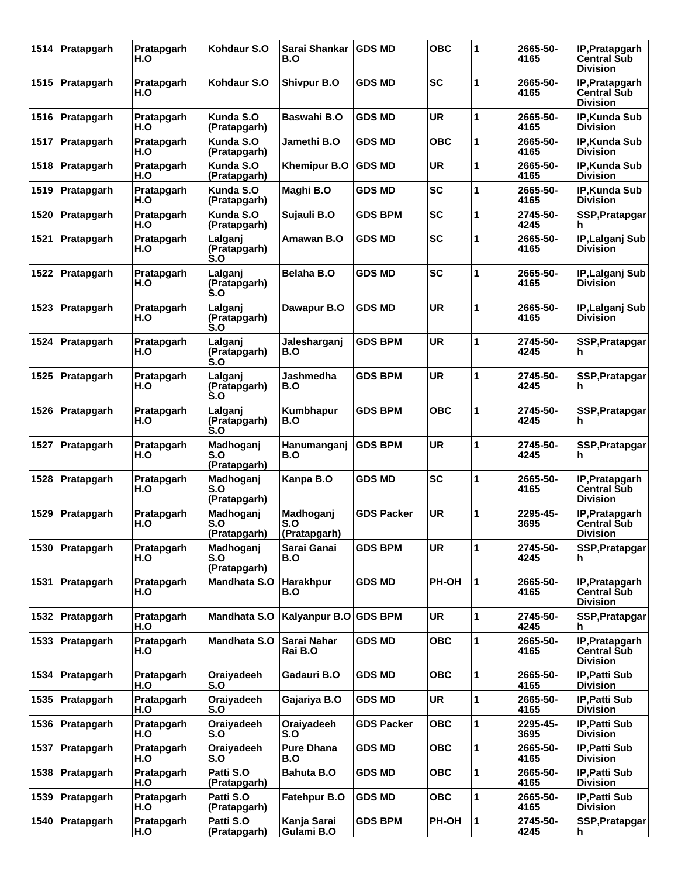| | | | | | | | | | |
|---|---|---|---|---|---|---|---|---|---|
| 1514 | Pratapgarh | Pratapgarh H.O | Kohdaur S.O | Sarai Shankar B.O | GDS MD | OBC | 1 | 2665-50-4165 | IP,Pratapgarh Central Sub Division |
| 1515 | Pratapgarh | Pratapgarh H.O | Kohdaur S.O | Shivpur B.O | GDS MD | SC | 1 | 2665-50-4165 | IP,Pratapgarh Central Sub Division |
| 1516 | Pratapgarh | Pratapgarh H.O | Kunda S.O (Pratapgarh) | Baswahi B.O | GDS MD | UR | 1 | 2665-50-4165 | IP,Kunda Sub Division |
| 1517 | Pratapgarh | Pratapgarh H.O | Kunda S.O (Pratapgarh) | Jamethi B.O | GDS MD | OBC | 1 | 2665-50-4165 | IP,Kunda Sub Division |
| 1518 | Pratapgarh | Pratapgarh H.O | Kunda S.O (Pratapgarh) | Khemipur B.O | GDS MD | UR | 1 | 2665-50-4165 | IP,Kunda Sub Division |
| 1519 | Pratapgarh | Pratapgarh H.O | Kunda S.O (Pratapgarh) | Maghi B.O | GDS MD | SC | 1 | 2665-50-4165 | IP,Kunda Sub Division |
| 1520 | Pratapgarh | Pratapgarh H.O | Kunda S.O (Pratapgarh) | Sujauli B.O | GDS BPM | SC | 1 | 2745-50-4245 | SSP,Pratapgarh |
| 1521 | Pratapgarh | Pratapgarh H.O | Lalganj (Pratapgarh) S.O | Amawan B.O | GDS MD | SC | 1 | 2665-50-4165 | IP,Lalganj Sub Division |
| 1522 | Pratapgarh | Pratapgarh H.O | Lalganj (Pratapgarh) S.O | Belaha B.O | GDS MD | SC | 1 | 2665-50-4165 | IP,Lalganj Sub Division |
| 1523 | Pratapgarh | Pratapgarh H.O | Lalganj (Pratapgarh) S.O | Dawapur B.O | GDS MD | UR | 1 | 2665-50-4165 | IP,Lalganj Sub Division |
| 1524 | Pratapgarh | Pratapgarh H.O | Lalganj (Pratapgarh) S.O | Jalesharganj B.O | GDS BPM | UR | 1 | 2745-50-4245 | SSP,Pratapgarh |
| 1525 | Pratapgarh | Pratapgarh H.O | Lalganj (Pratapgarh) S.O | Jashmedha B.O | GDS BPM | UR | 1 | 2745-50-4245 | SSP,Pratapgarh |
| 1526 | Pratapgarh | Pratapgarh H.O | Lalganj (Pratapgarh) S.O | Kumbhapur B.O | GDS BPM | OBC | 1 | 2745-50-4245 | SSP,Pratapgarh |
| 1527 | Pratapgarh | Pratapgarh H.O | Madhoganj S.O (Pratapgarh) | Hanumanganj B.O | GDS BPM | UR | 1 | 2745-50-4245 | SSP,Pratapgarh |
| 1528 | Pratapgarh | Pratapgarh H.O | Madhoganj S.O (Pratapgarh) | Kanpa B.O | GDS MD | SC | 1 | 2665-50-4165 | IP,Pratapgarh Central Sub Division |
| 1529 | Pratapgarh | Pratapgarh H.O | Madhoganj S.O (Pratapgarh) | Madhoganj S.O (Pratapgarh) | GDS Packer | UR | 1 | 2295-45-3695 | IP,Pratapgarh Central Sub Division |
| 1530 | Pratapgarh | Pratapgarh H.O | Madhoganj S.O (Pratapgarh) | Sarai Ganai B.O | GDS BPM | UR | 1 | 2745-50-4245 | SSP,Pratapgarh |
| 1531 | Pratapgarh | Pratapgarh H.O | Mandhata S.O | Harakhpur B.O | GDS MD | PH-OH | 1 | 2665-50-4165 | IP,Pratapgarh Central Sub Division |
| 1532 | Pratapgarh | Pratapgarh H.O | Mandhata S.O | Kalyanpur B.O | GDS BPM | UR | 1 | 2745-50-4245 | SSP,Pratapgarh |
| 1533 | Pratapgarh | Pratapgarh H.O | Mandhata S.O | Sarai Nahar Rai B.O | GDS MD | OBC | 1 | 2665-50-4165 | IP,Pratapgarh Central Sub Division |
| 1534 | Pratapgarh | Pratapgarh H.O | Oraiyadeeh S.O | Gadauri B.O | GDS MD | OBC | 1 | 2665-50-4165 | IP,Patti Sub Division |
| 1535 | Pratapgarh | Pratapgarh H.O | Oraiyadeeh S.O | Gajariya B.O | GDS MD | UR | 1 | 2665-50-4165 | IP,Patti Sub Division |
| 1536 | Pratapgarh | Pratapgarh H.O | Oraiyadeeh S.O | Oraiyadeeh S.O | GDS Packer | OBC | 1 | 2295-45-3695 | IP,Patti Sub Division |
| 1537 | Pratapgarh | Pratapgarh H.O | Oraiyadeeh S.O | Pure Dhana B.O | GDS MD | OBC | 1 | 2665-50-4165 | IP,Patti Sub Division |
| 1538 | Pratapgarh | Pratapgarh H.O | Patti S.O (Pratapgarh) | Bahuta B.O | GDS MD | OBC | 1 | 2665-50-4165 | IP,Patti Sub Division |
| 1539 | Pratapgarh | Pratapgarh H.O | Patti S.O (Pratapgarh) | Fatehpur B.O | GDS MD | OBC | 1 | 2665-50-4165 | IP,Patti Sub Division |
| 1540 | Pratapgarh | Pratapgarh H.O | Patti S.O (Pratapgarh) | Kanja Sarai Gulami B.O | GDS BPM | PH-OH | 1 | 2745-50-4245 | SSP,Pratapgarh |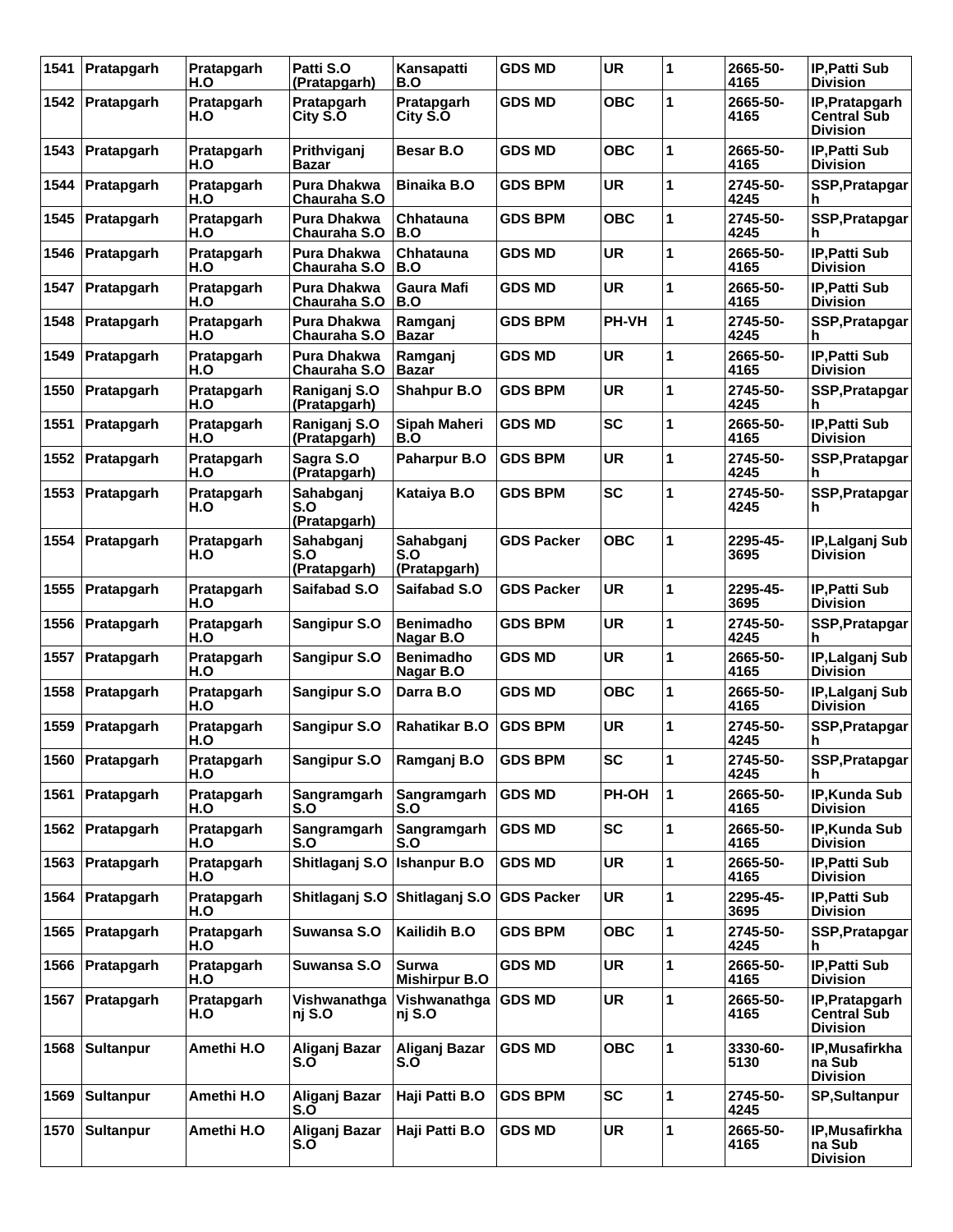| | | | | | | | | | |
|---|---|---|---|---|---|---|---|---|---|
| 1541 | Pratapgarh | Pratapgarh H.O | Patti S.O (Pratapgarh) | Kansapatti B.O | GDS MD | UR | 1 | 2665-50-4165 | IP,Patti Sub Division |
| 1542 | Pratapgarh | Pratapgarh H.O | Pratapgarh City S.O | Pratapgarh City S.O | GDS MD | OBC | 1 | 2665-50-4165 | IP,Pratapgarh Central Sub Division |
| 1543 | Pratapgarh | Pratapgarh H.O | Prithviganj Bazar | Besar B.O | GDS MD | OBC | 1 | 2665-50-4165 | IP,Patti Sub Division |
| 1544 | Pratapgarh | Pratapgarh H.O | Pura Dhakwa Chauraha S.O | Binaika B.O | GDS BPM | UR | 1 | 2745-50-4245 | SSP,Pratapgarh |
| 1545 | Pratapgarh | Pratapgarh H.O | Pura Dhakwa Chauraha S.O | Chhatauna B.O | GDS BPM | OBC | 1 | 2745-50-4245 | SSP,Pratapgarh |
| 1546 | Pratapgarh | Pratapgarh H.O | Pura Dhakwa Chauraha S.O | Chhatauna B.O | GDS MD | UR | 1 | 2665-50-4165 | IP,Patti Sub Division |
| 1547 | Pratapgarh | Pratapgarh H.O | Pura Dhakwa Chauraha S.O | Gaura Mafi B.O | GDS MD | UR | 1 | 2665-50-4165 | IP,Patti Sub Division |
| 1548 | Pratapgarh | Pratapgarh H.O | Pura Dhakwa Chauraha S.O | Ramganj Bazar | GDS BPM | PH-VH | 1 | 2745-50-4245 | SSP,Pratapgarh |
| 1549 | Pratapgarh | Pratapgarh H.O | Pura Dhakwa Chauraha S.O | Ramganj Bazar | GDS MD | UR | 1 | 2665-50-4165 | IP,Patti Sub Division |
| 1550 | Pratapgarh | Pratapgarh H.O | Raniganj S.O (Pratapgarh) | Shahpur B.O | GDS BPM | UR | 1 | 2745-50-4245 | SSP,Pratapgarh |
| 1551 | Pratapgarh | Pratapgarh H.O | Raniganj S.O (Pratapgarh) | Sipah Maheri B.O | GDS MD | SC | 1 | 2665-50-4165 | IP,Patti Sub Division |
| 1552 | Pratapgarh | Pratapgarh H.O | Sagra S.O (Pratapgarh) | Paharpur B.O | GDS BPM | UR | 1 | 2745-50-4245 | SSP,Pratapgarh |
| 1553 | Pratapgarh | Pratapgarh H.O | Sahabganj S.O (Pratapgarh) | Kataiya B.O | GDS BPM | SC | 1 | 2745-50-4245 | SSP,Pratapgarh |
| 1554 | Pratapgarh | Pratapgarh H.O | Sahabganj S.O (Pratapgarh) | Sahabganj S.O (Pratapgarh) | GDS Packer | OBC | 1 | 2295-45-3695 | IP,Lalganj Sub Division |
| 1555 | Pratapgarh | Pratapgarh H.O | Saifabad S.O | Saifabad S.O | GDS Packer | UR | 1 | 2295-45-3695 | IP,Patti Sub Division |
| 1556 | Pratapgarh | Pratapgarh H.O | Sangipur S.O | Benimadho Nagar B.O | GDS BPM | UR | 1 | 2745-50-4245 | SSP,Pratapgarh |
| 1557 | Pratapgarh | Pratapgarh H.O | Sangipur S.O | Benimadho Nagar B.O | GDS MD | UR | 1 | 2665-50-4165 | IP,Lalganj Sub Division |
| 1558 | Pratapgarh | Pratapgarh H.O | Sangipur S.O | Darra B.O | GDS MD | OBC | 1 | 2665-50-4165 | IP,Lalganj Sub Division |
| 1559 | Pratapgarh | Pratapgarh H.O | Sangipur S.O | Rahatikar B.O | GDS BPM | UR | 1 | 2745-50-4245 | SSP,Pratapgarh |
| 1560 | Pratapgarh | Pratapgarh H.O | Sangipur S.O | Ramganj B.O | GDS BPM | SC | 1 | 2745-50-4245 | SSP,Pratapgarh |
| 1561 | Pratapgarh | Pratapgarh H.O | Sangramgarh S.O | Sangramgarh S.O | GDS MD | PH-OH | 1 | 2665-50-4165 | IP,Kunda Sub Division |
| 1562 | Pratapgarh | Pratapgarh H.O | Sangramgarh S.O | Sangramgarh S.O | GDS MD | SC | 1 | 2665-50-4165 | IP,Kunda Sub Division |
| 1563 | Pratapgarh | Pratapgarh H.O | Shitlaganj S.O | Ishanpur B.O | GDS MD | UR | 1 | 2665-50-4165 | IP,Patti Sub Division |
| 1564 | Pratapgarh | Pratapgarh H.O | Shitlaganj S.O | Shitlaganj S.O | GDS Packer | UR | 1 | 2295-45-3695 | IP,Patti Sub Division |
| 1565 | Pratapgarh | Pratapgarh H.O | Suwansa S.O | Kailidih B.O | GDS BPM | OBC | 1 | 2745-50-4245 | SSP,Pratapgarh |
| 1566 | Pratapgarh | Pratapgarh H.O | Suwansa S.O | Surwa Mishirpur B.O | GDS MD | UR | 1 | 2665-50-4165 | IP,Patti Sub Division |
| 1567 | Pratapgarh | Pratapgarh H.O | Vishwanathganj S.O | Vishwanathganj S.O | GDS MD | UR | 1 | 2665-50-4165 | IP,Pratapgarh Central Sub Division |
| 1568 | Sultanpur | Amethi H.O | Aliganj Bazar S.O | Aliganj Bazar S.O | GDS MD | OBC | 1 | 3330-60-5130 | IP,Musafirkhana Sub Division |
| 1569 | Sultanpur | Amethi H.O | Aliganj Bazar S.O | Haji Patti B.O | GDS BPM | SC | 1 | 2745-50-4245 | SP,Sultanpur |
| 1570 | Sultanpur | Amethi H.O | Aliganj Bazar S.O | Haji Patti B.O | GDS MD | UR | 1 | 2665-50-4165 | IP,Musafirkhana Sub Division |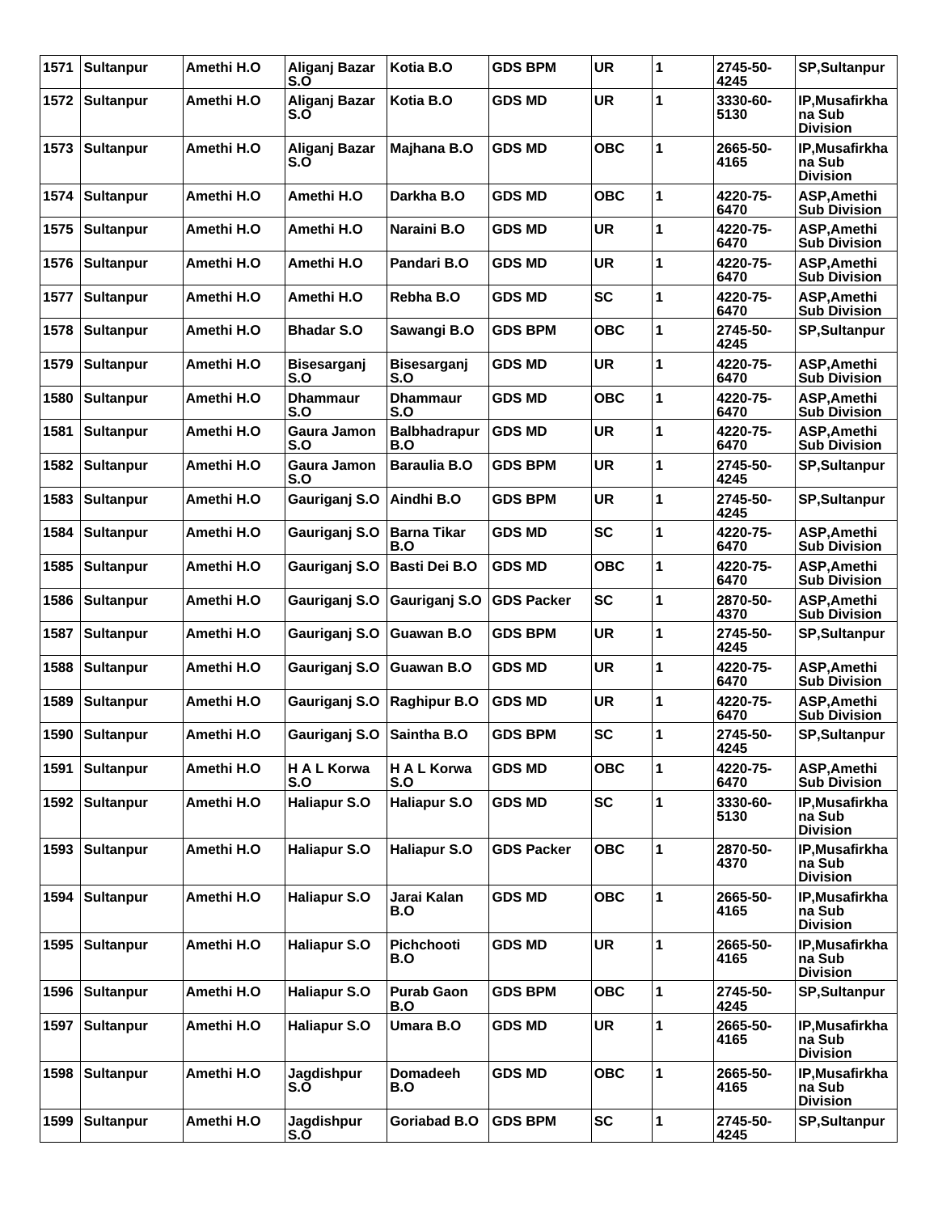| | | | | | | | | | |
|---|---|---|---|---|---|---|---|---|---|
| 1571 | Sultanpur | Amethi H.O | Aliganj Bazar S.O | Kotia B.O | GDS BPM | UR | 1 | 2745-50-4245 | SP,Sultanpur |
| 1572 | Sultanpur | Amethi H.O | Aliganj Bazar S.O | Kotia B.O | GDS MD | UR | 1 | 3330-60-5130 | IP,Musafirkhana Sub Division |
| 1573 | Sultanpur | Amethi H.O | Aliganj Bazar S.O | Majhana B.O | GDS MD | OBC | 1 | 2665-50-4165 | IP,Musafirkhana Sub Division |
| 1574 | Sultanpur | Amethi H.O | Amethi H.O | Darkha B.O | GDS MD | OBC | 1 | 4220-75-6470 | ASP,Amethi Sub Division |
| 1575 | Sultanpur | Amethi H.O | Amethi H.O | Naraini B.O | GDS MD | UR | 1 | 4220-75-6470 | ASP,Amethi Sub Division |
| 1576 | Sultanpur | Amethi H.O | Amethi H.O | Pandari B.O | GDS MD | UR | 1 | 4220-75-6470 | ASP,Amethi Sub Division |
| 1577 | Sultanpur | Amethi H.O | Amethi H.O | Rebha B.O | GDS MD | SC | 1 | 4220-75-6470 | ASP,Amethi Sub Division |
| 1578 | Sultanpur | Amethi H.O | Bhadar S.O | Sawangi B.O | GDS BPM | OBC | 1 | 2745-50-4245 | SP,Sultanpur |
| 1579 | Sultanpur | Amethi H.O | Bisesarganj S.O | Bisesarganj S.O | GDS MD | UR | 1 | 4220-75-6470 | ASP,Amethi Sub Division |
| 1580 | Sultanpur | Amethi H.O | Dhammaur S.O | Dhammaur S.O | GDS MD | OBC | 1 | 4220-75-6470 | ASP,Amethi Sub Division |
| 1581 | Sultanpur | Amethi H.O | Gaura Jamon S.O | Balbhadrapur B.O | GDS MD | UR | 1 | 4220-75-6470 | ASP,Amethi Sub Division |
| 1582 | Sultanpur | Amethi H.O | Gaura Jamon S.O | Baraulia B.O | GDS BPM | UR | 1 | 2745-50-4245 | SP,Sultanpur |
| 1583 | Sultanpur | Amethi H.O | Gauriganj S.O | Aindhi B.O | GDS BPM | UR | 1 | 2745-50-4245 | SP,Sultanpur |
| 1584 | Sultanpur | Amethi H.O | Gauriganj S.O | Barna Tikar B.O | GDS MD | SC | 1 | 4220-75-6470 | ASP,Amethi Sub Division |
| 1585 | Sultanpur | Amethi H.O | Gauriganj S.O | Basti Dei B.O | GDS MD | OBC | 1 | 4220-75-6470 | ASP,Amethi Sub Division |
| 1586 | Sultanpur | Amethi H.O | Gauriganj S.O | Gauriganj S.O | GDS Packer | SC | 1 | 2870-50-4370 | ASP,Amethi Sub Division |
| 1587 | Sultanpur | Amethi H.O | Gauriganj S.O | Guawan B.O | GDS BPM | UR | 1 | 2745-50-4245 | SP,Sultanpur |
| 1588 | Sultanpur | Amethi H.O | Gauriganj S.O | Guawan B.O | GDS MD | UR | 1 | 4220-75-6470 | ASP,Amethi Sub Division |
| 1589 | Sultanpur | Amethi H.O | Gauriganj S.O | Raghipur B.O | GDS MD | UR | 1 | 4220-75-6470 | ASP,Amethi Sub Division |
| 1590 | Sultanpur | Amethi H.O | Gauriganj S.O | Saintha B.O | GDS BPM | SC | 1 | 2745-50-4245 | SP,Sultanpur |
| 1591 | Sultanpur | Amethi H.O | H A L Korwa S.O | H A L Korwa S.O | GDS MD | OBC | 1 | 4220-75-6470 | ASP,Amethi Sub Division |
| 1592 | Sultanpur | Amethi H.O | Haliapur S.O | Haliapur S.O | GDS MD | SC | 1 | 3330-60-5130 | IP,Musafirkhana Sub Division |
| 1593 | Sultanpur | Amethi H.O | Haliapur S.O | Haliapur S.O | GDS Packer | OBC | 1 | 2870-50-4370 | IP,Musafirkhana Sub Division |
| 1594 | Sultanpur | Amethi H.O | Haliapur S.O | Jarai Kalan B.O | GDS MD | OBC | 1 | 2665-50-4165 | IP,Musafirkhana Sub Division |
| 1595 | Sultanpur | Amethi H.O | Haliapur S.O | Pichchooti B.O | GDS MD | UR | 1 | 2665-50-4165 | IP,Musafirkhana Sub Division |
| 1596 | Sultanpur | Amethi H.O | Haliapur S.O | Purab Gaon B.O | GDS BPM | OBC | 1 | 2745-50-4245 | SP,Sultanpur |
| 1597 | Sultanpur | Amethi H.O | Haliapur S.O | Umara B.O | GDS MD | UR | 1 | 2665-50-4165 | IP,Musafirkhana Sub Division |
| 1598 | Sultanpur | Amethi H.O | Jagdishpur S.O | Domadeeh B.O | GDS MD | OBC | 1 | 2665-50-4165 | IP,Musafirkhana Sub Division |
| 1599 | Sultanpur | Amethi H.O | Jagdishpur S.O | Goriabad B.O | GDS BPM | SC | 1 | 2745-50-4245 | SP,Sultanpur |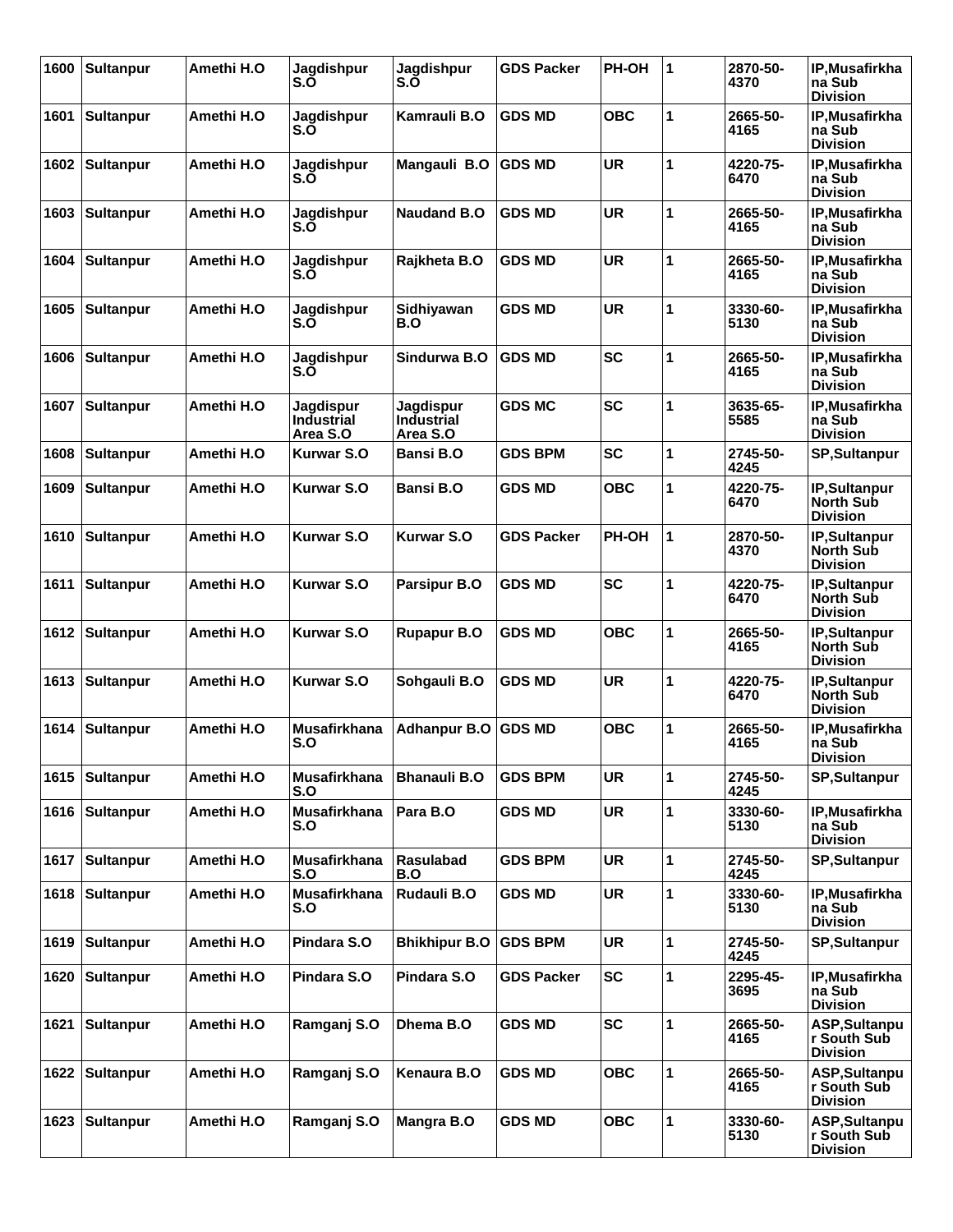| | | | | | | | | | |
|---|---|---|---|---|---|---|---|---|---|
| 1600 | Sultanpur | Amethi H.O | Jagdishpur S.O | Jagdishpur S.O | GDS Packer | PH-OH | 1 | 2870-50-4370 | IP,Musafirkhana Sub Division |
| 1601 | Sultanpur | Amethi H.O | Jagdishpur S.O | Kamrauli B.O | GDS MD | OBC | 1 | 2665-50-4165 | IP,Musafirkhana Sub Division |
| 1602 | Sultanpur | Amethi H.O | Jagdishpur S.O | Mangauli B.O | GDS MD | UR | 1 | 4220-75-6470 | IP,Musafirkhana Sub Division |
| 1603 | Sultanpur | Amethi H.O | Jagdishpur S.O | Naudand B.O | GDS MD | UR | 1 | 2665-50-4165 | IP,Musafirkhana Sub Division |
| 1604 | Sultanpur | Amethi H.O | Jagdishpur S.O | Rajkheta B.O | GDS MD | UR | 1 | 2665-50-4165 | IP,Musafirkhana Sub Division |
| 1605 | Sultanpur | Amethi H.O | Jagdishpur S.O | Sidhiyawan B.O | GDS MD | UR | 1 | 3330-60-5130 | IP,Musafirkhana Sub Division |
| 1606 | Sultanpur | Amethi H.O | Jagdishpur S.O | Sindurwa B.O | GDS MD | SC | 1 | 2665-50-4165 | IP,Musafirkhana Sub Division |
| 1607 | Sultanpur | Amethi H.O | Jagdispur Industrial Area S.O | Jagdispur Industrial Area S.O | GDS MC | SC | 1 | 3635-65-5585 | IP,Musafirkhana Sub Division |
| 1608 | Sultanpur | Amethi H.O | Kurwar S.O | Bansi B.O | GDS BPM | SC | 1 | 2745-50-4245 | SP,Sultanpur |
| 1609 | Sultanpur | Amethi H.O | Kurwar S.O | Bansi B.O | GDS MD | OBC | 1 | 4220-75-6470 | IP,Sultanpur North Sub Division |
| 1610 | Sultanpur | Amethi H.O | Kurwar S.O | Kurwar S.O | GDS Packer | PH-OH | 1 | 2870-50-4370 | IP,Sultanpur North Sub Division |
| 1611 | Sultanpur | Amethi H.O | Kurwar S.O | Parsipur B.O | GDS MD | SC | 1 | 4220-75-6470 | IP,Sultanpur North Sub Division |
| 1612 | Sultanpur | Amethi H.O | Kurwar S.O | Rupapur B.O | GDS MD | OBC | 1 | 2665-50-4165 | IP,Sultanpur North Sub Division |
| 1613 | Sultanpur | Amethi H.O | Kurwar S.O | Sohgauli B.O | GDS MD | UR | 1 | 4220-75-6470 | IP,Sultanpur North Sub Division |
| 1614 | Sultanpur | Amethi H.O | Musafirkhana S.O | Adhanpur B.O | GDS MD | OBC | 1 | 2665-50-4165 | IP,Musafirkhana Sub Division |
| 1615 | Sultanpur | Amethi H.O | Musafirkhana S.O | Bhanauli B.O | GDS BPM | UR | 1 | 2745-50-4245 | SP,Sultanpur |
| 1616 | Sultanpur | Amethi H.O | Musafirkhana S.O | Para B.O | GDS MD | UR | 1 | 3330-60-5130 | IP,Musafirkhana Sub Division |
| 1617 | Sultanpur | Amethi H.O | Musafirkhana S.O | Rasulabad B.O | GDS BPM | UR | 1 | 2745-50-4245 | SP,Sultanpur |
| 1618 | Sultanpur | Amethi H.O | Musafirkhana S.O | Rudauli B.O | GDS MD | UR | 1 | 3330-60-5130 | IP,Musafirkhana Sub Division |
| 1619 | Sultanpur | Amethi H.O | Pindara S.O | Bhikhipur B.O | GDS BPM | UR | 1 | 2745-50-4245 | SP,Sultanpur |
| 1620 | Sultanpur | Amethi H.O | Pindara S.O | Pindara S.O | GDS Packer | SC | 1 | 2295-45-3695 | IP,Musafirkhana Sub Division |
| 1621 | Sultanpur | Amethi H.O | Ramganj S.O | Dhema B.O | GDS MD | SC | 1 | 2665-50-4165 | ASP,Sultanpur South Sub Division |
| 1622 | Sultanpur | Amethi H.O | Ramganj S.O | Kenaura B.O | GDS MD | OBC | 1 | 2665-50-4165 | ASP,Sultanpur South Sub Division |
| 1623 | Sultanpur | Amethi H.O | Ramganj S.O | Mangra B.O | GDS MD | OBC | 1 | 3330-60-5130 | ASP,Sultanpur South Sub Division |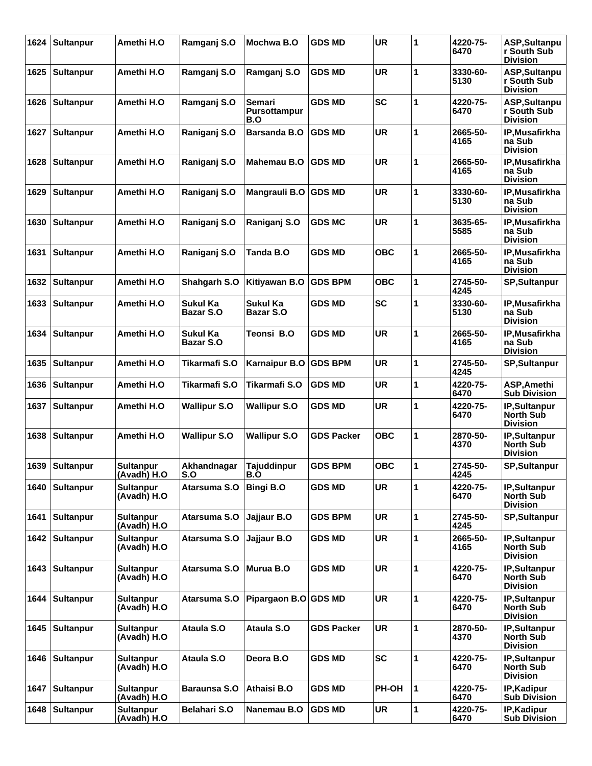| | | | | | | | | | |
|---|---|---|---|---|---|---|---|---|---|
| 1624 | Sultanpur | Amethi H.O | Ramganj S.O | Mochwa B.O | GDS MD | UR | 1 | 4220-75-6470 | ASP,Sultanpur South Sub Division |
| 1625 | Sultanpur | Amethi H.O | Ramganj S.O | Ramganj S.O | GDS MD | UR | 1 | 3330-60-5130 | ASP,Sultanpur South Sub Division |
| 1626 | Sultanpur | Amethi H.O | Ramganj S.O | Semari Pursottampur B.O | GDS MD | SC | 1 | 4220-75-6470 | ASP,Sultanpur South Sub Division |
| 1627 | Sultanpur | Amethi H.O | Raniganj S.O | Barsanda B.O | GDS MD | UR | 1 | 2665-50-4165 | IP,Musafirkhana Sub Division |
| 1628 | Sultanpur | Amethi H.O | Raniganj S.O | Mahemau B.O | GDS MD | UR | 1 | 2665-50-4165 | IP,Musafirkhana Sub Division |
| 1629 | Sultanpur | Amethi H.O | Raniganj S.O | Mangrauli B.O | GDS MD | UR | 1 | 3330-60-5130 | IP,Musafirkhana Sub Division |
| 1630 | Sultanpur | Amethi H.O | Raniganj S.O | Raniganj S.O | GDS MC | UR | 1 | 3635-65-5585 | IP,Musafirkhana Sub Division |
| 1631 | Sultanpur | Amethi H.O | Raniganj S.O | Tanda B.O | GDS MD | OBC | 1 | 2665-50-4165 | IP,Musafirkhana Sub Division |
| 1632 | Sultanpur | Amethi H.O | Shahgarh S.O | Kitiyawan B.O | GDS BPM | OBC | 1 | 2745-50-4245 | SP,Sultanpur |
| 1633 | Sultanpur | Amethi H.O | Sukul Ka Bazar S.O | Sukul Ka Bazar S.O | GDS MD | SC | 1 | 3330-60-5130 | IP,Musafirkhana Sub Division |
| 1634 | Sultanpur | Amethi H.O | Sukul Ka Bazar S.O | Teonsi B.O | GDS MD | UR | 1 | 2665-50-4165 | IP,Musafirkhana Sub Division |
| 1635 | Sultanpur | Amethi H.O | Tikarmafi S.O | Karnaipur B.O | GDS BPM | UR | 1 | 2745-50-4245 | SP,Sultanpur |
| 1636 | Sultanpur | Amethi H.O | Tikarmafi S.O | Tikarmafi S.O | GDS MD | UR | 1 | 4220-75-6470 | ASP,Amethi Sub Division |
| 1637 | Sultanpur | Amethi H.O | Wallipur S.O | Wallipur S.O | GDS MD | UR | 1 | 4220-75-6470 | IP,Sultanpur North Sub Division |
| 1638 | Sultanpur | Amethi H.O | Wallipur S.O | Wallipur S.O | GDS Packer | OBC | 1 | 2870-50-4370 | IP,Sultanpur North Sub Division |
| 1639 | Sultanpur | Sultanpur (Avadh) H.O | Akhandnagar S.O | Tajuddinpur B.O | GDS BPM | OBC | 1 | 2745-50-4245 | SP,Sultanpur |
| 1640 | Sultanpur | Sultanpur (Avadh) H.O | Atarsuma S.O | Bingi B.O | GDS MD | UR | 1 | 4220-75-6470 | IP,Sultanpur North Sub Division |
| 1641 | Sultanpur | Sultanpur (Avadh) H.O | Atarsuma S.O | Jajjaur B.O | GDS BPM | UR | 1 | 2745-50-4245 | SP,Sultanpur |
| 1642 | Sultanpur | Sultanpur (Avadh) H.O | Atarsuma S.O | Jajjaur B.O | GDS MD | UR | 1 | 2665-50-4165 | IP,Sultanpur North Sub Division |
| 1643 | Sultanpur | Sultanpur (Avadh) H.O | Atarsuma S.O | Murua B.O | GDS MD | UR | 1 | 4220-75-6470 | IP,Sultanpur North Sub Division |
| 1644 | Sultanpur | Sultanpur (Avadh) H.O | Atarsuma S.O | Pipargaon B.O | GDS MD | UR | 1 | 4220-75-6470 | IP,Sultanpur North Sub Division |
| 1645 | Sultanpur | Sultanpur (Avadh) H.O | Ataula S.O | Ataula S.O | GDS Packer | UR | 1 | 2870-50-4370 | IP,Sultanpur North Sub Division |
| 1646 | Sultanpur | Sultanpur (Avadh) H.O | Ataula S.O | Deora B.O | GDS MD | SC | 1 | 4220-75-6470 | IP,Sultanpur North Sub Division |
| 1647 | Sultanpur | Sultanpur (Avadh) H.O | Baraunsa S.O | Athaisi B.O | GDS MD | PH-OH | 1 | 4220-75-6470 | IP,Kadipur Sub Division |
| 1648 | Sultanpur | Sultanpur (Avadh) H.O | Belahari S.O | Nanemau B.O | GDS MD | UR | 1 | 4220-75-6470 | IP,Kadipur Sub Division |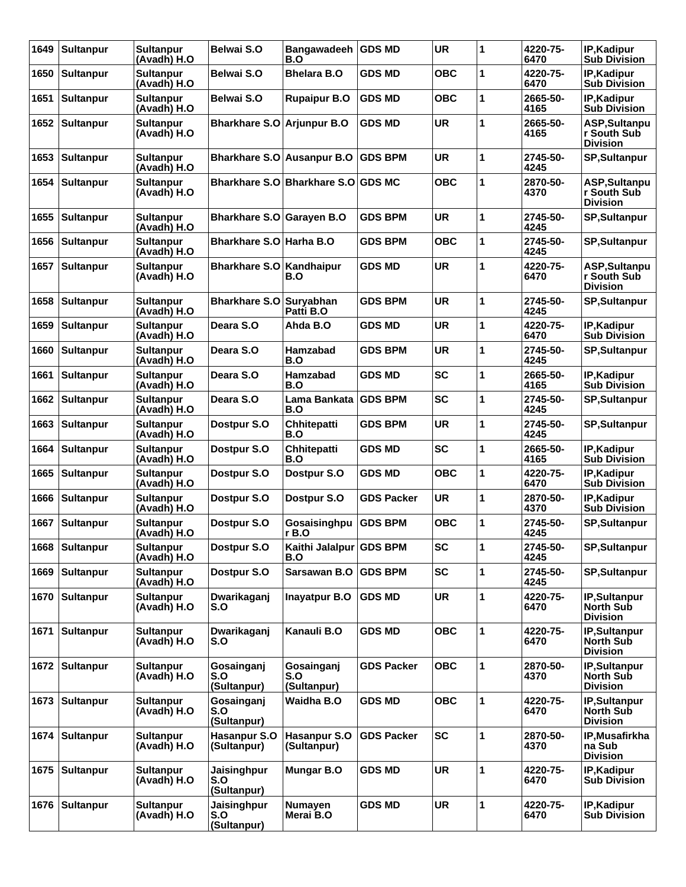| | | | | | | | | | |
|---|---|---|---|---|---|---|---|---|---|
| 1649 | Sultanpur | Sultanpur (Avadh) H.O | Belwai S.O | Bangawadeeh B.O | GDS MD | UR | 1 | 4220-75-6470 | IP,Kadipur Sub Division |
| 1650 | Sultanpur | Sultanpur (Avadh) H.O | Belwai S.O | Bhelara B.O | GDS MD | OBC | 1 | 4220-75-6470 | IP,Kadipur Sub Division |
| 1651 | Sultanpur | Sultanpur (Avadh) H.O | Belwai S.O | Rupaipur B.O | GDS MD | OBC | 1 | 2665-50-4165 | IP,Kadipur Sub Division |
| 1652 | Sultanpur | Sultanpur (Avadh) H.O | Bharkhare S.O | Arjunpur B.O | GDS MD | UR | 1 | 2665-50-4165 | ASP,Sultanpur South Sub Division |
| 1653 | Sultanpur | Sultanpur (Avadh) H.O | Bharkhare S.O | Ausanpur B.O | GDS BPM | UR | 1 | 2745-50-4245 | SP,Sultanpur |
| 1654 | Sultanpur | Sultanpur (Avadh) H.O | Bharkhare S.O | Bharkhare S.O | GDS MC | OBC | 1 | 2870-50-4370 | ASP,Sultanpur South Sub Division |
| 1655 | Sultanpur | Sultanpur (Avadh) H.O | Bharkhare S.O | Garayen B.O | GDS BPM | UR | 1 | 2745-50-4245 | SP,Sultanpur |
| 1656 | Sultanpur | Sultanpur (Avadh) H.O | Bharkhare S.O | Harha B.O | GDS BPM | OBC | 1 | 2745-50-4245 | SP,Sultanpur |
| 1657 | Sultanpur | Sultanpur (Avadh) H.O | Bharkhare S.O | Kandhaipur B.O | GDS MD | UR | 1 | 4220-75-6470 | ASP,Sultanpur South Sub Division |
| 1658 | Sultanpur | Sultanpur (Avadh) H.O | Bharkhare S.O | Suryabhan Patti B.O | GDS BPM | UR | 1 | 2745-50-4245 | SP,Sultanpur |
| 1659 | Sultanpur | Sultanpur (Avadh) H.O | Deara S.O | Ahda B.O | GDS MD | UR | 1 | 4220-75-6470 | IP,Kadipur Sub Division |
| 1660 | Sultanpur | Sultanpur (Avadh) H.O | Deara S.O | Hamzabad B.O | GDS BPM | UR | 1 | 2745-50-4245 | SP,Sultanpur |
| 1661 | Sultanpur | Sultanpur (Avadh) H.O | Deara S.O | Hamzabad B.O | GDS MD | SC | 1 | 2665-50-4165 | IP,Kadipur Sub Division |
| 1662 | Sultanpur | Sultanpur (Avadh) H.O | Deara S.O | Lama Bankata B.O | GDS BPM | SC | 1 | 2745-50-4245 | SP,Sultanpur |
| 1663 | Sultanpur | Sultanpur (Avadh) H.O | Dostpur S.O | Chhitepatti B.O | GDS BPM | UR | 1 | 2745-50-4245 | SP,Sultanpur |
| 1664 | Sultanpur | Sultanpur (Avadh) H.O | Dostpur S.O | Chhitepatti B.O | GDS MD | SC | 1 | 2665-50-4165 | IP,Kadipur Sub Division |
| 1665 | Sultanpur | Sultanpur (Avadh) H.O | Dostpur S.O | Dostpur S.O | GDS MD | OBC | 1 | 4220-75-6470 | IP,Kadipur Sub Division |
| 1666 | Sultanpur | Sultanpur (Avadh) H.O | Dostpur S.O | Dostpur S.O | GDS Packer | UR | 1 | 2870-50-4370 | IP,Kadipur Sub Division |
| 1667 | Sultanpur | Sultanpur (Avadh) H.O | Dostpur S.O | Gosaisinghpur B.O | GDS BPM | OBC | 1 | 2745-50-4245 | SP,Sultanpur |
| 1668 | Sultanpur | Sultanpur (Avadh) H.O | Dostpur S.O | Kaithi Jalalpur B.O | GDS BPM | SC | 1 | 2745-50-4245 | SP,Sultanpur |
| 1669 | Sultanpur | Sultanpur (Avadh) H.O | Dostpur S.O | Sarsawan B.O | GDS BPM | SC | 1 | 2745-50-4245 | SP,Sultanpur |
| 1670 | Sultanpur | Sultanpur (Avadh) H.O | Dwarikaganj S.O | Inayatpur B.O | GDS MD | UR | 1 | 4220-75-6470 | IP,Sultanpur North Sub Division |
| 1671 | Sultanpur | Sultanpur (Avadh) H.O | Dwarikaganj S.O | Kanauli B.O | GDS MD | OBC | 1 | 4220-75-6470 | IP,Sultanpur North Sub Division |
| 1672 | Sultanpur | Sultanpur (Avadh) H.O | Gosainganj S.O (Sultanpur) | Gosainganj S.O (Sultanpur) | GDS Packer | OBC | 1 | 2870-50-4370 | IP,Sultanpur North Sub Division |
| 1673 | Sultanpur | Sultanpur (Avadh) H.O | Gosainganj S.O (Sultanpur) | Waidha B.O | GDS MD | OBC | 1 | 4220-75-6470 | IP,Sultanpur North Sub Division |
| 1674 | Sultanpur | Sultanpur (Avadh) H.O | Hasanpur S.O (Sultanpur) | Hasanpur S.O (Sultanpur) | GDS Packer | SC | 1 | 2870-50-4370 | IP,Musafirkhana Sub Division |
| 1675 | Sultanpur | Sultanpur (Avadh) H.O | Jaisinghpur S.O (Sultanpur) | Mungar B.O | GDS MD | UR | 1 | 4220-75-6470 | IP,Kadipur Sub Division |
| 1676 | Sultanpur | Sultanpur (Avadh) H.O | Jaisinghpur S.O (Sultanpur) | Numayen Merai B.O | GDS MD | UR | 1 | 4220-75-6470 | IP,Kadipur Sub Division |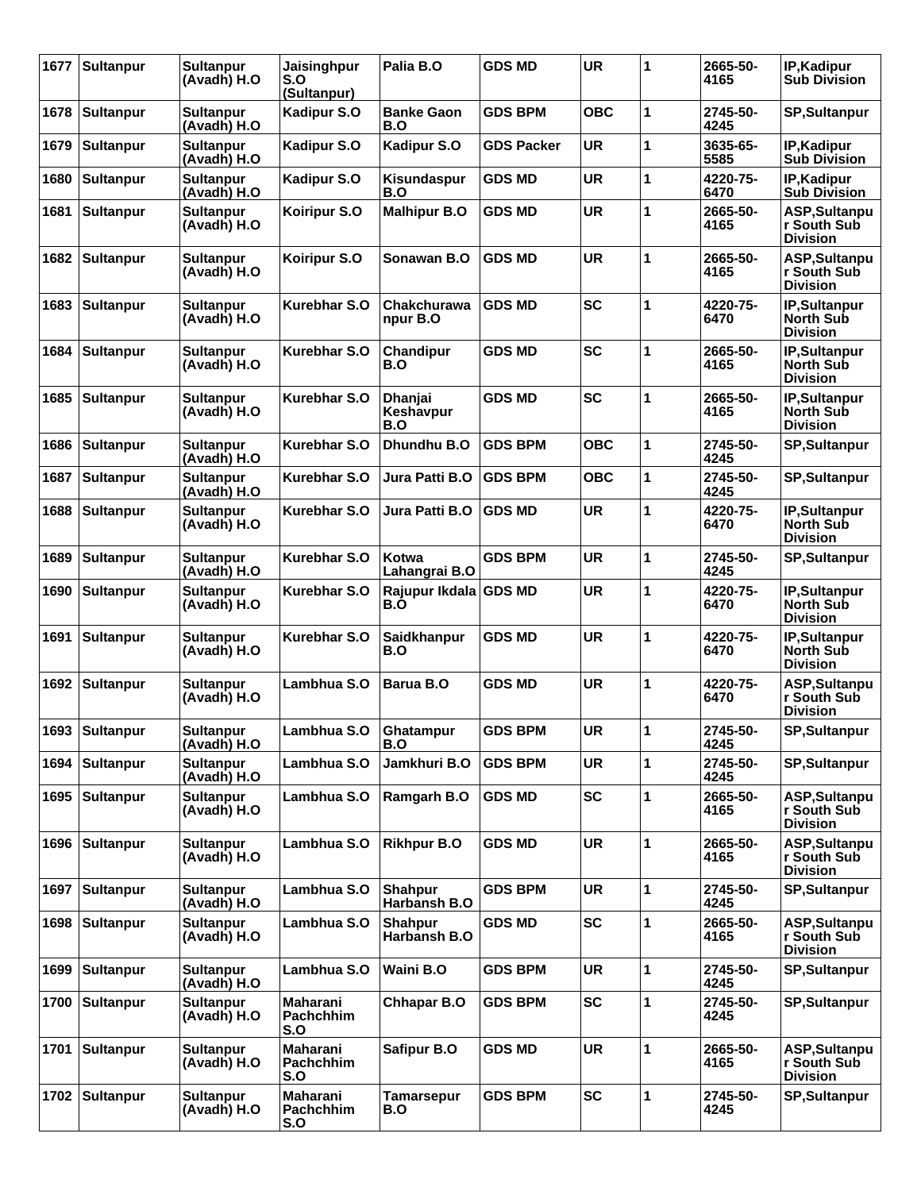| | | | | | | | | | |
|---|---|---|---|---|---|---|---|---|---|
| 1677 | Sultanpur | Sultanpur (Avadh) H.O | Jaisinghpur S.O (Sultanpur) | Palia B.O | GDS MD | UR | 1 | 2665-50-4165 | IP,Kadipur Sub Division |
| 1678 | Sultanpur | Sultanpur (Avadh) H.O | Kadipur S.O | Banke Gaon B.O | GDS BPM | OBC | 1 | 2745-50-4245 | SP,Sultanpur |
| 1679 | Sultanpur | Sultanpur (Avadh) H.O | Kadipur S.O | Kadipur S.O | GDS Packer | UR | 1 | 3635-65-5585 | IP,Kadipur Sub Division |
| 1680 | Sultanpur | Sultanpur (Avadh) H.O | Kadipur S.O | Kisundaspur B.O | GDS MD | UR | 1 | 4220-75-6470 | IP,Kadipur Sub Division |
| 1681 | Sultanpur | Sultanpur (Avadh) H.O | Koiripur S.O | Malhipur B.O | GDS MD | UR | 1 | 2665-50-4165 | ASP,Sultanpur South Sub Division |
| 1682 | Sultanpur | Sultanpur (Avadh) H.O | Koiripur S.O | Sonawan B.O | GDS MD | UR | 1 | 2665-50-4165 | ASP,Sultanpur South Sub Division |
| 1683 | Sultanpur | Sultanpur (Avadh) H.O | Kurebhar S.O | Chakchurawanpur B.O | GDS MD | SC | 1 | 4220-75-6470 | IP,Sultanpur North Sub Division |
| 1684 | Sultanpur | Sultanpur (Avadh) H.O | Kurebhar S.O | Chandipur B.O | GDS MD | SC | 1 | 2665-50-4165 | IP,Sultanpur North Sub Division |
| 1685 | Sultanpur | Sultanpur (Avadh) H.O | Kurebhar S.O | Dhanjai Keshavpur B.O | GDS MD | SC | 1 | 2665-50-4165 | IP,Sultanpur North Sub Division |
| 1686 | Sultanpur | Sultanpur (Avadh) H.O | Kurebhar S.O | Dhundhu B.O | GDS BPM | OBC | 1 | 2745-50-4245 | SP,Sultanpur |
| 1687 | Sultanpur | Sultanpur (Avadh) H.O | Kurebhar S.O | Jura Patti B.O | GDS BPM | OBC | 1 | 2745-50-4245 | SP,Sultanpur |
| 1688 | Sultanpur | Sultanpur (Avadh) H.O | Kurebhar S.O | Jura Patti B.O | GDS MD | UR | 1 | 4220-75-6470 | IP,Sultanpur North Sub Division |
| 1689 | Sultanpur | Sultanpur (Avadh) H.O | Kurebhar S.O | Kotwa Lahangrai B.O | GDS BPM | UR | 1 | 2745-50-4245 | SP,Sultanpur |
| 1690 | Sultanpur | Sultanpur (Avadh) H.O | Kurebhar S.O | Rajupur Ikdala B.O | GDS MD | UR | 1 | 4220-75-6470 | IP,Sultanpur North Sub Division |
| 1691 | Sultanpur | Sultanpur (Avadh) H.O | Kurebhar S.O | Saidkhanpur B.O | GDS MD | UR | 1 | 4220-75-6470 | IP,Sultanpur North Sub Division |
| 1692 | Sultanpur | Sultanpur (Avadh) H.O | Lambhua S.O | Barua B.O | GDS MD | UR | 1 | 4220-75-6470 | ASP,Sultanpur South Sub Division |
| 1693 | Sultanpur | Sultanpur (Avadh) H.O | Lambhua S.O | Ghatampur B.O | GDS BPM | UR | 1 | 2745-50-4245 | SP,Sultanpur |
| 1694 | Sultanpur | Sultanpur (Avadh) H.O | Lambhua S.O | Jamkhuri B.O | GDS BPM | UR | 1 | 2745-50-4245 | SP,Sultanpur |
| 1695 | Sultanpur | Sultanpur (Avadh) H.O | Lambhua S.O | Ramgarh B.O | GDS MD | SC | 1 | 2665-50-4165 | ASP,Sultanpur South Sub Division |
| 1696 | Sultanpur | Sultanpur (Avadh) H.O | Lambhua S.O | Rikhpur B.O | GDS MD | UR | 1 | 2665-50-4165 | ASP,Sultanpur South Sub Division |
| 1697 | Sultanpur | Sultanpur (Avadh) H.O | Lambhua S.O | Shahpur Harbansh B.O | GDS BPM | UR | 1 | 2745-50-4245 | SP,Sultanpur |
| 1698 | Sultanpur | Sultanpur (Avadh) H.O | Lambhua S.O | Shahpur Harbansh B.O | GDS MD | SC | 1 | 2665-50-4165 | ASP,Sultanpur South Sub Division |
| 1699 | Sultanpur | Sultanpur (Avadh) H.O | Lambhua S.O | Waini B.O | GDS BPM | UR | 1 | 2745-50-4245 | SP,Sultanpur |
| 1700 | Sultanpur | Sultanpur (Avadh) H.O | Maharani Pachchhim S.O | Chhapar B.O | GDS BPM | SC | 1 | 2745-50-4245 | SP,Sultanpur |
| 1701 | Sultanpur | Sultanpur (Avadh) H.O | Maharani Pachchhim S.O | Safipur B.O | GDS MD | UR | 1 | 2665-50-4165 | ASP,Sultanpur South Sub Division |
| 1702 | Sultanpur | Sultanpur (Avadh) H.O | Maharani Pachchhim S.O | Tamarsepur B.O | GDS BPM | SC | 1 | 2745-50-4245 | SP,Sultanpur |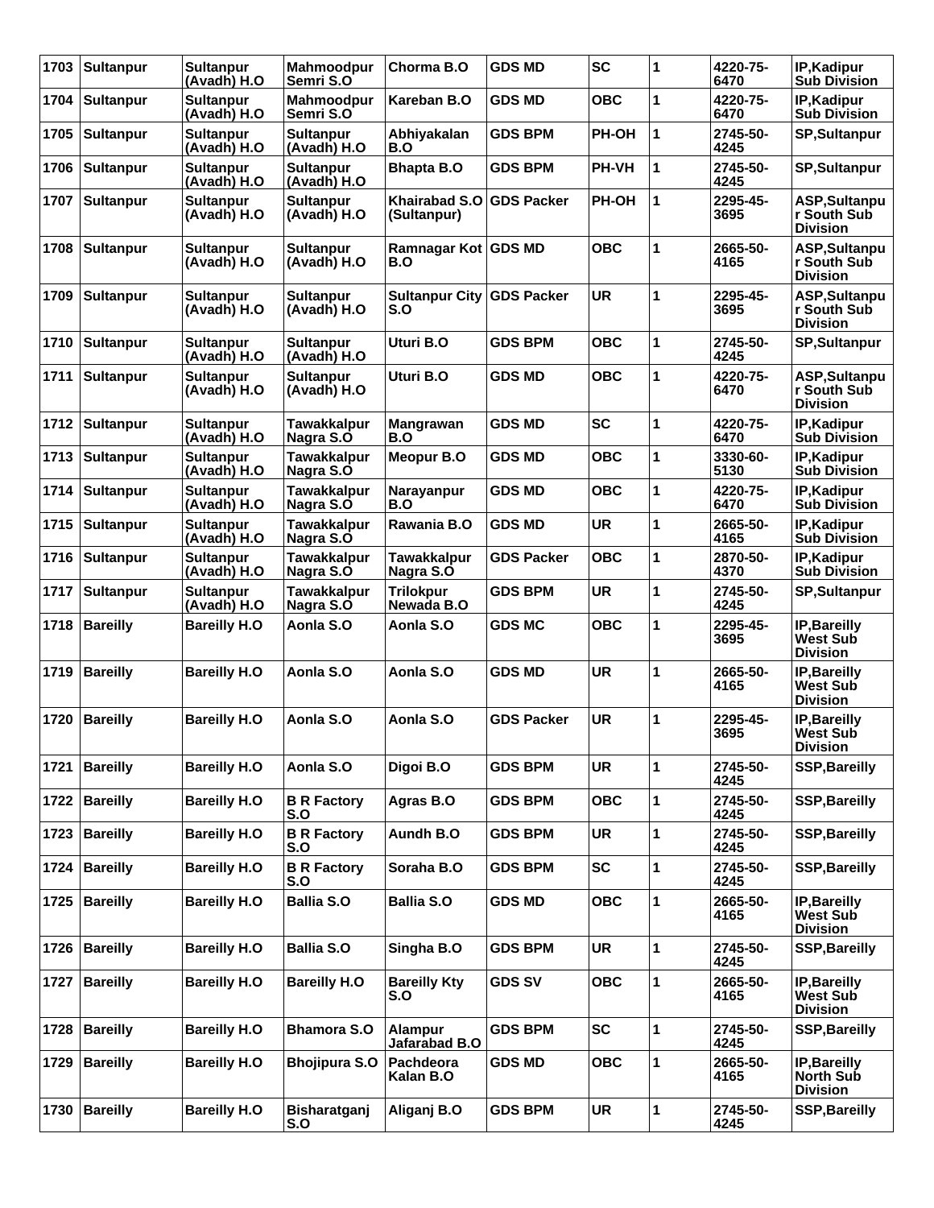| | | | | | | | | | |
|---|---|---|---|---|---|---|---|---|---|
| 1703 | Sultanpur | Sultanpur (Avadh) H.O | Mahmoodpur Semri S.O | Chorma B.O | GDS MD | SC | 1 | 4220-75-6470 | IP,Kadipur Sub Division |
| 1704 | Sultanpur | Sultanpur (Avadh) H.O | Mahmoodpur Semri S.O | Kareban B.O | GDS MD | OBC | 1 | 4220-75-6470 | IP,Kadipur Sub Division |
| 1705 | Sultanpur | Sultanpur (Avadh) H.O | Sultanpur (Avadh) H.O | Abhiyakalan B.O | GDS BPM | PH-OH | 1 | 2745-50-4245 | SP,Sultanpur |
| 1706 | Sultanpur | Sultanpur (Avadh) H.O | Sultanpur (Avadh) H.O | Bhapta B.O | GDS BPM | PH-VH | 1 | 2745-50-4245 | SP,Sultanpur |
| 1707 | Sultanpur | Sultanpur (Avadh) H.O | Sultanpur (Avadh) H.O | Khairabad S.O (Sultanpur) | GDS Packer | PH-OH | 1 | 2295-45-3695 | ASP,Sultanpur South Sub Division |
| 1708 | Sultanpur | Sultanpur (Avadh) H.O | Sultanpur (Avadh) H.O | Ramnagar Kot B.O | GDS MD | OBC | 1 | 2665-50-4165 | ASP,Sultanpur South Sub Division |
| 1709 | Sultanpur | Sultanpur (Avadh) H.O | Sultanpur (Avadh) H.O | Sultanpur City S.O | GDS Packer | UR | 1 | 2295-45-3695 | ASP,Sultanpur South Sub Division |
| 1710 | Sultanpur | Sultanpur (Avadh) H.O | Sultanpur (Avadh) H.O | Uturi B.O | GDS BPM | OBC | 1 | 2745-50-4245 | SP,Sultanpur |
| 1711 | Sultanpur | Sultanpur (Avadh) H.O | Sultanpur (Avadh) H.O | Uturi B.O | GDS MD | OBC | 1 | 4220-75-6470 | ASP,Sultanpur South Sub Division |
| 1712 | Sultanpur | Sultanpur (Avadh) H.O | Tawakkalpur Nagra S.O | Mangrawan B.O | GDS MD | SC | 1 | 4220-75-6470 | IP,Kadipur Sub Division |
| 1713 | Sultanpur | Sultanpur (Avadh) H.O | Tawakkalpur Nagra S.O | Meopur B.O | GDS MD | OBC | 1 | 3330-60-5130 | IP,Kadipur Sub Division |
| 1714 | Sultanpur | Sultanpur (Avadh) H.O | Tawakkalpur Nagra S.O | Narayanpur B.O | GDS MD | OBC | 1 | 4220-75-6470 | IP,Kadipur Sub Division |
| 1715 | Sultanpur | Sultanpur (Avadh) H.O | Tawakkalpur Nagra S.O | Rawania B.O | GDS MD | UR | 1 | 2665-50-4165 | IP,Kadipur Sub Division |
| 1716 | Sultanpur | Sultanpur (Avadh) H.O | Tawakkalpur Nagra S.O | Tawakkalpur Nagra S.O | GDS Packer | OBC | 1 | 2870-50-4370 | IP,Kadipur Sub Division |
| 1717 | Sultanpur | Sultanpur (Avadh) H.O | Tawakkalpur Nagra S.O | Trilokpur Newada B.O | GDS BPM | UR | 1 | 2745-50-4245 | SP,Sultanpur |
| 1718 | Bareilly | Bareilly H.O | Aonla S.O | Aonla S.O | GDS MC | OBC | 1 | 2295-45-3695 | IP,Bareilly West Sub Division |
| 1719 | Bareilly | Bareilly H.O | Aonla S.O | Aonla S.O | GDS MD | UR | 1 | 2665-50-4165 | IP,Bareilly West Sub Division |
| 1720 | Bareilly | Bareilly H.O | Aonla S.O | Aonla S.O | GDS Packer | UR | 1 | 2295-45-3695 | IP,Bareilly West Sub Division |
| 1721 | Bareilly | Bareilly H.O | Aonla S.O | Digoi B.O | GDS BPM | UR | 1 | 2745-50-4245 | SSP,Bareilly |
| 1722 | Bareilly | Bareilly H.O | B R Factory S.O | Agras B.O | GDS BPM | OBC | 1 | 2745-50-4245 | SSP,Bareilly |
| 1723 | Bareilly | Bareilly H.O | B R Factory S.O | Aundh B.O | GDS BPM | UR | 1 | 2745-50-4245 | SSP,Bareilly |
| 1724 | Bareilly | Bareilly H.O | B R Factory S.O | Soraha B.O | GDS BPM | SC | 1 | 2745-50-4245 | SSP,Bareilly |
| 1725 | Bareilly | Bareilly H.O | Ballia S.O | Ballia S.O | GDS MD | OBC | 1 | 2665-50-4165 | IP,Bareilly West Sub Division |
| 1726 | Bareilly | Bareilly H.O | Ballia S.O | Singha B.O | GDS BPM | UR | 1 | 2745-50-4245 | SSP,Bareilly |
| 1727 | Bareilly | Bareilly H.O | Bareilly H.O | Bareilly Kty S.O | GDS SV | OBC | 1 | 2665-50-4165 | IP,Bareilly West Sub Division |
| 1728 | Bareilly | Bareilly H.O | Bhamora S.O | Alampur Jafarabad B.O | GDS BPM | SC | 1 | 2745-50-4245 | SSP,Bareilly |
| 1729 | Bareilly | Bareilly H.O | Bhojipura S.O | Pachdeora Kalan B.O | GDS MD | OBC | 1 | 2665-50-4165 | IP,Bareilly North Sub Division |
| 1730 | Bareilly | Bareilly H.O | Bisharatganj S.O | Aliganj B.O | GDS BPM | UR | 1 | 2745-50-4245 | SSP,Bareilly |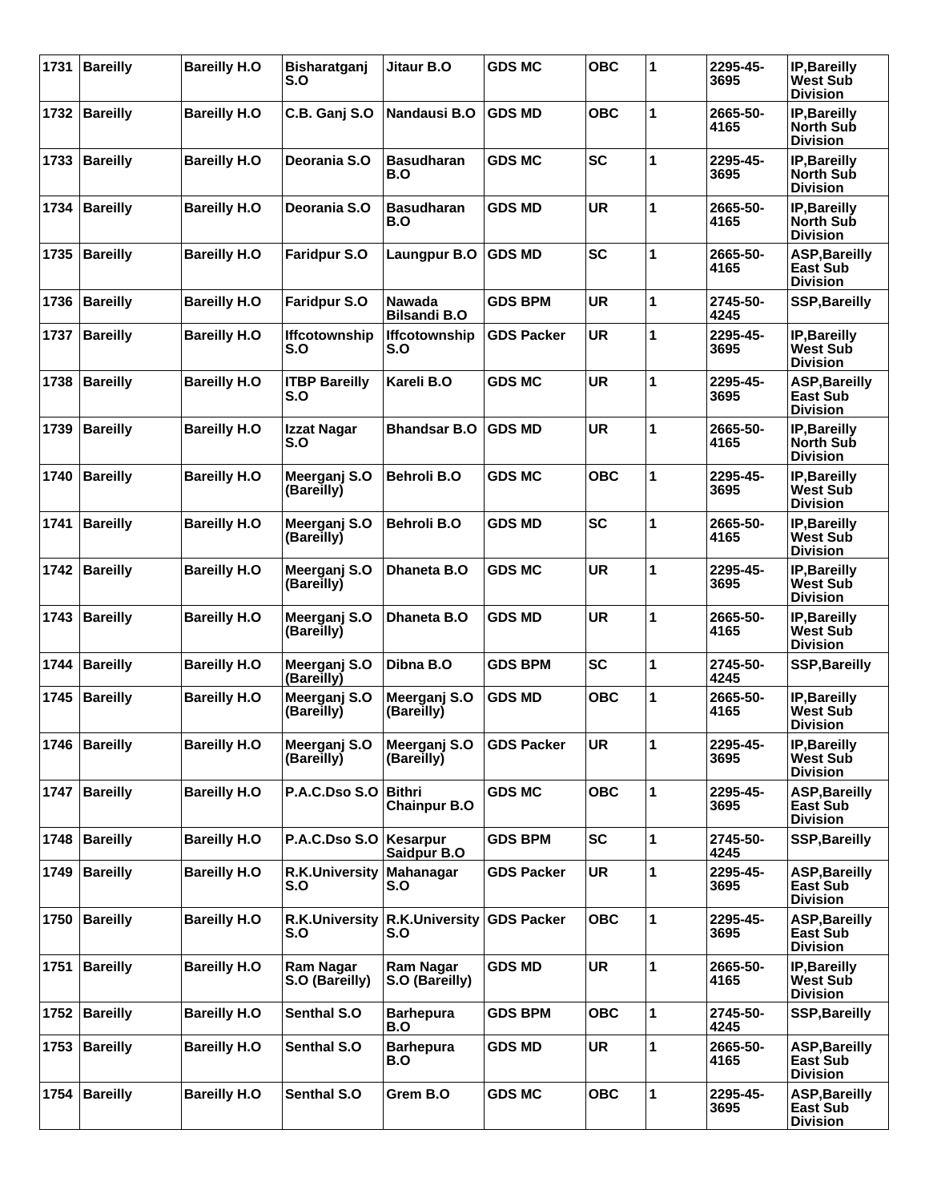| | | | | | | | | | |
|---|---|---|---|---|---|---|---|---|---|
| 1731 | Bareilly | Bareilly H.O | Bisharatganj S.O | Jitaur B.O | GDS MC | OBC | 1 | 2295-45-3695 | IP,Bareilly West Sub Division |
| 1732 | Bareilly | Bareilly H.O | C.B. Ganj S.O | Nandausi B.O | GDS MD | OBC | 1 | 2665-50-4165 | IP,Bareilly North Sub Division |
| 1733 | Bareilly | Bareilly H.O | Deorania S.O | Basudharan B.O | GDS MC | SC | 1 | 2295-45-3695 | IP,Bareilly North Sub Division |
| 1734 | Bareilly | Bareilly H.O | Deorania S.O | Basudharan B.O | GDS MD | UR | 1 | 2665-50-4165 | IP,Bareilly North Sub Division |
| 1735 | Bareilly | Bareilly H.O | Faridpur S.O | Laungpur B.O | GDS MD | SC | 1 | 2665-50-4165 | ASP,Bareilly East Sub Division |
| 1736 | Bareilly | Bareilly H.O | Faridpur S.O | Nawada Bilsandi B.O | GDS BPM | UR | 1 | 2745-50-4245 | SSP,Bareilly |
| 1737 | Bareilly | Bareilly H.O | Iffcotownship S.O | Iffcotownship S.O | GDS Packer | UR | 1 | 2295-45-3695 | IP,Bareilly West Sub Division |
| 1738 | Bareilly | Bareilly H.O | ITBP Bareilly S.O | Kareli B.O | GDS MC | UR | 1 | 2295-45-3695 | ASP,Bareilly East Sub Division |
| 1739 | Bareilly | Bareilly H.O | Izzat Nagar S.O | Bhandsar B.O | GDS MD | UR | 1 | 2665-50-4165 | IP,Bareilly North Sub Division |
| 1740 | Bareilly | Bareilly H.O | Meerganj S.O (Bareilly) | Behroli B.O | GDS MC | OBC | 1 | 2295-45-3695 | IP,Bareilly West Sub Division |
| 1741 | Bareilly | Bareilly H.O | Meerganj S.O (Bareilly) | Behroli B.O | GDS MD | SC | 1 | 2665-50-4165 | IP,Bareilly West Sub Division |
| 1742 | Bareilly | Bareilly H.O | Meerganj S.O (Bareilly) | Dhaneta B.O | GDS MC | UR | 1 | 2295-45-3695 | IP,Bareilly West Sub Division |
| 1743 | Bareilly | Bareilly H.O | Meerganj S.O (Bareilly) | Dhaneta B.O | GDS MD | UR | 1 | 2665-50-4165 | IP,Bareilly West Sub Division |
| 1744 | Bareilly | Bareilly H.O | Meerganj S.O (Bareilly) | Dibna B.O | GDS BPM | SC | 1 | 2745-50-4245 | SSP,Bareilly |
| 1745 | Bareilly | Bareilly H.O | Meerganj S.O (Bareilly) | Meerganj S.O (Bareilly) | GDS MD | OBC | 1 | 2665-50-4165 | IP,Bareilly West Sub Division |
| 1746 | Bareilly | Bareilly H.O | Meerganj S.O (Bareilly) | Meerganj S.O (Bareilly) | GDS Packer | UR | 1 | 2295-45-3695 | IP,Bareilly West Sub Division |
| 1747 | Bareilly | Bareilly H.O | P.A.C.Dso S.O | Bithri Chainpur B.O | GDS MC | OBC | 1 | 2295-45-3695 | ASP,Bareilly East Sub Division |
| 1748 | Bareilly | Bareilly H.O | P.A.C.Dso S.O | Kesarpur Saidpur B.O | GDS BPM | SC | 1 | 2745-50-4245 | SSP,Bareilly |
| 1749 | Bareilly | Bareilly H.O | R.K.University S.O | Mahanagar S.O | GDS Packer | UR | 1 | 2295-45-3695 | ASP,Bareilly East Sub Division |
| 1750 | Bareilly | Bareilly H.O | R.K.University S.O | R.K.University S.O | GDS Packer | OBC | 1 | 2295-45-3695 | ASP,Bareilly East Sub Division |
| 1751 | Bareilly | Bareilly H.O | Ram Nagar S.O (Bareilly) | Ram Nagar S.O (Bareilly) | GDS MD | UR | 1 | 2665-50-4165 | IP,Bareilly West Sub Division |
| 1752 | Bareilly | Bareilly H.O | Senthal S.O | Barhepura B.O | GDS BPM | OBC | 1 | 2745-50-4245 | SSP,Bareilly |
| 1753 | Bareilly | Bareilly H.O | Senthal S.O | Barhepura B.O | GDS MD | UR | 1 | 2665-50-4165 | ASP,Bareilly East Sub Division |
| 1754 | Bareilly | Bareilly H.O | Senthal S.O | Grem B.O | GDS MC | OBC | 1 | 2295-45-3695 | ASP,Bareilly East Sub Division |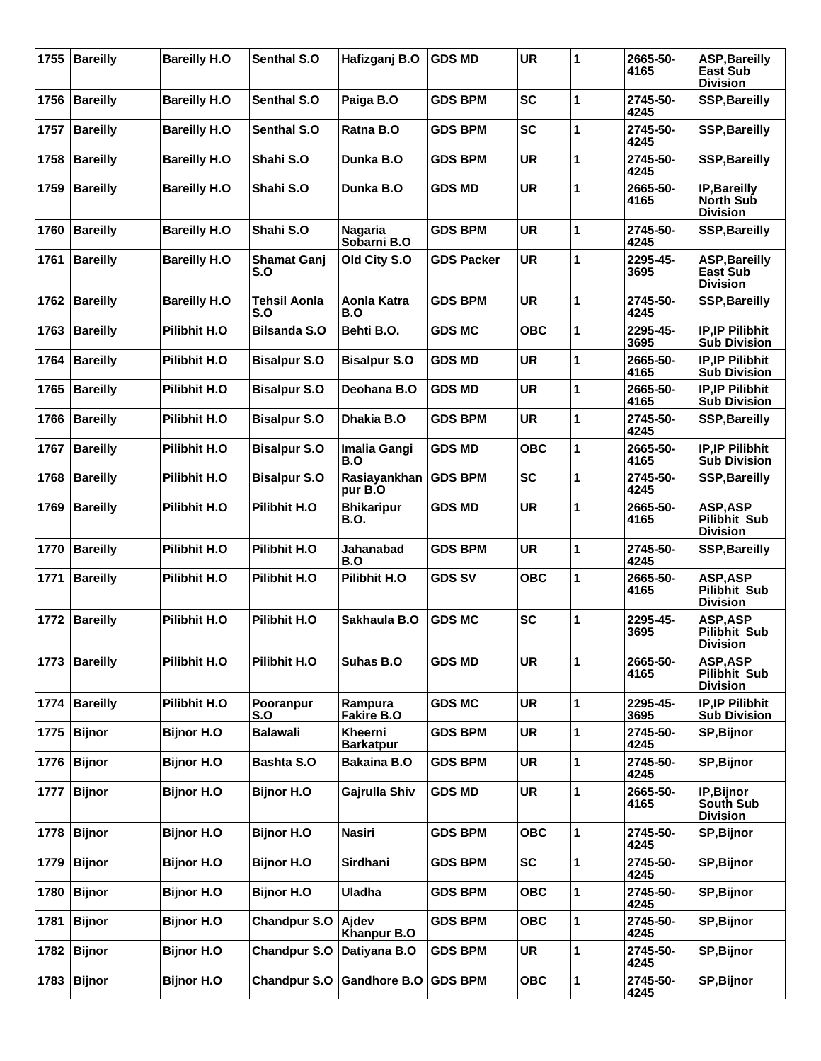| | | | | | | | | | |
|---|---|---|---|---|---|---|---|---|---|
| 1755 | Bareilly | Bareilly H.O | Senthal S.O | Hafizganj B.O | GDS MD | UR | 1 | 2665-50-4165 | ASP,Bareilly East Sub Division |
| 1756 | Bareilly | Bareilly H.O | Senthal S.O | Paiga B.O | GDS BPM | SC | 1 | 2745-50-4245 | SSP,Bareilly |
| 1757 | Bareilly | Bareilly H.O | Senthal S.O | Ratna B.O | GDS BPM | SC | 1 | 2745-50-4245 | SSP,Bareilly |
| 1758 | Bareilly | Bareilly H.O | Shahi S.O | Dunka B.O | GDS BPM | UR | 1 | 2745-50-4245 | SSP,Bareilly |
| 1759 | Bareilly | Bareilly H.O | Shahi S.O | Dunka B.O | GDS MD | UR | 1 | 2665-50-4165 | IP,Bareilly North Sub Division |
| 1760 | Bareilly | Bareilly H.O | Shahi S.O | Nagaria Sobarni B.O | GDS BPM | UR | 1 | 2745-50-4245 | SSP,Bareilly |
| 1761 | Bareilly | Bareilly H.O | Shamat Ganj S.O | Old City S.O | GDS Packer | UR | 1 | 2295-45-3695 | ASP,Bareilly East Sub Division |
| 1762 | Bareilly | Bareilly H.O | Tehsil Aonla S.O | Aonla Katra B.O | GDS BPM | UR | 1 | 2745-50-4245 | SSP,Bareilly |
| 1763 | Bareilly | Pilibhit H.O | Bilsanda S.O | Behti B.O. | GDS MC | OBC | 1 | 2295-45-3695 | IP,IP Pilibhit Sub Division |
| 1764 | Bareilly | Pilibhit H.O | Bisalpur S.O | Bisalpur S.O | GDS MD | UR | 1 | 2665-50-4165 | IP,IP Pilibhit Sub Division |
| 1765 | Bareilly | Pilibhit H.O | Bisalpur S.O | Deohana B.O | GDS MD | UR | 1 | 2665-50-4165 | IP,IP Pilibhit Sub Division |
| 1766 | Bareilly | Pilibhit H.O | Bisalpur S.O | Dhakia B.O | GDS BPM | UR | 1 | 2745-50-4245 | SSP,Bareilly |
| 1767 | Bareilly | Pilibhit H.O | Bisalpur S.O | Imalia Gangi B.O | GDS MD | OBC | 1 | 2665-50-4165 | IP,IP Pilibhit Sub Division |
| 1768 | Bareilly | Pilibhit H.O | Bisalpur S.O | Rasiayankhan pur B.O | GDS BPM | SC | 1 | 2745-50-4245 | SSP,Bareilly |
| 1769 | Bareilly | Pilibhit H.O | Pilibhit H.O | Bhikaripur B.O. | GDS MD | UR | 1 | 2665-50-4165 | ASP,ASP Pilibhit Sub Division |
| 1770 | Bareilly | Pilibhit H.O | Pilibhit H.O | Jahanabad B.O | GDS BPM | UR | 1 | 2745-50-4245 | SSP,Bareilly |
| 1771 | Bareilly | Pilibhit H.O | Pilibhit H.O | Pilibhit H.O | GDS SV | OBC | 1 | 2665-50-4165 | ASP,ASP Pilibhit Sub Division |
| 1772 | Bareilly | Pilibhit H.O | Pilibhit H.O | Sakhaula B.O | GDS MC | SC | 1 | 2295-45-3695 | ASP,ASP Pilibhit Sub Division |
| 1773 | Bareilly | Pilibhit H.O | Pilibhit H.O | Suhas B.O | GDS MD | UR | 1 | 2665-50-4165 | ASP,ASP Pilibhit Sub Division |
| 1774 | Bareilly | Pilibhit H.O | Pooranpur S.O | Rampura Fakire B.O | GDS MC | UR | 1 | 2295-45-3695 | IP,IP Pilibhit Sub Division |
| 1775 | Bijnor | Bijnor H.O | Balawali | Kheerni Barkatpur | GDS BPM | UR | 1 | 2745-50-4245 | SP,Bijnor |
| 1776 | Bijnor | Bijnor H.O | Bashta S.O | Bakaina B.O | GDS BPM | UR | 1 | 2745-50-4245 | SP,Bijnor |
| 1777 | Bijnor | Bijnor H.O | Bijnor H.O | Gajrulla Shiv | GDS MD | UR | 1 | 2665-50-4165 | IP,Bijnor South Sub Division |
| 1778 | Bijnor | Bijnor H.O | Bijnor H.O | Nasiri | GDS BPM | OBC | 1 | 2745-50-4245 | SP,Bijnor |
| 1779 | Bijnor | Bijnor H.O | Bijnor H.O | Sirdhani | GDS BPM | SC | 1 | 2745-50-4245 | SP,Bijnor |
| 1780 | Bijnor | Bijnor H.O | Bijnor H.O | Uladha | GDS BPM | OBC | 1 | 2745-50-4245 | SP,Bijnor |
| 1781 | Bijnor | Bijnor H.O | Chandpur S.O | Ajdev Khanpur B.O | GDS BPM | OBC | 1 | 2745-50-4245 | SP,Bijnor |
| 1782 | Bijnor | Bijnor H.O | Chandpur S.O | Datiyana B.O | GDS BPM | UR | 1 | 2745-50-4245 | SP,Bijnor |
| 1783 | Bijnor | Bijnor H.O | Chandpur S.O | Gandhore B.O | GDS BPM | OBC | 1 | 2745-50-4245 | SP,Bijnor |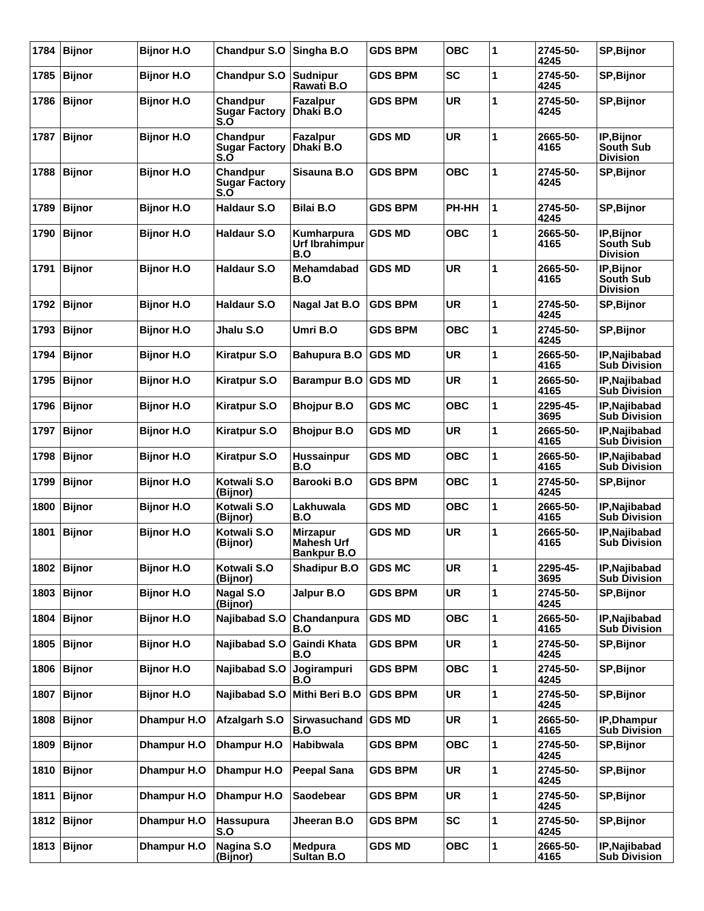| | | | | | | | | | |
|---|---|---|---|---|---|---|---|---|---|
| 1784 | Bijnor | Bijnor H.O | Chandpur S.O | Singha B.O | GDS BPM | OBC | 1 | 2745-50-4245 | SP,Bijnor |
| 1785 | Bijnor | Bijnor H.O | Chandpur S.O | Sudnipur Rawati B.O | GDS BPM | SC | 1 | 2745-50-4245 | SP,Bijnor |
| 1786 | Bijnor | Bijnor H.O | Chandpur Sugar Factory S.O | Fazalpur Dhaki B.O | GDS BPM | UR | 1 | 2745-50-4245 | SP,Bijnor |
| 1787 | Bijnor | Bijnor H.O | Chandpur Sugar Factory S.O | Fazalpur Dhaki B.O | GDS MD | UR | 1 | 2665-50-4165 | IP,Bijnor South Sub Division |
| 1788 | Bijnor | Bijnor H.O | Chandpur Sugar Factory S.O | Sisauna B.O | GDS BPM | OBC | 1 | 2745-50-4245 | SP,Bijnor |
| 1789 | Bijnor | Bijnor H.O | Haldaur S.O | Bilai B.O | GDS BPM | PH-HH | 1 | 2745-50-4245 | SP,Bijnor |
| 1790 | Bijnor | Bijnor H.O | Haldaur S.O | Kumharpura Urf Ibrahimpur B.O | GDS MD | OBC | 1 | 2665-50-4165 | IP,Bijnor South Sub Division |
| 1791 | Bijnor | Bijnor H.O | Haldaur S.O | Mehamdabad B.O | GDS MD | UR | 1 | 2665-50-4165 | IP,Bijnor South Sub Division |
| 1792 | Bijnor | Bijnor H.O | Haldaur S.O | Nagal Jat B.O | GDS BPM | UR | 1 | 2745-50-4245 | SP,Bijnor |
| 1793 | Bijnor | Bijnor H.O | Jhalu S.O | Umri B.O | GDS BPM | OBC | 1 | 2745-50-4245 | SP,Bijnor |
| 1794 | Bijnor | Bijnor H.O | Kiratpur S.O | Bahupura B.O | GDS MD | UR | 1 | 2665-50-4165 | IP,Najibabad Sub Division |
| 1795 | Bijnor | Bijnor H.O | Kiratpur S.O | Barampur B.O | GDS MD | UR | 1 | 2665-50-4165 | IP,Najibabad Sub Division |
| 1796 | Bijnor | Bijnor H.O | Kiratpur S.O | Bhojpur B.O | GDS MC | OBC | 1 | 2295-45-3695 | IP,Najibabad Sub Division |
| 1797 | Bijnor | Bijnor H.O | Kiratpur S.O | Bhojpur B.O | GDS MD | UR | 1 | 2665-50-4165 | IP,Najibabad Sub Division |
| 1798 | Bijnor | Bijnor H.O | Kiratpur S.O | Hussainpur B.O | GDS MD | OBC | 1 | 2665-50-4165 | IP,Najibabad Sub Division |
| 1799 | Bijnor | Bijnor H.O | Kotwali S.O (Bijnor) | Barooki B.O | GDS BPM | OBC | 1 | 2745-50-4245 | SP,Bijnor |
| 1800 | Bijnor | Bijnor H.O | Kotwali S.O (Bijnor) | Lakhuwala B.O | GDS MD | OBC | 1 | 2665-50-4165 | IP,Najibabad Sub Division |
| 1801 | Bijnor | Bijnor H.O | Kotwali S.O (Bijnor) | Mirzapur Mahesh Urf Bankpur B.O | GDS MD | UR | 1 | 2665-50-4165 | IP,Najibabad Sub Division |
| 1802 | Bijnor | Bijnor H.O | Kotwali S.O (Bijnor) | Shadipur B.O | GDS MC | UR | 1 | 2295-45-3695 | IP,Najibabad Sub Division |
| 1803 | Bijnor | Bijnor H.O | Nagal S.O (Bijnor) | Jalpur B.O | GDS BPM | UR | 1 | 2745-50-4245 | SP,Bijnor |
| 1804 | Bijnor | Bijnor H.O | Najibabad S.O | Chandanpura B.O | GDS MD | OBC | 1 | 2665-50-4165 | IP,Najibabad Sub Division |
| 1805 | Bijnor | Bijnor H.O | Najibabad S.O | Gaindi Khata B.O | GDS BPM | UR | 1 | 2745-50-4245 | SP,Bijnor |
| 1806 | Bijnor | Bijnor H.O | Najibabad S.O | Jogirampuri B.O | GDS BPM | OBC | 1 | 2745-50-4245 | SP,Bijnor |
| 1807 | Bijnor | Bijnor H.O | Najibabad S.O | Mithi Beri B.O | GDS BPM | UR | 1 | 2745-50-4245 | SP,Bijnor |
| 1808 | Bijnor | Dhampur H.O | Afzalgarh S.O | Sirwasuchand B.O | GDS MD | UR | 1 | 2665-50-4165 | IP,Dhampur Sub Division |
| 1809 | Bijnor | Dhampur H.O | Dhampur H.O | Habibwala | GDS BPM | OBC | 1 | 2745-50-4245 | SP,Bijnor |
| 1810 | Bijnor | Dhampur H.O | Dhampur H.O | Peepal Sana | GDS BPM | UR | 1 | 2745-50-4245 | SP,Bijnor |
| 1811 | Bijnor | Dhampur H.O | Dhampur H.O | Saodebear | GDS BPM | UR | 1 | 2745-50-4245 | SP,Bijnor |
| 1812 | Bijnor | Dhampur H.O | Hassupura S.O | Jheeran B.O | GDS BPM | SC | 1 | 2745-50-4245 | SP,Bijnor |
| 1813 | Bijnor | Dhampur H.O | Nagina S.O (Bijnor) | Medpura Sultan B.O | GDS MD | OBC | 1 | 2665-50-4165 | IP,Najibabad Sub Division |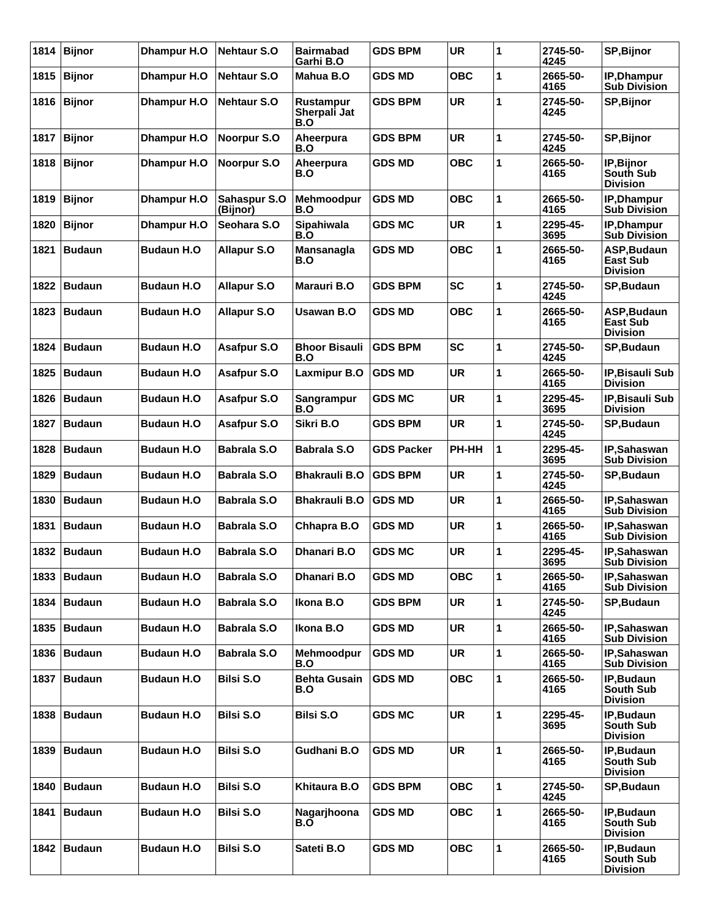| | | | | | | | | | |
|---|---|---|---|---|---|---|---|---|---|
| 1814 | Bijnor | Dhampur H.O | Nehtaur S.O | Bairmabad Garhi B.O | GDS BPM | UR | 1 | 2745-50-4245 | SP,Bijnor |
| 1815 | Bijnor | Dhampur H.O | Nehtaur S.O | Mahua B.O | GDS MD | OBC | 1 | 2665-50-4165 | IP,Dhampur Sub Division |
| 1816 | Bijnor | Dhampur H.O | Nehtaur S.O | Rustampur Sherpali Jat B.O | GDS BPM | UR | 1 | 2745-50-4245 | SP,Bijnor |
| 1817 | Bijnor | Dhampur H.O | Noorpur S.O | Aheerpura B.O | GDS BPM | UR | 1 | 2745-50-4245 | SP,Bijnor |
| 1818 | Bijnor | Dhampur H.O | Noorpur S.O | Aheerpura B.O | GDS MD | OBC | 1 | 2665-50-4165 | IP,Bijnor South Sub Division |
| 1819 | Bijnor | Dhampur H.O | Sahaspur S.O (Bijnor) | Mehmoodpur B.O | GDS MD | OBC | 1 | 2665-50-4165 | IP,Dhampur Sub Division |
| 1820 | Bijnor | Dhampur H.O | Seohara S.O | Sipahiwala B.O | GDS MC | UR | 1 | 2295-45-3695 | IP,Dhampur Sub Division |
| 1821 | Budaun | Budaun H.O | Allapur S.O | Mansanagla B.O | GDS MD | OBC | 1 | 2665-50-4165 | ASP,Budaun East Sub Division |
| 1822 | Budaun | Budaun H.O | Allapur S.O | Marauri B.O | GDS BPM | SC | 1 | 2745-50-4245 | SP,Budaun |
| 1823 | Budaun | Budaun H.O | Allapur S.O | Usawan B.O | GDS MD | OBC | 1 | 2665-50-4165 | ASP,Budaun East Sub Division |
| 1824 | Budaun | Budaun H.O | Asafpur S.O | Bhoor Bisauli B.O | GDS BPM | SC | 1 | 2745-50-4245 | SP,Budaun |
| 1825 | Budaun | Budaun H.O | Asafpur S.O | Laxmipur B.O | GDS MD | UR | 1 | 2665-50-4165 | IP,Bisauli Sub Division |
| 1826 | Budaun | Budaun H.O | Asafpur S.O | Sangrampur B.O | GDS MC | UR | 1 | 2295-45-3695 | IP,Bisauli Sub Division |
| 1827 | Budaun | Budaun H.O | Asafpur S.O | Sikri B.O | GDS BPM | UR | 1 | 2745-50-4245 | SP,Budaun |
| 1828 | Budaun | Budaun H.O | Babrala S.O | Babrala S.O | GDS Packer | PH-HH | 1 | 2295-45-3695 | IP,Sahaswan Sub Division |
| 1829 | Budaun | Budaun H.O | Babrala S.O | Bhakrauli B.O | GDS BPM | UR | 1 | 2745-50-4245 | SP,Budaun |
| 1830 | Budaun | Budaun H.O | Babrala S.O | Bhakrauli B.O | GDS MD | UR | 1 | 2665-50-4165 | IP,Sahaswan Sub Division |
| 1831 | Budaun | Budaun H.O | Babrala S.O | Chhapra B.O | GDS MD | UR | 1 | 2665-50-4165 | IP,Sahaswan Sub Division |
| 1832 | Budaun | Budaun H.O | Babrala S.O | Dhanari B.O | GDS MC | UR | 1 | 2295-45-3695 | IP,Sahaswan Sub Division |
| 1833 | Budaun | Budaun H.O | Babrala S.O | Dhanari B.O | GDS MD | OBC | 1 | 2665-50-4165 | IP,Sahaswan Sub Division |
| 1834 | Budaun | Budaun H.O | Babrala S.O | Ikona B.O | GDS BPM | UR | 1 | 2745-50-4245 | SP,Budaun |
| 1835 | Budaun | Budaun H.O | Babrala S.O | Ikona B.O | GDS MD | UR | 1 | 2665-50-4165 | IP,Sahaswan Sub Division |
| 1836 | Budaun | Budaun H.O | Babrala S.O | Mehmoodpur B.O | GDS MD | UR | 1 | 2665-50-4165 | IP,Sahaswan Sub Division |
| 1837 | Budaun | Budaun H.O | Bilsi S.O | Behta Gusain B.O | GDS MD | OBC | 1 | 2665-50-4165 | IP,Budaun South Sub Division |
| 1838 | Budaun | Budaun H.O | Bilsi S.O | Bilsi S.O | GDS MC | UR | 1 | 2295-45-3695 | IP,Budaun South Sub Division |
| 1839 | Budaun | Budaun H.O | Bilsi S.O | Gudhani B.O | GDS MD | UR | 1 | 2665-50-4165 | IP,Budaun South Sub Division |
| 1840 | Budaun | Budaun H.O | Bilsi S.O | Khitaura B.O | GDS BPM | OBC | 1 | 2745-50-4245 | SP,Budaun |
| 1841 | Budaun | Budaun H.O | Bilsi S.O | Nagarjhoona B.O | GDS MD | OBC | 1 | 2665-50-4165 | IP,Budaun South Sub Division |
| 1842 | Budaun | Budaun H.O | Bilsi S.O | Sateti B.O | GDS MD | OBC | 1 | 2665-50-4165 | IP,Budaun South Sub Division |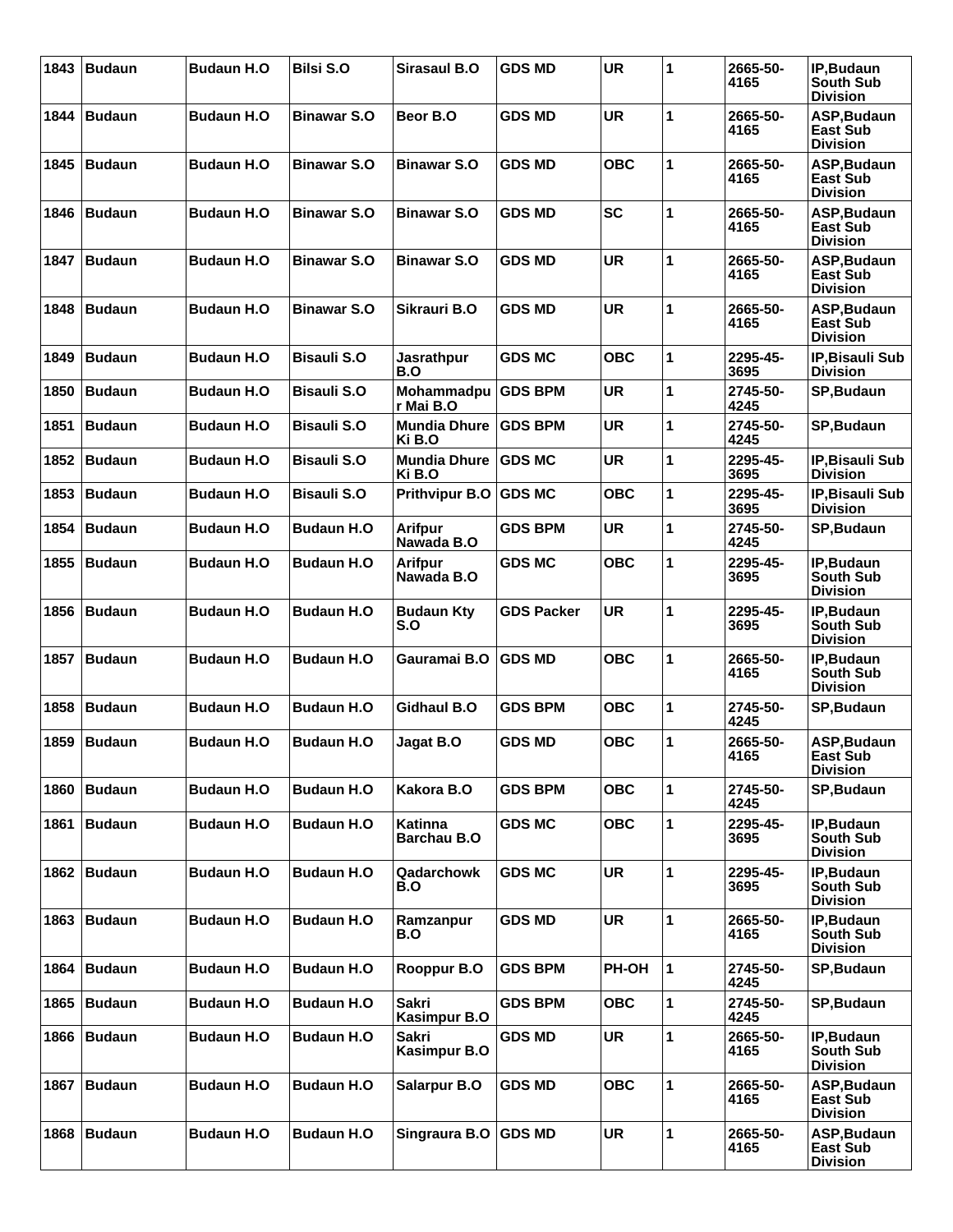| | | | | | | | | | |
|---|---|---|---|---|---|---|---|---|---|
| 1843 | Budaun | Budaun H.O | Bilsi S.O | Sirasaul B.O | GDS MD | UR | 1 | 2665-50-4165 | IP,Budaun South Sub Division |
| 1844 | Budaun | Budaun H.O | Binawar S.O | Beor B.O | GDS MD | UR | 1 | 2665-50-4165 | ASP,Budaun East Sub Division |
| 1845 | Budaun | Budaun H.O | Binawar S.O | Binawar S.O | GDS MD | OBC | 1 | 2665-50-4165 | ASP,Budaun East Sub Division |
| 1846 | Budaun | Budaun H.O | Binawar S.O | Binawar S.O | GDS MD | SC | 1 | 2665-50-4165 | ASP,Budaun East Sub Division |
| 1847 | Budaun | Budaun H.O | Binawar S.O | Binawar S.O | GDS MD | UR | 1 | 2665-50-4165 | ASP,Budaun East Sub Division |
| 1848 | Budaun | Budaun H.O | Binawar S.O | Sikrauri B.O | GDS MD | UR | 1 | 2665-50-4165 | ASP,Budaun East Sub Division |
| 1849 | Budaun | Budaun H.O | Bisauli S.O | Jasrathpur B.O | GDS MC | OBC | 1 | 2295-45-3695 | IP,Bisauli Sub Division |
| 1850 | Budaun | Budaun H.O | Bisauli S.O | Mohammadpur Mai B.O | GDS BPM | UR | 1 | 2745-50-4245 | SP,Budaun |
| 1851 | Budaun | Budaun H.O | Bisauli S.O | Mundia Dhure Ki B.O | GDS BPM | UR | 1 | 2745-50-4245 | SP,Budaun |
| 1852 | Budaun | Budaun H.O | Bisauli S.O | Mundia Dhure Ki B.O | GDS MC | UR | 1 | 2295-45-3695 | IP,Bisauli Sub Division |
| 1853 | Budaun | Budaun H.O | Bisauli S.O | Prithvipur B.O | GDS MC | OBC | 1 | 2295-45-3695 | IP,Bisauli Sub Division |
| 1854 | Budaun | Budaun H.O | Budaun H.O | Arifpur Nawada B.O | GDS BPM | UR | 1 | 2745-50-4245 | SP,Budaun |
| 1855 | Budaun | Budaun H.O | Budaun H.O | Arifpur Nawada B.O | GDS MC | OBC | 1 | 2295-45-3695 | IP,Budaun South Sub Division |
| 1856 | Budaun | Budaun H.O | Budaun H.O | Budaun Kty S.O | GDS Packer | UR | 1 | 2295-45-3695 | IP,Budaun South Sub Division |
| 1857 | Budaun | Budaun H.O | Budaun H.O | Gauramai B.O | GDS MD | OBC | 1 | 2665-50-4165 | IP,Budaun South Sub Division |
| 1858 | Budaun | Budaun H.O | Budaun H.O | Gidhaul B.O | GDS BPM | OBC | 1 | 2745-50-4245 | SP,Budaun |
| 1859 | Budaun | Budaun H.O | Budaun H.O | Jagat B.O | GDS MD | OBC | 1 | 2665-50-4165 | ASP,Budaun East Sub Division |
| 1860 | Budaun | Budaun H.O | Budaun H.O | Kakora B.O | GDS BPM | OBC | 1 | 2745-50-4245 | SP,Budaun |
| 1861 | Budaun | Budaun H.O | Budaun H.O | Katinna Barchau B.O | GDS MC | OBC | 1 | 2295-45-3695 | IP,Budaun South Sub Division |
| 1862 | Budaun | Budaun H.O | Budaun H.O | Qadarchowk B.O | GDS MC | UR | 1 | 2295-45-3695 | IP,Budaun South Sub Division |
| 1863 | Budaun | Budaun H.O | Budaun H.O | Ramzanpur B.O | GDS MD | UR | 1 | 2665-50-4165 | IP,Budaun South Sub Division |
| 1864 | Budaun | Budaun H.O | Budaun H.O | Rooppur B.O | GDS BPM | PH-OH | 1 | 2745-50-4245 | SP,Budaun |
| 1865 | Budaun | Budaun H.O | Budaun H.O | Sakri Kasimpur B.O | GDS BPM | OBC | 1 | 2745-50-4245 | SP,Budaun |
| 1866 | Budaun | Budaun H.O | Budaun H.O | Sakri Kasimpur B.O | GDS MD | UR | 1 | 2665-50-4165 | IP,Budaun South Sub Division |
| 1867 | Budaun | Budaun H.O | Budaun H.O | Salarpur B.O | GDS MD | OBC | 1 | 2665-50-4165 | ASP,Budaun East Sub Division |
| 1868 | Budaun | Budaun H.O | Budaun H.O | Singraura B.O | GDS MD | UR | 1 | 2665-50-4165 | ASP,Budaun East Sub Division |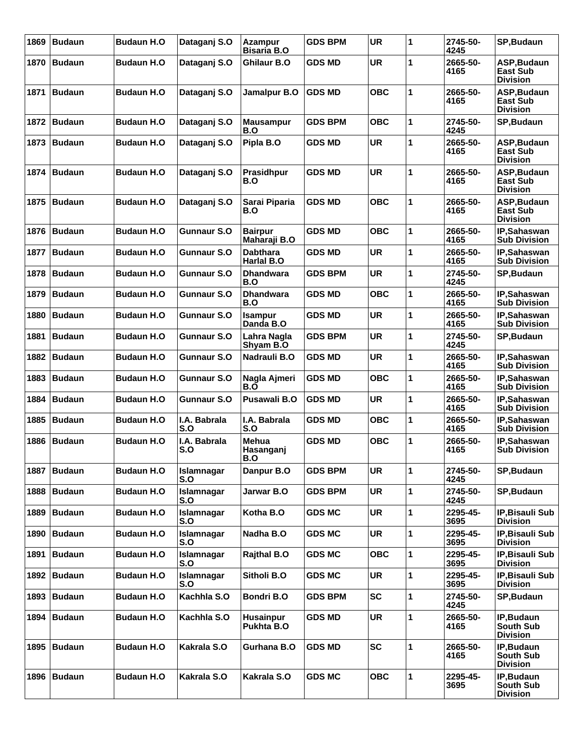| 1869 | Budaun | Budaun H.O | Dataganj S.O | Azampur Bisaria B.O | GDS BPM | UR | 1 | 2745-50-4245 | SP,Budaun |
|---|---|---|---|---|---|---|---|---|---|
| 1870 | Budaun | Budaun H.O | Dataganj S.O | Ghilaur B.O | GDS MD | UR | 1 | 2665-50-4165 | ASP,Budaun East Sub Division |
| 1871 | Budaun | Budaun H.O | Dataganj S.O | Jamalpur B.O | GDS MD | OBC | 1 | 2665-50-4165 | ASP,Budaun East Sub Division |
| 1872 | Budaun | Budaun H.O | Dataganj S.O | Mausampur B.O | GDS BPM | OBC | 1 | 2745-50-4245 | SP,Budaun |
| 1873 | Budaun | Budaun H.O | Dataganj S.O | Pipla B.O | GDS MD | UR | 1 | 2665-50-4165 | ASP,Budaun East Sub Division |
| 1874 | Budaun | Budaun H.O | Dataganj S.O | Prasidhpur B.O | GDS MD | UR | 1 | 2665-50-4165 | ASP,Budaun East Sub Division |
| 1875 | Budaun | Budaun H.O | Dataganj S.O | Sarai Piparia B.O | GDS MD | OBC | 1 | 2665-50-4165 | ASP,Budaun East Sub Division |
| 1876 | Budaun | Budaun H.O | Gunnaur S.O | Bairpur Maharaji B.O | GDS MD | OBC | 1 | 2665-50-4165 | IP,Sahaswan Sub Division |
| 1877 | Budaun | Budaun H.O | Gunnaur S.O | Dabthara Harlal B.O | GDS MD | UR | 1 | 2665-50-4165 | IP,Sahaswan Sub Division |
| 1878 | Budaun | Budaun H.O | Gunnaur S.O | Dhandwara B.O | GDS BPM | UR | 1 | 2745-50-4245 | SP,Budaun |
| 1879 | Budaun | Budaun H.O | Gunnaur S.O | Dhandwara B.O | GDS MD | OBC | 1 | 2665-50-4165 | IP,Sahaswan Sub Division |
| 1880 | Budaun | Budaun H.O | Gunnaur S.O | Isampur Danda B.O | GDS MD | UR | 1 | 2665-50-4165 | IP,Sahaswan Sub Division |
| 1881 | Budaun | Budaun H.O | Gunnaur S.O | Lahra Nagla Shyam B.O | GDS BPM | UR | 1 | 2745-50-4245 | SP,Budaun |
| 1882 | Budaun | Budaun H.O | Gunnaur S.O | Nadrauli B.O | GDS MD | UR | 1 | 2665-50-4165 | IP,Sahaswan Sub Division |
| 1883 | Budaun | Budaun H.O | Gunnaur S.O | Nagla Ajmeri B.O | GDS MD | OBC | 1 | 2665-50-4165 | IP,Sahaswan Sub Division |
| 1884 | Budaun | Budaun H.O | Gunnaur S.O | Pusawali B.O | GDS MD | UR | 1 | 2665-50-4165 | IP,Sahaswan Sub Division |
| 1885 | Budaun | Budaun H.O | I.A. Babrala S.O | I.A. Babrala S.O | GDS MD | OBC | 1 | 2665-50-4165 | IP,Sahaswan Sub Division |
| 1886 | Budaun | Budaun H.O | I.A. Babrala S.O | Mehua Hasanganj B.O | GDS MD | OBC | 1 | 2665-50-4165 | IP,Sahaswan Sub Division |
| 1887 | Budaun | Budaun H.O | Islamnagar S.O | Danpur B.O | GDS BPM | UR | 1 | 2745-50-4245 | SP,Budaun |
| 1888 | Budaun | Budaun H.O | Islamnagar S.O | Jarwar B.O | GDS BPM | UR | 1 | 2745-50-4245 | SP,Budaun |
| 1889 | Budaun | Budaun H.O | Islamnagar S.O | Kotha B.O | GDS MC | UR | 1 | 2295-45-3695 | IP,Bisauli Sub Division |
| 1890 | Budaun | Budaun H.O | Islamnagar S.O | Nadha B.O | GDS MC | UR | 1 | 2295-45-3695 | IP,Bisauli Sub Division |
| 1891 | Budaun | Budaun H.O | Islamnagar S.O | Rajthal B.O | GDS MC | OBC | 1 | 2295-45-3695 | IP,Bisauli Sub Division |
| 1892 | Budaun | Budaun H.O | Islamnagar S.O | Sitholi B.O | GDS MC | UR | 1 | 2295-45-3695 | IP,Bisauli Sub Division |
| 1893 | Budaun | Budaun H.O | Kachhla S.O | Bondri B.O | GDS BPM | SC | 1 | 2745-50-4245 | SP,Budaun |
| 1894 | Budaun | Budaun H.O | Kachhla S.O | Husainpur Pukhta B.O | GDS MD | UR | 1 | 2665-50-4165 | IP,Budaun South Sub Division |
| 1895 | Budaun | Budaun H.O | Kakrala S.O | Gurhana B.O | GDS MD | SC | 1 | 2665-50-4165 | IP,Budaun South Sub Division |
| 1896 | Budaun | Budaun H.O | Kakrala S.O | Kakrala S.O | GDS MC | OBC | 1 | 2295-45-3695 | IP,Budaun South Sub Division |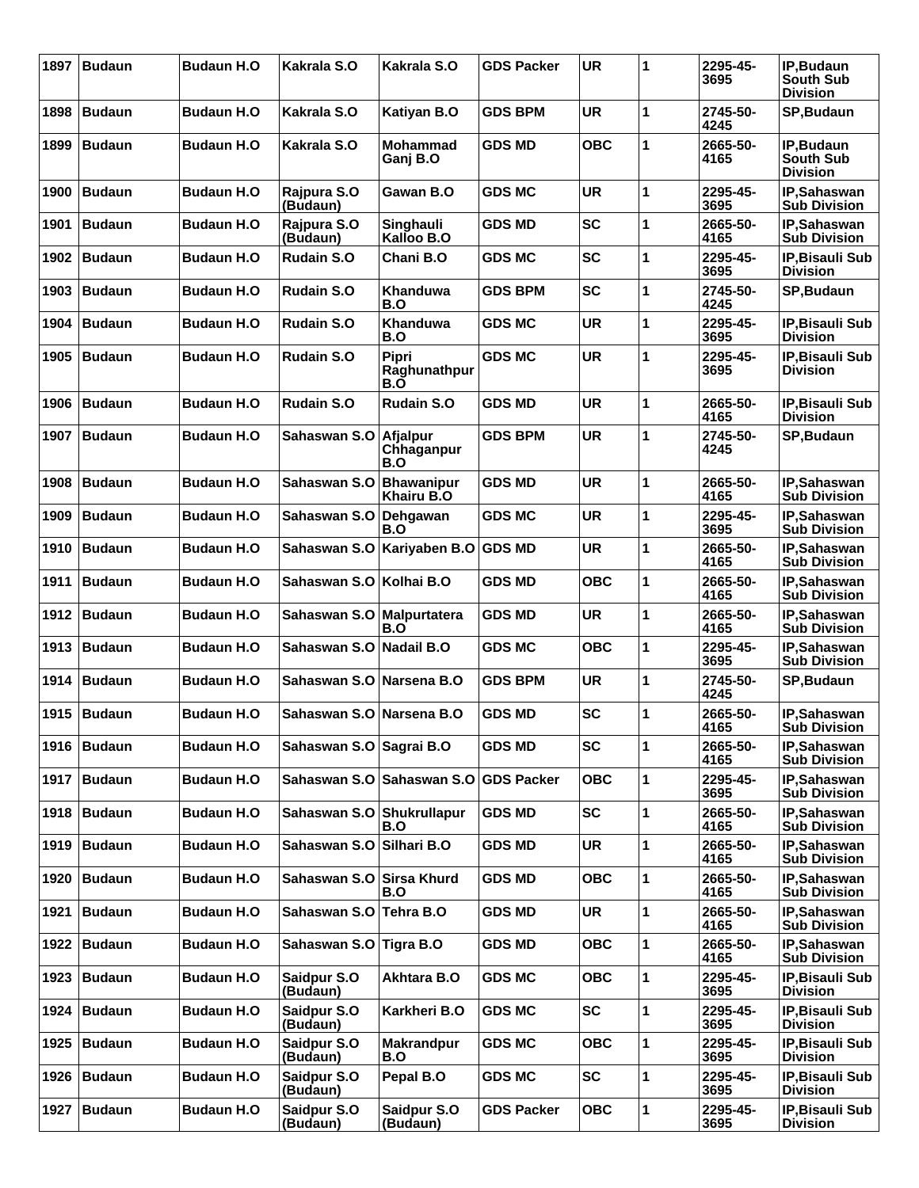| | | | | | | | | | |
|---|---|---|---|---|---|---|---|---|---|
| 1897 | Budaun | Budaun H.O | Kakrala S.O | Kakrala S.O | GDS Packer | UR | 1 | 2295-45-3695 | IP,Budaun South Sub Division |
| 1898 | Budaun | Budaun H.O | Kakrala S.O | Katiyan B.O | GDS BPM | UR | 1 | 2745-50-4245 | SP,Budaun |
| 1899 | Budaun | Budaun H.O | Kakrala S.O | Mohammad Ganj B.O | GDS MD | OBC | 1 | 2665-50-4165 | IP,Budaun South Sub Division |
| 1900 | Budaun | Budaun H.O | Rajpura S.O (Budaun) | Gawan B.O | GDS MC | UR | 1 | 2295-45-3695 | IP,Sahaswan Sub Division |
| 1901 | Budaun | Budaun H.O | Rajpura S.O (Budaun) | Singhauli Kalloo B.O | GDS MD | SC | 1 | 2665-50-4165 | IP,Sahaswan Sub Division |
| 1902 | Budaun | Budaun H.O | Rudain S.O | Chani B.O | GDS MC | SC | 1 | 2295-45-3695 | IP,Bisauli Sub Division |
| 1903 | Budaun | Budaun H.O | Rudain S.O | Khanduwa B.O | GDS BPM | SC | 1 | 2745-50-4245 | SP,Budaun |
| 1904 | Budaun | Budaun H.O | Rudain S.O | Khanduwa B.O | GDS MC | UR | 1 | 2295-45-3695 | IP,Bisauli Sub Division |
| 1905 | Budaun | Budaun H.O | Rudain S.O | Pipri Raghunathpur B.O | GDS MC | UR | 1 | 2295-45-3695 | IP,Bisauli Sub Division |
| 1906 | Budaun | Budaun H.O | Rudain S.O | Rudain S.O | GDS MD | UR | 1 | 2665-50-4165 | IP,Bisauli Sub Division |
| 1907 | Budaun | Budaun H.O | Sahaswan S.O | Afjalpur Chhaganpur B.O | GDS BPM | UR | 1 | 2745-50-4245 | SP,Budaun |
| 1908 | Budaun | Budaun H.O | Sahaswan S.O | Bhawanipur Khairu B.O | GDS MD | UR | 1 | 2665-50-4165 | IP,Sahaswan Sub Division |
| 1909 | Budaun | Budaun H.O | Sahaswan S.O | Dehgawan B.O | GDS MC | UR | 1 | 2295-45-3695 | IP,Sahaswan Sub Division |
| 1910 | Budaun | Budaun H.O | Sahaswan S.O | Kariyaben B.O | GDS MD | UR | 1 | 2665-50-4165 | IP,Sahaswan Sub Division |
| 1911 | Budaun | Budaun H.O | Sahaswan S.O | Kolhai B.O | GDS MD | OBC | 1 | 2665-50-4165 | IP,Sahaswan Sub Division |
| 1912 | Budaun | Budaun H.O | Sahaswan S.O | Malpurtatera B.O | GDS MD | UR | 1 | 2665-50-4165 | IP,Sahaswan Sub Division |
| 1913 | Budaun | Budaun H.O | Sahaswan S.O | Nadail B.O | GDS MC | OBC | 1 | 2295-45-3695 | IP,Sahaswan Sub Division |
| 1914 | Budaun | Budaun H.O | Sahaswan S.O | Narsena B.O | GDS BPM | UR | 1 | 2745-50-4245 | SP,Budaun |
| 1915 | Budaun | Budaun H.O | Sahaswan S.O | Narsena B.O | GDS MD | SC | 1 | 2665-50-4165 | IP,Sahaswan Sub Division |
| 1916 | Budaun | Budaun H.O | Sahaswan S.O | Sagrai B.O | GDS MD | SC | 1 | 2665-50-4165 | IP,Sahaswan Sub Division |
| 1917 | Budaun | Budaun H.O | Sahaswan S.O | Sahaswan S.O | GDS Packer | OBC | 1 | 2295-45-3695 | IP,Sahaswan Sub Division |
| 1918 | Budaun | Budaun H.O | Sahaswan S.O | Shukrullapur B.O | GDS MD | SC | 1 | 2665-50-4165 | IP,Sahaswan Sub Division |
| 1919 | Budaun | Budaun H.O | Sahaswan S.O | Silhari B.O | GDS MD | UR | 1 | 2665-50-4165 | IP,Sahaswan Sub Division |
| 1920 | Budaun | Budaun H.O | Sahaswan S.O | Sirsa Khurd B.O | GDS MD | OBC | 1 | 2665-50-4165 | IP,Sahaswan Sub Division |
| 1921 | Budaun | Budaun H.O | Sahaswan S.O | Tehra B.O | GDS MD | UR | 1 | 2665-50-4165 | IP,Sahaswan Sub Division |
| 1922 | Budaun | Budaun H.O | Sahaswan S.O | Tigra B.O | GDS MD | OBC | 1 | 2665-50-4165 | IP,Sahaswan Sub Division |
| 1923 | Budaun | Budaun H.O | Saidpur S.O (Budaun) | Akhtara B.O | GDS MC | OBC | 1 | 2295-45-3695 | IP,Bisauli Sub Division |
| 1924 | Budaun | Budaun H.O | Saidpur S.O (Budaun) | Karkheri B.O | GDS MC | SC | 1 | 2295-45-3695 | IP,Bisauli Sub Division |
| 1925 | Budaun | Budaun H.O | Saidpur S.O (Budaun) | Makrandpur B.O | GDS MC | OBC | 1 | 2295-45-3695 | IP,Bisauli Sub Division |
| 1926 | Budaun | Budaun H.O | Saidpur S.O (Budaun) | Pepal B.O | GDS MC | SC | 1 | 2295-45-3695 | IP,Bisauli Sub Division |
| 1927 | Budaun | Budaun H.O | Saidpur S.O (Budaun) | Saidpur S.O (Budaun) | GDS Packer | OBC | 1 | 2295-45-3695 | IP,Bisauli Sub Division |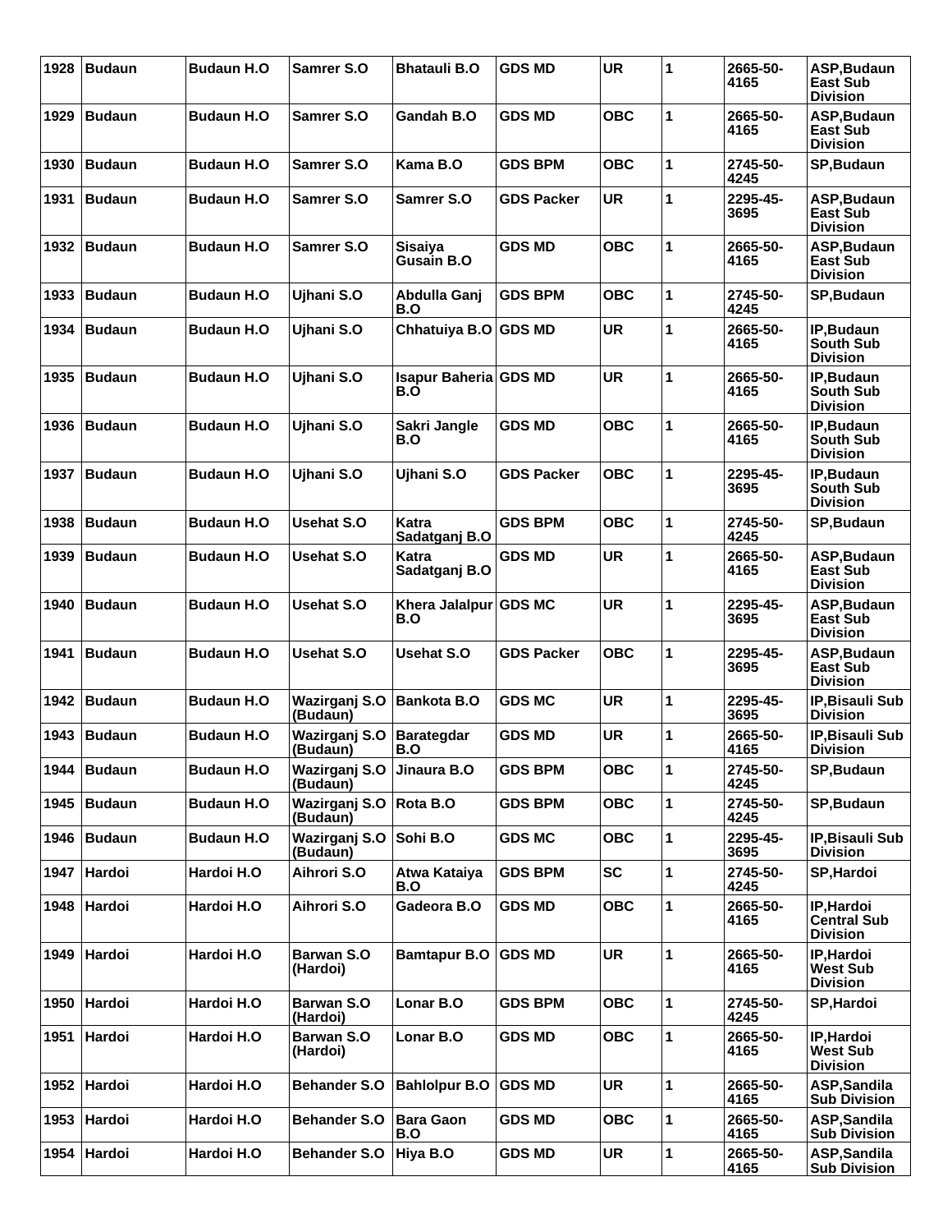| | | | | | | | | | |
|---|---|---|---|---|---|---|---|---|---|
| 1928 | Budaun | Budaun H.O | Samrer S.O | Bhatauli B.O | GDS MD | UR | 1 | 2665-50-4165 | ASP,Budaun East Sub Division |
| 1929 | Budaun | Budaun H.O | Samrer S.O | Gandah B.O | GDS MD | OBC | 1 | 2665-50-4165 | ASP,Budaun East Sub Division |
| 1930 | Budaun | Budaun H.O | Samrer S.O | Kama B.O | GDS BPM | OBC | 1 | 2745-50-4245 | SP,Budaun |
| 1931 | Budaun | Budaun H.O | Samrer S.O | Samrer S.O | GDS Packer | UR | 1 | 2295-45-3695 | ASP,Budaun East Sub Division |
| 1932 | Budaun | Budaun H.O | Samrer S.O | Sisaiya Gusain B.O | GDS MD | OBC | 1 | 2665-50-4165 | ASP,Budaun East Sub Division |
| 1933 | Budaun | Budaun H.O | Ujhani S.O | Abdulla Ganj B.O | GDS BPM | OBC | 1 | 2745-50-4245 | SP,Budaun |
| 1934 | Budaun | Budaun H.O | Ujhani S.O | Chhatuiya B.O | GDS MD | UR | 1 | 2665-50-4165 | IP,Budaun South Sub Division |
| 1935 | Budaun | Budaun H.O | Ujhani S.O | Isapur Baheria B.O | GDS MD | UR | 1 | 2665-50-4165 | IP,Budaun South Sub Division |
| 1936 | Budaun | Budaun H.O | Ujhani S.O | Sakri Jangle B.O | GDS MD | OBC | 1 | 2665-50-4165 | IP,Budaun South Sub Division |
| 1937 | Budaun | Budaun H.O | Ujhani S.O | Ujhani S.O | GDS Packer | OBC | 1 | 2295-45-3695 | IP,Budaun South Sub Division |
| 1938 | Budaun | Budaun H.O | Usehat S.O | Katra Sadatganj B.O | GDS BPM | OBC | 1 | 2745-50-4245 | SP,Budaun |
| 1939 | Budaun | Budaun H.O | Usehat S.O | Katra Sadatganj B.O | GDS MD | UR | 1 | 2665-50-4165 | ASP,Budaun East Sub Division |
| 1940 | Budaun | Budaun H.O | Usehat S.O | Khera Jalalpur B.O | GDS MC | UR | 1 | 2295-45-3695 | ASP,Budaun East Sub Division |
| 1941 | Budaun | Budaun H.O | Usehat S.O | Usehat S.O | GDS Packer | OBC | 1 | 2295-45-3695 | ASP,Budaun East Sub Division |
| 1942 | Budaun | Budaun H.O | Wazirganj S.O (Budaun) | Bankota B.O | GDS MC | UR | 1 | 2295-45-3695 | IP,Bisauli Sub Division |
| 1943 | Budaun | Budaun H.O | Wazirganj S.O (Budaun) | Barategdar B.O | GDS MD | UR | 1 | 2665-50-4165 | IP,Bisauli Sub Division |
| 1944 | Budaun | Budaun H.O | Wazirganj S.O (Budaun) | Jinaura B.O | GDS BPM | OBC | 1 | 2745-50-4245 | SP,Budaun |
| 1945 | Budaun | Budaun H.O | Wazirganj S.O (Budaun) | Rota B.O | GDS BPM | OBC | 1 | 2745-50-4245 | SP,Budaun |
| 1946 | Budaun | Budaun H.O | Wazirganj S.O (Budaun) | Sohi B.O | GDS MC | OBC | 1 | 2295-45-3695 | IP,Bisauli Sub Division |
| 1947 | Hardoi | Hardoi H.O | Aihrori S.O | Atwa Kataiya B.O | GDS BPM | SC | 1 | 2745-50-4245 | SP,Hardoi |
| 1948 | Hardoi | Hardoi H.O | Aihrori S.O | Gadeora B.O | GDS MD | OBC | 1 | 2665-50-4165 | IP,Hardoi Central Sub Division |
| 1949 | Hardoi | Hardoi H.O | Barwan S.O (Hardoi) | Bamtapur B.O | GDS MD | UR | 1 | 2665-50-4165 | IP,Hardoi West Sub Division |
| 1950 | Hardoi | Hardoi H.O | Barwan S.O (Hardoi) | Lonar B.O | GDS BPM | OBC | 1 | 2745-50-4245 | SP,Hardoi |
| 1951 | Hardoi | Hardoi H.O | Barwan S.O (Hardoi) | Lonar B.O | GDS MD | OBC | 1 | 2665-50-4165 | IP,Hardoi West Sub Division |
| 1952 | Hardoi | Hardoi H.O | Behander S.O | Bahlolpur B.O | GDS MD | UR | 1 | 2665-50-4165 | ASP,Sandila Sub Division |
| 1953 | Hardoi | Hardoi H.O | Behander S.O | Bara Gaon B.O | GDS MD | OBC | 1 | 2665-50-4165 | ASP,Sandila Sub Division |
| 1954 | Hardoi | Hardoi H.O | Behander S.O | Hiya B.O | GDS MD | UR | 1 | 2665-50-4165 | ASP,Sandila Sub Division |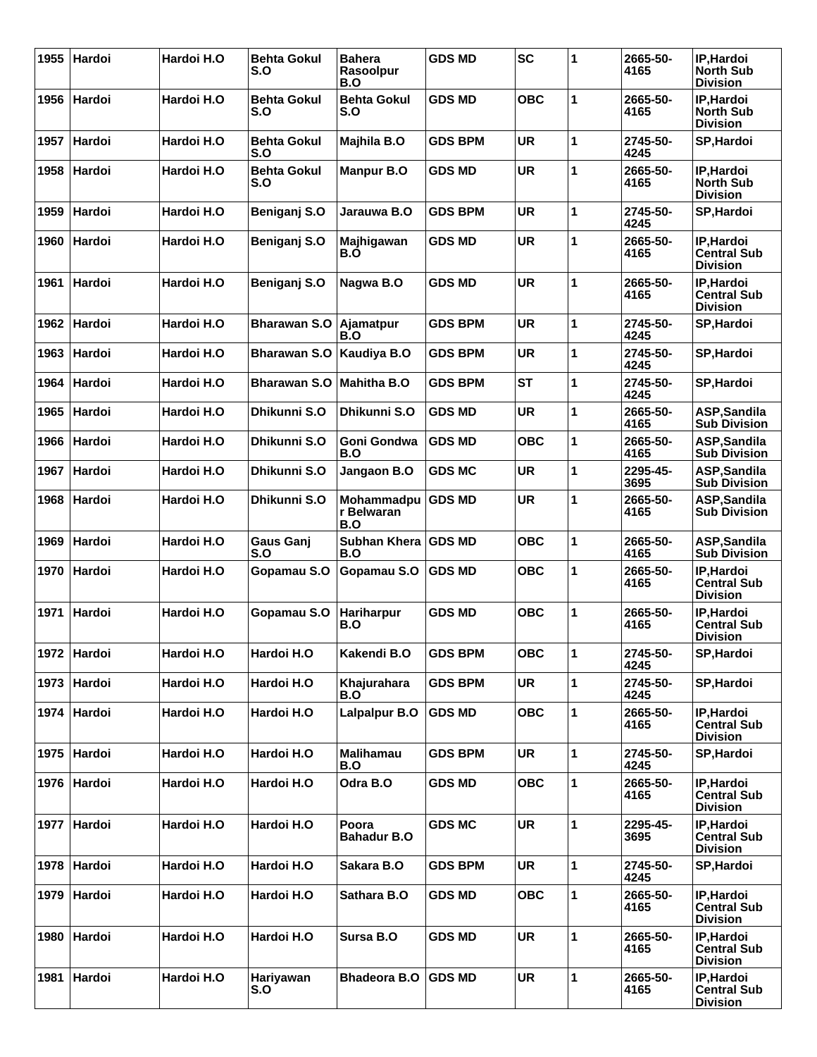| | | | | | | | | | |
|---|---|---|---|---|---|---|---|---|---|
| 1955 | Hardoi | Hardoi H.O | Behta Gokul S.O | Bahera Rasoolpur B.O | GDS MD | SC | 1 | 2665-50-4165 | IP,Hardoi North Sub Division |
| 1956 | Hardoi | Hardoi H.O | Behta Gokul S.O | Behta Gokul S.O | GDS MD | OBC | 1 | 2665-50-4165 | IP,Hardoi North Sub Division |
| 1957 | Hardoi | Hardoi H.O | Behta Gokul S.O | Majhila B.O | GDS BPM | UR | 1 | 2745-50-4245 | SP,Hardoi |
| 1958 | Hardoi | Hardoi H.O | Behta Gokul S.O | Manpur B.O | GDS MD | UR | 1 | 2665-50-4165 | IP,Hardoi North Sub Division |
| 1959 | Hardoi | Hardoi H.O | Beniganj S.O | Jarauwa B.O | GDS BPM | UR | 1 | 2745-50-4245 | SP,Hardoi |
| 1960 | Hardoi | Hardoi H.O | Beniganj S.O | Majhigawan B.O | GDS MD | UR | 1 | 2665-50-4165 | IP,Hardoi Central Sub Division |
| 1961 | Hardoi | Hardoi H.O | Beniganj S.O | Nagwa B.O | GDS MD | UR | 1 | 2665-50-4165 | IP,Hardoi Central Sub Division |
| 1962 | Hardoi | Hardoi H.O | Bharawan S.O | Ajamatpur B.O | GDS BPM | UR | 1 | 2745-50-4245 | SP,Hardoi |
| 1963 | Hardoi | Hardoi H.O | Bharawan S.O | Kaudiya B.O | GDS BPM | UR | 1 | 2745-50-4245 | SP,Hardoi |
| 1964 | Hardoi | Hardoi H.O | Bharawan S.O | Mahitha B.O | GDS BPM | ST | 1 | 2745-50-4245 | SP,Hardoi |
| 1965 | Hardoi | Hardoi H.O | Dhikunni S.O | Dhikunni S.O | GDS MD | UR | 1 | 2665-50-4165 | ASP,Sandila Sub Division |
| 1966 | Hardoi | Hardoi H.O | Dhikunni S.O | Goni Gondwa B.O | GDS MD | OBC | 1 | 2665-50-4165 | ASP,Sandila Sub Division |
| 1967 | Hardoi | Hardoi H.O | Dhikunni S.O | Jangaon B.O | GDS MC | UR | 1 | 2295-45-3695 | ASP,Sandila Sub Division |
| 1968 | Hardoi | Hardoi H.O | Dhikunni S.O | Mohammadpur Belwaran B.O | GDS MD | UR | 1 | 2665-50-4165 | ASP,Sandila Sub Division |
| 1969 | Hardoi | Hardoi H.O | Gaus Ganj S.O | Subhan Khera B.O | GDS MD | OBC | 1 | 2665-50-4165 | ASP,Sandila Sub Division |
| 1970 | Hardoi | Hardoi H.O | Gopamau S.O | Gopamau S.O | GDS MD | OBC | 1 | 2665-50-4165 | IP,Hardoi Central Sub Division |
| 1971 | Hardoi | Hardoi H.O | Gopamau S.O | Hariharpur B.O | GDS MD | OBC | 1 | 2665-50-4165 | IP,Hardoi Central Sub Division |
| 1972 | Hardoi | Hardoi H.O | Hardoi H.O | Kakendi B.O | GDS BPM | OBC | 1 | 2745-50-4245 | SP,Hardoi |
| 1973 | Hardoi | Hardoi H.O | Hardoi H.O | Khajurahara B.O | GDS BPM | UR | 1 | 2745-50-4245 | SP,Hardoi |
| 1974 | Hardoi | Hardoi H.O | Hardoi H.O | Lalpalpur B.O | GDS MD | OBC | 1 | 2665-50-4165 | IP,Hardoi Central Sub Division |
| 1975 | Hardoi | Hardoi H.O | Hardoi H.O | Malihamau B.O | GDS BPM | UR | 1 | 2745-50-4245 | SP,Hardoi |
| 1976 | Hardoi | Hardoi H.O | Hardoi H.O | Odra B.O | GDS MD | OBC | 1 | 2665-50-4165 | IP,Hardoi Central Sub Division |
| 1977 | Hardoi | Hardoi H.O | Hardoi H.O | Poora Bahadur B.O | GDS MC | UR | 1 | 2295-45-3695 | IP,Hardoi Central Sub Division |
| 1978 | Hardoi | Hardoi H.O | Hardoi H.O | Sakara B.O | GDS BPM | UR | 1 | 2745-50-4245 | SP,Hardoi |
| 1979 | Hardoi | Hardoi H.O | Hardoi H.O | Sathara B.O | GDS MD | OBC | 1 | 2665-50-4165 | IP,Hardoi Central Sub Division |
| 1980 | Hardoi | Hardoi H.O | Hardoi H.O | Sursa B.O | GDS MD | UR | 1 | 2665-50-4165 | IP,Hardoi Central Sub Division |
| 1981 | Hardoi | Hardoi H.O | Hariyawan S.O | Bhadeora B.O | GDS MD | UR | 1 | 2665-50-4165 | IP,Hardoi Central Sub Division |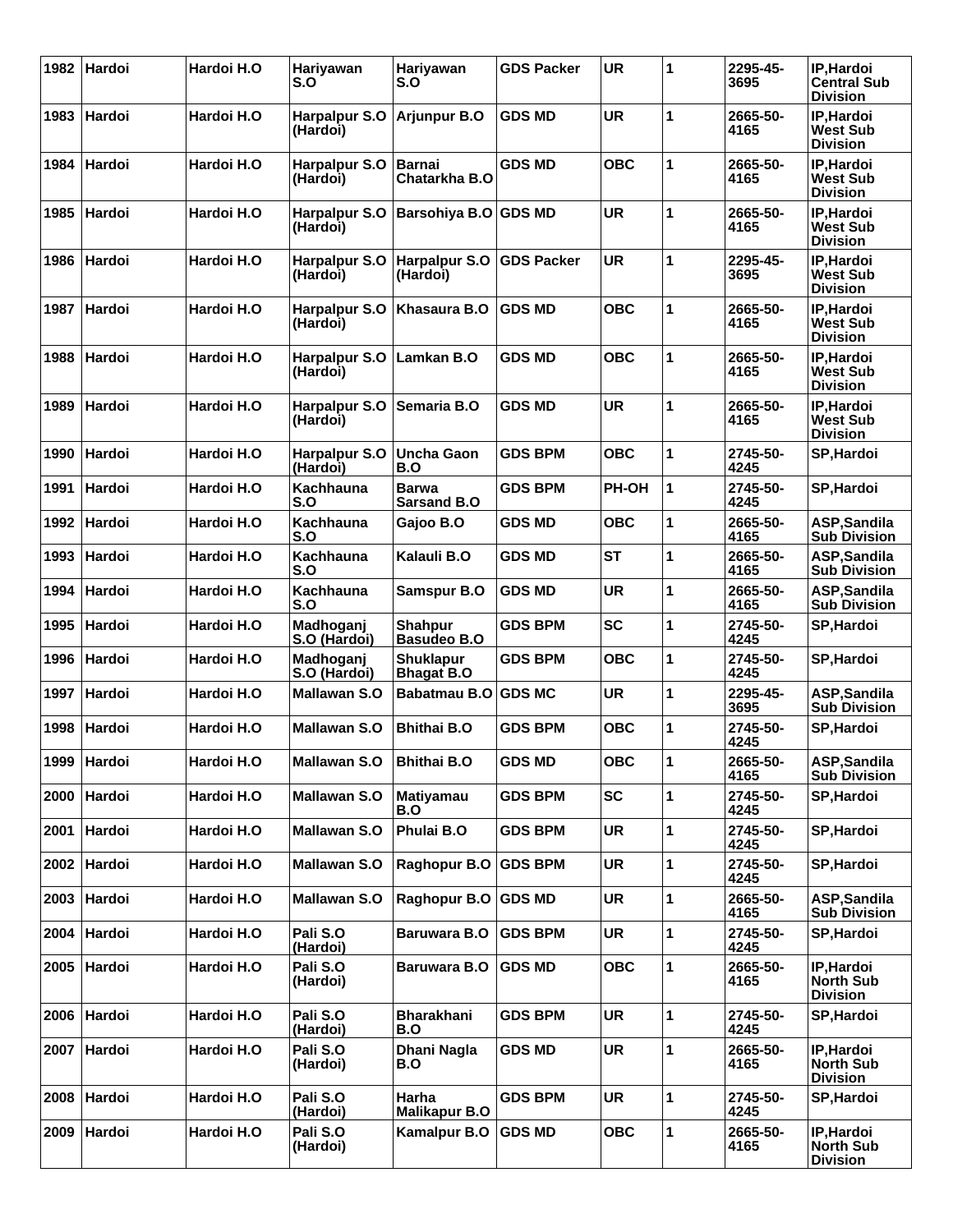| | | | | | | | | | |
|---|---|---|---|---|---|---|---|---|---|
| 1982 | Hardoi | Hardoi H.O | Hariyawan S.O | Hariyawan S.O | GDS Packer | UR | 1 | 2295-45-3695 | IP,Hardoi Central Sub Division |
| 1983 | Hardoi | Hardoi H.O | Harpalpur S.O (Hardoi) | Arjunpur B.O | GDS MD | UR | 1 | 2665-50-4165 | IP,Hardoi West Sub Division |
| 1984 | Hardoi | Hardoi H.O | Harpalpur S.O (Hardoi) | Barnai Chatarkha B.O | GDS MD | OBC | 1 | 2665-50-4165 | IP,Hardoi West Sub Division |
| 1985 | Hardoi | Hardoi H.O | Harpalpur S.O (Hardoi) | Barsohiya B.O | GDS MD | UR | 1 | 2665-50-4165 | IP,Hardoi West Sub Division |
| 1986 | Hardoi | Hardoi H.O | Harpalpur S.O (Hardoi) | Harpalpur S.O (Hardoi) | GDS Packer | UR | 1 | 2295-45-3695 | IP,Hardoi West Sub Division |
| 1987 | Hardoi | Hardoi H.O | Harpalpur S.O (Hardoi) | Khasaura B.O | GDS MD | OBC | 1 | 2665-50-4165 | IP,Hardoi West Sub Division |
| 1988 | Hardoi | Hardoi H.O | Harpalpur S.O (Hardoi) | Lamkan B.O | GDS MD | OBC | 1 | 2665-50-4165 | IP,Hardoi West Sub Division |
| 1989 | Hardoi | Hardoi H.O | Harpalpur S.O (Hardoi) | Semaria B.O | GDS MD | UR | 1 | 2665-50-4165 | IP,Hardoi West Sub Division |
| 1990 | Hardoi | Hardoi H.O | Harpalpur S.O (Hardoi) | Uncha Gaon B.O | GDS BPM | OBC | 1 | 2745-50-4245 | SP,Hardoi |
| 1991 | Hardoi | Hardoi H.O | Kachhauna S.O | Barwa Sarsand B.O | GDS BPM | PH-OH | 1 | 2745-50-4245 | SP,Hardoi |
| 1992 | Hardoi | Hardoi H.O | Kachhauna S.O | Gajoo B.O | GDS MD | OBC | 1 | 2665-50-4165 | ASP,Sandila Sub Division |
| 1993 | Hardoi | Hardoi H.O | Kachhauna S.O | Kalauli B.O | GDS MD | ST | 1 | 2665-50-4165 | ASP,Sandila Sub Division |
| 1994 | Hardoi | Hardoi H.O | Kachhauna S.O | Samspur B.O | GDS MD | UR | 1 | 2665-50-4165 | ASP,Sandila Sub Division |
| 1995 | Hardoi | Hardoi H.O | Madhoganj S.O (Hardoi) | Shahpur Basudeo B.O | GDS BPM | SC | 1 | 2745-50-4245 | SP,Hardoi |
| 1996 | Hardoi | Hardoi H.O | Madhoganj S.O (Hardoi) | Shuklapur Bhagat B.O | GDS BPM | OBC | 1 | 2745-50-4245 | SP,Hardoi |
| 1997 | Hardoi | Hardoi H.O | Mallawan S.O | Babatmau B.O | GDS MC | UR | 1 | 2295-45-3695 | ASP,Sandila Sub Division |
| 1998 | Hardoi | Hardoi H.O | Mallawan S.O | Bhithai B.O | GDS BPM | OBC | 1 | 2745-50-4245 | SP,Hardoi |
| 1999 | Hardoi | Hardoi H.O | Mallawan S.O | Bhithai B.O | GDS MD | OBC | 1 | 2665-50-4165 | ASP,Sandila Sub Division |
| 2000 | Hardoi | Hardoi H.O | Mallawan S.O | Matiyamau B.O | GDS BPM | SC | 1 | 2745-50-4245 | SP,Hardoi |
| 2001 | Hardoi | Hardoi H.O | Mallawan S.O | Phulai B.O | GDS BPM | UR | 1 | 2745-50-4245 | SP,Hardoi |
| 2002 | Hardoi | Hardoi H.O | Mallawan S.O | Raghopur B.O | GDS BPM | UR | 1 | 2745-50-4245 | SP,Hardoi |
| 2003 | Hardoi | Hardoi H.O | Mallawan S.O | Raghopur B.O | GDS MD | UR | 1 | 2665-50-4165 | ASP,Sandila Sub Division |
| 2004 | Hardoi | Hardoi H.O | Pali S.O (Hardoi) | Baruwara B.O | GDS BPM | UR | 1 | 2745-50-4245 | SP,Hardoi |
| 2005 | Hardoi | Hardoi H.O | Pali S.O (Hardoi) | Baruwara B.O | GDS MD | OBC | 1 | 2665-50-4165 | IP,Hardoi North Sub Division |
| 2006 | Hardoi | Hardoi H.O | Pali S.O (Hardoi) | Bharakhani B.O | GDS BPM | UR | 1 | 2745-50-4245 | SP,Hardoi |
| 2007 | Hardoi | Hardoi H.O | Pali S.O (Hardoi) | Dhani Nagla B.O | GDS MD | UR | 1 | 2665-50-4165 | IP,Hardoi North Sub Division |
| 2008 | Hardoi | Hardoi H.O | Pali S.O (Hardoi) | Harha Malikapur B.O | GDS BPM | UR | 1 | 2745-50-4245 | SP,Hardoi |
| 2009 | Hardoi | Hardoi H.O | Pali S.O (Hardoi) | Kamalpur B.O | GDS MD | OBC | 1 | 2665-50-4165 | IP,Hardoi North Sub Division |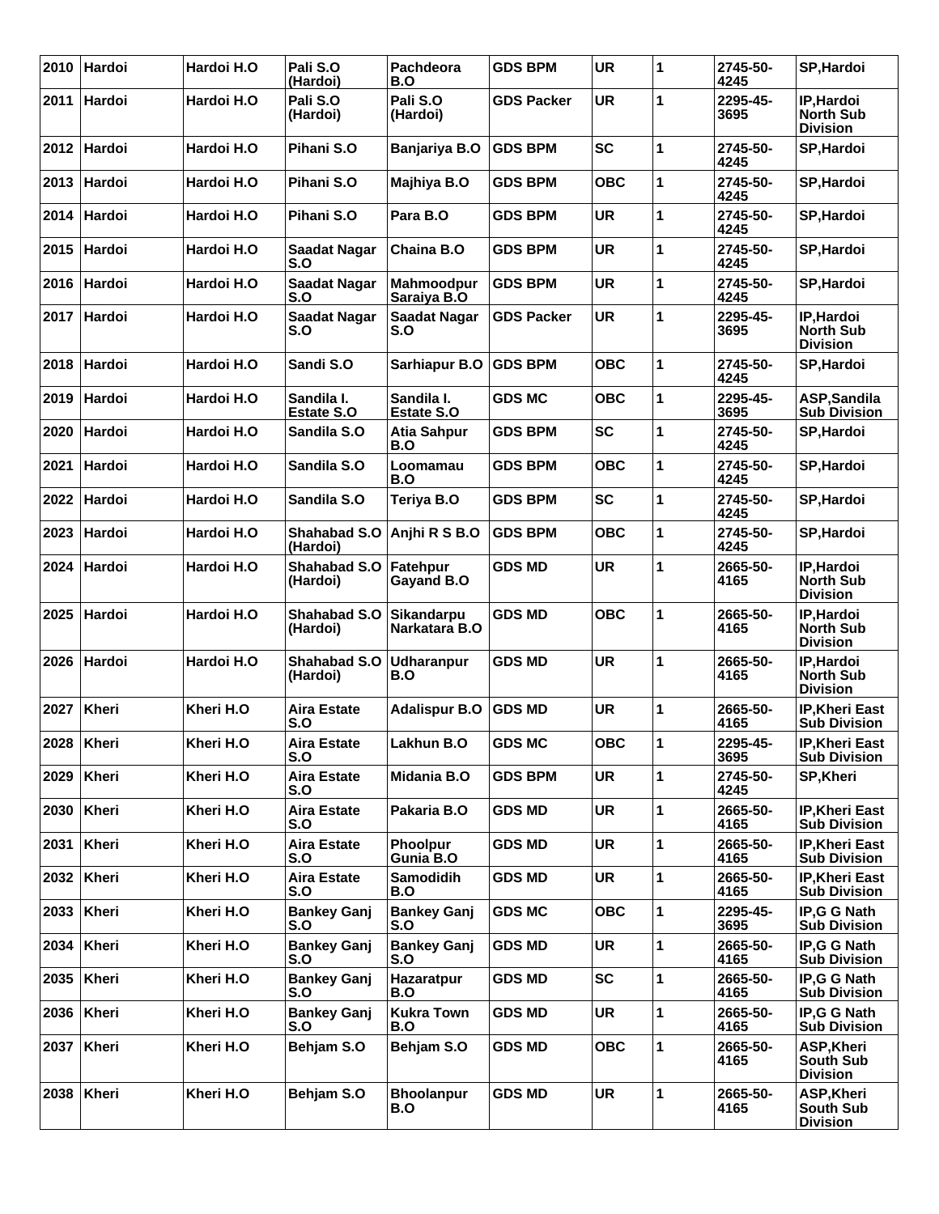| | | | | | | | | | |
|---|---|---|---|---|---|---|---|---|---|
| 2010 | Hardoi | Hardoi H.O | Pali S.O (Hardoi) | Pachdeora B.O | GDS BPM | UR | 1 | 2745-50-4245 | SP,Hardoi |
| 2011 | Hardoi | Hardoi H.O | Pali S.O (Hardoi) | Pali S.O (Hardoi) | GDS Packer | UR | 1 | 2295-45-3695 | IP,Hardoi North Sub Division |
| 2012 | Hardoi | Hardoi H.O | Pihani S.O | Banjariya B.O | GDS BPM | SC | 1 | 2745-50-4245 | SP,Hardoi |
| 2013 | Hardoi | Hardoi H.O | Pihani S.O | Majhiya B.O | GDS BPM | OBC | 1 | 2745-50-4245 | SP,Hardoi |
| 2014 | Hardoi | Hardoi H.O | Pihani S.O | Para B.O | GDS BPM | UR | 1 | 2745-50-4245 | SP,Hardoi |
| 2015 | Hardoi | Hardoi H.O | Saadat Nagar S.O | Chaina B.O | GDS BPM | UR | 1 | 2745-50-4245 | SP,Hardoi |
| 2016 | Hardoi | Hardoi H.O | Saadat Nagar S.O | Mahmoodpur Saraiya B.O | GDS BPM | UR | 1 | 2745-50-4245 | SP,Hardoi |
| 2017 | Hardoi | Hardoi H.O | Saadat Nagar S.O | Saadat Nagar S.O | GDS Packer | UR | 1 | 2295-45-3695 | IP,Hardoi North Sub Division |
| 2018 | Hardoi | Hardoi H.O | Sandi S.O | Sarhiapur B.O | GDS BPM | OBC | 1 | 2745-50-4245 | SP,Hardoi |
| 2019 | Hardoi | Hardoi H.O | Sandila I. Estate S.O | Sandila I. Estate S.O | GDS MC | OBC | 1 | 2295-45-3695 | ASP,Sandila Sub Division |
| 2020 | Hardoi | Hardoi H.O | Sandila S.O | Atia Sahpur B.O | GDS BPM | SC | 1 | 2745-50-4245 | SP,Hardoi |
| 2021 | Hardoi | Hardoi H.O | Sandila S.O | Loomamau B.O | GDS BPM | OBC | 1 | 2745-50-4245 | SP,Hardoi |
| 2022 | Hardoi | Hardoi H.O | Sandila S.O | Teriya B.O | GDS BPM | SC | 1 | 2745-50-4245 | SP,Hardoi |
| 2023 | Hardoi | Hardoi H.O | Shahabad S.O (Hardoi) | Anjhi R S B.O | GDS BPM | OBC | 1 | 2745-50-4245 | SP,Hardoi |
| 2024 | Hardoi | Hardoi H.O | Shahabad S.O (Hardoi) | Fatehpur Gayand B.O | GDS MD | UR | 1 | 2665-50-4165 | IP,Hardoi North Sub Division |
| 2025 | Hardoi | Hardoi H.O | Shahabad S.O (Hardoi) | Sikandarpu Narkatara B.O | GDS MD | OBC | 1 | 2665-50-4165 | IP,Hardoi North Sub Division |
| 2026 | Hardoi | Hardoi H.O | Shahabad S.O (Hardoi) | Udharanpur B.O | GDS MD | UR | 1 | 2665-50-4165 | IP,Hardoi North Sub Division |
| 2027 | Kheri | Kheri H.O | Aira Estate S.O | Adalispur B.O | GDS MD | UR | 1 | 2665-50-4165 | IP,Kheri East Sub Division |
| 2028 | Kheri | Kheri H.O | Aira Estate S.O | Lakhun B.O | GDS MC | OBC | 1 | 2295-45-3695 | IP,Kheri East Sub Division |
| 2029 | Kheri | Kheri H.O | Aira Estate S.O | Midania B.O | GDS BPM | UR | 1 | 2745-50-4245 | SP,Kheri |
| 2030 | Kheri | Kheri H.O | Aira Estate S.O | Pakaria B.O | GDS MD | UR | 1 | 2665-50-4165 | IP,Kheri East Sub Division |
| 2031 | Kheri | Kheri H.O | Aira Estate S.O | Phoolpur Gunia B.O | GDS MD | UR | 1 | 2665-50-4165 | IP,Kheri East Sub Division |
| 2032 | Kheri | Kheri H.O | Aira Estate S.O | Samodidih B.O | GDS MD | UR | 1 | 2665-50-4165 | IP,Kheri East Sub Division |
| 2033 | Kheri | Kheri H.O | Bankey Ganj S.O | Bankey Ganj S.O | GDS MC | OBC | 1 | 2295-45-3695 | IP,G G Nath Sub Division |
| 2034 | Kheri | Kheri H.O | Bankey Ganj S.O | Bankey Ganj S.O | GDS MD | UR | 1 | 2665-50-4165 | IP,G G Nath Sub Division |
| 2035 | Kheri | Kheri H.O | Bankey Ganj S.O | Hazaratpur B.O | GDS MD | SC | 1 | 2665-50-4165 | IP,G G Nath Sub Division |
| 2036 | Kheri | Kheri H.O | Bankey Ganj S.O | Kukra Town B.O | GDS MD | UR | 1 | 2665-50-4165 | IP,G G Nath Sub Division |
| 2037 | Kheri | Kheri H.O | Behjam S.O | Behjam S.O | GDS MD | OBC | 1 | 2665-50-4165 | ASP,Kheri South Sub Division |
| 2038 | Kheri | Kheri H.O | Behjam S.O | Bhoolanpur B.O | GDS MD | UR | 1 | 2665-50-4165 | ASP,Kheri South Sub Division |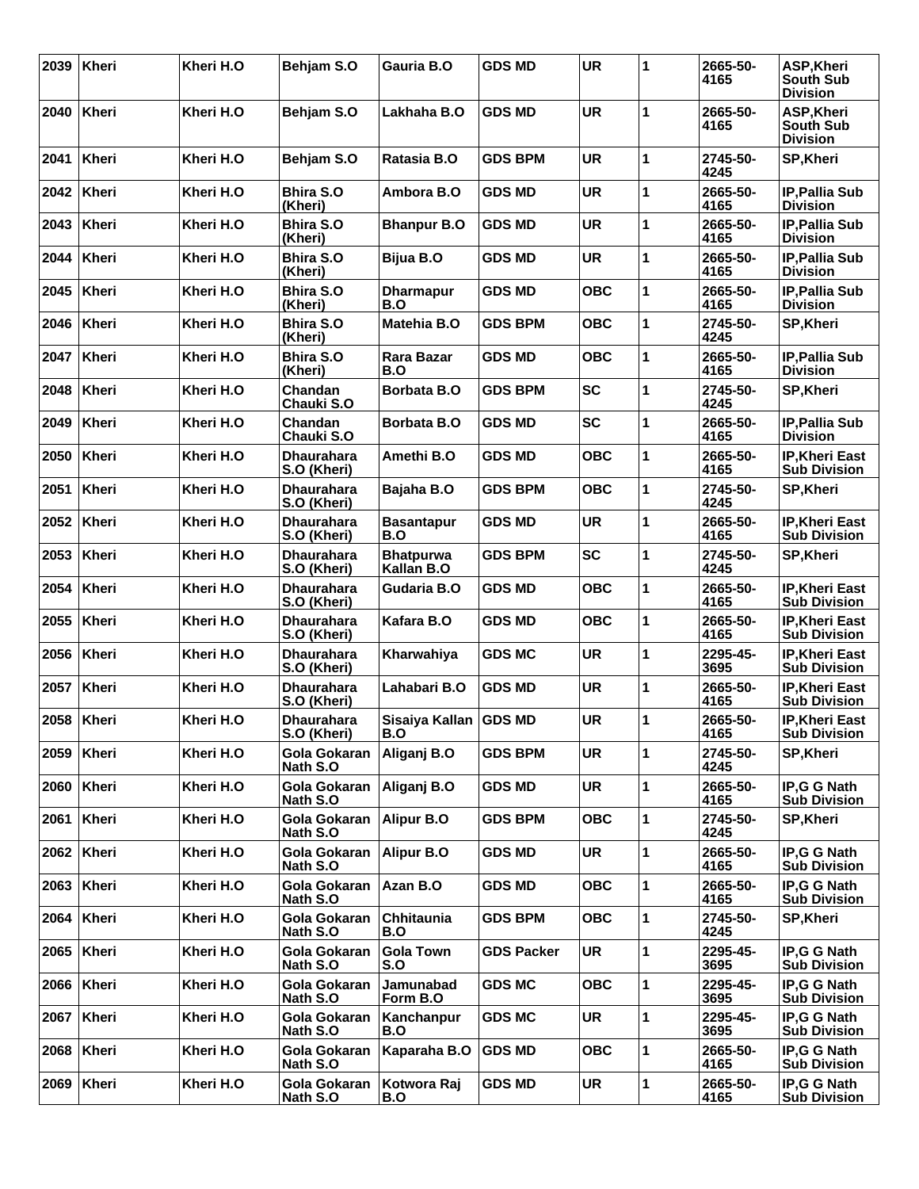| | | | | | | | | | |
|---|---|---|---|---|---|---|---|---|---|
| 2039 | Kheri | Kheri H.O | Behjam S.O | Gauria B.O | GDS MD | UR | 1 | 2665-50-4165 | ASP,Kheri South Sub Division |
| 2040 | Kheri | Kheri H.O | Behjam S.O | Lakhaha B.O | GDS MD | UR | 1 | 2665-50-4165 | ASP,Kheri South Sub Division |
| 2041 | Kheri | Kheri H.O | Behjam S.O | Ratasia B.O | GDS BPM | UR | 1 | 2745-50-4245 | SP,Kheri |
| 2042 | Kheri | Kheri H.O | Bhira S.O (Kheri) | Ambora B.O | GDS MD | UR | 1 | 2665-50-4165 | IP,Pallia Sub Division |
| 2043 | Kheri | Kheri H.O | Bhira S.O (Kheri) | Bhanpur B.O | GDS MD | UR | 1 | 2665-50-4165 | IP,Pallia Sub Division |
| 2044 | Kheri | Kheri H.O | Bhira S.O (Kheri) | Bijua B.O | GDS MD | UR | 1 | 2665-50-4165 | IP,Pallia Sub Division |
| 2045 | Kheri | Kheri H.O | Bhira S.O (Kheri) | Dharmapur B.O | GDS MD | OBC | 1 | 2665-50-4165 | IP,Pallia Sub Division |
| 2046 | Kheri | Kheri H.O | Bhira S.O (Kheri) | Matehia B.O | GDS BPM | OBC | 1 | 2745-50-4245 | SP,Kheri |
| 2047 | Kheri | Kheri H.O | Bhira S.O (Kheri) | Rara Bazar B.O | GDS MD | OBC | 1 | 2665-50-4165 | IP,Pallia Sub Division |
| 2048 | Kheri | Kheri H.O | Chandan Chauki S.O | Borbata B.O | GDS BPM | SC | 1 | 2745-50-4245 | SP,Kheri |
| 2049 | Kheri | Kheri H.O | Chandan Chauki S.O | Borbata B.O | GDS MD | SC | 1 | 2665-50-4165 | IP,Pallia Sub Division |
| 2050 | Kheri | Kheri H.O | Dhaurahara S.O (Kheri) | Amethi B.O | GDS MD | OBC | 1 | 2665-50-4165 | IP,Kheri East Sub Division |
| 2051 | Kheri | Kheri H.O | Dhaurahara S.O (Kheri) | Bajaha B.O | GDS BPM | OBC | 1 | 2745-50-4245 | SP,Kheri |
| 2052 | Kheri | Kheri H.O | Dhaurahara S.O (Kheri) | Basantapur B.O | GDS MD | UR | 1 | 2665-50-4165 | IP,Kheri East Sub Division |
| 2053 | Kheri | Kheri H.O | Dhaurahara S.O (Kheri) | Bhatpurwa Kallan B.O | GDS BPM | SC | 1 | 2745-50-4245 | SP,Kheri |
| 2054 | Kheri | Kheri H.O | Dhaurahara S.O (Kheri) | Gudaria B.O | GDS MD | OBC | 1 | 2665-50-4165 | IP,Kheri East Sub Division |
| 2055 | Kheri | Kheri H.O | Dhaurahara S.O (Kheri) | Kafara B.O | GDS MD | OBC | 1 | 2665-50-4165 | IP,Kheri East Sub Division |
| 2056 | Kheri | Kheri H.O | Dhaurahara S.O (Kheri) | Kharwahiya | GDS MC | UR | 1 | 2295-45-3695 | IP,Kheri East Sub Division |
| 2057 | Kheri | Kheri H.O | Dhaurahara S.O (Kheri) | Lahabari B.O | GDS MD | UR | 1 | 2665-50-4165 | IP,Kheri East Sub Division |
| 2058 | Kheri | Kheri H.O | Dhaurahara S.O (Kheri) | Sisaiya Kallan B.O | GDS MD | UR | 1 | 2665-50-4165 | IP,Kheri East Sub Division |
| 2059 | Kheri | Kheri H.O | Gola Gokaran Nath S.O | Aliganj B.O | GDS BPM | UR | 1 | 2745-50-4245 | SP,Kheri |
| 2060 | Kheri | Kheri H.O | Gola Gokaran Nath S.O | Aliganj B.O | GDS MD | UR | 1 | 2665-50-4165 | IP,G G Nath Sub Division |
| 2061 | Kheri | Kheri H.O | Gola Gokaran Nath S.O | Alipur B.O | GDS BPM | OBC | 1 | 2745-50-4245 | SP,Kheri |
| 2062 | Kheri | Kheri H.O | Gola Gokaran Nath S.O | Alipur B.O | GDS MD | UR | 1 | 2665-50-4165 | IP,G G Nath Sub Division |
| 2063 | Kheri | Kheri H.O | Gola Gokaran Nath S.O | Azan B.O | GDS MD | OBC | 1 | 2665-50-4165 | IP,G G Nath Sub Division |
| 2064 | Kheri | Kheri H.O | Gola Gokaran Nath S.O | Chhitaunia B.O | GDS BPM | OBC | 1 | 2745-50-4245 | SP,Kheri |
| 2065 | Kheri | Kheri H.O | Gola Gokaran Nath S.O | Gola Town S.O | GDS Packer | UR | 1 | 2295-45-3695 | IP,G G Nath Sub Division |
| 2066 | Kheri | Kheri H.O | Gola Gokaran Nath S.O | Jamunabad Form B.O | GDS MC | OBC | 1 | 2295-45-3695 | IP,G G Nath Sub Division |
| 2067 | Kheri | Kheri H.O | Gola Gokaran Nath S.O | Kanchanpur B.O | GDS MC | UR | 1 | 2295-45-3695 | IP,G G Nath Sub Division |
| 2068 | Kheri | Kheri H.O | Gola Gokaran Nath S.O | Kaparaha B.O | GDS MD | OBC | 1 | 2665-50-4165 | IP,G G Nath Sub Division |
| 2069 | Kheri | Kheri H.O | Gola Gokaran Nath S.O | Kotwora Raj B.O | GDS MD | UR | 1 | 2665-50-4165 | IP,G G Nath Sub Division |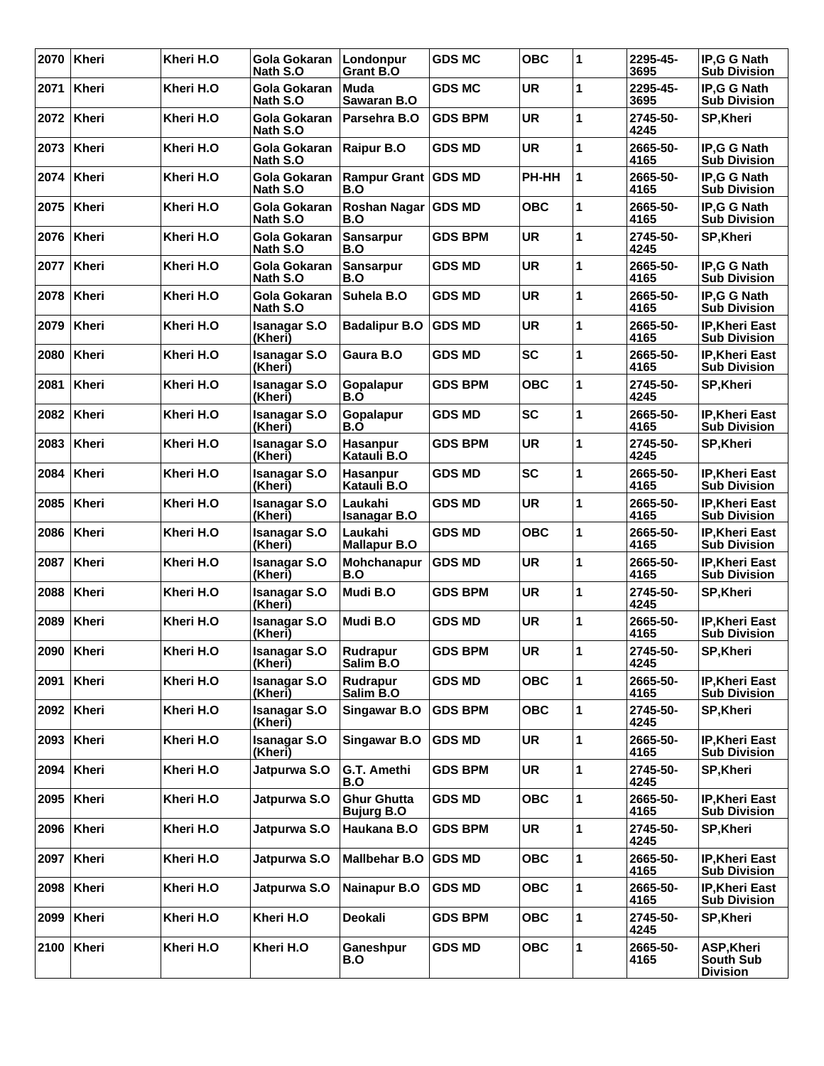| 2070 | Kheri | Kheri H.O | Gola Gokaran Nath S.O | Londonpur Grant B.O | GDS MC | OBC | 1 | 2295-45-3695 | IP,G G Nath Sub Division |
|---|---|---|---|---|---|---|---|---|---|
| 2071 | Kheri | Kheri H.O | Gola Gokaran Nath S.O | Muda Sawaran B.O | GDS MC | UR | 1 | 2295-45-3695 | IP,G G Nath Sub Division |
| 2072 | Kheri | Kheri H.O | Gola Gokaran Nath S.O | Parsehra B.O | GDS BPM | UR | 1 | 2745-50-4245 | SP,Kheri |
| 2073 | Kheri | Kheri H.O | Gola Gokaran Nath S.O | Raipur B.O | GDS MD | UR | 1 | 2665-50-4165 | IP,G G Nath Sub Division |
| 2074 | Kheri | Kheri H.O | Gola Gokaran Nath S.O | Rampur Grant B.O | GDS MD | PH-HH | 1 | 2665-50-4165 | IP,G G Nath Sub Division |
| 2075 | Kheri | Kheri H.O | Gola Gokaran Nath S.O | Roshan Nagar B.O | GDS MD | OBC | 1 | 2665-50-4165 | IP,G G Nath Sub Division |
| 2076 | Kheri | Kheri H.O | Gola Gokaran Nath S.O | Sansarpur B.O | GDS BPM | UR | 1 | 2745-50-4245 | SP,Kheri |
| 2077 | Kheri | Kheri H.O | Gola Gokaran Nath S.O | Sansarpur B.O | GDS MD | UR | 1 | 2665-50-4165 | IP,G G Nath Sub Division |
| 2078 | Kheri | Kheri H.O | Gola Gokaran Nath S.O | Suhela B.O | GDS MD | UR | 1 | 2665-50-4165 | IP,G G Nath Sub Division |
| 2079 | Kheri | Kheri H.O | Isanagar S.O (Kheri) | Badalipur B.O | GDS MD | UR | 1 | 2665-50-4165 | IP,Kheri East Sub Division |
| 2080 | Kheri | Kheri H.O | Isanagar S.O (Kheri) | Gaura B.O | GDS MD | SC | 1 | 2665-50-4165 | IP,Kheri East Sub Division |
| 2081 | Kheri | Kheri H.O | Isanagar S.O (Kheri) | Gopalapur B.O | GDS BPM | OBC | 1 | 2745-50-4245 | SP,Kheri |
| 2082 | Kheri | Kheri H.O | Isanagar S.O (Kheri) | Gopalapur B.O | GDS MD | SC | 1 | 2665-50-4165 | IP,Kheri East Sub Division |
| 2083 | Kheri | Kheri H.O | Isanagar S.O (Kheri) | Hasanpur Katauli B.O | GDS BPM | UR | 1 | 2745-50-4245 | SP,Kheri |
| 2084 | Kheri | Kheri H.O | Isanagar S.O (Kheri) | Hasanpur Katauli B.O | GDS MD | SC | 1 | 2665-50-4165 | IP,Kheri East Sub Division |
| 2085 | Kheri | Kheri H.O | Isanagar S.O (Kheri) | Laukahi Isanagar B.O | GDS MD | UR | 1 | 2665-50-4165 | IP,Kheri East Sub Division |
| 2086 | Kheri | Kheri H.O | Isanagar S.O (Kheri) | Laukahi Mallapur B.O | GDS MD | OBC | 1 | 2665-50-4165 | IP,Kheri East Sub Division |
| 2087 | Kheri | Kheri H.O | Isanagar S.O (Kheri) | Mohchanapur B.O | GDS MD | UR | 1 | 2665-50-4165 | IP,Kheri East Sub Division |
| 2088 | Kheri | Kheri H.O | Isanagar S.O (Kheri) | Mudi B.O | GDS BPM | UR | 1 | 2745-50-4245 | SP,Kheri |
| 2089 | Kheri | Kheri H.O | Isanagar S.O (Kheri) | Mudi B.O | GDS MD | UR | 1 | 2665-50-4165 | IP,Kheri East Sub Division |
| 2090 | Kheri | Kheri H.O | Isanagar S.O (Kheri) | Rudrapur Salim B.O | GDS BPM | UR | 1 | 2745-50-4245 | SP,Kheri |
| 2091 | Kheri | Kheri H.O | Isanagar S.O (Kheri) | Rudrapur Salim B.O | GDS MD | OBC | 1 | 2665-50-4165 | IP,Kheri East Sub Division |
| 2092 | Kheri | Kheri H.O | Isanagar S.O (Kheri) | Singawar B.O | GDS BPM | OBC | 1 | 2745-50-4245 | SP,Kheri |
| 2093 | Kheri | Kheri H.O | Isanagar S.O (Kheri) | Singawar B.O | GDS MD | UR | 1 | 2665-50-4165 | IP,Kheri East Sub Division |
| 2094 | Kheri | Kheri H.O | Jatpurwa S.O | G.T. Amethi B.O | GDS BPM | UR | 1 | 2745-50-4245 | SP,Kheri |
| 2095 | Kheri | Kheri H.O | Jatpurwa S.O | Ghur Ghutta Bujurg B.O | GDS MD | OBC | 1 | 2665-50-4165 | IP,Kheri East Sub Division |
| 2096 | Kheri | Kheri H.O | Jatpurwa S.O | Haukana B.O | GDS BPM | UR | 1 | 2745-50-4245 | SP,Kheri |
| 2097 | Kheri | Kheri H.O | Jatpurwa S.O | Mallbehar B.O | GDS MD | OBC | 1 | 2665-50-4165 | IP,Kheri East Sub Division |
| 2098 | Kheri | Kheri H.O | Jatpurwa S.O | Nainapur B.O | GDS MD | OBC | 1 | 2665-50-4165 | IP,Kheri East Sub Division |
| 2099 | Kheri | Kheri H.O | Kheri H.O | Deokali | GDS BPM | OBC | 1 | 2745-50-4245 | SP,Kheri |
| 2100 | Kheri | Kheri H.O | Kheri H.O | Ganeshpur B.O | GDS MD | OBC | 1 | 2665-50-4165 | ASP,Kheri South Sub Division |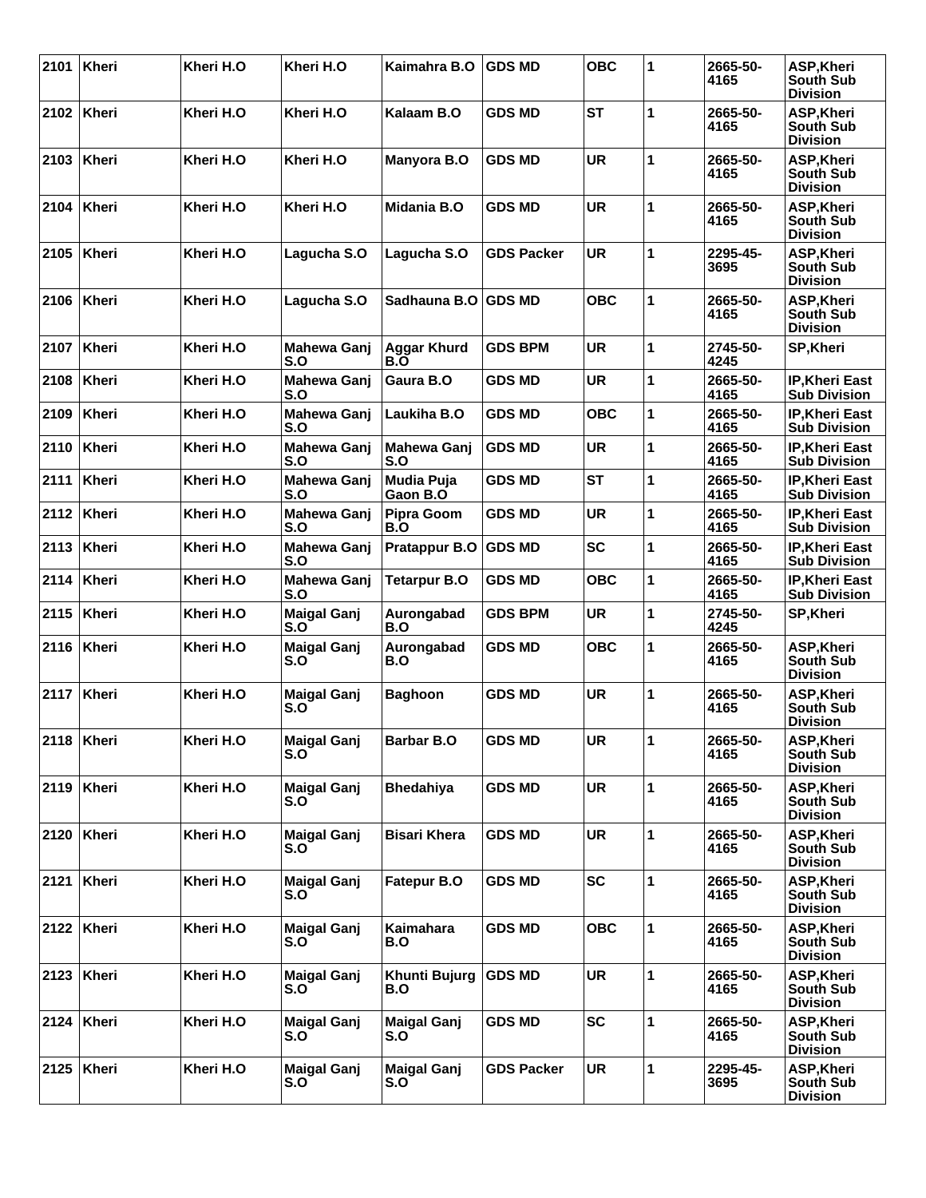| 2101 | Kheri | Kheri H.O | Kheri H.O | Kaimahra B.O | GDS MD | OBC | 1 | 2665-50-4165 | ASP,Kheri South Sub Division |
|---|---|---|---|---|---|---|---|---|---|
| 2102 | Kheri | Kheri H.O | Kheri H.O | Kalaam B.O | GDS MD | ST | 1 | 2665-50-4165 | ASP,Kheri South Sub Division |
| 2103 | Kheri | Kheri H.O | Kheri H.O | Manyora B.O | GDS MD | UR | 1 | 2665-50-4165 | ASP,Kheri South Sub Division |
| 2104 | Kheri | Kheri H.O | Kheri H.O | Midania B.O | GDS MD | UR | 1 | 2665-50-4165 | ASP,Kheri South Sub Division |
| 2105 | Kheri | Kheri H.O | Lagucha S.O | Lagucha S.O | GDS Packer | UR | 1 | 2295-45-3695 | ASP,Kheri South Sub Division |
| 2106 | Kheri | Kheri H.O | Lagucha S.O | Sadhauna B.O | GDS MD | OBC | 1 | 2665-50-4165 | ASP,Kheri South Sub Division |
| 2107 | Kheri | Kheri H.O | Mahewa Ganj S.O | Aggar Khurd B.O | GDS BPM | UR | 1 | 2745-50-4245 | SP,Kheri |
| 2108 | Kheri | Kheri H.O | Mahewa Ganj S.O | Gaura B.O | GDS MD | UR | 1 | 2665-50-4165 | IP,Kheri East Sub Division |
| 2109 | Kheri | Kheri H.O | Mahewa Ganj S.O | Laukiha B.O | GDS MD | OBC | 1 | 2665-50-4165 | IP,Kheri East Sub Division |
| 2110 | Kheri | Kheri H.O | Mahewa Ganj S.O | Mahewa Ganj S.O | GDS MD | UR | 1 | 2665-50-4165 | IP,Kheri East Sub Division |
| 2111 | Kheri | Kheri H.O | Mahewa Ganj S.O | Mudia Puja Gaon B.O | GDS MD | ST | 1 | 2665-50-4165 | IP,Kheri East Sub Division |
| 2112 | Kheri | Kheri H.O | Mahewa Ganj S.O | Pipra Goom B.O | GDS MD | UR | 1 | 2665-50-4165 | IP,Kheri East Sub Division |
| 2113 | Kheri | Kheri H.O | Mahewa Ganj S.O | Pratappur B.O | GDS MD | SC | 1 | 2665-50-4165 | IP,Kheri East Sub Division |
| 2114 | Kheri | Kheri H.O | Mahewa Ganj S.O | Tetarpur B.O | GDS MD | OBC | 1 | 2665-50-4165 | IP,Kheri East Sub Division |
| 2115 | Kheri | Kheri H.O | Maigal Ganj S.O | Aurongabad B.O | GDS BPM | UR | 1 | 2745-50-4245 | SP,Kheri |
| 2116 | Kheri | Kheri H.O | Maigal Ganj S.O | Aurongabad B.O | GDS MD | OBC | 1 | 2665-50-4165 | ASP,Kheri South Sub Division |
| 2117 | Kheri | Kheri H.O | Maigal Ganj S.O | Baghoon | GDS MD | UR | 1 | 2665-50-4165 | ASP,Kheri South Sub Division |
| 2118 | Kheri | Kheri H.O | Maigal Ganj S.O | Barbar B.O | GDS MD | UR | 1 | 2665-50-4165 | ASP,Kheri South Sub Division |
| 2119 | Kheri | Kheri H.O | Maigal Ganj S.O | Bhedahiya | GDS MD | UR | 1 | 2665-50-4165 | ASP,Kheri South Sub Division |
| 2120 | Kheri | Kheri H.O | Maigal Ganj S.O | Bisari Khera | GDS MD | UR | 1 | 2665-50-4165 | ASP,Kheri South Sub Division |
| 2121 | Kheri | Kheri H.O | Maigal Ganj S.O | Fatepur B.O | GDS MD | SC | 1 | 2665-50-4165 | ASP,Kheri South Sub Division |
| 2122 | Kheri | Kheri H.O | Maigal Ganj S.O | Kaimahara B.O | GDS MD | OBC | 1 | 2665-50-4165 | ASP,Kheri South Sub Division |
| 2123 | Kheri | Kheri H.O | Maigal Ganj S.O | Khunti Bujurg B.O | GDS MD | UR | 1 | 2665-50-4165 | ASP,Kheri South Sub Division |
| 2124 | Kheri | Kheri H.O | Maigal Ganj S.O | Maigal Ganj S.O | GDS MD | SC | 1 | 2665-50-4165 | ASP,Kheri South Sub Division |
| 2125 | Kheri | Kheri H.O | Maigal Ganj S.O | Maigal Ganj S.O | GDS Packer | UR | 1 | 2295-45-3695 | ASP,Kheri South Sub Division |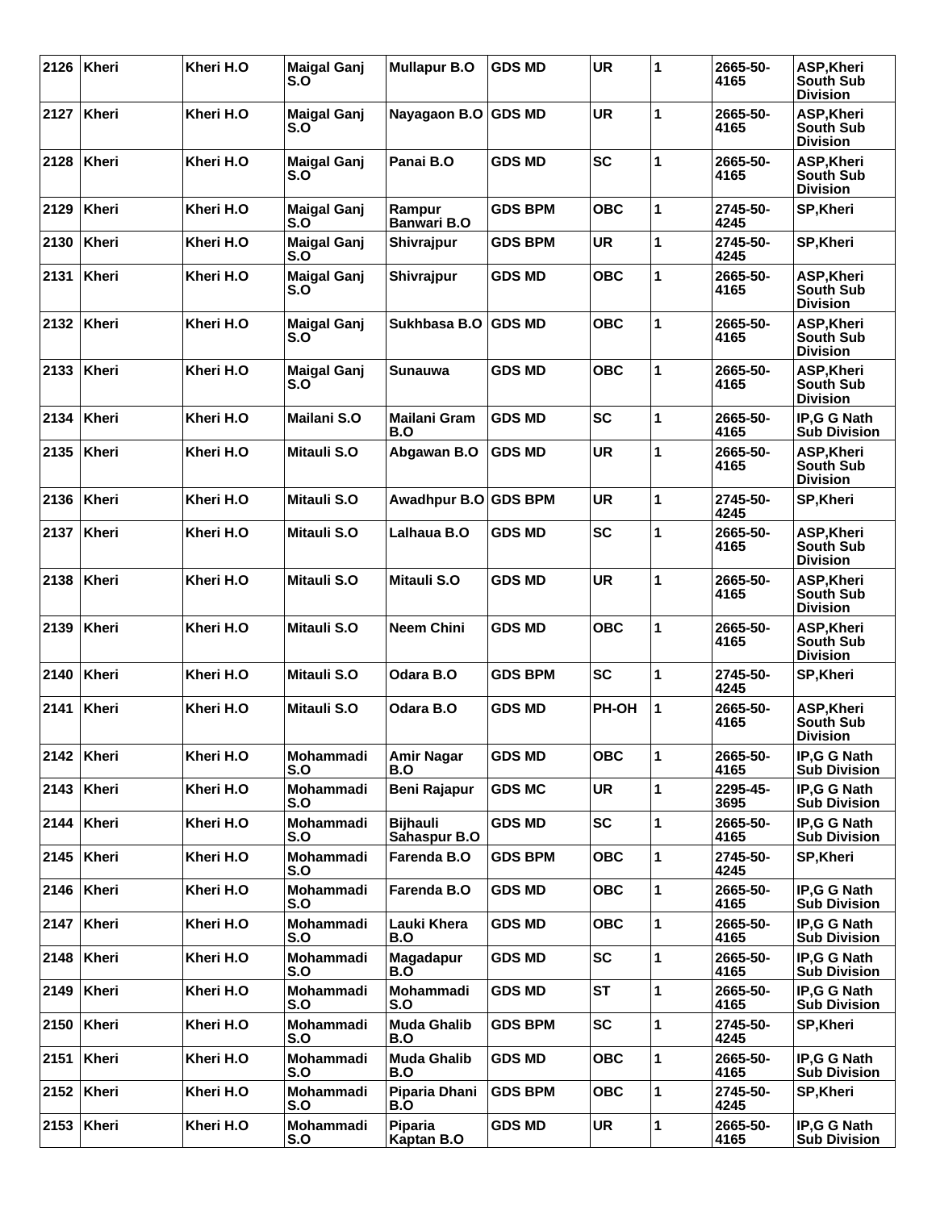| | | | | | | | | | |
|---|---|---|---|---|---|---|---|---|---|
| 2126 | Kheri | Kheri H.O | Maigal Ganj S.O | Mullapur B.O | GDS MD | UR | 1 | 2665-50-4165 | ASP,Kheri South Sub Division |
| 2127 | Kheri | Kheri H.O | Maigal Ganj S.O | Nayagaon B.O | GDS MD | UR | 1 | 2665-50-4165 | ASP,Kheri South Sub Division |
| 2128 | Kheri | Kheri H.O | Maigal Ganj S.O | Panai B.O | GDS MD | SC | 1 | 2665-50-4165 | ASP,Kheri South Sub Division |
| 2129 | Kheri | Kheri H.O | Maigal Ganj S.O | Rampur Banwari B.O | GDS BPM | OBC | 1 | 2745-50-4245 | SP,Kheri |
| 2130 | Kheri | Kheri H.O | Maigal Ganj S.O | Shivrajpur | GDS BPM | UR | 1 | 2745-50-4245 | SP,Kheri |
| 2131 | Kheri | Kheri H.O | Maigal Ganj S.O | Shivrajpur | GDS MD | OBC | 1 | 2665-50-4165 | ASP,Kheri South Sub Division |
| 2132 | Kheri | Kheri H.O | Maigal Ganj S.O | Sukhbasa B.O | GDS MD | OBC | 1 | 2665-50-4165 | ASP,Kheri South Sub Division |
| 2133 | Kheri | Kheri H.O | Maigal Ganj S.O | Sunauwa | GDS MD | OBC | 1 | 2665-50-4165 | ASP,Kheri South Sub Division |
| 2134 | Kheri | Kheri H.O | Mailani S.O | Mailani Gram B.O | GDS MD | SC | 1 | 2665-50-4165 | IP,G G Nath Sub Division |
| 2135 | Kheri | Kheri H.O | Mitauli S.O | Abgawan B.O | GDS MD | UR | 1 | 2665-50-4165 | ASP,Kheri South Sub Division |
| 2136 | Kheri | Kheri H.O | Mitauli S.O | Awadhpur B.O | GDS BPM | UR | 1 | 2745-50-4245 | SP,Kheri |
| 2137 | Kheri | Kheri H.O | Mitauli S.O | Lalhaua B.O | GDS MD | SC | 1 | 2665-50-4165 | ASP,Kheri South Sub Division |
| 2138 | Kheri | Kheri H.O | Mitauli S.O | Mitauli S.O | GDS MD | UR | 1 | 2665-50-4165 | ASP,Kheri South Sub Division |
| 2139 | Kheri | Kheri H.O | Mitauli S.O | Neem Chini | GDS MD | OBC | 1 | 2665-50-4165 | ASP,Kheri South Sub Division |
| 2140 | Kheri | Kheri H.O | Mitauli S.O | Odara B.O | GDS BPM | SC | 1 | 2745-50-4245 | SP,Kheri |
| 2141 | Kheri | Kheri H.O | Mitauli S.O | Odara B.O | GDS MD | PH-OH | 1 | 2665-50-4165 | ASP,Kheri South Sub Division |
| 2142 | Kheri | Kheri H.O | Mohammadi S.O | Amir Nagar B.O | GDS MD | OBC | 1 | 2665-50-4165 | IP,G G Nath Sub Division |
| 2143 | Kheri | Kheri H.O | Mohammadi S.O | Beni Rajapur | GDS MC | UR | 1 | 2295-45-3695 | IP,G G Nath Sub Division |
| 2144 | Kheri | Kheri H.O | Mohammadi S.O | Bijhauli Sahaspur B.O | GDS MD | SC | 1 | 2665-50-4165 | IP,G G Nath Sub Division |
| 2145 | Kheri | Kheri H.O | Mohammadi S.O | Farenda B.O | GDS BPM | OBC | 1 | 2745-50-4245 | SP,Kheri |
| 2146 | Kheri | Kheri H.O | Mohammadi S.O | Farenda B.O | GDS MD | OBC | 1 | 2665-50-4165 | IP,G G Nath Sub Division |
| 2147 | Kheri | Kheri H.O | Mohammadi S.O | Lauki Khera B.O | GDS MD | OBC | 1 | 2665-50-4165 | IP,G G Nath Sub Division |
| 2148 | Kheri | Kheri H.O | Mohammadi S.O | Magadapur B.O | GDS MD | SC | 1 | 2665-50-4165 | IP,G G Nath Sub Division |
| 2149 | Kheri | Kheri H.O | Mohammadi S.O | Mohammadi S.O | GDS MD | ST | 1 | 2665-50-4165 | IP,G G Nath Sub Division |
| 2150 | Kheri | Kheri H.O | Mohammadi S.O | Muda Ghalib B.O | GDS BPM | SC | 1 | 2745-50-4245 | SP,Kheri |
| 2151 | Kheri | Kheri H.O | Mohammadi S.O | Muda Ghalib B.O | GDS MD | OBC | 1 | 2665-50-4165 | IP,G G Nath Sub Division |
| 2152 | Kheri | Kheri H.O | Mohammadi S.O | Piparia Dhani B.O | GDS BPM | OBC | 1 | 2745-50-4245 | SP,Kheri |
| 2153 | Kheri | Kheri H.O | Mohammadi S.O | Piparia Kaptan B.O | GDS MD | UR | 1 | 2665-50-4165 | IP,G G Nath Sub Division |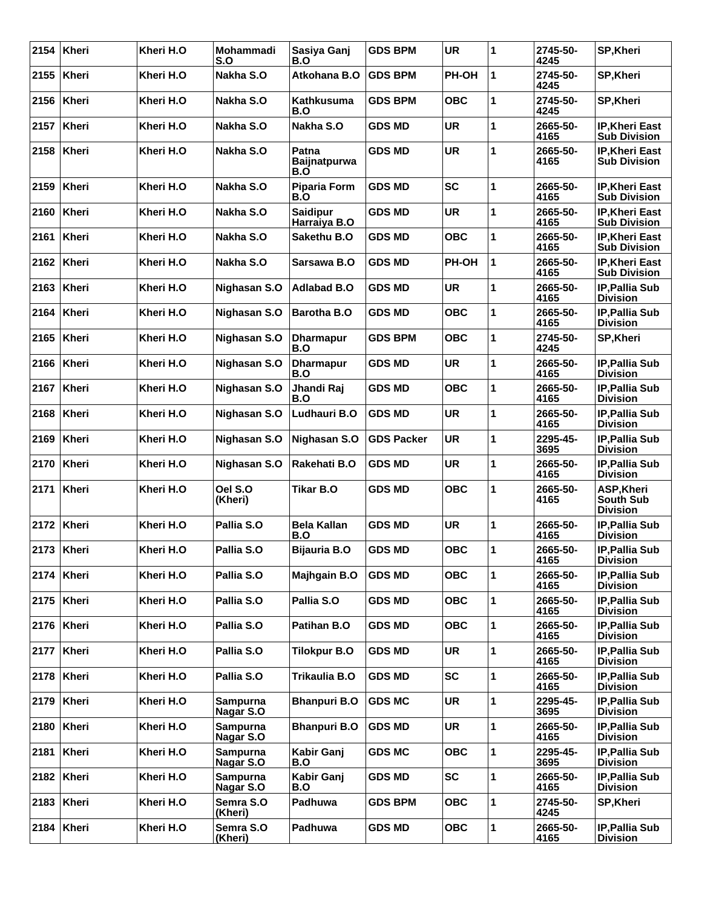| | | | | | | | | | |
|---|---|---|---|---|---|---|---|---|---|
| 2154 | Kheri | Kheri H.O | Mohammadi S.O | Sasiya Ganj B.O | GDS BPM | UR | 1 | 2745-50-4245 | SP,Kheri |
| 2155 | Kheri | Kheri H.O | Nakha S.O | Atkohana B.O | GDS BPM | PH-OH | 1 | 2745-50-4245 | SP,Kheri |
| 2156 | Kheri | Kheri H.O | Nakha S.O | Kathkusuma B.O | GDS BPM | OBC | 1 | 2745-50-4245 | SP,Kheri |
| 2157 | Kheri | Kheri H.O | Nakha S.O | Nakha S.O | GDS MD | UR | 1 | 2665-50-4165 | IP,Kheri East Sub Division |
| 2158 | Kheri | Kheri H.O | Nakha S.O | Patna Baijnatpurwa B.O | GDS MD | UR | 1 | 2665-50-4165 | IP,Kheri East Sub Division |
| 2159 | Kheri | Kheri H.O | Nakha S.O | Piparia Form B.O | GDS MD | SC | 1 | 2665-50-4165 | IP,Kheri East Sub Division |
| 2160 | Kheri | Kheri H.O | Nakha S.O | Saidipur Harraiya B.O | GDS MD | UR | 1 | 2665-50-4165 | IP,Kheri East Sub Division |
| 2161 | Kheri | Kheri H.O | Nakha S.O | Sakethu B.O | GDS MD | OBC | 1 | 2665-50-4165 | IP,Kheri East Sub Division |
| 2162 | Kheri | Kheri H.O | Nakha S.O | Sarsawa B.O | GDS MD | PH-OH | 1 | 2665-50-4165 | IP,Kheri East Sub Division |
| 2163 | Kheri | Kheri H.O | Nighasan S.O | Adlabad B.O | GDS MD | UR | 1 | 2665-50-4165 | IP,Pallia Sub Division |
| 2164 | Kheri | Kheri H.O | Nighasan S.O | Barotha B.O | GDS MD | OBC | 1 | 2665-50-4165 | IP,Pallia Sub Division |
| 2165 | Kheri | Kheri H.O | Nighasan S.O | Dharmapur B.O | GDS BPM | OBC | 1 | 2745-50-4245 | SP,Kheri |
| 2166 | Kheri | Kheri H.O | Nighasan S.O | Dharmapur B.O | GDS MD | UR | 1 | 2665-50-4165 | IP,Pallia Sub Division |
| 2167 | Kheri | Kheri H.O | Nighasan S.O | Jhandi Raj B.O | GDS MD | OBC | 1 | 2665-50-4165 | IP,Pallia Sub Division |
| 2168 | Kheri | Kheri H.O | Nighasan S.O | Ludhauri B.O | GDS MD | UR | 1 | 2665-50-4165 | IP,Pallia Sub Division |
| 2169 | Kheri | Kheri H.O | Nighasan S.O | Nighasan S.O | GDS Packer | UR | 1 | 2295-45-3695 | IP,Pallia Sub Division |
| 2170 | Kheri | Kheri H.O | Nighasan S.O | Rakehati B.O | GDS MD | UR | 1 | 2665-50-4165 | IP,Pallia Sub Division |
| 2171 | Kheri | Kheri H.O | Oel S.O (Kheri) | Tikar B.O | GDS MD | OBC | 1 | 2665-50-4165 | ASP,Kheri South Sub Division |
| 2172 | Kheri | Kheri H.O | Pallia S.O | Bela Kallan B.O | GDS MD | UR | 1 | 2665-50-4165 | IP,Pallia Sub Division |
| 2173 | Kheri | Kheri H.O | Pallia S.O | Bijauria B.O | GDS MD | OBC | 1 | 2665-50-4165 | IP,Pallia Sub Division |
| 2174 | Kheri | Kheri H.O | Pallia S.O | Majhgain B.O | GDS MD | OBC | 1 | 2665-50-4165 | IP,Pallia Sub Division |
| 2175 | Kheri | Kheri H.O | Pallia S.O | Pallia S.O | GDS MD | OBC | 1 | 2665-50-4165 | IP,Pallia Sub Division |
| 2176 | Kheri | Kheri H.O | Pallia S.O | Patihan B.O | GDS MD | OBC | 1 | 2665-50-4165 | IP,Pallia Sub Division |
| 2177 | Kheri | Kheri H.O | Pallia S.O | Tilokpur B.O | GDS MD | UR | 1 | 2665-50-4165 | IP,Pallia Sub Division |
| 2178 | Kheri | Kheri H.O | Pallia S.O | Trikaulia B.O | GDS MD | SC | 1 | 2665-50-4165 | IP,Pallia Sub Division |
| 2179 | Kheri | Kheri H.O | Sampurna Nagar S.O | Bhanpuri B.O | GDS MC | UR | 1 | 2295-45-3695 | IP,Pallia Sub Division |
| 2180 | Kheri | Kheri H.O | Sampurna Nagar S.O | Bhanpuri B.O | GDS MD | UR | 1 | 2665-50-4165 | IP,Pallia Sub Division |
| 2181 | Kheri | Kheri H.O | Sampurna Nagar S.O | Kabir Ganj B.O | GDS MC | OBC | 1 | 2295-45-3695 | IP,Pallia Sub Division |
| 2182 | Kheri | Kheri H.O | Sampurna Nagar S.O | Kabir Ganj B.O | GDS MD | SC | 1 | 2665-50-4165 | IP,Pallia Sub Division |
| 2183 | Kheri | Kheri H.O | Semra S.O (Kheri) | Padhuwa | GDS BPM | OBC | 1 | 2745-50-4245 | SP,Kheri |
| 2184 | Kheri | Kheri H.O | Semra S.O (Kheri) | Padhuwa | GDS MD | OBC | 1 | 2665-50-4165 | IP,Pallia Sub Division |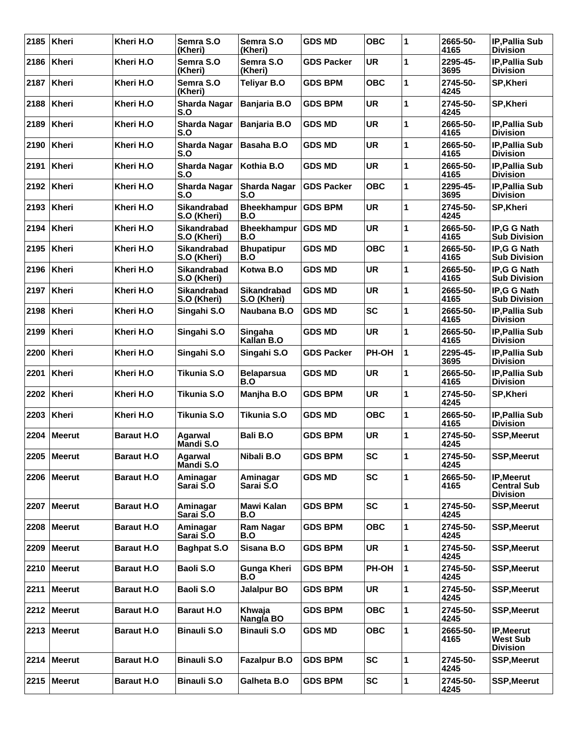| 2185 | Kheri | Kheri H.O | Semra S.O (Kheri) | Semra S.O (Kheri) | GDS MD | OBC | 1 | 2665-50-4165 | IP,Pallia Sub Division |
|---|---|---|---|---|---|---|---|---|---|
| 2186 | Kheri | Kheri H.O | Semra S.O (Kheri) | Semra S.O (Kheri) | GDS Packer | UR | 1 | 2295-45-3695 | IP,Pallia Sub Division |
| 2187 | Kheri | Kheri H.O | Semra S.O (Kheri) | Teliyar B.O | GDS BPM | OBC | 1 | 2745-50-4245 | SP,Kheri |
| 2188 | Kheri | Kheri H.O | Sharda Nagar S.O | Banjaria B.O | GDS BPM | UR | 1 | 2745-50-4245 | SP,Kheri |
| 2189 | Kheri | Kheri H.O | Sharda Nagar S.O | Banjaria B.O | GDS MD | UR | 1 | 2665-50-4165 | IP,Pallia Sub Division |
| 2190 | Kheri | Kheri H.O | Sharda Nagar S.O | Basaha B.O | GDS MD | UR | 1 | 2665-50-4165 | IP,Pallia Sub Division |
| 2191 | Kheri | Kheri H.O | Sharda Nagar S.O | Kothia B.O | GDS MD | UR | 1 | 2665-50-4165 | IP,Pallia Sub Division |
| 2192 | Kheri | Kheri H.O | Sharda Nagar S.O | Sharda Nagar S.O | GDS Packer | OBC | 1 | 2295-45-3695 | IP,Pallia Sub Division |
| 2193 | Kheri | Kheri H.O | Sikandrabad S.O (Kheri) | Bheekhampur B.O | GDS BPM | UR | 1 | 2745-50-4245 | SP,Kheri |
| 2194 | Kheri | Kheri H.O | Sikandrabad S.O (Kheri) | Bheekhampur B.O | GDS MD | UR | 1 | 2665-50-4165 | IP,G G Nath Sub Division |
| 2195 | Kheri | Kheri H.O | Sikandrabad S.O (Kheri) | Bhupatipur B.O | GDS MD | OBC | 1 | 2665-50-4165 | IP,G G Nath Sub Division |
| 2196 | Kheri | Kheri H.O | Sikandrabad S.O (Kheri) | Kotwa B.O | GDS MD | UR | 1 | 2665-50-4165 | IP,G G Nath Sub Division |
| 2197 | Kheri | Kheri H.O | Sikandrabad S.O (Kheri) | Sikandrabad S.O (Kheri) | GDS MD | UR | 1 | 2665-50-4165 | IP,G G Nath Sub Division |
| 2198 | Kheri | Kheri H.O | Singahi S.O | Naubana B.O | GDS MD | SC | 1 | 2665-50-4165 | IP,Pallia Sub Division |
| 2199 | Kheri | Kheri H.O | Singahi S.O | Singaha Kallan B.O | GDS MD | UR | 1 | 2665-50-4165 | IP,Pallia Sub Division |
| 2200 | Kheri | Kheri H.O | Singahi S.O | Singahi S.O | GDS Packer | PH-OH | 1 | 2295-45-3695 | IP,Pallia Sub Division |
| 2201 | Kheri | Kheri H.O | Tikunia S.O | Belaparsua B.O | GDS MD | UR | 1 | 2665-50-4165 | IP,Pallia Sub Division |
| 2202 | Kheri | Kheri H.O | Tikunia S.O | Manjha B.O | GDS BPM | UR | 1 | 2745-50-4245 | SP,Kheri |
| 2203 | Kheri | Kheri H.O | Tikunia S.O | Tikunia S.O | GDS MD | OBC | 1 | 2665-50-4165 | IP,Pallia Sub Division |
| 2204 | Meerut | Baraut H.O | Agarwal Mandi S.O | Bali B.O | GDS BPM | UR | 1 | 2745-50-4245 | SSP,Meerut |
| 2205 | Meerut | Baraut H.O | Agarwal Mandi S.O | Nibali B.O | GDS BPM | SC | 1 | 2745-50-4245 | SSP,Meerut |
| 2206 | Meerut | Baraut H.O | Aminagar Sarai S.O | Aminagar Sarai S.O | GDS MD | SC | 1 | 2665-50-4165 | IP,Meerut Central Sub Division |
| 2207 | Meerut | Baraut H.O | Aminagar Sarai S.O | Mawi Kalan B.O | GDS BPM | SC | 1 | 2745-50-4245 | SSP,Meerut |
| 2208 | Meerut | Baraut H.O | Aminagar Sarai S.O | Ram Nagar B.O | GDS BPM | OBC | 1 | 2745-50-4245 | SSP,Meerut |
| 2209 | Meerut | Baraut H.O | Baghpat S.O | Sisana B.O | GDS BPM | UR | 1 | 2745-50-4245 | SSP,Meerut |
| 2210 | Meerut | Baraut H.O | Baoli S.O | Gunga Kheri B.O | GDS BPM | PH-OH | 1 | 2745-50-4245 | SSP,Meerut |
| 2211 | Meerut | Baraut H.O | Baoli S.O | Jalalpur BO | GDS BPM | UR | 1 | 2745-50-4245 | SSP,Meerut |
| 2212 | Meerut | Baraut H.O | Baraut H.O | Khwaja Nangla BO | GDS BPM | OBC | 1 | 2745-50-4245 | SSP,Meerut |
| 2213 | Meerut | Baraut H.O | Binauli S.O | Binauli S.O | GDS MD | OBC | 1 | 2665-50-4165 | IP,Meerut West Sub Division |
| 2214 | Meerut | Baraut H.O | Binauli S.O | Fazalpur B.O | GDS BPM | SC | 1 | 2745-50-4245 | SSP,Meerut |
| 2215 | Meerut | Baraut H.O | Binauli S.O | Galheta B.O | GDS BPM | SC | 1 | 2745-50-4245 | SSP,Meerut |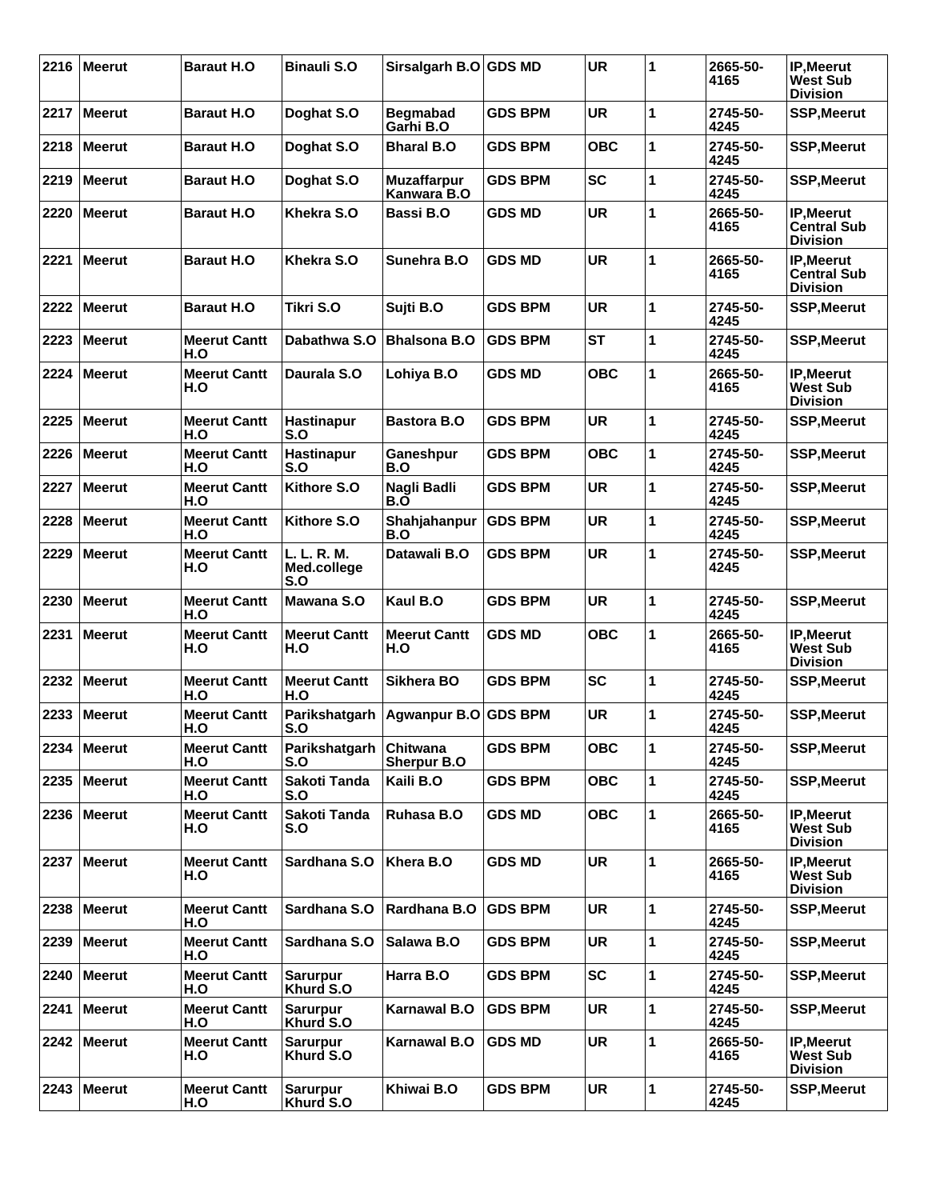| | | | | | | | | | |
|---|---|---|---|---|---|---|---|---|---|
| 2216 | Meerut | Baraut H.O | Binauli S.O | Sirsalgarh B.O | GDS MD | UR | 1 | 2665-50-4165 | IP,Meerut West Sub Division |
| 2217 | Meerut | Baraut H.O | Doghat S.O | Begmabad Garhi B.O | GDS BPM | UR | 1 | 2745-50-4245 | SSP,Meerut |
| 2218 | Meerut | Baraut H.O | Doghat S.O | Bharal B.O | GDS BPM | OBC | 1 | 2745-50-4245 | SSP,Meerut |
| 2219 | Meerut | Baraut H.O | Doghat S.O | Muzaffarpur Kanwara B.O | GDS BPM | SC | 1 | 2745-50-4245 | SSP,Meerut |
| 2220 | Meerut | Baraut H.O | Khekra S.O | Bassi B.O | GDS MD | UR | 1 | 2665-50-4165 | IP,Meerut Central Sub Division |
| 2221 | Meerut | Baraut H.O | Khekra S.O | Sunehra B.O | GDS MD | UR | 1 | 2665-50-4165 | IP,Meerut Central Sub Division |
| 2222 | Meerut | Baraut H.O | Tikri S.O | Sujti B.O | GDS BPM | UR | 1 | 2745-50-4245 | SSP,Meerut |
| 2223 | Meerut | Meerut Cantt H.O | Dabathwa S.O | Bhalsona B.O | GDS BPM | ST | 1 | 2745-50-4245 | SSP,Meerut |
| 2224 | Meerut | Meerut Cantt H.O | Daurala S.O | Lohiya B.O | GDS MD | OBC | 1 | 2665-50-4165 | IP,Meerut West Sub Division |
| 2225 | Meerut | Meerut Cantt H.O | Hastinapur S.O | Bastora B.O | GDS BPM | UR | 1 | 2745-50-4245 | SSP,Meerut |
| 2226 | Meerut | Meerut Cantt H.O | Hastinapur S.O | Ganeshpur B.O | GDS BPM | OBC | 1 | 2745-50-4245 | SSP,Meerut |
| 2227 | Meerut | Meerut Cantt H.O | Kithore S.O | Nagli Badli B.O | GDS BPM | UR | 1 | 2745-50-4245 | SSP,Meerut |
| 2228 | Meerut | Meerut Cantt H.O | Kithore S.O | Shahjahanpur B.O | GDS BPM | UR | 1 | 2745-50-4245 | SSP,Meerut |
| 2229 | Meerut | Meerut Cantt H.O | L. L. R. M. Med.college S.O | Datawali B.O | GDS BPM | UR | 1 | 2745-50-4245 | SSP,Meerut |
| 2230 | Meerut | Meerut Cantt H.O | Mawana S.O | Kaul B.O | GDS BPM | UR | 1 | 2745-50-4245 | SSP,Meerut |
| 2231 | Meerut | Meerut Cantt H.O | Meerut Cantt H.O | Meerut Cantt H.O | GDS MD | OBC | 1 | 2665-50-4165 | IP,Meerut West Sub Division |
| 2232 | Meerut | Meerut Cantt H.O | Meerut Cantt H.O | Sikhera BO | GDS BPM | SC | 1 | 2745-50-4245 | SSP,Meerut |
| 2233 | Meerut | Meerut Cantt H.O | Parikshatgarh S.O | Agwanpur B.O | GDS BPM | UR | 1 | 2745-50-4245 | SSP,Meerut |
| 2234 | Meerut | Meerut Cantt H.O | Parikshatgarh S.O | Chitwana Sherpur B.O | GDS BPM | OBC | 1 | 2745-50-4245 | SSP,Meerut |
| 2235 | Meerut | Meerut Cantt H.O | Sakoti Tanda S.O | Kaili B.O | GDS BPM | OBC | 1 | 2745-50-4245 | SSP,Meerut |
| 2236 | Meerut | Meerut Cantt H.O | Sakoti Tanda S.O | Ruhasa B.O | GDS MD | OBC | 1 | 2665-50-4165 | IP,Meerut West Sub Division |
| 2237 | Meerut | Meerut Cantt H.O | Sardhana S.O | Khera B.O | GDS MD | UR | 1 | 2665-50-4165 | IP,Meerut West Sub Division |
| 2238 | Meerut | Meerut Cantt H.O | Sardhana S.O | Rardhana B.O | GDS BPM | UR | 1 | 2745-50-4245 | SSP,Meerut |
| 2239 | Meerut | Meerut Cantt H.O | Sardhana S.O | Salawa B.O | GDS BPM | UR | 1 | 2745-50-4245 | SSP,Meerut |
| 2240 | Meerut | Meerut Cantt H.O | Sarurpur Khurd S.O | Harra B.O | GDS BPM | SC | 1 | 2745-50-4245 | SSP,Meerut |
| 2241 | Meerut | Meerut Cantt H.O | Sarurpur Khurd S.O | Karnawal B.O | GDS BPM | UR | 1 | 2745-50-4245 | SSP,Meerut |
| 2242 | Meerut | Meerut Cantt H.O | Sarurpur Khurd S.O | Karnawal B.O | GDS MD | UR | 1 | 2665-50-4165 | IP,Meerut West Sub Division |
| 2243 | Meerut | Meerut Cantt H.O | Sarurpur Khurd S.O | Khiwai B.O | GDS BPM | UR | 1 | 2745-50-4245 | SSP,Meerut |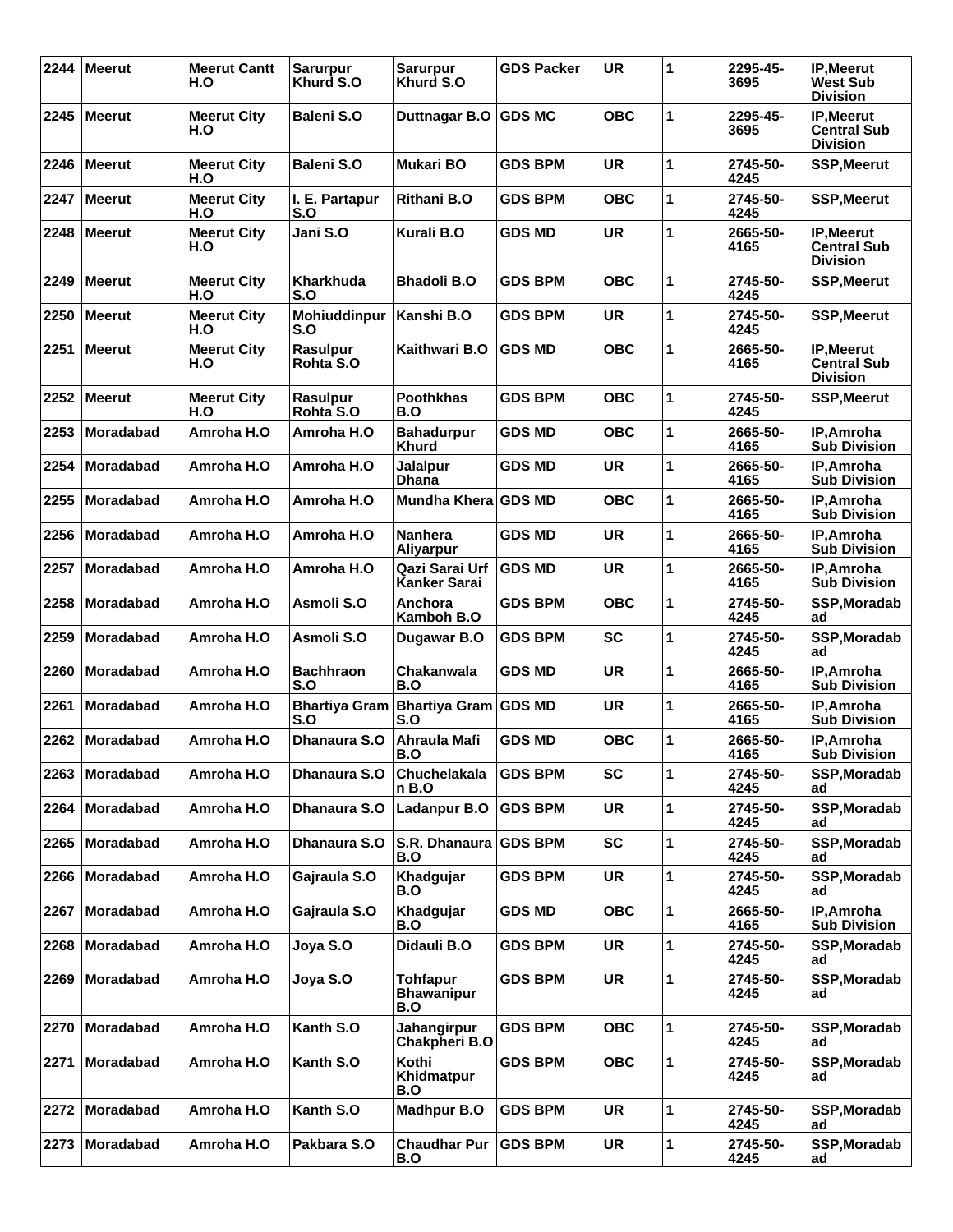| | | | | | | | | | |
|---|---|---|---|---|---|---|---|---|---|
| 2244 | Meerut | Meerut Cantt H.O | Sarurpur Khurd S.O | Sarurpur Khurd S.O | GDS Packer | UR | 1 | 2295-45-3695 | IP,Meerut West Sub Division |
| 2245 | Meerut | Meerut City H.O | Baleni S.O | Duttnagar B.O | GDS MC | OBC | 1 | 2295-45-3695 | IP,Meerut Central Sub Division |
| 2246 | Meerut | Meerut City H.O | Baleni S.O | Mukari BO | GDS BPM | UR | 1 | 2745-50-4245 | SSP,Meerut |
| 2247 | Meerut | Meerut City H.O | I. E. Partapur S.O | Rithani B.O | GDS BPM | OBC | 1 | 2745-50-4245 | SSP,Meerut |
| 2248 | Meerut | Meerut City H.O | Jani S.O | Kurali B.O | GDS MD | UR | 1 | 2665-50-4165 | IP,Meerut Central Sub Division |
| 2249 | Meerut | Meerut City H.O | Kharkhuda S.O | Bhadoli B.O | GDS BPM | OBC | 1 | 2745-50-4245 | SSP,Meerut |
| 2250 | Meerut | Meerut City H.O | Mohiuddinpur S.O | Kanshi B.O | GDS BPM | UR | 1 | 2745-50-4245 | SSP,Meerut |
| 2251 | Meerut | Meerut City H.O | Rasulpur Rohta S.O | Kaithwari B.O | GDS MD | OBC | 1 | 2665-50-4165 | IP,Meerut Central Sub Division |
| 2252 | Meerut | Meerut City H.O | Rasulpur Rohta S.O | Poothkhas B.O | GDS BPM | OBC | 1 | 2745-50-4245 | SSP,Meerut |
| 2253 | Moradabad | Amroha H.O | Amroha H.O | Bahadurpur Khurd | GDS MD | OBC | 1 | 2665-50-4165 | IP,Amroha Sub Division |
| 2254 | Moradabad | Amroha H.O | Amroha H.O | Jalalpur Dhana | GDS MD | UR | 1 | 2665-50-4165 | IP,Amroha Sub Division |
| 2255 | Moradabad | Amroha H.O | Amroha H.O | Mundha Khera | GDS MD | OBC | 1 | 2665-50-4165 | IP,Amroha Sub Division |
| 2256 | Moradabad | Amroha H.O | Amroha H.O | Nanhera Aliyarpur | GDS MD | UR | 1 | 2665-50-4165 | IP,Amroha Sub Division |
| 2257 | Moradabad | Amroha H.O | Amroha H.O | Qazi Sarai Urf Kanker Sarai | GDS MD | UR | 1 | 2665-50-4165 | IP,Amroha Sub Division |
| 2258 | Moradabad | Amroha H.O | Asmoli S.O | Anchora Kamboh B.O | GDS BPM | OBC | 1 | 2745-50-4245 | SSP,Moradabad |
| 2259 | Moradabad | Amroha H.O | Asmoli S.O | Dugawar B.O | GDS BPM | SC | 1 | 2745-50-4245 | SSP,Moradabad |
| 2260 | Moradabad | Amroha H.O | Bachhraon S.O | Chakanwala B.O | GDS MD | UR | 1 | 2665-50-4165 | IP,Amroha Sub Division |
| 2261 | Moradabad | Amroha H.O | Bhartiya Gram S.O | Bhartiya Gram S.O | GDS MD | UR | 1 | 2665-50-4165 | IP,Amroha Sub Division |
| 2262 | Moradabad | Amroha H.O | Dhanaura S.O | Ahraula Mafi B.O | GDS MD | OBC | 1 | 2665-50-4165 | IP,Amroha Sub Division |
| 2263 | Moradabad | Amroha H.O | Dhanaura S.O | Chuchelakalan B.O | GDS BPM | SC | 1 | 2745-50-4245 | SSP,Moradabad |
| 2264 | Moradabad | Amroha H.O | Dhanaura S.O | Ladanpur B.O | GDS BPM | UR | 1 | 2745-50-4245 | SSP,Moradabad |
| 2265 | Moradabad | Amroha H.O | Dhanaura S.O | S.R. Dhanaura B.O | GDS BPM | SC | 1 | 2745-50-4245 | SSP,Moradabad |
| 2266 | Moradabad | Amroha H.O | Gajraula S.O | Khadgujar B.O | GDS BPM | UR | 1 | 2745-50-4245 | SSP,Moradabad |
| 2267 | Moradabad | Amroha H.O | Gajraula S.O | Khadgujar B.O | GDS MD | OBC | 1 | 2665-50-4165 | IP,Amroha Sub Division |
| 2268 | Moradabad | Amroha H.O | Joya S.O | Didauli B.O | GDS BPM | UR | 1 | 2745-50-4245 | SSP,Moradabad |
| 2269 | Moradabad | Amroha H.O | Joya S.O | Tohfapur Bhawanipur B.O | GDS BPM | UR | 1 | 2745-50-4245 | SSP,Moradabad |
| 2270 | Moradabad | Amroha H.O | Kanth S.O | Jahangirpur Chakpheri B.O | GDS BPM | OBC | 1 | 2745-50-4245 | SSP,Moradabad |
| 2271 | Moradabad | Amroha H.O | Kanth S.O | Kothi Khidmatpur B.O | GDS BPM | OBC | 1 | 2745-50-4245 | SSP,Moradabad |
| 2272 | Moradabad | Amroha H.O | Kanth S.O | Madhpur B.O | GDS BPM | UR | 1 | 2745-50-4245 | SSP,Moradabad |
| 2273 | Moradabad | Amroha H.O | Pakbara S.O | Chaudhar Pur B.O | GDS BPM | UR | 1 | 2745-50-4245 | SSP,Moradabad |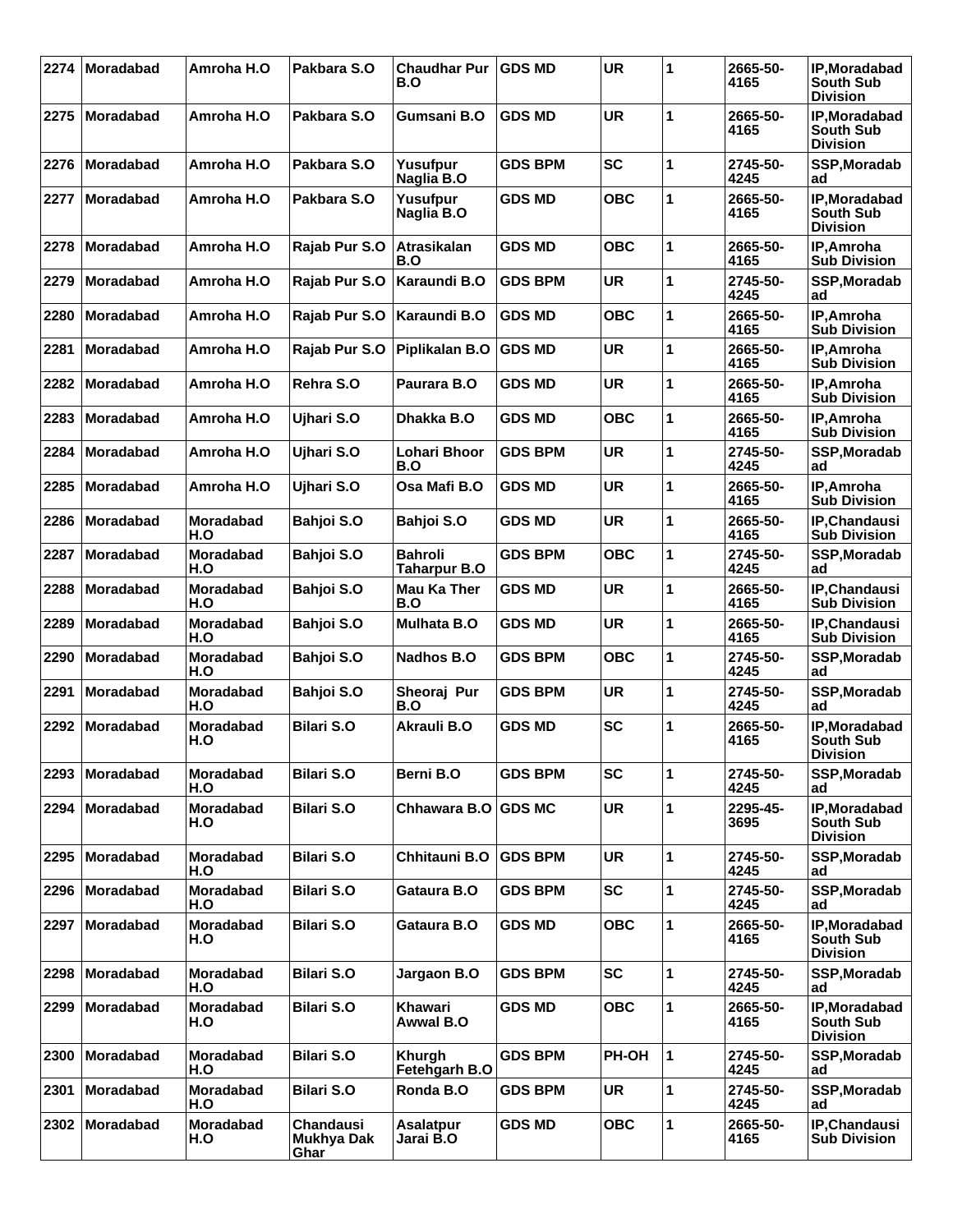| | | | | | | | | | |
|---|---|---|---|---|---|---|---|---|---|
| 2274 | Moradabad | Amroha H.O | Pakbara S.O | Chaudhar Pur B.O | GDS MD | UR | 1 | 2665-50-4165 | IP,Moradabad South Sub Division |
| 2275 | Moradabad | Amroha H.O | Pakbara S.O | Gumsani B.O | GDS MD | UR | 1 | 2665-50-4165 | IP,Moradabad South Sub Division |
| 2276 | Moradabad | Amroha H.O | Pakbara S.O | Yusufpur Naglia B.O | GDS BPM | SC | 1 | 2745-50-4245 | SSP,Moradabad |
| 2277 | Moradabad | Amroha H.O | Pakbara S.O | Yusufpur Naglia B.O | GDS MD | OBC | 1 | 2665-50-4165 | IP,Moradabad South Sub Division |
| 2278 | Moradabad | Amroha H.O | Rajab Pur S.O | Atrasikalan B.O | GDS MD | OBC | 1 | 2665-50-4165 | IP,Amroha Sub Division |
| 2279 | Moradabad | Amroha H.O | Rajab Pur S.O | Karaundi B.O | GDS BPM | UR | 1 | 2745-50-4245 | SSP,Moradabad |
| 2280 | Moradabad | Amroha H.O | Rajab Pur S.O | Karaundi B.O | GDS MD | OBC | 1 | 2665-50-4165 | IP,Amroha Sub Division |
| 2281 | Moradabad | Amroha H.O | Rajab Pur S.O | Piplikalan B.O | GDS MD | UR | 1 | 2665-50-4165 | IP,Amroha Sub Division |
| 2282 | Moradabad | Amroha H.O | Rehra S.O | Paurara B.O | GDS MD | UR | 1 | 2665-50-4165 | IP,Amroha Sub Division |
| 2283 | Moradabad | Amroha H.O | Ujhari S.O | Dhakka B.O | GDS MD | OBC | 1 | 2665-50-4165 | IP,Amroha Sub Division |
| 2284 | Moradabad | Amroha H.O | Ujhari S.O | Lohari Bhoor B.O | GDS BPM | UR | 1 | 2745-50-4245 | SSP,Moradabad |
| 2285 | Moradabad | Amroha H.O | Ujhari S.O | Osa Mafi B.O | GDS MD | UR | 1 | 2665-50-4165 | IP,Amroha Sub Division |
| 2286 | Moradabad | Moradabad H.O | Bahjoi S.O | Bahjoi S.O | GDS MD | UR | 1 | 2665-50-4165 | IP,Chandausi Sub Division |
| 2287 | Moradabad | Moradabad H.O | Bahjoi S.O | Bahroli Taharpur B.O | GDS BPM | OBC | 1 | 2745-50-4245 | SSP,Moradabad |
| 2288 | Moradabad | Moradabad H.O | Bahjoi S.O | Mau Ka Ther B.O | GDS MD | UR | 1 | 2665-50-4165 | IP,Chandausi Sub Division |
| 2289 | Moradabad | Moradabad H.O | Bahjoi S.O | Mulhata B.O | GDS MD | UR | 1 | 2665-50-4165 | IP,Chandausi Sub Division |
| 2290 | Moradabad | Moradabad H.O | Bahjoi S.O | Nadhos B.O | GDS BPM | OBC | 1 | 2745-50-4245 | SSP,Moradabad |
| 2291 | Moradabad | Moradabad H.O | Bahjoi S.O | Sheoraj Pur B.O | GDS BPM | UR | 1 | 2745-50-4245 | SSP,Moradabad |
| 2292 | Moradabad | Moradabad H.O | Bilari S.O | Akrauli B.O | GDS MD | SC | 1 | 2665-50-4165 | IP,Moradabad South Sub Division |
| 2293 | Moradabad | Moradabad H.O | Bilari S.O | Berni B.O | GDS BPM | SC | 1 | 2745-50-4245 | SSP,Moradabad |
| 2294 | Moradabad | Moradabad H.O | Bilari S.O | Chhawara B.O | GDS MC | UR | 1 | 2295-45-3695 | IP,Moradabad South Sub Division |
| 2295 | Moradabad | Moradabad H.O | Bilari S.O | Chhitauni B.O | GDS BPM | UR | 1 | 2745-50-4245 | SSP,Moradabad |
| 2296 | Moradabad | Moradabad H.O | Bilari S.O | Gataura B.O | GDS BPM | SC | 1 | 2745-50-4245 | SSP,Moradabad |
| 2297 | Moradabad | Moradabad H.O | Bilari S.O | Gataura B.O | GDS MD | OBC | 1 | 2665-50-4165 | IP,Moradabad South Sub Division |
| 2298 | Moradabad | Moradabad H.O | Bilari S.O | Jargaon B.O | GDS BPM | SC | 1 | 2745-50-4245 | SSP,Moradabad |
| 2299 | Moradabad | Moradabad H.O | Bilari S.O | Khawari Awwal B.O | GDS MD | OBC | 1 | 2665-50-4165 | IP,Moradabad South Sub Division |
| 2300 | Moradabad | Moradabad H.O | Bilari S.O | Khurgh Fetehgarh B.O | GDS BPM | PH-OH | 1 | 2745-50-4245 | SSP,Moradabad |
| 2301 | Moradabad | Moradabad H.O | Bilari S.O | Ronda B.O | GDS BPM | UR | 1 | 2745-50-4245 | SSP,Moradabad |
| 2302 | Moradabad | Moradabad H.O | Chandausi Mukhya Dak Ghar | Asalatpur Jarai B.O | GDS MD | OBC | 1 | 2665-50-4165 | IP,Chandausi Sub Division |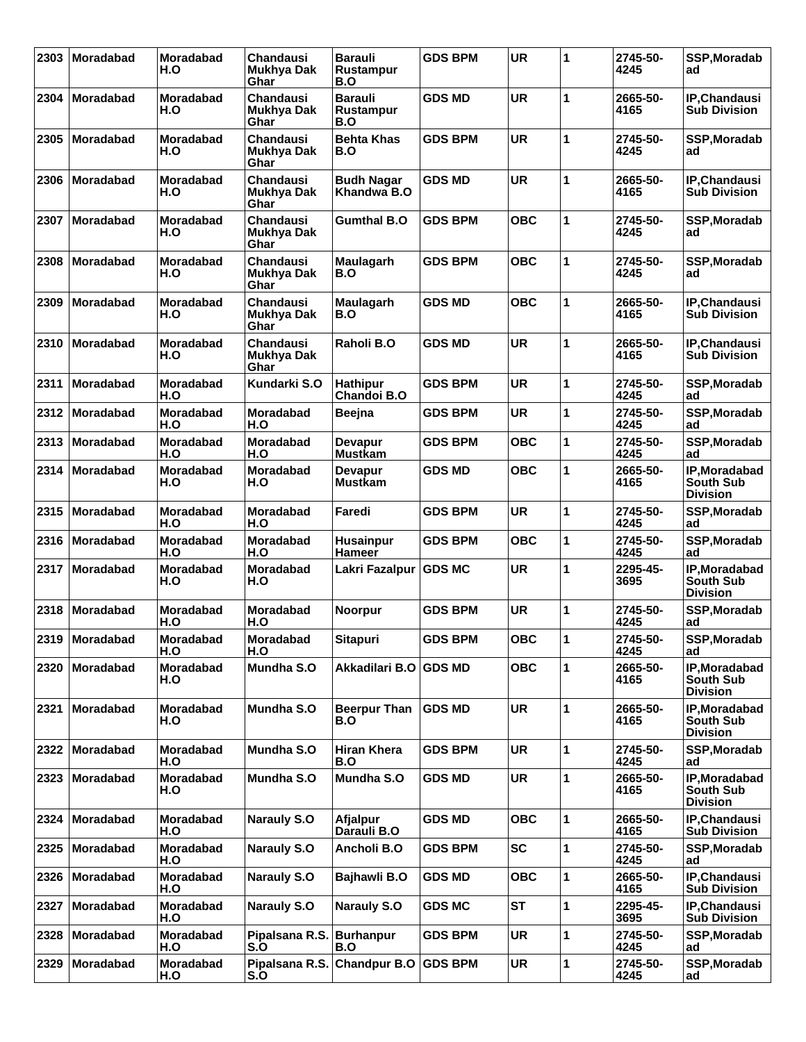| | | | | | | | | | |
|---|---|---|---|---|---|---|---|---|---|
| 2303 | Moradabad | Moradabad H.O | Chandausi Mukhya Dak Ghar | Barauli Rustampur B.O | GDS BPM | UR | 1 | 2745-50-4245 | SSP,Moradabad |
| 2304 | Moradabad | Moradabad H.O | Chandausi Mukhya Dak Ghar | Barauli Rustampur B.O | GDS MD | UR | 1 | 2665-50-4165 | IP,Chandausi Sub Division |
| 2305 | Moradabad | Moradabad H.O | Chandausi Mukhya Dak Ghar | Behta Khas B.O | GDS BPM | UR | 1 | 2745-50-4245 | SSP,Moradabad |
| 2306 | Moradabad | Moradabad H.O | Chandausi Mukhya Dak Ghar | Budh Nagar Khandwa B.O | GDS MD | UR | 1 | 2665-50-4165 | IP,Chandausi Sub Division |
| 2307 | Moradabad | Moradabad H.O | Chandausi Mukhya Dak Ghar | Gumthal B.O | GDS BPM | OBC | 1 | 2745-50-4245 | SSP,Moradabad |
| 2308 | Moradabad | Moradabad H.O | Chandausi Mukhya Dak Ghar | Maulagarh B.O | GDS BPM | OBC | 1 | 2745-50-4245 | SSP,Moradabad |
| 2309 | Moradabad | Moradabad H.O | Chandausi Mukhya Dak Ghar | Maulagarh B.O | GDS MD | OBC | 1 | 2665-50-4165 | IP,Chandausi Sub Division |
| 2310 | Moradabad | Moradabad H.O | Chandausi Mukhya Dak Ghar | Raholi B.O | GDS MD | UR | 1 | 2665-50-4165 | IP,Chandausi Sub Division |
| 2311 | Moradabad | Moradabad H.O | Kundarki S.O | Hathipur Chandoi B.O | GDS BPM | UR | 1 | 2745-50-4245 | SSP,Moradabad |
| 2312 | Moradabad | Moradabad H.O | Moradabad H.O | Beejna | GDS BPM | UR | 1 | 2745-50-4245 | SSP,Moradabad |
| 2313 | Moradabad | Moradabad H.O | Moradabad H.O | Devapur Mustkam | GDS BPM | OBC | 1 | 2745-50-4245 | SSP,Moradabad |
| 2314 | Moradabad | Moradabad H.O | Moradabad H.O | Devapur Mustkam | GDS MD | OBC | 1 | 2665-50-4165 | IP,Moradabad South Sub Division |
| 2315 | Moradabad | Moradabad H.O | Moradabad H.O | Faredi | GDS BPM | UR | 1 | 2745-50-4245 | SSP,Moradabad |
| 2316 | Moradabad | Moradabad H.O | Moradabad H.O | Husainpur Hameer | GDS BPM | OBC | 1 | 2745-50-4245 | SSP,Moradabad |
| 2317 | Moradabad | Moradabad H.O | Moradabad H.O | Lakri Fazalpur | GDS MC | UR | 1 | 2295-45-3695 | IP,Moradabad South Sub Division |
| 2318 | Moradabad | Moradabad H.O | Moradabad H.O | Noorpur | GDS BPM | UR | 1 | 2745-50-4245 | SSP,Moradabad |
| 2319 | Moradabad | Moradabad H.O | Moradabad H.O | Sitapuri | GDS BPM | OBC | 1 | 2745-50-4245 | SSP,Moradabad |
| 2320 | Moradabad | Moradabad H.O | Mundha S.O | Akkadilari B.O | GDS MD | OBC | 1 | 2665-50-4165 | IP,Moradabad South Sub Division |
| 2321 | Moradabad | Moradabad H.O | Mundha S.O | Beerpur Than B.O | GDS MD | UR | 1 | 2665-50-4165 | IP,Moradabad South Sub Division |
| 2322 | Moradabad | Moradabad H.O | Mundha S.O | Hiran Khera B.O | GDS BPM | UR | 1 | 2745-50-4245 | SSP,Moradabad |
| 2323 | Moradabad | Moradabad H.O | Mundha S.O | Mundha S.O | GDS MD | UR | 1 | 2665-50-4165 | IP,Moradabad South Sub Division |
| 2324 | Moradabad | Moradabad H.O | Narauly S.O | Afjalpur Darauli B.O | GDS MD | OBC | 1 | 2665-50-4165 | IP,Chandausi Sub Division |
| 2325 | Moradabad | Moradabad H.O | Narauly S.O | Ancholi B.O | GDS BPM | SC | 1 | 2745-50-4245 | SSP,Moradabad |
| 2326 | Moradabad | Moradabad H.O | Narauly S.O | Bajhawli B.O | GDS MD | OBC | 1 | 2665-50-4165 | IP,Chandausi Sub Division |
| 2327 | Moradabad | Moradabad H.O | Narauly S.O | Narauly S.O | GDS MC | ST | 1 | 2295-45-3695 | IP,Chandausi Sub Division |
| 2328 | Moradabad | Moradabad H.O | Pipalsana R.S. S.O | Burhanpur B.O | GDS BPM | UR | 1 | 2745-50-4245 | SSP,Moradabad |
| 2329 | Moradabad | Moradabad H.O | Pipalsana R.S. S.O | Chandpur B.O | GDS BPM | UR | 1 | 2745-50-4245 | SSP,Moradabad |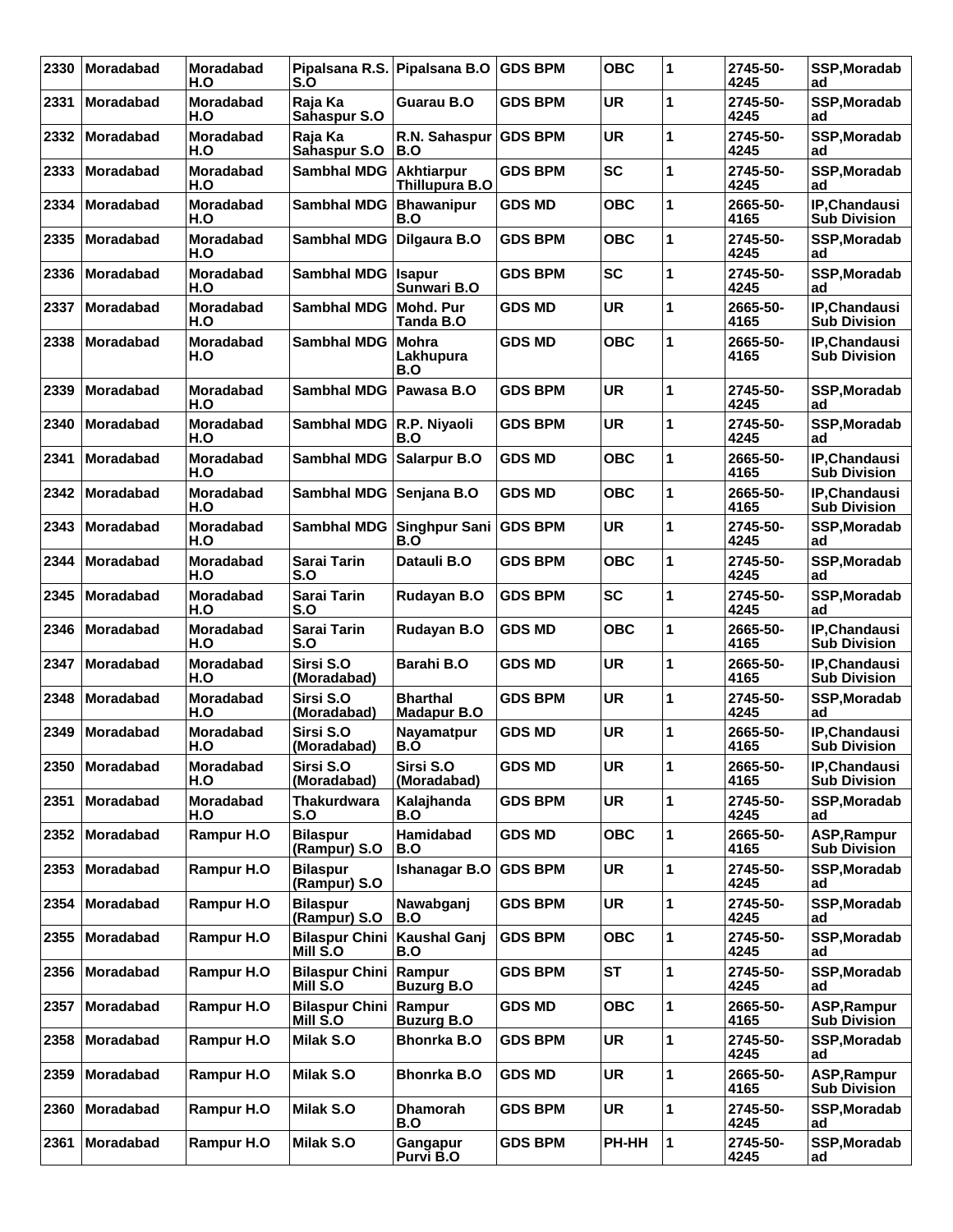| | | | | | | | | | |
|---|---|---|---|---|---|---|---|---|---|
| 2330 | Moradabad | Moradabad H.O | Pipalsana R.S. S.O | Pipalsana B.O | GDS BPM | OBC | 1 | 2745-50-4245 | SSP,Moradabad |
| 2331 | Moradabad | Moradabad H.O | Raja Ka Sahaspur S.O | Guarau B.O | GDS BPM | UR | 1 | 2745-50-4245 | SSP,Moradabad |
| 2332 | Moradabad | Moradabad H.O | Raja Ka Sahaspur S.O | R.N. Sahaspur B.O | GDS BPM | UR | 1 | 2745-50-4245 | SSP,Moradabad |
| 2333 | Moradabad | Moradabad H.O | Sambhal MDG | Akhtiarpur Thillupura B.O | GDS BPM | SC | 1 | 2745-50-4245 | SSP,Moradabad |
| 2334 | Moradabad | Moradabad H.O | Sambhal MDG | Bhawanipur B.O | GDS MD | OBC | 1 | 2665-50-4165 | IP,Chandausi Sub Division |
| 2335 | Moradabad | Moradabad H.O | Sambhal MDG | Dilgaura B.O | GDS BPM | OBC | 1 | 2745-50-4245 | SSP,Moradabad |
| 2336 | Moradabad | Moradabad H.O | Sambhal MDG | Isapur Sunwari B.O | GDS BPM | SC | 1 | 2745-50-4245 | SSP,Moradabad |
| 2337 | Moradabad | Moradabad H.O | Sambhal MDG | Mohd. Pur Tanda B.O | GDS MD | UR | 1 | 2665-50-4165 | IP,Chandausi Sub Division |
| 2338 | Moradabad | Moradabad H.O | Sambhal MDG | Mohra Lakhupura B.O | GDS MD | OBC | 1 | 2665-50-4165 | IP,Chandausi Sub Division |
| 2339 | Moradabad | Moradabad H.O | Sambhal MDG | Pawasa B.O | GDS BPM | UR | 1 | 2745-50-4245 | SSP,Moradabad |
| 2340 | Moradabad | Moradabad H.O | Sambhal MDG | R.P. Niyaoli B.O | GDS BPM | UR | 1 | 2745-50-4245 | SSP,Moradabad |
| 2341 | Moradabad | Moradabad H.O | Sambhal MDG | Salarpur B.O | GDS MD | OBC | 1 | 2665-50-4165 | IP,Chandausi Sub Division |
| 2342 | Moradabad | Moradabad H.O | Sambhal MDG | Senjana B.O | GDS MD | OBC | 1 | 2665-50-4165 | IP,Chandausi Sub Division |
| 2343 | Moradabad | Moradabad H.O | Sambhal MDG | Singhpur Sani B.O | GDS BPM | UR | 1 | 2745-50-4245 | SSP,Moradabad |
| 2344 | Moradabad | Moradabad H.O | Sarai Tarin S.O | Datauli B.O | GDS BPM | OBC | 1 | 2745-50-4245 | SSP,Moradabad |
| 2345 | Moradabad | Moradabad H.O | Sarai Tarin S.O | Rudayan B.O | GDS BPM | SC | 1 | 2745-50-4245 | SSP,Moradabad |
| 2346 | Moradabad | Moradabad H.O | Sarai Tarin S.O | Rudayan B.O | GDS MD | OBC | 1 | 2665-50-4165 | IP,Chandausi Sub Division |
| 2347 | Moradabad | Moradabad H.O | Sirsi S.O (Moradabad) | Barahi B.O | GDS MD | UR | 1 | 2665-50-4165 | IP,Chandausi Sub Division |
| 2348 | Moradabad | Moradabad H.O | Sirsi S.O (Moradabad) | Bharthal Madapur B.O | GDS BPM | UR | 1 | 2745-50-4245 | SSP,Moradabad |
| 2349 | Moradabad | Moradabad H.O | Sirsi S.O (Moradabad) | Nayamatpur B.O | GDS MD | UR | 1 | 2665-50-4165 | IP,Chandausi Sub Division |
| 2350 | Moradabad | Moradabad H.O | Sirsi S.O (Moradabad) | Sirsi S.O (Moradabad) | GDS MD | UR | 1 | 2665-50-4165 | IP,Chandausi Sub Division |
| 2351 | Moradabad | Moradabad H.O | Thakurdwara S.O | Kalajhanda B.O | GDS BPM | UR | 1 | 2745-50-4245 | SSP,Moradabad |
| 2352 | Moradabad | Rampur H.O | Bilaspur (Rampur) S.O | Hamidabad B.O | GDS MD | OBC | 1 | 2665-50-4165 | ASP,Rampur Sub Division |
| 2353 | Moradabad | Rampur H.O | Bilaspur (Rampur) S.O | Ishanagar B.O | GDS BPM | UR | 1 | 2745-50-4245 | SSP,Moradabad |
| 2354 | Moradabad | Rampur H.O | Bilaspur (Rampur) S.O | Nawabganj B.O | GDS BPM | UR | 1 | 2745-50-4245 | SSP,Moradabad |
| 2355 | Moradabad | Rampur H.O | Bilaspur Chini Mill S.O | Kaushal Ganj B.O | GDS BPM | OBC | 1 | 2745-50-4245 | SSP,Moradabad |
| 2356 | Moradabad | Rampur H.O | Bilaspur Chini Mill S.O | Rampur Buzurg B.O | GDS BPM | ST | 1 | 2745-50-4245 | SSP,Moradabad |
| 2357 | Moradabad | Rampur H.O | Bilaspur Chini Mill S.O | Rampur Buzurg B.O | GDS MD | OBC | 1 | 2665-50-4165 | ASP,Rampur Sub Division |
| 2358 | Moradabad | Rampur H.O | Milak S.O | Bhonrka B.O | GDS BPM | UR | 1 | 2745-50-4245 | SSP,Moradabad |
| 2359 | Moradabad | Rampur H.O | Milak S.O | Bhonrka B.O | GDS MD | UR | 1 | 2665-50-4165 | ASP,Rampur Sub Division |
| 2360 | Moradabad | Rampur H.O | Milak S.O | Dhamorah B.O | GDS BPM | UR | 1 | 2745-50-4245 | SSP,Moradabad |
| 2361 | Moradabad | Rampur H.O | Milak S.O | Gangapur Purvi B.O | GDS BPM | PH-HH | 1 | 2745-50-4245 | SSP,Moradabad |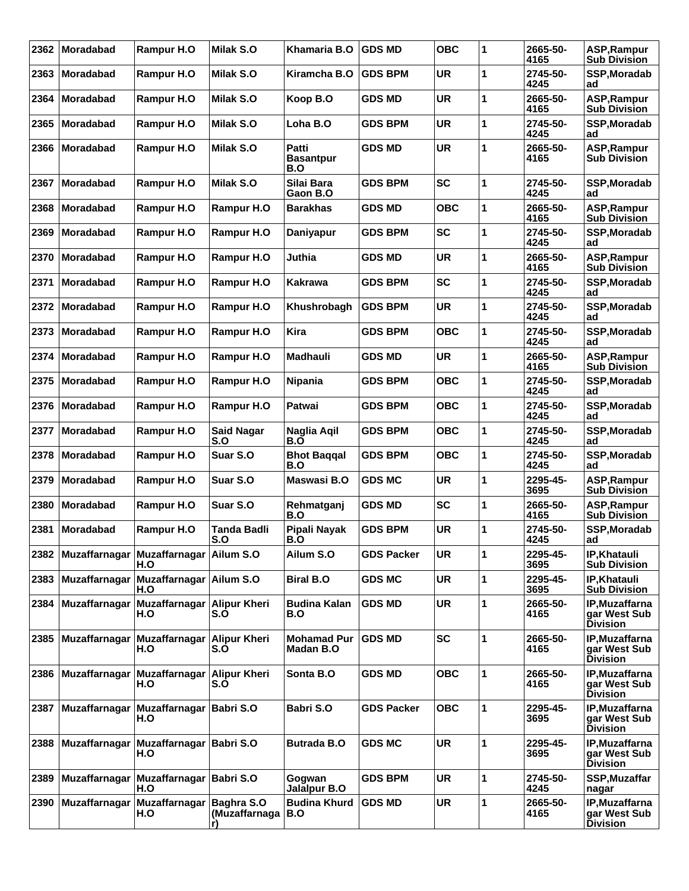| | | | | | | | | | |
|---|---|---|---|---|---|---|---|---|---|
| 2362 | Moradabad | Rampur H.O | Milak S.O | Khamaria B.O | GDS MD | OBC | 1 | 2665-50-4165 | ASP,Rampur Sub Division |
| 2363 | Moradabad | Rampur H.O | Milak S.O | Kiramcha B.O | GDS BPM | UR | 1 | 2745-50-4245 | SSP,Moradabad |
| 2364 | Moradabad | Rampur H.O | Milak S.O | Koop B.O | GDS MD | UR | 1 | 2665-50-4165 | ASP,Rampur Sub Division |
| 2365 | Moradabad | Rampur H.O | Milak S.O | Loha B.O | GDS BPM | UR | 1 | 2745-50-4245 | SSP,Moradabad |
| 2366 | Moradabad | Rampur H.O | Milak S.O | Patti Basantpur B.O | GDS MD | UR | 1 | 2665-50-4165 | ASP,Rampur Sub Division |
| 2367 | Moradabad | Rampur H.O | Milak S.O | Silai Bara Gaon B.O | GDS BPM | SC | 1 | 2745-50-4245 | SSP,Moradabad |
| 2368 | Moradabad | Rampur H.O | Rampur H.O | Barakhas | GDS MD | OBC | 1 | 2665-50-4165 | ASP,Rampur Sub Division |
| 2369 | Moradabad | Rampur H.O | Rampur H.O | Daniyapur | GDS BPM | SC | 1 | 2745-50-4245 | SSP,Moradabad |
| 2370 | Moradabad | Rampur H.O | Rampur H.O | Juthia | GDS MD | UR | 1 | 2665-50-4165 | ASP,Rampur Sub Division |
| 2371 | Moradabad | Rampur H.O | Rampur H.O | Kakrawa | GDS BPM | SC | 1 | 2745-50-4245 | SSP,Moradabad |
| 2372 | Moradabad | Rampur H.O | Rampur H.O | Khushrobagh | GDS BPM | UR | 1 | 2745-50-4245 | SSP,Moradabad |
| 2373 | Moradabad | Rampur H.O | Rampur H.O | Kira | GDS BPM | OBC | 1 | 2745-50-4245 | SSP,Moradabad |
| 2374 | Moradabad | Rampur H.O | Rampur H.O | Madhauli | GDS MD | UR | 1 | 2665-50-4165 | ASP,Rampur Sub Division |
| 2375 | Moradabad | Rampur H.O | Rampur H.O | Nipania | GDS BPM | OBC | 1 | 2745-50-4245 | SSP,Moradabad |
| 2376 | Moradabad | Rampur H.O | Rampur H.O | Patwai | GDS BPM | OBC | 1 | 2745-50-4245 | SSP,Moradabad |
| 2377 | Moradabad | Rampur H.O | Said Nagar S.O | Naglia Aqil B.O | GDS BPM | OBC | 1 | 2745-50-4245 | SSP,Moradabad |
| 2378 | Moradabad | Rampur H.O | Suar S.O | Bhot Baqqal B.O | GDS BPM | OBC | 1 | 2745-50-4245 | SSP,Moradabad |
| 2379 | Moradabad | Rampur H.O | Suar S.O | Maswasi B.O | GDS MC | UR | 1 | 2295-45-3695 | ASP,Rampur Sub Division |
| 2380 | Moradabad | Rampur H.O | Suar S.O | Rehmatganj B.O | GDS MD | SC | 1 | 2665-50-4165 | ASP,Rampur Sub Division |
| 2381 | Moradabad | Rampur H.O | Tanda Badli S.O | Pipali Nayak B.O | GDS BPM | UR | 1 | 2745-50-4245 | SSP,Moradabad |
| 2382 | Muzaffarnagar | Muzaffarnagar H.O | Ailum S.O | Ailum S.O | GDS Packer | UR | 1 | 2295-45-3695 | IP,Khatauli Sub Division |
| 2383 | Muzaffarnagar | Muzaffarnagar H.O | Ailum S.O | Biral B.O | GDS MC | UR | 1 | 2295-45-3695 | IP,Khatauli Sub Division |
| 2384 | Muzaffarnagar | Muzaffarnagar H.O | Alipur Kheri S.O | Budina Kalan B.O | GDS MD | UR | 1 | 2665-50-4165 | IP,Muzaffarnagar West Sub Division |
| 2385 | Muzaffarnagar | Muzaffarnagar H.O | Alipur Kheri S.O | Mohamad Pur Madan B.O | GDS MD | SC | 1 | 2665-50-4165 | IP,Muzaffarnagar West Sub Division |
| 2386 | Muzaffarnagar | Muzaffarnagar H.O | Alipur Kheri S.O | Sonta B.O | GDS MD | OBC | 1 | 2665-50-4165 | IP,Muzaffarnagar West Sub Division |
| 2387 | Muzaffarnagar | Muzaffarnagar H.O | Babri S.O | Babri S.O | GDS Packer | OBC | 1 | 2295-45-3695 | IP,Muzaffarnagar West Sub Division |
| 2388 | Muzaffarnagar | Muzaffarnagar H.O | Babri S.O | Butrada B.O | GDS MC | UR | 1 | 2295-45-3695 | IP,Muzaffarnagar West Sub Division |
| 2389 | Muzaffarnagar | Muzaffarnagar H.O | Babri S.O | Gogwan Jalalpur B.O | GDS BPM | UR | 1 | 2745-50-4245 | SSP,Muzaffarnagar |
| 2390 | Muzaffarnagar | Muzaffarnagar H.O | Baghra S.O (Muzaffarnagar) | Budina Khurd B.O | GDS MD | UR | 1 | 2665-50-4165 | IP,Muzaffarnagar West Sub Division |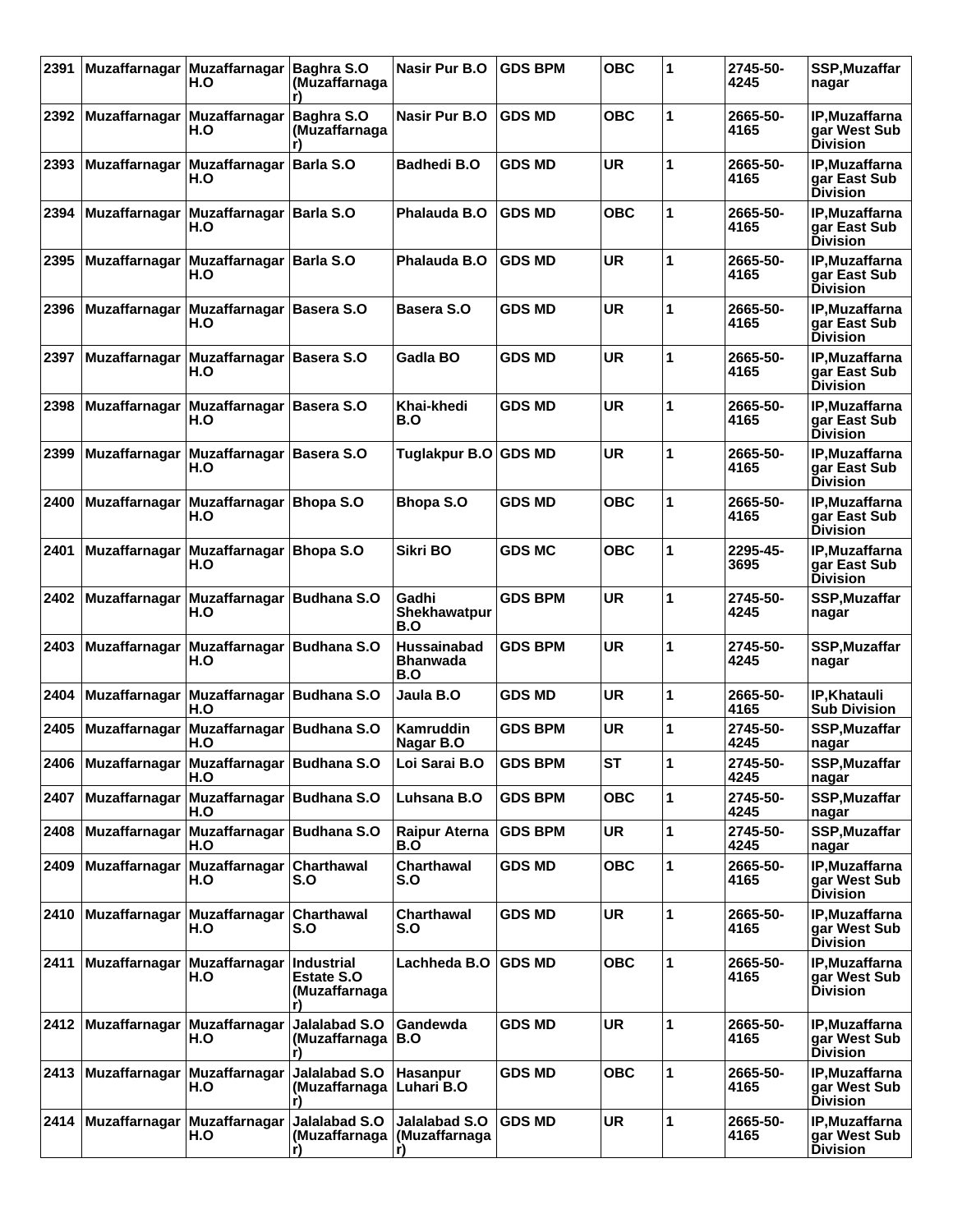| 2391 | Muzaffarnagar | Muzaffarnagar H.O | Baghra S.O (Muzaffarnagar) | Nasir Pur B.O | GDS BPM | OBC | 1 | 2745-50-4245 | SSP,Muzaffarnagar |
|---|---|---|---|---|---|---|---|---|---|
| 2392 | Muzaffarnagar | Muzaffarnagar H.O | Baghra S.O (Muzaffarnagar) | Nasir Pur B.O | GDS MD | OBC | 1 | 2665-50-4165 | IP,Muzaffarnagar West Sub Division |
| 2393 | Muzaffarnagar | Muzaffarnagar H.O | Barla S.O | Badhedi B.O | GDS MD | UR | 1 | 2665-50-4165 | IP,Muzaffarnagar East Sub Division |
| 2394 | Muzaffarnagar | Muzaffarnagar H.O | Barla S.O | Phalauda B.O | GDS MD | OBC | 1 | 2665-50-4165 | IP,Muzaffarnagar East Sub Division |
| 2395 | Muzaffarnagar | Muzaffarnagar H.O | Barla S.O | Phalauda B.O | GDS MD | UR | 1 | 2665-50-4165 | IP,Muzaffarnagar East Sub Division |
| 2396 | Muzaffarnagar | Muzaffarnagar H.O | Basera S.O | Basera S.O | GDS MD | UR | 1 | 2665-50-4165 | IP,Muzaffarnagar East Sub Division |
| 2397 | Muzaffarnagar | Muzaffarnagar H.O | Basera S.O | Gadla BO | GDS MD | UR | 1 | 2665-50-4165 | IP,Muzaffarnagar East Sub Division |
| 2398 | Muzaffarnagar | Muzaffarnagar H.O | Basera S.O | Khai-khedi B.O | GDS MD | UR | 1 | 2665-50-4165 | IP,Muzaffarnagar East Sub Division |
| 2399 | Muzaffarnagar | Muzaffarnagar H.O | Basera S.O | Tuglakpur B.O | GDS MD | UR | 1 | 2665-50-4165 | IP,Muzaffarnagar East Sub Division |
| 2400 | Muzaffarnagar | Muzaffarnagar H.O | Bhopa S.O | Bhopa S.O | GDS MD | OBC | 1 | 2665-50-4165 | IP,Muzaffarnagar East Sub Division |
| 2401 | Muzaffarnagar | Muzaffarnagar H.O | Bhopa S.O | Sikri BO | GDS MC | OBC | 1 | 2295-45-3695 | IP,Muzaffarnagar East Sub Division |
| 2402 | Muzaffarnagar | Muzaffarnagar H.O | Budhana S.O | Gadhi Shekhawatpur B.O | GDS BPM | UR | 1 | 2745-50-4245 | SSP,Muzaffarnagar |
| 2403 | Muzaffarnagar | Muzaffarnagar H.O | Budhana S.O | Hussainabad Bhanwada B.O | GDS BPM | UR | 1 | 2745-50-4245 | SSP,Muzaffarnagar |
| 2404 | Muzaffarnagar | Muzaffarnagar H.O | Budhana S.O | Jaula B.O | GDS MD | UR | 1 | 2665-50-4165 | IP,Khatauli Sub Division |
| 2405 | Muzaffarnagar | Muzaffarnagar H.O | Budhana S.O | Kamruddin Nagar B.O | GDS BPM | UR | 1 | 2745-50-4245 | SSP,Muzaffarnagar |
| 2406 | Muzaffarnagar | Muzaffarnagar H.O | Budhana S.O | Loi Sarai B.O | GDS BPM | ST | 1 | 2745-50-4245 | SSP,Muzaffarnagar |
| 2407 | Muzaffarnagar | Muzaffarnagar H.O | Budhana S.O | Luhsana B.O | GDS BPM | OBC | 1 | 2745-50-4245 | SSP,Muzaffarnagar |
| 2408 | Muzaffarnagar | Muzaffarnagar H.O | Budhana S.O | Raipur Aterna B.O | GDS BPM | UR | 1 | 2745-50-4245 | SSP,Muzaffarnagar |
| 2409 | Muzaffarnagar | Muzaffarnagar H.O | Charthawal S.O | Charthawal S.O | GDS MD | OBC | 1 | 2665-50-4165 | IP,Muzaffarnagar West Sub Division |
| 2410 | Muzaffarnagar | Muzaffarnagar H.O | Charthawal S.O | Charthawal S.O | GDS MD | UR | 1 | 2665-50-4165 | IP,Muzaffarnagar West Sub Division |
| 2411 | Muzaffarnagar | Muzaffarnagar H.O | Industrial Estate S.O (Muzaffarnagar) | Lachheda B.O | GDS MD | OBC | 1 | 2665-50-4165 | IP,Muzaffarnagar West Sub Division |
| 2412 | Muzaffarnagar | Muzaffarnagar H.O | Jalalabad S.O (Muzaffarnagar) | Gandewda B.O | GDS MD | UR | 1 | 2665-50-4165 | IP,Muzaffarnagar West Sub Division |
| 2413 | Muzaffarnagar | Muzaffarnagar H.O | Jalalabad S.O (Muzaffarnagar) | Hasanpur Luhari B.O | GDS MD | OBC | 1 | 2665-50-4165 | IP,Muzaffarnagar West Sub Division |
| 2414 | Muzaffarnagar | Muzaffarnagar H.O | Jalalabad S.O (Muzaffarnagar) | Jalalabad S.O (Muzaffarnagar) | GDS MD | UR | 1 | 2665-50-4165 | IP,Muzaffarnagar West Sub Division |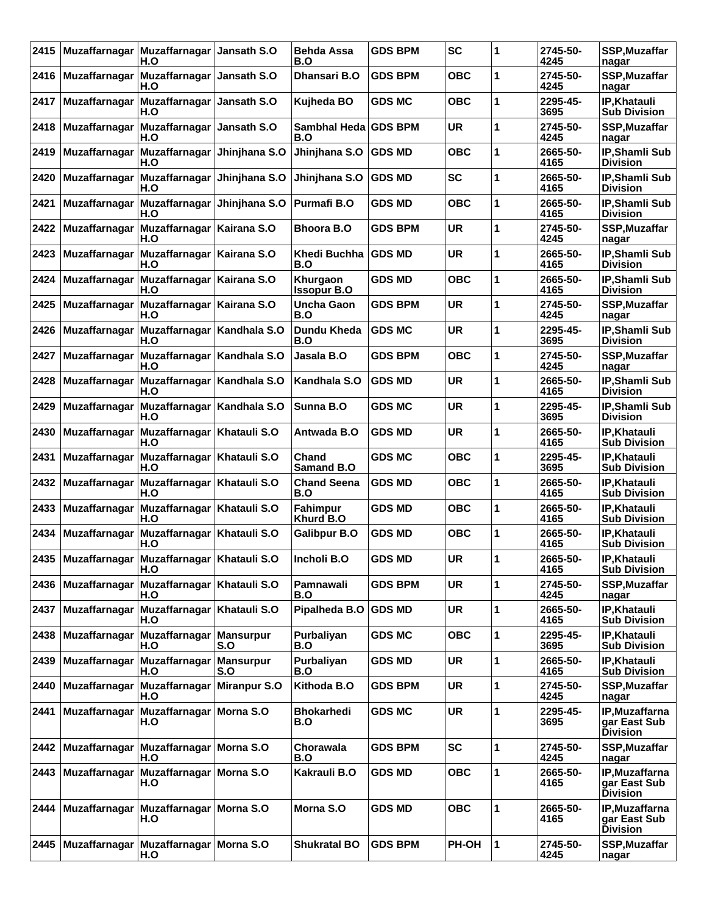| | | | | | | | | | |
|---|---|---|---|---|---|---|---|---|---|
| 2415 | Muzaffarnagar | Muzaffarnagar H.O | Jansath S.O | Behda Assa B.O | GDS BPM | SC | 1 | 2745-50-4245 | SSP,Muzaffar nagar |
| 2416 | Muzaffarnagar | Muzaffarnagar H.O | Jansath S.O | Dhansari B.O | GDS BPM | OBC | 1 | 2745-50-4245 | SSP,Muzaffar nagar |
| 2417 | Muzaffarnagar | Muzaffarnagar H.O | Jansath S.O | Kujheda BO | GDS MC | OBC | 1 | 2295-45-3695 | IP,Khatauli Sub Division |
| 2418 | Muzaffarnagar | Muzaffarnagar H.O | Jansath S.O | Sambhal Heda B.O | GDS BPM | UR | 1 | 2745-50-4245 | SSP,Muzaffar nagar |
| 2419 | Muzaffarnagar | Muzaffarnagar H.O | Jhinjhana S.O | Jhinjhana S.O | GDS MD | OBC | 1 | 2665-50-4165 | IP,Shamli Sub Division |
| 2420 | Muzaffarnagar | Muzaffarnagar H.O | Jhinjhana S.O | Jhinjhana S.O | GDS MD | SC | 1 | 2665-50-4165 | IP,Shamli Sub Division |
| 2421 | Muzaffarnagar | Muzaffarnagar H.O | Jhinjhana S.O | Purmafi B.O | GDS MD | OBC | 1 | 2665-50-4165 | IP,Shamli Sub Division |
| 2422 | Muzaffarnagar | Muzaffarnagar H.O | Kairana S.O | Bhoora B.O | GDS BPM | UR | 1 | 2745-50-4245 | SSP,Muzaffar nagar |
| 2423 | Muzaffarnagar | Muzaffarnagar H.O | Kairana S.O | Khedi Buchha B.O | GDS MD | UR | 1 | 2665-50-4165 | IP,Shamli Sub Division |
| 2424 | Muzaffarnagar | Muzaffarnagar H.O | Kairana S.O | Khurgaon Issopur B.O | GDS MD | OBC | 1 | 2665-50-4165 | IP,Shamli Sub Division |
| 2425 | Muzaffarnagar | Muzaffarnagar H.O | Kairana S.O | Uncha Gaon B.O | GDS BPM | UR | 1 | 2745-50-4245 | SSP,Muzaffar nagar |
| 2426 | Muzaffarnagar | Muzaffarnagar H.O | Kandhala S.O | Dundu Kheda B.O | GDS MC | UR | 1 | 2295-45-3695 | IP,Shamli Sub Division |
| 2427 | Muzaffarnagar | Muzaffarnagar H.O | Kandhala S.O | Jasala B.O | GDS BPM | OBC | 1 | 2745-50-4245 | SSP,Muzaffar nagar |
| 2428 | Muzaffarnagar | Muzaffarnagar H.O | Kandhala S.O | Kandhala S.O | GDS MD | UR | 1 | 2665-50-4165 | IP,Shamli Sub Division |
| 2429 | Muzaffarnagar | Muzaffarnagar H.O | Kandhala S.O | Sunna B.O | GDS MC | UR | 1 | 2295-45-3695 | IP,Shamli Sub Division |
| 2430 | Muzaffarnagar | Muzaffarnagar H.O | Khatauli S.O | Antwada B.O | GDS MD | UR | 1 | 2665-50-4165 | IP,Khatauli Sub Division |
| 2431 | Muzaffarnagar | Muzaffarnagar H.O | Khatauli S.O | Chand Samand B.O | GDS MC | OBC | 1 | 2295-45-3695 | IP,Khatauli Sub Division |
| 2432 | Muzaffarnagar | Muzaffarnagar H.O | Khatauli S.O | Chand Seena B.O | GDS MD | OBC | 1 | 2665-50-4165 | IP,Khatauli Sub Division |
| 2433 | Muzaffarnagar | Muzaffarnagar H.O | Khatauli S.O | Fahimpur Khurd B.O | GDS MD | OBC | 1 | 2665-50-4165 | IP,Khatauli Sub Division |
| 2434 | Muzaffarnagar | Muzaffarnagar H.O | Khatauli S.O | Galibpur B.O | GDS MD | OBC | 1 | 2665-50-4165 | IP,Khatauli Sub Division |
| 2435 | Muzaffarnagar | Muzaffarnagar H.O | Khatauli S.O | Incholi B.O | GDS MD | UR | 1 | 2665-50-4165 | IP,Khatauli Sub Division |
| 2436 | Muzaffarnagar | Muzaffarnagar H.O | Khatauli S.O | Pamnawali B.O | GDS BPM | UR | 1 | 2745-50-4245 | SSP,Muzaffar nagar |
| 2437 | Muzaffarnagar | Muzaffarnagar H.O | Khatauli S.O | Pipalheda B.O | GDS MD | UR | 1 | 2665-50-4165 | IP,Khatauli Sub Division |
| 2438 | Muzaffarnagar | Muzaffarnagar H.O | Mansurpur S.O | Purbaliyan B.O | GDS MC | OBC | 1 | 2295-45-3695 | IP,Khatauli Sub Division |
| 2439 | Muzaffarnagar | Muzaffarnagar H.O | Mansurpur S.O | Purbaliyan B.O | GDS MD | UR | 1 | 2665-50-4165 | IP,Khatauli Sub Division |
| 2440 | Muzaffarnagar | Muzaffarnagar H.O | Miranpur S.O | Kithoda B.O | GDS BPM | UR | 1 | 2745-50-4245 | SSP,Muzaffar nagar |
| 2441 | Muzaffarnagar | Muzaffarnagar H.O | Morna S.O | Bhokarhedi B.O | GDS MC | UR | 1 | 2295-45-3695 | IP,Muzaffarna gar East Sub Division |
| 2442 | Muzaffarnagar | Muzaffarnagar H.O | Morna S.O | Chorawala B.O | GDS BPM | SC | 1 | 2745-50-4245 | SSP,Muzaffar nagar |
| 2443 | Muzaffarnagar | Muzaffarnagar H.O | Morna S.O | Kakrauli B.O | GDS MD | OBC | 1 | 2665-50-4165 | IP,Muzaffarna gar East Sub Division |
| 2444 | Muzaffarnagar | Muzaffarnagar H.O | Morna S.O | Morna S.O | GDS MD | OBC | 1 | 2665-50-4165 | IP,Muzaffarna gar East Sub Division |
| 2445 | Muzaffarnagar | Muzaffarnagar H.O | Morna S.O | Shukratal BO | GDS BPM | PH-OH | 1 | 2745-50-4245 | SSP,Muzaffar nagar |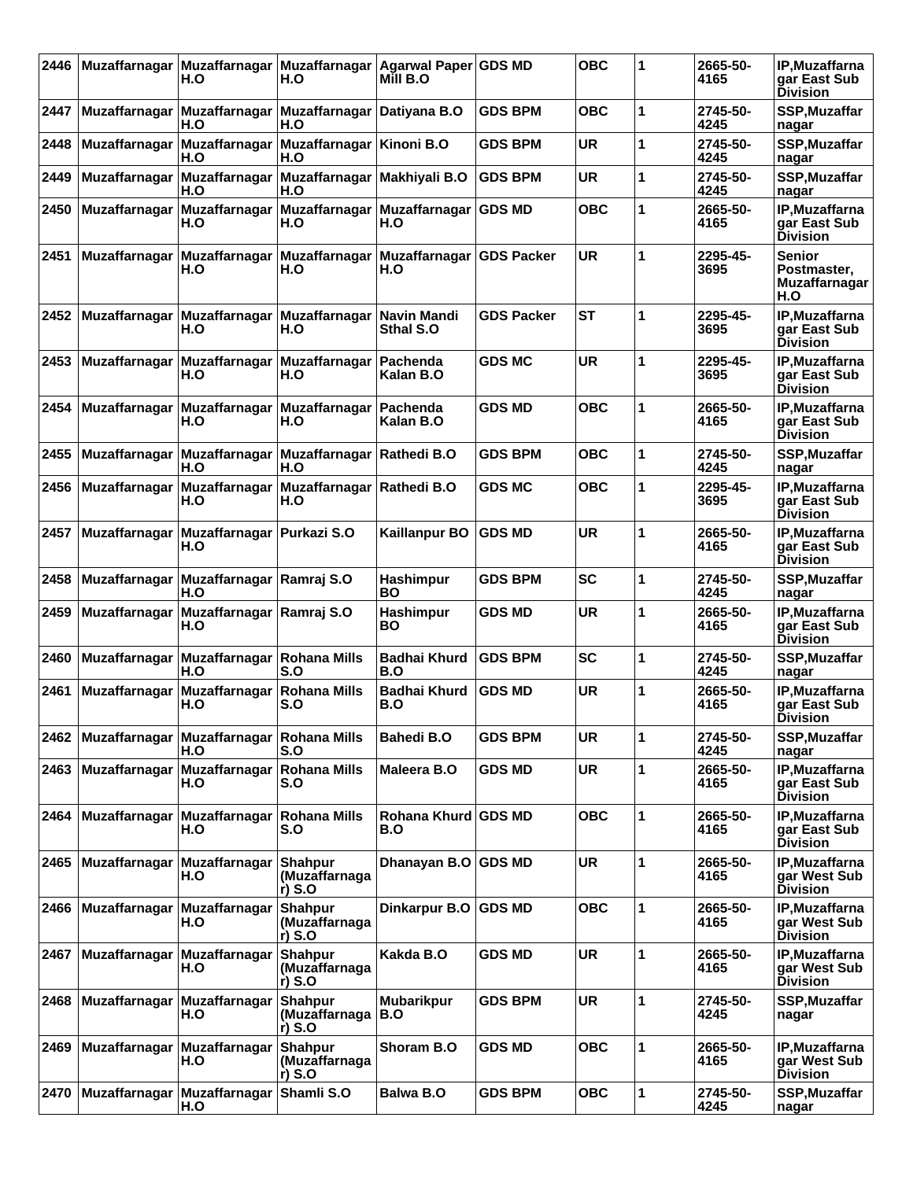| | | | | | | | | | |
|---|---|---|---|---|---|---|---|---|---|
| 2446 | Muzaffarnagar | Muzaffarnagar H.O | Muzaffarnagar H.O | Agarwal Paper Mill B.O | GDS MD | OBC | 1 | 2665-50-4165 | IP,Muzaffarnagar East Sub Division |
| 2447 | Muzaffarnagar | Muzaffarnagar H.O | Muzaffarnagar H.O | Datiyana B.O | GDS BPM | OBC | 1 | 2745-50-4245 | SSP,Muzaffarnagar |
| 2448 | Muzaffarnagar | Muzaffarnagar H.O | Muzaffarnagar H.O | Kinoni B.O | GDS BPM | UR | 1 | 2745-50-4245 | SSP,Muzaffarnagar |
| 2449 | Muzaffarnagar | Muzaffarnagar H.O | Muzaffarnagar H.O | Makhiyali B.O | GDS BPM | UR | 1 | 2745-50-4245 | SSP,Muzaffarnagar |
| 2450 | Muzaffarnagar | Muzaffarnagar H.O | Muzaffarnagar H.O | Muzaffarnagar H.O | GDS MD | OBC | 1 | 2665-50-4165 | IP,Muzaffarnagar East Sub Division |
| 2451 | Muzaffarnagar | Muzaffarnagar H.O | Muzaffarnagar H.O | Muzaffarnagar H.O | GDS Packer | UR | 1 | 2295-45-3695 | Senior Postmaster, Muzaffarnagar H.O |
| 2452 | Muzaffarnagar | Muzaffarnagar H.O | Muzaffarnagar H.O | Navin Mandi Sthal S.O | GDS Packer | ST | 1 | 2295-45-3695 | IP,Muzaffarnagar East Sub Division |
| 2453 | Muzaffarnagar | Muzaffarnagar H.O | Muzaffarnagar H.O | Pachenda Kalan B.O | GDS MC | UR | 1 | 2295-45-3695 | IP,Muzaffarnagar East Sub Division |
| 2454 | Muzaffarnagar | Muzaffarnagar H.O | Muzaffarnagar H.O | Pachenda Kalan B.O | GDS MD | OBC | 1 | 2665-50-4165 | IP,Muzaffarnagar East Sub Division |
| 2455 | Muzaffarnagar | Muzaffarnagar H.O | Muzaffarnagar H.O | Rathedi B.O | GDS BPM | OBC | 1 | 2745-50-4245 | SSP,Muzaffarnagar |
| 2456 | Muzaffarnagar | Muzaffarnagar H.O | Muzaffarnagar H.O | Rathedi B.O | GDS MC | OBC | 1 | 2295-45-3695 | IP,Muzaffarnagar East Sub Division |
| 2457 | Muzaffarnagar | Muzaffarnagar H.O | Purkazi S.O | Kaillanpur BO | GDS MD | UR | 1 | 2665-50-4165 | IP,Muzaffarnagar East Sub Division |
| 2458 | Muzaffarnagar | Muzaffarnagar H.O | Ramraj S.O | Hashimpur BO | GDS BPM | SC | 1 | 2745-50-4245 | SSP,Muzaffarnagar |
| 2459 | Muzaffarnagar | Muzaffarnagar H.O | Ramraj S.O | Hashimpur BO | GDS MD | UR | 1 | 2665-50-4165 | IP,Muzaffarnagar East Sub Division |
| 2460 | Muzaffarnagar | Muzaffarnagar H.O | Rohana Mills S.O | Badhai Khurd B.O | GDS BPM | SC | 1 | 2745-50-4245 | SSP,Muzaffarnagar |
| 2461 | Muzaffarnagar | Muzaffarnagar H.O | Rohana Mills S.O | Badhai Khurd B.O | GDS MD | UR | 1 | 2665-50-4165 | IP,Muzaffarnagar East Sub Division |
| 2462 | Muzaffarnagar | Muzaffarnagar H.O | Rohana Mills S.O | Bahedi B.O | GDS BPM | UR | 1 | 2745-50-4245 | SSP,Muzaffarnagar |
| 2463 | Muzaffarnagar | Muzaffarnagar H.O | Rohana Mills S.O | Maleera B.O | GDS MD | UR | 1 | 2665-50-4165 | IP,Muzaffarnagar East Sub Division |
| 2464 | Muzaffarnagar | Muzaffarnagar H.O | Rohana Mills S.O | Rohana Khurd B.O | GDS MD | OBC | 1 | 2665-50-4165 | IP,Muzaffarnagar East Sub Division |
| 2465 | Muzaffarnagar | Muzaffarnagar H.O | Shahpur (Muzaffarnagar) S.O | Dhanayan B.O | GDS MD | UR | 1 | 2665-50-4165 | IP,Muzaffarnagar West Sub Division |
| 2466 | Muzaffarnagar | Muzaffarnagar H.O | Shahpur (Muzaffarnagar) S.O | Dinkarpur B.O | GDS MD | OBC | 1 | 2665-50-4165 | IP,Muzaffarnagar West Sub Division |
| 2467 | Muzaffarnagar | Muzaffarnagar H.O | Shahpur (Muzaffarnagar) S.O | Kakda B.O | GDS MD | UR | 1 | 2665-50-4165 | IP,Muzaffarnagar West Sub Division |
| 2468 | Muzaffarnagar | Muzaffarnagar H.O | Shahpur (Muzaffarnagar) S.O | Mubarikpur B.O | GDS BPM | UR | 1 | 2745-50-4245 | SSP,Muzaffarnagar |
| 2469 | Muzaffarnagar | Muzaffarnagar H.O | Shahpur (Muzaffarnagar) S.O | Shoram B.O | GDS MD | OBC | 1 | 2665-50-4165 | IP,Muzaffarnagar West Sub Division |
| 2470 | Muzaffarnagar | Muzaffarnagar H.O | Shamli S.O | Balwa B.O | GDS BPM | OBC | 1 | 2745-50-4245 | SSP,Muzaffarnagar |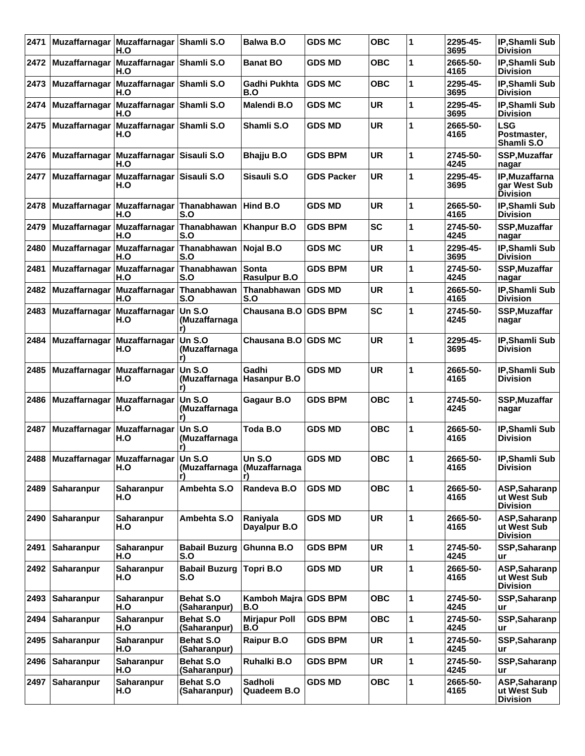| | | | | | | | | | |
|---|---|---|---|---|---|---|---|---|---|
| 2471 | Muzaffarnagar | Muzaffarnagar H.O | Shamli S.O | Balwa B.O | GDS MC | OBC | 1 | 2295-45-3695 | IP,Shamli Sub Division |
| 2472 | Muzaffarnagar | Muzaffarnagar H.O | Shamli S.O | Banat BO | GDS MD | OBC | 1 | 2665-50-4165 | IP,Shamli Sub Division |
| 2473 | Muzaffarnagar | Muzaffarnagar H.O | Shamli S.O | Gadhi Pukhta B.O | GDS MC | OBC | 1 | 2295-45-3695 | IP,Shamli Sub Division |
| 2474 | Muzaffarnagar | Muzaffarnagar H.O | Shamli S.O | Malendi B.O | GDS MC | UR | 1 | 2295-45-3695 | IP,Shamli Sub Division |
| 2475 | Muzaffarnagar | Muzaffarnagar H.O | Shamli S.O | Shamli S.O | GDS MD | UR | 1 | 2665-50-4165 | LSG Postmaster, Shamli S.O |
| 2476 | Muzaffarnagar | Muzaffarnagar H.O | Sisauli S.O | Bhajju B.O | GDS BPM | UR | 1 | 2745-50-4245 | SSP,Muzaffar nagar |
| 2477 | Muzaffarnagar | Muzaffarnagar H.O | Sisauli S.O | Sisauli S.O | GDS Packer | UR | 1 | 2295-45-3695 | IP,Muzaffarna gar West Sub Division |
| 2478 | Muzaffarnagar | Muzaffarnagar H.O | Thanabhawan S.O | Hind B.O | GDS MD | UR | 1 | 2665-50-4165 | IP,Shamli Sub Division |
| 2479 | Muzaffarnagar | Muzaffarnagar H.O | Thanabhawan S.O | Khanpur B.O | GDS BPM | SC | 1 | 2745-50-4245 | SSP,Muzaffar nagar |
| 2480 | Muzaffarnagar | Muzaffarnagar H.O | Thanabhawan S.O | Nojal B.O | GDS MC | UR | 1 | 2295-45-3695 | IP,Shamli Sub Division |
| 2481 | Muzaffarnagar | Muzaffarnagar H.O | Thanabhawan S.O | Sonta Rasulpur B.O | GDS BPM | UR | 1 | 2745-50-4245 | SSP,Muzaffar nagar |
| 2482 | Muzaffarnagar | Muzaffarnagar H.O | Thanabhawan S.O | Thanabhawan S.O | GDS MD | UR | 1 | 2665-50-4165 | IP,Shamli Sub Division |
| 2483 | Muzaffarnagar | Muzaffarnagar H.O | Un S.O (Muzaffarnaga r) | Chausana B.O | GDS BPM | SC | 1 | 2745-50-4245 | SSP,Muzaffar nagar |
| 2484 | Muzaffarnagar | Muzaffarnagar H.O | Un S.O (Muzaffarnaga r) | Chausana B.O | GDS MC | UR | 1 | 2295-45-3695 | IP,Shamli Sub Division |
| 2485 | Muzaffarnagar | Muzaffarnagar H.O | Un S.O (Muzaffarnaga r) | Gadhi Hasanpur B.O | GDS MD | UR | 1 | 2665-50-4165 | IP,Shamli Sub Division |
| 2486 | Muzaffarnagar | Muzaffarnagar H.O | Un S.O (Muzaffarnaga r) | Gagaur B.O | GDS BPM | OBC | 1 | 2745-50-4245 | SSP,Muzaffar nagar |
| 2487 | Muzaffarnagar | Muzaffarnagar H.O | Un S.O (Muzaffarnaga r) | Toda B.O | GDS MD | OBC | 1 | 2665-50-4165 | IP,Shamli Sub Division |
| 2488 | Muzaffarnagar | Muzaffarnagar H.O | Un S.O (Muzaffarnaga r) | Un S.O (Muzaffarnaga r) | GDS MD | OBC | 1 | 2665-50-4165 | IP,Shamli Sub Division |
| 2489 | Saharanpur | Saharanpur H.O | Ambehta S.O | Randeva B.O | GDS MD | OBC | 1 | 2665-50-4165 | ASP,Saharanp ut West Sub Division |
| 2490 | Saharanpur | Saharanpur H.O | Ambehta S.O | Raniyala Dayalpur B.O | GDS MD | UR | 1 | 2665-50-4165 | ASP,Saharanp ut West Sub Division |
| 2491 | Saharanpur | Saharanpur H.O | Babail Buzurg S.O | Ghunna B.O | GDS BPM | UR | 1 | 2745-50-4245 | SSP,Saharanp ur |
| 2492 | Saharanpur | Saharanpur H.O | Babail Buzurg S.O | Topri B.O | GDS MD | UR | 1 | 2665-50-4165 | ASP,Saharanp ut West Sub Division |
| 2493 | Saharanpur | Saharanpur H.O | Behat S.O (Saharanpur) | Kamboh Majra B.O | GDS BPM | OBC | 1 | 2745-50-4245 | SSP,Saharanp ur |
| 2494 | Saharanpur | Saharanpur H.O | Behat S.O (Saharanpur) | Mirjapur Poll B.O | GDS BPM | OBC | 1 | 2745-50-4245 | SSP,Saharanp ur |
| 2495 | Saharanpur | Saharanpur H.O | Behat S.O (Saharanpur) | Raipur B.O | GDS BPM | UR | 1 | 2745-50-4245 | SSP,Saharanp ur |
| 2496 | Saharanpur | Saharanpur H.O | Behat S.O (Saharanpur) | Ruhalki B.O | GDS BPM | UR | 1 | 2745-50-4245 | SSP,Saharanp ur |
| 2497 | Saharanpur | Saharanpur H.O | Behat S.O (Saharanpur) | Sadholi Quadeem B.O | GDS MD | OBC | 1 | 2665-50-4165 | ASP,Saharanp ut West Sub Division |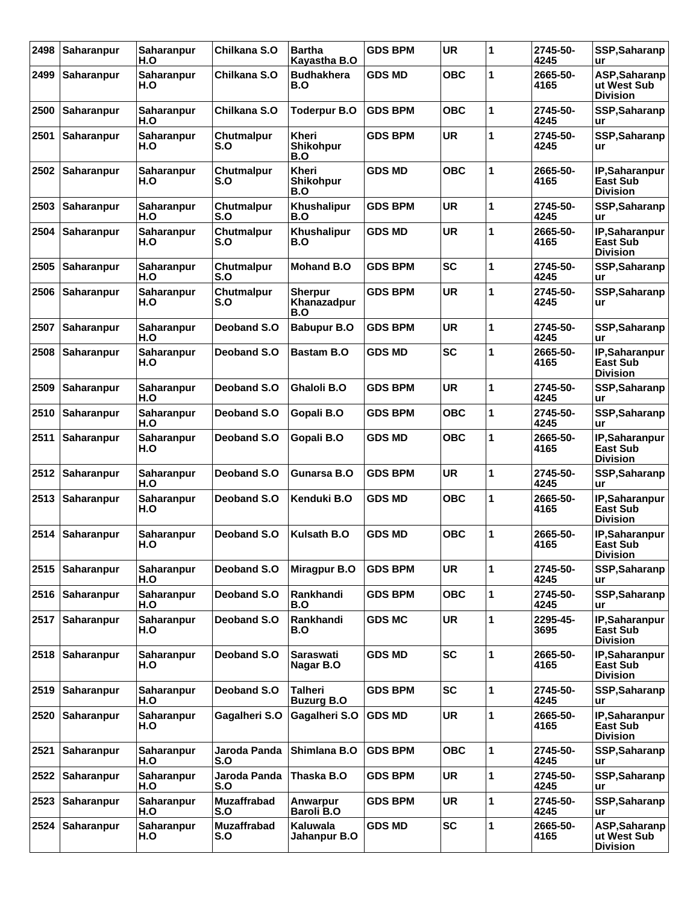| | | | | | | | | | |
|---|---|---|---|---|---|---|---|---|---|
| 2498 | Saharanpur | Saharanpur H.O | Chilkana S.O | Bartha Kayastha B.O | GDS BPM | UR | 1 | 2745-50-4245 | SSP,Saharanpur |
| 2499 | Saharanpur | Saharanpur H.O | Chilkana S.O | Budhakhera B.O | GDS MD | OBC | 1 | 2665-50-4165 | ASP,Saharanput West Sub Division |
| 2500 | Saharanpur | Saharanpur H.O | Chilkana S.O | Toderpur B.O | GDS BPM | OBC | 1 | 2745-50-4245 | SSP,Saharanpur |
| 2501 | Saharanpur | Saharanpur H.O | Chutmalpur S.O | Kheri Shikohpur B.O | GDS BPM | UR | 1 | 2745-50-4245 | SSP,Saharanpur |
| 2502 | Saharanpur | Saharanpur H.O | Chutmalpur S.O | Kheri Shikohpur B.O | GDS MD | OBC | 1 | 2665-50-4165 | IP,Saharanpur East Sub Division |
| 2503 | Saharanpur | Saharanpur H.O | Chutmalpur S.O | Khushalipur B.O | GDS BPM | UR | 1 | 2745-50-4245 | SSP,Saharanpur |
| 2504 | Saharanpur | Saharanpur H.O | Chutmalpur S.O | Khushalipur B.O | GDS MD | UR | 1 | 2665-50-4165 | IP,Saharanpur East Sub Division |
| 2505 | Saharanpur | Saharanpur H.O | Chutmalpur S.O | Mohand B.O | GDS BPM | SC | 1 | 2745-50-4245 | SSP,Saharanpur |
| 2506 | Saharanpur | Saharanpur H.O | Chutmalpur S.O | Sherpur Khanazadpur B.O | GDS BPM | UR | 1 | 2745-50-4245 | SSP,Saharanpur |
| 2507 | Saharanpur | Saharanpur H.O | Deoband S.O | Babupur B.O | GDS BPM | UR | 1 | 2745-50-4245 | SSP,Saharanpur |
| 2508 | Saharanpur | Saharanpur H.O | Deoband S.O | Bastam B.O | GDS MD | SC | 1 | 2665-50-4165 | IP,Saharanpur East Sub Division |
| 2509 | Saharanpur | Saharanpur H.O | Deoband S.O | Ghaloli B.O | GDS BPM | UR | 1 | 2745-50-4245 | SSP,Saharanpur |
| 2510 | Saharanpur | Saharanpur H.O | Deoband S.O | Gopali B.O | GDS BPM | OBC | 1 | 2745-50-4245 | SSP,Saharanpur |
| 2511 | Saharanpur | Saharanpur H.O | Deoband S.O | Gopali B.O | GDS MD | OBC | 1 | 2665-50-4165 | IP,Saharanpur East Sub Division |
| 2512 | Saharanpur | Saharanpur H.O | Deoband S.O | Gunarsa B.O | GDS BPM | UR | 1 | 2745-50-4245 | SSP,Saharanpur |
| 2513 | Saharanpur | Saharanpur H.O | Deoband S.O | Kenduki B.O | GDS MD | OBC | 1 | 2665-50-4165 | IP,Saharanpur East Sub Division |
| 2514 | Saharanpur | Saharanpur H.O | Deoband S.O | Kulsath B.O | GDS MD | OBC | 1 | 2665-50-4165 | IP,Saharanpur East Sub Division |
| 2515 | Saharanpur | Saharanpur H.O | Deoband S.O | Miragpur B.O | GDS BPM | UR | 1 | 2745-50-4245 | SSP,Saharanpur |
| 2516 | Saharanpur | Saharanpur H.O | Deoband S.O | Rankhandi B.O | GDS BPM | OBC | 1 | 2745-50-4245 | SSP,Saharanpur |
| 2517 | Saharanpur | Saharanpur H.O | Deoband S.O | Rankhandi B.O | GDS MC | UR | 1 | 2295-45-3695 | IP,Saharanpur East Sub Division |
| 2518 | Saharanpur | Saharanpur H.O | Deoband S.O | Saraswati Nagar B.O | GDS MD | SC | 1 | 2665-50-4165 | IP,Saharanpur East Sub Division |
| 2519 | Saharanpur | Saharanpur H.O | Deoband S.O | Talheri Buzurg B.O | GDS BPM | SC | 1 | 2745-50-4245 | SSP,Saharanpur |
| 2520 | Saharanpur | Saharanpur H.O | Gagalheri S.O | Gagalheri S.O | GDS MD | UR | 1 | 2665-50-4165 | IP,Saharanpur East Sub Division |
| 2521 | Saharanpur | Saharanpur H.O | Jaroda Panda S.O | Shimlana B.O | GDS BPM | OBC | 1 | 2745-50-4245 | SSP,Saharanpur |
| 2522 | Saharanpur | Saharanpur H.O | Jaroda Panda S.O | Thaska B.O | GDS BPM | UR | 1 | 2745-50-4245 | SSP,Saharanpur |
| 2523 | Saharanpur | Saharanpur H.O | Muzaffrabad S.O | Anwarpur Baroli B.O | GDS BPM | UR | 1 | 2745-50-4245 | SSP,Saharanpur |
| 2524 | Saharanpur | Saharanpur H.O | Muzaffrabad S.O | Kaluwala Jahanpur B.O | GDS MD | SC | 1 | 2665-50-4165 | ASP,Saharanput West Sub Division |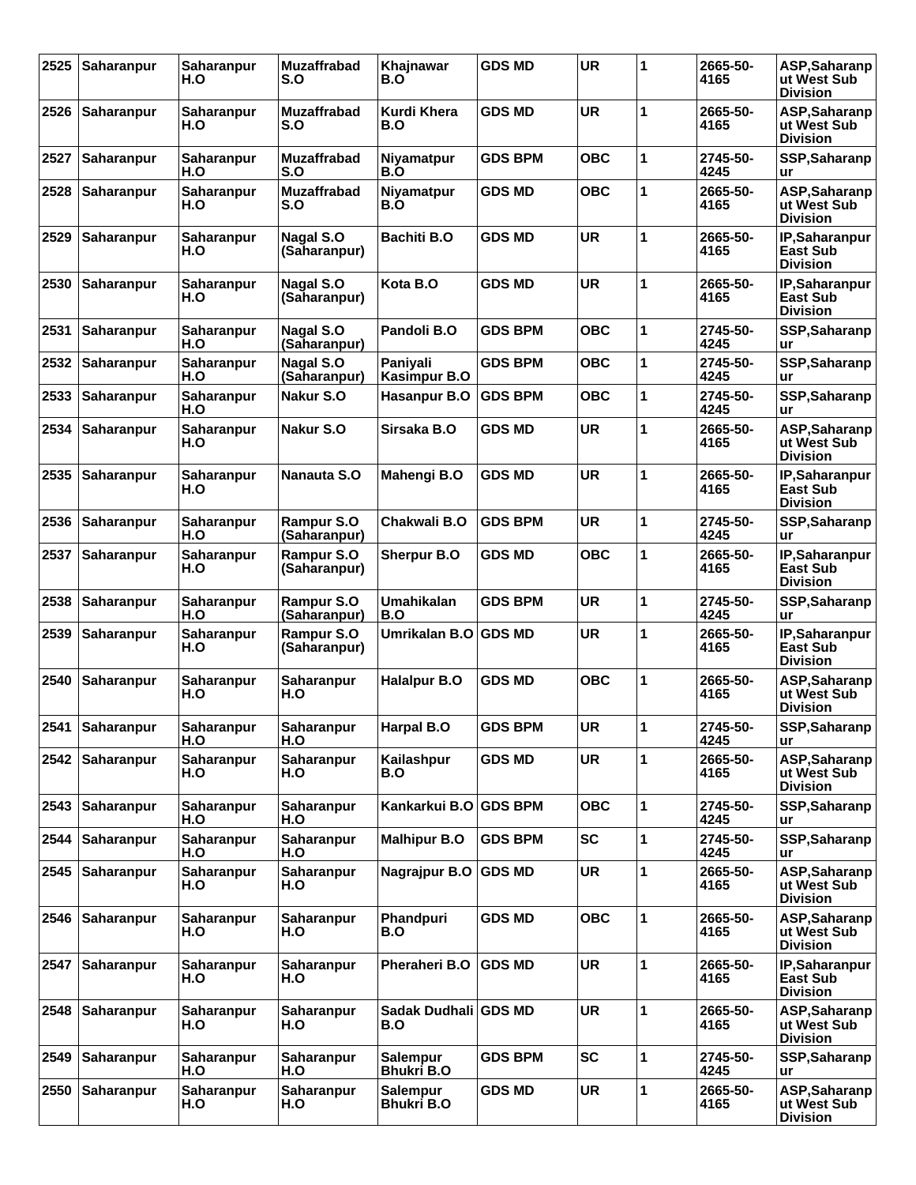| | | | | | | | | | |
|---|---|---|---|---|---|---|---|---|---|
| 2525 | Saharanpur | Saharanpur H.O | Muzaffrabad S.O | Khajnawar B.O | GDS MD | UR | 1 | 2665-50-4165 | ASP,Saharanput West Sub Division |
| 2526 | Saharanpur | Saharanpur H.O | Muzaffrabad S.O | Kurdi Khera B.O | GDS MD | UR | 1 | 2665-50-4165 | ASP,Saharanput West Sub Division |
| 2527 | Saharanpur | Saharanpur H.O | Muzaffrabad S.O | Niyamatpur B.O | GDS BPM | OBC | 1 | 2745-50-4245 | SSP,Saharanpur |
| 2528 | Saharanpur | Saharanpur H.O | Muzaffrabad S.O | Niyamatpur B.O | GDS MD | OBC | 1 | 2665-50-4165 | ASP,Saharanput West Sub Division |
| 2529 | Saharanpur | Saharanpur H.O | Nagal S.O (Saharanpur) | Bachiti B.O | GDS MD | UR | 1 | 2665-50-4165 | IP,Saharanpur East Sub Division |
| 2530 | Saharanpur | Saharanpur H.O | Nagal S.O (Saharanpur) | Kota B.O | GDS MD | UR | 1 | 2665-50-4165 | IP,Saharanpur East Sub Division |
| 2531 | Saharanpur | Saharanpur H.O | Nagal S.O (Saharanpur) | Pandoli B.O | GDS BPM | OBC | 1 | 2745-50-4245 | SSP,Saharanpur |
| 2532 | Saharanpur | Saharanpur H.O | Nagal S.O (Saharanpur) | Paniyali Kasimpur B.O | GDS BPM | OBC | 1 | 2745-50-4245 | SSP,Saharanpur |
| 2533 | Saharanpur | Saharanpur H.O | Nakur S.O | Hasanpur B.O | GDS BPM | OBC | 1 | 2745-50-4245 | SSP,Saharanpur |
| 2534 | Saharanpur | Saharanpur H.O | Nakur S.O | Sirsaka B.O | GDS MD | UR | 1 | 2665-50-4165 | ASP,Saharanput West Sub Division |
| 2535 | Saharanpur | Saharanpur H.O | Nanauta S.O | Mahengi B.O | GDS MD | UR | 1 | 2665-50-4165 | IP,Saharanpur East Sub Division |
| 2536 | Saharanpur | Saharanpur H.O | Rampur S.O (Saharanpur) | Chakwali B.O | GDS BPM | UR | 1 | 2745-50-4245 | SSP,Saharanpur |
| 2537 | Saharanpur | Saharanpur H.O | Rampur S.O (Saharanpur) | Sherpur B.O | GDS MD | OBC | 1 | 2665-50-4165 | IP,Saharanpur East Sub Division |
| 2538 | Saharanpur | Saharanpur H.O | Rampur S.O (Saharanpur) | Umahikalan B.O | GDS BPM | UR | 1 | 2745-50-4245 | SSP,Saharanpur |
| 2539 | Saharanpur | Saharanpur H.O | Rampur S.O (Saharanpur) | Umrikalan B.O | GDS MD | UR | 1 | 2665-50-4165 | IP,Saharanpur East Sub Division |
| 2540 | Saharanpur | Saharanpur H.O | Saharanpur H.O | Halalpur B.O | GDS MD | OBC | 1 | 2665-50-4165 | ASP,Saharanput West Sub Division |
| 2541 | Saharanpur | Saharanpur H.O | Saharanpur H.O | Harpal B.O | GDS BPM | UR | 1 | 2745-50-4245 | SSP,Saharanpur |
| 2542 | Saharanpur | Saharanpur H.O | Saharanpur H.O | Kailashpur B.O | GDS MD | UR | 1 | 2665-50-4165 | ASP,Saharanput West Sub Division |
| 2543 | Saharanpur | Saharanpur H.O | Saharanpur H.O | Kankarkui B.O | GDS BPM | OBC | 1 | 2745-50-4245 | SSP,Saharanpur |
| 2544 | Saharanpur | Saharanpur H.O | Saharanpur H.O | Malhipur B.O | GDS BPM | SC | 1 | 2745-50-4245 | SSP,Saharanpur |
| 2545 | Saharanpur | Saharanpur H.O | Saharanpur H.O | Nagrajpur B.O | GDS MD | UR | 1 | 2665-50-4165 | ASP,Saharanput West Sub Division |
| 2546 | Saharanpur | Saharanpur H.O | Saharanpur H.O | Phandpuri B.O | GDS MD | OBC | 1 | 2665-50-4165 | ASP,Saharanput West Sub Division |
| 2547 | Saharanpur | Saharanpur H.O | Saharanpur H.O | Pheraheri B.O | GDS MD | UR | 1 | 2665-50-4165 | IP,Saharanpur East Sub Division |
| 2548 | Saharanpur | Saharanpur H.O | Saharanpur H.O | Sadak Dudhali B.O | GDS MD | UR | 1 | 2665-50-4165 | ASP,Saharanput West Sub Division |
| 2549 | Saharanpur | Saharanpur H.O | Saharanpur H.O | Salempur Bhukri B.O | GDS BPM | SC | 1 | 2745-50-4245 | SSP,Saharanpur |
| 2550 | Saharanpur | Saharanpur H.O | Saharanpur H.O | Salempur Bhukri B.O | GDS MD | UR | 1 | 2665-50-4165 | ASP,Saharanput West Sub Division |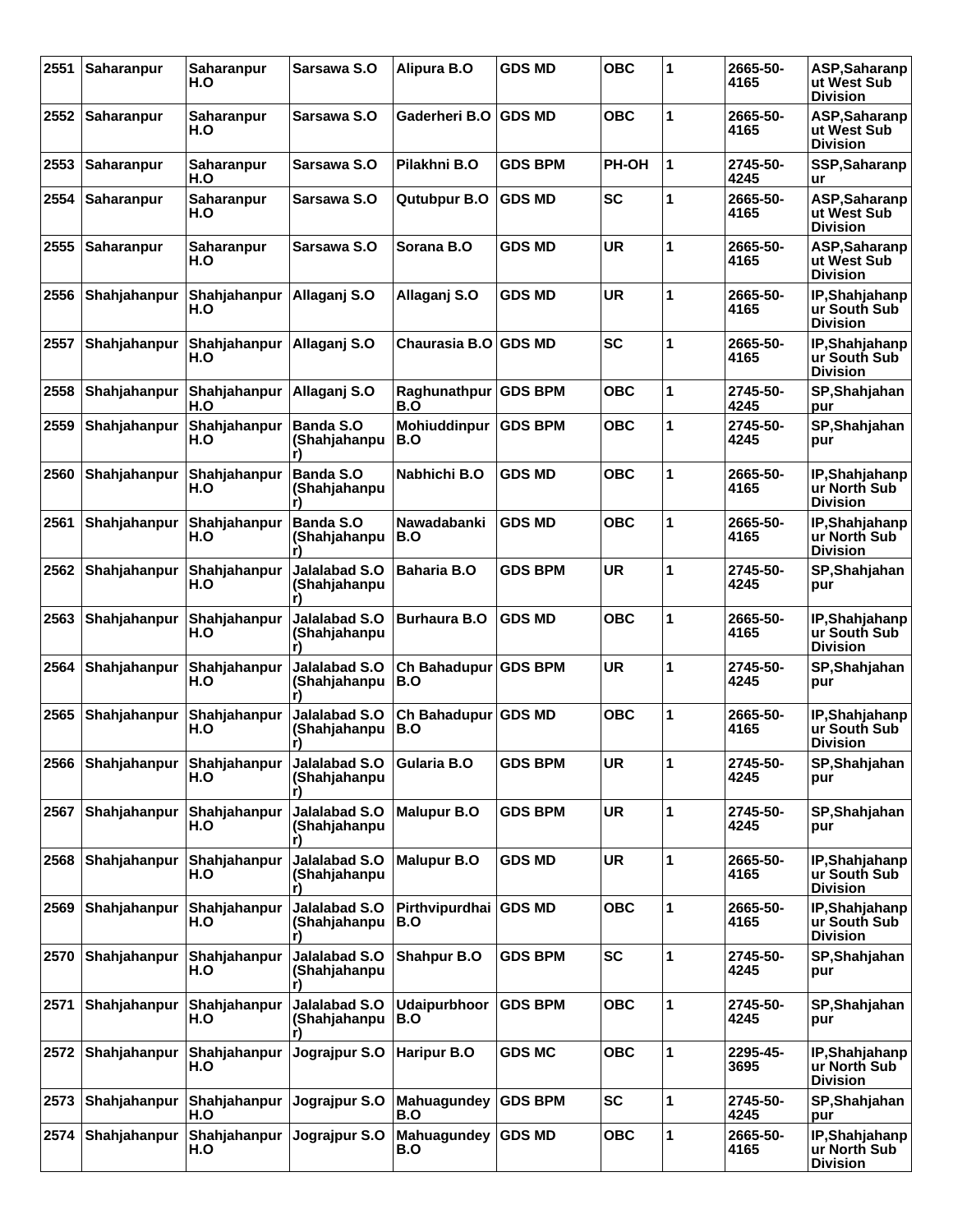| 2551 | Saharanpur | Saharanpur H.O | Sarsawa S.O | Alipura B.O | GDS MD | OBC | 1 | 2665-50-4165 | ASP,Saharanput West Sub Division |
|---|---|---|---|---|---|---|---|---|---|
| 2552 | Saharanpur | Saharanpur H.O | Sarsawa S.O | Gaderheri B.O | GDS MD | OBC | 1 | 2665-50-4165 | ASP,Saharanput West Sub Division |
| 2553 | Saharanpur | Saharanpur H.O | Sarsawa S.O | Pilakhni B.O | GDS BPM | PH-OH | 1 | 2745-50-4245 | SSP,Saharanpur |
| 2554 | Saharanpur | Saharanpur H.O | Sarsawa S.O | Qutubpur B.O | GDS MD | SC | 1 | 2665-50-4165 | ASP,Saharanput West Sub Division |
| 2555 | Saharanpur | Saharanpur H.O | Sarsawa S.O | Sorana B.O | GDS MD | UR | 1 | 2665-50-4165 | ASP,Saharanput West Sub Division |
| 2556 | Shahjahanpur | Shahjahanpur H.O | Allaganj S.O | Allaganj S.O | GDS MD | UR | 1 | 2665-50-4165 | IP,Shahjahanpur South Sub Division |
| 2557 | Shahjahanpur | Shahjahanpur H.O | Allaganj S.O | Chaurasia B.O | GDS MD | SC | 1 | 2665-50-4165 | IP,Shahjahanpur South Sub Division |
| 2558 | Shahjahanpur | Shahjahanpur H.O | Allaganj S.O | Raghunathpur B.O | GDS BPM | OBC | 1 | 2745-50-4245 | SP,Shahjahanpur |
| 2559 | Shahjahanpur | Shahjahanpur H.O | Banda S.O (Shahjahanpur) | Mohiuddinpur B.O | GDS BPM | OBC | 1 | 2745-50-4245 | SP,Shahjahanpur |
| 2560 | Shahjahanpur | Shahjahanpur H.O | Banda S.O (Shahjahanpur) | Nabhichi B.O | GDS MD | OBC | 1 | 2665-50-4165 | IP,Shahjahanpur North Sub Division |
| 2561 | Shahjahanpur | Shahjahanpur H.O | Banda S.O (Shahjahanpur) | Nawadabanki B.O | GDS MD | OBC | 1 | 2665-50-4165 | IP,Shahjahanpur North Sub Division |
| 2562 | Shahjahanpur | Shahjahanpur H.O | Jalalabad S.O (Shahjahanpur) | Baharia B.O | GDS BPM | UR | 1 | 2745-50-4245 | SP,Shahjahanpur |
| 2563 | Shahjahanpur | Shahjahanpur H.O | Jalalabad S.O (Shahjahanpur) | Burhaura B.O | GDS MD | OBC | 1 | 2665-50-4165 | IP,Shahjahanpur South Sub Division |
| 2564 | Shahjahanpur | Shahjahanpur H.O | Jalalabad S.O (Shahjahanpur) | Ch Bahadupur B.O | GDS BPM | UR | 1 | 2745-50-4245 | SP,Shahjahanpur |
| 2565 | Shahjahanpur | Shahjahanpur H.O | Jalalabad S.O (Shahjahanpur) | Ch Bahadupur B.O | GDS MD | OBC | 1 | 2665-50-4165 | IP,Shahjahanpur South Sub Division |
| 2566 | Shahjahanpur | Shahjahanpur H.O | Jalalabad S.O (Shahjahanpur) | Gularia B.O | GDS BPM | UR | 1 | 2745-50-4245 | SP,Shahjahanpur |
| 2567 | Shahjahanpur | Shahjahanpur H.O | Jalalabad S.O (Shahjahanpur) | Malupur B.O | GDS BPM | UR | 1 | 2745-50-4245 | SP,Shahjahanpur |
| 2568 | Shahjahanpur | Shahjahanpur H.O | Jalalabad S.O (Shahjahanpur) | Malupur B.O | GDS MD | UR | 1 | 2665-50-4165 | IP,Shahjahanpur South Sub Division |
| 2569 | Shahjahanpur | Shahjahanpur H.O | Jalalabad S.O (Shahjahanpur) | Pirthvipurdhai B.O | GDS MD | OBC | 1 | 2665-50-4165 | IP,Shahjahanpur South Sub Division |
| 2570 | Shahjahanpur | Shahjahanpur H.O | Jalalabad S.O (Shahjahanpur) | Shahpur B.O | GDS BPM | SC | 1 | 2745-50-4245 | SP,Shahjahanpur |
| 2571 | Shahjahanpur | Shahjahanpur H.O | Jalalabad S.O (Shahjahanpur) | Udaipurbhoor B.O | GDS BPM | OBC | 1 | 2745-50-4245 | SP,Shahjahanpur |
| 2572 | Shahjahanpur | Shahjahanpur H.O | Jograjpur S.O | Haripur B.O | GDS MC | OBC | 1 | 2295-45-3695 | IP,Shahjahanpur North Sub Division |
| 2573 | Shahjahanpur | Shahjahanpur H.O | Jograjpur S.O | Mahuagundey B.O | GDS BPM | SC | 1 | 2745-50-4245 | SP,Shahjahanpur |
| 2574 | Shahjahanpur | Shahjahanpur H.O | Jograjpur S.O | Mahuagundey B.O | GDS MD | OBC | 1 | 2665-50-4165 | IP,Shahjahanpur North Sub Division |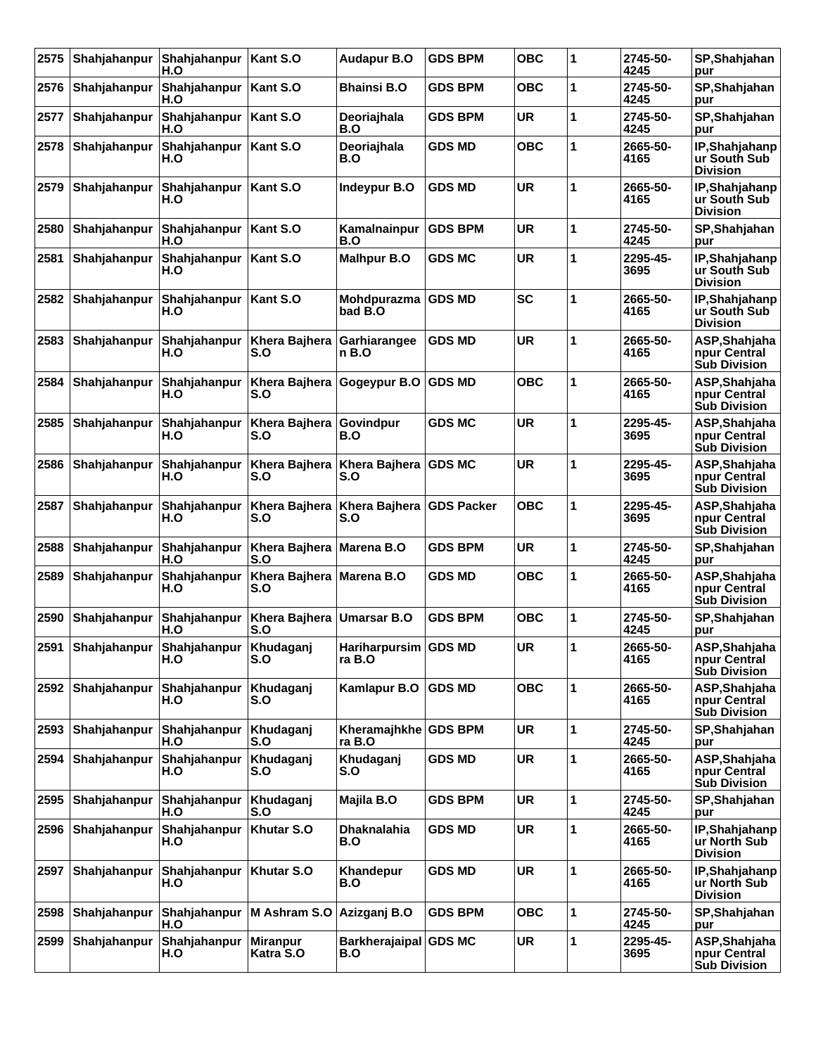| | | | | | | | | | |
|---|---|---|---|---|---|---|---|---|---|
| 2575 | Shahjahanpur | Shahjahanpur H.O | Kant S.O | Audapur B.O | GDS BPM | OBC | 1 | 2745-50-4245 | SP,Shahjahanpur |
| 2576 | Shahjahanpur | Shahjahanpur H.O | Kant S.O | Bhainsi B.O | GDS BPM | OBC | 1 | 2745-50-4245 | SP,Shahjahanpur |
| 2577 | Shahjahanpur | Shahjahanpur H.O | Kant S.O | Deoriajhala B.O | GDS BPM | UR | 1 | 2745-50-4245 | SP,Shahjahanpur |
| 2578 | Shahjahanpur | Shahjahanpur H.O | Kant S.O | Deoriajhala B.O | GDS MD | OBC | 1 | 2665-50-4165 | IP,Shahjahanpur South Sub Division |
| 2579 | Shahjahanpur | Shahjahanpur H.O | Kant S.O | Indeypur B.O | GDS MD | UR | 1 | 2665-50-4165 | IP,Shahjahanpur South Sub Division |
| 2580 | Shahjahanpur | Shahjahanpur H.O | Kant S.O | Kamalnainpur B.O | GDS BPM | UR | 1 | 2745-50-4245 | SP,Shahjahanpur |
| 2581 | Shahjahanpur | Shahjahanpur H.O | Kant S.O | Malhpur B.O | GDS MC | UR | 1 | 2295-45-3695 | IP,Shahjahanpur South Sub Division |
| 2582 | Shahjahanpur | Shahjahanpur H.O | Kant S.O | Mohdpurazmabad B.O | GDS MD | SC | 1 | 2665-50-4165 | IP,Shahjahanpur South Sub Division |
| 2583 | Shahjahanpur | Shahjahanpur H.O | Khera Bajhera S.O | Garhiarangeen B.O | GDS MD | UR | 1 | 2665-50-4165 | ASP,Shahjahanpur Central Sub Division |
| 2584 | Shahjahanpur | Shahjahanpur H.O | Khera Bajhera S.O | Gogeypur B.O | GDS MD | OBC | 1 | 2665-50-4165 | ASP,Shahjahanpur Central Sub Division |
| 2585 | Shahjahanpur | Shahjahanpur H.O | Khera Bajhera S.O | Govindpur B.O | GDS MC | UR | 1 | 2295-45-3695 | ASP,Shahjahanpur Central Sub Division |
| 2586 | Shahjahanpur | Shahjahanpur H.O | Khera Bajhera S.O | Khera Bajhera S.O | GDS MC | UR | 1 | 2295-45-3695 | ASP,Shahjahanpur Central Sub Division |
| 2587 | Shahjahanpur | Shahjahanpur H.O | Khera Bajhera S.O | Khera Bajhera S.O | GDS Packer | OBC | 1 | 2295-45-3695 | ASP,Shahjahanpur Central Sub Division |
| 2588 | Shahjahanpur | Shahjahanpur H.O | Khera Bajhera S.O | Marena B.O | GDS BPM | UR | 1 | 2745-50-4245 | SP,Shahjahanpur |
| 2589 | Shahjahanpur | Shahjahanpur H.O | Khera Bajhera S.O | Marena B.O | GDS MD | OBC | 1 | 2665-50-4165 | ASP,Shahjahanpur Central Sub Division |
| 2590 | Shahjahanpur | Shahjahanpur H.O | Khera Bajhera S.O | Umarsar B.O | GDS BPM | OBC | 1 | 2745-50-4245 | SP,Shahjahanpur |
| 2591 | Shahjahanpur | Shahjahanpur H.O | Khudaganj S.O | Hariharpursimra B.O | GDS MD | UR | 1 | 2665-50-4165 | ASP,Shahjahanpur Central Sub Division |
| 2592 | Shahjahanpur | Shahjahanpur H.O | Khudaganj S.O | Kamlapur B.O | GDS MD | OBC | 1 | 2665-50-4165 | ASP,Shahjahanpur Central Sub Division |
| 2593 | Shahjahanpur | Shahjahanpur H.O | Khudaganj S.O | Kheramajhkhera B.O | GDS BPM | UR | 1 | 2745-50-4245 | SP,Shahjahanpur |
| 2594 | Shahjahanpur | Shahjahanpur H.O | Khudaganj S.O | Khudaganj S.O | GDS MD | UR | 1 | 2665-50-4165 | ASP,Shahjahanpur Central Sub Division |
| 2595 | Shahjahanpur | Shahjahanpur H.O | Khudaganj S.O | Majila B.O | GDS BPM | UR | 1 | 2745-50-4245 | SP,Shahjahanpur |
| 2596 | Shahjahanpur | Shahjahanpur H.O | Khutar S.O | Dhaknalahia B.O | GDS MD | UR | 1 | 2665-50-4165 | IP,Shahjahanpur North Sub Division |
| 2597 | Shahjahanpur | Shahjahanpur H.O | Khutar S.O | Khandepur B.O | GDS MD | UR | 1 | 2665-50-4165 | IP,Shahjahanpur North Sub Division |
| 2598 | Shahjahanpur | Shahjahanpur H.O | M Ashram S.O | Azizganj B.O | GDS BPM | OBC | 1 | 2745-50-4245 | SP,Shahjahanpur |
| 2599 | Shahjahanpur | Shahjahanpur H.O | Miranpur Katra S.O | Barkherajaipal B.O | GDS MC | UR | 1 | 2295-45-3695 | ASP,Shahjahanpur Central Sub Division |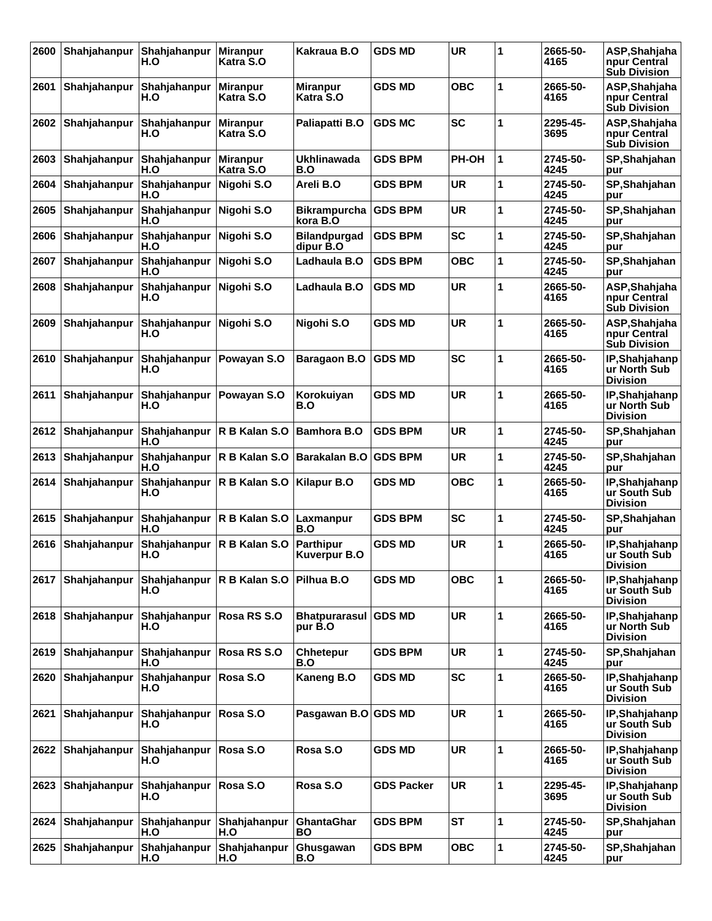| | | | | | | | | | |
|---|---|---|---|---|---|---|---|---|---|
| 2600 | Shahjahanpur | Shahjahanpur H.O | Miranpur Katra S.O | Kakraua B.O | GDS MD | UR | 1 | 2665-50-4165 | ASP,Shahjahanpur Central Sub Division |
| 2601 | Shahjahanpur | Shahjahanpur H.O | Miranpur Katra S.O | Miranpur Katra S.O | GDS MD | OBC | 1 | 2665-50-4165 | ASP,Shahjahanpur Central Sub Division |
| 2602 | Shahjahanpur | Shahjahanpur H.O | Miranpur Katra S.O | Paliapatti B.O | GDS MC | SC | 1 | 2295-45-3695 | ASP,Shahjahanpur Central Sub Division |
| 2603 | Shahjahanpur | Shahjahanpur H.O | Miranpur Katra S.O | Ukhlinawada B.O | GDS BPM | PH-OH | 1 | 2745-50-4245 | SP,Shahjahanpur |
| 2604 | Shahjahanpur | Shahjahanpur H.O | Nigohi S.O | Areli B.O | GDS BPM | UR | 1 | 2745-50-4245 | SP,Shahjahanpur |
| 2605 | Shahjahanpur | Shahjahanpur H.O | Nigohi S.O | Bikrampurchakora B.O | GDS BPM | UR | 1 | 2745-50-4245 | SP,Shahjahanpur |
| 2606 | Shahjahanpur | Shahjahanpur H.O | Nigohi S.O | Bilandpurgaddipur B.O | GDS BPM | SC | 1 | 2745-50-4245 | SP,Shahjahanpur |
| 2607 | Shahjahanpur | Shahjahanpur H.O | Nigohi S.O | Ladhaula B.O | GDS BPM | OBC | 1 | 2745-50-4245 | SP,Shahjahanpur |
| 2608 | Shahjahanpur | Shahjahanpur H.O | Nigohi S.O | Ladhaula B.O | GDS MD | UR | 1 | 2665-50-4165 | ASP,Shahjahanpur Central Sub Division |
| 2609 | Shahjahanpur | Shahjahanpur H.O | Nigohi S.O | Nigohi S.O | GDS MD | UR | 1 | 2665-50-4165 | ASP,Shahjahanpur Central Sub Division |
| 2610 | Shahjahanpur | Shahjahanpur H.O | Powayan S.O | Baragaon B.O | GDS MD | SC | 1 | 2665-50-4165 | IP,Shahjahanpur North Sub Division |
| 2611 | Shahjahanpur | Shahjahanpur H.O | Powayan S.O | Korokuiyan B.O | GDS MD | UR | 1 | 2665-50-4165 | IP,Shahjahanpur North Sub Division |
| 2612 | Shahjahanpur | Shahjahanpur H.O | R B Kalan S.O | Bamhora B.O | GDS BPM | UR | 1 | 2745-50-4245 | SP,Shahjahanpur |
| 2613 | Shahjahanpur | Shahjahanpur H.O | R B Kalan S.O | Barakalan B.O | GDS BPM | UR | 1 | 2745-50-4245 | SP,Shahjahanpur |
| 2614 | Shahjahanpur | Shahjahanpur H.O | R B Kalan S.O | Kilapur B.O | GDS MD | OBC | 1 | 2665-50-4165 | IP,Shahjahanpur South Sub Division |
| 2615 | Shahjahanpur | Shahjahanpur H.O | R B Kalan S.O | Laxmanpur B.O | GDS BPM | SC | 1 | 2745-50-4245 | SP,Shahjahanpur |
| 2616 | Shahjahanpur | Shahjahanpur H.O | R B Kalan S.O | Parthipur Kuverpur B.O | GDS MD | UR | 1 | 2665-50-4165 | IP,Shahjahanpur South Sub Division |
| 2617 | Shahjahanpur | Shahjahanpur H.O | R B Kalan S.O | Pilhua B.O | GDS MD | OBC | 1 | 2665-50-4165 | IP,Shahjahanpur South Sub Division |
| 2618 | Shahjahanpur | Shahjahanpur H.O | Rosa RS S.O | Bhatpurarasulpur B.O | GDS MD | UR | 1 | 2665-50-4165 | IP,Shahjahanpur North Sub Division |
| 2619 | Shahjahanpur | Shahjahanpur H.O | Rosa RS S.O | Chhetepur B.O | GDS BPM | UR | 1 | 2745-50-4245 | SP,Shahjahanpur |
| 2620 | Shahjahanpur | Shahjahanpur H.O | Rosa S.O | Kaneng B.O | GDS MD | SC | 1 | 2665-50-4165 | IP,Shahjahanpur South Sub Division |
| 2621 | Shahjahanpur | Shahjahanpur H.O | Rosa S.O | Pasgawan B.O | GDS MD | UR | 1 | 2665-50-4165 | IP,Shahjahanpur South Sub Division |
| 2622 | Shahjahanpur | Shahjahanpur H.O | Rosa S.O | Rosa S.O | GDS MD | UR | 1 | 2665-50-4165 | IP,Shahjahanpur South Sub Division |
| 2623 | Shahjahanpur | Shahjahanpur H.O | Rosa S.O | Rosa S.O | GDS Packer | UR | 1 | 2295-45-3695 | IP,Shahjahanpur South Sub Division |
| 2624 | Shahjahanpur | Shahjahanpur H.O | Shahjahanpur H.O | GhantaGhar BO | GDS BPM | ST | 1 | 2745-50-4245 | SP,Shahjahanpur |
| 2625 | Shahjahanpur | Shahjahanpur H.O | Shahjahanpur H.O | Ghusgawan B.O | GDS BPM | OBC | 1 | 2745-50-4245 | SP,Shahjahanpur |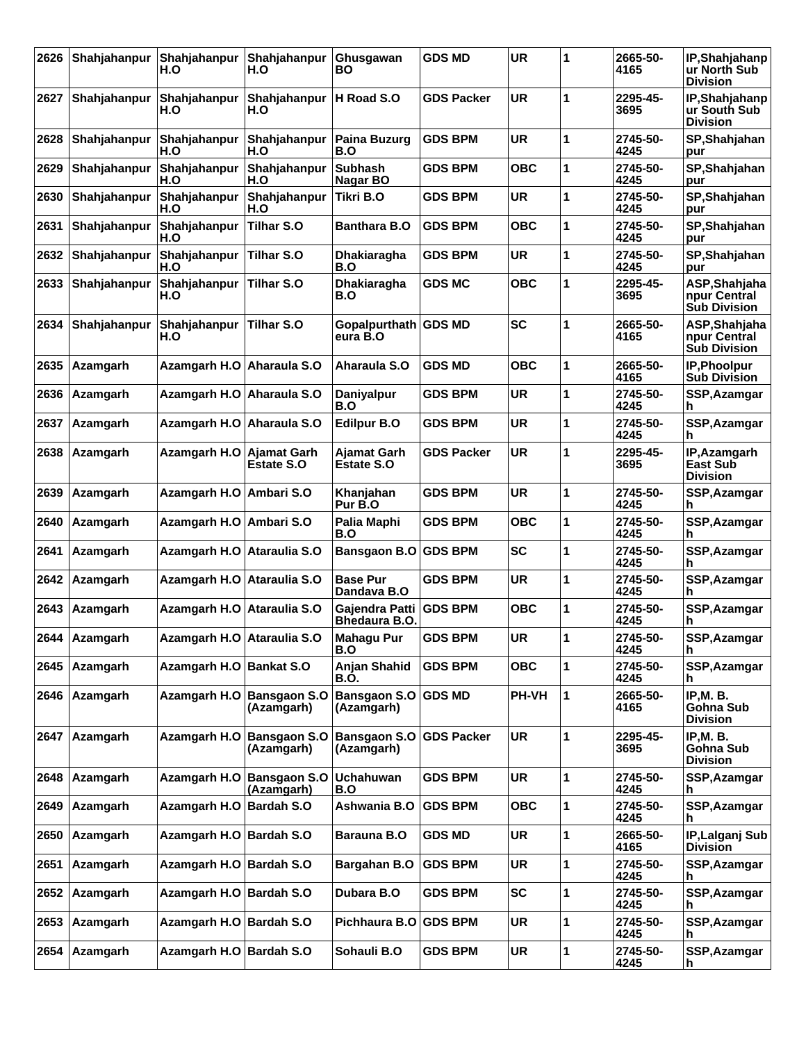| | | | | | | | | | |
|---|---|---|---|---|---|---|---|---|---|
| 2626 | Shahjahanpur | Shahjahanpur H.O | Shahjahanpur H.O | Ghusgawan BO | GDS MD | UR | 1 | 2665-50-4165 | IP,Shahjahanpur North Sub Division |
| 2627 | Shahjahanpur | Shahjahanpur H.O | Shahjahanpur H.O | H Road S.O | GDS Packer | UR | 1 | 2295-45-3695 | IP,Shahjahanpur South Sub Division |
| 2628 | Shahjahanpur | Shahjahanpur H.O | Shahjahanpur H.O | Paina Buzurg B.O | GDS BPM | UR | 1 | 2745-50-4245 | SP,Shahjahanpur |
| 2629 | Shahjahanpur | Shahjahanpur H.O | Shahjahanpur H.O | Subhash Nagar BO | GDS BPM | OBC | 1 | 2745-50-4245 | SP,Shahjahanpur |
| 2630 | Shahjahanpur | Shahjahanpur H.O | Shahjahanpur H.O | Tikri B.O | GDS BPM | UR | 1 | 2745-50-4245 | SP,Shahjahanpur |
| 2631 | Shahjahanpur | Shahjahanpur H.O | Tilhar S.O | Banthara B.O | GDS BPM | OBC | 1 | 2745-50-4245 | SP,Shahjahanpur |
| 2632 | Shahjahanpur | Shahjahanpur H.O | Tilhar S.O | Dhakiaragha B.O | GDS BPM | UR | 1 | 2745-50-4245 | SP,Shahjahanpur |
| 2633 | Shahjahanpur | Shahjahanpur H.O | Tilhar S.O | Dhakiaragha B.O | GDS MC | OBC | 1 | 2295-45-3695 | ASP,Shahjahanpur Central Sub Division |
| 2634 | Shahjahanpur | Shahjahanpur H.O | Tilhar S.O | Gopalpurthatheura B.O | GDS MD | SC | 1 | 2665-50-4165 | ASP,Shahjahanpur Central Sub Division |
| 2635 | Azamgarh | Azamgarh H.O | Aharaula S.O | Aharaula S.O | GDS MD | OBC | 1 | 2665-50-4165 | IP,Phoolpur Sub Division |
| 2636 | Azamgarh | Azamgarh H.O | Aharaula S.O | Daniyalpur B.O | GDS BPM | UR | 1 | 2745-50-4245 | SSP,Azamgarh |
| 2637 | Azamgarh | Azamgarh H.O | Aharaula S.O | Edilpur B.O | GDS BPM | UR | 1 | 2745-50-4245 | SSP,Azamgarh |
| 2638 | Azamgarh | Azamgarh H.O | Ajamat Garh Estate S.O | Ajamat Garh Estate S.O | GDS Packer | UR | 1 | 2295-45-3695 | IP,Azamgarh East Sub Division |
| 2639 | Azamgarh | Azamgarh H.O | Ambari S.O | Khanjahan Pur B.O | GDS BPM | UR | 1 | 2745-50-4245 | SSP,Azamgarh |
| 2640 | Azamgarh | Azamgarh H.O | Ambari S.O | Palia Maphi B.O | GDS BPM | OBC | 1 | 2745-50-4245 | SSP,Azamgarh |
| 2641 | Azamgarh | Azamgarh H.O | Ataraulia S.O | Bansgaon B.O | GDS BPM | SC | 1 | 2745-50-4245 | SSP,Azamgarh |
| 2642 | Azamgarh | Azamgarh H.O | Ataraulia S.O | Base Pur Dandava B.O | GDS BPM | UR | 1 | 2745-50-4245 | SSP,Azamgarh |
| 2643 | Azamgarh | Azamgarh H.O | Ataraulia S.O | Gajendra Patti Bhedaura B.O. | GDS BPM | OBC | 1 | 2745-50-4245 | SSP,Azamgarh |
| 2644 | Azamgarh | Azamgarh H.O | Ataraulia S.O | Mahagu Pur B.O | GDS BPM | UR | 1 | 2745-50-4245 | SSP,Azamgarh |
| 2645 | Azamgarh | Azamgarh H.O | Bankat S.O | Anjan Shahid B.O. | GDS BPM | OBC | 1 | 2745-50-4245 | SSP,Azamgarh |
| 2646 | Azamgarh | Azamgarh H.O | Bansgaon S.O (Azamgarh) | Bansgaon S.O (Azamgarh) | GDS MD | PH-VH | 1 | 2665-50-4165 | IP,M. B. Gohna Sub Division |
| 2647 | Azamgarh | Azamgarh H.O | Bansgaon S.O (Azamgarh) | Bansgaon S.O (Azamgarh) | GDS Packer | UR | 1 | 2295-45-3695 | IP,M. B. Gohna Sub Division |
| 2648 | Azamgarh | Azamgarh H.O | Bansgaon S.O (Azamgarh) | Uchahuwan B.O | GDS BPM | UR | 1 | 2745-50-4245 | SSP,Azamgarh |
| 2649 | Azamgarh | Azamgarh H.O | Bardah S.O | Ashwania B.O | GDS BPM | OBC | 1 | 2745-50-4245 | SSP,Azamgarh |
| 2650 | Azamgarh | Azamgarh H.O | Bardah S.O | Barauna B.O | GDS MD | UR | 1 | 2665-50-4165 | IP,Lalganj Sub Division |
| 2651 | Azamgarh | Azamgarh H.O | Bardah S.O | Bargahan B.O | GDS BPM | UR | 1 | 2745-50-4245 | SSP,Azamgarh |
| 2652 | Azamgarh | Azamgarh H.O | Bardah S.O | Dubara B.O | GDS BPM | SC | 1 | 2745-50-4245 | SSP,Azamgarh |
| 2653 | Azamgarh | Azamgarh H.O | Bardah S.O | Pichhaura B.O | GDS BPM | UR | 1 | 2745-50-4245 | SSP,Azamgarh |
| 2654 | Azamgarh | Azamgarh H.O | Bardah S.O | Sohauli B.O | GDS BPM | UR | 1 | 2745-50-4245 | SSP,Azamgarh |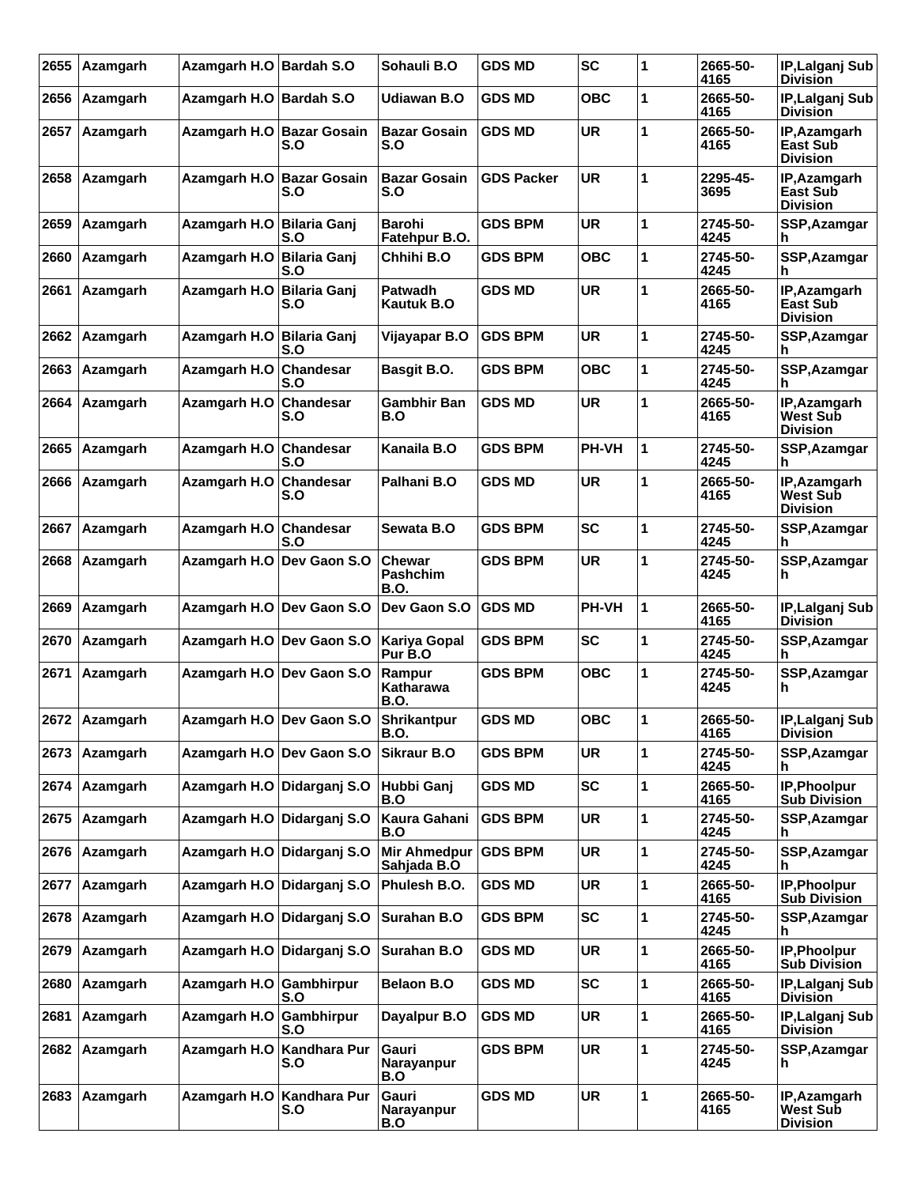| | | | | | | | | | |
|---|---|---|---|---|---|---|---|---|---|
| 2655 | Azamgarh | Azamgarh H.O | Bardah S.O | Sohauli B.O | GDS MD | SC | 1 | 2665-50-4165 | IP,Lalganj Sub Division |
| 2656 | Azamgarh | Azamgarh H.O | Bardah S.O | Udiawan B.O | GDS MD | OBC | 1 | 2665-50-4165 | IP,Lalganj Sub Division |
| 2657 | Azamgarh | Azamgarh H.O | Bazar Gosain S.O | Bazar Gosain S.O | GDS MD | UR | 1 | 2665-50-4165 | IP,Azamgarh East Sub Division |
| 2658 | Azamgarh | Azamgarh H.O | Bazar Gosain S.O | Bazar Gosain S.O | GDS Packer | UR | 1 | 2295-45-3695 | IP,Azamgarh East Sub Division |
| 2659 | Azamgarh | Azamgarh H.O | Bilaria Ganj S.O | Barohi Fatehpur B.O. | GDS BPM | UR | 1 | 2745-50-4245 | SSP,Azamgarh |
| 2660 | Azamgarh | Azamgarh H.O | Bilaria Ganj S.O | Chhihi B.O | GDS BPM | OBC | 1 | 2745-50-4245 | SSP,Azamgarh |
| 2661 | Azamgarh | Azamgarh H.O | Bilaria Ganj S.O | Patwadh Kautuk B.O | GDS MD | UR | 1 | 2665-50-4165 | IP,Azamgarh East Sub Division |
| 2662 | Azamgarh | Azamgarh H.O | Bilaria Ganj S.O | Vijayapar B.O | GDS BPM | UR | 1 | 2745-50-4245 | SSP,Azamgarh |
| 2663 | Azamgarh | Azamgarh H.O | Chandesar S.O | Basgit B.O. | GDS BPM | OBC | 1 | 2745-50-4245 | SSP,Azamgarh |
| 2664 | Azamgarh | Azamgarh H.O | Chandesar S.O | Gambhir Ban B.O | GDS MD | UR | 1 | 2665-50-4165 | IP,Azamgarh West Sub Division |
| 2665 | Azamgarh | Azamgarh H.O | Chandesar S.O | Kanaila B.O | GDS BPM | PH-VH | 1 | 2745-50-4245 | SSP,Azamgarh |
| 2666 | Azamgarh | Azamgarh H.O | Chandesar S.O | Palhani B.O | GDS MD | UR | 1 | 2665-50-4165 | IP,Azamgarh West Sub Division |
| 2667 | Azamgarh | Azamgarh H.O | Chandesar S.O | Sewata B.O | GDS BPM | SC | 1 | 2745-50-4245 | SSP,Azamgarh |
| 2668 | Azamgarh | Azamgarh H.O | Dev Gaon S.O | Chewar Pashchim B.O. | GDS BPM | UR | 1 | 2745-50-4245 | SSP,Azamgarh |
| 2669 | Azamgarh | Azamgarh H.O | Dev Gaon S.O | Dev Gaon S.O | GDS MD | PH-VH | 1 | 2665-50-4165 | IP,Lalganj Sub Division |
| 2670 | Azamgarh | Azamgarh H.O | Dev Gaon S.O | Kariya Gopal Pur B.O | GDS BPM | SC | 1 | 2745-50-4245 | SSP,Azamgarh |
| 2671 | Azamgarh | Azamgarh H.O | Dev Gaon S.O | Rampur Katharawa B.O. | GDS BPM | OBC | 1 | 2745-50-4245 | SSP,Azamgarh |
| 2672 | Azamgarh | Azamgarh H.O | Dev Gaon S.O | Shrikantpur B.O. | GDS MD | OBC | 1 | 2665-50-4165 | IP,Lalganj Sub Division |
| 2673 | Azamgarh | Azamgarh H.O | Dev Gaon S.O | Sikraur B.O | GDS BPM | UR | 1 | 2745-50-4245 | SSP,Azamgarh |
| 2674 | Azamgarh | Azamgarh H.O | Didarganj S.O | Hubbi Ganj B.O | GDS MD | SC | 1 | 2665-50-4165 | IP,Phoolpur Sub Division |
| 2675 | Azamgarh | Azamgarh H.O | Didarganj S.O | Kaura Gahani B.O | GDS BPM | UR | 1 | 2745-50-4245 | SSP,Azamgarh |
| 2676 | Azamgarh | Azamgarh H.O | Didarganj S.O | Mir Ahmedpur Sahjada B.O | GDS BPM | UR | 1 | 2745-50-4245 | SSP,Azamgarh |
| 2677 | Azamgarh | Azamgarh H.O | Didarganj S.O | Phulesh B.O. | GDS MD | UR | 1 | 2665-50-4165 | IP,Phoolpur Sub Division |
| 2678 | Azamgarh | Azamgarh H.O | Didarganj S.O | Surahan B.O | GDS BPM | SC | 1 | 2745-50-4245 | SSP,Azamgarh |
| 2679 | Azamgarh | Azamgarh H.O | Didarganj S.O | Surahan B.O | GDS MD | UR | 1 | 2665-50-4165 | IP,Phoolpur Sub Division |
| 2680 | Azamgarh | Azamgarh H.O | Gambhirpur S.O | Belaon B.O | GDS MD | SC | 1 | 2665-50-4165 | IP,Lalganj Sub Division |
| 2681 | Azamgarh | Azamgarh H.O | Gambhirpur S.O | Dayalpur B.O | GDS MD | UR | 1 | 2665-50-4165 | IP,Lalganj Sub Division |
| 2682 | Azamgarh | Azamgarh H.O | Kandhara Pur S.O | Gauri Narayanpur B.O | GDS BPM | UR | 1 | 2745-50-4245 | SSP,Azamgarh |
| 2683 | Azamgarh | Azamgarh H.O | Kandhara Pur S.O | Gauri Narayanpur B.O | GDS MD | UR | 1 | 2665-50-4165 | IP,Azamgarh West Sub Division |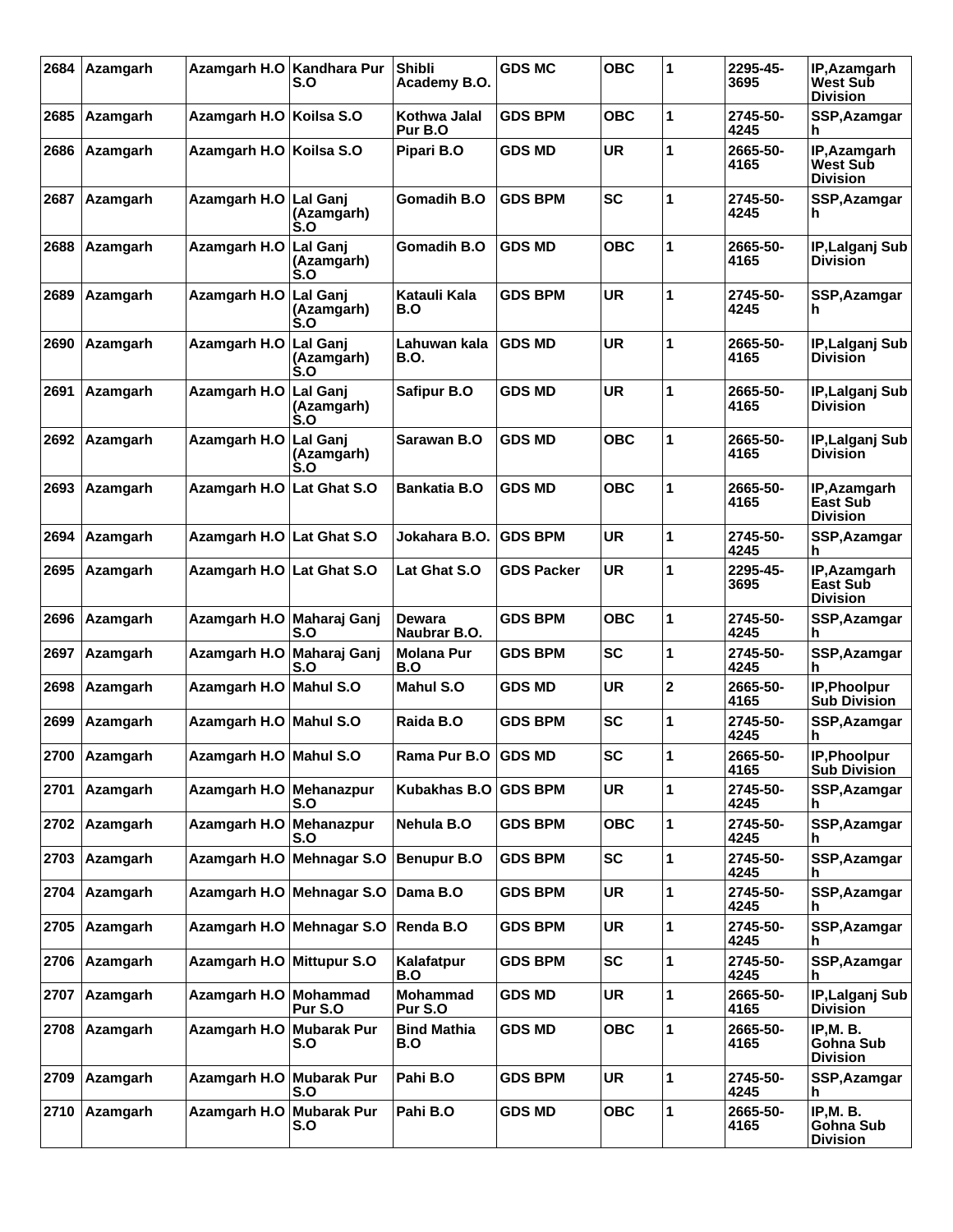| 2684 | Azamgarh | Azamgarh H.O | Kandhara Pur S.O | Shibli Academy B.O. | GDS MC | OBC | 1 | 2295-45-3695 | IP,Azamgarh West Sub Division |
|---|---|---|---|---|---|---|---|---|---|
| 2685 | Azamgarh | Azamgarh H.O | Koilsa S.O | Kothwa Jalal Pur B.O | GDS BPM | OBC | 1 | 2745-50-4245 | SSP,Azamgarh |
| 2686 | Azamgarh | Azamgarh H.O | Koilsa S.O | Pipari B.O | GDS MD | UR | 1 | 2665-50-4165 | IP,Azamgarh West Sub Division |
| 2687 | Azamgarh | Azamgarh H.O | Lal Ganj (Azamgarh) S.O | Gomadih B.O | GDS BPM | SC | 1 | 2745-50-4245 | SSP,Azamgarh |
| 2688 | Azamgarh | Azamgarh H.O | Lal Ganj (Azamgarh) S.O | Gomadih B.O | GDS MD | OBC | 1 | 2665-50-4165 | IP,Lalganj Sub Division |
| 2689 | Azamgarh | Azamgarh H.O | Lal Ganj (Azamgarh) S.O | Katauli Kala B.O | GDS BPM | UR | 1 | 2745-50-4245 | SSP,Azamgarh |
| 2690 | Azamgarh | Azamgarh H.O | Lal Ganj (Azamgarh) S.O | Lahuwan kala B.O. | GDS MD | UR | 1 | 2665-50-4165 | IP,Lalganj Sub Division |
| 2691 | Azamgarh | Azamgarh H.O | Lal Ganj (Azamgarh) S.O | Safipur B.O | GDS MD | UR | 1 | 2665-50-4165 | IP,Lalganj Sub Division |
| 2692 | Azamgarh | Azamgarh H.O | Lal Ganj (Azamgarh) S.O | Sarawan B.O | GDS MD | OBC | 1 | 2665-50-4165 | IP,Lalganj Sub Division |
| 2693 | Azamgarh | Azamgarh H.O | Lat Ghat S.O | Bankatia B.O | GDS MD | OBC | 1 | 2665-50-4165 | IP,Azamgarh East Sub Division |
| 2694 | Azamgarh | Azamgarh H.O | Lat Ghat S.O | Jokahara B.O. | GDS BPM | UR | 1 | 2745-50-4245 | SSP,Azamgarh |
| 2695 | Azamgarh | Azamgarh H.O | Lat Ghat S.O | Lat Ghat S.O | GDS Packer | UR | 1 | 2295-45-3695 | IP,Azamgarh East Sub Division |
| 2696 | Azamgarh | Azamgarh H.O | Maharaj Ganj S.O | Dewara Naubrar B.O. | GDS BPM | OBC | 1 | 2745-50-4245 | SSP,Azamgarh |
| 2697 | Azamgarh | Azamgarh H.O | Maharaj Ganj S.O | Molana Pur B.O | GDS BPM | SC | 1 | 2745-50-4245 | SSP,Azamgarh |
| 2698 | Azamgarh | Azamgarh H.O | Mahul S.O | Mahul S.O | GDS MD | UR | 2 | 2665-50-4165 | IP,Phoolpur Sub Division |
| 2699 | Azamgarh | Azamgarh H.O | Mahul S.O | Raida B.O | GDS BPM | SC | 1 | 2745-50-4245 | SSP,Azamgarh |
| 2700 | Azamgarh | Azamgarh H.O | Mahul S.O | Rama Pur B.O | GDS MD | SC | 1 | 2665-50-4165 | IP,Phoolpur Sub Division |
| 2701 | Azamgarh | Azamgarh H.O | Mehanazpur S.O | Kubakhas B.O | GDS BPM | UR | 1 | 2745-50-4245 | SSP,Azamgarh |
| 2702 | Azamgarh | Azamgarh H.O | Mehanazpur S.O | Nehula B.O | GDS BPM | OBC | 1 | 2745-50-4245 | SSP,Azamgarh |
| 2703 | Azamgarh | Azamgarh H.O | Mehnagar S.O | Benupur B.O | GDS BPM | SC | 1 | 2745-50-4245 | SSP,Azamgarh |
| 2704 | Azamgarh | Azamgarh H.O | Mehnagar S.O | Dama B.O | GDS BPM | UR | 1 | 2745-50-4245 | SSP,Azamgarh |
| 2705 | Azamgarh | Azamgarh H.O | Mehnagar S.O | Renda B.O | GDS BPM | UR | 1 | 2745-50-4245 | SSP,Azamgarh |
| 2706 | Azamgarh | Azamgarh H.O | Mittupur S.O | Kalafatpur B.O | GDS BPM | SC | 1 | 2745-50-4245 | SSP,Azamgarh |
| 2707 | Azamgarh | Azamgarh H.O | Mohammad Pur S.O | Mohammad Pur S.O | GDS MD | UR | 1 | 2665-50-4165 | IP,Lalganj Sub Division |
| 2708 | Azamgarh | Azamgarh H.O | Mubarak Pur S.O | Bind Mathia B.O | GDS MD | OBC | 1 | 2665-50-4165 | IP,M. B. Gohna Sub Division |
| 2709 | Azamgarh | Azamgarh H.O | Mubarak Pur S.O | Pahi B.O | GDS BPM | UR | 1 | 2745-50-4245 | SSP,Azamgarh |
| 2710 | Azamgarh | Azamgarh H.O | Mubarak Pur S.O | Pahi B.O | GDS MD | OBC | 1 | 2665-50-4165 | IP,M. B. Gohna Sub Division |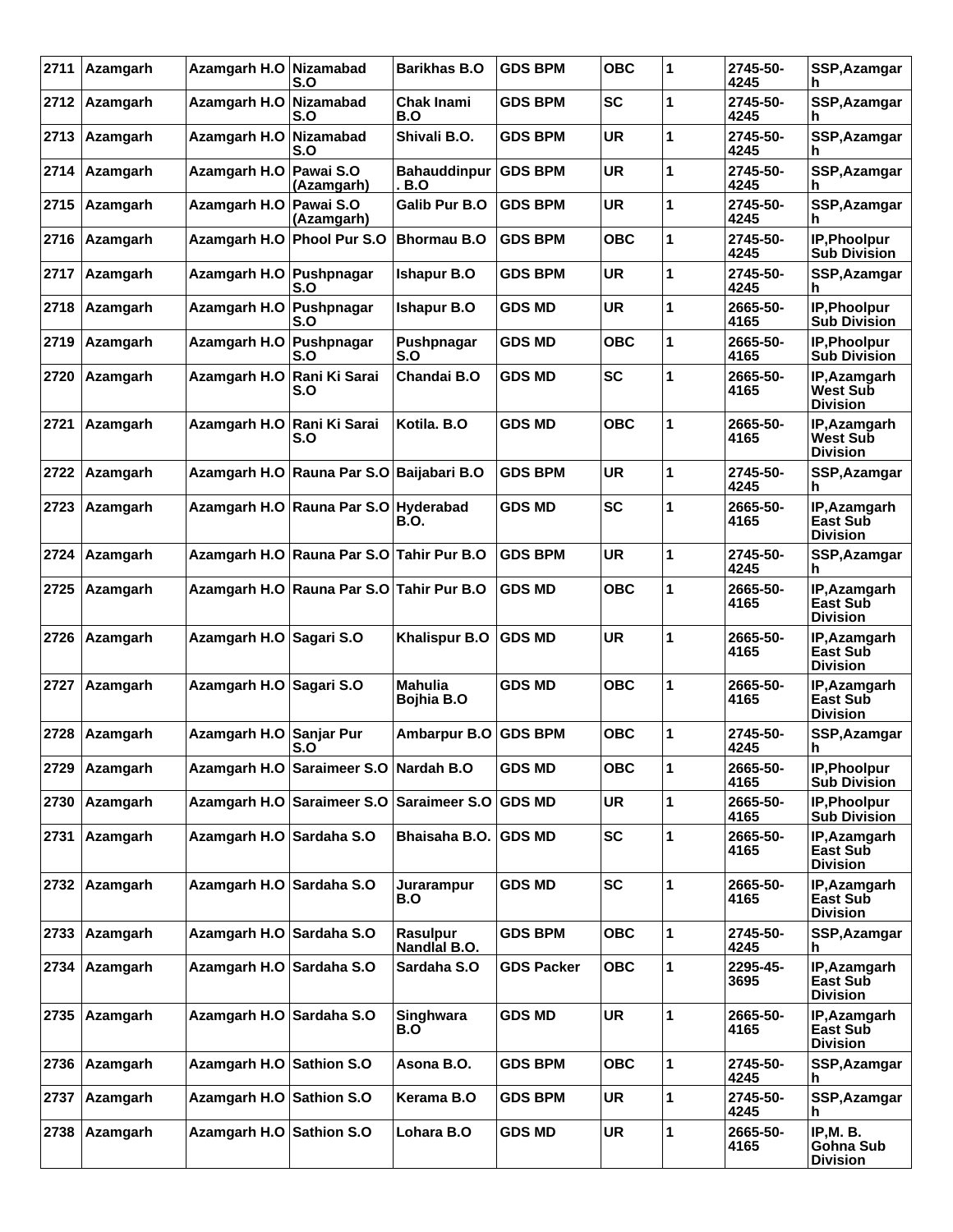| | | | | | | | | | |
|---|---|---|---|---|---|---|---|---|---|
| 2711 | Azamgarh | Azamgarh H.O | Nizamabad S.O | Barikhas B.O | GDS BPM | OBC | 1 | 2745-50-4245 | SSP,Azamgarh |
| 2712 | Azamgarh | Azamgarh H.O | Nizamabad S.O | Chak Inami B.O | GDS BPM | SC | 1 | 2745-50-4245 | SSP,Azamgarh |
| 2713 | Azamgarh | Azamgarh H.O | Nizamabad S.O | Shivali B.O. | GDS BPM | UR | 1 | 2745-50-4245 | SSP,Azamgarh |
| 2714 | Azamgarh | Azamgarh H.O | Pawai S.O (Azamgarh) | Bahauddinpur. B.O | GDS BPM | UR | 1 | 2745-50-4245 | SSP,Azamgarh |
| 2715 | Azamgarh | Azamgarh H.O | Pawai S.O (Azamgarh) | Galib Pur B.O | GDS BPM | UR | 1 | 2745-50-4245 | SSP,Azamgarh |
| 2716 | Azamgarh | Azamgarh H.O | Phool Pur S.O | Bhormau B.O | GDS BPM | OBC | 1 | 2745-50-4245 | IP,Phoolpur Sub Division |
| 2717 | Azamgarh | Azamgarh H.O | Pushpnagar S.O | Ishapur B.O | GDS BPM | UR | 1 | 2745-50-4245 | SSP,Azamgarh |
| 2718 | Azamgarh | Azamgarh H.O | Pushpnagar S.O | Ishapur B.O | GDS MD | UR | 1 | 2665-50-4165 | IP,Phoolpur Sub Division |
| 2719 | Azamgarh | Azamgarh H.O | Pushpnagar S.O | Pushpnagar S.O | GDS MD | OBC | 1 | 2665-50-4165 | IP,Phoolpur Sub Division |
| 2720 | Azamgarh | Azamgarh H.O | Rani Ki Sarai S.O | Chandai B.O | GDS MD | SC | 1 | 2665-50-4165 | IP,Azamgarh West Sub Division |
| 2721 | Azamgarh | Azamgarh H.O | Rani Ki Sarai S.O | Kotila. B.O | GDS MD | OBC | 1 | 2665-50-4165 | IP,Azamgarh West Sub Division |
| 2722 | Azamgarh | Azamgarh H.O | Rauna Par S.O | Baijabari B.O | GDS BPM | UR | 1 | 2745-50-4245 | SSP,Azamgarh |
| 2723 | Azamgarh | Azamgarh H.O | Rauna Par S.O | Hyderabad B.O. | GDS MD | SC | 1 | 2665-50-4165 | IP,Azamgarh East Sub Division |
| 2724 | Azamgarh | Azamgarh H.O | Rauna Par S.O | Tahir Pur B.O | GDS BPM | UR | 1 | 2745-50-4245 | SSP,Azamgarh |
| 2725 | Azamgarh | Azamgarh H.O | Rauna Par S.O | Tahir Pur B.O | GDS MD | OBC | 1 | 2665-50-4165 | IP,Azamgarh East Sub Division |
| 2726 | Azamgarh | Azamgarh H.O | Sagari S.O | Khalispur B.O | GDS MD | UR | 1 | 2665-50-4165 | IP,Azamgarh East Sub Division |
| 2727 | Azamgarh | Azamgarh H.O | Sagari S.O | Mahulia Bojhia B.O | GDS MD | OBC | 1 | 2665-50-4165 | IP,Azamgarh East Sub Division |
| 2728 | Azamgarh | Azamgarh H.O | Sanjar Pur S.O | Ambarpur B.O | GDS BPM | OBC | 1 | 2745-50-4245 | SSP,Azamgarh |
| 2729 | Azamgarh | Azamgarh H.O | Saraimeer S.O | Nardah B.O | GDS MD | OBC | 1 | 2665-50-4165 | IP,Phoolpur Sub Division |
| 2730 | Azamgarh | Azamgarh H.O | Saraimeer S.O | Saraimeer S.O | GDS MD | UR | 1 | 2665-50-4165 | IP,Phoolpur Sub Division |
| 2731 | Azamgarh | Azamgarh H.O | Sardaha S.O | Bhaisaha B.O. | GDS MD | SC | 1 | 2665-50-4165 | IP,Azamgarh East Sub Division |
| 2732 | Azamgarh | Azamgarh H.O | Sardaha S.O | Jurarampur B.O | GDS MD | SC | 1 | 2665-50-4165 | IP,Azamgarh East Sub Division |
| 2733 | Azamgarh | Azamgarh H.O | Sardaha S.O | Rasulpur Nandlal B.O. | GDS BPM | OBC | 1 | 2745-50-4245 | SSP,Azamgarh |
| 2734 | Azamgarh | Azamgarh H.O | Sardaha S.O | Sardaha S.O | GDS Packer | OBC | 1 | 2295-45-3695 | IP,Azamgarh East Sub Division |
| 2735 | Azamgarh | Azamgarh H.O | Sardaha S.O | Singhwara B.O | GDS MD | UR | 1 | 2665-50-4165 | IP,Azamgarh East Sub Division |
| 2736 | Azamgarh | Azamgarh H.O | Sathion S.O | Asona B.O. | GDS BPM | OBC | 1 | 2745-50-4245 | SSP,Azamgarh |
| 2737 | Azamgarh | Azamgarh H.O | Sathion S.O | Kerama B.O | GDS BPM | UR | 1 | 2745-50-4245 | SSP,Azamgarh |
| 2738 | Azamgarh | Azamgarh H.O | Sathion S.O | Lohara B.O | GDS MD | UR | 1 | 2665-50-4165 | IP,M. B. Gohna Sub Division |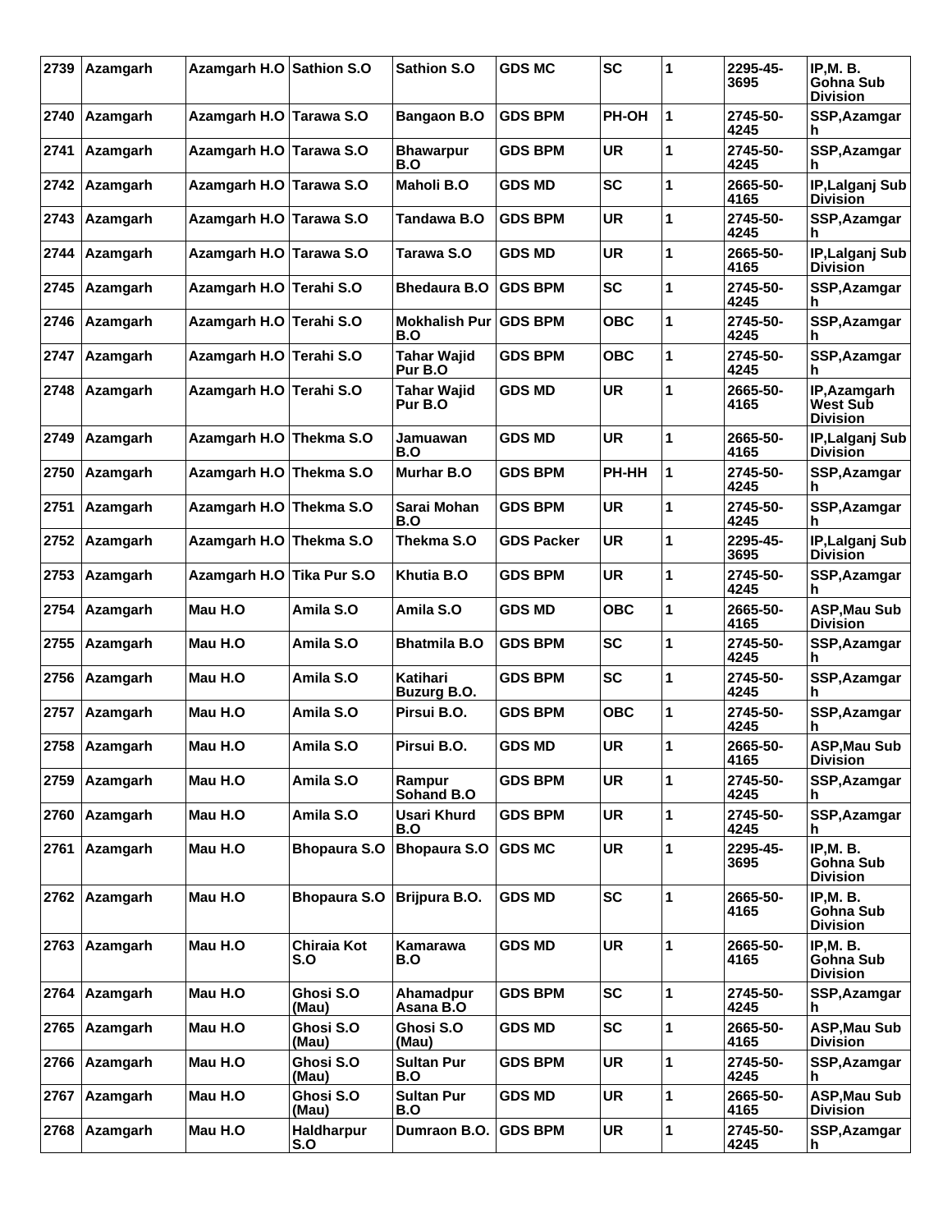| | | | | | | | | | |
|---|---|---|---|---|---|---|---|---|---|
| 2739 | Azamgarh | Azamgarh H.O | Sathion S.O | Sathion S.O | GDS MC | SC | 1 | 2295-45-3695 | IP,M. B. Gohna Sub Division |
| 2740 | Azamgarh | Azamgarh H.O | Tarawa S.O | Bangaon B.O | GDS BPM | PH-OH | 1 | 2745-50-4245 | SSP,Azamgarh |
| 2741 | Azamgarh | Azamgarh H.O | Tarawa S.O | Bhawarpur B.O | GDS BPM | UR | 1 | 2745-50-4245 | SSP,Azamgarh |
| 2742 | Azamgarh | Azamgarh H.O | Tarawa S.O | Maholi B.O | GDS MD | SC | 1 | 2665-50-4165 | IP,Lalganj Sub Division |
| 2743 | Azamgarh | Azamgarh H.O | Tarawa S.O | Tandawa B.O | GDS BPM | UR | 1 | 2745-50-4245 | SSP,Azamgarh |
| 2744 | Azamgarh | Azamgarh H.O | Tarawa S.O | Tarawa S.O | GDS MD | UR | 1 | 2665-50-4165 | IP,Lalganj Sub Division |
| 2745 | Azamgarh | Azamgarh H.O | Terahi S.O | Bhedaura B.O | GDS BPM | SC | 1 | 2745-50-4245 | SSP,Azamgarh |
| 2746 | Azamgarh | Azamgarh H.O | Terahi S.O | Mokhalish Pur B.O | GDS BPM | OBC | 1 | 2745-50-4245 | SSP,Azamgarh |
| 2747 | Azamgarh | Azamgarh H.O | Terahi S.O | Tahar Wajid Pur B.O | GDS BPM | OBC | 1 | 2745-50-4245 | SSP,Azamgarh |
| 2748 | Azamgarh | Azamgarh H.O | Terahi S.O | Tahar Wajid Pur B.O | GDS MD | UR | 1 | 2665-50-4165 | IP,Azamgarh West Sub Division |
| 2749 | Azamgarh | Azamgarh H.O | Thekma S.O | Jamuawan B.O | GDS MD | UR | 1 | 2665-50-4165 | IP,Lalganj Sub Division |
| 2750 | Azamgarh | Azamgarh H.O | Thekma S.O | Murhar B.O | GDS BPM | PH-HH | 1 | 2745-50-4245 | SSP,Azamgarh |
| 2751 | Azamgarh | Azamgarh H.O | Thekma S.O | Sarai Mohan B.O | GDS BPM | UR | 1 | 2745-50-4245 | SSP,Azamgarh |
| 2752 | Azamgarh | Azamgarh H.O | Thekma S.O | Thekma S.O | GDS Packer | UR | 1 | 2295-45-3695 | IP,Lalganj Sub Division |
| 2753 | Azamgarh | Azamgarh H.O | Tika Pur S.O | Khutia B.O | GDS BPM | UR | 1 | 2745-50-4245 | SSP,Azamgarh |
| 2754 | Azamgarh | Mau H.O | Amila S.O | Amila S.O | GDS MD | OBC | 1 | 2665-50-4165 | ASP,Mau Sub Division |
| 2755 | Azamgarh | Mau H.O | Amila S.O | Bhatmila B.O | GDS BPM | SC | 1 | 2745-50-4245 | SSP,Azamgarh |
| 2756 | Azamgarh | Mau H.O | Amila S.O | Katihari Buzurg B.O. | GDS BPM | SC | 1 | 2745-50-4245 | SSP,Azamgarh |
| 2757 | Azamgarh | Mau H.O | Amila S.O | Pirsui B.O. | GDS BPM | OBC | 1 | 2745-50-4245 | SSP,Azamgarh |
| 2758 | Azamgarh | Mau H.O | Amila S.O | Pirsui B.O. | GDS MD | UR | 1 | 2665-50-4165 | ASP,Mau Sub Division |
| 2759 | Azamgarh | Mau H.O | Amila S.O | Rampur Sohand B.O | GDS BPM | UR | 1 | 2745-50-4245 | SSP,Azamgarh |
| 2760 | Azamgarh | Mau H.O | Amila S.O | Usari Khurd B.O | GDS BPM | UR | 1 | 2745-50-4245 | SSP,Azamgarh |
| 2761 | Azamgarh | Mau H.O | Bhopaura S.O | Bhopaura S.O | GDS MC | UR | 1 | 2295-45-3695 | IP,M. B. Gohna Sub Division |
| 2762 | Azamgarh | Mau H.O | Bhopaura S.O | Brijpura B.O. | GDS MD | SC | 1 | 2665-50-4165 | IP,M. B. Gohna Sub Division |
| 2763 | Azamgarh | Mau H.O | Chiraia Kot S.O | Kamarawa B.O | GDS MD | UR | 1 | 2665-50-4165 | IP,M. B. Gohna Sub Division |
| 2764 | Azamgarh | Mau H.O | Ghosi S.O (Mau) | Ahamadpur Asana B.O | GDS BPM | SC | 1 | 2745-50-4245 | SSP,Azamgarh |
| 2765 | Azamgarh | Mau H.O | Ghosi S.O (Mau) | Ghosi S.O (Mau) | GDS MD | SC | 1 | 2665-50-4165 | ASP,Mau Sub Division |
| 2766 | Azamgarh | Mau H.O | Ghosi S.O (Mau) | Sultan Pur B.O | GDS BPM | UR | 1 | 2745-50-4245 | SSP,Azamgarh |
| 2767 | Azamgarh | Mau H.O | Ghosi S.O (Mau) | Sultan Pur B.O | GDS MD | UR | 1 | 2665-50-4165 | ASP,Mau Sub Division |
| 2768 | Azamgarh | Mau H.O | Haldharpur S.O | Dumraon B.O. | GDS BPM | UR | 1 | 2745-50-4245 | SSP,Azamgarh |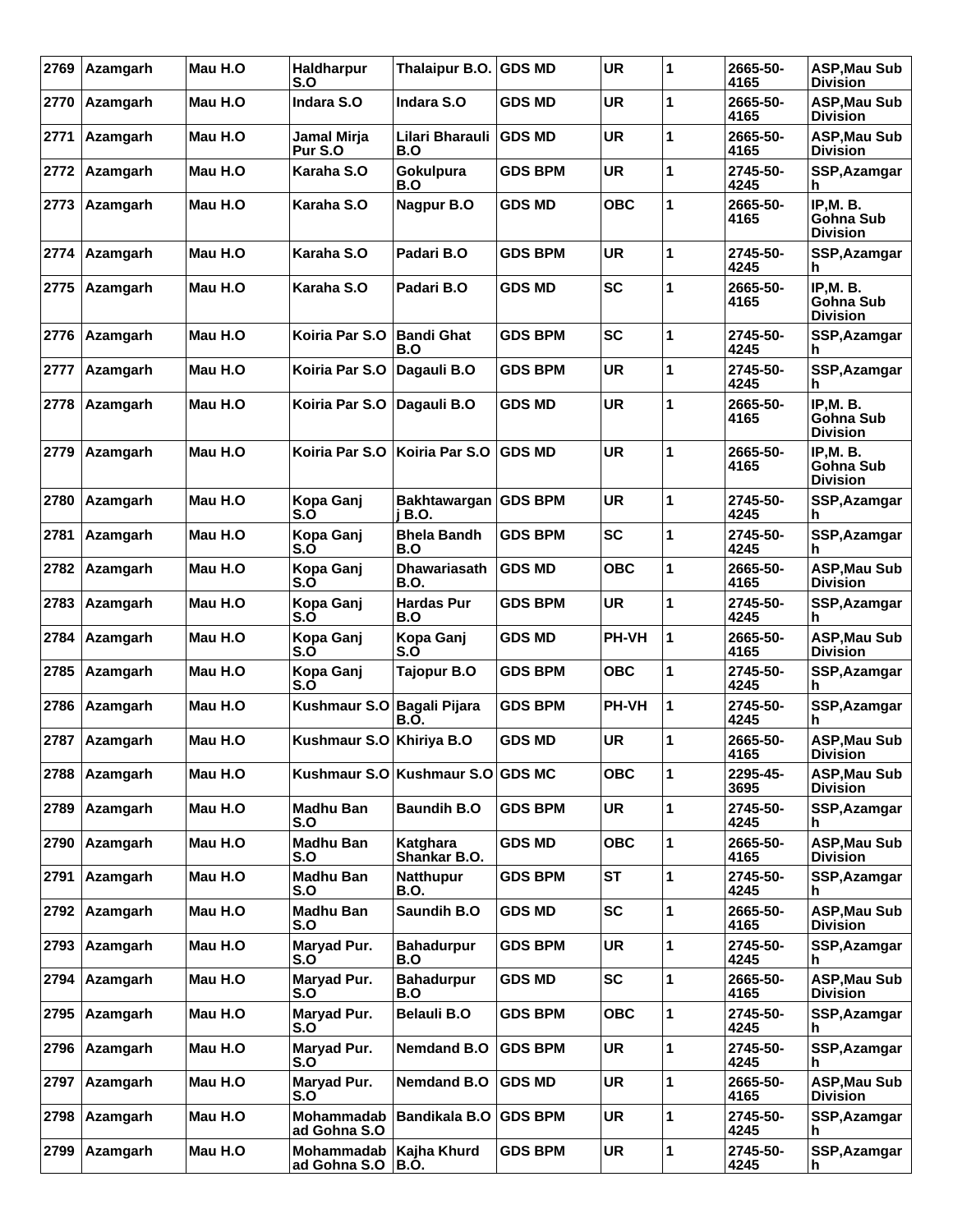| | | | | | | | | | |
|---|---|---|---|---|---|---|---|---|---|
| 2769 | Azamgarh | Mau H.O | Haldharpur S.O | Thalaipur B.O. | GDS MD | UR | 1 | 2665-50-4165 | ASP,Mau Sub Division |
| 2770 | Azamgarh | Mau H.O | Indara S.O | Indara S.O | GDS MD | UR | 1 | 2665-50-4165 | ASP,Mau Sub Division |
| 2771 | Azamgarh | Mau H.O | Jamal Mirja Pur S.O | Lilari Bharauli B.O | GDS MD | UR | 1 | 2665-50-4165 | ASP,Mau Sub Division |
| 2772 | Azamgarh | Mau H.O | Karaha S.O | Gokulpura B.O | GDS BPM | UR | 1 | 2745-50-4245 | SSP,Azamgarh |
| 2773 | Azamgarh | Mau H.O | Karaha S.O | Nagpur B.O | GDS MD | OBC | 1 | 2665-50-4165 | IP,M. B. Gohna Sub Division |
| 2774 | Azamgarh | Mau H.O | Karaha S.O | Padari B.O | GDS BPM | UR | 1 | 2745-50-4245 | SSP,Azamgarh |
| 2775 | Azamgarh | Mau H.O | Karaha S.O | Padari B.O | GDS MD | SC | 1 | 2665-50-4165 | IP,M. B. Gohna Sub Division |
| 2776 | Azamgarh | Mau H.O | Koiria Par S.O | Bandi Ghat B.O | GDS BPM | SC | 1 | 2745-50-4245 | SSP,Azamgarh |
| 2777 | Azamgarh | Mau H.O | Koiria Par S.O | Dagauli B.O | GDS BPM | UR | 1 | 2745-50-4245 | SSP,Azamgarh |
| 2778 | Azamgarh | Mau H.O | Koiria Par S.O | Dagauli B.O | GDS MD | UR | 1 | 2665-50-4165 | IP,M. B. Gohna Sub Division |
| 2779 | Azamgarh | Mau H.O | Koiria Par S.O | Koiria Par S.O | GDS MD | UR | 1 | 2665-50-4165 | IP,M. B. Gohna Sub Division |
| 2780 | Azamgarh | Mau H.O | Kopa Ganj S.O | Bakhtawarganj B.O. | GDS BPM | UR | 1 | 2745-50-4245 | SSP,Azamgarh |
| 2781 | Azamgarh | Mau H.O | Kopa Ganj S.O | Bhela Bandh B.O | GDS BPM | SC | 1 | 2745-50-4245 | SSP,Azamgarh |
| 2782 | Azamgarh | Mau H.O | Kopa Ganj S.O | Dhawariasath B.O. | GDS MD | OBC | 1 | 2665-50-4165 | ASP,Mau Sub Division |
| 2783 | Azamgarh | Mau H.O | Kopa Ganj S.O | Hardas Pur B.O | GDS BPM | UR | 1 | 2745-50-4245 | SSP,Azamgarh |
| 2784 | Azamgarh | Mau H.O | Kopa Ganj S.O | Kopa Ganj S.O | GDS MD | PH-VH | 1 | 2665-50-4165 | ASP,Mau Sub Division |
| 2785 | Azamgarh | Mau H.O | Kopa Ganj S.O | Tajopur B.O | GDS BPM | OBC | 1 | 2745-50-4245 | SSP,Azamgarh |
| 2786 | Azamgarh | Mau H.O | Kushmaur S.O | Bagali Pijara B.O. | GDS BPM | PH-VH | 1 | 2745-50-4245 | SSP,Azamgarh |
| 2787 | Azamgarh | Mau H.O | Kushmaur S.O | Khiriya B.O | GDS MD | UR | 1 | 2665-50-4165 | ASP,Mau Sub Division |
| 2788 | Azamgarh | Mau H.O | Kushmaur S.O | Kushmaur S.O | GDS MC | OBC | 1 | 2295-45-3695 | ASP,Mau Sub Division |
| 2789 | Azamgarh | Mau H.O | Madhu Ban S.O | Baundih B.O | GDS BPM | UR | 1 | 2745-50-4245 | SSP,Azamgarh |
| 2790 | Azamgarh | Mau H.O | Madhu Ban S.O | Katghara Shankar B.O. | GDS MD | OBC | 1 | 2665-50-4165 | ASP,Mau Sub Division |
| 2791 | Azamgarh | Mau H.O | Madhu Ban S.O | Natthupur B.O. | GDS BPM | ST | 1 | 2745-50-4245 | SSP,Azamgarh |
| 2792 | Azamgarh | Mau H.O | Madhu Ban S.O | Saundih B.O | GDS MD | SC | 1 | 2665-50-4165 | ASP,Mau Sub Division |
| 2793 | Azamgarh | Mau H.O | Maryad Pur. S.O | Bahadurpur B.O | GDS BPM | UR | 1 | 2745-50-4245 | SSP,Azamgarh |
| 2794 | Azamgarh | Mau H.O | Maryad Pur. S.O | Bahadurpur B.O | GDS MD | SC | 1 | 2665-50-4165 | ASP,Mau Sub Division |
| 2795 | Azamgarh | Mau H.O | Maryad Pur. S.O | Belauli B.O | GDS BPM | OBC | 1 | 2745-50-4245 | SSP,Azamgarh |
| 2796 | Azamgarh | Mau H.O | Maryad Pur. S.O | Nemdand B.O | GDS BPM | UR | 1 | 2745-50-4245 | SSP,Azamgarh |
| 2797 | Azamgarh | Mau H.O | Maryad Pur. S.O | Nemdand B.O | GDS MD | UR | 1 | 2665-50-4165 | ASP,Mau Sub Division |
| 2798 | Azamgarh | Mau H.O | Mohammadabad Gohna S.O | Bandikala B.O | GDS BPM | UR | 1 | 2745-50-4245 | SSP,Azamgarh |
| 2799 | Azamgarh | Mau H.O | Mohammadabad Gohna S.O | Kajha Khurd B.O. | GDS BPM | UR | 1 | 2745-50-4245 | SSP,Azamgarh |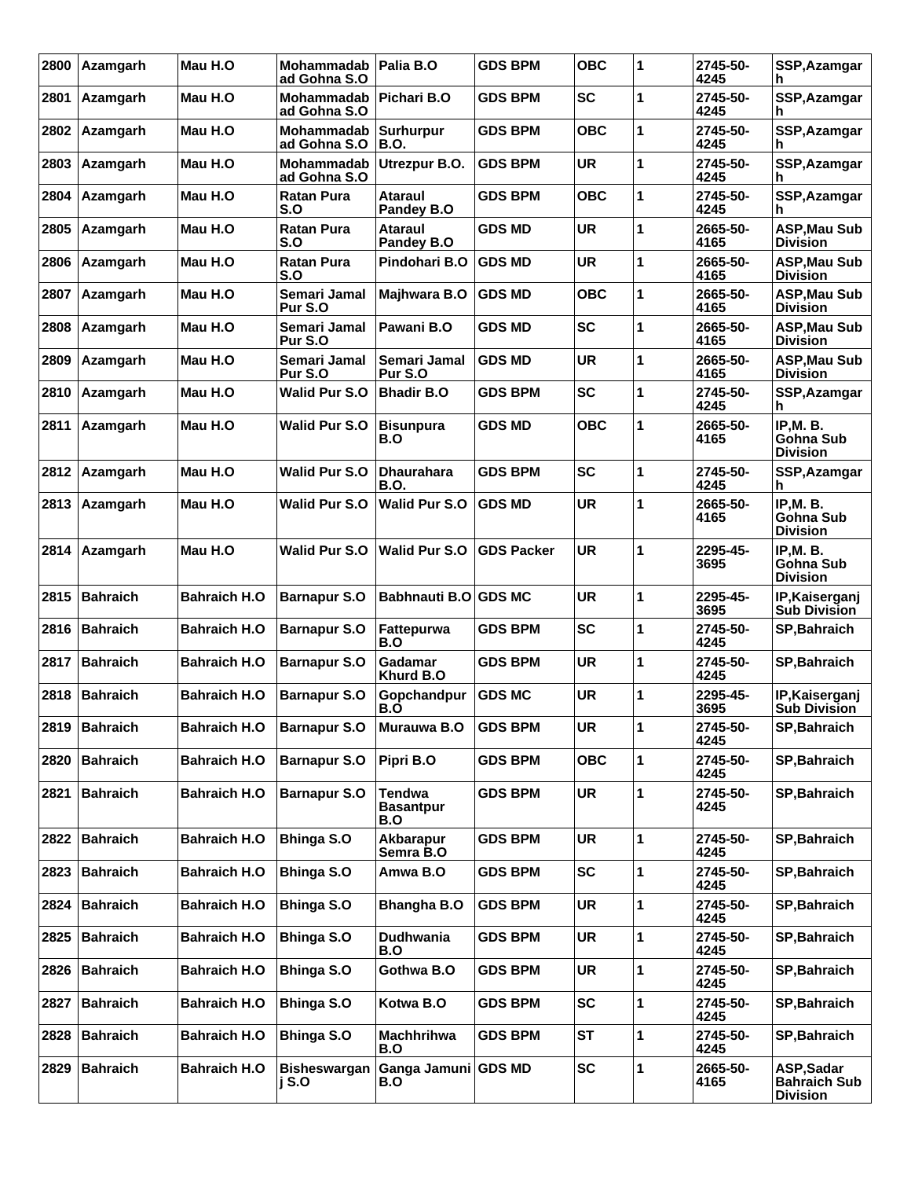| | | | | | | | | | |
|---|---|---|---|---|---|---|---|---|---|
| 2800 | Azamgarh | Mau H.O | Mohammadabad Gohna S.O | Palia B.O | GDS BPM | OBC | 1 | 2745-50-4245 | SSP,Azamgarh |
| 2801 | Azamgarh | Mau H.O | Mohammadabad Gohna S.O | Pichari B.O | GDS BPM | SC | 1 | 2745-50-4245 | SSP,Azamgarh |
| 2802 | Azamgarh | Mau H.O | Mohammadabad Gohna S.O | Surhurpur B.O. | GDS BPM | OBC | 1 | 2745-50-4245 | SSP,Azamgarh |
| 2803 | Azamgarh | Mau H.O | Mohammadabad Gohna S.O | Utrezpur B.O. | GDS BPM | UR | 1 | 2745-50-4245 | SSP,Azamgarh |
| 2804 | Azamgarh | Mau H.O | Ratan Pura S.O | Ataraul Pandey B.O | GDS BPM | OBC | 1 | 2745-50-4245 | SSP,Azamgarh |
| 2805 | Azamgarh | Mau H.O | Ratan Pura S.O | Ataraul Pandey B.O | GDS MD | UR | 1 | 2665-50-4165 | ASP,Mau Sub Division |
| 2806 | Azamgarh | Mau H.O | Ratan Pura S.O | Pindohari B.O | GDS MD | UR | 1 | 2665-50-4165 | ASP,Mau Sub Division |
| 2807 | Azamgarh | Mau H.O | Semari Jamal Pur S.O | Majhwara B.O | GDS MD | OBC | 1 | 2665-50-4165 | ASP,Mau Sub Division |
| 2808 | Azamgarh | Mau H.O | Semari Jamal Pur S.O | Pawani B.O | GDS MD | SC | 1 | 2665-50-4165 | ASP,Mau Sub Division |
| 2809 | Azamgarh | Mau H.O | Semari Jamal Pur S.O | Semari Jamal Pur S.O | GDS MD | UR | 1 | 2665-50-4165 | ASP,Mau Sub Division |
| 2810 | Azamgarh | Mau H.O | Walid Pur S.O | Bhadir B.O | GDS BPM | SC | 1 | 2745-50-4245 | SSP,Azamgarh |
| 2811 | Azamgarh | Mau H.O | Walid Pur S.O | Bisunpura B.O | GDS MD | OBC | 1 | 2665-50-4165 | IP,M. B. Gohna Sub Division |
| 2812 | Azamgarh | Mau H.O | Walid Pur S.O | Dhaurahara B.O. | GDS BPM | SC | 1 | 2745-50-4245 | SSP,Azamgarh |
| 2813 | Azamgarh | Mau H.O | Walid Pur S.O | Walid Pur S.O | GDS MD | UR | 1 | 2665-50-4165 | IP,M. B. Gohna Sub Division |
| 2814 | Azamgarh | Mau H.O | Walid Pur S.O | Walid Pur S.O | GDS Packer | UR | 1 | 2295-45-3695 | IP,M. B. Gohna Sub Division |
| 2815 | Bahraich | Bahraich H.O | Barnapur S.O | Babhnauti B.O | GDS MC | UR | 1 | 2295-45-3695 | IP,Kaiserganj Sub Division |
| 2816 | Bahraich | Bahraich H.O | Barnapur S.O | Fattepurwa B.O | GDS BPM | SC | 1 | 2745-50-4245 | SP,Bahraich |
| 2817 | Bahraich | Bahraich H.O | Barnapur S.O | Gadamar Khurd B.O | GDS BPM | UR | 1 | 2745-50-4245 | SP,Bahraich |
| 2818 | Bahraich | Bahraich H.O | Barnapur S.O | Gopchandpur B.O | GDS MC | UR | 1 | 2295-45-3695 | IP,Kaiserganj Sub Division |
| 2819 | Bahraich | Bahraich H.O | Barnapur S.O | Murauwa B.O | GDS BPM | UR | 1 | 2745-50-4245 | SP,Bahraich |
| 2820 | Bahraich | Bahraich H.O | Barnapur S.O | Pipri B.O | GDS BPM | OBC | 1 | 2745-50-4245 | SP,Bahraich |
| 2821 | Bahraich | Bahraich H.O | Barnapur S.O | Tendwa Basantpur B.O | GDS BPM | UR | 1 | 2745-50-4245 | SP,Bahraich |
| 2822 | Bahraich | Bahraich H.O | Bhinga S.O | Akbarapur Semra B.O | GDS BPM | UR | 1 | 2745-50-4245 | SP,Bahraich |
| 2823 | Bahraich | Bahraich H.O | Bhinga S.O | Amwa B.O | GDS BPM | SC | 1 | 2745-50-4245 | SP,Bahraich |
| 2824 | Bahraich | Bahraich H.O | Bhinga S.O | Bhangha B.O | GDS BPM | UR | 1 | 2745-50-4245 | SP,Bahraich |
| 2825 | Bahraich | Bahraich H.O | Bhinga S.O | Dudhwania B.O | GDS BPM | UR | 1 | 2745-50-4245 | SP,Bahraich |
| 2826 | Bahraich | Bahraich H.O | Bhinga S.O | Gothwa B.O | GDS BPM | UR | 1 | 2745-50-4245 | SP,Bahraich |
| 2827 | Bahraich | Bahraich H.O | Bhinga S.O | Kotwa B.O | GDS BPM | SC | 1 | 2745-50-4245 | SP,Bahraich |
| 2828 | Bahraich | Bahraich H.O | Bhinga S.O | Machhrihwa B.O | GDS BPM | ST | 1 | 2745-50-4245 | SP,Bahraich |
| 2829 | Bahraich | Bahraich H.O | Bisheswarganj S.O | Ganga Jamuni B.O | GDS MD | SC | 1 | 2665-50-4165 | ASP,Sadar Bahraich Sub Division |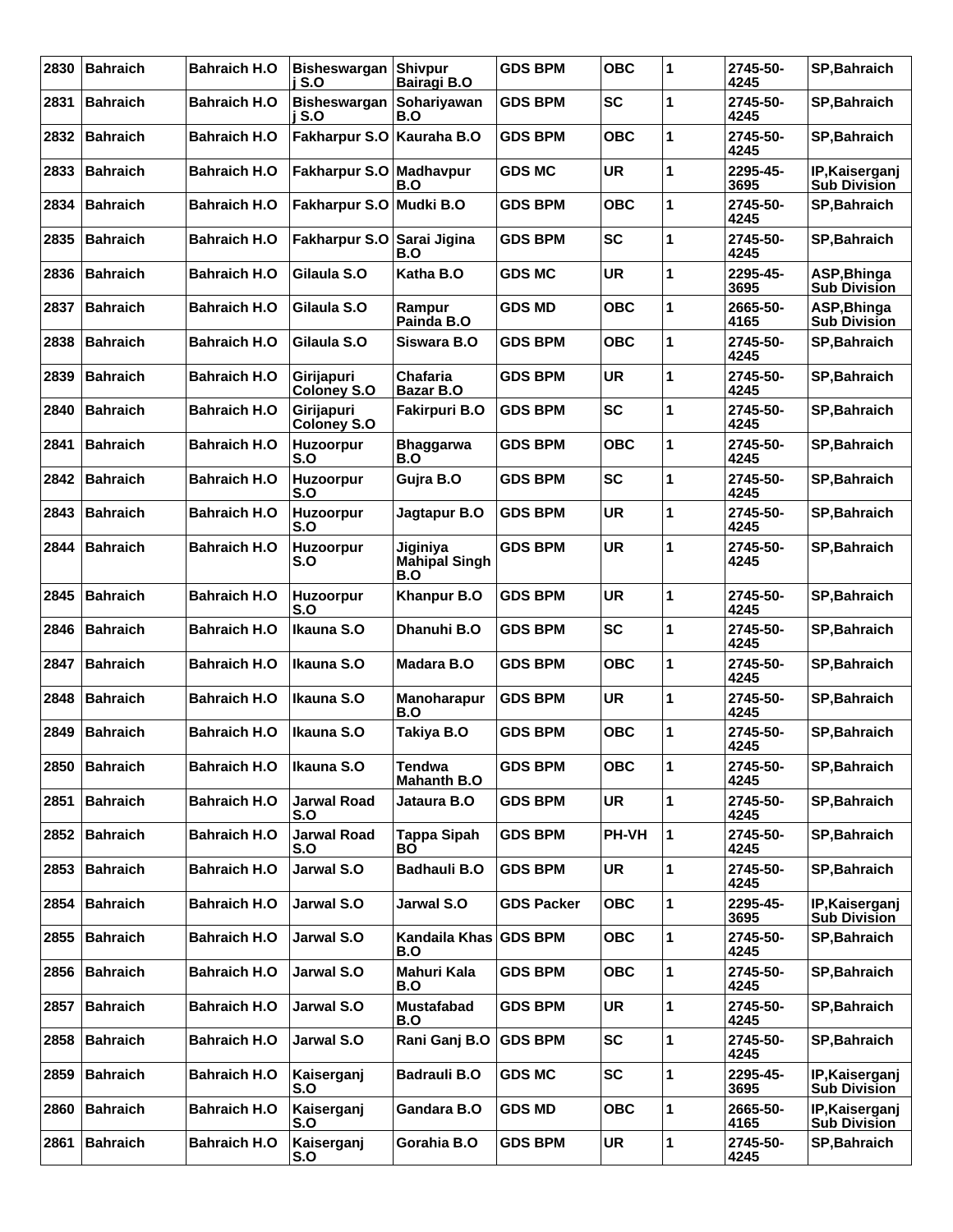| | | | | | | | | | |
|---|---|---|---|---|---|---|---|---|---|
| 2830 | Bahraich | Bahraich H.O | Bisheswarganj S.O | Shivpur Bairagi B.O | GDS BPM | OBC | 1 | 2745-50-4245 | SP,Bahraich |
| 2831 | Bahraich | Bahraich H.O | Bisheswarganj S.O | Sohariyawan B.O | GDS BPM | SC | 1 | 2745-50-4245 | SP,Bahraich |
| 2832 | Bahraich | Bahraich H.O | Fakharpur S.O | Kauraha B.O | GDS BPM | OBC | 1 | 2745-50-4245 | SP,Bahraich |
| 2833 | Bahraich | Bahraich H.O | Fakharpur S.O | Madhavpur B.O | GDS MC | UR | 1 | 2295-45-3695 | IP,Kaiserganj Sub Division |
| 2834 | Bahraich | Bahraich H.O | Fakharpur S.O | Mudki B.O | GDS BPM | OBC | 1 | 2745-50-4245 | SP,Bahraich |
| 2835 | Bahraich | Bahraich H.O | Fakharpur S.O | Sarai Jigina B.O | GDS BPM | SC | 1 | 2745-50-4245 | SP,Bahraich |
| 2836 | Bahraich | Bahraich H.O | Gilaula S.O | Katha B.O | GDS MC | UR | 1 | 2295-45-3695 | ASP,Bhinga Sub Division |
| 2837 | Bahraich | Bahraich H.O | Gilaula S.O | Rampur Painda B.O | GDS MD | OBC | 1 | 2665-50-4165 | ASP,Bhinga Sub Division |
| 2838 | Bahraich | Bahraich H.O | Gilaula S.O | Siswara B.O | GDS BPM | OBC | 1 | 2745-50-4245 | SP,Bahraich |
| 2839 | Bahraich | Bahraich H.O | Girijapuri Coloney S.O | Chafaria Bazar B.O | GDS BPM | UR | 1 | 2745-50-4245 | SP,Bahraich |
| 2840 | Bahraich | Bahraich H.O | Girijapuri Coloney S.O | Fakirpuri B.O | GDS BPM | SC | 1 | 2745-50-4245 | SP,Bahraich |
| 2841 | Bahraich | Bahraich H.O | Huzoorpur S.O | Bhaggarwa B.O | GDS BPM | OBC | 1 | 2745-50-4245 | SP,Bahraich |
| 2842 | Bahraich | Bahraich H.O | Huzoorpur S.O | Gujra B.O | GDS BPM | SC | 1 | 2745-50-4245 | SP,Bahraich |
| 2843 | Bahraich | Bahraich H.O | Huzoorpur S.O | Jagtapur B.O | GDS BPM | UR | 1 | 2745-50-4245 | SP,Bahraich |
| 2844 | Bahraich | Bahraich H.O | Huzoorpur S.O | Jiginiya Mahipal Singh B.O | GDS BPM | UR | 1 | 2745-50-4245 | SP,Bahraich |
| 2845 | Bahraich | Bahraich H.O | Huzoorpur S.O | Khanpur B.O | GDS BPM | UR | 1 | 2745-50-4245 | SP,Bahraich |
| 2846 | Bahraich | Bahraich H.O | Ikauna S.O | Dhanuhi B.O | GDS BPM | SC | 1 | 2745-50-4245 | SP,Bahraich |
| 2847 | Bahraich | Bahraich H.O | Ikauna S.O | Madara B.O | GDS BPM | OBC | 1 | 2745-50-4245 | SP,Bahraich |
| 2848 | Bahraich | Bahraich H.O | Ikauna S.O | Manoharapur B.O | GDS BPM | UR | 1 | 2745-50-4245 | SP,Bahraich |
| 2849 | Bahraich | Bahraich H.O | Ikauna S.O | Takiya B.O | GDS BPM | OBC | 1 | 2745-50-4245 | SP,Bahraich |
| 2850 | Bahraich | Bahraich H.O | Ikauna S.O | Tendwa Mahanth B.O | GDS BPM | OBC | 1 | 2745-50-4245 | SP,Bahraich |
| 2851 | Bahraich | Bahraich H.O | Jarwal Road S.O | Jataura B.O | GDS BPM | UR | 1 | 2745-50-4245 | SP,Bahraich |
| 2852 | Bahraich | Bahraich H.O | Jarwal Road S.O | Tappa Sipah BO | GDS BPM | PH-VH | 1 | 2745-50-4245 | SP,Bahraich |
| 2853 | Bahraich | Bahraich H.O | Jarwal S.O | Badhauli B.O | GDS BPM | UR | 1 | 2745-50-4245 | SP,Bahraich |
| 2854 | Bahraich | Bahraich H.O | Jarwal S.O | Jarwal S.O | GDS Packer | OBC | 1 | 2295-45-3695 | IP,Kaiserganj Sub Division |
| 2855 | Bahraich | Bahraich H.O | Jarwal S.O | Kandaila Khas B.O | GDS BPM | OBC | 1 | 2745-50-4245 | SP,Bahraich |
| 2856 | Bahraich | Bahraich H.O | Jarwal S.O | Mahuri Kala B.O | GDS BPM | OBC | 1 | 2745-50-4245 | SP,Bahraich |
| 2857 | Bahraich | Bahraich H.O | Jarwal S.O | Mustafabad B.O | GDS BPM | UR | 1 | 2745-50-4245 | SP,Bahraich |
| 2858 | Bahraich | Bahraich H.O | Jarwal S.O | Rani Ganj B.O | GDS BPM | SC | 1 | 2745-50-4245 | SP,Bahraich |
| 2859 | Bahraich | Bahraich H.O | Kaiserganj S.O | Badrauli B.O | GDS MC | SC | 1 | 2295-45-3695 | IP,Kaiserganj Sub Division |
| 2860 | Bahraich | Bahraich H.O | Kaiserganj S.O | Gandara B.O | GDS MD | OBC | 1 | 2665-50-4165 | IP,Kaiserganj Sub Division |
| 2861 | Bahraich | Bahraich H.O | Kaiserganj S.O | Gorahia B.O | GDS BPM | UR | 1 | 2745-50-4245 | SP,Bahraich |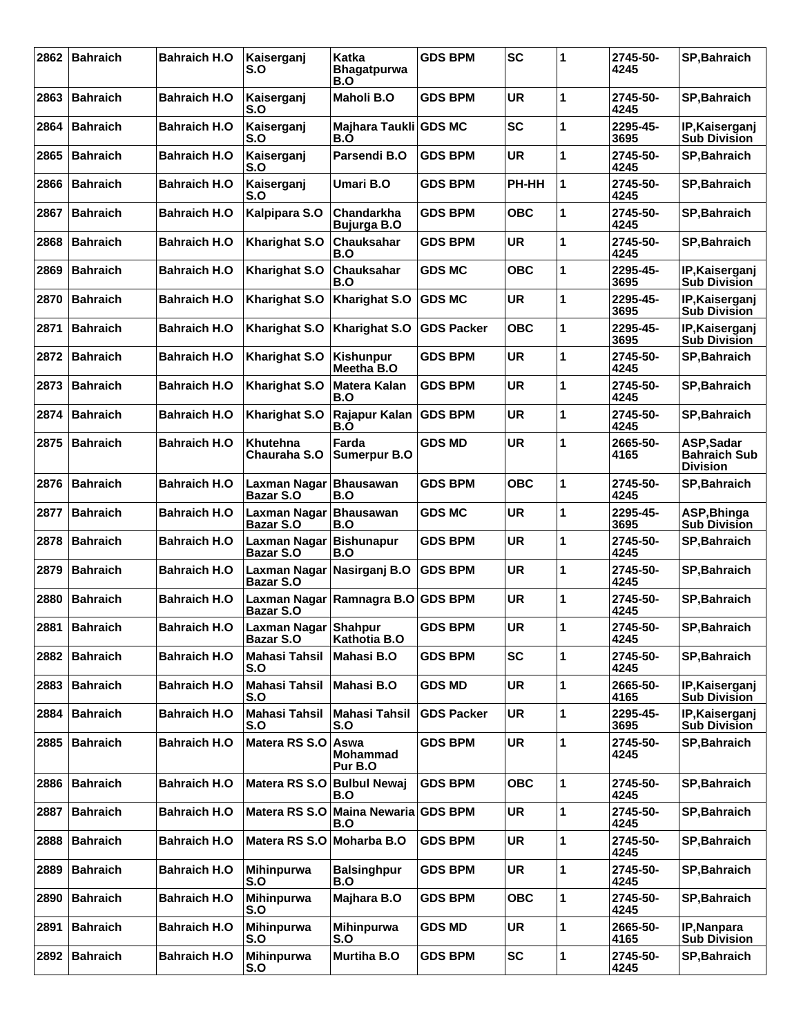| | | | | | | | | | |
|---|---|---|---|---|---|---|---|---|---|
| 2862 | Bahraich | Bahraich H.O | Kaiserganj S.O | Katka Bhagatpurwa B.O | GDS BPM | SC | 1 | 2745-50-4245 | SP,Bahraich |
| 2863 | Bahraich | Bahraich H.O | Kaiserganj S.O | Maholi B.O | GDS BPM | UR | 1 | 2745-50-4245 | SP,Bahraich |
| 2864 | Bahraich | Bahraich H.O | Kaiserganj S.O | Majhara Taukli B.O | GDS MC | SC | 1 | 2295-45-3695 | IP,Kaiserganj Sub Division |
| 2865 | Bahraich | Bahraich H.O | Kaiserganj S.O | Parsendi B.O | GDS BPM | UR | 1 | 2745-50-4245 | SP,Bahraich |
| 2866 | Bahraich | Bahraich H.O | Kaiserganj S.O | Umari B.O | GDS BPM | PH-HH | 1 | 2745-50-4245 | SP,Bahraich |
| 2867 | Bahraich | Bahraich H.O | Kalpipara S.O | Chandarkha Bujurga B.O | GDS BPM | OBC | 1 | 2745-50-4245 | SP,Bahraich |
| 2868 | Bahraich | Bahraich H.O | Kharighat S.O | Chauksahar B.O | GDS BPM | UR | 1 | 2745-50-4245 | SP,Bahraich |
| 2869 | Bahraich | Bahraich H.O | Kharighat S.O | Chauksahar B.O | GDS MC | OBC | 1 | 2295-45-3695 | IP,Kaiserganj Sub Division |
| 2870 | Bahraich | Bahraich H.O | Kharighat S.O | Kharighat S.O | GDS MC | UR | 1 | 2295-45-3695 | IP,Kaiserganj Sub Division |
| 2871 | Bahraich | Bahraich H.O | Kharighat S.O | Kharighat S.O | GDS Packer | OBC | 1 | 2295-45-3695 | IP,Kaiserganj Sub Division |
| 2872 | Bahraich | Bahraich H.O | Kharighat S.O | Kishunpur Meetha B.O | GDS BPM | UR | 1 | 2745-50-4245 | SP,Bahraich |
| 2873 | Bahraich | Bahraich H.O | Kharighat S.O | Matera Kalan B.O | GDS BPM | UR | 1 | 2745-50-4245 | SP,Bahraich |
| 2874 | Bahraich | Bahraich H.O | Kharighat S.O | Rajapur Kalan B.O | GDS BPM | UR | 1 | 2745-50-4245 | SP,Bahraich |
| 2875 | Bahraich | Bahraich H.O | Khutehna Chauraha S.O | Farda Sumerpur B.O | GDS MD | UR | 1 | 2665-50-4165 | ASP,Sadar Bahraich Sub Division |
| 2876 | Bahraich | Bahraich H.O | Laxman Nagar Bazar S.O | Bhausawan B.O | GDS BPM | OBC | 1 | 2745-50-4245 | SP,Bahraich |
| 2877 | Bahraich | Bahraich H.O | Laxman Nagar Bazar S.O | Bhausawan B.O | GDS MC | UR | 1 | 2295-45-3695 | ASP,Bhinga Sub Division |
| 2878 | Bahraich | Bahraich H.O | Laxman Nagar Bazar S.O | Bishunapur B.O | GDS BPM | UR | 1 | 2745-50-4245 | SP,Bahraich |
| 2879 | Bahraich | Bahraich H.O | Laxman Nagar Bazar S.O | Nasirganj B.O | GDS BPM | UR | 1 | 2745-50-4245 | SP,Bahraich |
| 2880 | Bahraich | Bahraich H.O | Laxman Nagar Bazar S.O | Ramnagra B.O | GDS BPM | UR | 1 | 2745-50-4245 | SP,Bahraich |
| 2881 | Bahraich | Bahraich H.O | Laxman Nagar Bazar S.O | Shahpur Kathotia B.O | GDS BPM | UR | 1 | 2745-50-4245 | SP,Bahraich |
| 2882 | Bahraich | Bahraich H.O | Mahasi Tahsil S.O | Mahasi B.O | GDS BPM | SC | 1 | 2745-50-4245 | SP,Bahraich |
| 2883 | Bahraich | Bahraich H.O | Mahasi Tahsil S.O | Mahasi B.O | GDS MD | UR | 1 | 2665-50-4165 | IP,Kaiserganj Sub Division |
| 2884 | Bahraich | Bahraich H.O | Mahasi Tahsil S.O | Mahasi Tahsil S.O | GDS Packer | UR | 1 | 2295-45-3695 | IP,Kaiserganj Sub Division |
| 2885 | Bahraich | Bahraich H.O | Matera RS S.O | Aswa Mohammad Pur B.O | GDS BPM | UR | 1 | 2745-50-4245 | SP,Bahraich |
| 2886 | Bahraich | Bahraich H.O | Matera RS S.O | Bulbul Newaj B.O | GDS BPM | OBC | 1 | 2745-50-4245 | SP,Bahraich |
| 2887 | Bahraich | Bahraich H.O | Matera RS S.O | Maina Newaria B.O | GDS BPM | UR | 1 | 2745-50-4245 | SP,Bahraich |
| 2888 | Bahraich | Bahraich H.O | Matera RS S.O | Moharba B.O | GDS BPM | UR | 1 | 2745-50-4245 | SP,Bahraich |
| 2889 | Bahraich | Bahraich H.O | Mihinpurwa S.O | Balsinghpur B.O | GDS BPM | UR | 1 | 2745-50-4245 | SP,Bahraich |
| 2890 | Bahraich | Bahraich H.O | Mihinpurwa S.O | Majhara B.O | GDS BPM | OBC | 1 | 2745-50-4245 | SP,Bahraich |
| 2891 | Bahraich | Bahraich H.O | Mihinpurwa S.O | Mihinpurwa S.O | GDS MD | UR | 1 | 2665-50-4165 | IP,Nanpara Sub Division |
| 2892 | Bahraich | Bahraich H.O | Mihinpurwa S.O | Murtiha B.O | GDS BPM | SC | 1 | 2745-50-4245 | SP,Bahraich |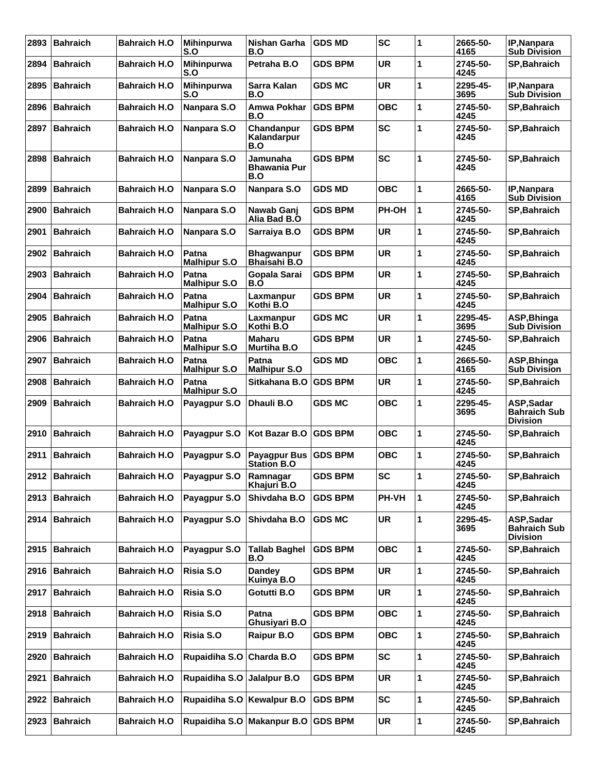| 2893 | Bahraich | Bahraich H.O | Mihinpurwa S.O | Nishan Garha B.O | GDS MD | SC | 1 | 2665-50-4165 | IP,Nanpara Sub Division |
|---|---|---|---|---|---|---|---|---|---|
| 2894 | Bahraich | Bahraich H.O | Mihinpurwa S.O | Petraha B.O | GDS BPM | UR | 1 | 2745-50-4245 | SP,Bahraich |
| 2895 | Bahraich | Bahraich H.O | Mihinpurwa S.O | Sarra Kalan B.O | GDS MC | UR | 1 | 2295-45-3695 | IP,Nanpara Sub Division |
| 2896 | Bahraich | Bahraich H.O | Nanpara S.O | Amwa Pokhar B.O | GDS BPM | OBC | 1 | 2745-50-4245 | SP,Bahraich |
| 2897 | Bahraich | Bahraich H.O | Nanpara S.O | Chandanpur Kalandarpur B.O | GDS BPM | SC | 1 | 2745-50-4245 | SP,Bahraich |
| 2898 | Bahraich | Bahraich H.O | Nanpara S.O | Jamunaha Bhawania Pur B.O | GDS BPM | SC | 1 | 2745-50-4245 | SP,Bahraich |
| 2899 | Bahraich | Bahraich H.O | Nanpara S.O | Nanpara S.O | GDS MD | OBC | 1 | 2665-50-4165 | IP,Nanpara Sub Division |
| 2900 | Bahraich | Bahraich H.O | Nanpara S.O | Nawab Ganj Alia Bad B.O | GDS BPM | PH-OH | 1 | 2745-50-4245 | SP,Bahraich |
| 2901 | Bahraich | Bahraich H.O | Nanpara S.O | Sarraiya B.O | GDS BPM | UR | 1 | 2745-50-4245 | SP,Bahraich |
| 2902 | Bahraich | Bahraich H.O | Patna Malhipur S.O | Bhagwanpur Bhaisahi B.O | GDS BPM | UR | 1 | 2745-50-4245 | SP,Bahraich |
| 2903 | Bahraich | Bahraich H.O | Patna Malhipur S.O | Gopala Sarai B.O | GDS BPM | UR | 1 | 2745-50-4245 | SP,Bahraich |
| 2904 | Bahraich | Bahraich H.O | Patna Malhipur S.O | Laxmanpur Kothi B.O | GDS BPM | UR | 1 | 2745-50-4245 | SP,Bahraich |
| 2905 | Bahraich | Bahraich H.O | Patna Malhipur S.O | Laxmanpur Kothi B.O | GDS MC | UR | 1 | 2295-45-3695 | ASP,Bhinga Sub Division |
| 2906 | Bahraich | Bahraich H.O | Patna Malhipur S.O | Maharu Murtiha B.O | GDS BPM | UR | 1 | 2745-50-4245 | SP,Bahraich |
| 2907 | Bahraich | Bahraich H.O | Patna Malhipur S.O | Patna Malhipur S.O | GDS MD | OBC | 1 | 2665-50-4165 | ASP,Bhinga Sub Division |
| 2908 | Bahraich | Bahraich H.O | Patna Malhipur S.O | Sitkahana B.O | GDS BPM | UR | 1 | 2745-50-4245 | SP,Bahraich |
| 2909 | Bahraich | Bahraich H.O | Payagpur S.O | Dhauli B.O | GDS MC | OBC | 1 | 2295-45-3695 | ASP,Sadar Bahraich Sub Division |
| 2910 | Bahraich | Bahraich H.O | Payagpur S.O | Kot Bazar B.O | GDS BPM | OBC | 1 | 2745-50-4245 | SP,Bahraich |
| 2911 | Bahraich | Bahraich H.O | Payagpur S.O | Payagpur Bus Station B.O | GDS BPM | OBC | 1 | 2745-50-4245 | SP,Bahraich |
| 2912 | Bahraich | Bahraich H.O | Payagpur S.O | Ramnagar Khajuri B.O | GDS BPM | SC | 1 | 2745-50-4245 | SP,Bahraich |
| 2913 | Bahraich | Bahraich H.O | Payagpur S.O | Shivdaha B.O | GDS BPM | PH-VH | 1 | 2745-50-4245 | SP,Bahraich |
| 2914 | Bahraich | Bahraich H.O | Payagpur S.O | Shivdaha B.O | GDS MC | UR | 1 | 2295-45-3695 | ASP,Sadar Bahraich Sub Division |
| 2915 | Bahraich | Bahraich H.O | Payagpur S.O | Tallab Baghel B.O | GDS BPM | OBC | 1 | 2745-50-4245 | SP,Bahraich |
| 2916 | Bahraich | Bahraich H.O | Risia S.O | Dandey Kuinya B.O | GDS BPM | UR | 1 | 2745-50-4245 | SP,Bahraich |
| 2917 | Bahraich | Bahraich H.O | Risia S.O | Gotutti B.O | GDS BPM | UR | 1 | 2745-50-4245 | SP,Bahraich |
| 2918 | Bahraich | Bahraich H.O | Risia S.O | Patna Ghusiyari B.O | GDS BPM | OBC | 1 | 2745-50-4245 | SP,Bahraich |
| 2919 | Bahraich | Bahraich H.O | Risia S.O | Raipur B.O | GDS BPM | OBC | 1 | 2745-50-4245 | SP,Bahraich |
| 2920 | Bahraich | Bahraich H.O | Rupaidiha S.O | Charda B.O | GDS BPM | SC | 1 | 2745-50-4245 | SP,Bahraich |
| 2921 | Bahraich | Bahraich H.O | Rupaidiha S.O | Jalalpur B.O | GDS BPM | UR | 1 | 2745-50-4245 | SP,Bahraich |
| 2922 | Bahraich | Bahraich H.O | Rupaidiha S.O | Kewalpur B.O | GDS BPM | SC | 1 | 2745-50-4245 | SP,Bahraich |
| 2923 | Bahraich | Bahraich H.O | Rupaidiha S.O | Makanpur B.O | GDS BPM | UR | 1 | 2745-50-4245 | SP,Bahraich |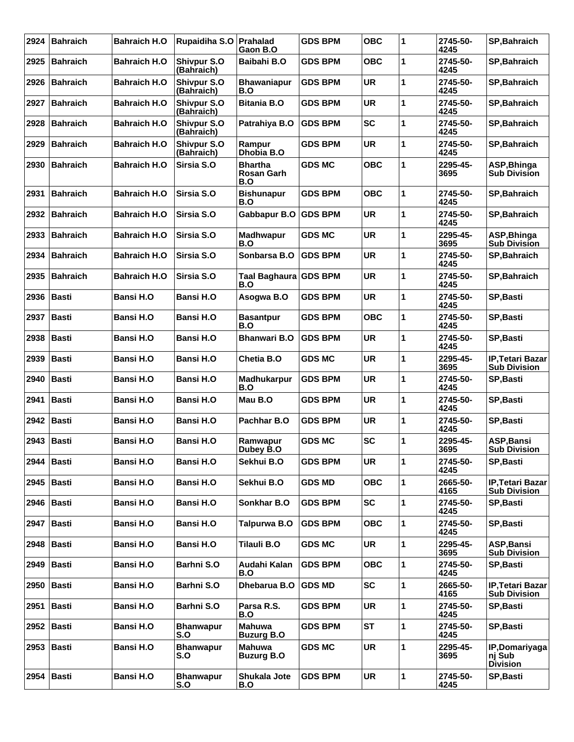| | | | | | | | | | |
|---|---|---|---|---|---|---|---|---|---|
| 2924 | Bahraich | Bahraich H.O | Rupaidiha S.O | Prahalad Gaon B.O | GDS BPM | OBC | 1 | 2745-50-4245 | SP,Bahraich |
| 2925 | Bahraich | Bahraich H.O | Shivpur S.O (Bahraich) | Baibahi B.O | GDS BPM | OBC | 1 | 2745-50-4245 | SP,Bahraich |
| 2926 | Bahraich | Bahraich H.O | Shivpur S.O (Bahraich) | Bhawaniapur B.O | GDS BPM | UR | 1 | 2745-50-4245 | SP,Bahraich |
| 2927 | Bahraich | Bahraich H.O | Shivpur S.O (Bahraich) | Bitania B.O | GDS BPM | UR | 1 | 2745-50-4245 | SP,Bahraich |
| 2928 | Bahraich | Bahraich H.O | Shivpur S.O (Bahraich) | Patrahiya B.O | GDS BPM | SC | 1 | 2745-50-4245 | SP,Bahraich |
| 2929 | Bahraich | Bahraich H.O | Shivpur S.O (Bahraich) | Rampur Dhobia B.O | GDS BPM | UR | 1 | 2745-50-4245 | SP,Bahraich |
| 2930 | Bahraich | Bahraich H.O | Sirsia S.O | Bhartha Rosan Garh B.O | GDS MC | OBC | 1 | 2295-45-3695 | ASP,Bhinga Sub Division |
| 2931 | Bahraich | Bahraich H.O | Sirsia S.O | Bishunapur B.O | GDS BPM | OBC | 1 | 2745-50-4245 | SP,Bahraich |
| 2932 | Bahraich | Bahraich H.O | Sirsia S.O | Gabbapur B.O | GDS BPM | UR | 1 | 2745-50-4245 | SP,Bahraich |
| 2933 | Bahraich | Bahraich H.O | Sirsia S.O | Madhwapur B.O | GDS MC | UR | 1 | 2295-45-3695 | ASP,Bhinga Sub Division |
| 2934 | Bahraich | Bahraich H.O | Sirsia S.O | Sonbarsa B.O | GDS BPM | UR | 1 | 2745-50-4245 | SP,Bahraich |
| 2935 | Bahraich | Bahraich H.O | Sirsia S.O | Taal Baghaura B.O | GDS BPM | UR | 1 | 2745-50-4245 | SP,Bahraich |
| 2936 | Basti | Bansi H.O | Bansi H.O | Asogwa B.O | GDS BPM | UR | 1 | 2745-50-4245 | SP,Basti |
| 2937 | Basti | Bansi H.O | Bansi H.O | Basantpur B.O | GDS BPM | OBC | 1 | 2745-50-4245 | SP,Basti |
| 2938 | Basti | Bansi H.O | Bansi H.O | Bhanwari B.O | GDS BPM | UR | 1 | 2745-50-4245 | SP,Basti |
| 2939 | Basti | Bansi H.O | Bansi H.O | Chetia B.O | GDS MC | UR | 1 | 2295-45-3695 | IP,Tetari Bazar Sub Division |
| 2940 | Basti | Bansi H.O | Bansi H.O | Madhukarpur B.O | GDS BPM | UR | 1 | 2745-50-4245 | SP,Basti |
| 2941 | Basti | Bansi H.O | Bansi H.O | Mau B.O | GDS BPM | UR | 1 | 2745-50-4245 | SP,Basti |
| 2942 | Basti | Bansi H.O | Bansi H.O | Pachhar B.O | GDS BPM | UR | 1 | 2745-50-4245 | SP,Basti |
| 2943 | Basti | Bansi H.O | Bansi H.O | Ramwapur Dubey B.O | GDS MC | SC | 1 | 2295-45-3695 | ASP,Bansi Sub Division |
| 2944 | Basti | Bansi H.O | Bansi H.O | Sekhui B.O | GDS BPM | UR | 1 | 2745-50-4245 | SP,Basti |
| 2945 | Basti | Bansi H.O | Bansi H.O | Sekhui B.O | GDS MD | OBC | 1 | 2665-50-4165 | IP,Tetari Bazar Sub Division |
| 2946 | Basti | Bansi H.O | Bansi H.O | Sonkhar B.O | GDS BPM | SC | 1 | 2745-50-4245 | SP,Basti |
| 2947 | Basti | Bansi H.O | Bansi H.O | Talpurwa B.O | GDS BPM | OBC | 1 | 2745-50-4245 | SP,Basti |
| 2948 | Basti | Bansi H.O | Bansi H.O | Tilauli B.O | GDS MC | UR | 1 | 2295-45-3695 | ASP,Bansi Sub Division |
| 2949 | Basti | Bansi H.O | Barhni S.O | Audahi Kalan B.O | GDS BPM | OBC | 1 | 2745-50-4245 | SP,Basti |
| 2950 | Basti | Bansi H.O | Barhni S.O | Dhebarua B.O | GDS MD | SC | 1 | 2665-50-4165 | IP,Tetari Bazar Sub Division |
| 2951 | Basti | Bansi H.O | Barhni S.O | Parsa R.S. B.O | GDS BPM | UR | 1 | 2745-50-4245 | SP,Basti |
| 2952 | Basti | Bansi H.O | Bhanwapur S.O | Mahuwa Buzurg B.O | GDS BPM | ST | 1 | 2745-50-4245 | SP,Basti |
| 2953 | Basti | Bansi H.O | Bhanwapur S.O | Mahuwa Buzurg B.O | GDS MC | UR | 1 | 2295-45-3695 | IP,Domariyaganj Sub Division |
| 2954 | Basti | Bansi H.O | Bhanwapur S.O | Shukala Jote B.O | GDS BPM | UR | 1 | 2745-50-4245 | SP,Basti |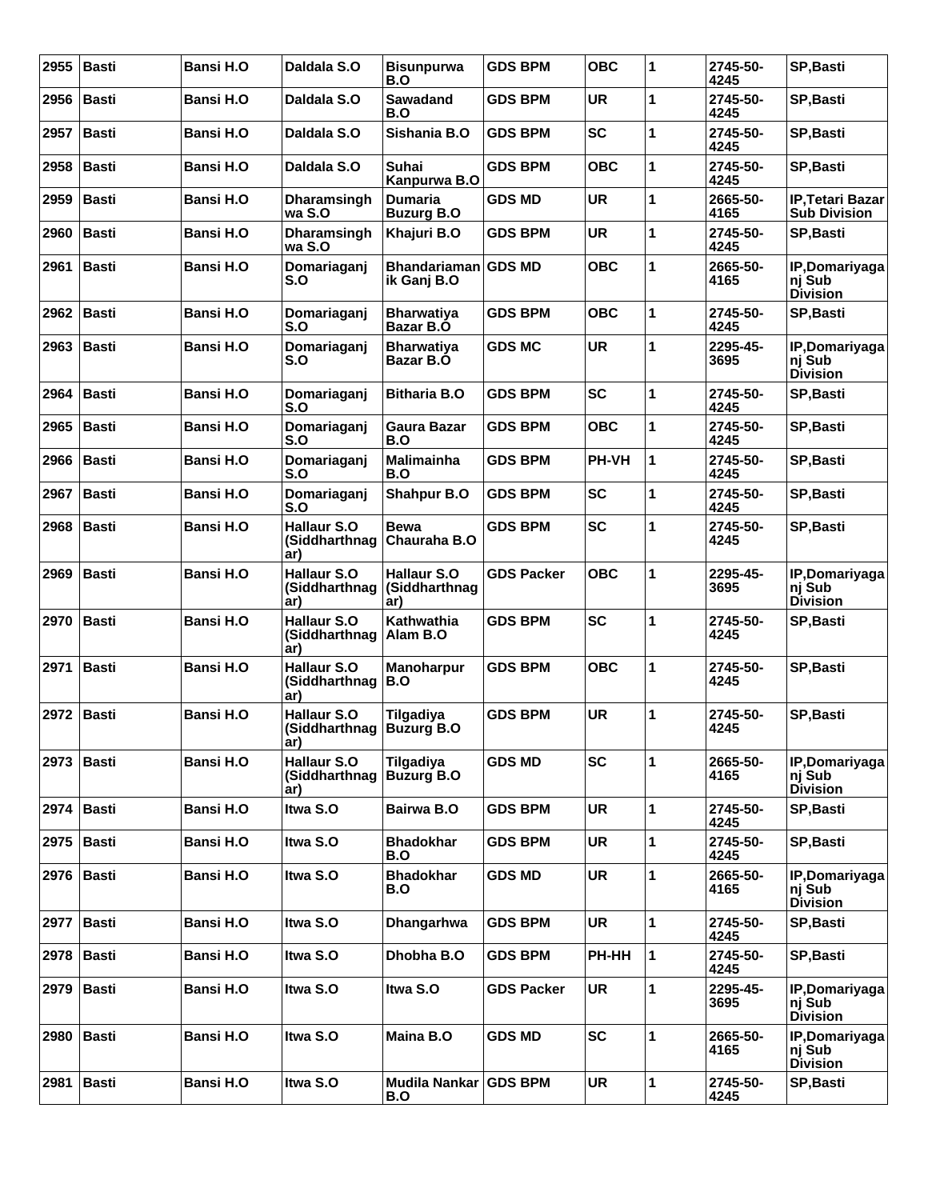| | | | | | | | | | |
|---|---|---|---|---|---|---|---|---|---|
| 2955 | Basti | Bansi H.O | Daldala S.O | Bisunpurwa B.O | GDS BPM | OBC | 1 | 2745-50-4245 | SP,Basti |
| 2956 | Basti | Bansi H.O | Daldala S.O | Sawadand B.O | GDS BPM | UR | 1 | 2745-50-4245 | SP,Basti |
| 2957 | Basti | Bansi H.O | Daldala S.O | Sishania B.O | GDS BPM | SC | 1 | 2745-50-4245 | SP,Basti |
| 2958 | Basti | Bansi H.O | Daldala S.O | Suhai Kanpurwa B.O | GDS BPM | OBC | 1 | 2745-50-4245 | SP,Basti |
| 2959 | Basti | Bansi H.O | Dharamsinghwa S.O | Dumaria Buzurg B.O | GDS MD | UR | 1 | 2665-50-4165 | IP,Tetari Bazar Sub Division |
| 2960 | Basti | Bansi H.O | Dharamsinghwa S.O | Khajuri B.O | GDS BPM | UR | 1 | 2745-50-4245 | SP,Basti |
| 2961 | Basti | Bansi H.O | Domariaganj S.O | Bhandariamanik Ganj B.O | GDS MD | OBC | 1 | 2665-50-4165 | IP,Domariyaganj Sub Division |
| 2962 | Basti | Bansi H.O | Domariaganj S.O | Bharwatiya Bazar B.O | GDS BPM | OBC | 1 | 2745-50-4245 | SP,Basti |
| 2963 | Basti | Bansi H.O | Domariaganj S.O | Bharwatiya Bazar B.O | GDS MC | UR | 1 | 2295-45-3695 | IP,Domariyaganj Sub Division |
| 2964 | Basti | Bansi H.O | Domariaganj S.O | Bitharia B.O | GDS BPM | SC | 1 | 2745-50-4245 | SP,Basti |
| 2965 | Basti | Bansi H.O | Domariaganj S.O | Gaura Bazar B.O | GDS BPM | OBC | 1 | 2745-50-4245 | SP,Basti |
| 2966 | Basti | Bansi H.O | Domariaganj S.O | Malimainha B.O | GDS BPM | PH-VH | 1 | 2745-50-4245 | SP,Basti |
| 2967 | Basti | Bansi H.O | Domariaganj S.O | Shahpur B.O | GDS BPM | SC | 1 | 2745-50-4245 | SP,Basti |
| 2968 | Basti | Bansi H.O | Hallaur S.O (Siddharthnagar) | Bewa Chauraha B.O | GDS BPM | SC | 1 | 2745-50-4245 | SP,Basti |
| 2969 | Basti | Bansi H.O | Hallaur S.O (Siddharthnagar) | Hallaur S.O (Siddharthnagar) | GDS Packer | OBC | 1 | 2295-45-3695 | IP,Domariyaganj Sub Division |
| 2970 | Basti | Bansi H.O | Hallaur S.O (Siddharthnagar) | Kathwathia Alam B.O | GDS BPM | SC | 1 | 2745-50-4245 | SP,Basti |
| 2971 | Basti | Bansi H.O | Hallaur S.O (Siddharthnagar) | Manoharpur B.O | GDS BPM | OBC | 1 | 2745-50-4245 | SP,Basti |
| 2972 | Basti | Bansi H.O | Hallaur S.O (Siddharthnagar) | Tilgadiya Buzurg B.O | GDS BPM | UR | 1 | 2745-50-4245 | SP,Basti |
| 2973 | Basti | Bansi H.O | Hallaur S.O (Siddharthnagar) | Tilgadiya Buzurg B.O | GDS MD | SC | 1 | 2665-50-4165 | IP,Domariyaganj Sub Division |
| 2974 | Basti | Bansi H.O | Itwa S.O | Bairwa B.O | GDS BPM | UR | 1 | 2745-50-4245 | SP,Basti |
| 2975 | Basti | Bansi H.O | Itwa S.O | Bhadokhar B.O | GDS BPM | UR | 1 | 2745-50-4245 | SP,Basti |
| 2976 | Basti | Bansi H.O | Itwa S.O | Bhadokhar B.O | GDS MD | UR | 1 | 2665-50-4165 | IP,Domariyaganj Sub Division |
| 2977 | Basti | Bansi H.O | Itwa S.O | Dhangarhwa | GDS BPM | UR | 1 | 2745-50-4245 | SP,Basti |
| 2978 | Basti | Bansi H.O | Itwa S.O | Dhobha B.O | GDS BPM | PH-HH | 1 | 2745-50-4245 | SP,Basti |
| 2979 | Basti | Bansi H.O | Itwa S.O | Itwa S.O | GDS Packer | UR | 1 | 2295-45-3695 | IP,Domariyaganj Sub Division |
| 2980 | Basti | Bansi H.O | Itwa S.O | Maina B.O | GDS MD | SC | 1 | 2665-50-4165 | IP,Domariyaganj Sub Division |
| 2981 | Basti | Bansi H.O | Itwa S.O | Mudila Nankar B.O | GDS BPM | UR | 1 | 2745-50-4245 | SP,Basti |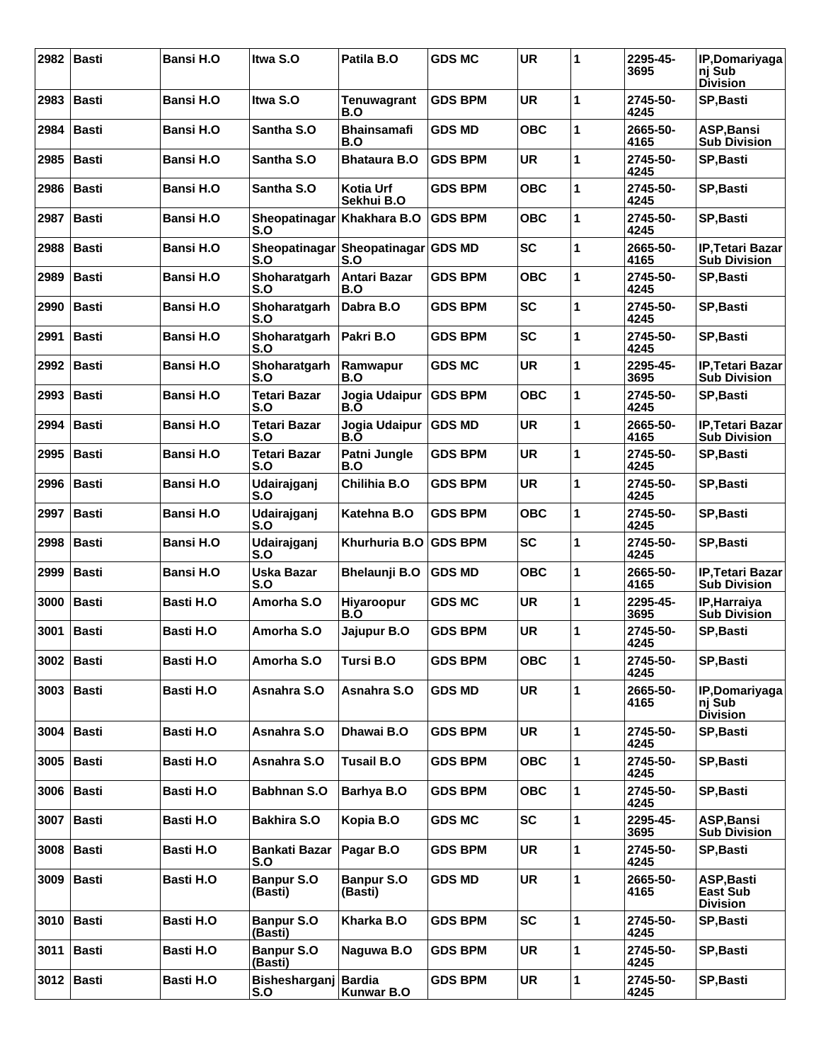| | | | | | | | | | |
|---|---|---|---|---|---|---|---|---|---|
| 2982 | Basti | Bansi H.O | Itwa S.O | Patila B.O | GDS MC | UR | 1 | 2295-45-3695 | IP,Domariyaganj Sub Division |
| 2983 | Basti | Bansi H.O | Itwa S.O | Tenuwagrant B.O | GDS BPM | UR | 1 | 2745-50-4245 | SP,Basti |
| 2984 | Basti | Bansi H.O | Santha S.O | Bhainsamafi B.O | GDS MD | OBC | 1 | 2665-50-4165 | ASP,Bansi Sub Division |
| 2985 | Basti | Bansi H.O | Santha S.O | Bhataura B.O | GDS BPM | UR | 1 | 2745-50-4245 | SP,Basti |
| 2986 | Basti | Bansi H.O | Santha S.O | Kotia Urf Sekhui B.O | GDS BPM | OBC | 1 | 2745-50-4245 | SP,Basti |
| 2987 | Basti | Bansi H.O | Sheopatinagar S.O | Khakhara B.O | GDS BPM | OBC | 1 | 2745-50-4245 | SP,Basti |
| 2988 | Basti | Bansi H.O | Sheopatinagar S.O | Sheopatinagar S.O | GDS MD | SC | 1 | 2665-50-4165 | IP,Tetari Bazar Sub Division |
| 2989 | Basti | Bansi H.O | Shoharatgarh S.O | Antari Bazar B.O | GDS BPM | OBC | 1 | 2745-50-4245 | SP,Basti |
| 2990 | Basti | Bansi H.O | Shoharatgarh S.O | Dabra B.O | GDS BPM | SC | 1 | 2745-50-4245 | SP,Basti |
| 2991 | Basti | Bansi H.O | Shoharatgarh S.O | Pakri B.O | GDS BPM | SC | 1 | 2745-50-4245 | SP,Basti |
| 2992 | Basti | Bansi H.O | Shoharatgarh S.O | Ramwapur B.O | GDS MC | UR | 1 | 2295-45-3695 | IP,Tetari Bazar Sub Division |
| 2993 | Basti | Bansi H.O | Tetari Bazar S.O | Jogia Udaipur B.O | GDS BPM | OBC | 1 | 2745-50-4245 | SP,Basti |
| 2994 | Basti | Bansi H.O | Tetari Bazar S.O | Jogia Udaipur B.O | GDS MD | UR | 1 | 2665-50-4165 | IP,Tetari Bazar Sub Division |
| 2995 | Basti | Bansi H.O | Tetari Bazar S.O | Patni Jungle B.O | GDS BPM | UR | 1 | 2745-50-4245 | SP,Basti |
| 2996 | Basti | Bansi H.O | Udairajganj S.O | Chilihia B.O | GDS BPM | UR | 1 | 2745-50-4245 | SP,Basti |
| 2997 | Basti | Bansi H.O | Udairajganj S.O | Katehna B.O | GDS BPM | OBC | 1 | 2745-50-4245 | SP,Basti |
| 2998 | Basti | Bansi H.O | Udairajganj S.O | Khurhuria B.O | GDS BPM | SC | 1 | 2745-50-4245 | SP,Basti |
| 2999 | Basti | Bansi H.O | Uska Bazar S.O | Bhelaunji B.O | GDS MD | OBC | 1 | 2665-50-4165 | IP,Tetari Bazar Sub Division |
| 3000 | Basti | Basti H.O | Amorha S.O | Hiyaroopur B.O | GDS MC | UR | 1 | 2295-45-3695 | IP,Harraiya Sub Division |
| 3001 | Basti | Basti H.O | Amorha S.O | Jajupur B.O | GDS BPM | UR | 1 | 2745-50-4245 | SP,Basti |
| 3002 | Basti | Basti H.O | Amorha S.O | Tursi B.O | GDS BPM | OBC | 1 | 2745-50-4245 | SP,Basti |
| 3003 | Basti | Basti H.O | Asnahra S.O | Asnahra S.O | GDS MD | UR | 1 | 2665-50-4165 | IP,Domariyaganj Sub Division |
| 3004 | Basti | Basti H.O | Asnahra S.O | Dhawai B.O | GDS BPM | UR | 1 | 2745-50-4245 | SP,Basti |
| 3005 | Basti | Basti H.O | Asnahra S.O | Tusail B.O | GDS BPM | OBC | 1 | 2745-50-4245 | SP,Basti |
| 3006 | Basti | Basti H.O | Babhnan S.O | Barhya B.O | GDS BPM | OBC | 1 | 2745-50-4245 | SP,Basti |
| 3007 | Basti | Basti H.O | Bakhira S.O | Kopia B.O | GDS MC | SC | 1 | 2295-45-3695 | ASP,Bansi Sub Division |
| 3008 | Basti | Basti H.O | Bankati Bazar S.O | Pagar B.O | GDS BPM | UR | 1 | 2745-50-4245 | SP,Basti |
| 3009 | Basti | Basti H.O | Banpur S.O (Basti) | Banpur S.O (Basti) | GDS MD | UR | 1 | 2665-50-4165 | ASP,Basti East Sub Division |
| 3010 | Basti | Basti H.O | Banpur S.O (Basti) | Kharka B.O | GDS BPM | SC | 1 | 2745-50-4245 | SP,Basti |
| 3011 | Basti | Basti H.O | Banpur S.O (Basti) | Naguwa B.O | GDS BPM | UR | 1 | 2745-50-4245 | SP,Basti |
| 3012 | Basti | Basti H.O | Bishesharganj S.O | Bardia Kunwar B.O | GDS BPM | UR | 1 | 2745-50-4245 | SP,Basti |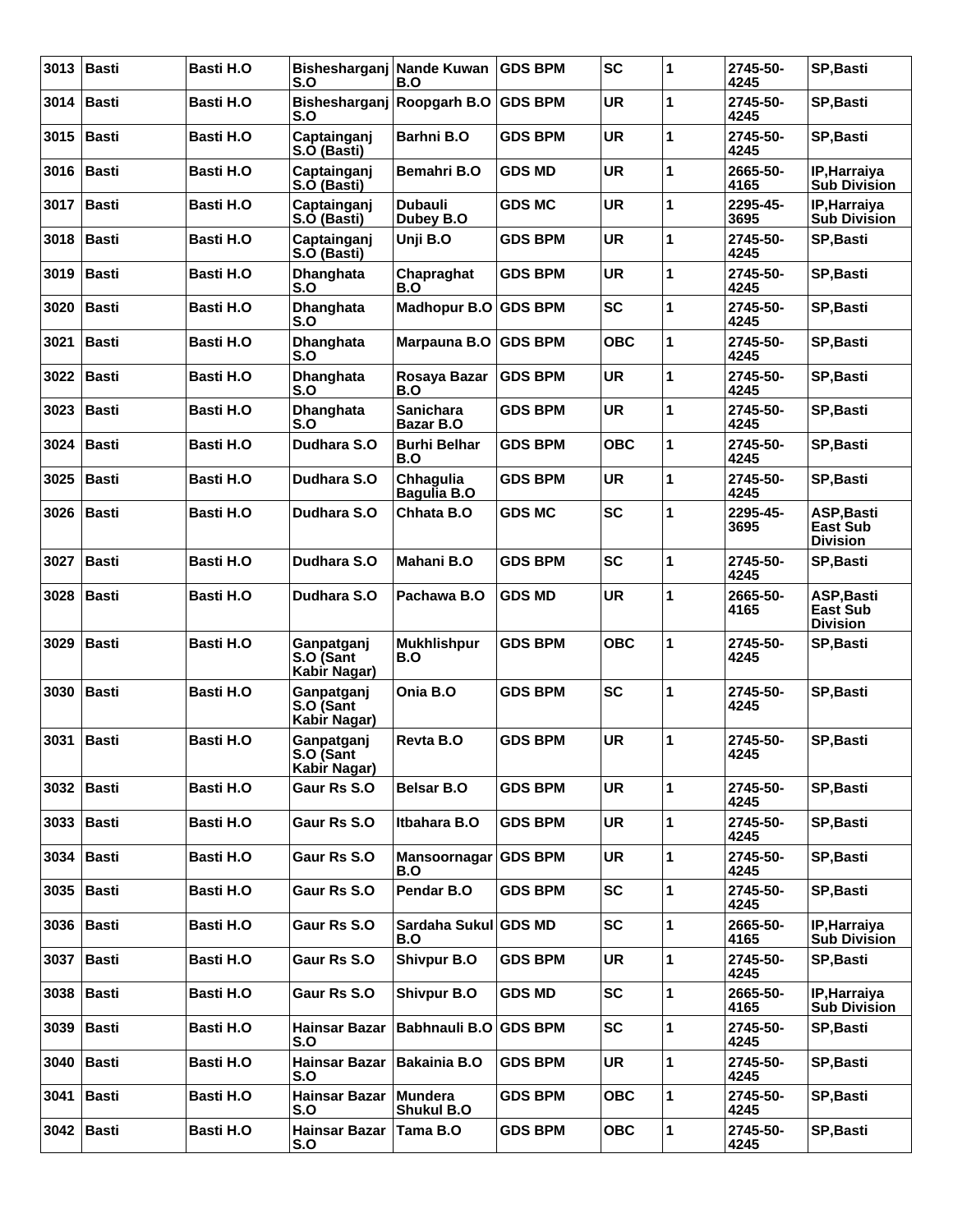| | | | | | | | | | |
|---|---|---|---|---|---|---|---|---|---|
| 3013 | Basti | Basti H.O | Bishesharganj S.O | Nande Kuwan B.O | GDS BPM | SC | 1 | 2745-50-4245 | SP,Basti |
| 3014 | Basti | Basti H.O | Bishesharganj S.O | Roopgarh B.O | GDS BPM | UR | 1 | 2745-50-4245 | SP,Basti |
| 3015 | Basti | Basti H.O | Captainganj S.O (Basti) | Barhni B.O | GDS BPM | UR | 1 | 2745-50-4245 | SP,Basti |
| 3016 | Basti | Basti H.O | Captainganj S.O (Basti) | Bemahri B.O | GDS MD | UR | 1 | 2665-50-4165 | IP,Harraiya Sub Division |
| 3017 | Basti | Basti H.O | Captainganj S.O (Basti) | Dubauli Dubey B.O | GDS MC | UR | 1 | 2295-45-3695 | IP,Harraiya Sub Division |
| 3018 | Basti | Basti H.O | Captainganj S.O (Basti) | Unji B.O | GDS BPM | UR | 1 | 2745-50-4245 | SP,Basti |
| 3019 | Basti | Basti H.O | Dhanghata S.O | Chapraghat B.O | GDS BPM | UR | 1 | 2745-50-4245 | SP,Basti |
| 3020 | Basti | Basti H.O | Dhanghata S.O | Madhopur B.O | GDS BPM | SC | 1 | 2745-50-4245 | SP,Basti |
| 3021 | Basti | Basti H.O | Dhanghata S.O | Marpauna B.O | GDS BPM | OBC | 1 | 2745-50-4245 | SP,Basti |
| 3022 | Basti | Basti H.O | Dhanghata S.O | Rosaya Bazar B.O | GDS BPM | UR | 1 | 2745-50-4245 | SP,Basti |
| 3023 | Basti | Basti H.O | Dhanghata S.O | Sanichara Bazar B.O | GDS BPM | UR | 1 | 2745-50-4245 | SP,Basti |
| 3024 | Basti | Basti H.O | Dudhara S.O | Burhi Belhar B.O | GDS BPM | OBC | 1 | 2745-50-4245 | SP,Basti |
| 3025 | Basti | Basti H.O | Dudhara S.O | Chhagulia Bagulia B.O | GDS BPM | UR | 1 | 2745-50-4245 | SP,Basti |
| 3026 | Basti | Basti H.O | Dudhara S.O | Chhata B.O | GDS MC | SC | 1 | 2295-45-3695 | ASP,Basti East Sub Division |
| 3027 | Basti | Basti H.O | Dudhara S.O | Mahani B.O | GDS BPM | SC | 1 | 2745-50-4245 | SP,Basti |
| 3028 | Basti | Basti H.O | Dudhara S.O | Pachawa B.O | GDS MD | UR | 1 | 2665-50-4165 | ASP,Basti East Sub Division |
| 3029 | Basti | Basti H.O | Ganpatganj S.O (Sant Kabir Nagar) | Mukhlishpur B.O | GDS BPM | OBC | 1 | 2745-50-4245 | SP,Basti |
| 3030 | Basti | Basti H.O | Ganpatganj S.O (Sant Kabir Nagar) | Onia B.O | GDS BPM | SC | 1 | 2745-50-4245 | SP,Basti |
| 3031 | Basti | Basti H.O | Ganpatganj S.O (Sant Kabir Nagar) | Revta B.O | GDS BPM | UR | 1 | 2745-50-4245 | SP,Basti |
| 3032 | Basti | Basti H.O | Gaur Rs S.O | Belsar B.O | GDS BPM | UR | 1 | 2745-50-4245 | SP,Basti |
| 3033 | Basti | Basti H.O | Gaur Rs S.O | Itbahara B.O | GDS BPM | UR | 1 | 2745-50-4245 | SP,Basti |
| 3034 | Basti | Basti H.O | Gaur Rs S.O | Mansoornagar B.O | GDS BPM | UR | 1 | 2745-50-4245 | SP,Basti |
| 3035 | Basti | Basti H.O | Gaur Rs S.O | Pendar B.O | GDS BPM | SC | 1 | 2745-50-4245 | SP,Basti |
| 3036 | Basti | Basti H.O | Gaur Rs S.O | Sardaha Sukul B.O | GDS MD | SC | 1 | 2665-50-4165 | IP,Harraiya Sub Division |
| 3037 | Basti | Basti H.O | Gaur Rs S.O | Shivpur B.O | GDS BPM | UR | 1 | 2745-50-4245 | SP,Basti |
| 3038 | Basti | Basti H.O | Gaur Rs S.O | Shivpur B.O | GDS MD | SC | 1 | 2665-50-4165 | IP,Harraiya Sub Division |
| 3039 | Basti | Basti H.O | Hainsar Bazar S.O | Babhnauli B.O | GDS BPM | SC | 1 | 2745-50-4245 | SP,Basti |
| 3040 | Basti | Basti H.O | Hainsar Bazar S.O | Bakainia B.O | GDS BPM | UR | 1 | 2745-50-4245 | SP,Basti |
| 3041 | Basti | Basti H.O | Hainsar Bazar S.O | Mundera Shukul B.O | GDS BPM | OBC | 1 | 2745-50-4245 | SP,Basti |
| 3042 | Basti | Basti H.O | Hainsar Bazar S.O | Tama B.O | GDS BPM | OBC | 1 | 2745-50-4245 | SP,Basti |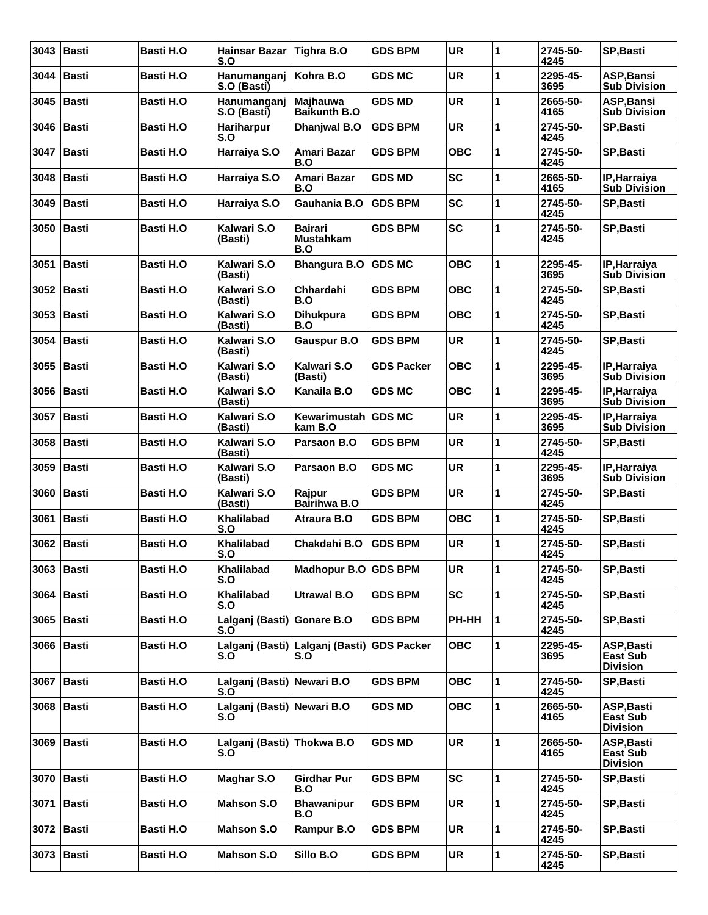| | | | | | | | | | |
|---|---|---|---|---|---|---|---|---|---|
| 3043 | Basti | Basti H.O | Hainsar Bazar S.O | Tighra B.O | GDS BPM | UR | 1 | 2745-50-4245 | SP,Basti |
| 3044 | Basti | Basti H.O | Hanumanganj S.O (Basti) | Kohra B.O | GDS MC | UR | 1 | 2295-45-3695 | ASP,Bansi Sub Division |
| 3045 | Basti | Basti H.O | Hanumanganj S.O (Basti) | Majhauwa Baikunth B.O | GDS MD | UR | 1 | 2665-50-4165 | ASP,Bansi Sub Division |
| 3046 | Basti | Basti H.O | Hariharpur S.O | Dhanjwal B.O | GDS BPM | UR | 1 | 2745-50-4245 | SP,Basti |
| 3047 | Basti | Basti H.O | Harraiya S.O | Amari Bazar B.O | GDS BPM | OBC | 1 | 2745-50-4245 | SP,Basti |
| 3048 | Basti | Basti H.O | Harraiya S.O | Amari Bazar B.O | GDS MD | SC | 1 | 2665-50-4165 | IP,Harraiya Sub Division |
| 3049 | Basti | Basti H.O | Harraiya S.O | Gauhania B.O | GDS BPM | SC | 1 | 2745-50-4245 | SP,Basti |
| 3050 | Basti | Basti H.O | Kalwari S.O (Basti) | Bairari Mustahkam B.O | GDS BPM | SC | 1 | 2745-50-4245 | SP,Basti |
| 3051 | Basti | Basti H.O | Kalwari S.O (Basti) | Bhangura B.O | GDS MC | OBC | 1 | 2295-45-3695 | IP,Harraiya Sub Division |
| 3052 | Basti | Basti H.O | Kalwari S.O (Basti) | Chhardahi B.O | GDS BPM | OBC | 1 | 2745-50-4245 | SP,Basti |
| 3053 | Basti | Basti H.O | Kalwari S.O (Basti) | Dihukpura B.O | GDS BPM | OBC | 1 | 2745-50-4245 | SP,Basti |
| 3054 | Basti | Basti H.O | Kalwari S.O (Basti) | Gauspur B.O | GDS BPM | UR | 1 | 2745-50-4245 | SP,Basti |
| 3055 | Basti | Basti H.O | Kalwari S.O (Basti) | Kalwari S.O (Basti) | GDS Packer | OBC | 1 | 2295-45-3695 | IP,Harraiya Sub Division |
| 3056 | Basti | Basti H.O | Kalwari S.O (Basti) | Kanaila B.O | GDS MC | OBC | 1 | 2295-45-3695 | IP,Harraiya Sub Division |
| 3057 | Basti | Basti H.O | Kalwari S.O (Basti) | Kewarimustahkam B.O | GDS MC | UR | 1 | 2295-45-3695 | IP,Harraiya Sub Division |
| 3058 | Basti | Basti H.O | Kalwari S.O (Basti) | Parsaon B.O | GDS BPM | UR | 1 | 2745-50-4245 | SP,Basti |
| 3059 | Basti | Basti H.O | Kalwari S.O (Basti) | Parsaon B.O | GDS MC | UR | 1 | 2295-45-3695 | IP,Harraiya Sub Division |
| 3060 | Basti | Basti H.O | Kalwari S.O (Basti) | Rajpur Bairihwa B.O | GDS BPM | UR | 1 | 2745-50-4245 | SP,Basti |
| 3061 | Basti | Basti H.O | Khalilabad S.O | Atraura B.O | GDS BPM | OBC | 1 | 2745-50-4245 | SP,Basti |
| 3062 | Basti | Basti H.O | Khalilabad S.O | Chakdahi B.O | GDS BPM | UR | 1 | 2745-50-4245 | SP,Basti |
| 3063 | Basti | Basti H.O | Khalilabad S.O | Madhopur B.O | GDS BPM | UR | 1 | 2745-50-4245 | SP,Basti |
| 3064 | Basti | Basti H.O | Khalilabad S.O | Utrawal B.O | GDS BPM | SC | 1 | 2745-50-4245 | SP,Basti |
| 3065 | Basti | Basti H.O | Lalganj (Basti) S.O | Gonare B.O | GDS BPM | PH-HH | 1 | 2745-50-4245 | SP,Basti |
| 3066 | Basti | Basti H.O | Lalganj (Basti) S.O | Lalganj (Basti) S.O | GDS Packer | OBC | 1 | 2295-45-3695 | ASP,Basti East Sub Division |
| 3067 | Basti | Basti H.O | Lalganj (Basti) S.O | Newari B.O | GDS BPM | OBC | 1 | 2745-50-4245 | SP,Basti |
| 3068 | Basti | Basti H.O | Lalganj (Basti) S.O | Newari B.O | GDS MD | OBC | 1 | 2665-50-4165 | ASP,Basti East Sub Division |
| 3069 | Basti | Basti H.O | Lalganj (Basti) S.O | Thokwa B.O | GDS MD | UR | 1 | 2665-50-4165 | ASP,Basti East Sub Division |
| 3070 | Basti | Basti H.O | Maghar S.O | Girdhar Pur B.O | GDS BPM | SC | 1 | 2745-50-4245 | SP,Basti |
| 3071 | Basti | Basti H.O | Mahson S.O | Bhawanipur B.O | GDS BPM | UR | 1 | 2745-50-4245 | SP,Basti |
| 3072 | Basti | Basti H.O | Mahson S.O | Rampur B.O | GDS BPM | UR | 1 | 2745-50-4245 | SP,Basti |
| 3073 | Basti | Basti H.O | Mahson S.O | Sillo B.O | GDS BPM | UR | 1 | 2745-50-4245 | SP,Basti |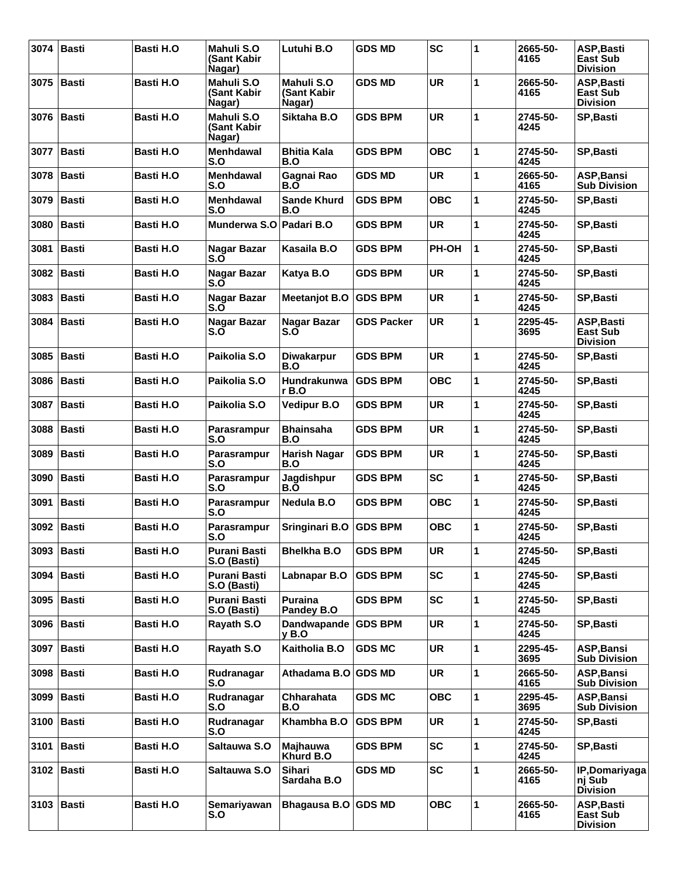| | | | | | | | | | |
|---|---|---|---|---|---|---|---|---|---|
| 3074 | Basti | Basti H.O | Mahuli S.O (Sant Kabir Nagar) | Lutuhi B.O | GDS MD | SC | 1 | 2665-50-4165 | ASP,Basti East Sub Division |
| 3075 | Basti | Basti H.O | Mahuli S.O (Sant Kabir Nagar) | Mahuli S.O (Sant Kabir Nagar) | GDS MD | UR | 1 | 2665-50-4165 | ASP,Basti East Sub Division |
| 3076 | Basti | Basti H.O | Mahuli S.O (Sant Kabir Nagar) | Siktaha B.O | GDS BPM | UR | 1 | 2745-50-4245 | SP,Basti |
| 3077 | Basti | Basti H.O | Menhdawal S.O | Bhitia Kala B.O | GDS BPM | OBC | 1 | 2745-50-4245 | SP,Basti |
| 3078 | Basti | Basti H.O | Menhdawal S.O | Gagnai Rao B.O | GDS MD | UR | 1 | 2665-50-4165 | ASP,Bansi Sub Division |
| 3079 | Basti | Basti H.O | Menhdawal S.O | Sande Khurd B.O | GDS BPM | OBC | 1 | 2745-50-4245 | SP,Basti |
| 3080 | Basti | Basti H.O | Munderwa S.O | Padari B.O | GDS BPM | UR | 1 | 2745-50-4245 | SP,Basti |
| 3081 | Basti | Basti H.O | Nagar Bazar S.O | Kasaila B.O | GDS BPM | PH-OH | 1 | 2745-50-4245 | SP,Basti |
| 3082 | Basti | Basti H.O | Nagar Bazar S.O | Katya B.O | GDS BPM | UR | 1 | 2745-50-4245 | SP,Basti |
| 3083 | Basti | Basti H.O | Nagar Bazar S.O | Meetanjot B.O | GDS BPM | UR | 1 | 2745-50-4245 | SP,Basti |
| 3084 | Basti | Basti H.O | Nagar Bazar S.O | Nagar Bazar S.O | GDS Packer | UR | 1 | 2295-45-3695 | ASP,Basti East Sub Division |
| 3085 | Basti | Basti H.O | Paikolia S.O | Diwakarpur B.O | GDS BPM | UR | 1 | 2745-50-4245 | SP,Basti |
| 3086 | Basti | Basti H.O | Paikolia S.O | Hundrakunwar B.O | GDS BPM | OBC | 1 | 2745-50-4245 | SP,Basti |
| 3087 | Basti | Basti H.O | Paikolia S.O | Vedipur B.O | GDS BPM | UR | 1 | 2745-50-4245 | SP,Basti |
| 3088 | Basti | Basti H.O | Parasrampur S.O | Bhainsaha B.O | GDS BPM | UR | 1 | 2745-50-4245 | SP,Basti |
| 3089 | Basti | Basti H.O | Parasrampur S.O | Harish Nagar B.O | GDS BPM | UR | 1 | 2745-50-4245 | SP,Basti |
| 3090 | Basti | Basti H.O | Parasrampur S.O | Jagdishpur B.O | GDS BPM | SC | 1 | 2745-50-4245 | SP,Basti |
| 3091 | Basti | Basti H.O | Parasrampur S.O | Nedula B.O | GDS BPM | OBC | 1 | 2745-50-4245 | SP,Basti |
| 3092 | Basti | Basti H.O | Parasrampur S.O | Sringinari B.O | GDS BPM | OBC | 1 | 2745-50-4245 | SP,Basti |
| 3093 | Basti | Basti H.O | Purani Basti S.O (Basti) | Bhelkha B.O | GDS BPM | UR | 1 | 2745-50-4245 | SP,Basti |
| 3094 | Basti | Basti H.O | Purani Basti S.O (Basti) | Labnapar B.O | GDS BPM | SC | 1 | 2745-50-4245 | SP,Basti |
| 3095 | Basti | Basti H.O | Purani Basti S.O (Basti) | Puraina Pandey B.O | GDS BPM | SC | 1 | 2745-50-4245 | SP,Basti |
| 3096 | Basti | Basti H.O | Rayath S.O | Dandwapandey B.O | GDS BPM | UR | 1 | 2745-50-4245 | SP,Basti |
| 3097 | Basti | Basti H.O | Rayath S.O | Kaitholia B.O | GDS MC | UR | 1 | 2295-45-3695 | ASP,Bansi Sub Division |
| 3098 | Basti | Basti H.O | Rudranagar S.O | Athadama B.O | GDS MD | UR | 1 | 2665-50-4165 | ASP,Bansi Sub Division |
| 3099 | Basti | Basti H.O | Rudranagar S.O | Chharahata B.O | GDS MC | OBC | 1 | 2295-45-3695 | ASP,Bansi Sub Division |
| 3100 | Basti | Basti H.O | Rudranagar S.O | Khambha B.O | GDS BPM | UR | 1 | 2745-50-4245 | SP,Basti |
| 3101 | Basti | Basti H.O | Saltauwa S.O | Majhauwa Khurd B.O | GDS BPM | SC | 1 | 2745-50-4245 | SP,Basti |
| 3102 | Basti | Basti H.O | Saltauwa S.O | Sihari Sardaha B.O | GDS MD | SC | 1 | 2665-50-4165 | IP,Domariyaganj Sub Division |
| 3103 | Basti | Basti H.O | Semariyawan S.O | Bhagausa B.O | GDS MD | OBC | 1 | 2665-50-4165 | ASP,Basti East Sub Division |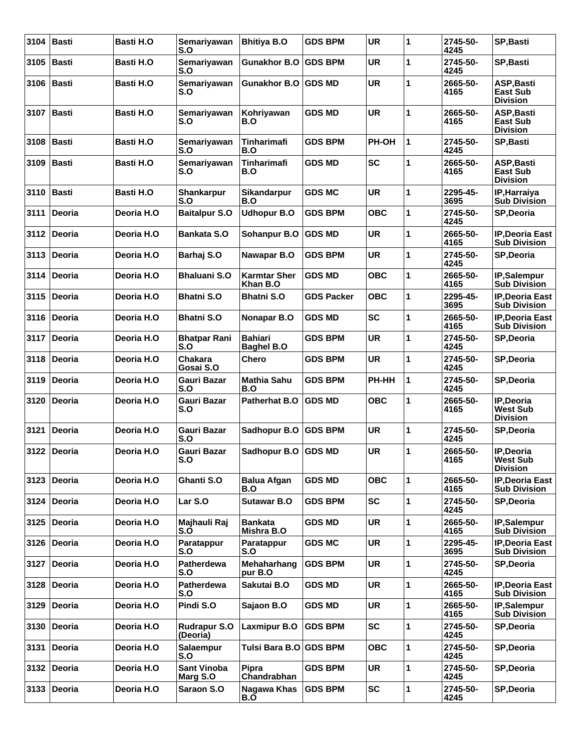| | | | | | | | | | |
|---|---|---|---|---|---|---|---|---|---|
| 3104 | Basti | Basti H.O | Semariyawan S.O | Bhitiya B.O | GDS BPM | UR | 1 | 2745-50-4245 | SP,Basti |
| 3105 | Basti | Basti H.O | Semariyawan S.O | Gunakhor B.O | GDS BPM | UR | 1 | 2745-50-4245 | SP,Basti |
| 3106 | Basti | Basti H.O | Semariyawan S.O | Gunakhor B.O | GDS MD | UR | 1 | 2665-50-4165 | ASP,Basti East Sub Division |
| 3107 | Basti | Basti H.O | Semariyawan S.O | Kohriyawan B.O | GDS MD | UR | 1 | 2665-50-4165 | ASP,Basti East Sub Division |
| 3108 | Basti | Basti H.O | Semariyawan S.O | Tinharimafi B.O | GDS BPM | PH-OH | 1 | 2745-50-4245 | SP,Basti |
| 3109 | Basti | Basti H.O | Semariyawan S.O | Tinharimafi B.O | GDS MD | SC | 1 | 2665-50-4165 | ASP,Basti East Sub Division |
| 3110 | Basti | Basti H.O | Shankarpur S.O | Sikandarpur B.O | GDS MC | UR | 1 | 2295-45-3695 | IP,Harraiya Sub Division |
| 3111 | Deoria | Deoria H.O | Baitalpur S.O | Udhopur B.O | GDS BPM | OBC | 1 | 2745-50-4245 | SP,Deoria |
| 3112 | Deoria | Deoria H.O | Bankata S.O | Sohanpur B.O | GDS MD | UR | 1 | 2665-50-4165 | IP,Deoria East Sub Division |
| 3113 | Deoria | Deoria H.O | Barhaj S.O | Nawapar B.O | GDS BPM | UR | 1 | 2745-50-4245 | SP,Deoria |
| 3114 | Deoria | Deoria H.O | Bhaluani S.O | Karmtar Sher Khan B.O | GDS MD | OBC | 1 | 2665-50-4165 | IP,Salempur Sub Division |
| 3115 | Deoria | Deoria H.O | Bhatni S.O | Bhatni S.O | GDS Packer | OBC | 1 | 2295-45-3695 | IP,Deoria East Sub Division |
| 3116 | Deoria | Deoria H.O | Bhatni S.O | Nonapar B.O | GDS MD | SC | 1 | 2665-50-4165 | IP,Deoria East Sub Division |
| 3117 | Deoria | Deoria H.O | Bhatpar Rani S.O | Bahiari Baghel B.O | GDS BPM | UR | 1 | 2745-50-4245 | SP,Deoria |
| 3118 | Deoria | Deoria H.O | Chakara Gosai S.O | Chero | GDS BPM | UR | 1 | 2745-50-4245 | SP,Deoria |
| 3119 | Deoria | Deoria H.O | Gauri Bazar S.O | Mathia Sahu B.O | GDS BPM | PH-HH | 1 | 2745-50-4245 | SP,Deoria |
| 3120 | Deoria | Deoria H.O | Gauri Bazar S.O | Patherhat B.O | GDS MD | OBC | 1 | 2665-50-4165 | IP,Deoria West Sub Division |
| 3121 | Deoria | Deoria H.O | Gauri Bazar S.O | Sadhopur B.O | GDS BPM | UR | 1 | 2745-50-4245 | SP,Deoria |
| 3122 | Deoria | Deoria H.O | Gauri Bazar S.O | Sadhopur B.O | GDS MD | UR | 1 | 2665-50-4165 | IP,Deoria West Sub Division |
| 3123 | Deoria | Deoria H.O | Ghanti S.O | Balua Afgan B.O | GDS MD | OBC | 1 | 2665-50-4165 | IP,Deoria East Sub Division |
| 3124 | Deoria | Deoria H.O | Lar S.O | Sutawar B.O | GDS BPM | SC | 1 | 2745-50-4245 | SP,Deoria |
| 3125 | Deoria | Deoria H.O | Majhauli Raj S.O | Bankata Mishra B.O | GDS MD | UR | 1 | 2665-50-4165 | IP,Salempur Sub Division |
| 3126 | Deoria | Deoria H.O | Paratappur S.O | Paratappur S.O | GDS MC | UR | 1 | 2295-45-3695 | IP,Deoria East Sub Division |
| 3127 | Deoria | Deoria H.O | Patherdewa S.O | Mehaharhang pur B.O | GDS BPM | UR | 1 | 2745-50-4245 | SP,Deoria |
| 3128 | Deoria | Deoria H.O | Patherdewa S.O | Sakutai B.O | GDS MD | UR | 1 | 2665-50-4165 | IP,Deoria East Sub Division |
| 3129 | Deoria | Deoria H.O | Pindi S.O | Sajaon B.O | GDS MD | UR | 1 | 2665-50-4165 | IP,Salempur Sub Division |
| 3130 | Deoria | Deoria H.O | Rudrapur S.O (Deoria) | Laxmipur B.O | GDS BPM | SC | 1 | 2745-50-4245 | SP,Deoria |
| 3131 | Deoria | Deoria H.O | Salaempur S.O | Tulsi Bara B.O | GDS BPM | OBC | 1 | 2745-50-4245 | SP,Deoria |
| 3132 | Deoria | Deoria H.O | Sant Vinoba Marg S.O | Pipra Chandrabhan | GDS BPM | UR | 1 | 2745-50-4245 | SP,Deoria |
| 3133 | Deoria | Deoria H.O | Saraon S.O | Nagawa Khas B.O | GDS BPM | SC | 1 | 2745-50-4245 | SP,Deoria |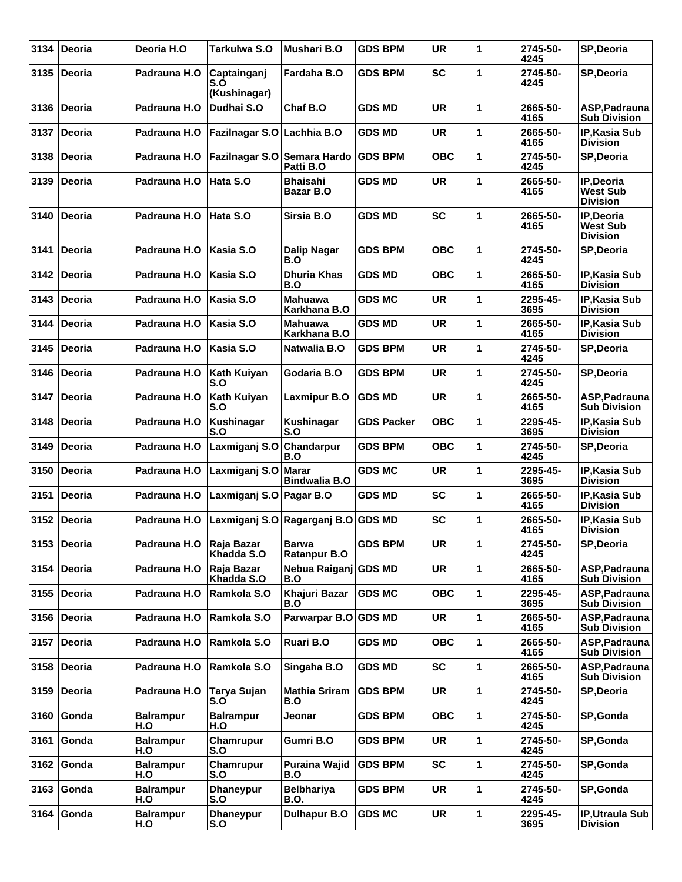| | | | | | | | | | |
|---|---|---|---|---|---|---|---|---|---|
| 3134 | Deoria | Deoria H.O | Tarkulwa S.O | Mushari B.O | GDS BPM | UR | 1 | 2745-50-4245 | SP,Deoria |
| 3135 | Deoria | Padrauna H.O | Captainganj S.O (Kushinagar) | Fardaha B.O | GDS BPM | SC | 1 | 2745-50-4245 | SP,Deoria |
| 3136 | Deoria | Padrauna H.O | Dudhai S.O | Chaf B.O | GDS MD | UR | 1 | 2665-50-4165 | ASP,Padrauna Sub Division |
| 3137 | Deoria | Padrauna H.O | Fazilnagar S.O | Lachhia B.O | GDS MD | UR | 1 | 2665-50-4165 | IP,Kasia Sub Division |
| 3138 | Deoria | Padrauna H.O | Fazilnagar S.O | Semara Hardo Patti B.O | GDS BPM | OBC | 1 | 2745-50-4245 | SP,Deoria |
| 3139 | Deoria | Padrauna H.O | Hata S.O | Bhaisahi Bazar B.O | GDS MD | UR | 1 | 2665-50-4165 | IP,Deoria West Sub Division |
| 3140 | Deoria | Padrauna H.O | Hata S.O | Sirsia B.O | GDS MD | SC | 1 | 2665-50-4165 | IP,Deoria West Sub Division |
| 3141 | Deoria | Padrauna H.O | Kasia S.O | Dalip Nagar B.O | GDS BPM | OBC | 1 | 2745-50-4245 | SP,Deoria |
| 3142 | Deoria | Padrauna H.O | Kasia S.O | Dhuria Khas B.O | GDS MD | OBC | 1 | 2665-50-4165 | IP,Kasia Sub Division |
| 3143 | Deoria | Padrauna H.O | Kasia S.O | Mahuawa Karkhana B.O | GDS MC | UR | 1 | 2295-45-3695 | IP,Kasia Sub Division |
| 3144 | Deoria | Padrauna H.O | Kasia S.O | Mahuawa Karkhana B.O | GDS MD | UR | 1 | 2665-50-4165 | IP,Kasia Sub Division |
| 3145 | Deoria | Padrauna H.O | Kasia S.O | Natwalia B.O | GDS BPM | UR | 1 | 2745-50-4245 | SP,Deoria |
| 3146 | Deoria | Padrauna H.O | Kath Kuiyan S.O | Godaria B.O | GDS BPM | UR | 1 | 2745-50-4245 | SP,Deoria |
| 3147 | Deoria | Padrauna H.O | Kath Kuiyan S.O | Laxmipur B.O | GDS MD | UR | 1 | 2665-50-4165 | ASP,Padrauna Sub Division |
| 3148 | Deoria | Padrauna H.O | Kushinagar S.O | Kushinagar S.O | GDS Packer | OBC | 1 | 2295-45-3695 | IP,Kasia Sub Division |
| 3149 | Deoria | Padrauna H.O | Laxmiganj S.O | Chandarpur B.O | GDS BPM | OBC | 1 | 2745-50-4245 | SP,Deoria |
| 3150 | Deoria | Padrauna H.O | Laxmiganj S.O | Marar Bindwalia B.O | GDS MC | UR | 1 | 2295-45-3695 | IP,Kasia Sub Division |
| 3151 | Deoria | Padrauna H.O | Laxmiganj S.O | Pagar B.O | GDS MD | SC | 1 | 2665-50-4165 | IP,Kasia Sub Division |
| 3152 | Deoria | Padrauna H.O | Laxmiganj S.O | Ragarganj B.O | GDS MD | SC | 1 | 2665-50-4165 | IP,Kasia Sub Division |
| 3153 | Deoria | Padrauna H.O | Raja Bazar Khadda S.O | Barwa Ratanpur B.O | GDS BPM | UR | 1 | 2745-50-4245 | SP,Deoria |
| 3154 | Deoria | Padrauna H.O | Raja Bazar Khadda S.O | Nebua Raiganj B.O | GDS MD | UR | 1 | 2665-50-4165 | ASP,Padrauna Sub Division |
| 3155 | Deoria | Padrauna H.O | Ramkola S.O | Khajuri Bazar B.O | GDS MC | OBC | 1 | 2295-45-3695 | ASP,Padrauna Sub Division |
| 3156 | Deoria | Padrauna H.O | Ramkola S.O | Parwarpar B.O | GDS MD | UR | 1 | 2665-50-4165 | ASP,Padrauna Sub Division |
| 3157 | Deoria | Padrauna H.O | Ramkola S.O | Ruari B.O | GDS MD | OBC | 1 | 2665-50-4165 | ASP,Padrauna Sub Division |
| 3158 | Deoria | Padrauna H.O | Ramkola S.O | Singaha B.O | GDS MD | SC | 1 | 2665-50-4165 | ASP,Padrauna Sub Division |
| 3159 | Deoria | Padrauna H.O | Tarya Sujan S.O | Mathia Sriram B.O | GDS BPM | UR | 1 | 2745-50-4245 | SP,Deoria |
| 3160 | Gonda | Balrampur H.O | Balrampur H.O | Jeonar | GDS BPM | OBC | 1 | 2745-50-4245 | SP,Gonda |
| 3161 | Gonda | Balrampur H.O | Chamrupur S.O | Gumri B.O | GDS BPM | UR | 1 | 2745-50-4245 | SP,Gonda |
| 3162 | Gonda | Balrampur H.O | Chamrupur S.O | Puraina Wajid B.O | GDS BPM | SC | 1 | 2745-50-4245 | SP,Gonda |
| 3163 | Gonda | Balrampur H.O | Dhaneypur S.O | Belbhariya B.O. | GDS BPM | UR | 1 | 2745-50-4245 | SP,Gonda |
| 3164 | Gonda | Balrampur H.O | Dhaneypur S.O | Dulhapur B.O | GDS MC | UR | 1 | 2295-45-3695 | IP,Utraula Sub Division |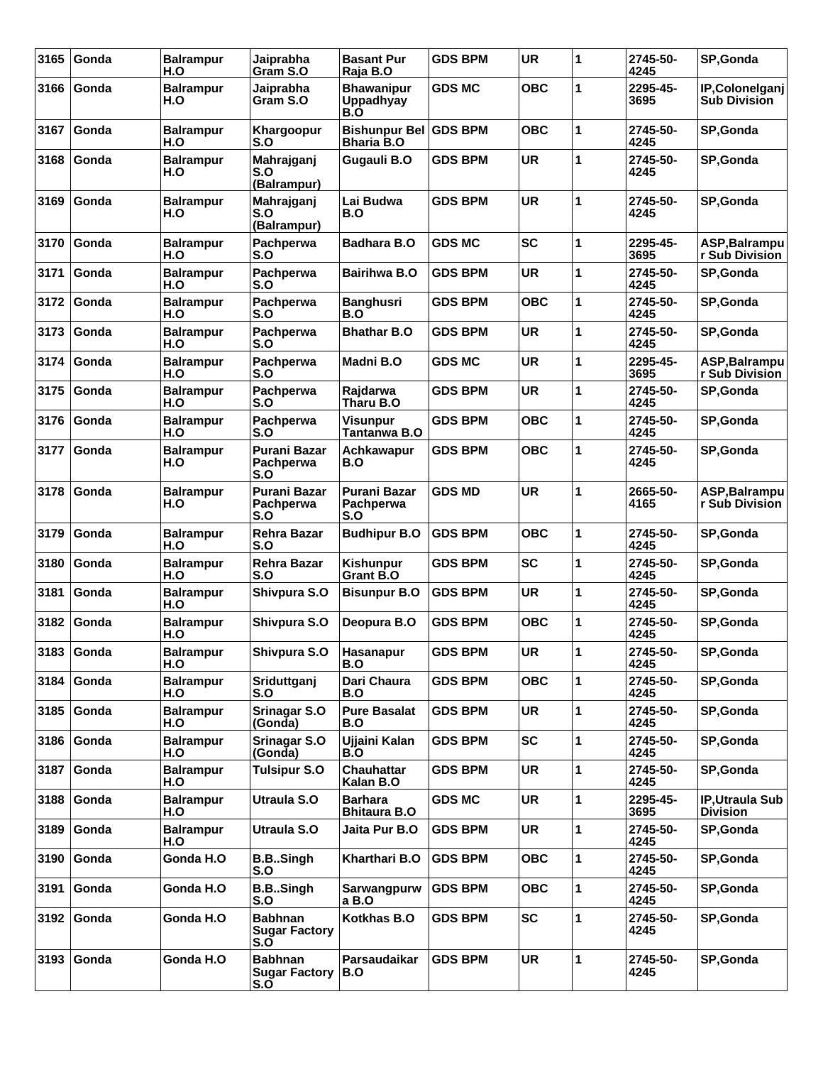| | | | | | | | | | |
|---|---|---|---|---|---|---|---|---|---|
| 3165 | Gonda | Balrampur H.O | Jaiprabha Gram S.O | Basant Pur Raja B.O | GDS BPM | UR | 1 | 2745-50-4245 | SP,Gonda |
| 3166 | Gonda | Balrampur H.O | Jaiprabha Gram S.O | Bhawanipur Uppadhyay B.O | GDS MC | OBC | 1 | 2295-45-3695 | IP,Colonelganj Sub Division |
| 3167 | Gonda | Balrampur H.O | Khargoopur S.O | Bishunpur Bel Bharia B.O | GDS BPM | OBC | 1 | 2745-50-4245 | SP,Gonda |
| 3168 | Gonda | Balrampur H.O | Mahrajganj S.O (Balrampur) | Gugauli B.O | GDS BPM | UR | 1 | 2745-50-4245 | SP,Gonda |
| 3169 | Gonda | Balrampur H.O | Mahrajganj S.O (Balrampur) | Lai Budwa B.O | GDS BPM | UR | 1 | 2745-50-4245 | SP,Gonda |
| 3170 | Gonda | Balrampur H.O | Pachperwa S.O | Badhara B.O | GDS MC | SC | 1 | 2295-45-3695 | ASP,Balrampur Sub Division |
| 3171 | Gonda | Balrampur H.O | Pachperwa S.O | Bairihwa B.O | GDS BPM | UR | 1 | 2745-50-4245 | SP,Gonda |
| 3172 | Gonda | Balrampur H.O | Pachperwa S.O | Banghusri B.O | GDS BPM | OBC | 1 | 2745-50-4245 | SP,Gonda |
| 3173 | Gonda | Balrampur H.O | Pachperwa S.O | Bhathar B.O | GDS BPM | UR | 1 | 2745-50-4245 | SP,Gonda |
| 3174 | Gonda | Balrampur H.O | Pachperwa S.O | Madni B.O | GDS MC | UR | 1 | 2295-45-3695 | ASP,Balrampur Sub Division |
| 3175 | Gonda | Balrampur H.O | Pachperwa S.O | Rajdarwa Tharu B.O | GDS BPM | UR | 1 | 2745-50-4245 | SP,Gonda |
| 3176 | Gonda | Balrampur H.O | Pachperwa S.O | Visunpur Tantanwa B.O | GDS BPM | OBC | 1 | 2745-50-4245 | SP,Gonda |
| 3177 | Gonda | Balrampur H.O | Purani Bazar Pachperwa S.O | Achkawapur B.O | GDS BPM | OBC | 1 | 2745-50-4245 | SP,Gonda |
| 3178 | Gonda | Balrampur H.O | Purani Bazar Pachperwa S.O | Purani Bazar Pachperwa S.O | GDS MD | UR | 1 | 2665-50-4165 | ASP,Balrampur Sub Division |
| 3179 | Gonda | Balrampur H.O | Rehra Bazar S.O | Budhipur B.O | GDS BPM | OBC | 1 | 2745-50-4245 | SP,Gonda |
| 3180 | Gonda | Balrampur H.O | Rehra Bazar S.O | Kishunpur Grant B.O | GDS BPM | SC | 1 | 2745-50-4245 | SP,Gonda |
| 3181 | Gonda | Balrampur H.O | Shivpura S.O | Bisunpur B.O | GDS BPM | UR | 1 | 2745-50-4245 | SP,Gonda |
| 3182 | Gonda | Balrampur H.O | Shivpura S.O | Deopura B.O | GDS BPM | OBC | 1 | 2745-50-4245 | SP,Gonda |
| 3183 | Gonda | Balrampur H.O | Shivpura S.O | Hasanapur B.O | GDS BPM | UR | 1 | 2745-50-4245 | SP,Gonda |
| 3184 | Gonda | Balrampur H.O | Sriduttganj S.O | Dari Chaura B.O | GDS BPM | OBC | 1 | 2745-50-4245 | SP,Gonda |
| 3185 | Gonda | Balrampur H.O | Srinagar S.O (Gonda) | Pure Basalat B.O | GDS BPM | UR | 1 | 2745-50-4245 | SP,Gonda |
| 3186 | Gonda | Balrampur H.O | Srinagar S.O (Gonda) | Ujjaini Kalan B.O | GDS BPM | SC | 1 | 2745-50-4245 | SP,Gonda |
| 3187 | Gonda | Balrampur H.O | Tulsipur S.O | Chauhattar Kalan B.O | GDS BPM | UR | 1 | 2745-50-4245 | SP,Gonda |
| 3188 | Gonda | Balrampur H.O | Utraula S.O | Barhara Bhitaura B.O | GDS MC | UR | 1 | 2295-45-3695 | IP,Utraula Sub Division |
| 3189 | Gonda | Balrampur H.O | Utraula S.O | Jaita Pur B.O | GDS BPM | UR | 1 | 2745-50-4245 | SP,Gonda |
| 3190 | Gonda | Gonda H.O | B.B..Singh S.O | Kharthari B.O | GDS BPM | OBC | 1 | 2745-50-4245 | SP,Gonda |
| 3191 | Gonda | Gonda H.O | B.B..Singh S.O | Sarwangpurwa B.O | GDS BPM | OBC | 1 | 2745-50-4245 | SP,Gonda |
| 3192 | Gonda | Gonda H.O | Babhnan Sugar Factory S.O | Kotkhas B.O | GDS BPM | SC | 1 | 2745-50-4245 | SP,Gonda |
| 3193 | Gonda | Gonda H.O | Babhnan Sugar Factory S.O | Parsaudaikar B.O | GDS BPM | UR | 1 | 2745-50-4245 | SP,Gonda |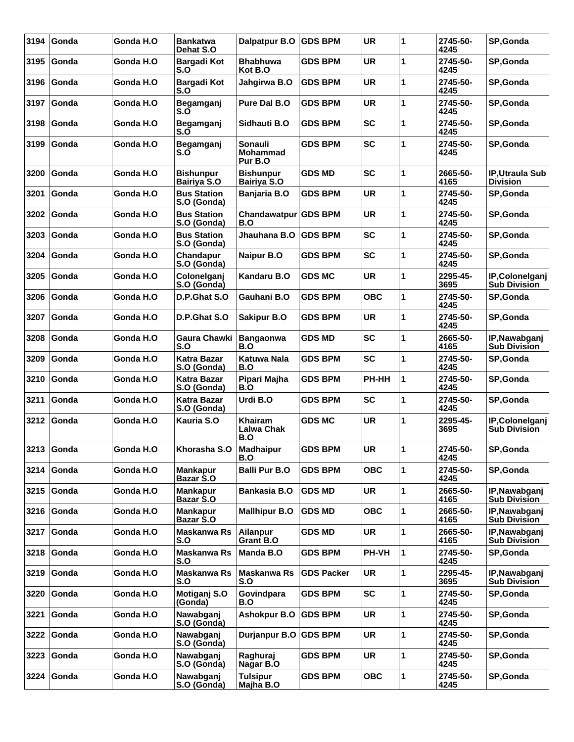| | | | | | | | | | |
|---|---|---|---|---|---|---|---|---|---|
| 3194 | Gonda | Gonda H.O | Bankatwa Dehat S.O | Dalpatpur B.O | GDS BPM | UR | 1 | 2745-50-4245 | SP,Gonda |
| 3195 | Gonda | Gonda H.O | Bargadi Kot S.O | Bhabhuwa Kot B.O | GDS BPM | UR | 1 | 2745-50-4245 | SP,Gonda |
| 3196 | Gonda | Gonda H.O | Bargadi Kot S.O | Jahgirwa B.O | GDS BPM | UR | 1 | 2745-50-4245 | SP,Gonda |
| 3197 | Gonda | Gonda H.O | Begamganj S.O | Pure Dal B.O | GDS BPM | UR | 1 | 2745-50-4245 | SP,Gonda |
| 3198 | Gonda | Gonda H.O | Begamganj S.O | Sidhauti B.O | GDS BPM | SC | 1 | 2745-50-4245 | SP,Gonda |
| 3199 | Gonda | Gonda H.O | Begamganj S.O | Sonauli Mohammad Pur B.O | GDS BPM | SC | 1 | 2745-50-4245 | SP,Gonda |
| 3200 | Gonda | Gonda H.O | Bishunpur Bairiya S.O | Bishunpur Bairiya S.O | GDS MD | SC | 1 | 2665-50-4165 | IP,Utraula Sub Division |
| 3201 | Gonda | Gonda H.O | Bus Station S.O (Gonda) | Banjaria B.O | GDS BPM | UR | 1 | 2745-50-4245 | SP,Gonda |
| 3202 | Gonda | Gonda H.O | Bus Station S.O (Gonda) | Chandawatpur B.O | GDS BPM | UR | 1 | 2745-50-4245 | SP,Gonda |
| 3203 | Gonda | Gonda H.O | Bus Station S.O (Gonda) | Jhauhana B.O | GDS BPM | SC | 1 | 2745-50-4245 | SP,Gonda |
| 3204 | Gonda | Gonda H.O | Chandapur S.O (Gonda) | Naipur B.O | GDS BPM | SC | 1 | 2745-50-4245 | SP,Gonda |
| 3205 | Gonda | Gonda H.O | Colonelganj S.O (Gonda) | Kandaru B.O | GDS MC | UR | 1 | 2295-45-3695 | IP,Colonelganj Sub Division |
| 3206 | Gonda | Gonda H.O | D.P.Ghat S.O | Gauhani B.O | GDS BPM | OBC | 1 | 2745-50-4245 | SP,Gonda |
| 3207 | Gonda | Gonda H.O | D.P.Ghat S.O | Sakipur B.O | GDS BPM | UR | 1 | 2745-50-4245 | SP,Gonda |
| 3208 | Gonda | Gonda H.O | Gaura Chawki S.O | Bangaonwa B.O | GDS MD | SC | 1 | 2665-50-4165 | IP,Nawabganj Sub Division |
| 3209 | Gonda | Gonda H.O | Katra Bazar S.O (Gonda) | Katuwa Nala B.O | GDS BPM | SC | 1 | 2745-50-4245 | SP,Gonda |
| 3210 | Gonda | Gonda H.O | Katra Bazar S.O (Gonda) | Pipari Majha B.O | GDS BPM | PH-HH | 1 | 2745-50-4245 | SP,Gonda |
| 3211 | Gonda | Gonda H.O | Katra Bazar S.O (Gonda) | Urdi B.O | GDS BPM | SC | 1 | 2745-50-4245 | SP,Gonda |
| 3212 | Gonda | Gonda H.O | Kauria S.O | Khairam Lalwa Chak B.O | GDS MC | UR | 1 | 2295-45-3695 | IP,Colonelganj Sub Division |
| 3213 | Gonda | Gonda H.O | Khorasha S.O | Madhaipur B.O | GDS BPM | UR | 1 | 2745-50-4245 | SP,Gonda |
| 3214 | Gonda | Gonda H.O | Mankapur Bazar S.O | Balli Pur B.O | GDS BPM | OBC | 1 | 2745-50-4245 | SP,Gonda |
| 3215 | Gonda | Gonda H.O | Mankapur Bazar S.O | Bankasia B.O | GDS MD | UR | 1 | 2665-50-4165 | IP,Nawabganj Sub Division |
| 3216 | Gonda | Gonda H.O | Mankapur Bazar S.O | Mallhipur B.O | GDS MD | OBC | 1 | 2665-50-4165 | IP,Nawabganj Sub Division |
| 3217 | Gonda | Gonda H.O | Maskanwa Rs S.O | Ailanpur Grant B.O | GDS MD | UR | 1 | 2665-50-4165 | IP,Nawabganj Sub Division |
| 3218 | Gonda | Gonda H.O | Maskanwa Rs S.O | Manda B.O | GDS BPM | PH-VH | 1 | 2745-50-4245 | SP,Gonda |
| 3219 | Gonda | Gonda H.O | Maskanwa Rs S.O | Maskanwa Rs S.O | GDS Packer | UR | 1 | 2295-45-3695 | IP,Nawabganj Sub Division |
| 3220 | Gonda | Gonda H.O | Motiganj S.O (Gonda) | Govindpara B.O | GDS BPM | SC | 1 | 2745-50-4245 | SP,Gonda |
| 3221 | Gonda | Gonda H.O | Nawabganj S.O (Gonda) | Ashokpur B.O | GDS BPM | UR | 1 | 2745-50-4245 | SP,Gonda |
| 3222 | Gonda | Gonda H.O | Nawabganj S.O (Gonda) | Durjanpur B.O | GDS BPM | UR | 1 | 2745-50-4245 | SP,Gonda |
| 3223 | Gonda | Gonda H.O | Nawabganj S.O (Gonda) | Raghuraj Nagar B.O | GDS BPM | UR | 1 | 2745-50-4245 | SP,Gonda |
| 3224 | Gonda | Gonda H.O | Nawabganj S.O (Gonda) | Tulsipur Majha B.O | GDS BPM | OBC | 1 | 2745-50-4245 | SP,Gonda |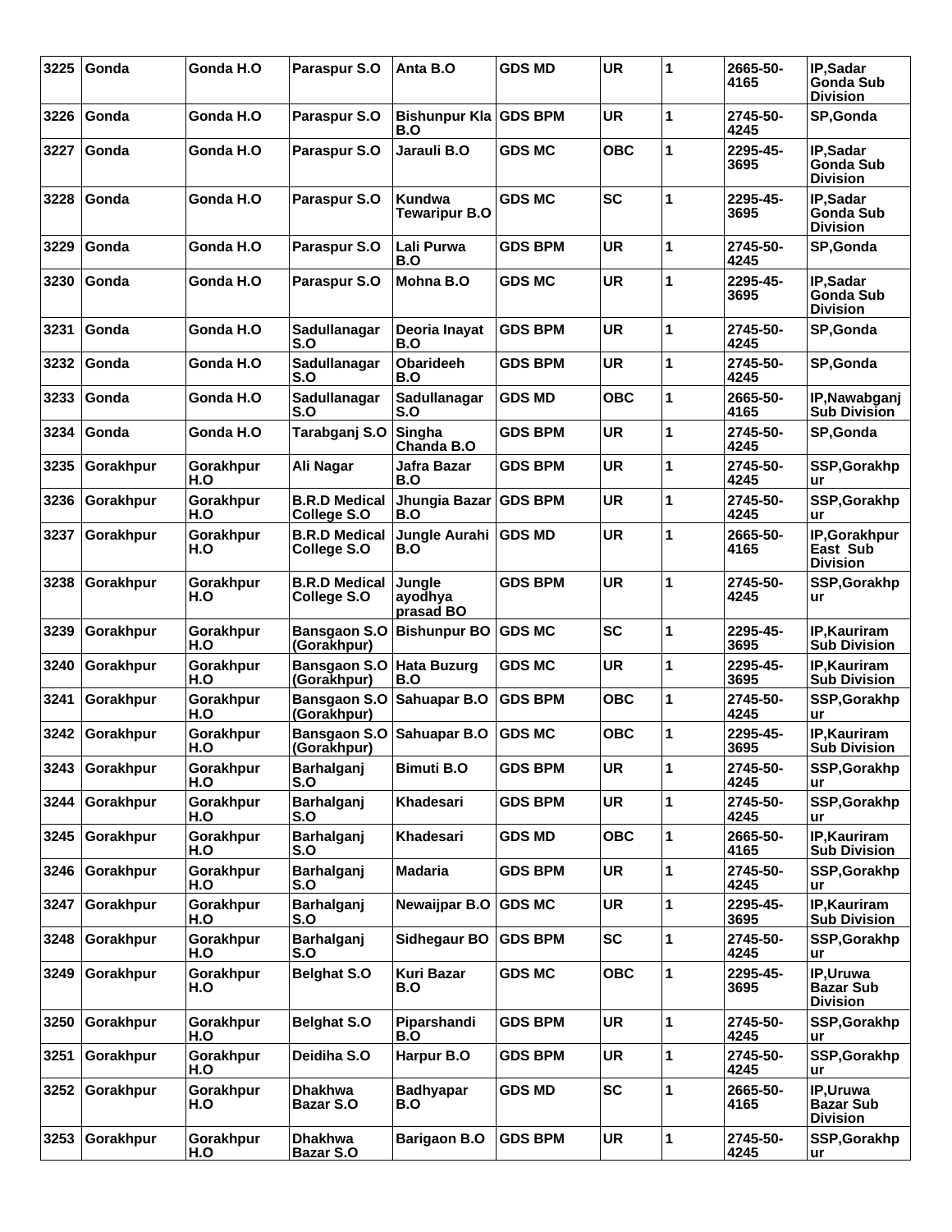| | | | | | | | | | |
|---|---|---|---|---|---|---|---|---|---|
| 3225 | Gonda | Gonda H.O | Paraspur S.O | Anta B.O | GDS MD | UR | 1 | 2665-50-4165 | IP,Sadar Gonda Sub Division |
| 3226 | Gonda | Gonda H.O | Paraspur S.O | Bishunpur Kla B.O | GDS BPM | UR | 1 | 2745-50-4245 | SP,Gonda |
| 3227 | Gonda | Gonda H.O | Paraspur S.O | Jarauli B.O | GDS MC | OBC | 1 | 2295-45-3695 | IP,Sadar Gonda Sub Division |
| 3228 | Gonda | Gonda H.O | Paraspur S.O | Kundwa Tewaripur B.O | GDS MC | SC | 1 | 2295-45-3695 | IP,Sadar Gonda Sub Division |
| 3229 | Gonda | Gonda H.O | Paraspur S.O | Lali Purwa B.O | GDS BPM | UR | 1 | 2745-50-4245 | SP,Gonda |
| 3230 | Gonda | Gonda H.O | Paraspur S.O | Mohna B.O | GDS MC | UR | 1 | 2295-45-3695 | IP,Sadar Gonda Sub Division |
| 3231 | Gonda | Gonda H.O | Sadullanagar S.O | Deoria Inayat B.O | GDS BPM | UR | 1 | 2745-50-4245 | SP,Gonda |
| 3232 | Gonda | Gonda H.O | Sadullanagar S.O | Obarideeh B.O | GDS BPM | UR | 1 | 2745-50-4245 | SP,Gonda |
| 3233 | Gonda | Gonda H.O | Sadullanagar S.O | Sadullanagar S.O | GDS MD | OBC | 1 | 2665-50-4165 | IP,Nawabganj Sub Division |
| 3234 | Gonda | Gonda H.O | Tarabganj S.O | Singha Chanda B.O | GDS BPM | UR | 1 | 2745-50-4245 | SP,Gonda |
| 3235 | Gorakhpur | Gorakhpur H.O | Ali Nagar | Jafra Bazar B.O | GDS BPM | UR | 1 | 2745-50-4245 | SSP,Gorakhpur |
| 3236 | Gorakhpur | Gorakhpur H.O | B.R.D Medical College S.O | Jhungia Bazar B.O | GDS BPM | UR | 1 | 2745-50-4245 | SSP,Gorakhpur |
| 3237 | Gorakhpur | Gorakhpur H.O | B.R.D Medical College S.O | Jungle Aurahi B.O | GDS MD | UR | 1 | 2665-50-4165 | IP,Gorakhpur East Sub Division |
| 3238 | Gorakhpur | Gorakhpur H.O | B.R.D Medical College S.O | Jungle ayodhya prasad BO | GDS BPM | UR | 1 | 2745-50-4245 | SSP,Gorakhpur |
| 3239 | Gorakhpur | Gorakhpur H.O | Bansgaon S.O (Gorakhpur) | Bishunpur BO | GDS MC | SC | 1 | 2295-45-3695 | IP,Kauriram Sub Division |
| 3240 | Gorakhpur | Gorakhpur H.O | Bansgaon S.O (Gorakhpur) | Hata Buzurg B.O | GDS MC | UR | 1 | 2295-45-3695 | IP,Kauriram Sub Division |
| 3241 | Gorakhpur | Gorakhpur H.O | Bansgaon S.O (Gorakhpur) | Sahuapar B.O | GDS BPM | OBC | 1 | 2745-50-4245 | SSP,Gorakhpur |
| 3242 | Gorakhpur | Gorakhpur H.O | Bansgaon S.O (Gorakhpur) | Sahuapar B.O | GDS MC | OBC | 1 | 2295-45-3695 | IP,Kauriram Sub Division |
| 3243 | Gorakhpur | Gorakhpur H.O | Barhalganj S.O | Bimuti B.O | GDS BPM | UR | 1 | 2745-50-4245 | SSP,Gorakhpur |
| 3244 | Gorakhpur | Gorakhpur H.O | Barhalganj S.O | Khadesari | GDS BPM | UR | 1 | 2745-50-4245 | SSP,Gorakhpur |
| 3245 | Gorakhpur | Gorakhpur H.O | Barhalganj S.O | Khadesari | GDS MD | OBC | 1 | 2665-50-4165 | IP,Kauriram Sub Division |
| 3246 | Gorakhpur | Gorakhpur H.O | Barhalganj S.O | Madaria | GDS BPM | UR | 1 | 2745-50-4245 | SSP,Gorakhpur |
| 3247 | Gorakhpur | Gorakhpur H.O | Barhalganj S.O | Newaijpar B.O | GDS MC | UR | 1 | 2295-45-3695 | IP,Kauriram Sub Division |
| 3248 | Gorakhpur | Gorakhpur H.O | Barhalganj S.O | Sidhegaur BO | GDS BPM | SC | 1 | 2745-50-4245 | SSP,Gorakhpur |
| 3249 | Gorakhpur | Gorakhpur H.O | Belghat S.O | Kuri Bazar B.O | GDS MC | OBC | 1 | 2295-45-3695 | IP,Uruwa Bazar Sub Division |
| 3250 | Gorakhpur | Gorakhpur H.O | Belghat S.O | Piparshandi B.O | GDS BPM | UR | 1 | 2745-50-4245 | SSP,Gorakhpur |
| 3251 | Gorakhpur | Gorakhpur H.O | Deidiha S.O | Harpur B.O | GDS BPM | UR | 1 | 2745-50-4245 | SSP,Gorakhpur |
| 3252 | Gorakhpur | Gorakhpur H.O | Dhakhwa Bazar S.O | Badhyapar B.O | GDS MD | SC | 1 | 2665-50-4165 | IP,Uruwa Bazar Sub Division |
| 3253 | Gorakhpur | Gorakhpur H.O | Dhakhwa Bazar S.O | Barigaon B.O | GDS BPM | UR | 1 | 2745-50-4245 | SSP,Gorakhpur |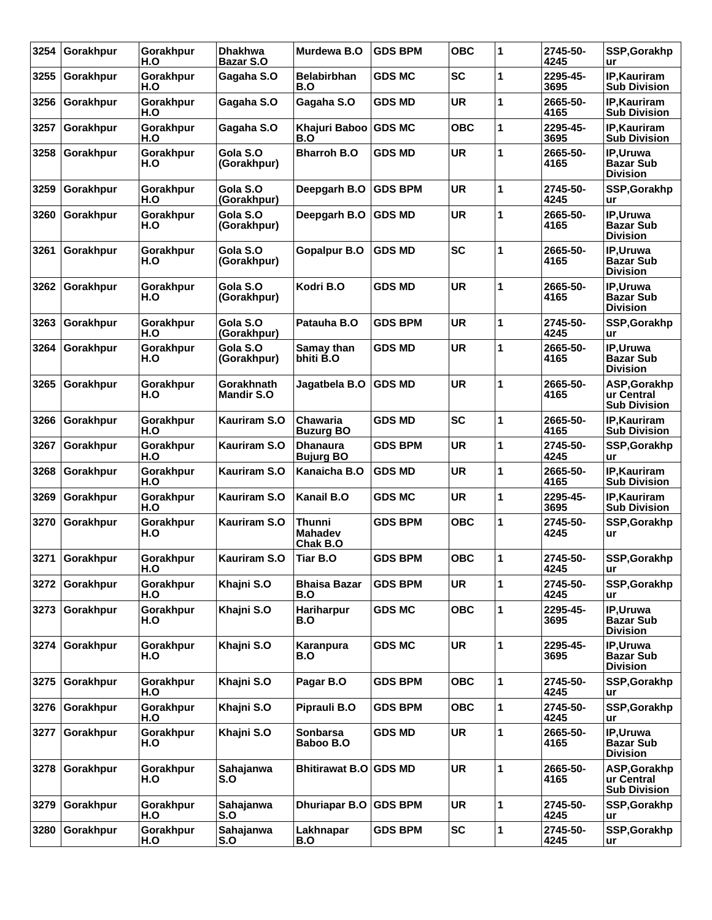| | | | | | | | | | |
|---|---|---|---|---|---|---|---|---|---|
| 3254 | Gorakhpur | Gorakhpur H.O | Dhakhwa Bazar S.O | Murdewa B.O | GDS BPM | OBC | 1 | 2745-50-4245 | SSP,Gorakhpur |
| 3255 | Gorakhpur | Gorakhpur H.O | Gagaha S.O | Belabirbhan B.O | GDS MC | SC | 1 | 2295-45-3695 | IP,Kauriram Sub Division |
| 3256 | Gorakhpur | Gorakhpur H.O | Gagaha S.O | Gagaha S.O | GDS MD | UR | 1 | 2665-50-4165 | IP,Kauriram Sub Division |
| 3257 | Gorakhpur | Gorakhpur H.O | Gagaha S.O | Khajuri Baboo B.O | GDS MC | OBC | 1 | 2295-45-3695 | IP,Kauriram Sub Division |
| 3258 | Gorakhpur | Gorakhpur H.O | Gola S.O (Gorakhpur) | Bharroh B.O | GDS MD | UR | 1 | 2665-50-4165 | IP,Uruwa Bazar Sub Division |
| 3259 | Gorakhpur | Gorakhpur H.O | Gola S.O (Gorakhpur) | Deepgarh B.O | GDS BPM | UR | 1 | 2745-50-4245 | SSP,Gorakhpur |
| 3260 | Gorakhpur | Gorakhpur H.O | Gola S.O (Gorakhpur) | Deepgarh B.O | GDS MD | UR | 1 | 2665-50-4165 | IP,Uruwa Bazar Sub Division |
| 3261 | Gorakhpur | Gorakhpur H.O | Gola S.O (Gorakhpur) | Gopalpur B.O | GDS MD | SC | 1 | 2665-50-4165 | IP,Uruwa Bazar Sub Division |
| 3262 | Gorakhpur | Gorakhpur H.O | Gola S.O (Gorakhpur) | Kodri B.O | GDS MD | UR | 1 | 2665-50-4165 | IP,Uruwa Bazar Sub Division |
| 3263 | Gorakhpur | Gorakhpur H.O | Gola S.O (Gorakhpur) | Patauha B.O | GDS BPM | UR | 1 | 2745-50-4245 | SSP,Gorakhpur |
| 3264 | Gorakhpur | Gorakhpur H.O | Gola S.O (Gorakhpur) | Samay than bhiti B.O | GDS MD | UR | 1 | 2665-50-4165 | IP,Uruwa Bazar Sub Division |
| 3265 | Gorakhpur | Gorakhpur H.O | Gorakhnath Mandir S.O | Jagatbela B.O | GDS MD | UR | 1 | 2665-50-4165 | ASP,Gorakhpur Central Sub Division |
| 3266 | Gorakhpur | Gorakhpur H.O | Kauriram S.O | Chawaria Buzurg BO | GDS MD | SC | 1 | 2665-50-4165 | IP,Kauriram Sub Division |
| 3267 | Gorakhpur | Gorakhpur H.O | Kauriram S.O | Dhanaura Bujurg BO | GDS BPM | UR | 1 | 2745-50-4245 | SSP,Gorakhpur |
| 3268 | Gorakhpur | Gorakhpur H.O | Kauriram S.O | Kanaicha B.O | GDS MD | UR | 1 | 2665-50-4165 | IP,Kauriram Sub Division |
| 3269 | Gorakhpur | Gorakhpur H.O | Kauriram S.O | Kanail B.O | GDS MC | UR | 1 | 2295-45-3695 | IP,Kauriram Sub Division |
| 3270 | Gorakhpur | Gorakhpur H.O | Kauriram S.O | Thunni Mahadev Chak B.O | GDS BPM | OBC | 1 | 2745-50-4245 | SSP,Gorakhpur |
| 3271 | Gorakhpur | Gorakhpur H.O | Kauriram S.O | Tiar B.O | GDS BPM | OBC | 1 | 2745-50-4245 | SSP,Gorakhpur |
| 3272 | Gorakhpur | Gorakhpur H.O | Khajni S.O | Bhaisa Bazar B.O | GDS BPM | UR | 1 | 2745-50-4245 | SSP,Gorakhpur |
| 3273 | Gorakhpur | Gorakhpur H.O | Khajni S.O | Hariharpur B.O | GDS MC | OBC | 1 | 2295-45-3695 | IP,Uruwa Bazar Sub Division |
| 3274 | Gorakhpur | Gorakhpur H.O | Khajni S.O | Karanpura B.O | GDS MC | UR | 1 | 2295-45-3695 | IP,Uruwa Bazar Sub Division |
| 3275 | Gorakhpur | Gorakhpur H.O | Khajni S.O | Pagar B.O | GDS BPM | OBC | 1 | 2745-50-4245 | SSP,Gorakhpur |
| 3276 | Gorakhpur | Gorakhpur H.O | Khajni S.O | Piprauli B.O | GDS BPM | OBC | 1 | 2745-50-4245 | SSP,Gorakhpur |
| 3277 | Gorakhpur | Gorakhpur H.O | Khajni S.O | Sonbarsa Baboo B.O | GDS MD | UR | 1 | 2665-50-4165 | IP,Uruwa Bazar Sub Division |
| 3278 | Gorakhpur | Gorakhpur H.O | Sahajanwa S.O | Bhitirawat B.O | GDS MD | UR | 1 | 2665-50-4165 | ASP,Gorakhpur Central Sub Division |
| 3279 | Gorakhpur | Gorakhpur H.O | Sahajanwa S.O | Dhuriapar B.O | GDS BPM | UR | 1 | 2745-50-4245 | SSP,Gorakhpur |
| 3280 | Gorakhpur | Gorakhpur H.O | Sahajanwa S.O | Lakhnapar B.O | GDS BPM | SC | 1 | 2745-50-4245 | SSP,Gorakhpur |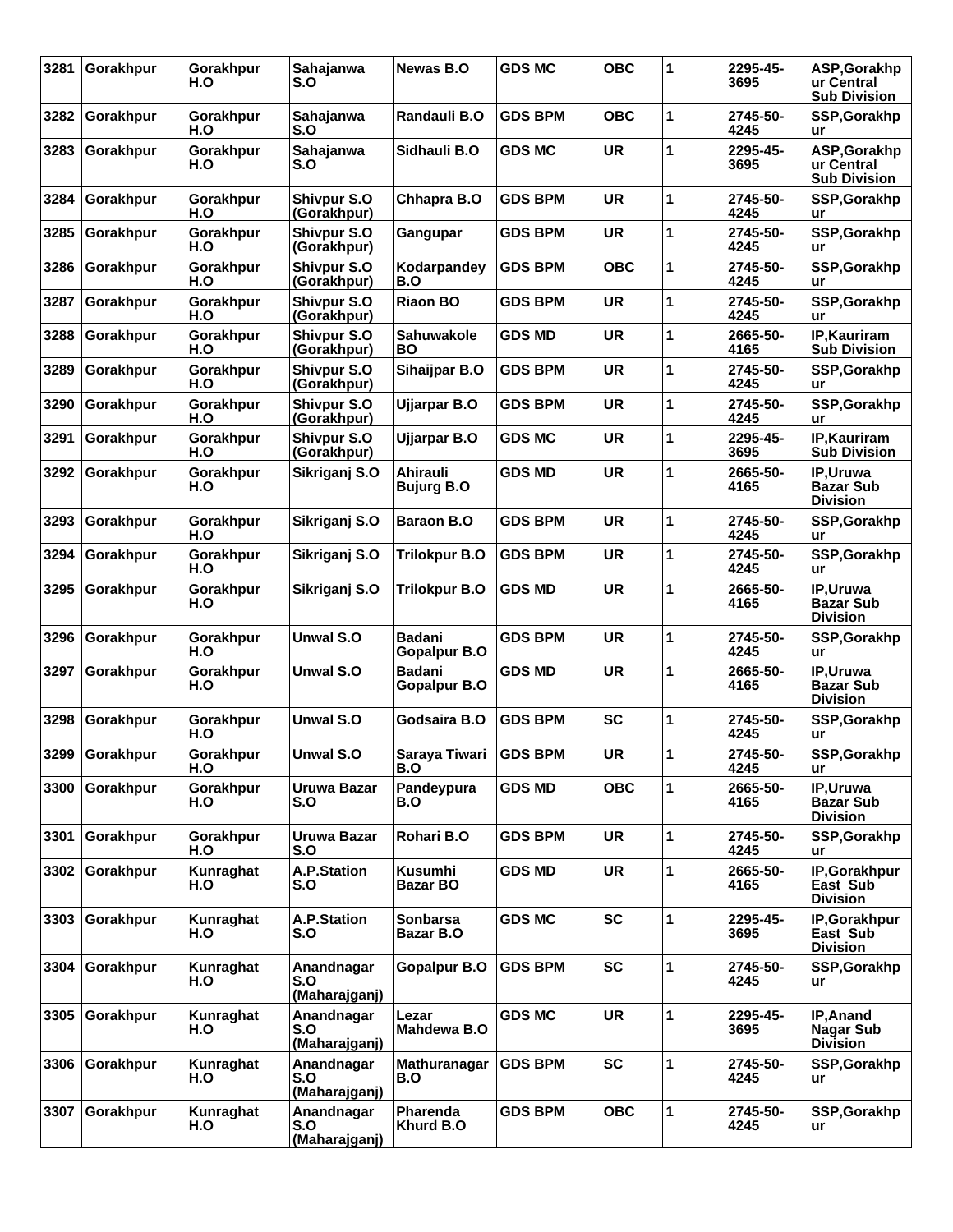| | | | | | | | | | |
|---|---|---|---|---|---|---|---|---|---|
| 3281 | Gorakhpur | Gorakhpur H.O | Sahajanwa S.O | Newas B.O | GDS MC | OBC | 1 | 2295-45-3695 | ASP,Gorakhpur Central Sub Division |
| 3282 | Gorakhpur | Gorakhpur H.O | Sahajanwa S.O | Randauli B.O | GDS BPM | OBC | 1 | 2745-50-4245 | SSP,Gorakhpur |
| 3283 | Gorakhpur | Gorakhpur H.O | Sahajanwa S.O | Sidhauli B.O | GDS MC | UR | 1 | 2295-45-3695 | ASP,Gorakhpur Central Sub Division |
| 3284 | Gorakhpur | Gorakhpur H.O | Shivpur S.O (Gorakhpur) | Chhapra B.O | GDS BPM | UR | 1 | 2745-50-4245 | SSP,Gorakhpur |
| 3285 | Gorakhpur | Gorakhpur H.O | Shivpur S.O (Gorakhpur) | Gangupar | GDS BPM | UR | 1 | 2745-50-4245 | SSP,Gorakhpur |
| 3286 | Gorakhpur | Gorakhpur H.O | Shivpur S.O (Gorakhpur) | Kodarpandey B.O | GDS BPM | OBC | 1 | 2745-50-4245 | SSP,Gorakhpur |
| 3287 | Gorakhpur | Gorakhpur H.O | Shivpur S.O (Gorakhpur) | Riaon BO | GDS BPM | UR | 1 | 2745-50-4245 | SSP,Gorakhpur |
| 3288 | Gorakhpur | Gorakhpur H.O | Shivpur S.O (Gorakhpur) | Sahuwakole BO | GDS MD | UR | 1 | 2665-50-4165 | IP,Kauriram Sub Division |
| 3289 | Gorakhpur | Gorakhpur H.O | Shivpur S.O (Gorakhpur) | Sihaijpar B.O | GDS BPM | UR | 1 | 2745-50-4245 | SSP,Gorakhpur |
| 3290 | Gorakhpur | Gorakhpur H.O | Shivpur S.O (Gorakhpur) | Ujjarpar B.O | GDS BPM | UR | 1 | 2745-50-4245 | SSP,Gorakhpur |
| 3291 | Gorakhpur | Gorakhpur H.O | Shivpur S.O (Gorakhpur) | Ujjarpar B.O | GDS MC | UR | 1 | 2295-45-3695 | IP,Kauriram Sub Division |
| 3292 | Gorakhpur | Gorakhpur H.O | Sikriganj S.O | Ahirauli Bujurg B.O | GDS MD | UR | 1 | 2665-50-4165 | IP,Uruwa Bazar Sub Division |
| 3293 | Gorakhpur | Gorakhpur H.O | Sikriganj S.O | Baraon B.O | GDS BPM | UR | 1 | 2745-50-4245 | SSP,Gorakhpur |
| 3294 | Gorakhpur | Gorakhpur H.O | Sikriganj S.O | Trilokpur B.O | GDS BPM | UR | 1 | 2745-50-4245 | SSP,Gorakhpur |
| 3295 | Gorakhpur | Gorakhpur H.O | Sikriganj S.O | Trilokpur B.O | GDS MD | UR | 1 | 2665-50-4165 | IP,Uruwa Bazar Sub Division |
| 3296 | Gorakhpur | Gorakhpur H.O | Unwal S.O | Badani Gopalpur B.O | GDS BPM | UR | 1 | 2745-50-4245 | SSP,Gorakhpur |
| 3297 | Gorakhpur | Gorakhpur H.O | Unwal S.O | Badani Gopalpur B.O | GDS MD | UR | 1 | 2665-50-4165 | IP,Uruwa Bazar Sub Division |
| 3298 | Gorakhpur | Gorakhpur H.O | Unwal S.O | Godsaira B.O | GDS BPM | SC | 1 | 2745-50-4245 | SSP,Gorakhpur |
| 3299 | Gorakhpur | Gorakhpur H.O | Unwal S.O | Saraya Tiwari B.O | GDS BPM | UR | 1 | 2745-50-4245 | SSP,Gorakhpur |
| 3300 | Gorakhpur | Gorakhpur H.O | Uruwa Bazar S.O | Pandeypura B.O | GDS MD | OBC | 1 | 2665-50-4165 | IP,Uruwa Bazar Sub Division |
| 3301 | Gorakhpur | Gorakhpur H.O | Uruwa Bazar S.O | Rohari B.O | GDS BPM | UR | 1 | 2745-50-4245 | SSP,Gorakhpur |
| 3302 | Gorakhpur | Kunraghat H.O | A.P.Station S.O | Kusumhi Bazar BO | GDS MD | UR | 1 | 2665-50-4165 | IP,Gorakhpur East Sub Division |
| 3303 | Gorakhpur | Kunraghat H.O | A.P.Station S.O | Sonbarsa Bazar B.O | GDS MC | SC | 1 | 2295-45-3695 | IP,Gorakhpur East Sub Division |
| 3304 | Gorakhpur | Kunraghat H.O | Anandnagar S.O (Maharajganj) | Gopalpur B.O | GDS BPM | SC | 1 | 2745-50-4245 | SSP,Gorakhpur |
| 3305 | Gorakhpur | Kunraghat H.O | Anandnagar S.O (Maharajganj) | Lezar Mahdewa B.O | GDS MC | UR | 1 | 2295-45-3695 | IP,Anand Nagar Sub Division |
| 3306 | Gorakhpur | Kunraghat H.O | Anandnagar S.O (Maharajganj) | Mathuranagar B.O | GDS BPM | SC | 1 | 2745-50-4245 | SSP,Gorakhpur |
| 3307 | Gorakhpur | Kunraghat H.O | Anandnagar S.O (Maharajganj) | Pharenda Khurd B.O | GDS BPM | OBC | 1 | 2745-50-4245 | SSP,Gorakhpur |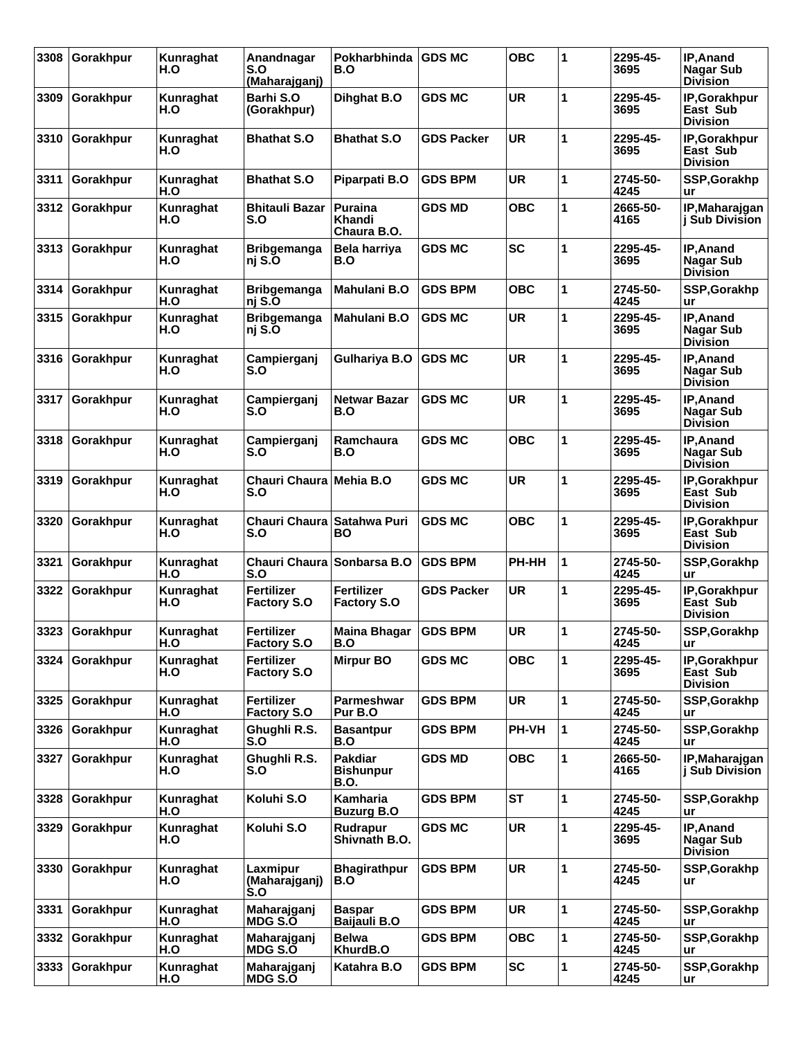| | | | | | | | | | |
|---|---|---|---|---|---|---|---|---|---|
| 3308 | Gorakhpur | Kunraghat H.O | Anandnagar S.O (Maharajganj) | Pokharbhinda B.O | GDS MC | OBC | 1 | 2295-45-3695 | IP,Anand Nagar Sub Division |
| 3309 | Gorakhpur | Kunraghat H.O | Barhi S.O (Gorakhpur) | Dihghat B.O | GDS MC | UR | 1 | 2295-45-3695 | IP,Gorakhpur East Sub Division |
| 3310 | Gorakhpur | Kunraghat H.O | Bhathat S.O | Bhathat S.O | GDS Packer | UR | 1 | 2295-45-3695 | IP,Gorakhpur East Sub Division |
| 3311 | Gorakhpur | Kunraghat H.O | Bhathat S.O | Piparpati B.O | GDS BPM | UR | 1 | 2745-50-4245 | SSP,Gorakhpur |
| 3312 | Gorakhpur | Kunraghat H.O | Bhitauli Bazar S.O | Puraina Khandi Chaura B.O. | GDS MD | OBC | 1 | 2665-50-4165 | IP,Maharajganj Sub Division |
| 3313 | Gorakhpur | Kunraghat H.O | Bribgemanganj S.O | Bela harriya B.O | GDS MC | SC | 1 | 2295-45-3695 | IP,Anand Nagar Sub Division |
| 3314 | Gorakhpur | Kunraghat H.O | Bribgemanganj S.O | Mahulani B.O | GDS BPM | OBC | 1 | 2745-50-4245 | SSP,Gorakhpur |
| 3315 | Gorakhpur | Kunraghat H.O | Bribgemanganj S.O | Mahulani B.O | GDS MC | UR | 1 | 2295-45-3695 | IP,Anand Nagar Sub Division |
| 3316 | Gorakhpur | Kunraghat H.O | Campierganj S.O | Gulhariya B.O | GDS MC | UR | 1 | 2295-45-3695 | IP,Anand Nagar Sub Division |
| 3317 | Gorakhpur | Kunraghat H.O | Campierganj S.O | Netwar Bazar B.O | GDS MC | UR | 1 | 2295-45-3695 | IP,Anand Nagar Sub Division |
| 3318 | Gorakhpur | Kunraghat H.O | Campierganj S.O | Ramchaura B.O | GDS MC | OBC | 1 | 2295-45-3695 | IP,Anand Nagar Sub Division |
| 3319 | Gorakhpur | Kunraghat H.O | Chauri Chaura S.O | Mehia B.O | GDS MC | UR | 1 | 2295-45-3695 | IP,Gorakhpur East Sub Division |
| 3320 | Gorakhpur | Kunraghat H.O | Chauri Chaura S.O | Satahwa Puri BO | GDS MC | OBC | 1 | 2295-45-3695 | IP,Gorakhpur East Sub Division |
| 3321 | Gorakhpur | Kunraghat H.O | Chauri Chaura S.O | Sonbarsa B.O | GDS BPM | PH-HH | 1 | 2745-50-4245 | SSP,Gorakhpur |
| 3322 | Gorakhpur | Kunraghat H.O | Fertilizer Factory S.O | Fertilizer Factory S.O | GDS Packer | UR | 1 | 2295-45-3695 | IP,Gorakhpur East Sub Division |
| 3323 | Gorakhpur | Kunraghat H.O | Fertilizer Factory S.O | Maina Bhagar B.O | GDS BPM | UR | 1 | 2745-50-4245 | SSP,Gorakhpur |
| 3324 | Gorakhpur | Kunraghat H.O | Fertilizer Factory S.O | Mirpur BO | GDS MC | OBC | 1 | 2295-45-3695 | IP,Gorakhpur East Sub Division |
| 3325 | Gorakhpur | Kunraghat H.O | Fertilizer Factory S.O | Parmeshwar Pur B.O | GDS BPM | UR | 1 | 2745-50-4245 | SSP,Gorakhpur |
| 3326 | Gorakhpur | Kunraghat H.O | Ghughli R.S. S.O | Basantpur B.O | GDS BPM | PH-VH | 1 | 2745-50-4245 | SSP,Gorakhpur |
| 3327 | Gorakhpur | Kunraghat H.O | Ghughli R.S. S.O | Pakdiar Bishunpur B.O. | GDS MD | OBC | 1 | 2665-50-4165 | IP,Maharajganj Sub Division |
| 3328 | Gorakhpur | Kunraghat H.O | Koluhi S.O | Kamharia Buzurg B.O | GDS BPM | ST | 1 | 2745-50-4245 | SSP,Gorakhpur |
| 3329 | Gorakhpur | Kunraghat H.O | Koluhi S.O | Rudrapur Shivnath B.O. | GDS MC | UR | 1 | 2295-45-3695 | IP,Anand Nagar Sub Division |
| 3330 | Gorakhpur | Kunraghat H.O | Laxmipur (Maharajganj) S.O | Bhagirathpur B.O | GDS BPM | UR | 1 | 2745-50-4245 | SSP,Gorakhpur |
| 3331 | Gorakhpur | Kunraghat H.O | Maharajganj MDG S.O | Baspar Baijauli B.O | GDS BPM | UR | 1 | 2745-50-4245 | SSP,Gorakhpur |
| 3332 | Gorakhpur | Kunraghat H.O | Maharajganj MDG S.O | Belwa KhurdB.O | GDS BPM | OBC | 1 | 2745-50-4245 | SSP,Gorakhpur |
| 3333 | Gorakhpur | Kunraghat H.O | Maharajganj MDG S.O | Katahra B.O | GDS BPM | SC | 1 | 2745-50-4245 | SSP,Gorakhpur |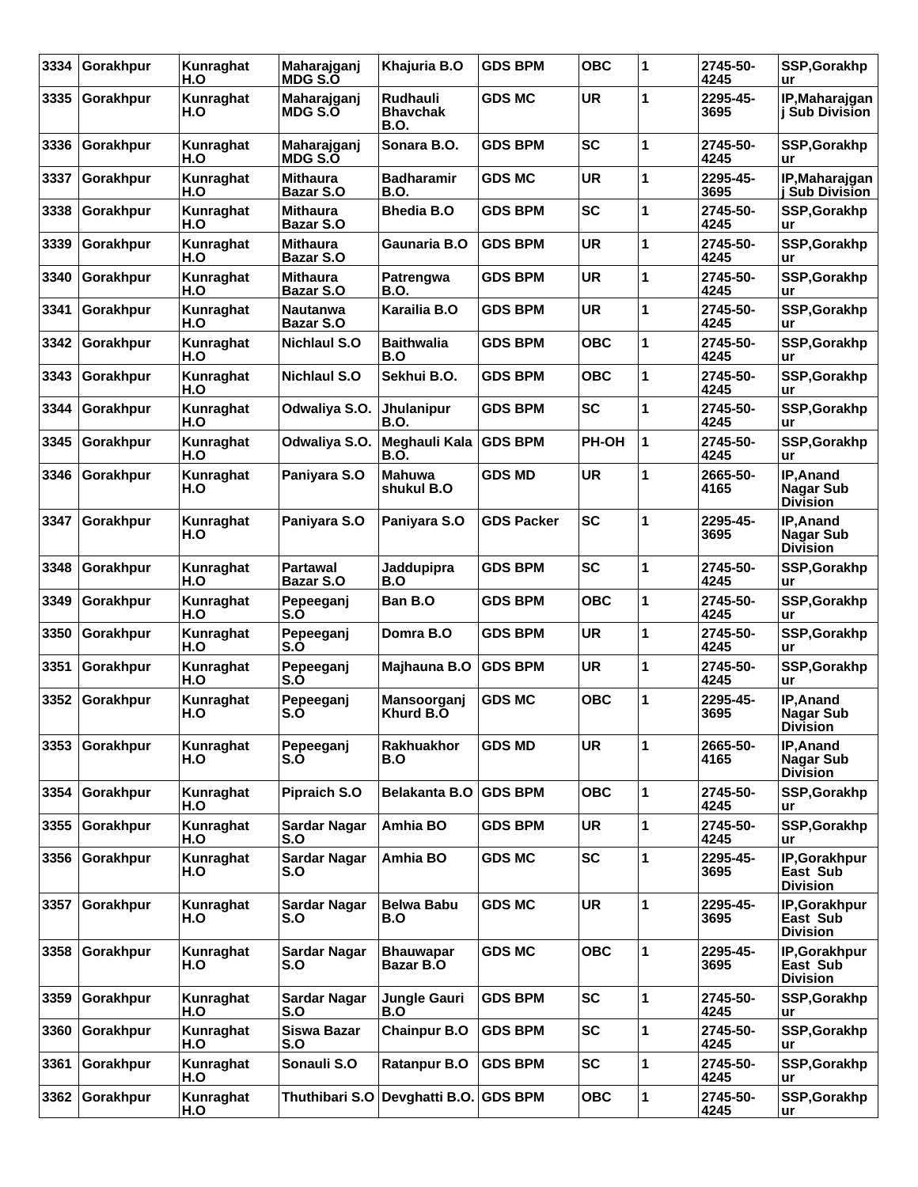| | | | | | | | | | |
|---|---|---|---|---|---|---|---|---|---|
| 3334 | Gorakhpur | Kunraghat H.O | Maharajganj MDG S.O | Khajuria B.O | GDS BPM | OBC | 1 | 2745-50-4245 | SSP,Gorakhpur |
| 3335 | Gorakhpur | Kunraghat H.O | Maharajganj MDG S.O | Rudhauli Bhavchak B.O. | GDS MC | UR | 1 | 2295-45-3695 | IP,Maharajganj Sub Division |
| 3336 | Gorakhpur | Kunraghat H.O | Maharajganj MDG S.O | Sonara B.O. | GDS BPM | SC | 1 | 2745-50-4245 | SSP,Gorakhpur |
| 3337 | Gorakhpur | Kunraghat H.O | Mithaura Bazar S.O | Badharamir B.O. | GDS MC | UR | 1 | 2295-45-3695 | IP,Maharajganj Sub Division |
| 3338 | Gorakhpur | Kunraghat H.O | Mithaura Bazar S.O | Bhedia B.O | GDS BPM | SC | 1 | 2745-50-4245 | SSP,Gorakhpur |
| 3339 | Gorakhpur | Kunraghat H.O | Mithaura Bazar S.O | Gaunaria B.O | GDS BPM | UR | 1 | 2745-50-4245 | SSP,Gorakhpur |
| 3340 | Gorakhpur | Kunraghat H.O | Mithaura Bazar S.O | Patrengwa B.O. | GDS BPM | UR | 1 | 2745-50-4245 | SSP,Gorakhpur |
| 3341 | Gorakhpur | Kunraghat H.O | Nautanwa Bazar S.O | Karailia B.O | GDS BPM | UR | 1 | 2745-50-4245 | SSP,Gorakhpur |
| 3342 | Gorakhpur | Kunraghat H.O | Nichlaul S.O | Baithwalia B.O | GDS BPM | OBC | 1 | 2745-50-4245 | SSP,Gorakhpur |
| 3343 | Gorakhpur | Kunraghat H.O | Nichlaul S.O | Sekhui B.O. | GDS BPM | OBC | 1 | 2745-50-4245 | SSP,Gorakhpur |
| 3344 | Gorakhpur | Kunraghat H.O | Odwaliya S.O. | Jhulanipur B.O. | GDS BPM | SC | 1 | 2745-50-4245 | SSP,Gorakhpur |
| 3345 | Gorakhpur | Kunraghat H.O | Odwaliya S.O. | Meghauli Kala B.O. | GDS BPM | PH-OH | 1 | 2745-50-4245 | SSP,Gorakhpur |
| 3346 | Gorakhpur | Kunraghat H.O | Paniyara S.O | Mahuwa shukul B.O | GDS MD | UR | 1 | 2665-50-4165 | IP,Anand Nagar Sub Division |
| 3347 | Gorakhpur | Kunraghat H.O | Paniyara S.O | Paniyara S.O | GDS Packer | SC | 1 | 2295-45-3695 | IP,Anand Nagar Sub Division |
| 3348 | Gorakhpur | Kunraghat H.O | Partawal Bazar S.O | Jaddupipra B.O | GDS BPM | SC | 1 | 2745-50-4245 | SSP,Gorakhpur |
| 3349 | Gorakhpur | Kunraghat H.O | Pepeeganj S.O | Ban B.O | GDS BPM | OBC | 1 | 2745-50-4245 | SSP,Gorakhpur |
| 3350 | Gorakhpur | Kunraghat H.O | Pepeeganj S.O | Domra B.O | GDS BPM | UR | 1 | 2745-50-4245 | SSP,Gorakhpur |
| 3351 | Gorakhpur | Kunraghat H.O | Pepeeganj S.O | Majhauna B.O | GDS BPM | UR | 1 | 2745-50-4245 | SSP,Gorakhpur |
| 3352 | Gorakhpur | Kunraghat H.O | Pepeeganj S.O | Mansoorganj Khurd B.O | GDS MC | OBC | 1 | 2295-45-3695 | IP,Anand Nagar Sub Division |
| 3353 | Gorakhpur | Kunraghat H.O | Pepeeganj S.O | Rakhuakhor B.O | GDS MD | UR | 1 | 2665-50-4165 | IP,Anand Nagar Sub Division |
| 3354 | Gorakhpur | Kunraghat H.O | Pipraich S.O | Belakanta B.O | GDS BPM | OBC | 1 | 2745-50-4245 | SSP,Gorakhpur |
| 3355 | Gorakhpur | Kunraghat H.O | Sardar Nagar S.O | Amhia BO | GDS BPM | UR | 1 | 2745-50-4245 | SSP,Gorakhpur |
| 3356 | Gorakhpur | Kunraghat H.O | Sardar Nagar S.O | Amhia BO | GDS MC | SC | 1 | 2295-45-3695 | IP,Gorakhpur East Sub Division |
| 3357 | Gorakhpur | Kunraghat H.O | Sardar Nagar S.O | Belwa Babu B.O | GDS MC | UR | 1 | 2295-45-3695 | IP,Gorakhpur East Sub Division |
| 3358 | Gorakhpur | Kunraghat H.O | Sardar Nagar S.O | Bhauwapar Bazar B.O | GDS MC | OBC | 1 | 2295-45-3695 | IP,Gorakhpur East Sub Division |
| 3359 | Gorakhpur | Kunraghat H.O | Sardar Nagar S.O | Jungle Gauri B.O | GDS BPM | SC | 1 | 2745-50-4245 | SSP,Gorakhpur |
| 3360 | Gorakhpur | Kunraghat H.O | Siswa Bazar S.O | Chainpur B.O | GDS BPM | SC | 1 | 2745-50-4245 | SSP,Gorakhpur |
| 3361 | Gorakhpur | Kunraghat H.O | Sonauli S.O | Ratanpur B.O | GDS BPM | SC | 1 | 2745-50-4245 | SSP,Gorakhpur |
| 3362 | Gorakhpur | Kunraghat H.O | Thuthibari S.O | Devghatti B.O. | GDS BPM | OBC | 1 | 2745-50-4245 | SSP,Gorakhpur |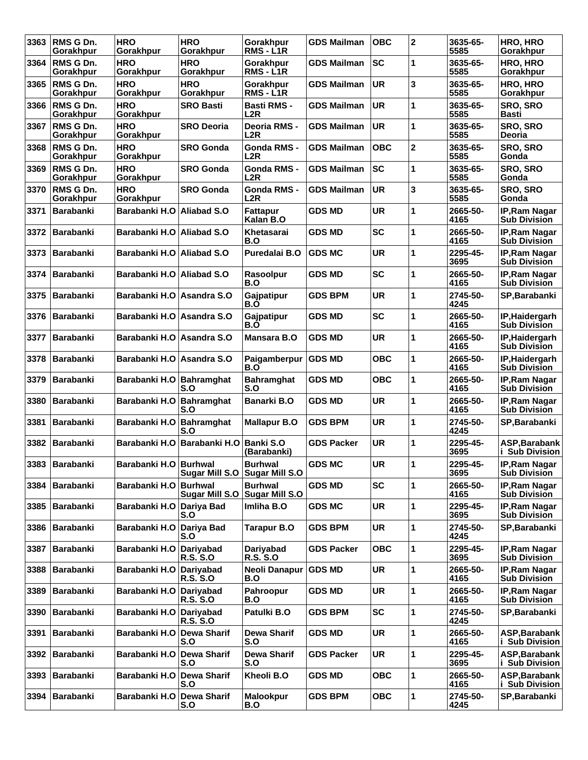| | | | | | | | | | |
|---|---|---|---|---|---|---|---|---|---|
| 3363 | RMS G Dn. Gorakhpur | HRO Gorakhpur | HRO Gorakhpur | Gorakhpur RMS - L1R | GDS Mailman | OBC | 2 | 3635-65-5585 | HRO, HRO Gorakhpur |
| 3364 | RMS G Dn. Gorakhpur | HRO Gorakhpur | HRO Gorakhpur | Gorakhpur RMS - L1R | GDS Mailman | SC | 1 | 3635-65-5585 | HRO, HRO Gorakhpur |
| 3365 | RMS G Dn. Gorakhpur | HRO Gorakhpur | HRO Gorakhpur | Gorakhpur RMS - L1R | GDS Mailman | UR | 3 | 3635-65-5585 | HRO, HRO Gorakhpur |
| 3366 | RMS G Dn. Gorakhpur | HRO Gorakhpur | SRO Basti | Basti RMS - L2R | GDS Mailman | UR | 1 | 3635-65-5585 | SRO, SRO Basti |
| 3367 | RMS G Dn. Gorakhpur | HRO Gorakhpur | SRO Deoria | Deoria RMS - L2R | GDS Mailman | UR | 1 | 3635-65-5585 | SRO, SRO Deoria |
| 3368 | RMS G Dn. Gorakhpur | HRO Gorakhpur | SRO Gonda | Gonda RMS - L2R | GDS Mailman | OBC | 2 | 3635-65-5585 | SRO, SRO Gonda |
| 3369 | RMS G Dn. Gorakhpur | HRO Gorakhpur | SRO Gonda | Gonda RMS - L2R | GDS Mailman | SC | 1 | 3635-65-5585 | SRO, SRO Gonda |
| 3370 | RMS G Dn. Gorakhpur | HRO Gorakhpur | SRO Gonda | Gonda RMS - L2R | GDS Mailman | UR | 3 | 3635-65-5585 | SRO, SRO Gonda |
| 3371 | Barabanki | Barabanki H.O | Aliabad S.O | Fattapur Kalan B.O | GDS MD | UR | 1 | 2665-50-4165 | IP,Ram Nagar Sub Division |
| 3372 | Barabanki | Barabanki H.O | Aliabad S.O | Khetasarai B.O | GDS MD | SC | 1 | 2665-50-4165 | IP,Ram Nagar Sub Division |
| 3373 | Barabanki | Barabanki H.O | Aliabad S.O | Puredalai B.O | GDS MC | UR | 1 | 2295-45-3695 | IP,Ram Nagar Sub Division |
| 3374 | Barabanki | Barabanki H.O | Aliabad S.O | Rasoolpur B.O | GDS MD | SC | 1 | 2665-50-4165 | IP,Ram Nagar Sub Division |
| 3375 | Barabanki | Barabanki H.O | Asandra S.O | Gajpatipur B.O | GDS BPM | UR | 1 | 2745-50-4245 | SP,Barabanki |
| 3376 | Barabanki | Barabanki H.O | Asandra S.O | Gajpatipur B.O | GDS MD | SC | 1 | 2665-50-4165 | IP,Haidergarh Sub Division |
| 3377 | Barabanki | Barabanki H.O | Asandra S.O | Mansara B.O | GDS MD | UR | 1 | 2665-50-4165 | IP,Haidergarh Sub Division |
| 3378 | Barabanki | Barabanki H.O | Asandra S.O | Paigamberpur B.O | GDS MD | OBC | 1 | 2665-50-4165 | IP,Haidergarh Sub Division |
| 3379 | Barabanki | Barabanki H.O | Bahramghat S.O | Bahramghat S.O | GDS MD | OBC | 1 | 2665-50-4165 | IP,Ram Nagar Sub Division |
| 3380 | Barabanki | Barabanki H.O | Bahramghat S.O | Banarki B.O | GDS MD | UR | 1 | 2665-50-4165 | IP,Ram Nagar Sub Division |
| 3381 | Barabanki | Barabanki H.O | Bahramghat S.O | Mallapur B.O | GDS BPM | UR | 1 | 2745-50-4245 | SP,Barabanki |
| 3382 | Barabanki | Barabanki H.O | Barabanki H.O | Banki S.O (Barabanki) | GDS Packer | UR | 1 | 2295-45-3695 | ASP,Barabanki Sub Division |
| 3383 | Barabanki | Barabanki H.O | Burhwal Sugar Mill S.O | Burhwal Sugar Mill S.O | GDS MC | UR | 1 | 2295-45-3695 | IP,Ram Nagar Sub Division |
| 3384 | Barabanki | Barabanki H.O | Burhwal Sugar Mill S.O | Burhwal Sugar Mill S.O | GDS MD | SC | 1 | 2665-50-4165 | IP,Ram Nagar Sub Division |
| 3385 | Barabanki | Barabanki H.O | Dariya Bad S.O | Imliha B.O | GDS MC | UR | 1 | 2295-45-3695 | IP,Ram Nagar Sub Division |
| 3386 | Barabanki | Barabanki H.O | Dariya Bad S.O | Tarapur B.O | GDS BPM | UR | 1 | 2745-50-4245 | SP,Barabanki |
| 3387 | Barabanki | Barabanki H.O | Dariyabad R.S. S.O | Dariyabad R.S. S.O | GDS Packer | OBC | 1 | 2295-45-3695 | IP,Ram Nagar Sub Division |
| 3388 | Barabanki | Barabanki H.O | Dariyabad R.S. S.O | Neoli Danapur B.O | GDS MD | UR | 1 | 2665-50-4165 | IP,Ram Nagar Sub Division |
| 3389 | Barabanki | Barabanki H.O | Dariyabad R.S. S.O | Pahroopur B.O | GDS MD | UR | 1 | 2665-50-4165 | IP,Ram Nagar Sub Division |
| 3390 | Barabanki | Barabanki H.O | Dariyabad R.S. S.O | Patulki B.O | GDS BPM | SC | 1 | 2745-50-4245 | SP,Barabanki |
| 3391 | Barabanki | Barabanki H.O | Dewa Sharif S.O | Dewa Sharif S.O | GDS MD | UR | 1 | 2665-50-4165 | ASP,Barabanki Sub Division |
| 3392 | Barabanki | Barabanki H.O | Dewa Sharif S.O | Dewa Sharif S.O | GDS Packer | UR | 1 | 2295-45-3695 | ASP,Barabanki Sub Division |
| 3393 | Barabanki | Barabanki H.O | Dewa Sharif S.O | Kheoli B.O | GDS MD | OBC | 1 | 2665-50-4165 | ASP,Barabanki Sub Division |
| 3394 | Barabanki | Barabanki H.O | Dewa Sharif S.O | Malookpur B.O | GDS BPM | OBC | 1 | 2745-50-4245 | SP,Barabanki |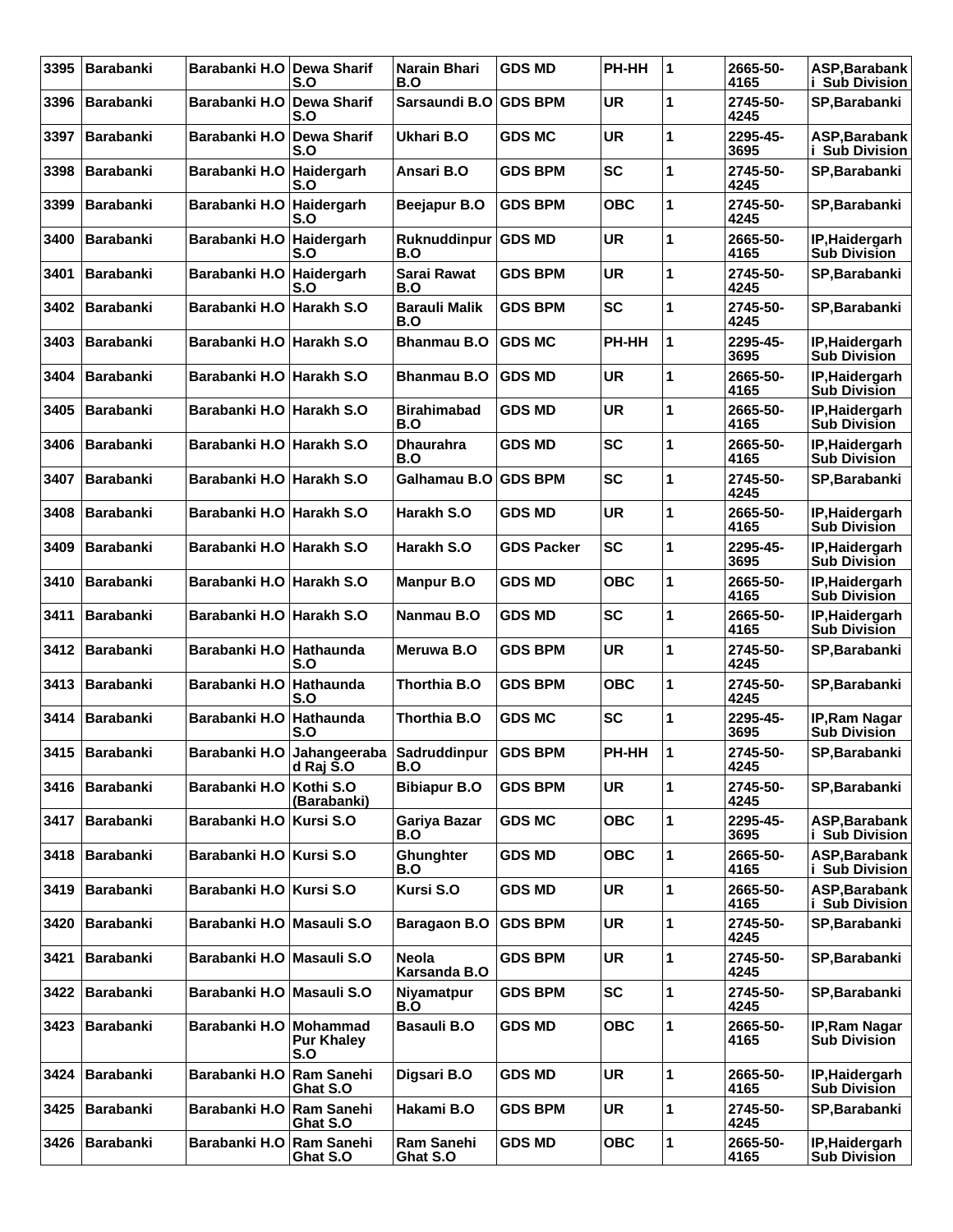| | | | | | | | | | | |
|---|---|---|---|---|---|---|---|---|---|---|
| 3395 | Barabanki | Barabanki H.O | Dewa Sharif S.O | Narain Bhari B.O | GDS MD | PH-HH | 1 | 2665-50-4165 | ASP,Barabanki Sub Division |
| 3396 | Barabanki | Barabanki H.O | Dewa Sharif S.O | Sarsaundi B.O | GDS BPM | UR | 1 | 2745-50-4245 | SP,Barabanki |
| 3397 | Barabanki | Barabanki H.O | Dewa Sharif S.O | Ukhari B.O | GDS MC | UR | 1 | 2295-45-3695 | ASP,Barabanki Sub Division |
| 3398 | Barabanki | Barabanki H.O | Haidergarh S.O | Ansari B.O | GDS BPM | SC | 1 | 2745-50-4245 | SP,Barabanki |
| 3399 | Barabanki | Barabanki H.O | Haidergarh S.O | Beejapur B.O | GDS BPM | OBC | 1 | 2745-50-4245 | SP,Barabanki |
| 3400 | Barabanki | Barabanki H.O | Haidergarh S.O | Ruknuddinpur B.O | GDS MD | UR | 1 | 2665-50-4165 | IP,Haidergarh Sub Division |
| 3401 | Barabanki | Barabanki H.O | Haidergarh S.O | Sarai Rawat B.O | GDS BPM | UR | 1 | 2745-50-4245 | SP,Barabanki |
| 3402 | Barabanki | Barabanki H.O | Harakh S.O | Barauli Malik B.O | GDS BPM | SC | 1 | 2745-50-4245 | SP,Barabanki |
| 3403 | Barabanki | Barabanki H.O | Harakh S.O | Bhanmau B.O | GDS MC | PH-HH | 1 | 2295-45-3695 | IP,Haidergarh Sub Division |
| 3404 | Barabanki | Barabanki H.O | Harakh S.O | Bhanmau B.O | GDS MD | UR | 1 | 2665-50-4165 | IP,Haidergarh Sub Division |
| 3405 | Barabanki | Barabanki H.O | Harakh S.O | Birahimabad B.O | GDS MD | UR | 1 | 2665-50-4165 | IP,Haidergarh Sub Division |
| 3406 | Barabanki | Barabanki H.O | Harakh S.O | Dhaurahra B.O | GDS MD | SC | 1 | 2665-50-4165 | IP,Haidergarh Sub Division |
| 3407 | Barabanki | Barabanki H.O | Harakh S.O | Galhamau B.O | GDS BPM | SC | 1 | 2745-50-4245 | SP,Barabanki |
| 3408 | Barabanki | Barabanki H.O | Harakh S.O | Harakh S.O | GDS MD | UR | 1 | 2665-50-4165 | IP,Haidergarh Sub Division |
| 3409 | Barabanki | Barabanki H.O | Harakh S.O | Harakh S.O | GDS Packer | SC | 1 | 2295-45-3695 | IP,Haidergarh Sub Division |
| 3410 | Barabanki | Barabanki H.O | Harakh S.O | Manpur B.O | GDS MD | OBC | 1 | 2665-50-4165 | IP,Haidergarh Sub Division |
| 3411 | Barabanki | Barabanki H.O | Harakh S.O | Nanmau B.O | GDS MD | SC | 1 | 2665-50-4165 | IP,Haidergarh Sub Division |
| 3412 | Barabanki | Barabanki H.O | Hathaunda S.O | Meruwa B.O | GDS BPM | UR | 1 | 2745-50-4245 | SP,Barabanki |
| 3413 | Barabanki | Barabanki H.O | Hathaunda S.O | Thorthia B.O | GDS BPM | OBC | 1 | 2745-50-4245 | SP,Barabanki |
| 3414 | Barabanki | Barabanki H.O | Hathaunda S.O | Thorthia B.O | GDS MC | SC | 1 | 2295-45-3695 | IP,Ram Nagar Sub Division |
| 3415 | Barabanki | Barabanki H.O | Jahangeerabad Raj S.O | Sadruddinpur B.O | GDS BPM | PH-HH | 1 | 2745-50-4245 | SP,Barabanki |
| 3416 | Barabanki | Barabanki H.O | Kothi S.O (Barabanki) | Bibiapur B.O | GDS BPM | UR | 1 | 2745-50-4245 | SP,Barabanki |
| 3417 | Barabanki | Barabanki H.O | Kursi S.O | Gariya Bazar B.O | GDS MC | OBC | 1 | 2295-45-3695 | ASP,Barabanki Sub Division |
| 3418 | Barabanki | Barabanki H.O | Kursi S.O | Ghunghter B.O | GDS MD | OBC | 1 | 2665-50-4165 | ASP,Barabanki Sub Division |
| 3419 | Barabanki | Barabanki H.O | Kursi S.O | Kursi S.O | GDS MD | UR | 1 | 2665-50-4165 | ASP,Barabanki Sub Division |
| 3420 | Barabanki | Barabanki H.O | Masauli S.O | Baragaon B.O | GDS BPM | UR | 1 | 2745-50-4245 | SP,Barabanki |
| 3421 | Barabanki | Barabanki H.O | Masauli S.O | Neola Karsanda B.O | GDS BPM | UR | 1 | 2745-50-4245 | SP,Barabanki |
| 3422 | Barabanki | Barabanki H.O | Masauli S.O | Niyamatpur B.O | GDS BPM | SC | 1 | 2745-50-4245 | SP,Barabanki |
| 3423 | Barabanki | Barabanki H.O | Mohammad Pur Khaley S.O | Basauli B.O | GDS MD | OBC | 1 | 2665-50-4165 | IP,Ram Nagar Sub Division |
| 3424 | Barabanki | Barabanki H.O | Ram Sanehi Ghat S.O | Digsari B.O | GDS MD | UR | 1 | 2665-50-4165 | IP,Haidergarh Sub Division |
| 3425 | Barabanki | Barabanki H.O | Ram Sanehi Ghat S.O | Hakami B.O | GDS BPM | UR | 1 | 2745-50-4245 | SP,Barabanki |
| 3426 | Barabanki | Barabanki H.O | Ram Sanehi Ghat S.O | Ram Sanehi Ghat S.O | GDS MD | OBC | 1 | 2665-50-4165 | IP,Haidergarh Sub Division |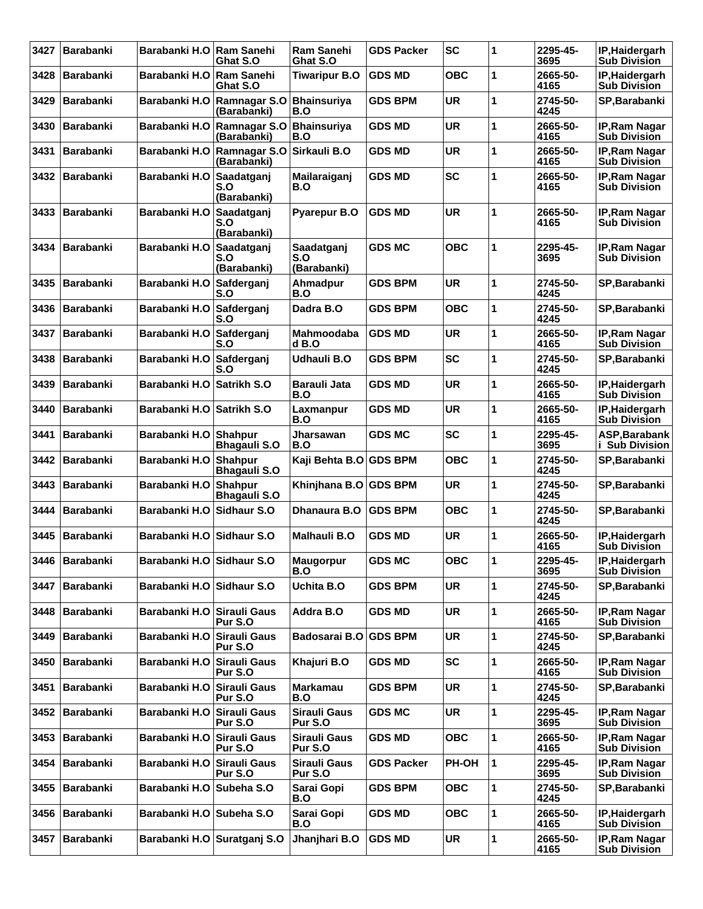| | | | | | | | | | |
|---|---|---|---|---|---|---|---|---|---|
| 3427 | Barabanki | Barabanki H.O | Ram Sanehi Ghat S.O | Ram Sanehi Ghat S.O | GDS Packer | SC | 1 | 2295-45-3695 | IP,Haidergarh Sub Division |
| 3428 | Barabanki | Barabanki H.O | Ram Sanehi Ghat S.O | Tiwaripur B.O | GDS MD | OBC | 1 | 2665-50-4165 | IP,Haidergarh Sub Division |
| 3429 | Barabanki | Barabanki H.O | Ramnagar S.O (Barabanki) | Bhainsuriya B.O | GDS BPM | UR | 1 | 2745-50-4245 | SP,Barabanki |
| 3430 | Barabanki | Barabanki H.O | Ramnagar S.O (Barabanki) | Bhainsuriya B.O | GDS MD | UR | 1 | 2665-50-4165 | IP,Ram Nagar Sub Division |
| 3431 | Barabanki | Barabanki H.O | Ramnagar S.O (Barabanki) | Sirkauli B.O | GDS MD | UR | 1 | 2665-50-4165 | IP,Ram Nagar Sub Division |
| 3432 | Barabanki | Barabanki H.O | Saadatganj S.O (Barabanki) | Mailaraiganj B.O | GDS MD | SC | 1 | 2665-50-4165 | IP,Ram Nagar Sub Division |
| 3433 | Barabanki | Barabanki H.O | Saadatganj S.O (Barabanki) | Pyarepur B.O | GDS MD | UR | 1 | 2665-50-4165 | IP,Ram Nagar Sub Division |
| 3434 | Barabanki | Barabanki H.O | Saadatganj S.O (Barabanki) | Saadatganj S.O (Barabanki) | GDS MC | OBC | 1 | 2295-45-3695 | IP,Ram Nagar Sub Division |
| 3435 | Barabanki | Barabanki H.O | Safderganj S.O | Ahmadpur B.O | GDS BPM | UR | 1 | 2745-50-4245 | SP,Barabanki |
| 3436 | Barabanki | Barabanki H.O | Safderganj S.O | Dadra B.O | GDS BPM | OBC | 1 | 2745-50-4245 | SP,Barabanki |
| 3437 | Barabanki | Barabanki H.O | Safderganj S.O | Mahmoodabad B.O | GDS MD | UR | 1 | 2665-50-4165 | IP,Ram Nagar Sub Division |
| 3438 | Barabanki | Barabanki H.O | Safderganj S.O | Udhauli B.O | GDS BPM | SC | 1 | 2745-50-4245 | SP,Barabanki |
| 3439 | Barabanki | Barabanki H.O | Satrikh S.O | Barauli Jata B.O | GDS MD | UR | 1 | 2665-50-4165 | IP,Haidergarh Sub Division |
| 3440 | Barabanki | Barabanki H.O | Satrikh S.O | Laxmanpur B.O | GDS MD | UR | 1 | 2665-50-4165 | IP,Haidergarh Sub Division |
| 3441 | Barabanki | Barabanki H.O | Shahpur Bhagauli S.O | Jharsawan B.O | GDS MC | SC | 1 | 2295-45-3695 | ASP,Barabanki Sub Division |
| 3442 | Barabanki | Barabanki H.O | Shahpur Bhagauli S.O | Kaji Behta B.O | GDS BPM | OBC | 1 | 2745-50-4245 | SP,Barabanki |
| 3443 | Barabanki | Barabanki H.O | Shahpur Bhagauli S.O | Khinjhana B.O | GDS BPM | UR | 1 | 2745-50-4245 | SP,Barabanki |
| 3444 | Barabanki | Barabanki H.O | Sidhaur S.O | Dhanaura B.O | GDS BPM | OBC | 1 | 2745-50-4245 | SP,Barabanki |
| 3445 | Barabanki | Barabanki H.O | Sidhaur S.O | Malhauli B.O | GDS MD | UR | 1 | 2665-50-4165 | IP,Haidergarh Sub Division |
| 3446 | Barabanki | Barabanki H.O | Sidhaur S.O | Maugorpur B.O | GDS MC | OBC | 1 | 2295-45-3695 | IP,Haidergarh Sub Division |
| 3447 | Barabanki | Barabanki H.O | Sidhaur S.O | Uchita B.O | GDS BPM | UR | 1 | 2745-50-4245 | SP,Barabanki |
| 3448 | Barabanki | Barabanki H.O | Sirauli Gaus Pur S.O | Addra B.O | GDS MD | UR | 1 | 2665-50-4165 | IP,Ram Nagar Sub Division |
| 3449 | Barabanki | Barabanki H.O | Sirauli Gaus Pur S.O | Badosarai B.O | GDS BPM | UR | 1 | 2745-50-4245 | SP,Barabanki |
| 3450 | Barabanki | Barabanki H.O | Sirauli Gaus Pur S.O | Khajuri B.O | GDS MD | SC | 1 | 2665-50-4165 | IP,Ram Nagar Sub Division |
| 3451 | Barabanki | Barabanki H.O | Sirauli Gaus Pur S.O | Markamau B.O | GDS BPM | UR | 1 | 2745-50-4245 | SP,Barabanki |
| 3452 | Barabanki | Barabanki H.O | Sirauli Gaus Pur S.O | Sirauli Gaus Pur S.O | GDS MC | UR | 1 | 2295-45-3695 | IP,Ram Nagar Sub Division |
| 3453 | Barabanki | Barabanki H.O | Sirauli Gaus Pur S.O | Sirauli Gaus Pur S.O | GDS MD | OBC | 1 | 2665-50-4165 | IP,Ram Nagar Sub Division |
| 3454 | Barabanki | Barabanki H.O | Sirauli Gaus Pur S.O | Sirauli Gaus Pur S.O | GDS Packer | PH-OH | 1 | 2295-45-3695 | IP,Ram Nagar Sub Division |
| 3455 | Barabanki | Barabanki H.O | Subeha S.O | Sarai Gopi B.O | GDS BPM | OBC | 1 | 2745-50-4245 | SP,Barabanki |
| 3456 | Barabanki | Barabanki H.O | Subeha S.O | Sarai Gopi B.O | GDS MD | OBC | 1 | 2665-50-4165 | IP,Haidergarh Sub Division |
| 3457 | Barabanki | Barabanki H.O | Suratganj S.O | Jhanjhari B.O | GDS MD | UR | 1 | 2665-50-4165 | IP,Ram Nagar Sub Division |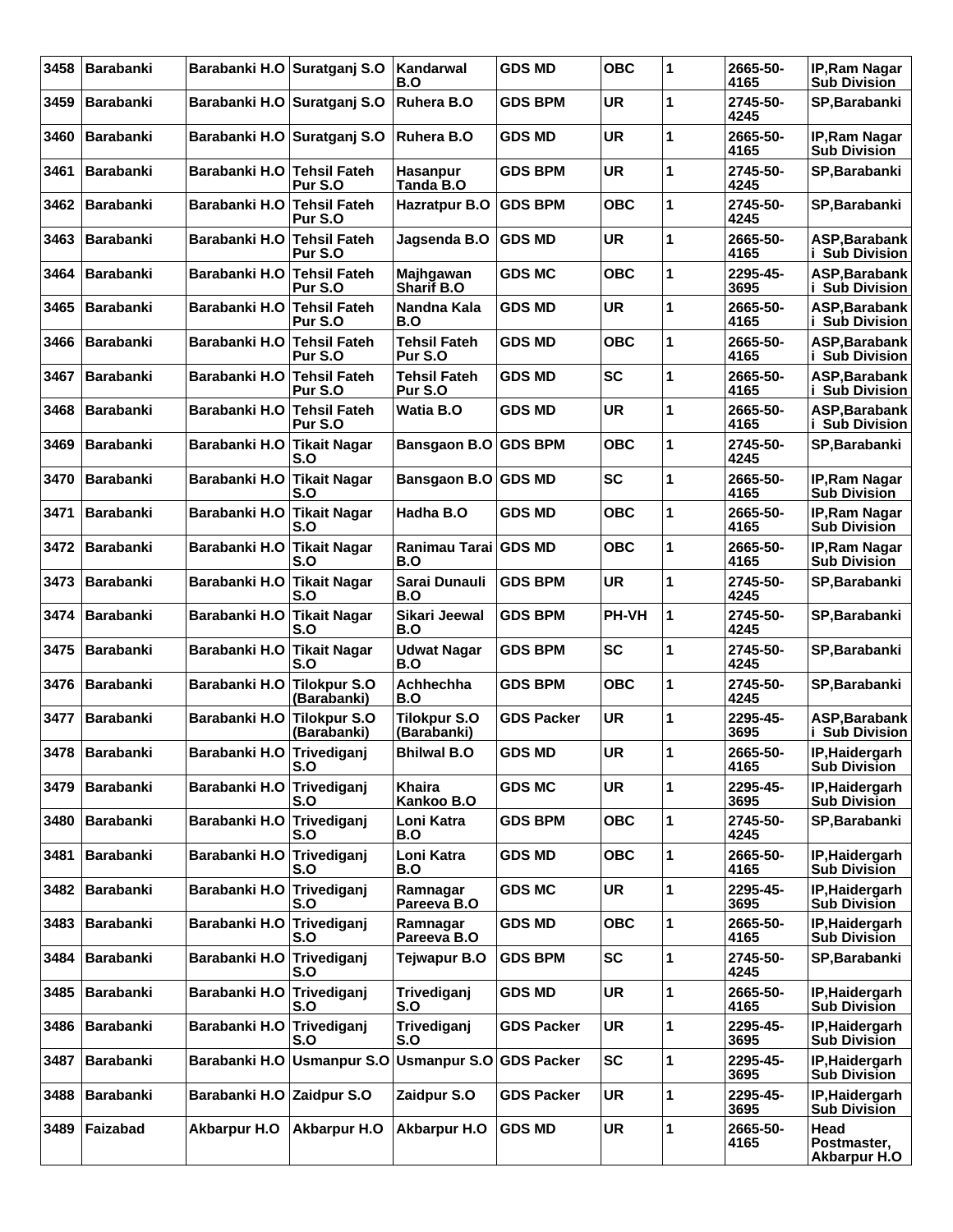| | | | | | | | | | |
|---|---|---|---|---|---|---|---|---|---|
| 3458 | Barabanki | Barabanki H.O | Suratganj S.O | Kandarwal B.O | GDS MD | OBC | 1 | 2665-50-4165 | IP,Ram Nagar Sub Division |
| 3459 | Barabanki | Barabanki H.O | Suratganj S.O | Ruhera B.O | GDS BPM | UR | 1 | 2745-50-4245 | SP,Barabanki |
| 3460 | Barabanki | Barabanki H.O | Suratganj S.O | Ruhera B.O | GDS MD | UR | 1 | 2665-50-4165 | IP,Ram Nagar Sub Division |
| 3461 | Barabanki | Barabanki H.O | Tehsil Fateh Pur S.O | Hasanpur Tanda B.O | GDS BPM | UR | 1 | 2745-50-4245 | SP,Barabanki |
| 3462 | Barabanki | Barabanki H.O | Tehsil Fateh Pur S.O | Hazratpur B.O | GDS BPM | OBC | 1 | 2745-50-4245 | SP,Barabanki |
| 3463 | Barabanki | Barabanki H.O | Tehsil Fateh Pur S.O | Jagsenda B.O | GDS MD | UR | 1 | 2665-50-4165 | ASP,Barabanki Sub Division |
| 3464 | Barabanki | Barabanki H.O | Tehsil Fateh Pur S.O | Majhgawan Sharif B.O | GDS MC | OBC | 1 | 2295-45-3695 | ASP,Barabanki Sub Division |
| 3465 | Barabanki | Barabanki H.O | Tehsil Fateh Pur S.O | Nandna Kala B.O | GDS MD | UR | 1 | 2665-50-4165 | ASP,Barabanki Sub Division |
| 3466 | Barabanki | Barabanki H.O | Tehsil Fateh Pur S.O | Tehsil Fateh Pur S.O | GDS MD | OBC | 1 | 2665-50-4165 | ASP,Barabanki Sub Division |
| 3467 | Barabanki | Barabanki H.O | Tehsil Fateh Pur S.O | Tehsil Fateh Pur S.O | GDS MD | SC | 1 | 2665-50-4165 | ASP,Barabanki Sub Division |
| 3468 | Barabanki | Barabanki H.O | Tehsil Fateh Pur S.O | Watia B.O | GDS MD | UR | 1 | 2665-50-4165 | ASP,Barabanki Sub Division |
| 3469 | Barabanki | Barabanki H.O | Tikait Nagar S.O | Bansgaon B.O | GDS BPM | OBC | 1 | 2745-50-4245 | SP,Barabanki |
| 3470 | Barabanki | Barabanki H.O | Tikait Nagar S.O | Bansgaon B.O | GDS MD | SC | 1 | 2665-50-4165 | IP,Ram Nagar Sub Division |
| 3471 | Barabanki | Barabanki H.O | Tikait Nagar S.O | Hadha B.O | GDS MD | OBC | 1 | 2665-50-4165 | IP,Ram Nagar Sub Division |
| 3472 | Barabanki | Barabanki H.O | Tikait Nagar S.O | Ranimau Tarai B.O | GDS MD | OBC | 1 | 2665-50-4165 | IP,Ram Nagar Sub Division |
| 3473 | Barabanki | Barabanki H.O | Tikait Nagar S.O | Sarai Dunauli B.O | GDS BPM | UR | 1 | 2745-50-4245 | SP,Barabanki |
| 3474 | Barabanki | Barabanki H.O | Tikait Nagar S.O | Sikari Jeewal B.O | GDS BPM | PH-VH | 1 | 2745-50-4245 | SP,Barabanki |
| 3475 | Barabanki | Barabanki H.O | Tikait Nagar S.O | Udwat Nagar B.O | GDS BPM | SC | 1 | 2745-50-4245 | SP,Barabanki |
| 3476 | Barabanki | Barabanki H.O | Tilokpur S.O (Barabanki) | Achhechha B.O | GDS BPM | OBC | 1 | 2745-50-4245 | SP,Barabanki |
| 3477 | Barabanki | Barabanki H.O | Tilokpur S.O (Barabanki) | Tilokpur S.O (Barabanki) | GDS Packer | UR | 1 | 2295-45-3695 | ASP,Barabanki Sub Division |
| 3478 | Barabanki | Barabanki H.O | Trivediganj S.O | Bhilwal B.O | GDS MD | UR | 1 | 2665-50-4165 | IP,Haidergarh Sub Division |
| 3479 | Barabanki | Barabanki H.O | Trivediganj S.O | Khaira Kankoo B.O | GDS MC | UR | 1 | 2295-45-3695 | IP,Haidergarh Sub Division |
| 3480 | Barabanki | Barabanki H.O | Trivediganj S.O | Loni Katra B.O | GDS BPM | OBC | 1 | 2745-50-4245 | SP,Barabanki |
| 3481 | Barabanki | Barabanki H.O | Trivediganj S.O | Loni Katra B.O | GDS MD | OBC | 1 | 2665-50-4165 | IP,Haidergarh Sub Division |
| 3482 | Barabanki | Barabanki H.O | Trivediganj S.O | Ramnagar Pareeva B.O | GDS MC | UR | 1 | 2295-45-3695 | IP,Haidergarh Sub Division |
| 3483 | Barabanki | Barabanki H.O | Trivediganj S.O | Ramnagar Pareeva B.O | GDS MD | OBC | 1 | 2665-50-4165 | IP,Haidergarh Sub Division |
| 3484 | Barabanki | Barabanki H.O | Trivediganj S.O | Tejwapur B.O | GDS BPM | SC | 1 | 2745-50-4245 | SP,Barabanki |
| 3485 | Barabanki | Barabanki H.O | Trivediganj S.O | Trivediganj S.O | GDS MD | UR | 1 | 2665-50-4165 | IP,Haidergarh Sub Division |
| 3486 | Barabanki | Barabanki H.O | Trivediganj S.O | Trivediganj S.O | GDS Packer | UR | 1 | 2295-45-3695 | IP,Haidergarh Sub Division |
| 3487 | Barabanki | Barabanki H.O | Usmanpur S.O | Usmanpur S.O | GDS Packer | SC | 1 | 2295-45-3695 | IP,Haidergarh Sub Division |
| 3488 | Barabanki | Barabanki H.O | Zaidpur S.O | Zaidpur S.O | GDS Packer | UR | 1 | 2295-45-3695 | IP,Haidergarh Sub Division |
| 3489 | Faizabad | Akbarpur H.O | Akbarpur H.O | Akbarpur H.O | GDS MD | UR | 1 | 2665-50-4165 | Head Postmaster, Akbarpur H.O |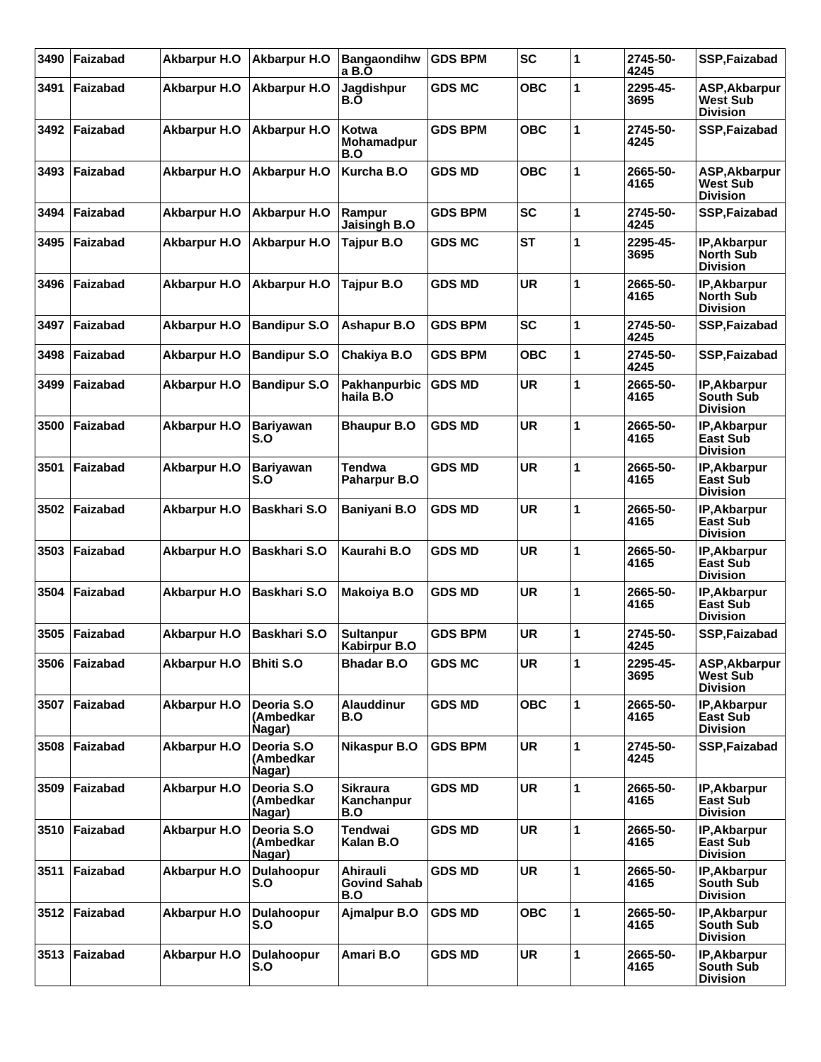| | | | | | | | | | |
|---|---|---|---|---|---|---|---|---|---|
| 3490 | Faizabad | Akbarpur H.O | Akbarpur H.O | Bangaondihwa B.O | GDS BPM | SC | 1 | 2745-50-4245 | SSP,Faizabad |
| 3491 | Faizabad | Akbarpur H.O | Akbarpur H.O | Jagdishpur B.O | GDS MC | OBC | 1 | 2295-45-3695 | ASP,Akbarpur West Sub Division |
| 3492 | Faizabad | Akbarpur H.O | Akbarpur H.O | Kotwa Mohamadpur B.O | GDS BPM | OBC | 1 | 2745-50-4245 | SSP,Faizabad |
| 3493 | Faizabad | Akbarpur H.O | Akbarpur H.O | Kurcha B.O | GDS MD | OBC | 1 | 2665-50-4165 | ASP,Akbarpur West Sub Division |
| 3494 | Faizabad | Akbarpur H.O | Akbarpur H.O | Rampur Jaisingh B.O | GDS BPM | SC | 1 | 2745-50-4245 | SSP,Faizabad |
| 3495 | Faizabad | Akbarpur H.O | Akbarpur H.O | Tajpur B.O | GDS MC | ST | 1 | 2295-45-3695 | IP,Akbarpur North Sub Division |
| 3496 | Faizabad | Akbarpur H.O | Akbarpur H.O | Tajpur B.O | GDS MD | UR | 1 | 2665-50-4165 | IP,Akbarpur North Sub Division |
| 3497 | Faizabad | Akbarpur H.O | Bandipur S.O | Ashapur B.O | GDS BPM | SC | 1 | 2745-50-4245 | SSP,Faizabad |
| 3498 | Faizabad | Akbarpur H.O | Bandipur S.O | Chakiya B.O | GDS BPM | OBC | 1 | 2745-50-4245 | SSP,Faizabad |
| 3499 | Faizabad | Akbarpur H.O | Bandipur S.O | Pakhanpurbichaila B.O | GDS MD | UR | 1 | 2665-50-4165 | IP,Akbarpur South Sub Division |
| 3500 | Faizabad | Akbarpur H.O | Bariyawan S.O | Bhaupur B.O | GDS MD | UR | 1 | 2665-50-4165 | IP,Akbarpur East Sub Division |
| 3501 | Faizabad | Akbarpur H.O | Bariyawan S.O | Tendwa Paharpur B.O | GDS MD | UR | 1 | 2665-50-4165 | IP,Akbarpur East Sub Division |
| 3502 | Faizabad | Akbarpur H.O | Baskhari S.O | Baniyani B.O | GDS MD | UR | 1 | 2665-50-4165 | IP,Akbarpur East Sub Division |
| 3503 | Faizabad | Akbarpur H.O | Baskhari S.O | Kaurahi B.O | GDS MD | UR | 1 | 2665-50-4165 | IP,Akbarpur East Sub Division |
| 3504 | Faizabad | Akbarpur H.O | Baskhari S.O | Makoiya B.O | GDS MD | UR | 1 | 2665-50-4165 | IP,Akbarpur East Sub Division |
| 3505 | Faizabad | Akbarpur H.O | Baskhari S.O | Sultanpur Kabirpur B.O | GDS BPM | UR | 1 | 2745-50-4245 | SSP,Faizabad |
| 3506 | Faizabad | Akbarpur H.O | Bhiti S.O | Bhadar B.O | GDS MC | UR | 1 | 2295-45-3695 | ASP,Akbarpur West Sub Division |
| 3507 | Faizabad | Akbarpur H.O | Deoria S.O (Ambedkar Nagar) | Alauddinur B.O | GDS MD | OBC | 1 | 2665-50-4165 | IP,Akbarpur East Sub Division |
| 3508 | Faizabad | Akbarpur H.O | Deoria S.O (Ambedkar Nagar) | Nikaspur B.O | GDS BPM | UR | 1 | 2745-50-4245 | SSP,Faizabad |
| 3509 | Faizabad | Akbarpur H.O | Deoria S.O (Ambedkar Nagar) | Sikraura Kanchanpur B.O | GDS MD | UR | 1 | 2665-50-4165 | IP,Akbarpur East Sub Division |
| 3510 | Faizabad | Akbarpur H.O | Deoria S.O (Ambedkar Nagar) | Tendwai Kalan B.O | GDS MD | UR | 1 | 2665-50-4165 | IP,Akbarpur East Sub Division |
| 3511 | Faizabad | Akbarpur H.O | Dulahoopur S.O | Ahirauli Govind Sahab B.O | GDS MD | UR | 1 | 2665-50-4165 | IP,Akbarpur South Sub Division |
| 3512 | Faizabad | Akbarpur H.O | Dulahoopur S.O | Ajmalpur B.O | GDS MD | OBC | 1 | 2665-50-4165 | IP,Akbarpur South Sub Division |
| 3513 | Faizabad | Akbarpur H.O | Dulahoopur S.O | Amari B.O | GDS MD | UR | 1 | 2665-50-4165 | IP,Akbarpur South Sub Division |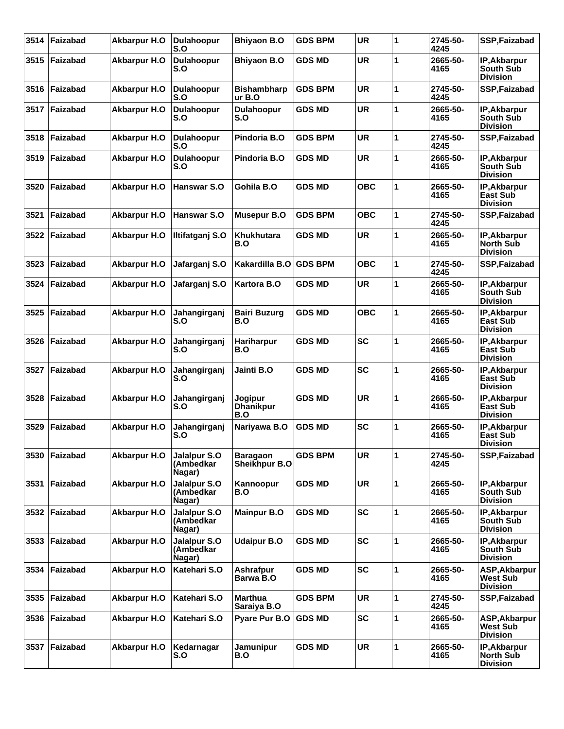| | | | | | | | | | |
|---|---|---|---|---|---|---|---|---|---|
| 3514 | Faizabad | Akbarpur H.O | Dulahoopur S.O | Bhiyaon B.O | GDS BPM | UR | 1 | 2745-50-4245 | SSP,Faizabad |
| 3515 | Faizabad | Akbarpur H.O | Dulahoopur S.O | Bhiyaon B.O | GDS MD | UR | 1 | 2665-50-4165 | IP,Akbarpur South Sub Division |
| 3516 | Faizabad | Akbarpur H.O | Dulahoopur S.O | Bishambharpur B.O | GDS BPM | UR | 1 | 2745-50-4245 | SSP,Faizabad |
| 3517 | Faizabad | Akbarpur H.O | Dulahoopur S.O | Dulahoopur S.O | GDS MD | UR | 1 | 2665-50-4165 | IP,Akbarpur South Sub Division |
| 3518 | Faizabad | Akbarpur H.O | Dulahoopur S.O | Pindoria B.O | GDS BPM | UR | 1 | 2745-50-4245 | SSP,Faizabad |
| 3519 | Faizabad | Akbarpur H.O | Dulahoopur S.O | Pindoria B.O | GDS MD | UR | 1 | 2665-50-4165 | IP,Akbarpur South Sub Division |
| 3520 | Faizabad | Akbarpur H.O | Hanswar S.O | Gohila B.O | GDS MD | OBC | 1 | 2665-50-4165 | IP,Akbarpur East Sub Division |
| 3521 | Faizabad | Akbarpur H.O | Hanswar S.O | Musepur B.O | GDS BPM | OBC | 1 | 2745-50-4245 | SSP,Faizabad |
| 3522 | Faizabad | Akbarpur H.O | Iltifatganj S.O | Khukhutara B.O | GDS MD | UR | 1 | 2665-50-4165 | IP,Akbarpur North Sub Division |
| 3523 | Faizabad | Akbarpur H.O | Jafarganj S.O | Kakardilla B.O | GDS BPM | OBC | 1 | 2745-50-4245 | SSP,Faizabad |
| 3524 | Faizabad | Akbarpur H.O | Jafarganj S.O | Kartora B.O | GDS MD | UR | 1 | 2665-50-4165 | IP,Akbarpur South Sub Division |
| 3525 | Faizabad | Akbarpur H.O | Jahangirganj S.O | Bairi Buzurg B.O | GDS MD | OBC | 1 | 2665-50-4165 | IP,Akbarpur East Sub Division |
| 3526 | Faizabad | Akbarpur H.O | Jahangirganj S.O | Hariharpur B.O | GDS MD | SC | 1 | 2665-50-4165 | IP,Akbarpur East Sub Division |
| 3527 | Faizabad | Akbarpur H.O | Jahangirganj S.O | Jainti B.O | GDS MD | SC | 1 | 2665-50-4165 | IP,Akbarpur East Sub Division |
| 3528 | Faizabad | Akbarpur H.O | Jahangirganj S.O | Jogipur Dhanikpur B.O | GDS MD | UR | 1 | 2665-50-4165 | IP,Akbarpur East Sub Division |
| 3529 | Faizabad | Akbarpur H.O | Jahangirganj S.O | Nariyawa B.O | GDS MD | SC | 1 | 2665-50-4165 | IP,Akbarpur East Sub Division |
| 3530 | Faizabad | Akbarpur H.O | Jalalpur S.O (Ambedkar Nagar) | Baragaon Sheikhpur B.O | GDS BPM | UR | 1 | 2745-50-4245 | SSP,Faizabad |
| 3531 | Faizabad | Akbarpur H.O | Jalalpur S.O (Ambedkar Nagar) | Kannoopur B.O | GDS MD | UR | 1 | 2665-50-4165 | IP,Akbarpur South Sub Division |
| 3532 | Faizabad | Akbarpur H.O | Jalalpur S.O (Ambedkar Nagar) | Mainpur B.O | GDS MD | SC | 1 | 2665-50-4165 | IP,Akbarpur South Sub Division |
| 3533 | Faizabad | Akbarpur H.O | Jalalpur S.O (Ambedkar Nagar) | Udaipur B.O | GDS MD | SC | 1 | 2665-50-4165 | IP,Akbarpur South Sub Division |
| 3534 | Faizabad | Akbarpur H.O | Katehari S.O | Ashrafpur Barwa B.O | GDS MD | SC | 1 | 2665-50-4165 | ASP,Akbarpur West Sub Division |
| 3535 | Faizabad | Akbarpur H.O | Katehari S.O | Marthua Saraiya B.O | GDS BPM | UR | 1 | 2745-50-4245 | SSP,Faizabad |
| 3536 | Faizabad | Akbarpur H.O | Katehari S.O | Pyare Pur B.O | GDS MD | SC | 1 | 2665-50-4165 | ASP,Akbarpur West Sub Division |
| 3537 | Faizabad | Akbarpur H.O | Kedarnagar S.O | Jamunipur B.O | GDS MD | UR | 1 | 2665-50-4165 | IP,Akbarpur North Sub Division |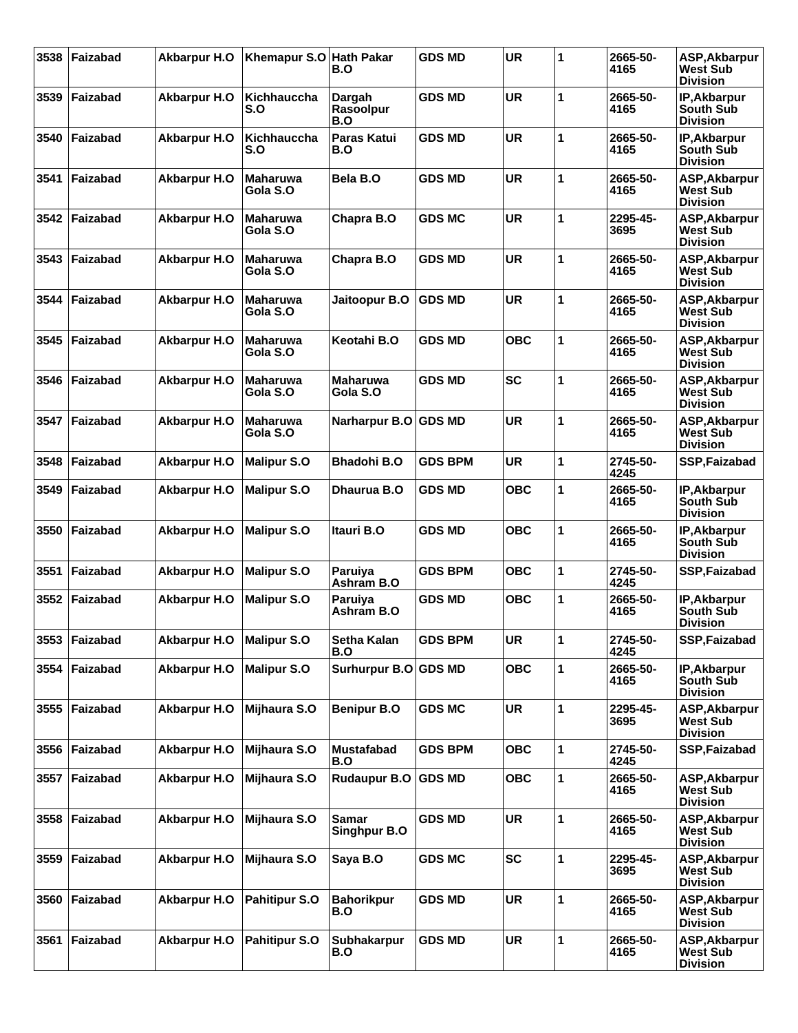| | | | | | | | | | |
|---|---|---|---|---|---|---|---|---|---|
| 3538 | Faizabad | Akbarpur H.O | Khemapur S.O | Hath Pakar B.O | GDS MD | UR | 1 | 2665-50-4165 | ASP,Akbarpur West Sub Division |
| 3539 | Faizabad | Akbarpur H.O | Kichhauccha S.O | Dargah Rasoolpur B.O | GDS MD | UR | 1 | 2665-50-4165 | IP,Akbarpur South Sub Division |
| 3540 | Faizabad | Akbarpur H.O | Kichhauccha S.O | Paras Katui B.O | GDS MD | UR | 1 | 2665-50-4165 | IP,Akbarpur South Sub Division |
| 3541 | Faizabad | Akbarpur H.O | Maharuwa Gola S.O | Bela B.O | GDS MD | UR | 1 | 2665-50-4165 | ASP,Akbarpur West Sub Division |
| 3542 | Faizabad | Akbarpur H.O | Maharuwa Gola S.O | Chapra B.O | GDS MC | UR | 1 | 2295-45-3695 | ASP,Akbarpur West Sub Division |
| 3543 | Faizabad | Akbarpur H.O | Maharuwa Gola S.O | Chapra B.O | GDS MD | UR | 1 | 2665-50-4165 | ASP,Akbarpur West Sub Division |
| 3544 | Faizabad | Akbarpur H.O | Maharuwa Gola S.O | Jaitoopur B.O | GDS MD | UR | 1 | 2665-50-4165 | ASP,Akbarpur West Sub Division |
| 3545 | Faizabad | Akbarpur H.O | Maharuwa Gola S.O | Keotahi B.O | GDS MD | OBC | 1 | 2665-50-4165 | ASP,Akbarpur West Sub Division |
| 3546 | Faizabad | Akbarpur H.O | Maharuwa Gola S.O | Maharuwa Gola S.O | GDS MD | SC | 1 | 2665-50-4165 | ASP,Akbarpur West Sub Division |
| 3547 | Faizabad | Akbarpur H.O | Maharuwa Gola S.O | Narharpur B.O | GDS MD | UR | 1 | 2665-50-4165 | ASP,Akbarpur West Sub Division |
| 3548 | Faizabad | Akbarpur H.O | Malipur S.O | Bhadohi B.O | GDS BPM | UR | 1 | 2745-50-4245 | SSP,Faizabad |
| 3549 | Faizabad | Akbarpur H.O | Malipur S.O | Dhaurua B.O | GDS MD | OBC | 1 | 2665-50-4165 | IP,Akbarpur South Sub Division |
| 3550 | Faizabad | Akbarpur H.O | Malipur S.O | Itauri B.O | GDS MD | OBC | 1 | 2665-50-4165 | IP,Akbarpur South Sub Division |
| 3551 | Faizabad | Akbarpur H.O | Malipur S.O | Paruiya Ashram B.O | GDS BPM | OBC | 1 | 2745-50-4245 | SSP,Faizabad |
| 3552 | Faizabad | Akbarpur H.O | Malipur S.O | Paruiya Ashram B.O | GDS MD | OBC | 1 | 2665-50-4165 | IP,Akbarpur South Sub Division |
| 3553 | Faizabad | Akbarpur H.O | Malipur S.O | Setha Kalan B.O | GDS BPM | UR | 1 | 2745-50-4245 | SSP,Faizabad |
| 3554 | Faizabad | Akbarpur H.O | Malipur S.O | Surhurpur B.O | GDS MD | OBC | 1 | 2665-50-4165 | IP,Akbarpur South Sub Division |
| 3555 | Faizabad | Akbarpur H.O | Mijhaura S.O | Benipur B.O | GDS MC | UR | 1 | 2295-45-3695 | ASP,Akbarpur West Sub Division |
| 3556 | Faizabad | Akbarpur H.O | Mijhaura S.O | Mustafabad B.O | GDS BPM | OBC | 1 | 2745-50-4245 | SSP,Faizabad |
| 3557 | Faizabad | Akbarpur H.O | Mijhaura S.O | Rudaupur B.O | GDS MD | OBC | 1 | 2665-50-4165 | ASP,Akbarpur West Sub Division |
| 3558 | Faizabad | Akbarpur H.O | Mijhaura S.O | Samar Singhpur B.O | GDS MD | UR | 1 | 2665-50-4165 | ASP,Akbarpur West Sub Division |
| 3559 | Faizabad | Akbarpur H.O | Mijhaura S.O | Saya B.O | GDS MC | SC | 1 | 2295-45-3695 | ASP,Akbarpur West Sub Division |
| 3560 | Faizabad | Akbarpur H.O | Pahitipur S.O | Bahorikpur B.O | GDS MD | UR | 1 | 2665-50-4165 | ASP,Akbarpur West Sub Division |
| 3561 | Faizabad | Akbarpur H.O | Pahitipur S.O | Subhakarpur B.O | GDS MD | UR | 1 | 2665-50-4165 | ASP,Akbarpur West Sub Division |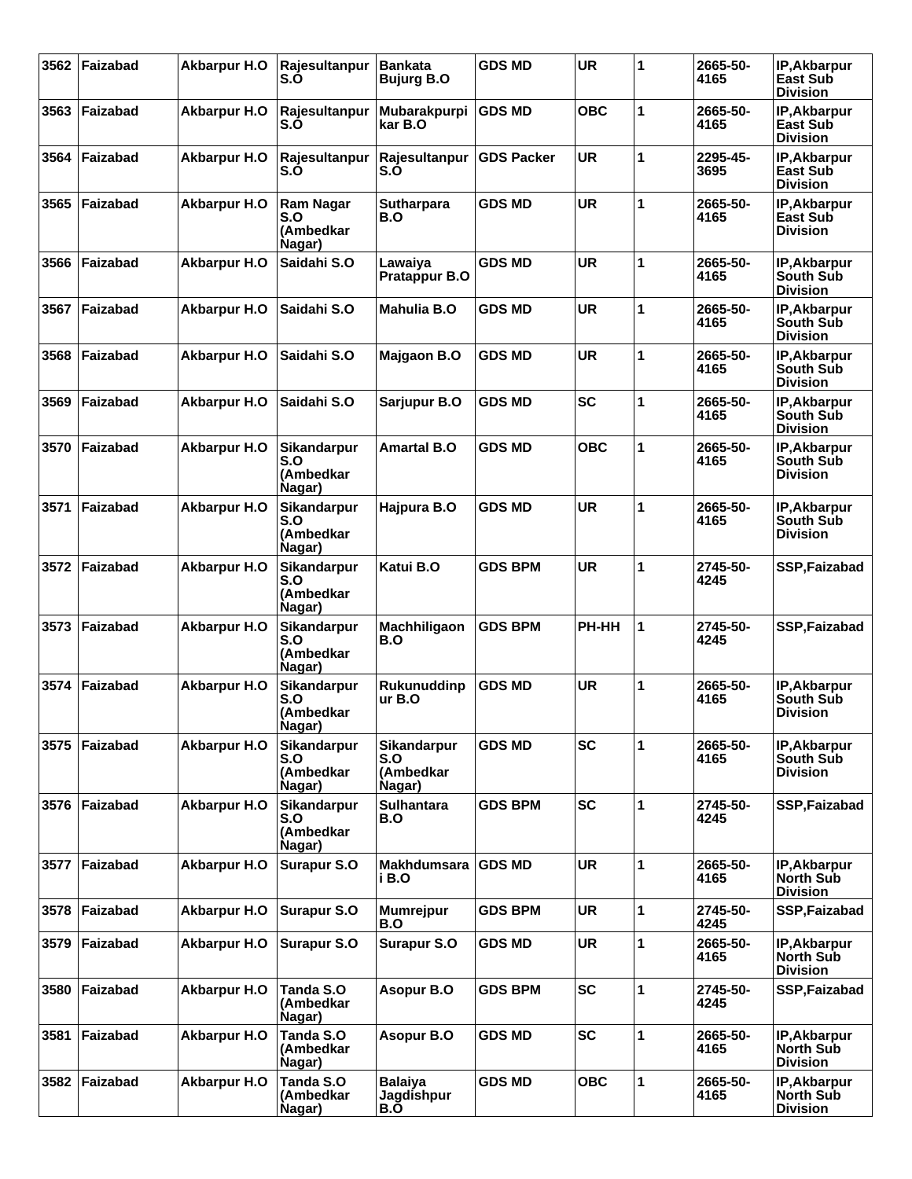| | | | | | | | | | |
|---|---|---|---|---|---|---|---|---|---|
| 3562 | Faizabad | Akbarpur H.O | Rajesultanpur S.O | Bankata Bujurg B.O | GDS MD | UR | 1 | 2665-50-4165 | IP,Akbarpur East Sub Division |
| 3563 | Faizabad | Akbarpur H.O | Rajesultanpur S.O | Mubarakpurpikar B.O | GDS MD | OBC | 1 | 2665-50-4165 | IP,Akbarpur East Sub Division |
| 3564 | Faizabad | Akbarpur H.O | Rajesultanpur S.O | Rajesultanpur S.O | GDS Packer | UR | 1 | 2295-45-3695 | IP,Akbarpur East Sub Division |
| 3565 | Faizabad | Akbarpur H.O | Ram Nagar S.O (Ambedkar Nagar) | Sutharpara B.O | GDS MD | UR | 1 | 2665-50-4165 | IP,Akbarpur East Sub Division |
| 3566 | Faizabad | Akbarpur H.O | Saidahi S.O | Lawaiya Pratappur B.O | GDS MD | UR | 1 | 2665-50-4165 | IP,Akbarpur South Sub Division |
| 3567 | Faizabad | Akbarpur H.O | Saidahi S.O | Mahulia B.O | GDS MD | UR | 1 | 2665-50-4165 | IP,Akbarpur South Sub Division |
| 3568 | Faizabad | Akbarpur H.O | Saidahi S.O | Majgaon B.O | GDS MD | UR | 1 | 2665-50-4165 | IP,Akbarpur South Sub Division |
| 3569 | Faizabad | Akbarpur H.O | Saidahi S.O | Sarjupur B.O | GDS MD | SC | 1 | 2665-50-4165 | IP,Akbarpur South Sub Division |
| 3570 | Faizabad | Akbarpur H.O | Sikandarpur S.O (Ambedkar Nagar) | Amartal B.O | GDS MD | OBC | 1 | 2665-50-4165 | IP,Akbarpur South Sub Division |
| 3571 | Faizabad | Akbarpur H.O | Sikandarpur S.O (Ambedkar Nagar) | Hajpura B.O | GDS MD | UR | 1 | 2665-50-4165 | IP,Akbarpur South Sub Division |
| 3572 | Faizabad | Akbarpur H.O | Sikandarpur S.O (Ambedkar Nagar) | Katui B.O | GDS BPM | UR | 1 | 2745-50-4245 | SSP,Faizabad |
| 3573 | Faizabad | Akbarpur H.O | Sikandarpur S.O (Ambedkar Nagar) | Machhiligaon B.O | GDS BPM | PH-HH | 1 | 2745-50-4245 | SSP,Faizabad |
| 3574 | Faizabad | Akbarpur H.O | Sikandarpur S.O (Ambedkar Nagar) | Rukunuddinpur B.O | GDS MD | UR | 1 | 2665-50-4165 | IP,Akbarpur South Sub Division |
| 3575 | Faizabad | Akbarpur H.O | Sikandarpur S.O (Ambedkar Nagar) | Sikandarpur S.O (Ambedkar Nagar) | GDS MD | SC | 1 | 2665-50-4165 | IP,Akbarpur South Sub Division |
| 3576 | Faizabad | Akbarpur H.O | Sikandarpur S.O (Ambedkar Nagar) | Sulhantara B.O | GDS BPM | SC | 1 | 2745-50-4245 | SSP,Faizabad |
| 3577 | Faizabad | Akbarpur H.O | Surapur S.O | Makhdumsarai B.O | GDS MD | UR | 1 | 2665-50-4165 | IP,Akbarpur North Sub Division |
| 3578 | Faizabad | Akbarpur H.O | Surapur S.O | Mumrejpur B.O | GDS BPM | UR | 1 | 2745-50-4245 | SSP,Faizabad |
| 3579 | Faizabad | Akbarpur H.O | Surapur S.O | Surapur S.O | GDS MD | UR | 1 | 2665-50-4165 | IP,Akbarpur North Sub Division |
| 3580 | Faizabad | Akbarpur H.O | Tanda S.O (Ambedkar Nagar) | Asopur B.O | GDS BPM | SC | 1 | 2745-50-4245 | SSP,Faizabad |
| 3581 | Faizabad | Akbarpur H.O | Tanda S.O (Ambedkar Nagar) | Asopur B.O | GDS MD | SC | 1 | 2665-50-4165 | IP,Akbarpur North Sub Division |
| 3582 | Faizabad | Akbarpur H.O | Tanda S.O (Ambedkar Nagar) | Balaiya Jagdishpur B.O | GDS MD | OBC | 1 | 2665-50-4165 | IP,Akbarpur North Sub Division |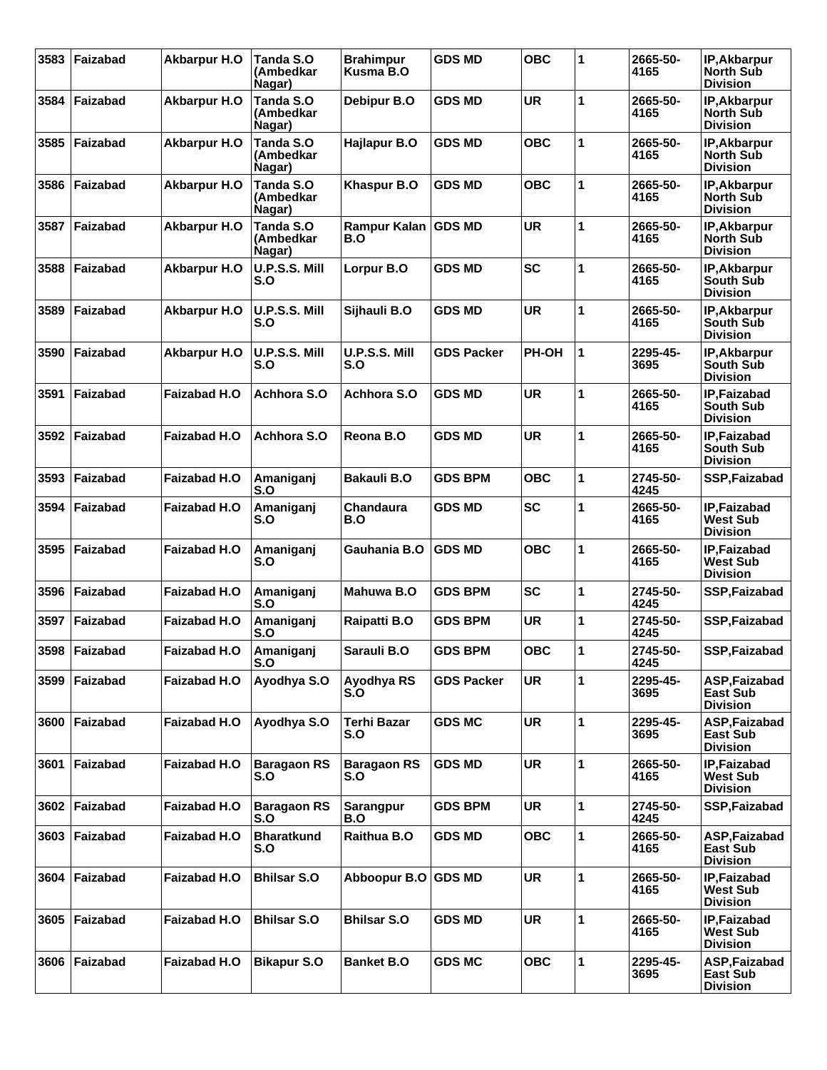| | | | | | | | | | |
|---|---|---|---|---|---|---|---|---|---|
| 3583 | Faizabad | Akbarpur H.O | Tanda S.O (Ambedkar Nagar) | Brahimpur Kusma B.O | GDS MD | OBC | 1 | 2665-50-4165 | IP,Akbarpur North Sub Division |
| 3584 | Faizabad | Akbarpur H.O | Tanda S.O (Ambedkar Nagar) | Debipur B.O | GDS MD | UR | 1 | 2665-50-4165 | IP,Akbarpur North Sub Division |
| 3585 | Faizabad | Akbarpur H.O | Tanda S.O (Ambedkar Nagar) | Hajlapur B.O | GDS MD | OBC | 1 | 2665-50-4165 | IP,Akbarpur North Sub Division |
| 3586 | Faizabad | Akbarpur H.O | Tanda S.O (Ambedkar Nagar) | Khaspur B.O | GDS MD | OBC | 1 | 2665-50-4165 | IP,Akbarpur North Sub Division |
| 3587 | Faizabad | Akbarpur H.O | Tanda S.O (Ambedkar Nagar) | Rampur Kalan B.O | GDS MD | UR | 1 | 2665-50-4165 | IP,Akbarpur North Sub Division |
| 3588 | Faizabad | Akbarpur H.O | U.P.S.S. Mill S.O | Lorpur B.O | GDS MD | SC | 1 | 2665-50-4165 | IP,Akbarpur South Sub Division |
| 3589 | Faizabad | Akbarpur H.O | U.P.S.S. Mill S.O | Sijhauli B.O | GDS MD | UR | 1 | 2665-50-4165 | IP,Akbarpur South Sub Division |
| 3590 | Faizabad | Akbarpur H.O | U.P.S.S. Mill S.O | U.P.S.S. Mill S.O | GDS Packer | PH-OH | 1 | 2295-45-3695 | IP,Akbarpur South Sub Division |
| 3591 | Faizabad | Faizabad H.O | Achhora S.O | Achhora S.O | GDS MD | UR | 1 | 2665-50-4165 | IP,Faizabad South Sub Division |
| 3592 | Faizabad | Faizabad H.O | Achhora S.O | Reona B.O | GDS MD | UR | 1 | 2665-50-4165 | IP,Faizabad South Sub Division |
| 3593 | Faizabad | Faizabad H.O | Amaniganj S.O | Bakauli B.O | GDS BPM | OBC | 1 | 2745-50-4245 | SSP,Faizabad |
| 3594 | Faizabad | Faizabad H.O | Amaniganj S.O | Chandaura B.O | GDS MD | SC | 1 | 2665-50-4165 | IP,Faizabad West Sub Division |
| 3595 | Faizabad | Faizabad H.O | Amaniganj S.O | Gauhania B.O | GDS MD | OBC | 1 | 2665-50-4165 | IP,Faizabad West Sub Division |
| 3596 | Faizabad | Faizabad H.O | Amaniganj S.O | Mahuwa B.O | GDS BPM | SC | 1 | 2745-50-4245 | SSP,Faizabad |
| 3597 | Faizabad | Faizabad H.O | Amaniganj S.O | Raipatti B.O | GDS BPM | UR | 1 | 2745-50-4245 | SSP,Faizabad |
| 3598 | Faizabad | Faizabad H.O | Amaniganj S.O | Sarauli B.O | GDS BPM | OBC | 1 | 2745-50-4245 | SSP,Faizabad |
| 3599 | Faizabad | Faizabad H.O | Ayodhya S.O | Ayodhya RS S.O | GDS Packer | UR | 1 | 2295-45-3695 | ASP,Faizabad East Sub Division |
| 3600 | Faizabad | Faizabad H.O | Ayodhya S.O | Terhi Bazar S.O | GDS MC | UR | 1 | 2295-45-3695 | ASP,Faizabad East Sub Division |
| 3601 | Faizabad | Faizabad H.O | Baragaon RS S.O | Baragaon RS S.O | GDS MD | UR | 1 | 2665-50-4165 | IP,Faizabad West Sub Division |
| 3602 | Faizabad | Faizabad H.O | Baragaon RS S.O | Sarangpur B.O | GDS BPM | UR | 1 | 2745-50-4245 | SSP,Faizabad |
| 3603 | Faizabad | Faizabad H.O | Bharatkund S.O | Raithua B.O | GDS MD | OBC | 1 | 2665-50-4165 | ASP,Faizabad East Sub Division |
| 3604 | Faizabad | Faizabad H.O | Bhilsar S.O | Abboopur B.O | GDS MD | UR | 1 | 2665-50-4165 | IP,Faizabad West Sub Division |
| 3605 | Faizabad | Faizabad H.O | Bhilsar S.O | Bhilsar S.O | GDS MD | UR | 1 | 2665-50-4165 | IP,Faizabad West Sub Division |
| 3606 | Faizabad | Faizabad H.O | Bikapur S.O | Banket B.O | GDS MC | OBC | 1 | 2295-45-3695 | ASP,Faizabad East Sub Division |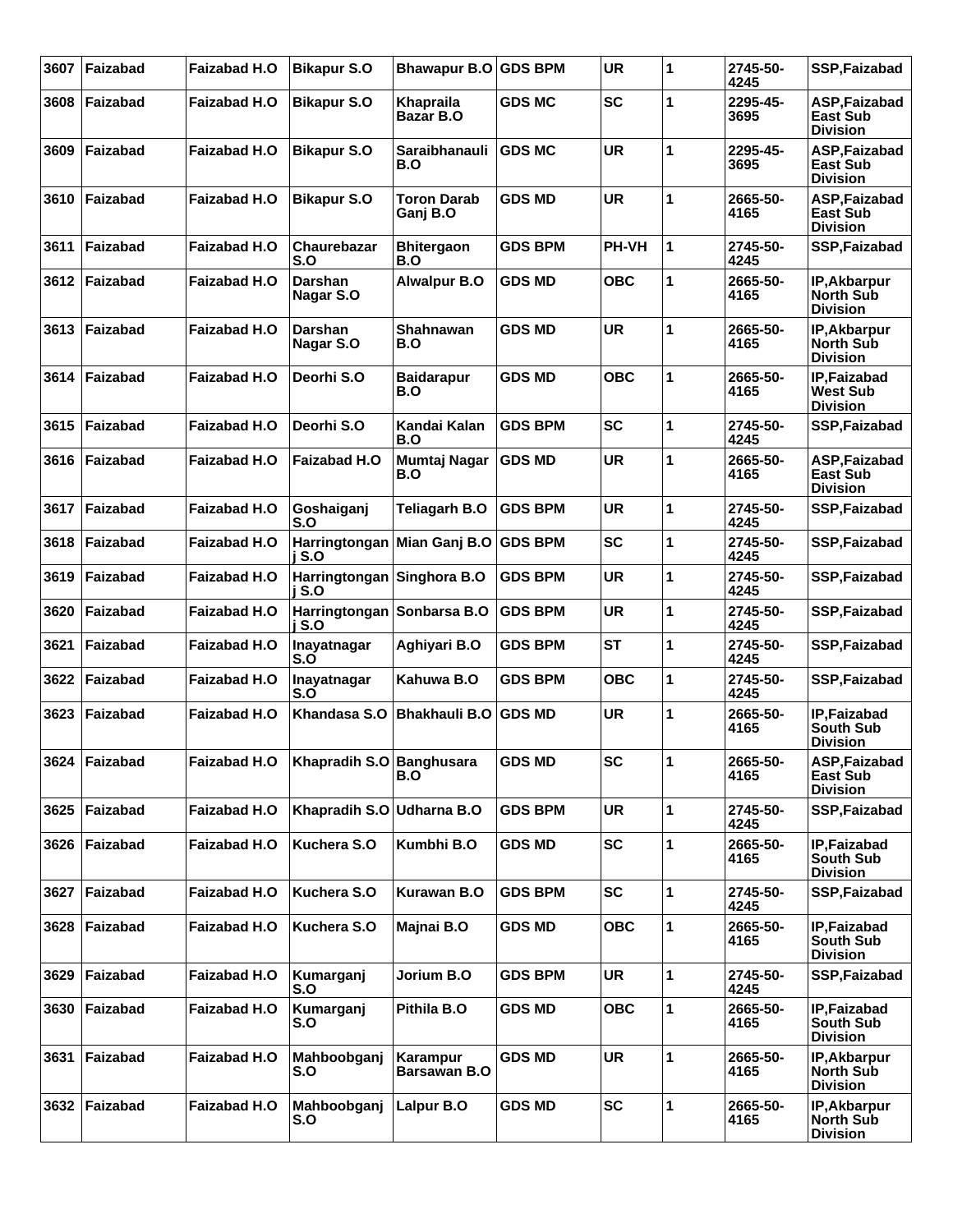| | | | | | | | | | |
|---|---|---|---|---|---|---|---|---|---|
| 3607 | Faizabad | Faizabad H.O | Bikapur S.O | Bhawapur B.O | GDS BPM | UR | 1 | 2745-50-4245 | SSP,Faizabad |
| 3608 | Faizabad | Faizabad H.O | Bikapur S.O | Khapraila Bazar B.O | GDS MC | SC | 1 | 2295-45-3695 | ASP,Faizabad East Sub Division |
| 3609 | Faizabad | Faizabad H.O | Bikapur S.O | Saraibhanauli B.O | GDS MC | UR | 1 | 2295-45-3695 | ASP,Faizabad East Sub Division |
| 3610 | Faizabad | Faizabad H.O | Bikapur S.O | Toron Darab Ganj B.O | GDS MD | UR | 1 | 2665-50-4165 | ASP,Faizabad East Sub Division |
| 3611 | Faizabad | Faizabad H.O | Chaurebazar S.O | Bhitergaon B.O | GDS BPM | PH-VH | 1 | 2745-50-4245 | SSP,Faizabad |
| 3612 | Faizabad | Faizabad H.O | Darshan Nagar S.O | Alwalpur B.O | GDS MD | OBC | 1 | 2665-50-4165 | IP,Akbarpur North Sub Division |
| 3613 | Faizabad | Faizabad H.O | Darshan Nagar S.O | Shahnawan B.O | GDS MD | UR | 1 | 2665-50-4165 | IP,Akbarpur North Sub Division |
| 3614 | Faizabad | Faizabad H.O | Deorhi S.O | Baidarapur B.O | GDS MD | OBC | 1 | 2665-50-4165 | IP,Faizabad West Sub Division |
| 3615 | Faizabad | Faizabad H.O | Deorhi S.O | Kandai Kalan B.O | GDS BPM | SC | 1 | 2745-50-4245 | SSP,Faizabad |
| 3616 | Faizabad | Faizabad H.O | Faizabad H.O | Mumtaj Nagar B.O | GDS MD | UR | 1 | 2665-50-4165 | ASP,Faizabad East Sub Division |
| 3617 | Faizabad | Faizabad H.O | Goshaiganj S.O | Teliagarh B.O | GDS BPM | UR | 1 | 2745-50-4245 | SSP,Faizabad |
| 3618 | Faizabad | Faizabad H.O | Harringtonganj S.O | Mian Ganj B.O | GDS BPM | SC | 1 | 2745-50-4245 | SSP,Faizabad |
| 3619 | Faizabad | Faizabad H.O | Harringtonganj S.O | Singhora B.O | GDS BPM | UR | 1 | 2745-50-4245 | SSP,Faizabad |
| 3620 | Faizabad | Faizabad H.O | Harringtonganj S.O | Sonbarsa B.O | GDS BPM | UR | 1 | 2745-50-4245 | SSP,Faizabad |
| 3621 | Faizabad | Faizabad H.O | Inayatnagar S.O | Aghiyari B.O | GDS BPM | ST | 1 | 2745-50-4245 | SSP,Faizabad |
| 3622 | Faizabad | Faizabad H.O | Inayatnagar S.O | Kahuwa B.O | GDS BPM | OBC | 1 | 2745-50-4245 | SSP,Faizabad |
| 3623 | Faizabad | Faizabad H.O | Khandasa S.O | Bhakhauli B.O | GDS MD | UR | 1 | 2665-50-4165 | IP,Faizabad South Sub Division |
| 3624 | Faizabad | Faizabad H.O | Khapradih S.O | Banghusara B.O | GDS MD | SC | 1 | 2665-50-4165 | ASP,Faizabad East Sub Division |
| 3625 | Faizabad | Faizabad H.O | Khapradih S.O | Udharna B.O | GDS BPM | UR | 1 | 2745-50-4245 | SSP,Faizabad |
| 3626 | Faizabad | Faizabad H.O | Kuchera S.O | Kumbhi B.O | GDS MD | SC | 1 | 2665-50-4165 | IP,Faizabad South Sub Division |
| 3627 | Faizabad | Faizabad H.O | Kuchera S.O | Kurawan B.O | GDS BPM | SC | 1 | 2745-50-4245 | SSP,Faizabad |
| 3628 | Faizabad | Faizabad H.O | Kuchera S.O | Majnai B.O | GDS MD | OBC | 1 | 2665-50-4165 | IP,Faizabad South Sub Division |
| 3629 | Faizabad | Faizabad H.O | Kumarganj S.O | Jorium B.O | GDS BPM | UR | 1 | 2745-50-4245 | SSP,Faizabad |
| 3630 | Faizabad | Faizabad H.O | Kumarganj S.O | Pithila B.O | GDS MD | OBC | 1 | 2665-50-4165 | IP,Faizabad South Sub Division |
| 3631 | Faizabad | Faizabad H.O | Mahboobganj S.O | Karampur Barsawan B.O | GDS MD | UR | 1 | 2665-50-4165 | IP,Akbarpur North Sub Division |
| 3632 | Faizabad | Faizabad H.O | Mahboobganj S.O | Lalpur B.O | GDS MD | SC | 1 | 2665-50-4165 | IP,Akbarpur North Sub Division |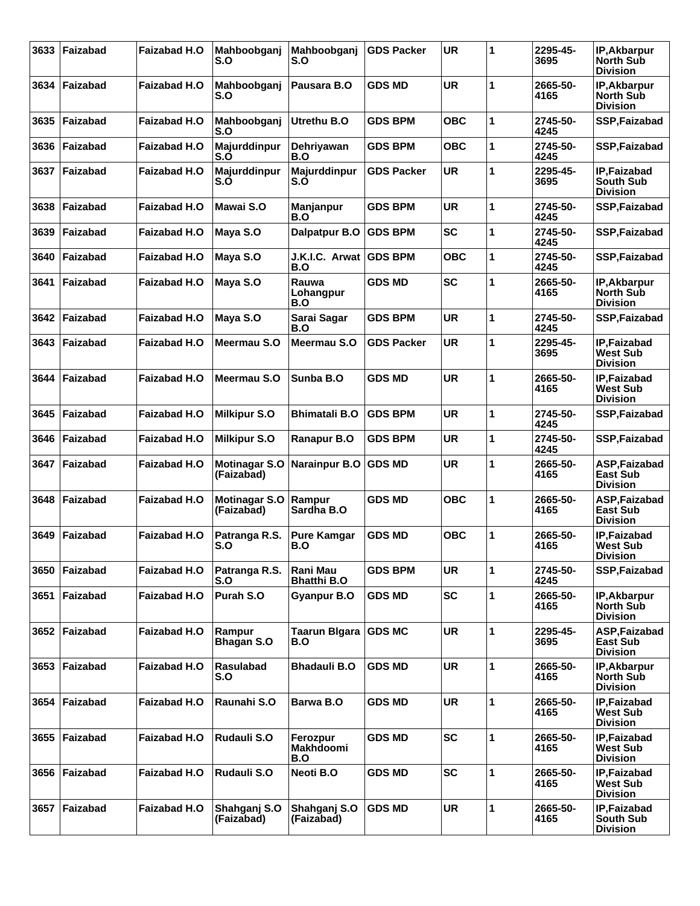| | | | | | | | | | |
|---|---|---|---|---|---|---|---|---|---|
| 3633 | Faizabad | Faizabad H.O | Mahboobganj S.O | Mahboobganj S.O | GDS Packer | UR | 1 | 2295-45-3695 | IP,Akbarpur North Sub Division |
| 3634 | Faizabad | Faizabad H.O | Mahboobganj S.O | Pausara B.O | GDS MD | UR | 1 | 2665-50-4165 | IP,Akbarpur North Sub Division |
| 3635 | Faizabad | Faizabad H.O | Mahboobganj S.O | Utrethu B.O | GDS BPM | OBC | 1 | 2745-50-4245 | SSP,Faizabad |
| 3636 | Faizabad | Faizabad H.O | Majurddinpur S.O | Dehriyawan B.O | GDS BPM | OBC | 1 | 2745-50-4245 | SSP,Faizabad |
| 3637 | Faizabad | Faizabad H.O | Majurddinpur S.O | Majurddinpur S.O | GDS Packer | UR | 1 | 2295-45-3695 | IP,Faizabad South Sub Division |
| 3638 | Faizabad | Faizabad H.O | Mawai S.O | Manjanpur B.O | GDS BPM | UR | 1 | 2745-50-4245 | SSP,Faizabad |
| 3639 | Faizabad | Faizabad H.O | Maya S.O | Dalpatpur B.O | GDS BPM | SC | 1 | 2745-50-4245 | SSP,Faizabad |
| 3640 | Faizabad | Faizabad H.O | Maya S.O | J.K.I.C. Arwat B.O | GDS BPM | OBC | 1 | 2745-50-4245 | SSP,Faizabad |
| 3641 | Faizabad | Faizabad H.O | Maya S.O | Rauwa Lohangpur B.O | GDS MD | SC | 1 | 2665-50-4165 | IP,Akbarpur North Sub Division |
| 3642 | Faizabad | Faizabad H.O | Maya S.O | Sarai Sagar B.O | GDS BPM | UR | 1 | 2745-50-4245 | SSP,Faizabad |
| 3643 | Faizabad | Faizabad H.O | Meermau S.O | Meermau S.O | GDS Packer | UR | 1 | 2295-45-3695 | IP,Faizabad West Sub Division |
| 3644 | Faizabad | Faizabad H.O | Meermau S.O | Sunba B.O | GDS MD | UR | 1 | 2665-50-4165 | IP,Faizabad West Sub Division |
| 3645 | Faizabad | Faizabad H.O | Milkipur S.O | Bhimatali B.O | GDS BPM | UR | 1 | 2745-50-4245 | SSP,Faizabad |
| 3646 | Faizabad | Faizabad H.O | Milkipur S.O | Ranapur B.O | GDS BPM | UR | 1 | 2745-50-4245 | SSP,Faizabad |
| 3647 | Faizabad | Faizabad H.O | Motinagar S.O (Faizabad) | Narainpur B.O | GDS MD | UR | 1 | 2665-50-4165 | ASP,Faizabad East Sub Division |
| 3648 | Faizabad | Faizabad H.O | Motinagar S.O (Faizabad) | Rampur Sardha B.O | GDS MD | OBC | 1 | 2665-50-4165 | ASP,Faizabad East Sub Division |
| 3649 | Faizabad | Faizabad H.O | Patranga R.S. S.O | Pure Kamgar B.O | GDS MD | OBC | 1 | 2665-50-4165 | IP,Faizabad West Sub Division |
| 3650 | Faizabad | Faizabad H.O | Patranga R.S. S.O | Rani Mau Bhatthi B.O | GDS BPM | UR | 1 | 2745-50-4245 | SSP,Faizabad |
| 3651 | Faizabad | Faizabad H.O | Purah S.O | Gyanpur B.O | GDS MD | SC | 1 | 2665-50-4165 | IP,Akbarpur North Sub Division |
| 3652 | Faizabad | Faizabad H.O | Rampur Bhagan S.O | Taarun Blgara B.O | GDS MC | UR | 1 | 2295-45-3695 | ASP,Faizabad East Sub Division |
| 3653 | Faizabad | Faizabad H.O | Rasulabad S.O | Bhadauli B.O | GDS MD | UR | 1 | 2665-50-4165 | IP,Akbarpur North Sub Division |
| 3654 | Faizabad | Faizabad H.O | Raunahi S.O | Barwa B.O | GDS MD | UR | 1 | 2665-50-4165 | IP,Faizabad West Sub Division |
| 3655 | Faizabad | Faizabad H.O | Rudauli S.O | Ferozpur Makhdoomi B.O | GDS MD | SC | 1 | 2665-50-4165 | IP,Faizabad West Sub Division |
| 3656 | Faizabad | Faizabad H.O | Rudauli S.O | Neoti B.O | GDS MD | SC | 1 | 2665-50-4165 | IP,Faizabad West Sub Division |
| 3657 | Faizabad | Faizabad H.O | Shahganj S.O (Faizabad) | Shahganj S.O (Faizabad) | GDS MD | UR | 1 | 2665-50-4165 | IP,Faizabad South Sub Division |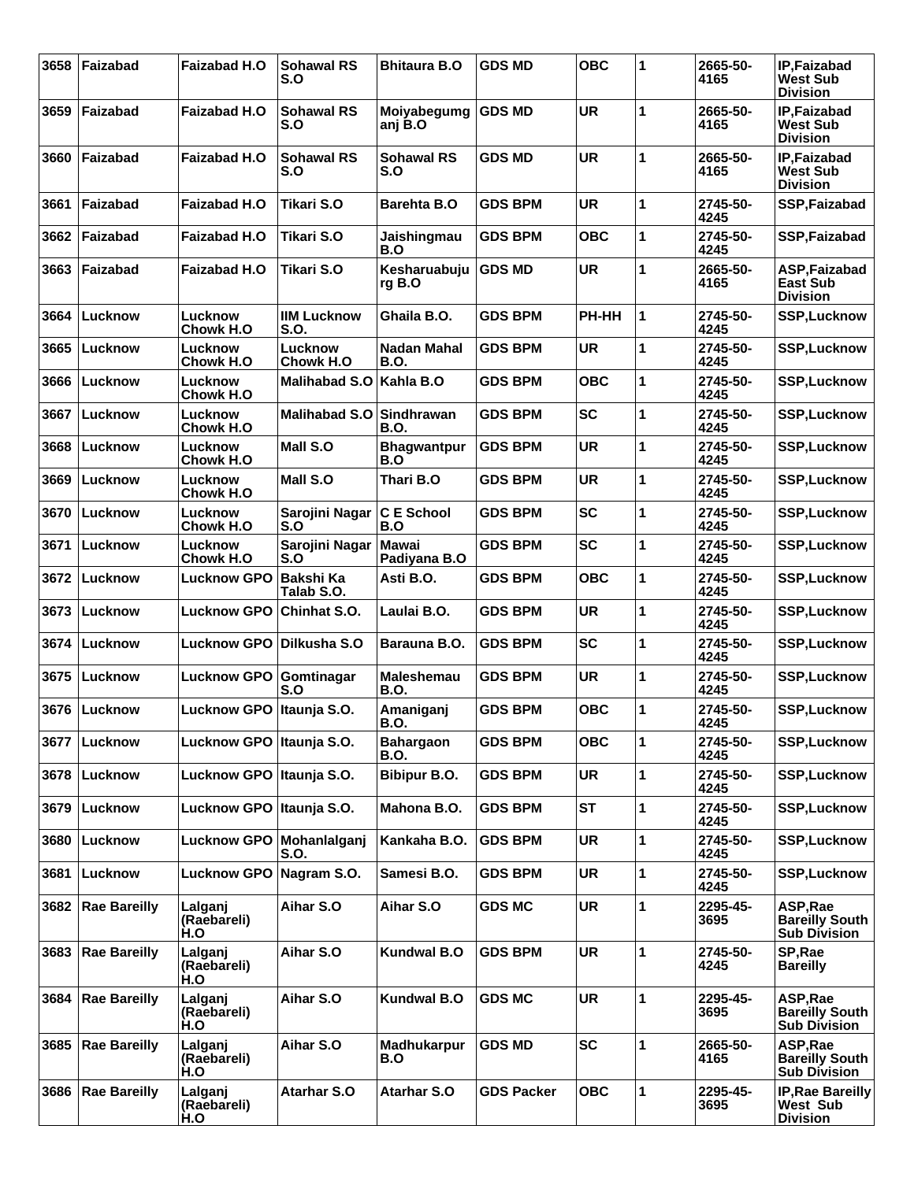| | | | | | | | | | |
|---|---|---|---|---|---|---|---|---|---|
| 3658 | Faizabad | Faizabad H.O | Sohawal RS S.O | Bhitaura B.O | GDS MD | OBC | 1 | 2665-50-4165 | IP,Faizabad West Sub Division |
| 3659 | Faizabad | Faizabad H.O | Sohawal RS S.O | Moiyabegumganj B.O | GDS MD | UR | 1 | 2665-50-4165 | IP,Faizabad West Sub Division |
| 3660 | Faizabad | Faizabad H.O | Sohawal RS S.O | Sohawal RS S.O | GDS MD | UR | 1 | 2665-50-4165 | IP,Faizabad West Sub Division |
| 3661 | Faizabad | Faizabad H.O | Tikari S.O | Barehta B.O | GDS BPM | UR | 1 | 2745-50-4245 | SSP,Faizabad |
| 3662 | Faizabad | Faizabad H.O | Tikari S.O | Jaishingmau B.O | GDS BPM | OBC | 1 | 2745-50-4245 | SSP,Faizabad |
| 3663 | Faizabad | Faizabad H.O | Tikari S.O | Kesharuabujurg B.O | GDS MD | UR | 1 | 2665-50-4165 | ASP,Faizabad East Sub Division |
| 3664 | Lucknow | Lucknow Chowk H.O | IIM Lucknow S.O. | Ghaila B.O. | GDS BPM | PH-HH | 1 | 2745-50-4245 | SSP,Lucknow |
| 3665 | Lucknow | Lucknow Chowk H.O | Lucknow Chowk H.O | Nadan Mahal B.O. | GDS BPM | UR | 1 | 2745-50-4245 | SSP,Lucknow |
| 3666 | Lucknow | Lucknow Chowk H.O | Malihabad S.O | Kahla B.O | GDS BPM | OBC | 1 | 2745-50-4245 | SSP,Lucknow |
| 3667 | Lucknow | Lucknow Chowk H.O | Malihabad S.O | Sindhrawan B.O. | GDS BPM | SC | 1 | 2745-50-4245 | SSP,Lucknow |
| 3668 | Lucknow | Lucknow Chowk H.O | Mall S.O | Bhagwantpur B.O | GDS BPM | UR | 1 | 2745-50-4245 | SSP,Lucknow |
| 3669 | Lucknow | Lucknow Chowk H.O | Mall S.O | Thari B.O | GDS BPM | UR | 1 | 2745-50-4245 | SSP,Lucknow |
| 3670 | Lucknow | Lucknow Chowk H.O | Sarojini Nagar S.O | C E School B.O | GDS BPM | SC | 1 | 2745-50-4245 | SSP,Lucknow |
| 3671 | Lucknow | Lucknow Chowk H.O | Sarojini Nagar S.O | Mawai Padiyana B.O | GDS BPM | SC | 1 | 2745-50-4245 | SSP,Lucknow |
| 3672 | Lucknow | Lucknow GPO | Bakshi Ka Talab S.O. | Asti B.O. | GDS BPM | OBC | 1 | 2745-50-4245 | SSP,Lucknow |
| 3673 | Lucknow | Lucknow GPO | Chinhat S.O. | Laulai B.O. | GDS BPM | UR | 1 | 2745-50-4245 | SSP,Lucknow |
| 3674 | Lucknow | Lucknow GPO | Dilkusha S.O | Barauna B.O. | GDS BPM | SC | 1 | 2745-50-4245 | SSP,Lucknow |
| 3675 | Lucknow | Lucknow GPO | Gomtinagar S.O | Maleshemau B.O. | GDS BPM | UR | 1 | 2745-50-4245 | SSP,Lucknow |
| 3676 | Lucknow | Lucknow GPO | Itaunja S.O. | Amaniganj B.O. | GDS BPM | OBC | 1 | 2745-50-4245 | SSP,Lucknow |
| 3677 | Lucknow | Lucknow GPO | Itaunja S.O. | Bahargaon B.O. | GDS BPM | OBC | 1 | 2745-50-4245 | SSP,Lucknow |
| 3678 | Lucknow | Lucknow GPO | Itaunja S.O. | Bibipur B.O. | GDS BPM | UR | 1 | 2745-50-4245 | SSP,Lucknow |
| 3679 | Lucknow | Lucknow GPO | Itaunja S.O. | Mahona B.O. | GDS BPM | ST | 1 | 2745-50-4245 | SSP,Lucknow |
| 3680 | Lucknow | Lucknow GPO | Mohanlalganj S.O. | Kankaha B.O. | GDS BPM | UR | 1 | 2745-50-4245 | SSP,Lucknow |
| 3681 | Lucknow | Lucknow GPO | Nagram S.O. | Samesi B.O. | GDS BPM | UR | 1 | 2745-50-4245 | SSP,Lucknow |
| 3682 | Rae Bareilly | Lalganj (Raebareli) H.O | Aihar S.O | Aihar S.O | GDS MC | UR | 1 | 2295-45-3695 | ASP,Rae Bareilly South Sub Division |
| 3683 | Rae Bareilly | Lalganj (Raebareli) H.O | Aihar S.O | Kundwal B.O | GDS BPM | UR | 1 | 2745-50-4245 | SP,Rae Bareilly |
| 3684 | Rae Bareilly | Lalganj (Raebareli) H.O | Aihar S.O | Kundwal B.O | GDS MC | UR | 1 | 2295-45-3695 | ASP,Rae Bareilly South Sub Division |
| 3685 | Rae Bareilly | Lalganj (Raebareli) H.O | Aihar S.O | Madhukarpur B.O | GDS MD | SC | 1 | 2665-50-4165 | ASP,Rae Bareilly South Sub Division |
| 3686 | Rae Bareilly | Lalganj (Raebareli) H.O | Atarhar S.O | Atarhar S.O | GDS Packer | OBC | 1 | 2295-45-3695 | IP,Rae Bareilly West Sub Division |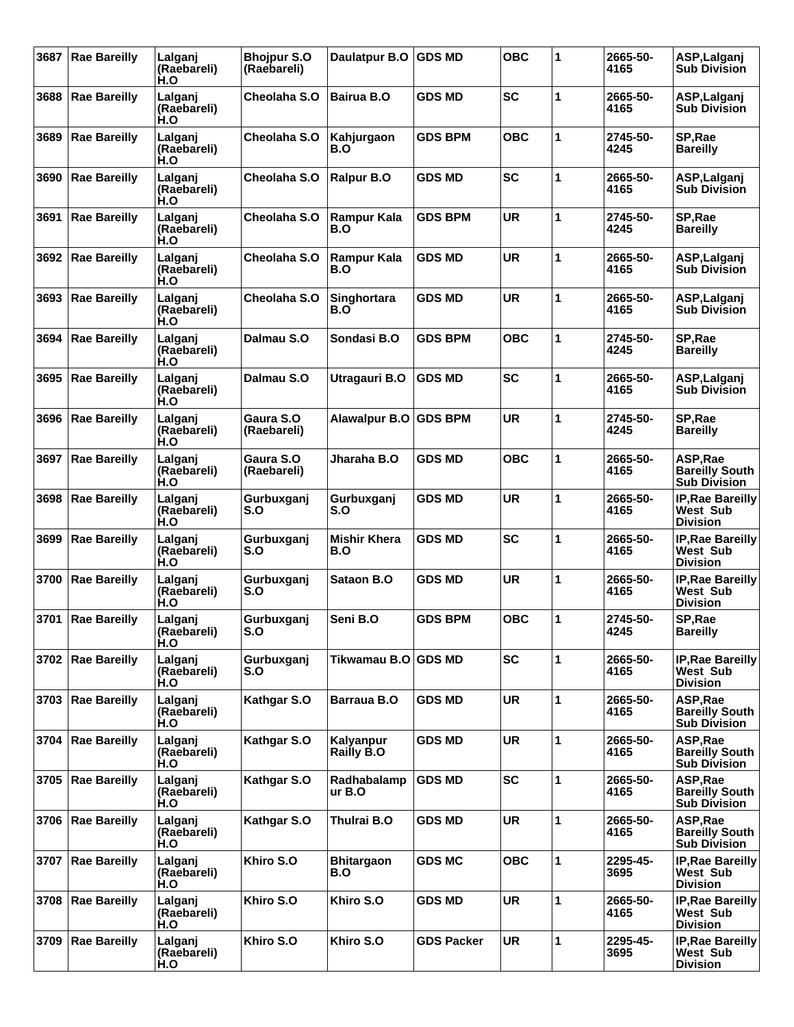| | | | | | | | | | |
|---|---|---|---|---|---|---|---|---|---|
| 3687 | Rae Bareilly | Lalganj (Raebareli) H.O | Bhojpur S.O (Raebareli) | Daulatpur B.O | GDS MD | OBC | 1 | 2665-50-4165 | ASP,Lalganj Sub Division |
| 3688 | Rae Bareilly | Lalganj (Raebareli) H.O | Cheolaha S.O | Bairua B.O | GDS MD | SC | 1 | 2665-50-4165 | ASP,Lalganj Sub Division |
| 3689 | Rae Bareilly | Lalganj (Raebareli) H.O | Cheolaha S.O | Kahjurgaon B.O | GDS BPM | OBC | 1 | 2745-50-4245 | SP,Rae Bareilly |
| 3690 | Rae Bareilly | Lalganj (Raebareli) H.O | Cheolaha S.O | Ralpur B.O | GDS MD | SC | 1 | 2665-50-4165 | ASP,Lalganj Sub Division |
| 3691 | Rae Bareilly | Lalganj (Raebareli) H.O | Cheolaha S.O | Rampur Kala B.O | GDS BPM | UR | 1 | 2745-50-4245 | SP,Rae Bareilly |
| 3692 | Rae Bareilly | Lalganj (Raebareli) H.O | Cheolaha S.O | Rampur Kala B.O | GDS MD | UR | 1 | 2665-50-4165 | ASP,Lalganj Sub Division |
| 3693 | Rae Bareilly | Lalganj (Raebareli) H.O | Cheolaha S.O | Singhortara B.O | GDS MD | UR | 1 | 2665-50-4165 | ASP,Lalganj Sub Division |
| 3694 | Rae Bareilly | Lalganj (Raebareli) H.O | Dalmau S.O | Sondasi B.O | GDS BPM | OBC | 1 | 2745-50-4245 | SP,Rae Bareilly |
| 3695 | Rae Bareilly | Lalganj (Raebareli) H.O | Dalmau S.O | Utragauri B.O | GDS MD | SC | 1 | 2665-50-4165 | ASP,Lalganj Sub Division |
| 3696 | Rae Bareilly | Lalganj (Raebareli) H.O | Gaura S.O (Raebareli) | Alawalpur B.O | GDS BPM | UR | 1 | 2745-50-4245 | SP,Rae Bareilly |
| 3697 | Rae Bareilly | Lalganj (Raebareli) H.O | Gaura S.O (Raebareli) | Jharaha B.O | GDS MD | OBC | 1 | 2665-50-4165 | ASP,Rae Bareilly South Sub Division |
| 3698 | Rae Bareilly | Lalganj (Raebareli) H.O | Gurbuxganj S.O | Gurbuxganj S.O | GDS MD | UR | 1 | 2665-50-4165 | IP,Rae Bareilly West Sub Division |
| 3699 | Rae Bareilly | Lalganj (Raebareli) H.O | Gurbuxganj S.O | Mishir Khera B.O | GDS MD | SC | 1 | 2665-50-4165 | IP,Rae Bareilly West Sub Division |
| 3700 | Rae Bareilly | Lalganj (Raebareli) H.O | Gurbuxganj S.O | Sataon B.O | GDS MD | UR | 1 | 2665-50-4165 | IP,Rae Bareilly West Sub Division |
| 3701 | Rae Bareilly | Lalganj (Raebareli) H.O | Gurbuxganj S.O | Seni B.O | GDS BPM | OBC | 1 | 2745-50-4245 | SP,Rae Bareilly |
| 3702 | Rae Bareilly | Lalganj (Raebareli) H.O | Gurbuxganj S.O | Tikwamau B.O | GDS MD | SC | 1 | 2665-50-4165 | IP,Rae Bareilly West Sub Division |
| 3703 | Rae Bareilly | Lalganj (Raebareli) H.O | Kathgar S.O | Barraua B.O | GDS MD | UR | 1 | 2665-50-4165 | ASP,Rae Bareilly South Sub Division |
| 3704 | Rae Bareilly | Lalganj (Raebareli) H.O | Kathgar S.O | Kalyanpur Railly B.O | GDS MD | UR | 1 | 2665-50-4165 | ASP,Rae Bareilly South Sub Division |
| 3705 | Rae Bareilly | Lalganj (Raebareli) H.O | Kathgar S.O | Radhabalampur B.O | GDS MD | SC | 1 | 2665-50-4165 | ASP,Rae Bareilly South Sub Division |
| 3706 | Rae Bareilly | Lalganj (Raebareli) H.O | Kathgar S.O | Thulrai B.O | GDS MD | UR | 1 | 2665-50-4165 | ASP,Rae Bareilly South Sub Division |
| 3707 | Rae Bareilly | Lalganj (Raebareli) H.O | Khiro S.O | Bhitargaon B.O | GDS MC | OBC | 1 | 2295-45-3695 | IP,Rae Bareilly West Sub Division |
| 3708 | Rae Bareilly | Lalganj (Raebareli) H.O | Khiro S.O | Khiro S.O | GDS MD | UR | 1 | 2665-50-4165 | IP,Rae Bareilly West Sub Division |
| 3709 | Rae Bareilly | Lalganj (Raebareli) H.O | Khiro S.O | Khiro S.O | GDS Packer | UR | 1 | 2295-45-3695 | IP,Rae Bareilly West Sub Division |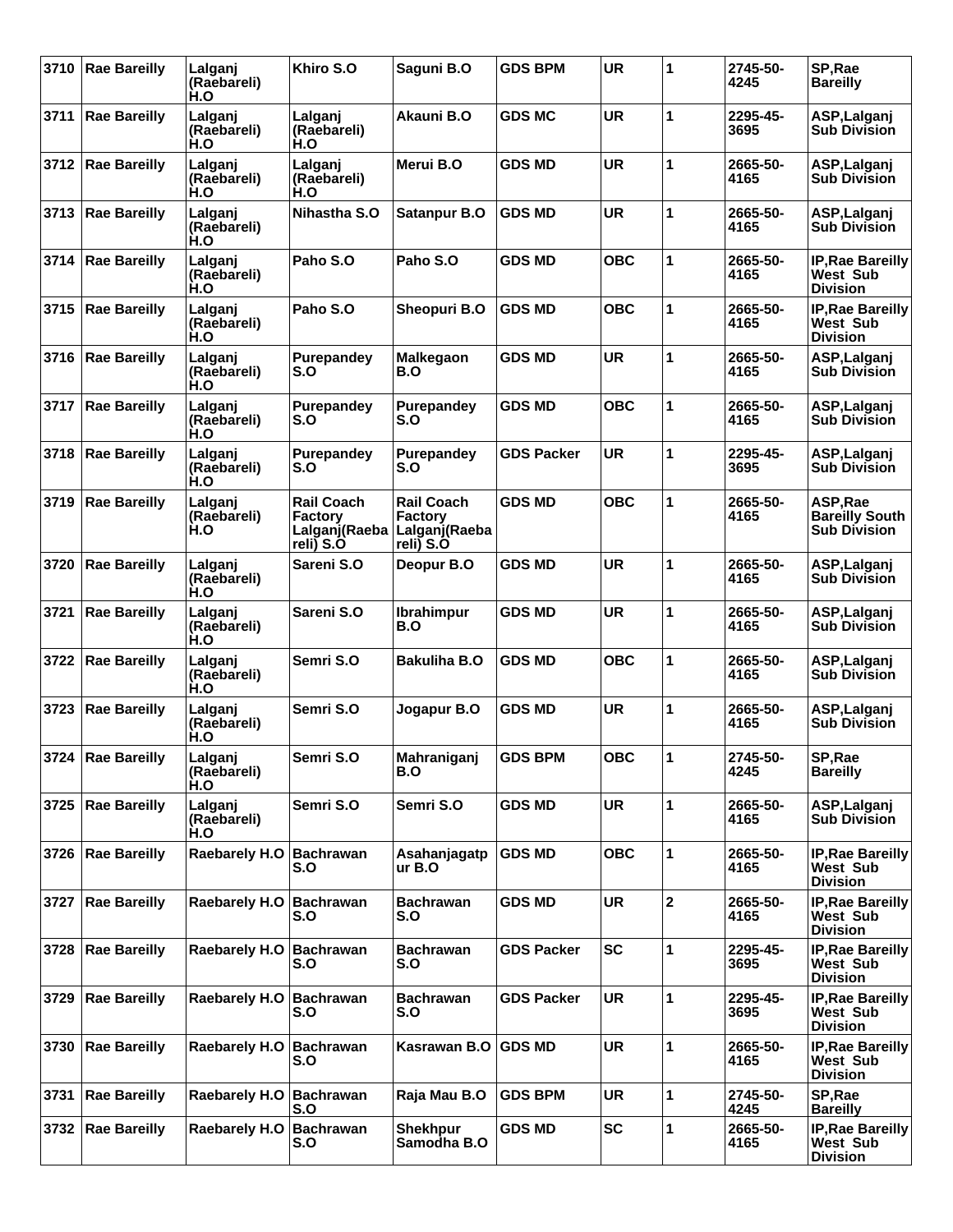| | | | | | | | | | |
|---|---|---|---|---|---|---|---|---|---|
| 3710 | Rae Bareilly | Lalganj (Raebareli) H.O | Khiro S.O | Saguni B.O | GDS BPM | UR | 1 | 2745-50-4245 | SP,Rae Bareilly |
| 3711 | Rae Bareilly | Lalganj (Raebareli) H.O | Lalganj (Raebareli) H.O | Akauni B.O | GDS MC | UR | 1 | 2295-45-3695 | ASP,Lalganj Sub Division |
| 3712 | Rae Bareilly | Lalganj (Raebareli) H.O | Lalganj (Raebareli) H.O | Merui B.O | GDS MD | UR | 1 | 2665-50-4165 | ASP,Lalganj Sub Division |
| 3713 | Rae Bareilly | Lalganj (Raebareli) H.O | Nihastha S.O | Satanpur B.O | GDS MD | UR | 1 | 2665-50-4165 | ASP,Lalganj Sub Division |
| 3714 | Rae Bareilly | Lalganj (Raebareli) H.O | Paho S.O | Paho S.O | GDS MD | OBC | 1 | 2665-50-4165 | IP,Rae Bareilly West Sub Division |
| 3715 | Rae Bareilly | Lalganj (Raebareli) H.O | Paho S.O | Sheopuri B.O | GDS MD | OBC | 1 | 2665-50-4165 | IP,Rae Bareilly West Sub Division |
| 3716 | Rae Bareilly | Lalganj (Raebareli) H.O | Purepandey S.O | Malkegaon B.O | GDS MD | UR | 1 | 2665-50-4165 | ASP,Lalganj Sub Division |
| 3717 | Rae Bareilly | Lalganj (Raebareli) H.O | Purepandey S.O | Purepandey S.O | GDS MD | OBC | 1 | 2665-50-4165 | ASP,Lalganj Sub Division |
| 3718 | Rae Bareilly | Lalganj (Raebareli) H.O | Purepandey S.O | Purepandey S.O | GDS Packer | UR | 1 | 2295-45-3695 | ASP,Lalganj Sub Division |
| 3719 | Rae Bareilly | Lalganj (Raebareli) H.O | Rail Coach Factory Lalganj(Raebareli) S.O | Rail Coach Factory Lalganj(Raebareli) S.O | GDS MD | OBC | 1 | 2665-50-4165 | ASP,Rae Bareilly South Sub Division |
| 3720 | Rae Bareilly | Lalganj (Raebareli) H.O | Sareni S.O | Deopur B.O | GDS MD | UR | 1 | 2665-50-4165 | ASP,Lalganj Sub Division |
| 3721 | Rae Bareilly | Lalganj (Raebareli) H.O | Sareni S.O | Ibrahimpur B.O | GDS MD | UR | 1 | 2665-50-4165 | ASP,Lalganj Sub Division |
| 3722 | Rae Bareilly | Lalganj (Raebareli) H.O | Semri S.O | Bakuliha B.O | GDS MD | OBC | 1 | 2665-50-4165 | ASP,Lalganj Sub Division |
| 3723 | Rae Bareilly | Lalganj (Raebareli) H.O | Semri S.O | Jogapur B.O | GDS MD | UR | 1 | 2665-50-4165 | ASP,Lalganj Sub Division |
| 3724 | Rae Bareilly | Lalganj (Raebareli) H.O | Semri S.O | Mahraniganj B.O | GDS BPM | OBC | 1 | 2745-50-4245 | SP,Rae Bareilly |
| 3725 | Rae Bareilly | Lalganj (Raebareli) H.O | Semri S.O | Semri S.O | GDS MD | UR | 1 | 2665-50-4165 | ASP,Lalganj Sub Division |
| 3726 | Rae Bareilly | Raebarely H.O | Bachrawan S.O | Asahanjagatpur B.O | GDS MD | OBC | 1 | 2665-50-4165 | IP,Rae Bareilly West Sub Division |
| 3727 | Rae Bareilly | Raebarely H.O | Bachrawan S.O | Bachrawan S.O | GDS MD | UR | 2 | 2665-50-4165 | IP,Rae Bareilly West Sub Division |
| 3728 | Rae Bareilly | Raebarely H.O | Bachrawan S.O | Bachrawan S.O | GDS Packer | SC | 1 | 2295-45-3695 | IP,Rae Bareilly West Sub Division |
| 3729 | Rae Bareilly | Raebarely H.O | Bachrawan S.O | Bachrawan S.O | GDS Packer | UR | 1 | 2295-45-3695 | IP,Rae Bareilly West Sub Division |
| 3730 | Rae Bareilly | Raebarely H.O | Bachrawan S.O | Kasrawan B.O | GDS MD | UR | 1 | 2665-50-4165 | IP,Rae Bareilly West Sub Division |
| 3731 | Rae Bareilly | Raebarely H.O | Bachrawan S.O | Raja Mau B.O | GDS BPM | UR | 1 | 2745-50-4245 | SP,Rae Bareilly |
| 3732 | Rae Bareilly | Raebarely H.O | Bachrawan S.O | Shekhpur Samodha B.O | GDS MD | SC | 1 | 2665-50-4165 | IP,Rae Bareilly West Sub Division |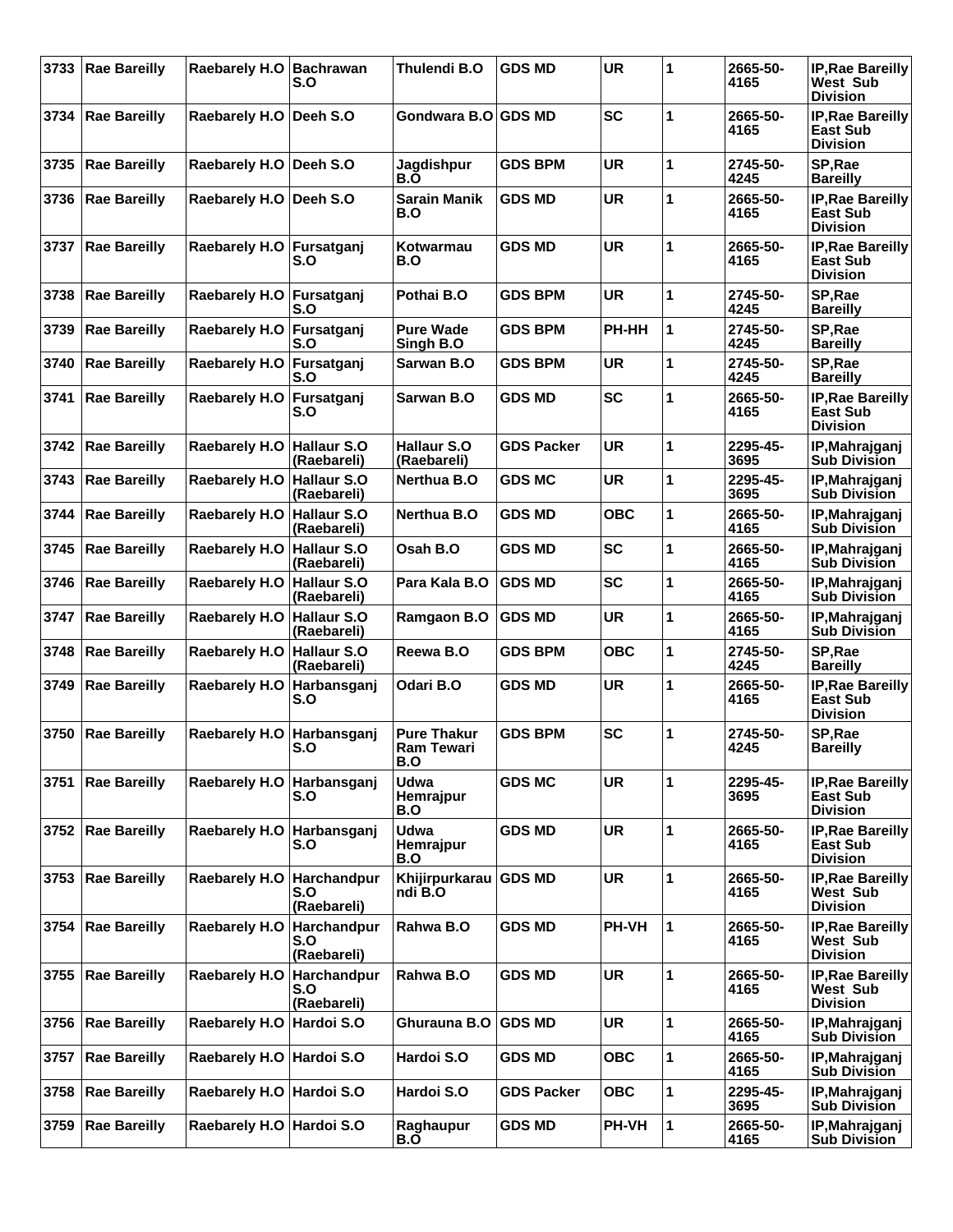| | | | | | | | | | |
|---|---|---|---|---|---|---|---|---|---|
| 3733 | Rae Bareilly | Raebarely H.O | Bachrawan S.O | Thulendi B.O | GDS MD | UR | 1 | 2665-50-4165 | IP,Rae Bareilly West Sub Division |
| 3734 | Rae Bareilly | Raebarely H.O | Deeh S.O | Gondwara B.O | GDS MD | SC | 1 | 2665-50-4165 | IP,Rae Bareilly East Sub Division |
| 3735 | Rae Bareilly | Raebarely H.O | Deeh S.O | Jagdishpur B.O | GDS BPM | UR | 1 | 2745-50-4245 | SP,Rae Bareilly |
| 3736 | Rae Bareilly | Raebarely H.O | Deeh S.O | Sarain Manik B.O | GDS MD | UR | 1 | 2665-50-4165 | IP,Rae Bareilly East Sub Division |
| 3737 | Rae Bareilly | Raebarely H.O | Fursatganj S.O | Kotwarmau B.O | GDS MD | UR | 1 | 2665-50-4165 | IP,Rae Bareilly East Sub Division |
| 3738 | Rae Bareilly | Raebarely H.O | Fursatganj S.O | Pothai B.O | GDS BPM | UR | 1 | 2745-50-4245 | SP,Rae Bareilly |
| 3739 | Rae Bareilly | Raebarely H.O | Fursatganj S.O | Pure Wade Singh B.O | GDS BPM | PH-HH | 1 | 2745-50-4245 | SP,Rae Bareilly |
| 3740 | Rae Bareilly | Raebarely H.O | Fursatganj S.O | Sarwan B.O | GDS BPM | UR | 1 | 2745-50-4245 | SP,Rae Bareilly |
| 3741 | Rae Bareilly | Raebarely H.O | Fursatganj S.O | Sarwan B.O | GDS MD | SC | 1 | 2665-50-4165 | IP,Rae Bareilly East Sub Division |
| 3742 | Rae Bareilly | Raebarely H.O | Hallaur S.O (Raebareli) | Hallaur S.O (Raebareli) | GDS Packer | UR | 1 | 2295-45-3695 | IP,Mahrajganj Sub Division |
| 3743 | Rae Bareilly | Raebarely H.O | Hallaur S.O (Raebareli) | Nerthua B.O | GDS MC | UR | 1 | 2295-45-3695 | IP,Mahrajganj Sub Division |
| 3744 | Rae Bareilly | Raebarely H.O | Hallaur S.O (Raebareli) | Nerthua B.O | GDS MD | OBC | 1 | 2665-50-4165 | IP,Mahrajganj Sub Division |
| 3745 | Rae Bareilly | Raebarely H.O | Hallaur S.O (Raebareli) | Osah B.O | GDS MD | SC | 1 | 2665-50-4165 | IP,Mahrajganj Sub Division |
| 3746 | Rae Bareilly | Raebarely H.O | Hallaur S.O (Raebareli) | Para Kala B.O | GDS MD | SC | 1 | 2665-50-4165 | IP,Mahrajganj Sub Division |
| 3747 | Rae Bareilly | Raebarely H.O | Hallaur S.O (Raebareli) | Ramgaon B.O | GDS MD | UR | 1 | 2665-50-4165 | IP,Mahrajganj Sub Division |
| 3748 | Rae Bareilly | Raebarely H.O | Hallaur S.O (Raebareli) | Reewa B.O | GDS BPM | OBC | 1 | 2745-50-4245 | SP,Rae Bareilly |
| 3749 | Rae Bareilly | Raebarely H.O | Harbansganj S.O | Odari B.O | GDS MD | UR | 1 | 2665-50-4165 | IP,Rae Bareilly East Sub Division |
| 3750 | Rae Bareilly | Raebarely H.O | Harbansganj S.O | Pure Thakur Ram Tewari B.O | GDS BPM | SC | 1 | 2745-50-4245 | SP,Rae Bareilly |
| 3751 | Rae Bareilly | Raebarely H.O | Harbansganj S.O | Udwa Hemrajpur B.O | GDS MC | UR | 1 | 2295-45-3695 | IP,Rae Bareilly East Sub Division |
| 3752 | Rae Bareilly | Raebarely H.O | Harbansganj S.O | Udwa Hemrajpur B.O | GDS MD | UR | 1 | 2665-50-4165 | IP,Rae Bareilly East Sub Division |
| 3753 | Rae Bareilly | Raebarely H.O | Harchandpur S.O (Raebareli) | Khijirpurkaraundi B.O | GDS MD | UR | 1 | 2665-50-4165 | IP,Rae Bareilly West Sub Division |
| 3754 | Rae Bareilly | Raebarely H.O | Harchandpur S.O (Raebareli) | Rahwa B.O | GDS MD | PH-VH | 1 | 2665-50-4165 | IP,Rae Bareilly West Sub Division |
| 3755 | Rae Bareilly | Raebarely H.O | Harchandpur S.O (Raebareli) | Rahwa B.O | GDS MD | UR | 1 | 2665-50-4165 | IP,Rae Bareilly West Sub Division |
| 3756 | Rae Bareilly | Raebarely H.O | Hardoi S.O | Ghurauna B.O | GDS MD | UR | 1 | 2665-50-4165 | IP,Mahrajganj Sub Division |
| 3757 | Rae Bareilly | Raebarely H.O | Hardoi S.O | Hardoi S.O | GDS MD | OBC | 1 | 2665-50-4165 | IP,Mahrajganj Sub Division |
| 3758 | Rae Bareilly | Raebarely H.O | Hardoi S.O | Hardoi S.O | GDS Packer | OBC | 1 | 2295-45-3695 | IP,Mahrajganj Sub Division |
| 3759 | Rae Bareilly | Raebarely H.O | Hardoi S.O | Raghaupur B.O | GDS MD | PH-VH | 1 | 2665-50-4165 | IP,Mahrajganj Sub Division |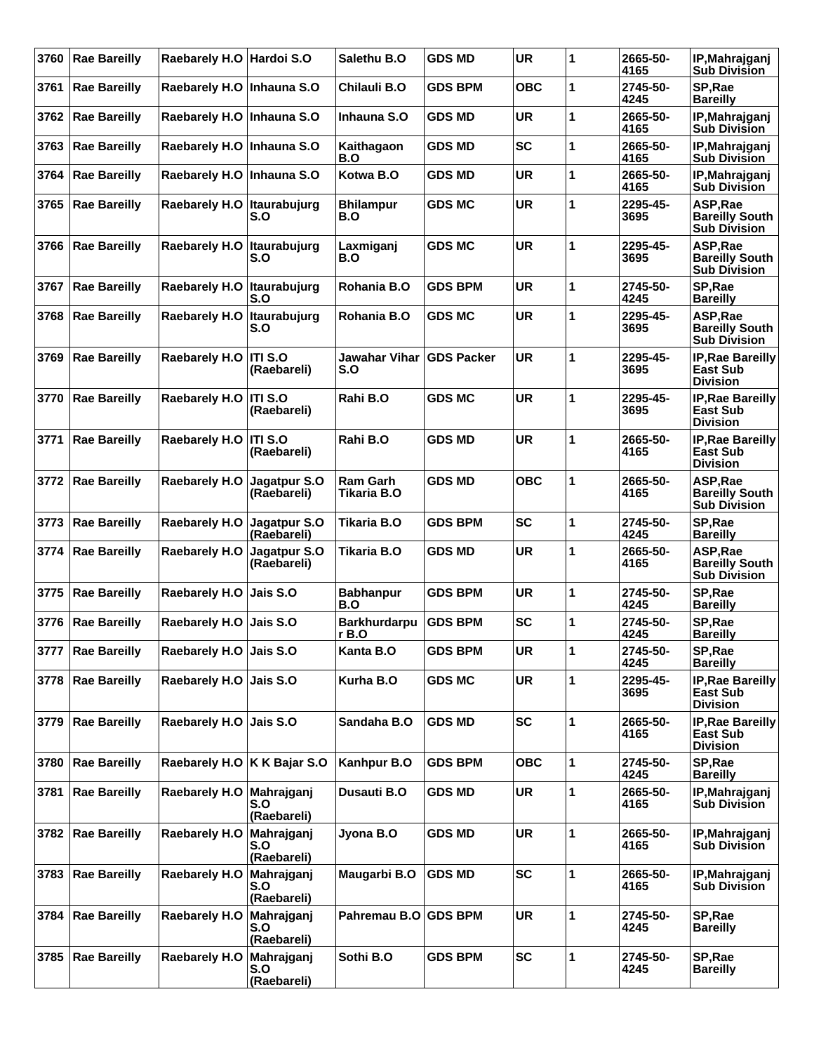| | | | | | | | | | |
|---|---|---|---|---|---|---|---|---|---|
| 3760 | Rae Bareilly | Raebarely H.O | Hardoi S.O | Salethu B.O | GDS MD | UR | 1 | 2665-50-4165 | IP,Mahrajganj Sub Division |
| 3761 | Rae Bareilly | Raebarely H.O | Inhauna S.O | Chilauli B.O | GDS BPM | OBC | 1 | 2745-50-4245 | SP,Rae Bareilly |
| 3762 | Rae Bareilly | Raebarely H.O | Inhauna S.O | Inhauna S.O | GDS MD | UR | 1 | 2665-50-4165 | IP,Mahrajganj Sub Division |
| 3763 | Rae Bareilly | Raebarely H.O | Inhauna S.O | Kaithagaon B.O | GDS MD | SC | 1 | 2665-50-4165 | IP,Mahrajganj Sub Division |
| 3764 | Rae Bareilly | Raebarely H.O | Inhauna S.O | Kotwa B.O | GDS MD | UR | 1 | 2665-50-4165 | IP,Mahrajganj Sub Division |
| 3765 | Rae Bareilly | Raebarely H.O | Itaurabujurg S.O | Bhilampur B.O | GDS MC | UR | 1 | 2295-45-3695 | ASP,Rae Bareilly South Sub Division |
| 3766 | Rae Bareilly | Raebarely H.O | Itaurabujurg S.O | Laxmiganj B.O | GDS MC | UR | 1 | 2295-45-3695 | ASP,Rae Bareilly South Sub Division |
| 3767 | Rae Bareilly | Raebarely H.O | Itaurabujurg S.O | Rohania B.O | GDS BPM | UR | 1 | 2745-50-4245 | SP,Rae Bareilly |
| 3768 | Rae Bareilly | Raebarely H.O | Itaurabujurg S.O | Rohania B.O | GDS MC | UR | 1 | 2295-45-3695 | ASP,Rae Bareilly South Sub Division |
| 3769 | Rae Bareilly | Raebarely H.O | ITI S.O (Raebareli) | Jawahar Vihar S.O | GDS Packer | UR | 1 | 2295-45-3695 | IP,Rae Bareilly East Sub Division |
| 3770 | Rae Bareilly | Raebarely H.O | ITI S.O (Raebareli) | Rahi B.O | GDS MC | UR | 1 | 2295-45-3695 | IP,Rae Bareilly East Sub Division |
| 3771 | Rae Bareilly | Raebarely H.O | ITI S.O (Raebareli) | Rahi B.O | GDS MD | UR | 1 | 2665-50-4165 | IP,Rae Bareilly East Sub Division |
| 3772 | Rae Bareilly | Raebarely H.O | Jagatpur S.O (Raebareli) | Ram Garh Tikaria B.O | GDS MD | OBC | 1 | 2665-50-4165 | ASP,Rae Bareilly South Sub Division |
| 3773 | Rae Bareilly | Raebarely H.O | Jagatpur S.O (Raebareli) | Tikaria B.O | GDS BPM | SC | 1 | 2745-50-4245 | SP,Rae Bareilly |
| 3774 | Rae Bareilly | Raebarely H.O | Jagatpur S.O (Raebareli) | Tikaria B.O | GDS MD | UR | 1 | 2665-50-4165 | ASP,Rae Bareilly South Sub Division |
| 3775 | Rae Bareilly | Raebarely H.O | Jais S.O | Babhanpur B.O | GDS BPM | UR | 1 | 2745-50-4245 | SP,Rae Bareilly |
| 3776 | Rae Bareilly | Raebarely H.O | Jais S.O | Barkhurdarpur B.O | GDS BPM | SC | 1 | 2745-50-4245 | SP,Rae Bareilly |
| 3777 | Rae Bareilly | Raebarely H.O | Jais S.O | Kanta B.O | GDS BPM | UR | 1 | 2745-50-4245 | SP,Rae Bareilly |
| 3778 | Rae Bareilly | Raebarely H.O | Jais S.O | Kurha B.O | GDS MC | UR | 1 | 2295-45-3695 | IP,Rae Bareilly East Sub Division |
| 3779 | Rae Bareilly | Raebarely H.O | Jais S.O | Sandaha B.O | GDS MD | SC | 1 | 2665-50-4165 | IP,Rae Bareilly East Sub Division |
| 3780 | Rae Bareilly | Raebarely H.O | K K Bajar S.O | Kanhpur B.O | GDS BPM | OBC | 1 | 2745-50-4245 | SP,Rae Bareilly |
| 3781 | Rae Bareilly | Raebarely H.O | Mahrajganj S.O (Raebareli) | Dusauti B.O | GDS MD | UR | 1 | 2665-50-4165 | IP,Mahrajganj Sub Division |
| 3782 | Rae Bareilly | Raebarely H.O | Mahrajganj S.O (Raebareli) | Jyona B.O | GDS MD | UR | 1 | 2665-50-4165 | IP,Mahrajganj Sub Division |
| 3783 | Rae Bareilly | Raebarely H.O | Mahrajganj S.O (Raebareli) | Maugarbi B.O | GDS MD | SC | 1 | 2665-50-4165 | IP,Mahrajganj Sub Division |
| 3784 | Rae Bareilly | Raebarely H.O | Mahrajganj S.O (Raebareli) | Pahremau B.O | GDS BPM | UR | 1 | 2745-50-4245 | SP,Rae Bareilly |
| 3785 | Rae Bareilly | Raebarely H.O | Mahrajganj S.O (Raebareli) | Sothi B.O | GDS BPM | SC | 1 | 2745-50-4245 | SP,Rae Bareilly |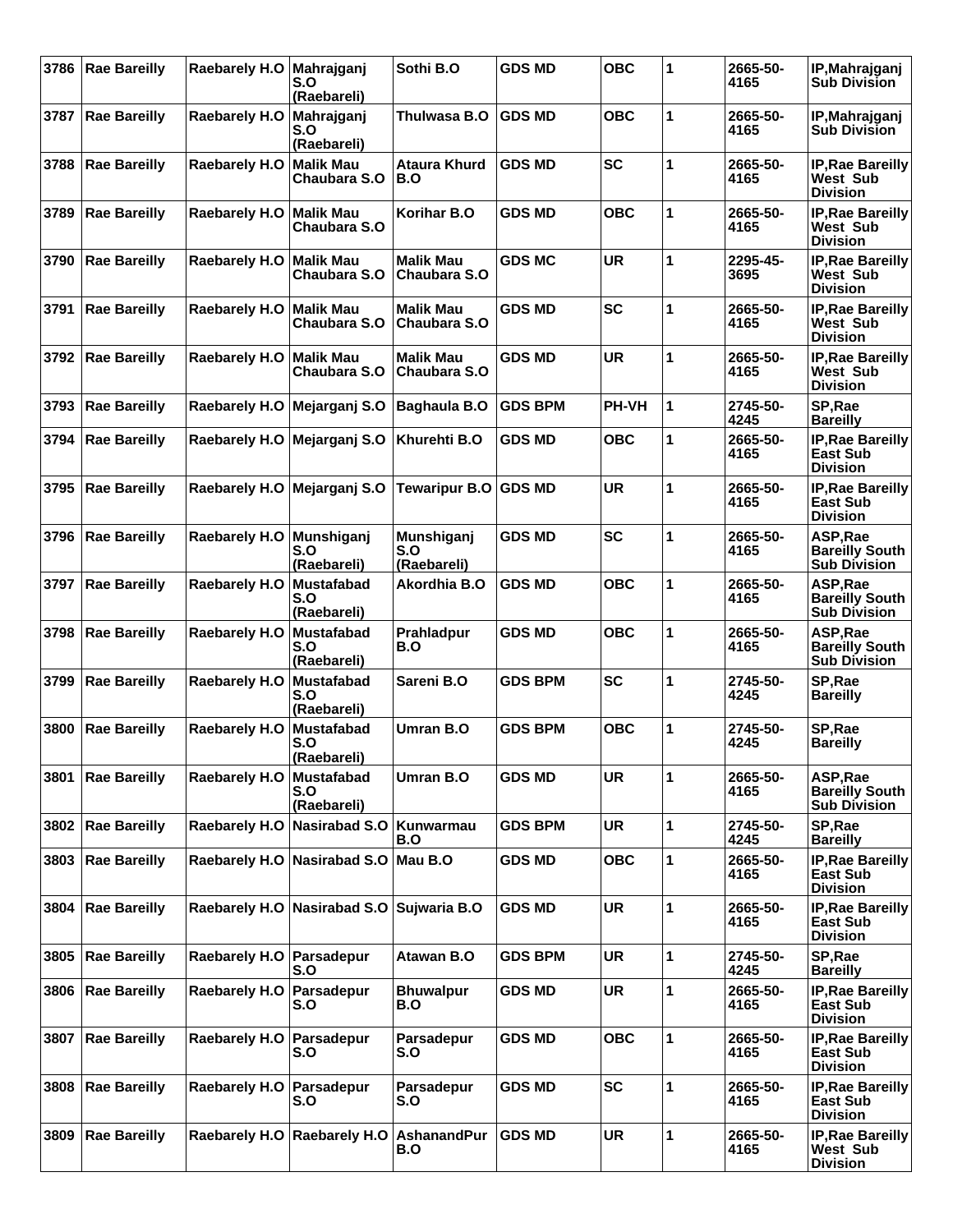| | | | | | | | | | |
|---|---|---|---|---|---|---|---|---|---|
| 3786 | Rae Bareilly | Raebarely H.O | Mahrajganj S.O (Raebareli) | Sothi B.O | GDS MD | OBC | 1 | 2665-50-4165 | IP,Mahrajganj Sub Division |
| 3787 | Rae Bareilly | Raebarely H.O | Mahrajganj S.O (Raebareli) | Thulwasa B.O | GDS MD | OBC | 1 | 2665-50-4165 | IP,Mahrajganj Sub Division |
| 3788 | Rae Bareilly | Raebarely H.O | Malik Mau Chaubara S.O | Ataura Khurd B.O | GDS MD | SC | 1 | 2665-50-4165 | IP,Rae Bareilly West Sub Division |
| 3789 | Rae Bareilly | Raebarely H.O | Malik Mau Chaubara S.O | Korihar B.O | GDS MD | OBC | 1 | 2665-50-4165 | IP,Rae Bareilly West Sub Division |
| 3790 | Rae Bareilly | Raebarely H.O | Malik Mau Chaubara S.O | Malik Mau Chaubara S.O | GDS MC | UR | 1 | 2295-45-3695 | IP,Rae Bareilly West Sub Division |
| 3791 | Rae Bareilly | Raebarely H.O | Malik Mau Chaubara S.O | Malik Mau Chaubara S.O | GDS MD | SC | 1 | 2665-50-4165 | IP,Rae Bareilly West Sub Division |
| 3792 | Rae Bareilly | Raebarely H.O | Malik Mau Chaubara S.O | Malik Mau Chaubara S.O | GDS MD | UR | 1 | 2665-50-4165 | IP,Rae Bareilly West Sub Division |
| 3793 | Rae Bareilly | Raebarely H.O | Mejarganj S.O | Baghaula B.O | GDS BPM | PH-VH | 1 | 2745-50-4245 | SP,Rae Bareilly |
| 3794 | Rae Bareilly | Raebarely H.O | Mejarganj S.O | Khurehti B.O | GDS MD | OBC | 1 | 2665-50-4165 | IP,Rae Bareilly East Sub Division |
| 3795 | Rae Bareilly | Raebarely H.O | Mejarganj S.O | Tewaripur B.O | GDS MD | UR | 1 | 2665-50-4165 | IP,Rae Bareilly East Sub Division |
| 3796 | Rae Bareilly | Raebarely H.O | Munshiganj S.O (Raebareli) | Munshiganj S.O (Raebareli) | GDS MD | SC | 1 | 2665-50-4165 | ASP,Rae Bareilly South Sub Division |
| 3797 | Rae Bareilly | Raebarely H.O | Mustafabad S.O (Raebareli) | Akordhia B.O | GDS MD | OBC | 1 | 2665-50-4165 | ASP,Rae Bareilly South Sub Division |
| 3798 | Rae Bareilly | Raebarely H.O | Mustafabad S.O (Raebareli) | Prahladpur B.O | GDS MD | OBC | 1 | 2665-50-4165 | ASP,Rae Bareilly South Sub Division |
| 3799 | Rae Bareilly | Raebarely H.O | Mustafabad S.O (Raebareli) | Sareni B.O | GDS BPM | SC | 1 | 2745-50-4245 | SP,Rae Bareilly |
| 3800 | Rae Bareilly | Raebarely H.O | Mustafabad S.O (Raebareli) | Umran B.O | GDS BPM | OBC | 1 | 2745-50-4245 | SP,Rae Bareilly |
| 3801 | Rae Bareilly | Raebarely H.O | Mustafabad S.O (Raebareli) | Umran B.O | GDS MD | UR | 1 | 2665-50-4165 | ASP,Rae Bareilly South Sub Division |
| 3802 | Rae Bareilly | Raebarely H.O | Nasirabad S.O | Kunwarmau B.O | GDS BPM | UR | 1 | 2745-50-4245 | SP,Rae Bareilly |
| 3803 | Rae Bareilly | Raebarely H.O | Nasirabad S.O | Mau B.O | GDS MD | OBC | 1 | 2665-50-4165 | IP,Rae Bareilly East Sub Division |
| 3804 | Rae Bareilly | Raebarely H.O | Nasirabad S.O | Sujwaria B.O | GDS MD | UR | 1 | 2665-50-4165 | IP,Rae Bareilly East Sub Division |
| 3805 | Rae Bareilly | Raebarely H.O | Parsadepur S.O | Atawan B.O | GDS BPM | UR | 1 | 2745-50-4245 | SP,Rae Bareilly |
| 3806 | Rae Bareilly | Raebarely H.O | Parsadepur S.O | Bhuwalpur B.O | GDS MD | UR | 1 | 2665-50-4165 | IP,Rae Bareilly East Sub Division |
| 3807 | Rae Bareilly | Raebarely H.O | Parsadepur S.O | Parsadepur S.O | GDS MD | OBC | 1 | 2665-50-4165 | IP,Rae Bareilly East Sub Division |
| 3808 | Rae Bareilly | Raebarely H.O | Parsadepur S.O | Parsadepur S.O | GDS MD | SC | 1 | 2665-50-4165 | IP,Rae Bareilly East Sub Division |
| 3809 | Rae Bareilly | Raebarely H.O | Raebarely H.O | AshanandPur B.O | GDS MD | UR | 1 | 2665-50-4165 | IP,Rae Bareilly West Sub Division |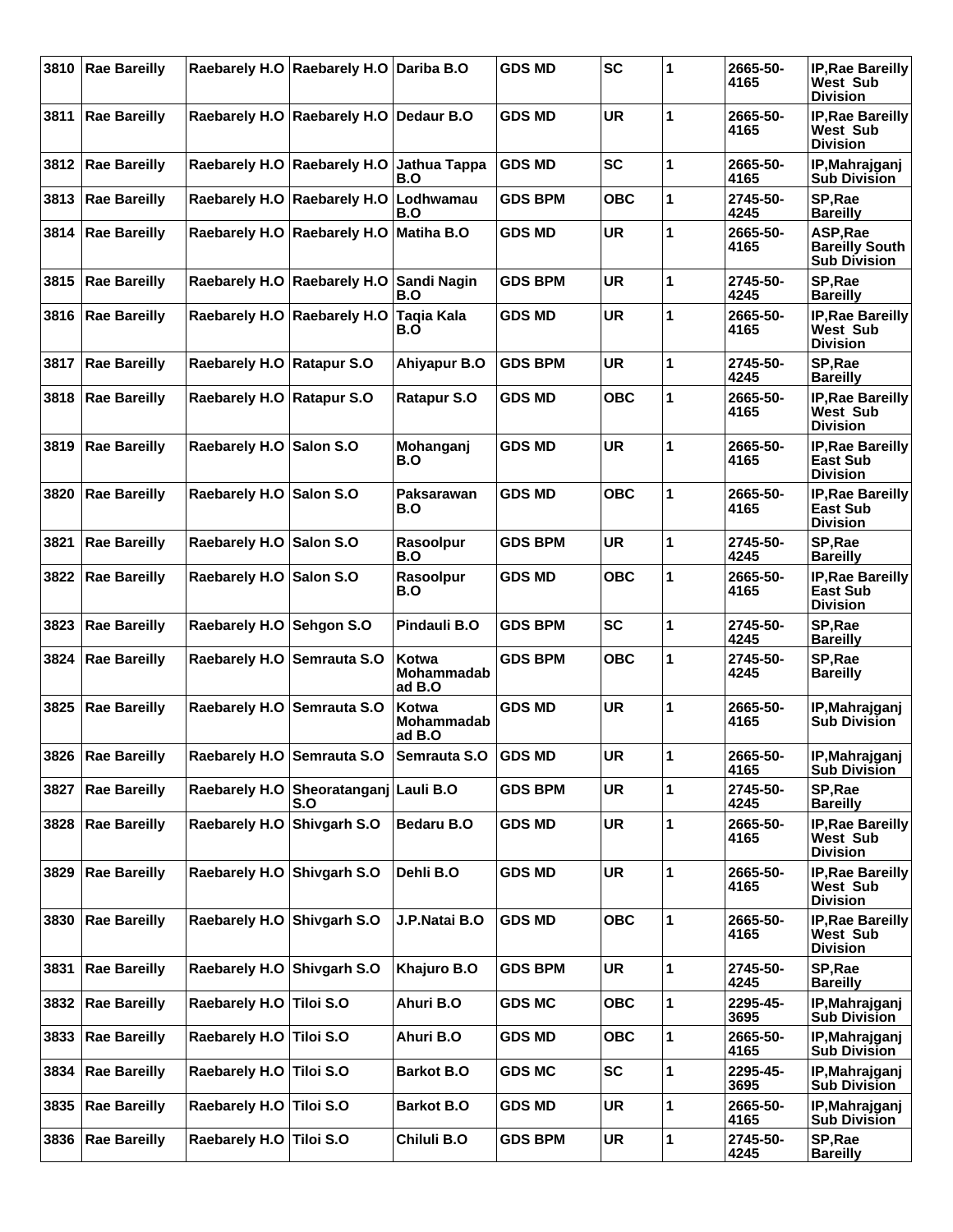| | | | | | | | | | |
|---|---|---|---|---|---|---|---|---|---|
| 3810 | Rae Bareilly | Raebarely H.O | Raebarely H.O | Dariba B.O | GDS MD | SC | 1 | 2665-50-4165 | IP,Rae Bareilly West Sub Division |
| 3811 | Rae Bareilly | Raebarely H.O | Raebarely H.O | Dedaur B.O | GDS MD | UR | 1 | 2665-50-4165 | IP,Rae Bareilly West Sub Division |
| 3812 | Rae Bareilly | Raebarely H.O | Raebarely H.O | Jathua Tappa B.O | GDS MD | SC | 1 | 2665-50-4165 | IP,Mahrajganj Sub Division |
| 3813 | Rae Bareilly | Raebarely H.O | Raebarely H.O | Lodhwamau B.O | GDS BPM | OBC | 1 | 2745-50-4245 | SP,Rae Bareilly |
| 3814 | Rae Bareilly | Raebarely H.O | Raebarely H.O | Matiha B.O | GDS MD | UR | 1 | 2665-50-4165 | ASP,Rae Bareilly South Sub Division |
| 3815 | Rae Bareilly | Raebarely H.O | Raebarely H.O | Sandi Nagin B.O | GDS BPM | UR | 1 | 2745-50-4245 | SP,Rae Bareilly |
| 3816 | Rae Bareilly | Raebarely H.O | Raebarely H.O | Taqia Kala B.O | GDS MD | UR | 1 | 2665-50-4165 | IP,Rae Bareilly West Sub Division |
| 3817 | Rae Bareilly | Raebarely H.O | Ratapur S.O | Ahiyapur B.O | GDS BPM | UR | 1 | 2745-50-4245 | SP,Rae Bareilly |
| 3818 | Rae Bareilly | Raebarely H.O | Ratapur S.O | Ratapur S.O | GDS MD | OBC | 1 | 2665-50-4165 | IP,Rae Bareilly West Sub Division |
| 3819 | Rae Bareilly | Raebarely H.O | Salon S.O | Mohanganj B.O | GDS MD | UR | 1 | 2665-50-4165 | IP,Rae Bareilly East Sub Division |
| 3820 | Rae Bareilly | Raebarely H.O | Salon S.O | Paksarawan B.O | GDS MD | OBC | 1 | 2665-50-4165 | IP,Rae Bareilly East Sub Division |
| 3821 | Rae Bareilly | Raebarely H.O | Salon S.O | Rasoolpur B.O | GDS BPM | UR | 1 | 2745-50-4245 | SP,Rae Bareilly |
| 3822 | Rae Bareilly | Raebarely H.O | Salon S.O | Rasoolpur B.O | GDS MD | OBC | 1 | 2665-50-4165 | IP,Rae Bareilly East Sub Division |
| 3823 | Rae Bareilly | Raebarely H.O | Sehgon S.O | Pindauli B.O | GDS BPM | SC | 1 | 2745-50-4245 | SP,Rae Bareilly |
| 3824 | Rae Bareilly | Raebarely H.O | Semrauta S.O | Kotwa Mohammadab ad B.O | GDS BPM | OBC | 1 | 2745-50-4245 | SP,Rae Bareilly |
| 3825 | Rae Bareilly | Raebarely H.O | Semrauta S.O | Kotwa Mohammadab ad B.O | GDS MD | UR | 1 | 2665-50-4165 | IP,Mahrajganj Sub Division |
| 3826 | Rae Bareilly | Raebarely H.O | Semrauta S.O | Semrauta S.O | GDS MD | UR | 1 | 2665-50-4165 | IP,Mahrajganj Sub Division |
| 3827 | Rae Bareilly | Raebarely H.O | Sheoratanganj S.O | Lauli B.O | GDS BPM | UR | 1 | 2745-50-4245 | SP,Rae Bareilly |
| 3828 | Rae Bareilly | Raebarely H.O | Shivgarh S.O | Bedaru B.O | GDS MD | UR | 1 | 2665-50-4165 | IP,Rae Bareilly West Sub Division |
| 3829 | Rae Bareilly | Raebarely H.O | Shivgarh S.O | Dehli B.O | GDS MD | UR | 1 | 2665-50-4165 | IP,Rae Bareilly West Sub Division |
| 3830 | Rae Bareilly | Raebarely H.O | Shivgarh S.O | J.P.Natai B.O | GDS MD | OBC | 1 | 2665-50-4165 | IP,Rae Bareilly West Sub Division |
| 3831 | Rae Bareilly | Raebarely H.O | Shivgarh S.O | Khajuro B.O | GDS BPM | UR | 1 | 2745-50-4245 | SP,Rae Bareilly |
| 3832 | Rae Bareilly | Raebarely H.O | Tiloi S.O | Ahuri B.O | GDS MC | OBC | 1 | 2295-45-3695 | IP,Mahrajganj Sub Division |
| 3833 | Rae Bareilly | Raebarely H.O | Tiloi S.O | Ahuri B.O | GDS MD | OBC | 1 | 2665-50-4165 | IP,Mahrajganj Sub Division |
| 3834 | Rae Bareilly | Raebarely H.O | Tiloi S.O | Barkot B.O | GDS MC | SC | 1 | 2295-45-3695 | IP,Mahrajganj Sub Division |
| 3835 | Rae Bareilly | Raebarely H.O | Tiloi S.O | Barkot B.O | GDS MD | UR | 1 | 2665-50-4165 | IP,Mahrajganj Sub Division |
| 3836 | Rae Bareilly | Raebarely H.O | Tiloi S.O | Chiluli B.O | GDS BPM | UR | 1 | 2745-50-4245 | SP,Rae Bareilly |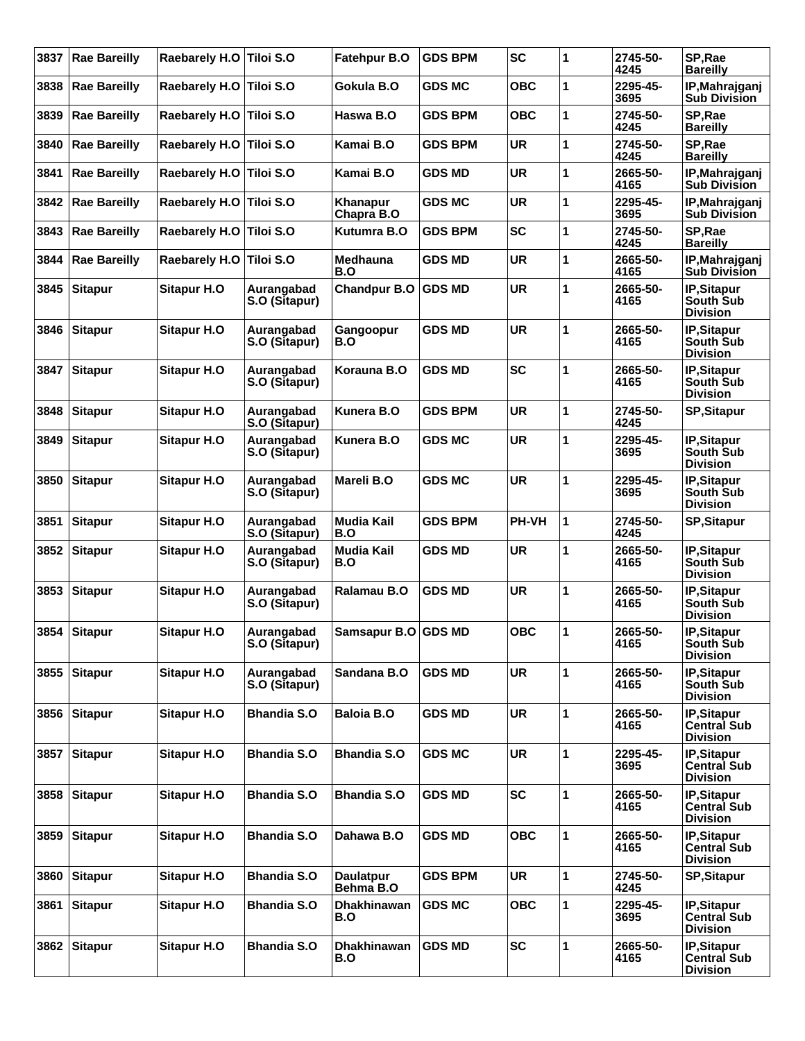| | | | | | | | | | |
|---|---|---|---|---|---|---|---|---|---|
| 3837 | Rae Bareilly | Raebarely H.O | Tiloi S.O | Fatehpur B.O | GDS BPM | SC | 1 | 2745-50-4245 | SP,Rae Bareilly |
| 3838 | Rae Bareilly | Raebarely H.O | Tiloi S.O | Gokula B.O | GDS MC | OBC | 1 | 2295-45-3695 | IP,Mahrajganj Sub Division |
| 3839 | Rae Bareilly | Raebarely H.O | Tiloi S.O | Haswa B.O | GDS BPM | OBC | 1 | 2745-50-4245 | SP,Rae Bareilly |
| 3840 | Rae Bareilly | Raebarely H.O | Tiloi S.O | Kamai B.O | GDS BPM | UR | 1 | 2745-50-4245 | SP,Rae Bareilly |
| 3841 | Rae Bareilly | Raebarely H.O | Tiloi S.O | Kamai B.O | GDS MD | UR | 1 | 2665-50-4165 | IP,Mahrajganj Sub Division |
| 3842 | Rae Bareilly | Raebarely H.O | Tiloi S.O | Khanapur Chapra B.O | GDS MC | UR | 1 | 2295-45-3695 | IP,Mahrajganj Sub Division |
| 3843 | Rae Bareilly | Raebarely H.O | Tiloi S.O | Kutumra B.O | GDS BPM | SC | 1 | 2745-50-4245 | SP,Rae Bareilly |
| 3844 | Rae Bareilly | Raebarely H.O | Tiloi S.O | Medhauna B.O | GDS MD | UR | 1 | 2665-50-4165 | IP,Mahrajganj Sub Division |
| 3845 | Sitapur | Sitapur H.O | Aurangabad S.O (Sitapur) | Chandpur B.O | GDS MD | UR | 1 | 2665-50-4165 | IP,Sitapur South Sub Division |
| 3846 | Sitapur | Sitapur H.O | Aurangabad S.O (Sitapur) | Gangoopur B.O | GDS MD | UR | 1 | 2665-50-4165 | IP,Sitapur South Sub Division |
| 3847 | Sitapur | Sitapur H.O | Aurangabad S.O (Sitapur) | Korauna B.O | GDS MD | SC | 1 | 2665-50-4165 | IP,Sitapur South Sub Division |
| 3848 | Sitapur | Sitapur H.O | Aurangabad S.O (Sitapur) | Kunera B.O | GDS BPM | UR | 1 | 2745-50-4245 | SP,Sitapur |
| 3849 | Sitapur | Sitapur H.O | Aurangabad S.O (Sitapur) | Kunera B.O | GDS MC | UR | 1 | 2295-45-3695 | IP,Sitapur South Sub Division |
| 3850 | Sitapur | Sitapur H.O | Aurangabad S.O (Sitapur) | Mareli B.O | GDS MC | UR | 1 | 2295-45-3695 | IP,Sitapur South Sub Division |
| 3851 | Sitapur | Sitapur H.O | Aurangabad S.O (Sitapur) | Mudia Kail B.O | GDS BPM | PH-VH | 1 | 2745-50-4245 | SP,Sitapur |
| 3852 | Sitapur | Sitapur H.O | Aurangabad S.O (Sitapur) | Mudia Kail B.O | GDS MD | UR | 1 | 2665-50-4165 | IP,Sitapur South Sub Division |
| 3853 | Sitapur | Sitapur H.O | Aurangabad S.O (Sitapur) | Ralamau B.O | GDS MD | UR | 1 | 2665-50-4165 | IP,Sitapur South Sub Division |
| 3854 | Sitapur | Sitapur H.O | Aurangabad S.O (Sitapur) | Samsapur B.O | GDS MD | OBC | 1 | 2665-50-4165 | IP,Sitapur South Sub Division |
| 3855 | Sitapur | Sitapur H.O | Aurangabad S.O (Sitapur) | Sandana B.O | GDS MD | UR | 1 | 2665-50-4165 | IP,Sitapur South Sub Division |
| 3856 | Sitapur | Sitapur H.O | Bhandia S.O | Baloia B.O | GDS MD | UR | 1 | 2665-50-4165 | IP,Sitapur Central Sub Division |
| 3857 | Sitapur | Sitapur H.O | Bhandia S.O | Bhandia S.O | GDS MC | UR | 1 | 2295-45-3695 | IP,Sitapur Central Sub Division |
| 3858 | Sitapur | Sitapur H.O | Bhandia S.O | Bhandia S.O | GDS MD | SC | 1 | 2665-50-4165 | IP,Sitapur Central Sub Division |
| 3859 | Sitapur | Sitapur H.O | Bhandia S.O | Dahawa B.O | GDS MD | OBC | 1 | 2665-50-4165 | IP,Sitapur Central Sub Division |
| 3860 | Sitapur | Sitapur H.O | Bhandia S.O | Daulatpur Behma B.O | GDS BPM | UR | 1 | 2745-50-4245 | SP,Sitapur |
| 3861 | Sitapur | Sitapur H.O | Bhandia S.O | Dhakhinawan B.O | GDS MC | OBC | 1 | 2295-45-3695 | IP,Sitapur Central Sub Division |
| 3862 | Sitapur | Sitapur H.O | Bhandia S.O | Dhakhinawan B.O | GDS MD | SC | 1 | 2665-50-4165 | IP,Sitapur Central Sub Division |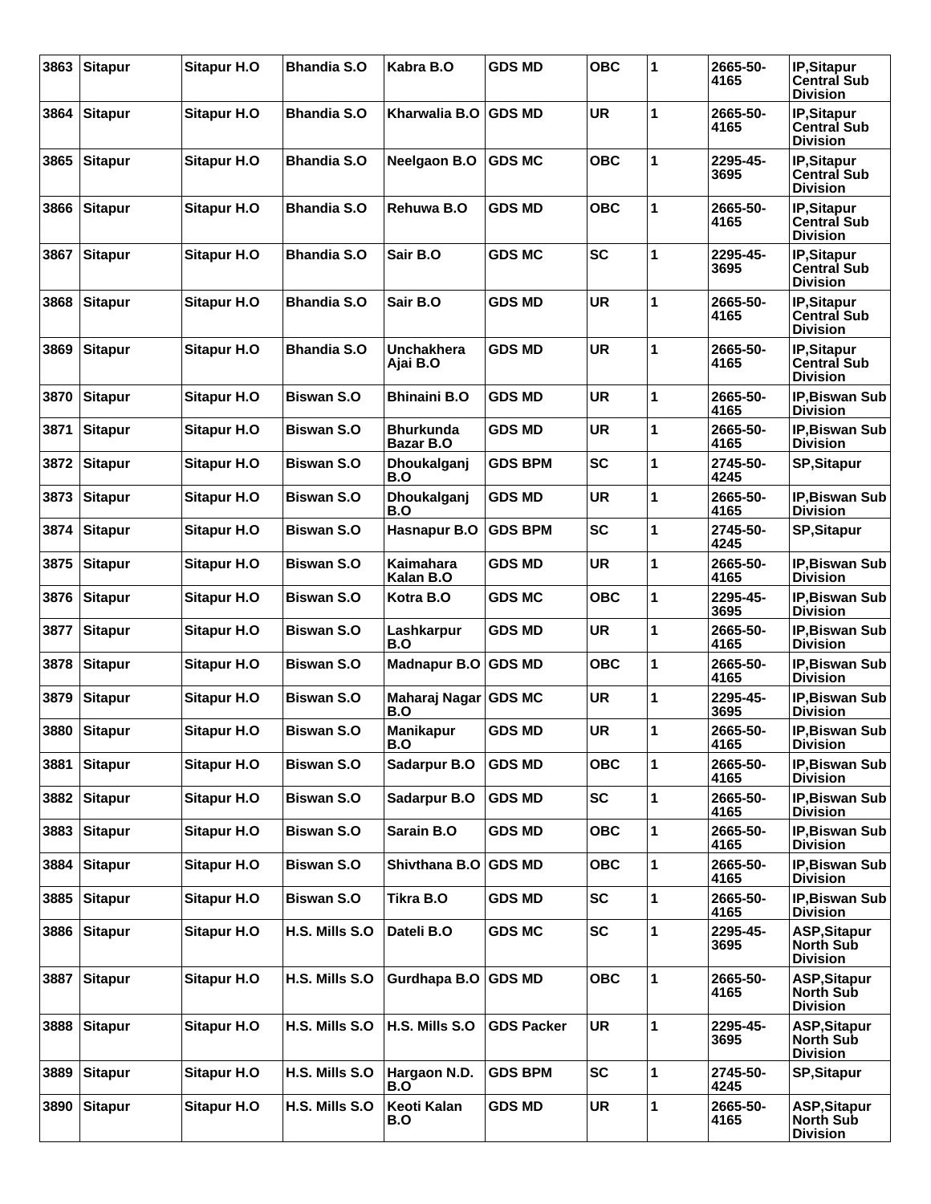| | | | | | | | | | |
|---|---|---|---|---|---|---|---|---|---|
| 3863 | Sitapur | Sitapur H.O | Bhandia S.O | Kabra B.O | GDS MD | OBC | 1 | 2665-50-4165 | IP,Sitapur Central Sub Division |
| 3864 | Sitapur | Sitapur H.O | Bhandia S.O | Kharwalia B.O | GDS MD | UR | 1 | 2665-50-4165 | IP,Sitapur Central Sub Division |
| 3865 | Sitapur | Sitapur H.O | Bhandia S.O | Neelgaon B.O | GDS MC | OBC | 1 | 2295-45-3695 | IP,Sitapur Central Sub Division |
| 3866 | Sitapur | Sitapur H.O | Bhandia S.O | Rehuwa B.O | GDS MD | OBC | 1 | 2665-50-4165 | IP,Sitapur Central Sub Division |
| 3867 | Sitapur | Sitapur H.O | Bhandia S.O | Sair B.O | GDS MC | SC | 1 | 2295-45-3695 | IP,Sitapur Central Sub Division |
| 3868 | Sitapur | Sitapur H.O | Bhandia S.O | Sair B.O | GDS MD | UR | 1 | 2665-50-4165 | IP,Sitapur Central Sub Division |
| 3869 | Sitapur | Sitapur H.O | Bhandia S.O | Unchakhera Ajai B.O | GDS MD | UR | 1 | 2665-50-4165 | IP,Sitapur Central Sub Division |
| 3870 | Sitapur | Sitapur H.O | Biswan S.O | Bhinaini B.O | GDS MD | UR | 1 | 2665-50-4165 | IP,Biswan Sub Division |
| 3871 | Sitapur | Sitapur H.O | Biswan S.O | Bhurkunda Bazar B.O | GDS MD | UR | 1 | 2665-50-4165 | IP,Biswan Sub Division |
| 3872 | Sitapur | Sitapur H.O | Biswan S.O | Dhoukalganj B.O | GDS BPM | SC | 1 | 2745-50-4245 | SP,Sitapur |
| 3873 | Sitapur | Sitapur H.O | Biswan S.O | Dhoukalganj B.O | GDS MD | UR | 1 | 2665-50-4165 | IP,Biswan Sub Division |
| 3874 | Sitapur | Sitapur H.O | Biswan S.O | Hasnapur B.O | GDS BPM | SC | 1 | 2745-50-4245 | SP,Sitapur |
| 3875 | Sitapur | Sitapur H.O | Biswan S.O | Kaimahara Kalan B.O | GDS MD | UR | 1 | 2665-50-4165 | IP,Biswan Sub Division |
| 3876 | Sitapur | Sitapur H.O | Biswan S.O | Kotra B.O | GDS MC | OBC | 1 | 2295-45-3695 | IP,Biswan Sub Division |
| 3877 | Sitapur | Sitapur H.O | Biswan S.O | Lashkarpur B.O | GDS MD | UR | 1 | 2665-50-4165 | IP,Biswan Sub Division |
| 3878 | Sitapur | Sitapur H.O | Biswan S.O | Madnapur B.O | GDS MD | OBC | 1 | 2665-50-4165 | IP,Biswan Sub Division |
| 3879 | Sitapur | Sitapur H.O | Biswan S.O | Maharaj Nagar B.O | GDS MC | UR | 1 | 2295-45-3695 | IP,Biswan Sub Division |
| 3880 | Sitapur | Sitapur H.O | Biswan S.O | Manikapur B.O | GDS MD | UR | 1 | 2665-50-4165 | IP,Biswan Sub Division |
| 3881 | Sitapur | Sitapur H.O | Biswan S.O | Sadarpur B.O | GDS MD | OBC | 1 | 2665-50-4165 | IP,Biswan Sub Division |
| 3882 | Sitapur | Sitapur H.O | Biswan S.O | Sadarpur B.O | GDS MD | SC | 1 | 2665-50-4165 | IP,Biswan Sub Division |
| 3883 | Sitapur | Sitapur H.O | Biswan S.O | Sarain B.O | GDS MD | OBC | 1 | 2665-50-4165 | IP,Biswan Sub Division |
| 3884 | Sitapur | Sitapur H.O | Biswan S.O | Shivthana B.O | GDS MD | OBC | 1 | 2665-50-4165 | IP,Biswan Sub Division |
| 3885 | Sitapur | Sitapur H.O | Biswan S.O | Tikra B.O | GDS MD | SC | 1 | 2665-50-4165 | IP,Biswan Sub Division |
| 3886 | Sitapur | Sitapur H.O | H.S. Mills S.O | Dateli B.O | GDS MC | SC | 1 | 2295-45-3695 | ASP,Sitapur North Sub Division |
| 3887 | Sitapur | Sitapur H.O | H.S. Mills S.O | Gurdhapa B.O | GDS MD | OBC | 1 | 2665-50-4165 | ASP,Sitapur North Sub Division |
| 3888 | Sitapur | Sitapur H.O | H.S. Mills S.O | H.S. Mills S.O | GDS Packer | UR | 1 | 2295-45-3695 | ASP,Sitapur North Sub Division |
| 3889 | Sitapur | Sitapur H.O | H.S. Mills S.O | Hargaon N.D. B.O | GDS BPM | SC | 1 | 2745-50-4245 | SP,Sitapur |
| 3890 | Sitapur | Sitapur H.O | H.S. Mills S.O | Keoti Kalan B.O | GDS MD | UR | 1 | 2665-50-4165 | ASP,Sitapur North Sub Division |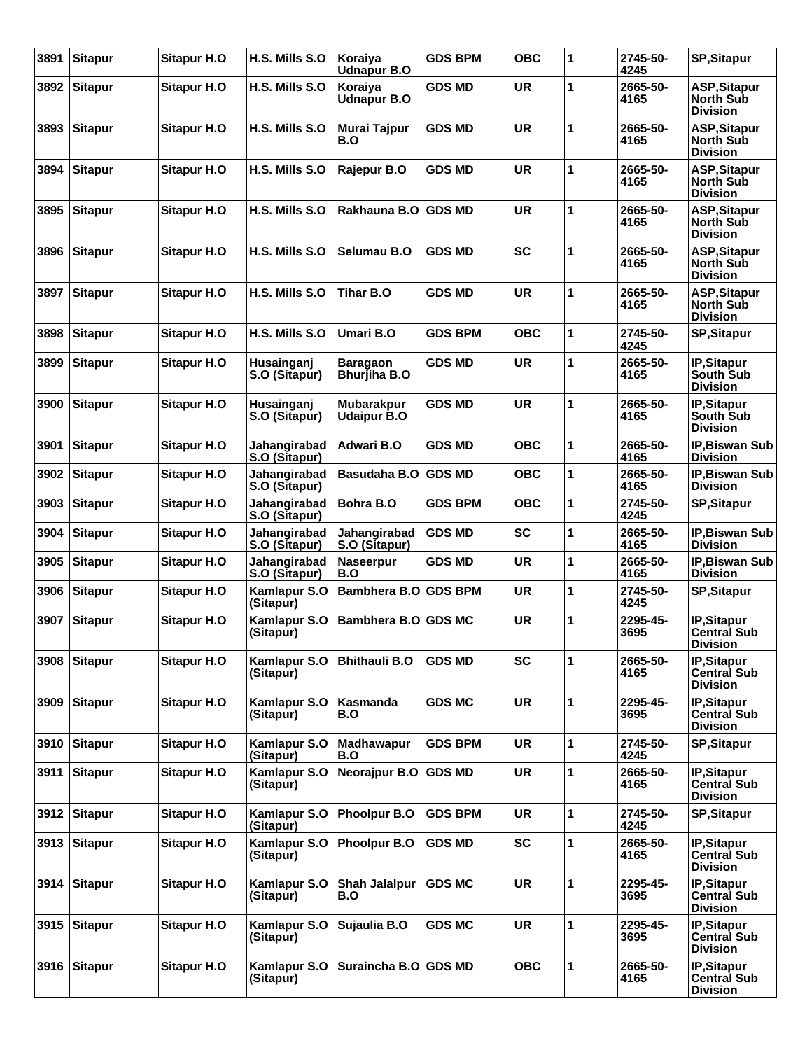| | | | | | | | | | |
|---|---|---|---|---|---|---|---|---|---|
| 3891 | Sitapur | Sitapur H.O | H.S. Mills S.O | Koraiya Udnapur B.O | GDS BPM | OBC | 1 | 2745-50-4245 | SP,Sitapur |
| 3892 | Sitapur | Sitapur H.O | H.S. Mills S.O | Koraiya Udnapur B.O | GDS MD | UR | 1 | 2665-50-4165 | ASP,Sitapur North Sub Division |
| 3893 | Sitapur | Sitapur H.O | H.S. Mills S.O | Murai Tajpur B.O | GDS MD | UR | 1 | 2665-50-4165 | ASP,Sitapur North Sub Division |
| 3894 | Sitapur | Sitapur H.O | H.S. Mills S.O | Rajepur B.O | GDS MD | UR | 1 | 2665-50-4165 | ASP,Sitapur North Sub Division |
| 3895 | Sitapur | Sitapur H.O | H.S. Mills S.O | Rakhauna B.O | GDS MD | UR | 1 | 2665-50-4165 | ASP,Sitapur North Sub Division |
| 3896 | Sitapur | Sitapur H.O | H.S. Mills S.O | Selumau B.O | GDS MD | SC | 1 | 2665-50-4165 | ASP,Sitapur North Sub Division |
| 3897 | Sitapur | Sitapur H.O | H.S. Mills S.O | Tihar B.O | GDS MD | UR | 1 | 2665-50-4165 | ASP,Sitapur North Sub Division |
| 3898 | Sitapur | Sitapur H.O | H.S. Mills S.O | Umari B.O | GDS BPM | OBC | 1 | 2745-50-4245 | SP,Sitapur |
| 3899 | Sitapur | Sitapur H.O | Husainganj S.O (Sitapur) | Baragaon Bhurjiha B.O | GDS MD | UR | 1 | 2665-50-4165 | IP,Sitapur South Sub Division |
| 3900 | Sitapur | Sitapur H.O | Husainganj S.O (Sitapur) | Mubarakpur Udaipur B.O | GDS MD | UR | 1 | 2665-50-4165 | IP,Sitapur South Sub Division |
| 3901 | Sitapur | Sitapur H.O | Jahangirabad S.O (Sitapur) | Adwari B.O | GDS MD | OBC | 1 | 2665-50-4165 | IP,Biswan Sub Division |
| 3902 | Sitapur | Sitapur H.O | Jahangirabad S.O (Sitapur) | Basudaha B.O | GDS MD | OBC | 1 | 2665-50-4165 | IP,Biswan Sub Division |
| 3903 | Sitapur | Sitapur H.O | Jahangirabad S.O (Sitapur) | Bohra B.O | GDS BPM | OBC | 1 | 2745-50-4245 | SP,Sitapur |
| 3904 | Sitapur | Sitapur H.O | Jahangirabad S.O (Sitapur) | Jahangirabad S.O (Sitapur) | GDS MD | SC | 1 | 2665-50-4165 | IP,Biswan Sub Division |
| 3905 | Sitapur | Sitapur H.O | Jahangirabad S.O (Sitapur) | Naseerpur B.O | GDS MD | UR | 1 | 2665-50-4165 | IP,Biswan Sub Division |
| 3906 | Sitapur | Sitapur H.O | Kamlapur S.O (Sitapur) | Bambhera B.O | GDS BPM | UR | 1 | 2745-50-4245 | SP,Sitapur |
| 3907 | Sitapur | Sitapur H.O | Kamlapur S.O (Sitapur) | Bambhera B.O | GDS MC | UR | 1 | 2295-45-3695 | IP,Sitapur Central Sub Division |
| 3908 | Sitapur | Sitapur H.O | Kamlapur S.O (Sitapur) | Bhithauli B.O | GDS MD | SC | 1 | 2665-50-4165 | IP,Sitapur Central Sub Division |
| 3909 | Sitapur | Sitapur H.O | Kamlapur S.O (Sitapur) | Kasmanda B.O | GDS MC | UR | 1 | 2295-45-3695 | IP,Sitapur Central Sub Division |
| 3910 | Sitapur | Sitapur H.O | Kamlapur S.O (Sitapur) | Madhawapur B.O | GDS BPM | UR | 1 | 2745-50-4245 | SP,Sitapur |
| 3911 | Sitapur | Sitapur H.O | Kamlapur S.O (Sitapur) | Neorajpur B.O | GDS MD | UR | 1 | 2665-50-4165 | IP,Sitapur Central Sub Division |
| 3912 | Sitapur | Sitapur H.O | Kamlapur S.O (Sitapur) | Phoolpur B.O | GDS BPM | UR | 1 | 2745-50-4245 | SP,Sitapur |
| 3913 | Sitapur | Sitapur H.O | Kamlapur S.O (Sitapur) | Phoolpur B.O | GDS MD | SC | 1 | 2665-50-4165 | IP,Sitapur Central Sub Division |
| 3914 | Sitapur | Sitapur H.O | Kamlapur S.O (Sitapur) | Shah Jalalpur B.O | GDS MC | UR | 1 | 2295-45-3695 | IP,Sitapur Central Sub Division |
| 3915 | Sitapur | Sitapur H.O | Kamlapur S.O (Sitapur) | Sujaulia B.O | GDS MC | UR | 1 | 2295-45-3695 | IP,Sitapur Central Sub Division |
| 3916 | Sitapur | Sitapur H.O | Kamlapur S.O (Sitapur) | Suraincha B.O | GDS MD | OBC | 1 | 2665-50-4165 | IP,Sitapur Central Sub Division |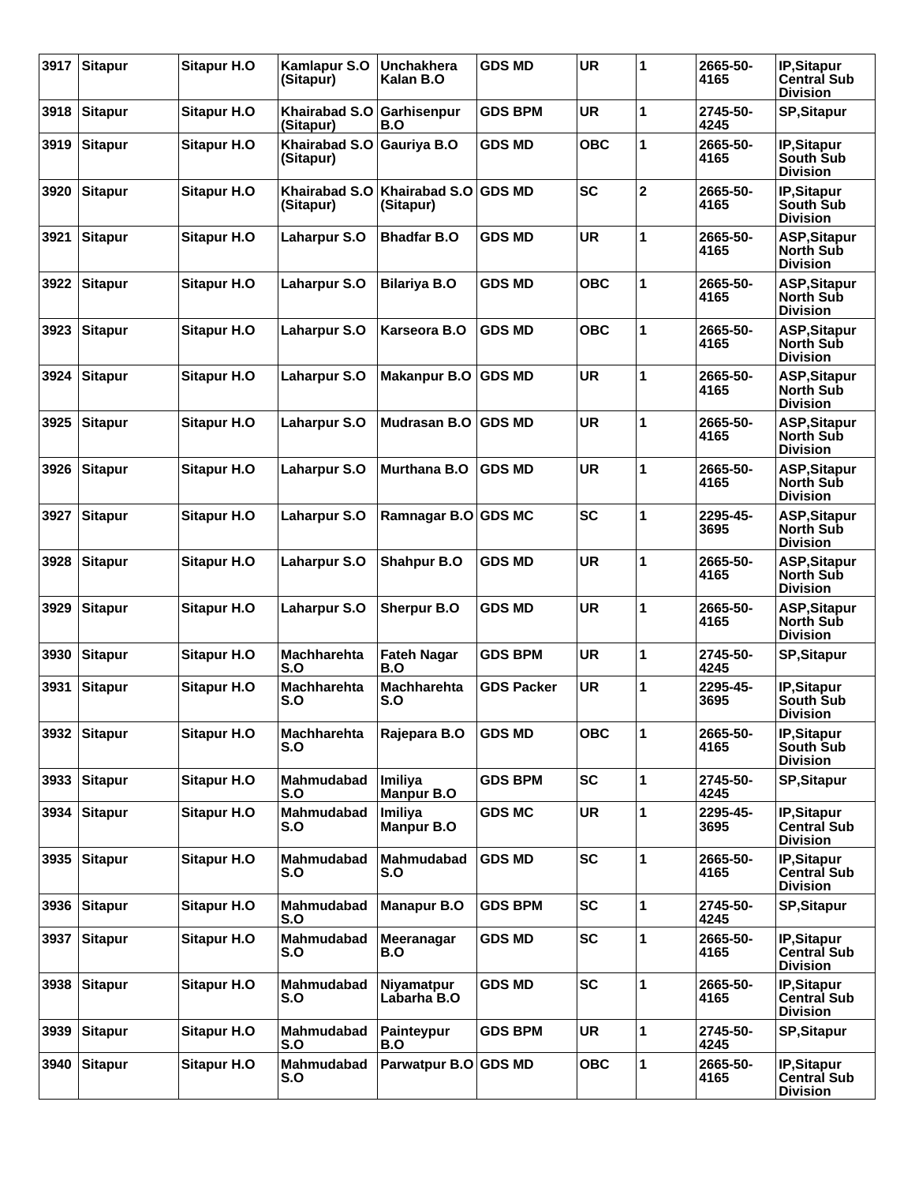| | | | | | | | | | |
|---|---|---|---|---|---|---|---|---|---|
| 3917 | Sitapur | Sitapur H.O | Kamlapur S.O (Sitapur) | Unchakhera Kalan B.O | GDS MD | UR | 1 | 2665-50-4165 | IP,Sitapur Central Sub Division |
| 3918 | Sitapur | Sitapur H.O | Khairabad S.O (Sitapur) | Garhisenpur B.O | GDS BPM | UR | 1 | 2745-50-4245 | SP,Sitapur |
| 3919 | Sitapur | Sitapur H.O | Khairabad S.O (Sitapur) | Gauriya B.O | GDS MD | OBC | 1 | 2665-50-4165 | IP,Sitapur South Sub Division |
| 3920 | Sitapur | Sitapur H.O | Khairabad S.O (Sitapur) | Khairabad S.O (Sitapur) | GDS MD | SC | 2 | 2665-50-4165 | IP,Sitapur South Sub Division |
| 3921 | Sitapur | Sitapur H.O | Laharpur S.O | Bhadfar B.O | GDS MD | UR | 1 | 2665-50-4165 | ASP,Sitapur North Sub Division |
| 3922 | Sitapur | Sitapur H.O | Laharpur S.O | Bilariya B.O | GDS MD | OBC | 1 | 2665-50-4165 | ASP,Sitapur North Sub Division |
| 3923 | Sitapur | Sitapur H.O | Laharpur S.O | Karseora B.O | GDS MD | OBC | 1 | 2665-50-4165 | ASP,Sitapur North Sub Division |
| 3924 | Sitapur | Sitapur H.O | Laharpur S.O | Makanpur B.O | GDS MD | UR | 1 | 2665-50-4165 | ASP,Sitapur North Sub Division |
| 3925 | Sitapur | Sitapur H.O | Laharpur S.O | Mudrasan B.O | GDS MD | UR | 1 | 2665-50-4165 | ASP,Sitapur North Sub Division |
| 3926 | Sitapur | Sitapur H.O | Laharpur S.O | Murthana B.O | GDS MD | UR | 1 | 2665-50-4165 | ASP,Sitapur North Sub Division |
| 3927 | Sitapur | Sitapur H.O | Laharpur S.O | Ramnagar B.O | GDS MC | SC | 1 | 2295-45-3695 | ASP,Sitapur North Sub Division |
| 3928 | Sitapur | Sitapur H.O | Laharpur S.O | Shahpur B.O | GDS MD | UR | 1 | 2665-50-4165 | ASP,Sitapur North Sub Division |
| 3929 | Sitapur | Sitapur H.O | Laharpur S.O | Sherpur B.O | GDS MD | UR | 1 | 2665-50-4165 | ASP,Sitapur North Sub Division |
| 3930 | Sitapur | Sitapur H.O | Machharehta S.O | Fateh Nagar B.O | GDS BPM | UR | 1 | 2745-50-4245 | SP,Sitapur |
| 3931 | Sitapur | Sitapur H.O | Machharehta S.O | Machharehta S.O | GDS Packer | UR | 1 | 2295-45-3695 | IP,Sitapur South Sub Division |
| 3932 | Sitapur | Sitapur H.O | Machharehta S.O | Rajepara B.O | GDS MD | OBC | 1 | 2665-50-4165 | IP,Sitapur South Sub Division |
| 3933 | Sitapur | Sitapur H.O | Mahmudabad S.O | Imiliya Manpur B.O | GDS BPM | SC | 1 | 2745-50-4245 | SP,Sitapur |
| 3934 | Sitapur | Sitapur H.O | Mahmudabad S.O | Imiliya Manpur B.O | GDS MC | UR | 1 | 2295-45-3695 | IP,Sitapur Central Sub Division |
| 3935 | Sitapur | Sitapur H.O | Mahmudabad S.O | Mahmudabad S.O | GDS MD | SC | 1 | 2665-50-4165 | IP,Sitapur Central Sub Division |
| 3936 | Sitapur | Sitapur H.O | Mahmudabad S.O | Manapur B.O | GDS BPM | SC | 1 | 2745-50-4245 | SP,Sitapur |
| 3937 | Sitapur | Sitapur H.O | Mahmudabad S.O | Meeranagar B.O | GDS MD | SC | 1 | 2665-50-4165 | IP,Sitapur Central Sub Division |
| 3938 | Sitapur | Sitapur H.O | Mahmudabad S.O | Niyamatpur Labarha B.O | GDS MD | SC | 1 | 2665-50-4165 | IP,Sitapur Central Sub Division |
| 3939 | Sitapur | Sitapur H.O | Mahmudabad S.O | Painteypur B.O | GDS BPM | UR | 1 | 2745-50-4245 | SP,Sitapur |
| 3940 | Sitapur | Sitapur H.O | Mahmudabad S.O | Parwatpur B.O | GDS MD | OBC | 1 | 2665-50-4165 | IP,Sitapur Central Sub Division |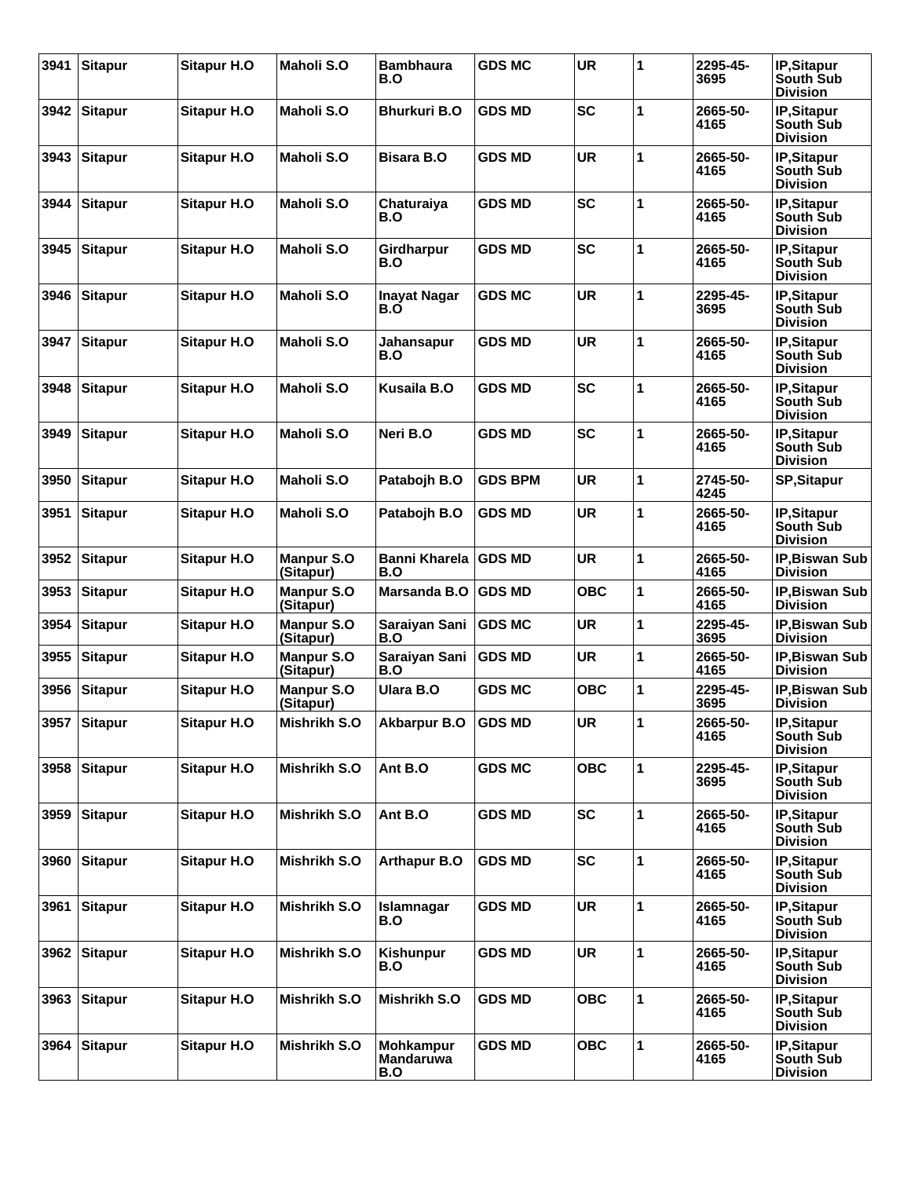| | | | | | | | | | |
|---|---|---|---|---|---|---|---|---|---|
| 3941 | Sitapur | Sitapur H.O | Maholi S.O | Bambhaura B.O | GDS MC | UR | 1 | 2295-45-3695 | IP,Sitapur South Sub Division |
| 3942 | Sitapur | Sitapur H.O | Maholi S.O | Bhurkuri B.O | GDS MD | SC | 1 | 2665-50-4165 | IP,Sitapur South Sub Division |
| 3943 | Sitapur | Sitapur H.O | Maholi S.O | Bisara B.O | GDS MD | UR | 1 | 2665-50-4165 | IP,Sitapur South Sub Division |
| 3944 | Sitapur | Sitapur H.O | Maholi S.O | Chaturaiya B.O | GDS MD | SC | 1 | 2665-50-4165 | IP,Sitapur South Sub Division |
| 3945 | Sitapur | Sitapur H.O | Maholi S.O | Girdharpur B.O | GDS MD | SC | 1 | 2665-50-4165 | IP,Sitapur South Sub Division |
| 3946 | Sitapur | Sitapur H.O | Maholi S.O | Inayat Nagar B.O | GDS MC | UR | 1 | 2295-45-3695 | IP,Sitapur South Sub Division |
| 3947 | Sitapur | Sitapur H.O | Maholi S.O | Jahansapur B.O | GDS MD | UR | 1 | 2665-50-4165 | IP,Sitapur South Sub Division |
| 3948 | Sitapur | Sitapur H.O | Maholi S.O | Kusaila B.O | GDS MD | SC | 1 | 2665-50-4165 | IP,Sitapur South Sub Division |
| 3949 | Sitapur | Sitapur H.O | Maholi S.O | Neri B.O | GDS MD | SC | 1 | 2665-50-4165 | IP,Sitapur South Sub Division |
| 3950 | Sitapur | Sitapur H.O | Maholi S.O | Patabojh B.O | GDS BPM | UR | 1 | 2745-50-4245 | SP,Sitapur |
| 3951 | Sitapur | Sitapur H.O | Maholi S.O | Patabojh B.O | GDS MD | UR | 1 | 2665-50-4165 | IP,Sitapur South Sub Division |
| 3952 | Sitapur | Sitapur H.O | Manpur S.O (Sitapur) | Banni Kharela B.O | GDS MD | UR | 1 | 2665-50-4165 | IP,Biswan Sub Division |
| 3953 | Sitapur | Sitapur H.O | Manpur S.O (Sitapur) | Marsanda B.O | GDS MD | OBC | 1 | 2665-50-4165 | IP,Biswan Sub Division |
| 3954 | Sitapur | Sitapur H.O | Manpur S.O (Sitapur) | Saraiyan Sani B.O | GDS MC | UR | 1 | 2295-45-3695 | IP,Biswan Sub Division |
| 3955 | Sitapur | Sitapur H.O | Manpur S.O (Sitapur) | Saraiyan Sani B.O | GDS MD | UR | 1 | 2665-50-4165 | IP,Biswan Sub Division |
| 3956 | Sitapur | Sitapur H.O | Manpur S.O (Sitapur) | Ulara B.O | GDS MC | OBC | 1 | 2295-45-3695 | IP,Biswan Sub Division |
| 3957 | Sitapur | Sitapur H.O | Mishrikh S.O | Akbarpur B.O | GDS MD | UR | 1 | 2665-50-4165 | IP,Sitapur South Sub Division |
| 3958 | Sitapur | Sitapur H.O | Mishrikh S.O | Ant B.O | GDS MC | OBC | 1 | 2295-45-3695 | IP,Sitapur South Sub Division |
| 3959 | Sitapur | Sitapur H.O | Mishrikh S.O | Ant B.O | GDS MD | SC | 1 | 2665-50-4165 | IP,Sitapur South Sub Division |
| 3960 | Sitapur | Sitapur H.O | Mishrikh S.O | Arthapur B.O | GDS MD | SC | 1 | 2665-50-4165 | IP,Sitapur South Sub Division |
| 3961 | Sitapur | Sitapur H.O | Mishrikh S.O | Islamnagar B.O | GDS MD | UR | 1 | 2665-50-4165 | IP,Sitapur South Sub Division |
| 3962 | Sitapur | Sitapur H.O | Mishrikh S.O | Kishunpur B.O | GDS MD | UR | 1 | 2665-50-4165 | IP,Sitapur South Sub Division |
| 3963 | Sitapur | Sitapur H.O | Mishrikh S.O | Mishrikh S.O | GDS MD | OBC | 1 | 2665-50-4165 | IP,Sitapur South Sub Division |
| 3964 | Sitapur | Sitapur H.O | Mishrikh S.O | Mohkampur Mandaruwa B.O | GDS MD | OBC | 1 | 2665-50-4165 | IP,Sitapur South Sub Division |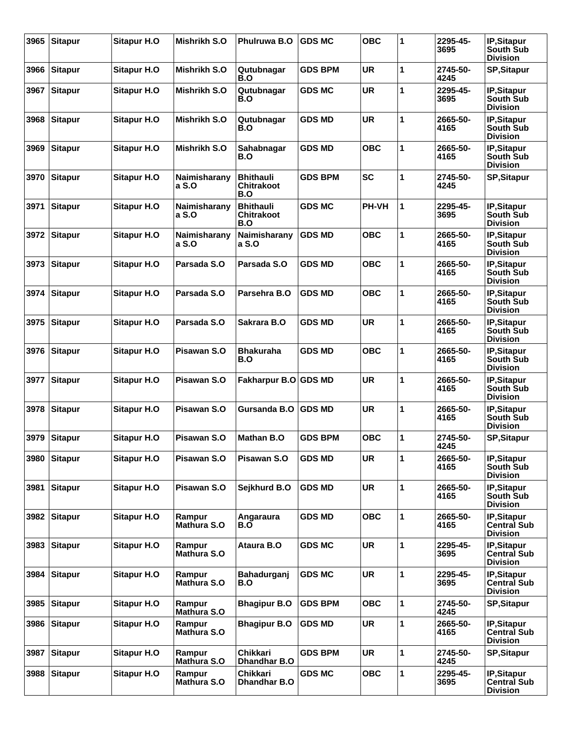| | | | | | | | | | |
|---|---|---|---|---|---|---|---|---|---|
| 3965 | Sitapur | Sitapur H.O | Mishrikh S.O | Phulruwa B.O | GDS MC | OBC | 1 | 2295-45-3695 | IP,Sitapur South Sub Division |
| 3966 | Sitapur | Sitapur H.O | Mishrikh S.O | Qutubnagar B.O | GDS BPM | UR | 1 | 2745-50-4245 | SP,Sitapur |
| 3967 | Sitapur | Sitapur H.O | Mishrikh S.O | Qutubnagar B.O | GDS MC | UR | 1 | 2295-45-3695 | IP,Sitapur South Sub Division |
| 3968 | Sitapur | Sitapur H.O | Mishrikh S.O | Qutubnagar B.O | GDS MD | UR | 1 | 2665-50-4165 | IP,Sitapur South Sub Division |
| 3969 | Sitapur | Sitapur H.O | Mishrikh S.O | Sahabnagar B.O | GDS MD | OBC | 1 | 2665-50-4165 | IP,Sitapur South Sub Division |
| 3970 | Sitapur | Sitapur H.O | Naimisharanya S.O | Bhithauli Chitrakoot B.O | GDS BPM | SC | 1 | 2745-50-4245 | SP,Sitapur |
| 3971 | Sitapur | Sitapur H.O | Naimisharanya S.O | Bhithauli Chitrakoot B.O | GDS MC | PH-VH | 1 | 2295-45-3695 | IP,Sitapur South Sub Division |
| 3972 | Sitapur | Sitapur H.O | Naimisharanya S.O | Naimisharanya S.O | GDS MD | OBC | 1 | 2665-50-4165 | IP,Sitapur South Sub Division |
| 3973 | Sitapur | Sitapur H.O | Parsada S.O | Parsada S.O | GDS MD | OBC | 1 | 2665-50-4165 | IP,Sitapur South Sub Division |
| 3974 | Sitapur | Sitapur H.O | Parsada S.O | Parsehra B.O | GDS MD | OBC | 1 | 2665-50-4165 | IP,Sitapur South Sub Division |
| 3975 | Sitapur | Sitapur H.O | Parsada S.O | Sakrara B.O | GDS MD | UR | 1 | 2665-50-4165 | IP,Sitapur South Sub Division |
| 3976 | Sitapur | Sitapur H.O | Pisawan S.O | Bhakuraha B.O | GDS MD | OBC | 1 | 2665-50-4165 | IP,Sitapur South Sub Division |
| 3977 | Sitapur | Sitapur H.O | Pisawan S.O | Fakharpur B.O | GDS MD | UR | 1 | 2665-50-4165 | IP,Sitapur South Sub Division |
| 3978 | Sitapur | Sitapur H.O | Pisawan S.O | Gursanda B.O | GDS MD | UR | 1 | 2665-50-4165 | IP,Sitapur South Sub Division |
| 3979 | Sitapur | Sitapur H.O | Pisawan S.O | Mathan B.O | GDS BPM | OBC | 1 | 2745-50-4245 | SP,Sitapur |
| 3980 | Sitapur | Sitapur H.O | Pisawan S.O | Pisawan S.O | GDS MD | UR | 1 | 2665-50-4165 | IP,Sitapur South Sub Division |
| 3981 | Sitapur | Sitapur H.O | Pisawan S.O | Sejkhurd B.O | GDS MD | UR | 1 | 2665-50-4165 | IP,Sitapur South Sub Division |
| 3982 | Sitapur | Sitapur H.O | Rampur Mathura S.O | Angaraura B.O | GDS MD | OBC | 1 | 2665-50-4165 | IP,Sitapur Central Sub Division |
| 3983 | Sitapur | Sitapur H.O | Rampur Mathura S.O | Ataura B.O | GDS MC | UR | 1 | 2295-45-3695 | IP,Sitapur Central Sub Division |
| 3984 | Sitapur | Sitapur H.O | Rampur Mathura S.O | Bahadurganj B.O | GDS MC | UR | 1 | 2295-45-3695 | IP,Sitapur Central Sub Division |
| 3985 | Sitapur | Sitapur H.O | Rampur Mathura S.O | Bhagipur B.O | GDS BPM | OBC | 1 | 2745-50-4245 | SP,Sitapur |
| 3986 | Sitapur | Sitapur H.O | Rampur Mathura S.O | Bhagipur B.O | GDS MD | UR | 1 | 2665-50-4165 | IP,Sitapur Central Sub Division |
| 3987 | Sitapur | Sitapur H.O | Rampur Mathura S.O | Chikkari Dhandhar B.O | GDS BPM | UR | 1 | 2745-50-4245 | SP,Sitapur |
| 3988 | Sitapur | Sitapur H.O | Rampur Mathura S.O | Chikkari Dhandhar B.O | GDS MC | OBC | 1 | 2295-45-3695 | IP,Sitapur Central Sub Division |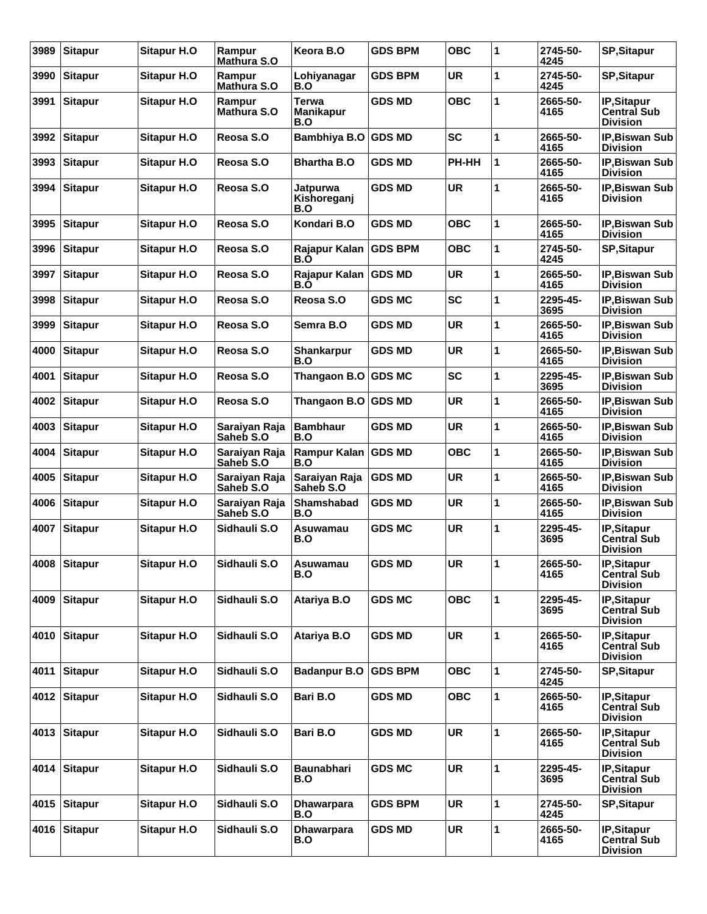| | | | | | | | | | |
|---|---|---|---|---|---|---|---|---|---|
| 3989 | Sitapur | Sitapur H.O | Rampur Mathura S.O | Keora B.O | GDS BPM | OBC | 1 | 2745-50-4245 | SP,Sitapur |
| 3990 | Sitapur | Sitapur H.O | Rampur Mathura S.O | Lohiyanagar B.O | GDS BPM | UR | 1 | 2745-50-4245 | SP,Sitapur |
| 3991 | Sitapur | Sitapur H.O | Rampur Mathura S.O | Terwa Manikapur B.O | GDS MD | OBC | 1 | 2665-50-4165 | IP,Sitapur Central Sub Division |
| 3992 | Sitapur | Sitapur H.O | Reosa S.O | Bambhiya B.O | GDS MD | SC | 1 | 2665-50-4165 | IP,Biswan Sub Division |
| 3993 | Sitapur | Sitapur H.O | Reosa S.O | Bhartha B.O | GDS MD | PH-HH | 1 | 2665-50-4165 | IP,Biswan Sub Division |
| 3994 | Sitapur | Sitapur H.O | Reosa S.O | Jatpurwa Kishoreganj B.O | GDS MD | UR | 1 | 2665-50-4165 | IP,Biswan Sub Division |
| 3995 | Sitapur | Sitapur H.O | Reosa S.O | Kondari B.O | GDS MD | OBC | 1 | 2665-50-4165 | IP,Biswan Sub Division |
| 3996 | Sitapur | Sitapur H.O | Reosa S.O | Rajapur Kalan B.O | GDS BPM | OBC | 1 | 2745-50-4245 | SP,Sitapur |
| 3997 | Sitapur | Sitapur H.O | Reosa S.O | Rajapur Kalan B.O | GDS MD | UR | 1 | 2665-50-4165 | IP,Biswan Sub Division |
| 3998 | Sitapur | Sitapur H.O | Reosa S.O | Reosa S.O | GDS MC | SC | 1 | 2295-45-3695 | IP,Biswan Sub Division |
| 3999 | Sitapur | Sitapur H.O | Reosa S.O | Semra B.O | GDS MD | UR | 1 | 2665-50-4165 | IP,Biswan Sub Division |
| 4000 | Sitapur | Sitapur H.O | Reosa S.O | Shankarpur B.O | GDS MD | UR | 1 | 2665-50-4165 | IP,Biswan Sub Division |
| 4001 | Sitapur | Sitapur H.O | Reosa S.O | Thangaon B.O | GDS MC | SC | 1 | 2295-45-3695 | IP,Biswan Sub Division |
| 4002 | Sitapur | Sitapur H.O | Reosa S.O | Thangaon B.O | GDS MD | UR | 1 | 2665-50-4165 | IP,Biswan Sub Division |
| 4003 | Sitapur | Sitapur H.O | Saraiyan Raja Saheb S.O | Bambhaur B.O | GDS MD | UR | 1 | 2665-50-4165 | IP,Biswan Sub Division |
| 4004 | Sitapur | Sitapur H.O | Saraiyan Raja Saheb S.O | Rampur Kalan B.O | GDS MD | OBC | 1 | 2665-50-4165 | IP,Biswan Sub Division |
| 4005 | Sitapur | Sitapur H.O | Saraiyan Raja Saheb S.O | Saraiyan Raja Saheb S.O | GDS MD | UR | 1 | 2665-50-4165 | IP,Biswan Sub Division |
| 4006 | Sitapur | Sitapur H.O | Saraiyan Raja Saheb S.O | Shamshabad B.O | GDS MD | UR | 1 | 2665-50-4165 | IP,Biswan Sub Division |
| 4007 | Sitapur | Sitapur H.O | Sidhauli S.O | Asuwamau B.O | GDS MC | UR | 1 | 2295-45-3695 | IP,Sitapur Central Sub Division |
| 4008 | Sitapur | Sitapur H.O | Sidhauli S.O | Asuwamau B.O | GDS MD | UR | 1 | 2665-50-4165 | IP,Sitapur Central Sub Division |
| 4009 | Sitapur | Sitapur H.O | Sidhauli S.O | Atariya B.O | GDS MC | OBC | 1 | 2295-45-3695 | IP,Sitapur Central Sub Division |
| 4010 | Sitapur | Sitapur H.O | Sidhauli S.O | Atariya B.O | GDS MD | UR | 1 | 2665-50-4165 | IP,Sitapur Central Sub Division |
| 4011 | Sitapur | Sitapur H.O | Sidhauli S.O | Badanpur B.O | GDS BPM | OBC | 1 | 2745-50-4245 | SP,Sitapur |
| 4012 | Sitapur | Sitapur H.O | Sidhauli S.O | Bari B.O | GDS MD | OBC | 1 | 2665-50-4165 | IP,Sitapur Central Sub Division |
| 4013 | Sitapur | Sitapur H.O | Sidhauli S.O | Bari B.O | GDS MD | UR | 1 | 2665-50-4165 | IP,Sitapur Central Sub Division |
| 4014 | Sitapur | Sitapur H.O | Sidhauli S.O | Baunabhari B.O | GDS MC | UR | 1 | 2295-45-3695 | IP,Sitapur Central Sub Division |
| 4015 | Sitapur | Sitapur H.O | Sidhauli S.O | Dhawarpara B.O | GDS BPM | UR | 1 | 2745-50-4245 | SP,Sitapur |
| 4016 | Sitapur | Sitapur H.O | Sidhauli S.O | Dhawarpara B.O | GDS MD | UR | 1 | 2665-50-4165 | IP,Sitapur Central Sub Division |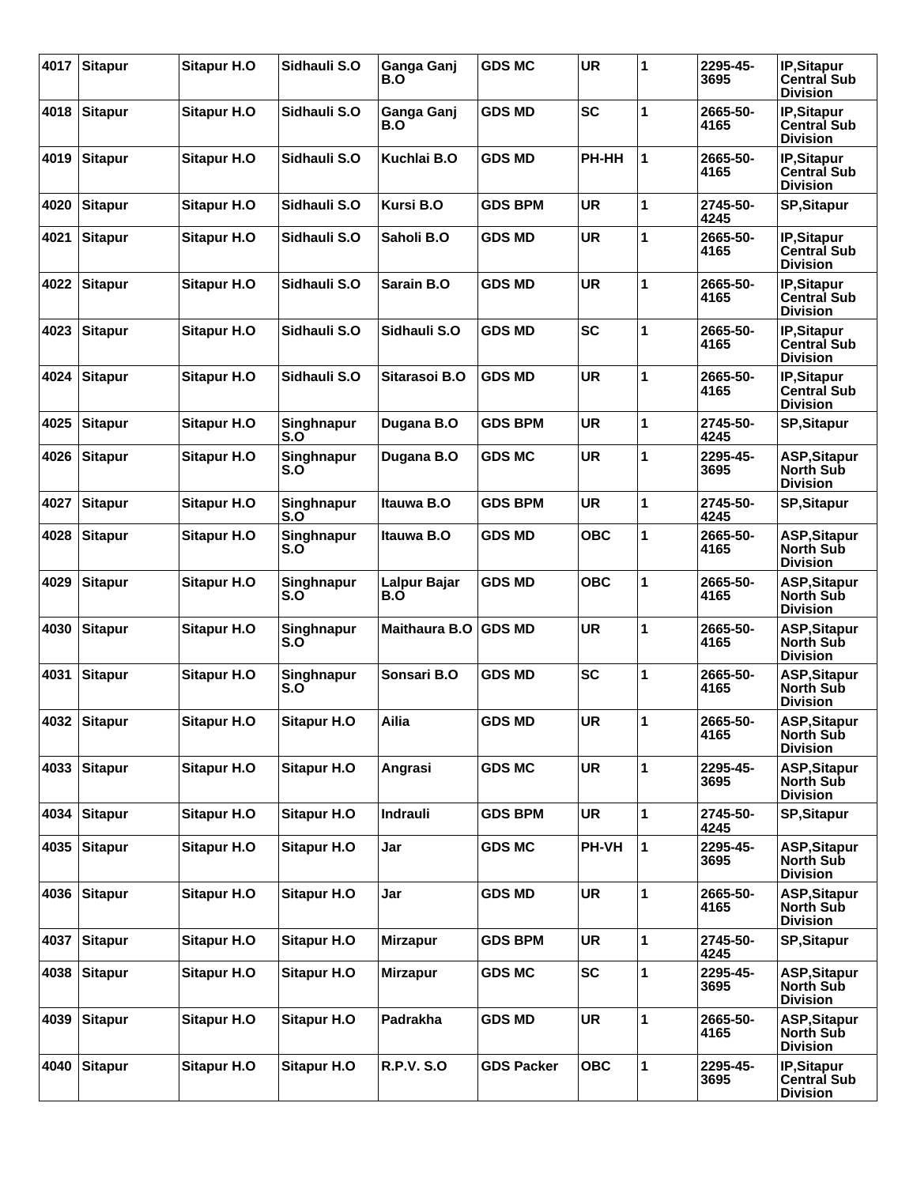| | | | | | | | | | |
|---|---|---|---|---|---|---|---|---|---|
| 4017 | Sitapur | Sitapur H.O | Sidhauli S.O | Ganga Ganj B.O | GDS MC | UR | 1 | 2295-45-3695 | IP,Sitapur Central Sub Division |
| 4018 | Sitapur | Sitapur H.O | Sidhauli S.O | Ganga Ganj B.O | GDS MD | SC | 1 | 2665-50-4165 | IP,Sitapur Central Sub Division |
| 4019 | Sitapur | Sitapur H.O | Sidhauli S.O | Kuchlai B.O | GDS MD | PH-HH | 1 | 2665-50-4165 | IP,Sitapur Central Sub Division |
| 4020 | Sitapur | Sitapur H.O | Sidhauli S.O | Kursi B.O | GDS BPM | UR | 1 | 2745-50-4245 | SP,Sitapur |
| 4021 | Sitapur | Sitapur H.O | Sidhauli S.O | Saholi B.O | GDS MD | UR | 1 | 2665-50-4165 | IP,Sitapur Central Sub Division |
| 4022 | Sitapur | Sitapur H.O | Sidhauli S.O | Sarain B.O | GDS MD | UR | 1 | 2665-50-4165 | IP,Sitapur Central Sub Division |
| 4023 | Sitapur | Sitapur H.O | Sidhauli S.O | Sidhauli S.O | GDS MD | SC | 1 | 2665-50-4165 | IP,Sitapur Central Sub Division |
| 4024 | Sitapur | Sitapur H.O | Sidhauli S.O | Sitarasoi B.O | GDS MD | UR | 1 | 2665-50-4165 | IP,Sitapur Central Sub Division |
| 4025 | Sitapur | Sitapur H.O | Singhnapur S.O | Dugana B.O | GDS BPM | UR | 1 | 2745-50-4245 | SP,Sitapur |
| 4026 | Sitapur | Sitapur H.O | Singhnapur S.O | Dugana B.O | GDS MC | UR | 1 | 2295-45-3695 | ASP,Sitapur North Sub Division |
| 4027 | Sitapur | Sitapur H.O | Singhnapur S.O | Itauwa B.O | GDS BPM | UR | 1 | 2745-50-4245 | SP,Sitapur |
| 4028 | Sitapur | Sitapur H.O | Singhnapur S.O | Itauwa B.O | GDS MD | OBC | 1 | 2665-50-4165 | ASP,Sitapur North Sub Division |
| 4029 | Sitapur | Sitapur H.O | Singhnapur S.O | Lalpur Bajar B.O | GDS MD | OBC | 1 | 2665-50-4165 | ASP,Sitapur North Sub Division |
| 4030 | Sitapur | Sitapur H.O | Singhnapur S.O | Maithaura B.O | GDS MD | UR | 1 | 2665-50-4165 | ASP,Sitapur North Sub Division |
| 4031 | Sitapur | Sitapur H.O | Singhnapur S.O | Sonsari B.O | GDS MD | SC | 1 | 2665-50-4165 | ASP,Sitapur North Sub Division |
| 4032 | Sitapur | Sitapur H.O | Sitapur H.O | Ailia | GDS MD | UR | 1 | 2665-50-4165 | ASP,Sitapur North Sub Division |
| 4033 | Sitapur | Sitapur H.O | Sitapur H.O | Angrasi | GDS MC | UR | 1 | 2295-45-3695 | ASP,Sitapur North Sub Division |
| 4034 | Sitapur | Sitapur H.O | Sitapur H.O | Indrauli | GDS BPM | UR | 1 | 2745-50-4245 | SP,Sitapur |
| 4035 | Sitapur | Sitapur H.O | Sitapur H.O | Jar | GDS MC | PH-VH | 1 | 2295-45-3695 | ASP,Sitapur North Sub Division |
| 4036 | Sitapur | Sitapur H.O | Sitapur H.O | Jar | GDS MD | UR | 1 | 2665-50-4165 | ASP,Sitapur North Sub Division |
| 4037 | Sitapur | Sitapur H.O | Sitapur H.O | Mirzapur | GDS BPM | UR | 1 | 2745-50-4245 | SP,Sitapur |
| 4038 | Sitapur | Sitapur H.O | Sitapur H.O | Mirzapur | GDS MC | SC | 1 | 2295-45-3695 | ASP,Sitapur North Sub Division |
| 4039 | Sitapur | Sitapur H.O | Sitapur H.O | Padrakha | GDS MD | UR | 1 | 2665-50-4165 | ASP,Sitapur North Sub Division |
| 4040 | Sitapur | Sitapur H.O | Sitapur H.O | R.P.V. S.O | GDS Packer | OBC | 1 | 2295-45-3695 | IP,Sitapur Central Sub Division |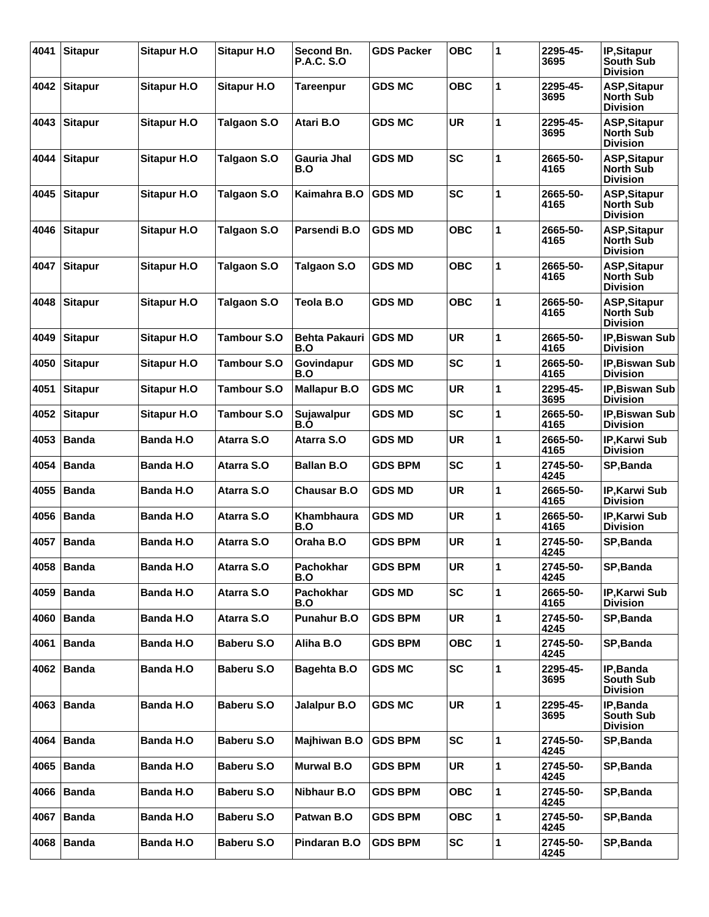| | | | | | | | | | |
|---|---|---|---|---|---|---|---|---|---|
| 4041 | Sitapur | Sitapur H.O | Sitapur H.O | Second Bn. P.A.C. S.O | GDS Packer | OBC | 1 | 2295-45-3695 | IP,Sitapur South Sub Division |
| 4042 | Sitapur | Sitapur H.O | Sitapur H.O | Tareenpur | GDS MC | OBC | 1 | 2295-45-3695 | ASP,Sitapur North Sub Division |
| 4043 | Sitapur | Sitapur H.O | Talgaon S.O | Atari B.O | GDS MC | UR | 1 | 2295-45-3695 | ASP,Sitapur North Sub Division |
| 4044 | Sitapur | Sitapur H.O | Talgaon S.O | Gauria Jhal B.O | GDS MD | SC | 1 | 2665-50-4165 | ASP,Sitapur North Sub Division |
| 4045 | Sitapur | Sitapur H.O | Talgaon S.O | Kaimahra B.O | GDS MD | SC | 1 | 2665-50-4165 | ASP,Sitapur North Sub Division |
| 4046 | Sitapur | Sitapur H.O | Talgaon S.O | Parsendi B.O | GDS MD | OBC | 1 | 2665-50-4165 | ASP,Sitapur North Sub Division |
| 4047 | Sitapur | Sitapur H.O | Talgaon S.O | Talgaon S.O | GDS MD | OBC | 1 | 2665-50-4165 | ASP,Sitapur North Sub Division |
| 4048 | Sitapur | Sitapur H.O | Talgaon S.O | Teola B.O | GDS MD | OBC | 1 | 2665-50-4165 | ASP,Sitapur North Sub Division |
| 4049 | Sitapur | Sitapur H.O | Tambour S.O | Behta Pakauri B.O | GDS MD | UR | 1 | 2665-50-4165 | IP,Biswan Sub Division |
| 4050 | Sitapur | Sitapur H.O | Tambour S.O | Govindapur B.O | GDS MD | SC | 1 | 2665-50-4165 | IP,Biswan Sub Division |
| 4051 | Sitapur | Sitapur H.O | Tambour S.O | Mallapur B.O | GDS MC | UR | 1 | 2295-45-3695 | IP,Biswan Sub Division |
| 4052 | Sitapur | Sitapur H.O | Tambour S.O | Sujawalpur B.O | GDS MD | SC | 1 | 2665-50-4165 | IP,Biswan Sub Division |
| 4053 | Banda | Banda H.O | Atarra S.O | Atarra S.O | GDS MD | UR | 1 | 2665-50-4165 | IP,Karwi Sub Division |
| 4054 | Banda | Banda H.O | Atarra S.O | Ballan B.O | GDS BPM | SC | 1 | 2745-50-4245 | SP,Banda |
| 4055 | Banda | Banda H.O | Atarra S.O | Chausar B.O | GDS MD | UR | 1 | 2665-50-4165 | IP,Karwi Sub Division |
| 4056 | Banda | Banda H.O | Atarra S.O | Khambhaura B.O | GDS MD | UR | 1 | 2665-50-4165 | IP,Karwi Sub Division |
| 4057 | Banda | Banda H.O | Atarra S.O | Oraha B.O | GDS BPM | UR | 1 | 2745-50-4245 | SP,Banda |
| 4058 | Banda | Banda H.O | Atarra S.O | Pachokhar B.O | GDS BPM | UR | 1 | 2745-50-4245 | SP,Banda |
| 4059 | Banda | Banda H.O | Atarra S.O | Pachokhar B.O | GDS MD | SC | 1 | 2665-50-4165 | IP,Karwi Sub Division |
| 4060 | Banda | Banda H.O | Atarra S.O | Punahur B.O | GDS BPM | UR | 1 | 2745-50-4245 | SP,Banda |
| 4061 | Banda | Banda H.O | Baberu S.O | Aliha B.O | GDS BPM | OBC | 1 | 2745-50-4245 | SP,Banda |
| 4062 | Banda | Banda H.O | Baberu S.O | Bagehta B.O | GDS MC | SC | 1 | 2295-45-3695 | IP,Banda South Sub Division |
| 4063 | Banda | Banda H.O | Baberu S.O | Jalalpur B.O | GDS MC | UR | 1 | 2295-45-3695 | IP,Banda South Sub Division |
| 4064 | Banda | Banda H.O | Baberu S.O | Majhiwan B.O | GDS BPM | SC | 1 | 2745-50-4245 | SP,Banda |
| 4065 | Banda | Banda H.O | Baberu S.O | Murwal B.O | GDS BPM | UR | 1 | 2745-50-4245 | SP,Banda |
| 4066 | Banda | Banda H.O | Baberu S.O | Nibhaur B.O | GDS BPM | OBC | 1 | 2745-50-4245 | SP,Banda |
| 4067 | Banda | Banda H.O | Baberu S.O | Patwan B.O | GDS BPM | OBC | 1 | 2745-50-4245 | SP,Banda |
| 4068 | Banda | Banda H.O | Baberu S.O | Pindaran B.O | GDS BPM | SC | 1 | 2745-50-4245 | SP,Banda |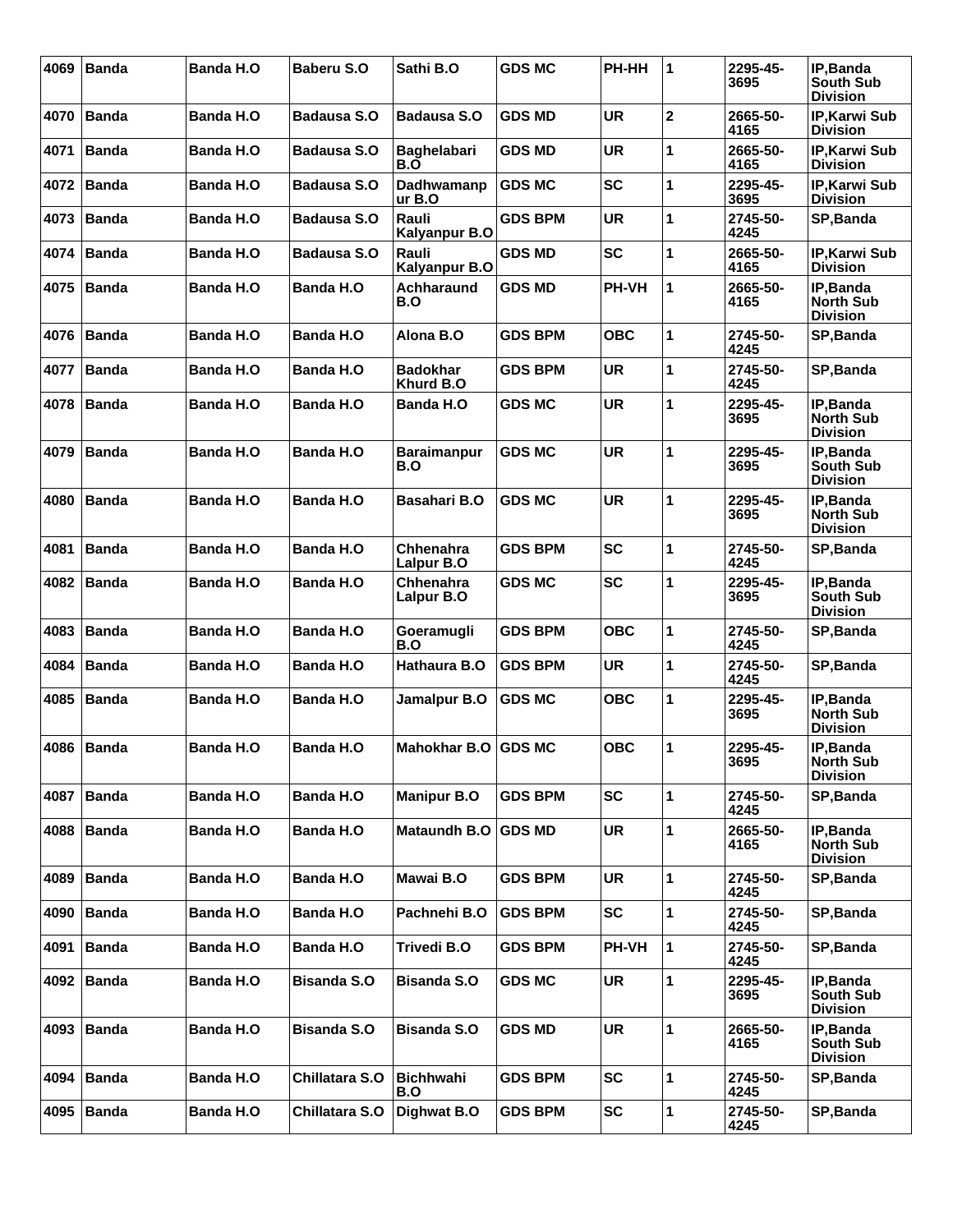| | | | | | | | | | |
|---|---|---|---|---|---|---|---|---|---|
| 4069 | Banda | Banda H.O | Baberu S.O | Sathi B.O | GDS MC | PH-HH | 1 | 2295-45-3695 | IP,Banda South Sub Division |
| 4070 | Banda | Banda H.O | Badausa S.O | Badausa S.O | GDS MD | UR | 2 | 2665-50-4165 | IP,Karwi Sub Division |
| 4071 | Banda | Banda H.O | Badausa S.O | Baghelabari B.O | GDS MD | UR | 1 | 2665-50-4165 | IP,Karwi Sub Division |
| 4072 | Banda | Banda H.O | Badausa S.O | Dadhwamanpur B.O | GDS MC | SC | 1 | 2295-45-3695 | IP,Karwi Sub Division |
| 4073 | Banda | Banda H.O | Badausa S.O | Rauli Kalyanpur B.O | GDS BPM | UR | 1 | 2745-50-4245 | SP,Banda |
| 4074 | Banda | Banda H.O | Badausa S.O | Rauli Kalyanpur B.O | GDS MD | SC | 1 | 2665-50-4165 | IP,Karwi Sub Division |
| 4075 | Banda | Banda H.O | Banda H.O | Achharaund B.O | GDS MD | PH-VH | 1 | 2665-50-4165 | IP,Banda North Sub Division |
| 4076 | Banda | Banda H.O | Banda H.O | Alona B.O | GDS BPM | OBC | 1 | 2745-50-4245 | SP,Banda |
| 4077 | Banda | Banda H.O | Banda H.O | Badokhar Khurd B.O | GDS BPM | UR | 1 | 2745-50-4245 | SP,Banda |
| 4078 | Banda | Banda H.O | Banda H.O | Banda H.O | GDS MC | UR | 1 | 2295-45-3695 | IP,Banda North Sub Division |
| 4079 | Banda | Banda H.O | Banda H.O | Baraimanpur B.O | GDS MC | UR | 1 | 2295-45-3695 | IP,Banda South Sub Division |
| 4080 | Banda | Banda H.O | Banda H.O | Basahari B.O | GDS MC | UR | 1 | 2295-45-3695 | IP,Banda North Sub Division |
| 4081 | Banda | Banda H.O | Banda H.O | Chhenahra Lalpur B.O | GDS BPM | SC | 1 | 2745-50-4245 | SP,Banda |
| 4082 | Banda | Banda H.O | Banda H.O | Chhenahra Lalpur B.O | GDS MC | SC | 1 | 2295-45-3695 | IP,Banda South Sub Division |
| 4083 | Banda | Banda H.O | Banda H.O | Goeramugli B.O | GDS BPM | OBC | 1 | 2745-50-4245 | SP,Banda |
| 4084 | Banda | Banda H.O | Banda H.O | Hathaura B.O | GDS BPM | UR | 1 | 2745-50-4245 | SP,Banda |
| 4085 | Banda | Banda H.O | Banda H.O | Jamalpur B.O | GDS MC | OBC | 1 | 2295-45-3695 | IP,Banda North Sub Division |
| 4086 | Banda | Banda H.O | Banda H.O | Mahokhar B.O | GDS MC | OBC | 1 | 2295-45-3695 | IP,Banda North Sub Division |
| 4087 | Banda | Banda H.O | Banda H.O | Manipur B.O | GDS BPM | SC | 1 | 2745-50-4245 | SP,Banda |
| 4088 | Banda | Banda H.O | Banda H.O | Mataundh B.O | GDS MD | UR | 1 | 2665-50-4165 | IP,Banda North Sub Division |
| 4089 | Banda | Banda H.O | Banda H.O | Mawai B.O | GDS BPM | UR | 1 | 2745-50-4245 | SP,Banda |
| 4090 | Banda | Banda H.O | Banda H.O | Pachnehi B.O | GDS BPM | SC | 1 | 2745-50-4245 | SP,Banda |
| 4091 | Banda | Banda H.O | Banda H.O | Trivedi B.O | GDS BPM | PH-VH | 1 | 2745-50-4245 | SP,Banda |
| 4092 | Banda | Banda H.O | Bisanda S.O | Bisanda S.O | GDS MC | UR | 1 | 2295-45-3695 | IP,Banda South Sub Division |
| 4093 | Banda | Banda H.O | Bisanda S.O | Bisanda S.O | GDS MD | UR | 1 | 2665-50-4165 | IP,Banda South Sub Division |
| 4094 | Banda | Banda H.O | Chillatara S.O | Bichhwahi B.O | GDS BPM | SC | 1 | 2745-50-4245 | SP,Banda |
| 4095 | Banda | Banda H.O | Chillatara S.O | Dighwat B.O | GDS BPM | SC | 1 | 2745-50-4245 | SP,Banda |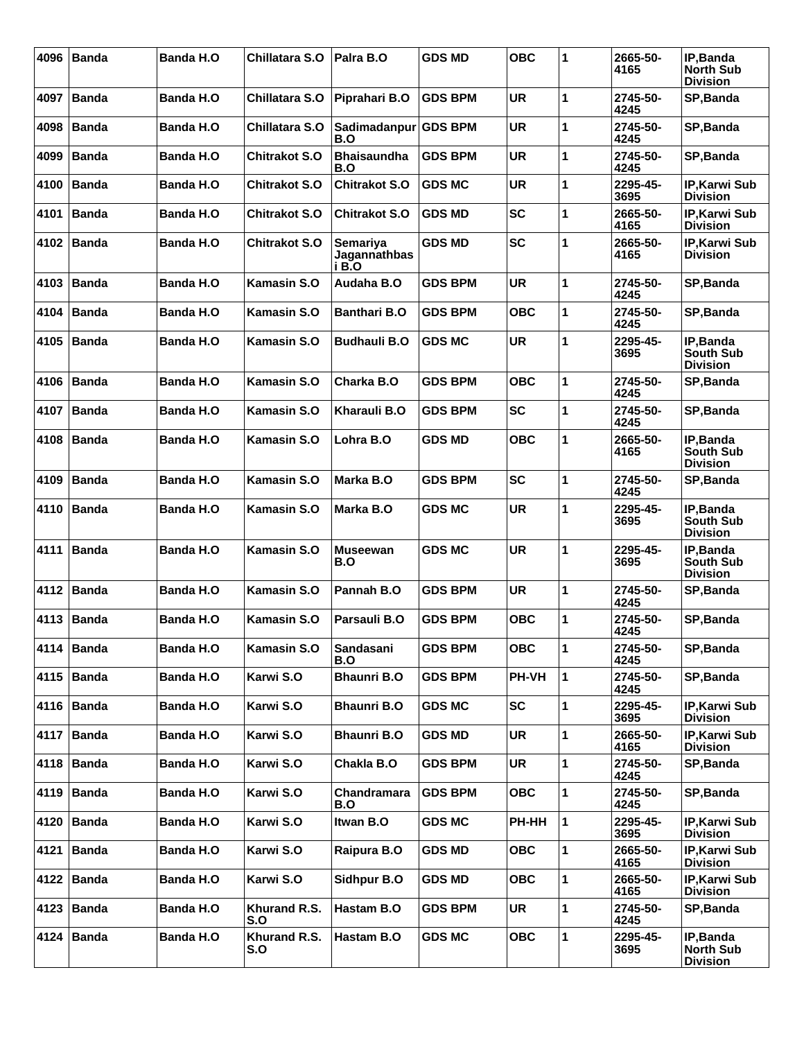| | | | | | | | | | |
|---|---|---|---|---|---|---|---|---|---|
| 4096 | Banda | Banda H.O | Chillatara S.O | Palra B.O | GDS MD | OBC | 1 | 2665-50-4165 | IP,Banda North Sub Division |
| 4097 | Banda | Banda H.O | Chillatara S.O | Piprahari B.O | GDS BPM | UR | 1 | 2745-50-4245 | SP,Banda |
| 4098 | Banda | Banda H.O | Chillatara S.O | Sadimadanpur B.O | GDS BPM | UR | 1 | 2745-50-4245 | SP,Banda |
| 4099 | Banda | Banda H.O | Chitrakot S.O | Bhaisaundha B.O | GDS BPM | UR | 1 | 2745-50-4245 | SP,Banda |
| 4100 | Banda | Banda H.O | Chitrakot S.O | Chitrakot S.O | GDS MC | UR | 1 | 2295-45-3695 | IP,Karwi Sub Division |
| 4101 | Banda | Banda H.O | Chitrakot S.O | Chitrakot S.O | GDS MD | SC | 1 | 2665-50-4165 | IP,Karwi Sub Division |
| 4102 | Banda | Banda H.O | Chitrakot S.O | Semariya Jagannathbas i B.O | GDS MD | SC | 1 | 2665-50-4165 | IP,Karwi Sub Division |
| 4103 | Banda | Banda H.O | Kamasin S.O | Audaha B.O | GDS BPM | UR | 1 | 2745-50-4245 | SP,Banda |
| 4104 | Banda | Banda H.O | Kamasin S.O | Banthari B.O | GDS BPM | OBC | 1 | 2745-50-4245 | SP,Banda |
| 4105 | Banda | Banda H.O | Kamasin S.O | Budhauli B.O | GDS MC | UR | 1 | 2295-45-3695 | IP,Banda South Sub Division |
| 4106 | Banda | Banda H.O | Kamasin S.O | Charka B.O | GDS BPM | OBC | 1 | 2745-50-4245 | SP,Banda |
| 4107 | Banda | Banda H.O | Kamasin S.O | Kharauli B.O | GDS BPM | SC | 1 | 2745-50-4245 | SP,Banda |
| 4108 | Banda | Banda H.O | Kamasin S.O | Lohra B.O | GDS MD | OBC | 1 | 2665-50-4165 | IP,Banda South Sub Division |
| 4109 | Banda | Banda H.O | Kamasin S.O | Marka B.O | GDS BPM | SC | 1 | 2745-50-4245 | SP,Banda |
| 4110 | Banda | Banda H.O | Kamasin S.O | Marka B.O | GDS MC | UR | 1 | 2295-45-3695 | IP,Banda South Sub Division |
| 4111 | Banda | Banda H.O | Kamasin S.O | Museewan B.O | GDS MC | UR | 1 | 2295-45-3695 | IP,Banda South Sub Division |
| 4112 | Banda | Banda H.O | Kamasin S.O | Pannah B.O | GDS BPM | UR | 1 | 2745-50-4245 | SP,Banda |
| 4113 | Banda | Banda H.O | Kamasin S.O | Parsauli B.O | GDS BPM | OBC | 1 | 2745-50-4245 | SP,Banda |
| 4114 | Banda | Banda H.O | Kamasin S.O | Sandasani B.O | GDS BPM | OBC | 1 | 2745-50-4245 | SP,Banda |
| 4115 | Banda | Banda H.O | Karwi S.O | Bhaunri B.O | GDS BPM | PH-VH | 1 | 2745-50-4245 | SP,Banda |
| 4116 | Banda | Banda H.O | Karwi S.O | Bhaunri B.O | GDS MC | SC | 1 | 2295-45-3695 | IP,Karwi Sub Division |
| 4117 | Banda | Banda H.O | Karwi S.O | Bhaunri B.O | GDS MD | UR | 1 | 2665-50-4165 | IP,Karwi Sub Division |
| 4118 | Banda | Banda H.O | Karwi S.O | Chakla B.O | GDS BPM | UR | 1 | 2745-50-4245 | SP,Banda |
| 4119 | Banda | Banda H.O | Karwi S.O | Chandramara B.O | GDS BPM | OBC | 1 | 2745-50-4245 | SP,Banda |
| 4120 | Banda | Banda H.O | Karwi S.O | Itwan B.O | GDS MC | PH-HH | 1 | 2295-45-3695 | IP,Karwi Sub Division |
| 4121 | Banda | Banda H.O | Karwi S.O | Raipura B.O | GDS MD | OBC | 1 | 2665-50-4165 | IP,Karwi Sub Division |
| 4122 | Banda | Banda H.O | Karwi S.O | Sidhpur B.O | GDS MD | OBC | 1 | 2665-50-4165 | IP,Karwi Sub Division |
| 4123 | Banda | Banda H.O | Khurand R.S. S.O | Hastam B.O | GDS BPM | UR | 1 | 2745-50-4245 | SP,Banda |
| 4124 | Banda | Banda H.O | Khurand R.S. S.O | Hastam B.O | GDS MC | OBC | 1 | 2295-45-3695 | IP,Banda North Sub Division |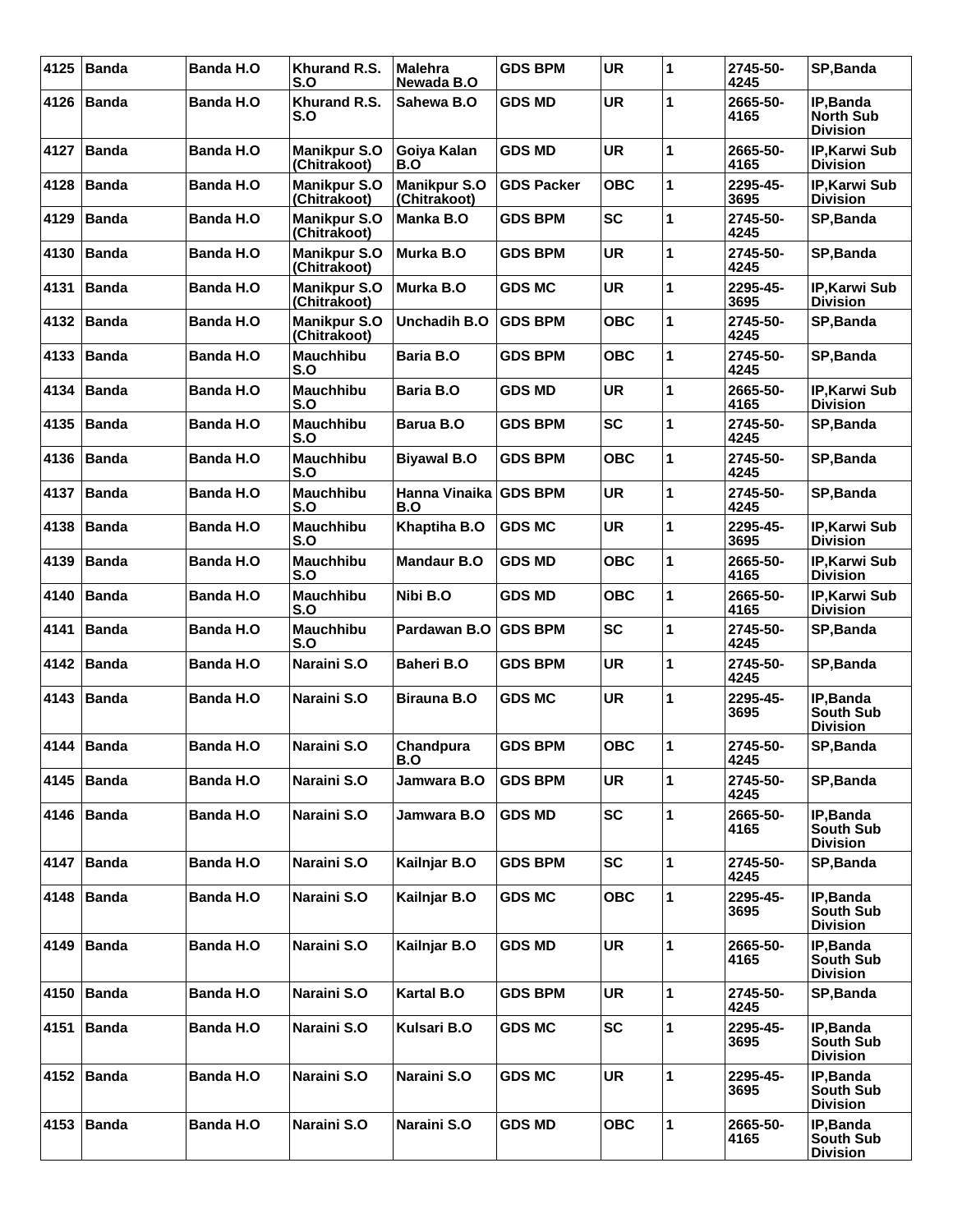| | | | | | | | | | |
|---|---|---|---|---|---|---|---|---|---|
| 4125 | Banda | Banda H.O | Khurand R.S. S.O | Malehra Newada B.O | GDS BPM | UR | 1 | 2745-50-4245 | SP,Banda |
| 4126 | Banda | Banda H.O | Khurand R.S. S.O | Sahewa B.O | GDS MD | UR | 1 | 2665-50-4165 | IP,Banda North Sub Division |
| 4127 | Banda | Banda H.O | Manikpur S.O (Chitrakoot) | Goiya Kalan B.O | GDS MD | UR | 1 | 2665-50-4165 | IP,Karwi Sub Division |
| 4128 | Banda | Banda H.O | Manikpur S.O (Chitrakoot) | Manikpur S.O (Chitrakoot) | GDS Packer | OBC | 1 | 2295-45-3695 | IP,Karwi Sub Division |
| 4129 | Banda | Banda H.O | Manikpur S.O (Chitrakoot) | Manka B.O | GDS BPM | SC | 1 | 2745-50-4245 | SP,Banda |
| 4130 | Banda | Banda H.O | Manikpur S.O (Chitrakoot) | Murka B.O | GDS BPM | UR | 1 | 2745-50-4245 | SP,Banda |
| 4131 | Banda | Banda H.O | Manikpur S.O (Chitrakoot) | Murka B.O | GDS MC | UR | 1 | 2295-45-3695 | IP,Karwi Sub Division |
| 4132 | Banda | Banda H.O | Manikpur S.O (Chitrakoot) | Unchadih B.O | GDS BPM | OBC | 1 | 2745-50-4245 | SP,Banda |
| 4133 | Banda | Banda H.O | Mauchhibu S.O | Baria B.O | GDS BPM | OBC | 1 | 2745-50-4245 | SP,Banda |
| 4134 | Banda | Banda H.O | Mauchhibu S.O | Baria B.O | GDS MD | UR | 1 | 2665-50-4165 | IP,Karwi Sub Division |
| 4135 | Banda | Banda H.O | Mauchhibu S.O | Barua B.O | GDS BPM | SC | 1 | 2745-50-4245 | SP,Banda |
| 4136 | Banda | Banda H.O | Mauchhibu S.O | Biyawal B.O | GDS BPM | OBC | 1 | 2745-50-4245 | SP,Banda |
| 4137 | Banda | Banda H.O | Mauchhibu S.O | Hanna Vinaika B.O | GDS BPM | UR | 1 | 2745-50-4245 | SP,Banda |
| 4138 | Banda | Banda H.O | Mauchhibu S.O | Khaptiha B.O | GDS MC | UR | 1 | 2295-45-3695 | IP,Karwi Sub Division |
| 4139 | Banda | Banda H.O | Mauchhibu S.O | Mandaur B.O | GDS MD | OBC | 1 | 2665-50-4165 | IP,Karwi Sub Division |
| 4140 | Banda | Banda H.O | Mauchhibu S.O | Nibi B.O | GDS MD | OBC | 1 | 2665-50-4165 | IP,Karwi Sub Division |
| 4141 | Banda | Banda H.O | Mauchhibu S.O | Pardawan B.O | GDS BPM | SC | 1 | 2745-50-4245 | SP,Banda |
| 4142 | Banda | Banda H.O | Naraini S.O | Baheri B.O | GDS BPM | UR | 1 | 2745-50-4245 | SP,Banda |
| 4143 | Banda | Banda H.O | Naraini S.O | Birauna B.O | GDS MC | UR | 1 | 2295-45-3695 | IP,Banda South Sub Division |
| 4144 | Banda | Banda H.O | Naraini S.O | Chandpura B.O | GDS BPM | OBC | 1 | 2745-50-4245 | SP,Banda |
| 4145 | Banda | Banda H.O | Naraini S.O | Jamwara B.O | GDS BPM | UR | 1 | 2745-50-4245 | SP,Banda |
| 4146 | Banda | Banda H.O | Naraini S.O | Jamwara B.O | GDS MD | SC | 1 | 2665-50-4165 | IP,Banda South Sub Division |
| 4147 | Banda | Banda H.O | Naraini S.O | Kailnjar B.O | GDS BPM | SC | 1 | 2745-50-4245 | SP,Banda |
| 4148 | Banda | Banda H.O | Naraini S.O | Kailnjar B.O | GDS MC | OBC | 1 | 2295-45-3695 | IP,Banda South Sub Division |
| 4149 | Banda | Banda H.O | Naraini S.O | Kailnjar B.O | GDS MD | UR | 1 | 2665-50-4165 | IP,Banda South Sub Division |
| 4150 | Banda | Banda H.O | Naraini S.O | Kartal B.O | GDS BPM | UR | 1 | 2745-50-4245 | SP,Banda |
| 4151 | Banda | Banda H.O | Naraini S.O | Kulsari B.O | GDS MC | SC | 1 | 2295-45-3695 | IP,Banda South Sub Division |
| 4152 | Banda | Banda H.O | Naraini S.O | Naraini S.O | GDS MC | UR | 1 | 2295-45-3695 | IP,Banda South Sub Division |
| 4153 | Banda | Banda H.O | Naraini S.O | Naraini S.O | GDS MD | OBC | 1 | 2665-50-4165 | IP,Banda South Sub Division |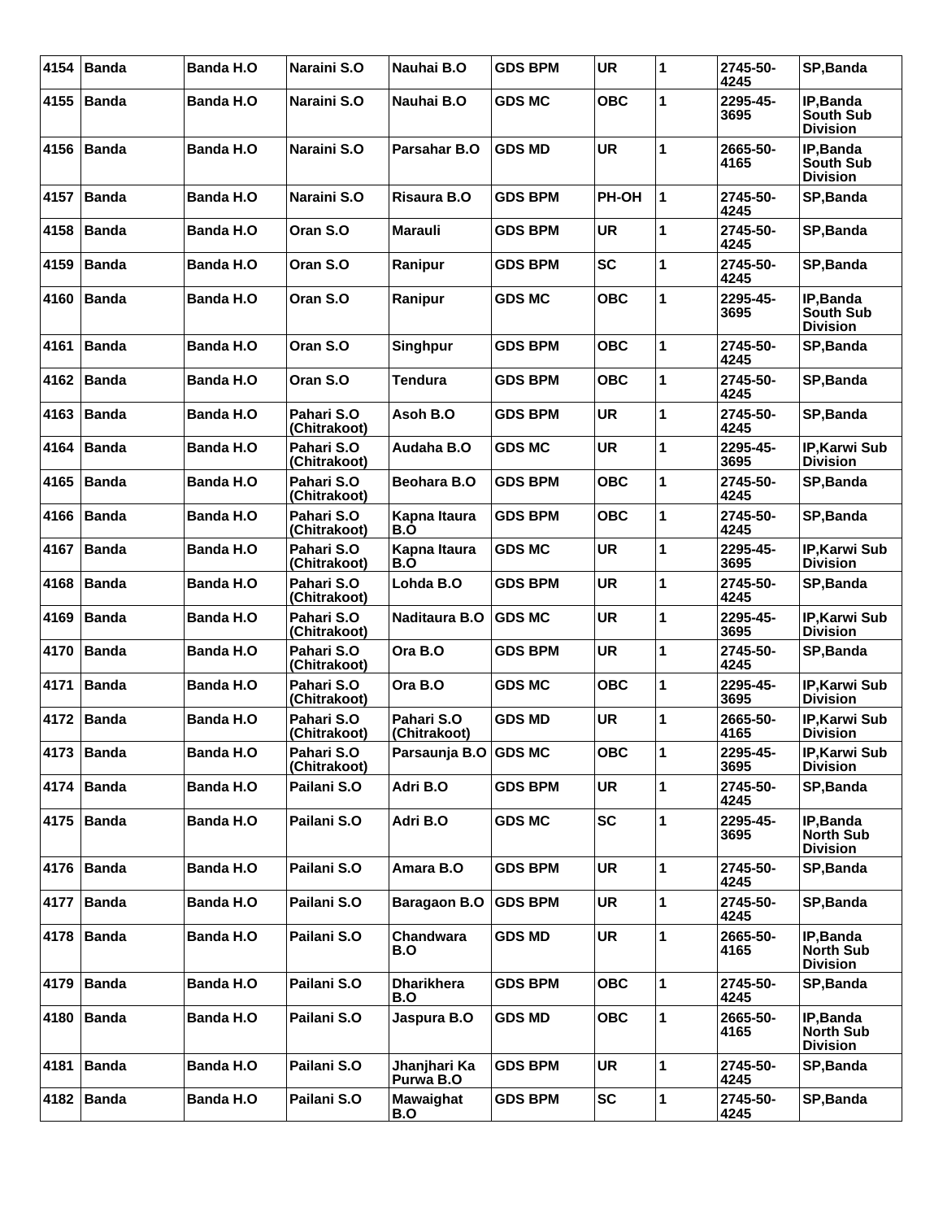| | | | | | | | | | |
|---|---|---|---|---|---|---|---|---|---|
| 4154 | Banda | Banda H.O | Naraini S.O | Nauhai B.O | GDS BPM | UR | 1 | 2745-50-4245 | SP,Banda |
| 4155 | Banda | Banda H.O | Naraini S.O | Nauhai B.O | GDS MC | OBC | 1 | 2295-45-3695 | IP,Banda South Sub Division |
| 4156 | Banda | Banda H.O | Naraini S.O | Parsahar B.O | GDS MD | UR | 1 | 2665-50-4165 | IP,Banda South Sub Division |
| 4157 | Banda | Banda H.O | Naraini S.O | Risaura B.O | GDS BPM | PH-OH | 1 | 2745-50-4245 | SP,Banda |
| 4158 | Banda | Banda H.O | Oran S.O | Marauli | GDS BPM | UR | 1 | 2745-50-4245 | SP,Banda |
| 4159 | Banda | Banda H.O | Oran S.O | Ranipur | GDS BPM | SC | 1 | 2745-50-4245 | SP,Banda |
| 4160 | Banda | Banda H.O | Oran S.O | Ranipur | GDS MC | OBC | 1 | 2295-45-3695 | IP,Banda South Sub Division |
| 4161 | Banda | Banda H.O | Oran S.O | Singhpur | GDS BPM | OBC | 1 | 2745-50-4245 | SP,Banda |
| 4162 | Banda | Banda H.O | Oran S.O | Tendura | GDS BPM | OBC | 1 | 2745-50-4245 | SP,Banda |
| 4163 | Banda | Banda H.O | Pahari S.O (Chitrakoot) | Asoh B.O | GDS BPM | UR | 1 | 2745-50-4245 | SP,Banda |
| 4164 | Banda | Banda H.O | Pahari S.O (Chitrakoot) | Audaha B.O | GDS MC | UR | 1 | 2295-45-3695 | IP,Karwi Sub Division |
| 4165 | Banda | Banda H.O | Pahari S.O (Chitrakoot) | Beohara B.O | GDS BPM | OBC | 1 | 2745-50-4245 | SP,Banda |
| 4166 | Banda | Banda H.O | Pahari S.O (Chitrakoot) | Kapna Itaura B.O | GDS BPM | OBC | 1 | 2745-50-4245 | SP,Banda |
| 4167 | Banda | Banda H.O | Pahari S.O (Chitrakoot) | Kapna Itaura B.O | GDS MC | UR | 1 | 2295-45-3695 | IP,Karwi Sub Division |
| 4168 | Banda | Banda H.O | Pahari S.O (Chitrakoot) | Lohda B.O | GDS BPM | UR | 1 | 2745-50-4245 | SP,Banda |
| 4169 | Banda | Banda H.O | Pahari S.O (Chitrakoot) | Naditaura B.O | GDS MC | UR | 1 | 2295-45-3695 | IP,Karwi Sub Division |
| 4170 | Banda | Banda H.O | Pahari S.O (Chitrakoot) | Ora B.O | GDS BPM | UR | 1 | 2745-50-4245 | SP,Banda |
| 4171 | Banda | Banda H.O | Pahari S.O (Chitrakoot) | Ora B.O | GDS MC | OBC | 1 | 2295-45-3695 | IP,Karwi Sub Division |
| 4172 | Banda | Banda H.O | Pahari S.O (Chitrakoot) | Pahari S.O (Chitrakoot) | GDS MD | UR | 1 | 2665-50-4165 | IP,Karwi Sub Division |
| 4173 | Banda | Banda H.O | Pahari S.O (Chitrakoot) | Parsaunja B.O | GDS MC | OBC | 1 | 2295-45-3695 | IP,Karwi Sub Division |
| 4174 | Banda | Banda H.O | Pailani S.O | Adri B.O | GDS BPM | UR | 1 | 2745-50-4245 | SP,Banda |
| 4175 | Banda | Banda H.O | Pailani S.O | Adri B.O | GDS MC | SC | 1 | 2295-45-3695 | IP,Banda North Sub Division |
| 4176 | Banda | Banda H.O | Pailani S.O | Amara B.O | GDS BPM | UR | 1 | 2745-50-4245 | SP,Banda |
| 4177 | Banda | Banda H.O | Pailani S.O | Baragaon B.O | GDS BPM | UR | 1 | 2745-50-4245 | SP,Banda |
| 4178 | Banda | Banda H.O | Pailani S.O | Chandwara B.O | GDS MD | UR | 1 | 2665-50-4165 | IP,Banda North Sub Division |
| 4179 | Banda | Banda H.O | Pailani S.O | Dharikhera B.O | GDS BPM | OBC | 1 | 2745-50-4245 | SP,Banda |
| 4180 | Banda | Banda H.O | Pailani S.O | Jaspura B.O | GDS MD | OBC | 1 | 2665-50-4165 | IP,Banda North Sub Division |
| 4181 | Banda | Banda H.O | Pailani S.O | Jhanjhari Ka Purwa B.O | GDS BPM | UR | 1 | 2745-50-4245 | SP,Banda |
| 4182 | Banda | Banda H.O | Pailani S.O | Mawaighat B.O | GDS BPM | SC | 1 | 2745-50-4245 | SP,Banda |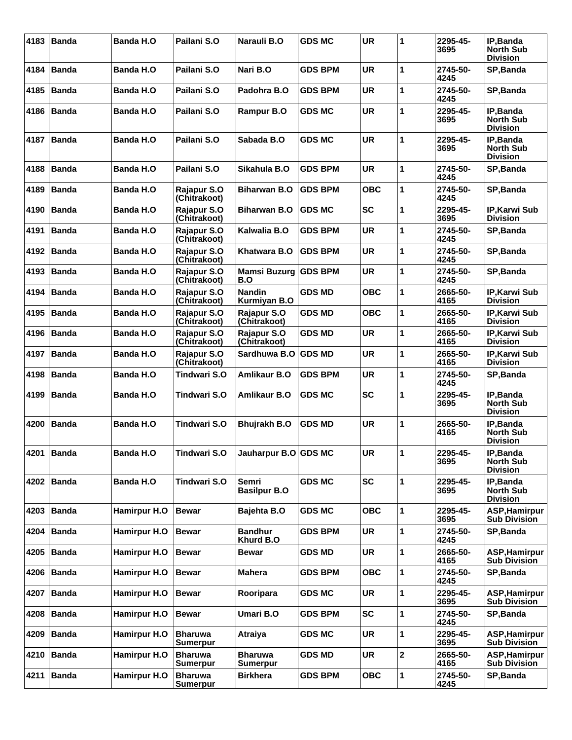| | | | | | | | | | |
|---|---|---|---|---|---|---|---|---|---|
| 4183 | Banda | Banda H.O | Pailani S.O | Narauli B.O | GDS MC | UR | 1 | 2295-45-3695 | IP,Banda North Sub Division |
| 4184 | Banda | Banda H.O | Pailani S.O | Nari B.O | GDS BPM | UR | 1 | 2745-50-4245 | SP,Banda |
| 4185 | Banda | Banda H.O | Pailani S.O | Padohra B.O | GDS BPM | UR | 1 | 2745-50-4245 | SP,Banda |
| 4186 | Banda | Banda H.O | Pailani S.O | Rampur B.O | GDS MC | UR | 1 | 2295-45-3695 | IP,Banda North Sub Division |
| 4187 | Banda | Banda H.O | Pailani S.O | Sabada B.O | GDS MC | UR | 1 | 2295-45-3695 | IP,Banda North Sub Division |
| 4188 | Banda | Banda H.O | Pailani S.O | Sikahula B.O | GDS BPM | UR | 1 | 2745-50-4245 | SP,Banda |
| 4189 | Banda | Banda H.O | Rajapur S.O (Chitrakoot) | Biharwan B.O | GDS BPM | OBC | 1 | 2745-50-4245 | SP,Banda |
| 4190 | Banda | Banda H.O | Rajapur S.O (Chitrakoot) | Biharwan B.O | GDS MC | SC | 1 | 2295-45-3695 | IP,Karwi Sub Division |
| 4191 | Banda | Banda H.O | Rajapur S.O (Chitrakoot) | Kalwalia B.O | GDS BPM | UR | 1 | 2745-50-4245 | SP,Banda |
| 4192 | Banda | Banda H.O | Rajapur S.O (Chitrakoot) | Khatwara B.O | GDS BPM | UR | 1 | 2745-50-4245 | SP,Banda |
| 4193 | Banda | Banda H.O | Rajapur S.O (Chitrakoot) | Mamsi Buzurg B.O | GDS BPM | UR | 1 | 2745-50-4245 | SP,Banda |
| 4194 | Banda | Banda H.O | Rajapur S.O (Chitrakoot) | Nandin Kurmiyan B.O | GDS MD | OBC | 1 | 2665-50-4165 | IP,Karwi Sub Division |
| 4195 | Banda | Banda H.O | Rajapur S.O (Chitrakoot) | Rajapur S.O (Chitrakoot) | GDS MD | OBC | 1 | 2665-50-4165 | IP,Karwi Sub Division |
| 4196 | Banda | Banda H.O | Rajapur S.O (Chitrakoot) | Rajapur S.O (Chitrakoot) | GDS MD | UR | 1 | 2665-50-4165 | IP,Karwi Sub Division |
| 4197 | Banda | Banda H.O | Rajapur S.O (Chitrakoot) | Sardhuwa B.O | GDS MD | UR | 1 | 2665-50-4165 | IP,Karwi Sub Division |
| 4198 | Banda | Banda H.O | Tindwari S.O | Amlikaur B.O | GDS BPM | UR | 1 | 2745-50-4245 | SP,Banda |
| 4199 | Banda | Banda H.O | Tindwari S.O | Amlikaur B.O | GDS MC | SC | 1 | 2295-45-3695 | IP,Banda North Sub Division |
| 4200 | Banda | Banda H.O | Tindwari S.O | Bhujrakh B.O | GDS MD | UR | 1 | 2665-50-4165 | IP,Banda North Sub Division |
| 4201 | Banda | Banda H.O | Tindwari S.O | Jauharpur B.O | GDS MC | UR | 1 | 2295-45-3695 | IP,Banda North Sub Division |
| 4202 | Banda | Banda H.O | Tindwari S.O | Semri Basilpur B.O | GDS MC | SC | 1 | 2295-45-3695 | IP,Banda North Sub Division |
| 4203 | Banda | Hamirpur H.O | Bewar | Bajehta B.O | GDS MC | OBC | 1 | 2295-45-3695 | ASP,Hamirpur Sub Division |
| 4204 | Banda | Hamirpur H.O | Bewar | Bandhur Khurd B.O | GDS BPM | UR | 1 | 2745-50-4245 | SP,Banda |
| 4205 | Banda | Hamirpur H.O | Bewar | Bewar | GDS MD | UR | 1 | 2665-50-4165 | ASP,Hamirpur Sub Division |
| 4206 | Banda | Hamirpur H.O | Bewar | Mahera | GDS BPM | OBC | 1 | 2745-50-4245 | SP,Banda |
| 4207 | Banda | Hamirpur H.O | Bewar | Rooripara | GDS MC | UR | 1 | 2295-45-3695 | ASP,Hamirpur Sub Division |
| 4208 | Banda | Hamirpur H.O | Bewar | Umari B.O | GDS BPM | SC | 1 | 2745-50-4245 | SP,Banda |
| 4209 | Banda | Hamirpur H.O | Bharuwa Sumerpur | Atraiya | GDS MC | UR | 1 | 2295-45-3695 | ASP,Hamirpur Sub Division |
| 4210 | Banda | Hamirpur H.O | Bharuwa Sumerpur | Bharuwa Sumerpur | GDS MD | UR | 2 | 2665-50-4165 | ASP,Hamirpur Sub Division |
| 4211 | Banda | Hamirpur H.O | Bharuwa Sumerpur | Birkhera | GDS BPM | OBC | 1 | 2745-50-4245 | SP,Banda |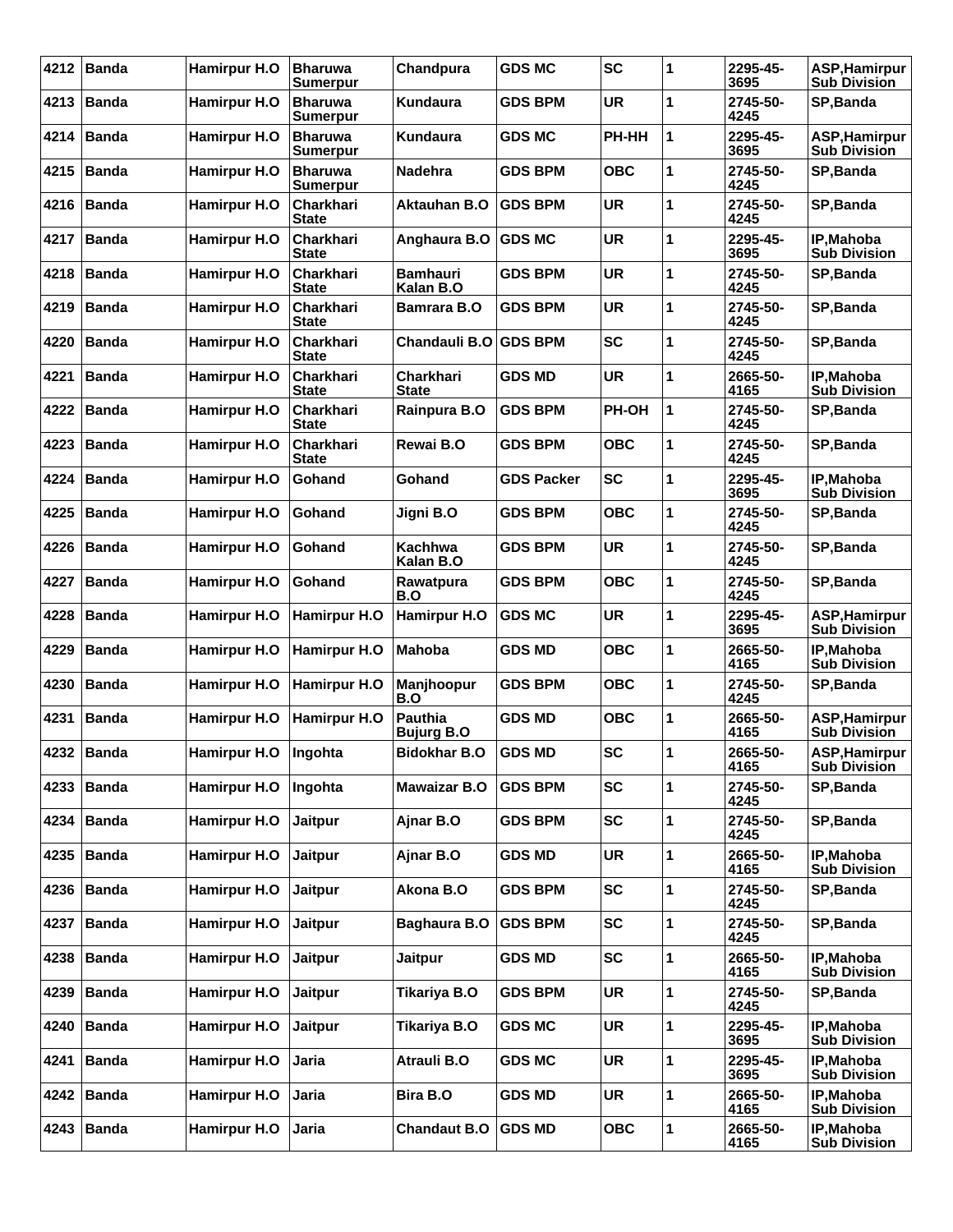| 4212 | Banda | Hamirpur H.O | Bharuwa Sumerpur | Chandpura | GDS MC | SC | 1 | 2295-45-3695 | ASP,Hamirpur Sub Division |
|---|---|---|---|---|---|---|---|---|---|
| 4213 | Banda | Hamirpur H.O | Bharuwa Sumerpur | Kundaura | GDS BPM | UR | 1 | 2745-50-4245 | SP,Banda |
| 4214 | Banda | Hamirpur H.O | Bharuwa Sumerpur | Kundaura | GDS MC | PH-HH | 1 | 2295-45-3695 | ASP,Hamirpur Sub Division |
| 4215 | Banda | Hamirpur H.O | Bharuwa Sumerpur | Nadehra | GDS BPM | OBC | 1 | 2745-50-4245 | SP,Banda |
| 4216 | Banda | Hamirpur H.O | Charkhari State | Aktauhan B.O | GDS BPM | UR | 1 | 2745-50-4245 | SP,Banda |
| 4217 | Banda | Hamirpur H.O | Charkhari State | Anghaura B.O | GDS MC | UR | 1 | 2295-45-3695 | IP,Mahoba Sub Division |
| 4218 | Banda | Hamirpur H.O | Charkhari State | Bamhauri Kalan B.O | GDS BPM | UR | 1 | 2745-50-4245 | SP,Banda |
| 4219 | Banda | Hamirpur H.O | Charkhari State | Bamrara B.O | GDS BPM | UR | 1 | 2745-50-4245 | SP,Banda |
| 4220 | Banda | Hamirpur H.O | Charkhari State | Chandauli B.O | GDS BPM | SC | 1 | 2745-50-4245 | SP,Banda |
| 4221 | Banda | Hamirpur H.O | Charkhari State | Charkhari State | GDS MD | UR | 1 | 2665-50-4165 | IP,Mahoba Sub Division |
| 4222 | Banda | Hamirpur H.O | Charkhari State | Rainpura B.O | GDS BPM | PH-OH | 1 | 2745-50-4245 | SP,Banda |
| 4223 | Banda | Hamirpur H.O | Charkhari State | Rewai B.O | GDS BPM | OBC | 1 | 2745-50-4245 | SP,Banda |
| 4224 | Banda | Hamirpur H.O | Gohand | Gohand | GDS Packer | SC | 1 | 2295-45-3695 | IP,Mahoba Sub Division |
| 4225 | Banda | Hamirpur H.O | Gohand | Jigni B.O | GDS BPM | OBC | 1 | 2745-50-4245 | SP,Banda |
| 4226 | Banda | Hamirpur H.O | Gohand | Kachhwa Kalan B.O | GDS BPM | UR | 1 | 2745-50-4245 | SP,Banda |
| 4227 | Banda | Hamirpur H.O | Gohand | Rawatpura B.O | GDS BPM | OBC | 1 | 2745-50-4245 | SP,Banda |
| 4228 | Banda | Hamirpur H.O | Hamirpur H.O | Hamirpur H.O | GDS MC | UR | 1 | 2295-45-3695 | ASP,Hamirpur Sub Division |
| 4229 | Banda | Hamirpur H.O | Hamirpur H.O | Mahoba | GDS MD | OBC | 1 | 2665-50-4165 | IP,Mahoba Sub Division |
| 4230 | Banda | Hamirpur H.O | Hamirpur H.O | Manjhoopur B.O | GDS BPM | OBC | 1 | 2745-50-4245 | SP,Banda |
| 4231 | Banda | Hamirpur H.O | Hamirpur H.O | Pauthia Bujurg B.O | GDS MD | OBC | 1 | 2665-50-4165 | ASP,Hamirpur Sub Division |
| 4232 | Banda | Hamirpur H.O | Ingohta | Bidokhar B.O | GDS MD | SC | 1 | 2665-50-4165 | ASP,Hamirpur Sub Division |
| 4233 | Banda | Hamirpur H.O | Ingohta | Mawaizar B.O | GDS BPM | SC | 1 | 2745-50-4245 | SP,Banda |
| 4234 | Banda | Hamirpur H.O | Jaitpur | Ajnar B.O | GDS BPM | SC | 1 | 2745-50-4245 | SP,Banda |
| 4235 | Banda | Hamirpur H.O | Jaitpur | Ajnar B.O | GDS MD | UR | 1 | 2665-50-4165 | IP,Mahoba Sub Division |
| 4236 | Banda | Hamirpur H.O | Jaitpur | Akona B.O | GDS BPM | SC | 1 | 2745-50-4245 | SP,Banda |
| 4237 | Banda | Hamirpur H.O | Jaitpur | Baghaura B.O | GDS BPM | SC | 1 | 2745-50-4245 | SP,Banda |
| 4238 | Banda | Hamirpur H.O | Jaitpur | Jaitpur | GDS MD | SC | 1 | 2665-50-4165 | IP,Mahoba Sub Division |
| 4239 | Banda | Hamirpur H.O | Jaitpur | Tikariya B.O | GDS BPM | UR | 1 | 2745-50-4245 | SP,Banda |
| 4240 | Banda | Hamirpur H.O | Jaitpur | Tikariya B.O | GDS MC | UR | 1 | 2295-45-3695 | IP,Mahoba Sub Division |
| 4241 | Banda | Hamirpur H.O | Jaria | Atrauli B.O | GDS MC | UR | 1 | 2295-45-3695 | IP,Mahoba Sub Division |
| 4242 | Banda | Hamirpur H.O | Jaria | Bira B.O | GDS MD | UR | 1 | 2665-50-4165 | IP,Mahoba Sub Division |
| 4243 | Banda | Hamirpur H.O | Jaria | Chandaut B.O | GDS MD | OBC | 1 | 2665-50-4165 | IP,Mahoba Sub Division |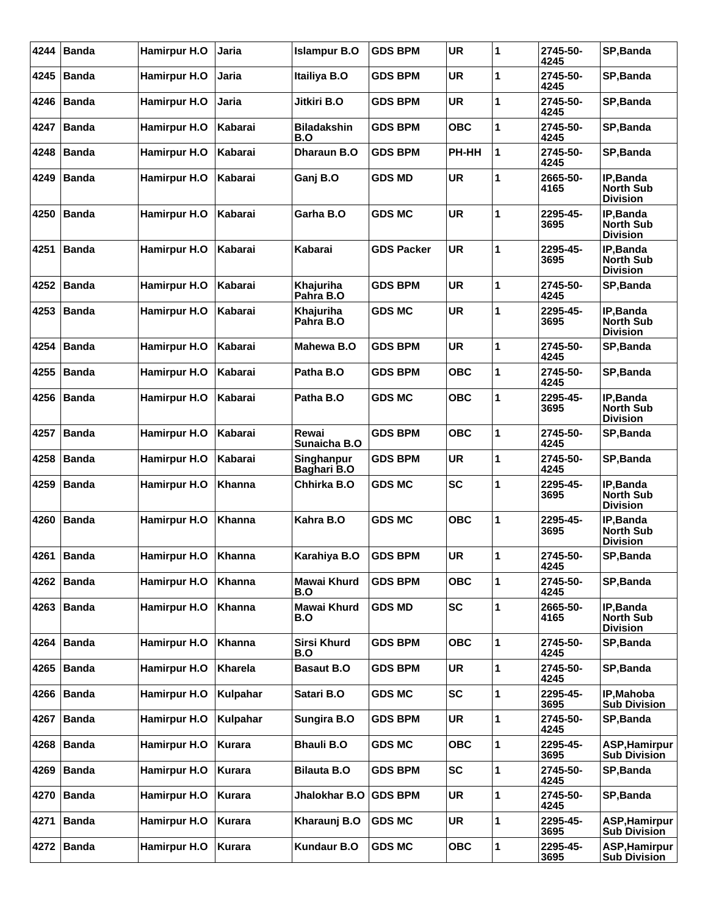| | | | | | | | | | |
|---|---|---|---|---|---|---|---|---|---|
| 4244 | **Banda** | **Hamirpur H.O** | **Jaria** | **Islampur B.O** | **GDS BPM** | **UR** | **1** | **2745-50-4245** | **SP,Banda** |
| 4245 | **Banda** | **Hamirpur H.O** | **Jaria** | **Itailiya B.O** | **GDS BPM** | **UR** | **1** | **2745-50-4245** | **SP,Banda** |
| 4246 | **Banda** | **Hamirpur H.O** | **Jaria** | **Jitkiri B.O** | **GDS BPM** | **UR** | **1** | **2745-50-4245** | **SP,Banda** |
| 4247 | **Banda** | **Hamirpur H.O** | **Kabarai** | **Biladakshin B.O** | **GDS BPM** | **OBC** | **1** | **2745-50-4245** | **SP,Banda** |
| 4248 | **Banda** | **Hamirpur H.O** | **Kabarai** | **Dharaun B.O** | **GDS BPM** | **PH-HH** | **1** | **2745-50-4245** | **SP,Banda** |
| 4249 | **Banda** | **Hamirpur H.O** | **Kabarai** | **Ganj B.O** | **GDS MD** | **UR** | **1** | **2665-50-4165** | **IP,Banda North Sub Division** |
| 4250 | **Banda** | **Hamirpur H.O** | **Kabarai** | **Garha B.O** | **GDS MC** | **UR** | **1** | **2295-45-3695** | **IP,Banda North Sub Division** |
| 4251 | **Banda** | **Hamirpur H.O** | **Kabarai** | **Kabarai** | **GDS Packer** | **UR** | **1** | **2295-45-3695** | **IP,Banda North Sub Division** |
| 4252 | **Banda** | **Hamirpur H.O** | **Kabarai** | **Khajuriha Pahra B.O** | **GDS BPM** | **UR** | **1** | **2745-50-4245** | **SP,Banda** |
| 4253 | **Banda** | **Hamirpur H.O** | **Kabarai** | **Khajuriha Pahra B.O** | **GDS MC** | **UR** | **1** | **2295-45-3695** | **IP,Banda North Sub Division** |
| 4254 | **Banda** | **Hamirpur H.O** | **Kabarai** | **Mahewa B.O** | **GDS BPM** | **UR** | **1** | **2745-50-4245** | **SP,Banda** |
| 4255 | **Banda** | **Hamirpur H.O** | **Kabarai** | **Patha B.O** | **GDS BPM** | **OBC** | **1** | **2745-50-4245** | **SP,Banda** |
| 4256 | **Banda** | **Hamirpur H.O** | **Kabarai** | **Patha B.O** | **GDS MC** | **OBC** | **1** | **2295-45-3695** | **IP,Banda North Sub Division** |
| 4257 | **Banda** | **Hamirpur H.O** | **Kabarai** | **Rewai Sunaicha B.O** | **GDS BPM** | **OBC** | **1** | **2745-50-4245** | **SP,Banda** |
| 4258 | **Banda** | **Hamirpur H.O** | **Kabarai** | **Singhanpur Baghari B.O** | **GDS BPM** | **UR** | **1** | **2745-50-4245** | **SP,Banda** |
| 4259 | **Banda** | **Hamirpur H.O** | **Khanna** | **Chhirka B.O** | **GDS MC** | **SC** | **1** | **2295-45-3695** | **IP,Banda North Sub Division** |
| 4260 | **Banda** | **Hamirpur H.O** | **Khanna** | **Kahra B.O** | **GDS MC** | **OBC** | **1** | **2295-45-3695** | **IP,Banda North Sub Division** |
| 4261 | **Banda** | **Hamirpur H.O** | **Khanna** | **Karahiya B.O** | **GDS BPM** | **UR** | **1** | **2745-50-4245** | **SP,Banda** |
| 4262 | **Banda** | **Hamirpur H.O** | **Khanna** | **Mawai Khurd B.O** | **GDS BPM** | **OBC** | **1** | **2745-50-4245** | **SP,Banda** |
| 4263 | **Banda** | **Hamirpur H.O** | **Khanna** | **Mawai Khurd B.O** | **GDS MD** | **SC** | **1** | **2665-50-4165** | **IP,Banda North Sub Division** |
| 4264 | **Banda** | **Hamirpur H.O** | **Khanna** | **Sirsi Khurd B.O** | **GDS BPM** | **OBC** | **1** | **2745-50-4245** | **SP,Banda** |
| 4265 | **Banda** | **Hamirpur H.O** | **Kharela** | **Basaut B.O** | **GDS BPM** | **UR** | **1** | **2745-50-4245** | **SP,Banda** |
| 4266 | **Banda** | **Hamirpur H.O** | **Kulpahar** | **Satari B.O** | **GDS MC** | **SC** | **1** | **2295-45-3695** | **IP,Mahoba Sub Division** |
| 4267 | **Banda** | **Hamirpur H.O** | **Kulpahar** | **Sungira B.O** | **GDS BPM** | **UR** | **1** | **2745-50-4245** | **SP,Banda** |
| 4268 | **Banda** | **Hamirpur H.O** | **Kurara** | **Bhauli B.O** | **GDS MC** | **OBC** | **1** | **2295-45-3695** | **ASP,Hamirpur Sub Division** |
| 4269 | **Banda** | **Hamirpur H.O** | **Kurara** | **Bilauta B.O** | **GDS BPM** | **SC** | **1** | **2745-50-4245** | **SP,Banda** |
| 4270 | **Banda** | **Hamirpur H.O** | **Kurara** | **Jhalokhar B.O** | **GDS BPM** | **UR** | **1** | **2745-50-4245** | **SP,Banda** |
| 4271 | **Banda** | **Hamirpur H.O** | **Kurara** | **Kharaunj B.O** | **GDS MC** | **UR** | **1** | **2295-45-3695** | **ASP,Hamirpur Sub Division** |
| 4272 | **Banda** | **Hamirpur H.O** | **Kurara** | **Kundaur B.O** | **GDS MC** | **OBC** | **1** | **2295-45-3695** | **ASP,Hamirpur Sub Division** |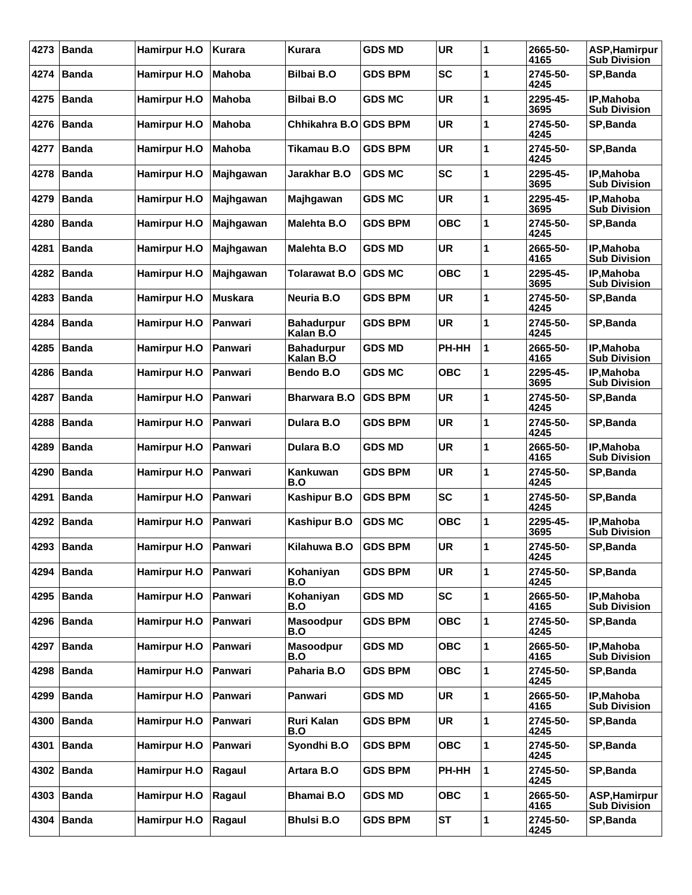| | | | | | | | | | |
|---|---|---|---|---|---|---|---|---|---|
| 4273 | Banda | Hamirpur H.O | Kurara | Kurara | GDS MD | UR | 1 | 2665-50-4165 | ASP,Hamirpur Sub Division |
| 4274 | Banda | Hamirpur H.O | Mahoba | Bilbai B.O | GDS BPM | SC | 1 | 2745-50-4245 | SP,Banda |
| 4275 | Banda | Hamirpur H.O | Mahoba | Bilbai B.O | GDS MC | UR | 1 | 2295-45-3695 | IP,Mahoba Sub Division |
| 4276 | Banda | Hamirpur H.O | Mahoba | Chhikahra B.O | GDS BPM | UR | 1 | 2745-50-4245 | SP,Banda |
| 4277 | Banda | Hamirpur H.O | Mahoba | Tikamau B.O | GDS BPM | UR | 1 | 2745-50-4245 | SP,Banda |
| 4278 | Banda | Hamirpur H.O | Majhgawan | Jarakhar B.O | GDS MC | SC | 1 | 2295-45-3695 | IP,Mahoba Sub Division |
| 4279 | Banda | Hamirpur H.O | Majhgawan | Majhgawan | GDS MC | UR | 1 | 2295-45-3695 | IP,Mahoba Sub Division |
| 4280 | Banda | Hamirpur H.O | Majhgawan | Malehta B.O | GDS BPM | OBC | 1 | 2745-50-4245 | SP,Banda |
| 4281 | Banda | Hamirpur H.O | Majhgawan | Malehta B.O | GDS MD | UR | 1 | 2665-50-4165 | IP,Mahoba Sub Division |
| 4282 | Banda | Hamirpur H.O | Majhgawan | Tolarawat B.O | GDS MC | OBC | 1 | 2295-45-3695 | IP,Mahoba Sub Division |
| 4283 | Banda | Hamirpur H.O | Muskara | Neuria B.O | GDS BPM | UR | 1 | 2745-50-4245 | SP,Banda |
| 4284 | Banda | Hamirpur H.O | Panwari | Bahadurpur Kalan B.O | GDS BPM | UR | 1 | 2745-50-4245 | SP,Banda |
| 4285 | Banda | Hamirpur H.O | Panwari | Bahadurpur Kalan B.O | GDS MD | PH-HH | 1 | 2665-50-4165 | IP,Mahoba Sub Division |
| 4286 | Banda | Hamirpur H.O | Panwari | Bendo B.O | GDS MC | OBC | 1 | 2295-45-3695 | IP,Mahoba Sub Division |
| 4287 | Banda | Hamirpur H.O | Panwari | Bharwara B.O | GDS BPM | UR | 1 | 2745-50-4245 | SP,Banda |
| 4288 | Banda | Hamirpur H.O | Panwari | Dulara B.O | GDS BPM | UR | 1 | 2745-50-4245 | SP,Banda |
| 4289 | Banda | Hamirpur H.O | Panwari | Dulara B.O | GDS MD | UR | 1 | 2665-50-4165 | IP,Mahoba Sub Division |
| 4290 | Banda | Hamirpur H.O | Panwari | Kankuwan B.O | GDS BPM | UR | 1 | 2745-50-4245 | SP,Banda |
| 4291 | Banda | Hamirpur H.O | Panwari | Kashipur B.O | GDS BPM | SC | 1 | 2745-50-4245 | SP,Banda |
| 4292 | Banda | Hamirpur H.O | Panwari | Kashipur B.O | GDS MC | OBC | 1 | 2295-45-3695 | IP,Mahoba Sub Division |
| 4293 | Banda | Hamirpur H.O | Panwari | Kilahuwa B.O | GDS BPM | UR | 1 | 2745-50-4245 | SP,Banda |
| 4294 | Banda | Hamirpur H.O | Panwari | Kohaniyan B.O | GDS BPM | UR | 1 | 2745-50-4245 | SP,Banda |
| 4295 | Banda | Hamirpur H.O | Panwari | Kohaniyan B.O | GDS MD | SC | 1 | 2665-50-4165 | IP,Mahoba Sub Division |
| 4296 | Banda | Hamirpur H.O | Panwari | Masoodpur B.O | GDS BPM | OBC | 1 | 2745-50-4245 | SP,Banda |
| 4297 | Banda | Hamirpur H.O | Panwari | Masoodpur B.O | GDS MD | OBC | 1 | 2665-50-4165 | IP,Mahoba Sub Division |
| 4298 | Banda | Hamirpur H.O | Panwari | Paharia B.O | GDS BPM | OBC | 1 | 2745-50-4245 | SP,Banda |
| 4299 | Banda | Hamirpur H.O | Panwari | Panwari | GDS MD | UR | 1 | 2665-50-4165 | IP,Mahoba Sub Division |
| 4300 | Banda | Hamirpur H.O | Panwari | Ruri Kalan B.O | GDS BPM | UR | 1 | 2745-50-4245 | SP,Banda |
| 4301 | Banda | Hamirpur H.O | Panwari | Syondhi B.O | GDS BPM | OBC | 1 | 2745-50-4245 | SP,Banda |
| 4302 | Banda | Hamirpur H.O | Ragaul | Artara B.O | GDS BPM | PH-HH | 1 | 2745-50-4245 | SP,Banda |
| 4303 | Banda | Hamirpur H.O | Ragaul | Bhamai B.O | GDS MD | OBC | 1 | 2665-50-4165 | ASP,Hamirpur Sub Division |
| 4304 | Banda | Hamirpur H.O | Ragaul | Bhulsi B.O | GDS BPM | ST | 1 | 2745-50-4245 | SP,Banda |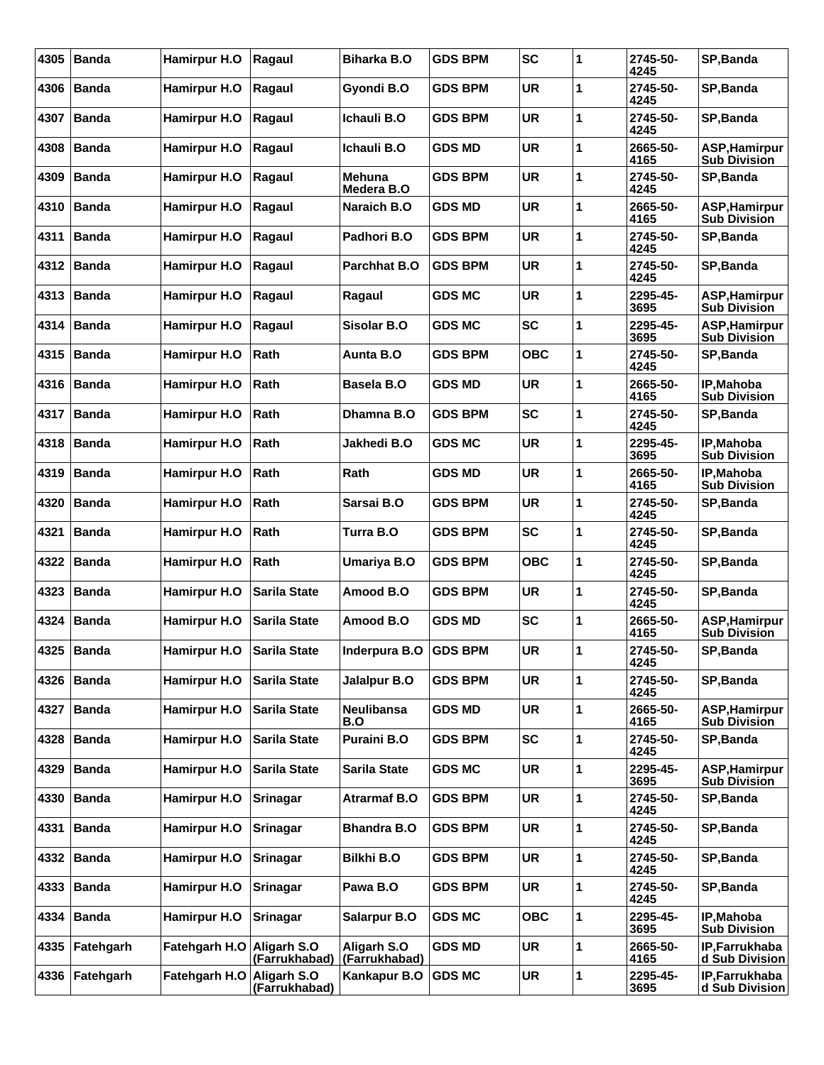| | | | | | | | | | |
|---|---|---|---|---|---|---|---|---|---|
| 4305 | Banda | Hamirpur H.O | Ragaul | Biharka B.O | GDS BPM | SC | 1 | 2745-50-4245 | SP,Banda |
| 4306 | Banda | Hamirpur H.O | Ragaul | Gyondi B.O | GDS BPM | UR | 1 | 2745-50-4245 | SP,Banda |
| 4307 | Banda | Hamirpur H.O | Ragaul | Ichauli B.O | GDS BPM | UR | 1 | 2745-50-4245 | SP,Banda |
| 4308 | Banda | Hamirpur H.O | Ragaul | Ichauli B.O | GDS MD | UR | 1 | 2665-50-4165 | ASP,Hamirpur Sub Division |
| 4309 | Banda | Hamirpur H.O | Ragaul | Mehuna Medera B.O | GDS BPM | UR | 1 | 2745-50-4245 | SP,Banda |
| 4310 | Banda | Hamirpur H.O | Ragaul | Naraich B.O | GDS MD | UR | 1 | 2665-50-4165 | ASP,Hamirpur Sub Division |
| 4311 | Banda | Hamirpur H.O | Ragaul | Padhori B.O | GDS BPM | UR | 1 | 2745-50-4245 | SP,Banda |
| 4312 | Banda | Hamirpur H.O | Ragaul | Parchhat B.O | GDS BPM | UR | 1 | 2745-50-4245 | SP,Banda |
| 4313 | Banda | Hamirpur H.O | Ragaul | Ragaul | GDS MC | UR | 1 | 2295-45-3695 | ASP,Hamirpur Sub Division |
| 4314 | Banda | Hamirpur H.O | Ragaul | Sisolar B.O | GDS MC | SC | 1 | 2295-45-3695 | ASP,Hamirpur Sub Division |
| 4315 | Banda | Hamirpur H.O | Rath | Aunta B.O | GDS BPM | OBC | 1 | 2745-50-4245 | SP,Banda |
| 4316 | Banda | Hamirpur H.O | Rath | Basela B.O | GDS MD | UR | 1 | 2665-50-4165 | IP,Mahoba Sub Division |
| 4317 | Banda | Hamirpur H.O | Rath | Dhamna B.O | GDS BPM | SC | 1 | 2745-50-4245 | SP,Banda |
| 4318 | Banda | Hamirpur H.O | Rath | Jakhedi B.O | GDS MC | UR | 1 | 2295-45-3695 | IP,Mahoba Sub Division |
| 4319 | Banda | Hamirpur H.O | Rath | Rath | GDS MD | UR | 1 | 2665-50-4165 | IP,Mahoba Sub Division |
| 4320 | Banda | Hamirpur H.O | Rath | Sarsai B.O | GDS BPM | UR | 1 | 2745-50-4245 | SP,Banda |
| 4321 | Banda | Hamirpur H.O | Rath | Turra B.O | GDS BPM | SC | 1 | 2745-50-4245 | SP,Banda |
| 4322 | Banda | Hamirpur H.O | Rath | Umariya B.O | GDS BPM | OBC | 1 | 2745-50-4245 | SP,Banda |
| 4323 | Banda | Hamirpur H.O | Sarila State | Amood B.O | GDS BPM | UR | 1 | 2745-50-4245 | SP,Banda |
| 4324 | Banda | Hamirpur H.O | Sarila State | Amood B.O | GDS MD | SC | 1 | 2665-50-4165 | ASP,Hamirpur Sub Division |
| 4325 | Banda | Hamirpur H.O | Sarila State | Inderpura B.O | GDS BPM | UR | 1 | 2745-50-4245 | SP,Banda |
| 4326 | Banda | Hamirpur H.O | Sarila State | Jalalpur B.O | GDS BPM | UR | 1 | 2745-50-4245 | SP,Banda |
| 4327 | Banda | Hamirpur H.O | Sarila State | Neulibansa B.O | GDS MD | UR | 1 | 2665-50-4165 | ASP,Hamirpur Sub Division |
| 4328 | Banda | Hamirpur H.O | Sarila State | Puraini B.O | GDS BPM | SC | 1 | 2745-50-4245 | SP,Banda |
| 4329 | Banda | Hamirpur H.O | Sarila State | Sarila State | GDS MC | UR | 1 | 2295-45-3695 | ASP,Hamirpur Sub Division |
| 4330 | Banda | Hamirpur H.O | Srinagar | Atrarmaf B.O | GDS BPM | UR | 1 | 2745-50-4245 | SP,Banda |
| 4331 | Banda | Hamirpur H.O | Srinagar | Bhandra B.O | GDS BPM | UR | 1 | 2745-50-4245 | SP,Banda |
| 4332 | Banda | Hamirpur H.O | Srinagar | Bilkhi B.O | GDS BPM | UR | 1 | 2745-50-4245 | SP,Banda |
| 4333 | Banda | Hamirpur H.O | Srinagar | Pawa B.O | GDS BPM | UR | 1 | 2745-50-4245 | SP,Banda |
| 4334 | Banda | Hamirpur H.O | Srinagar | Salarpur B.O | GDS MC | OBC | 1 | 2295-45-3695 | IP,Mahoba Sub Division |
| 4335 | Fatehgarh | Fatehgarh H.O | Aligarh S.O (Farrukhabad) | Aligarh S.O (Farrukhabad) | GDS MD | UR | 1 | 2665-50-4165 | IP,Farrukhabad Sub Division |
| 4336 | Fatehgarh | Fatehgarh H.O | Aligarh S.O (Farrukhabad) | Kankapur B.O | GDS MC | UR | 1 | 2295-45-3695 | IP,Farrukhabad Sub Division |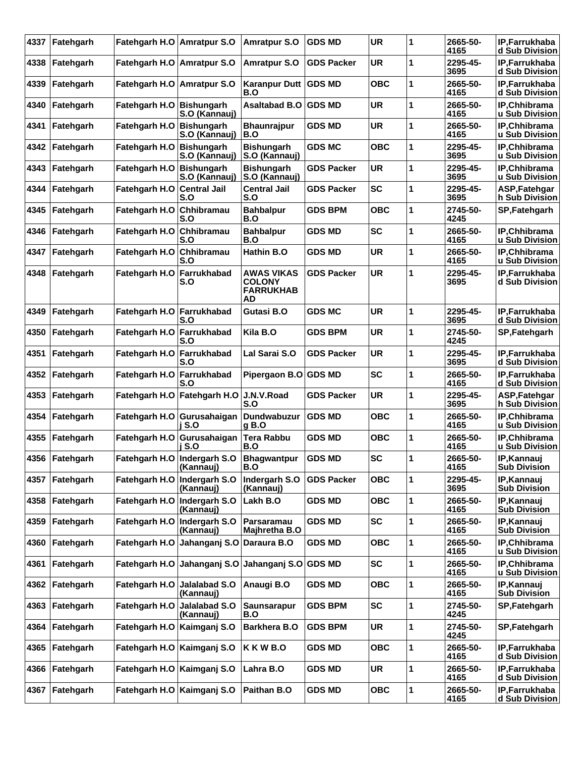| | | | | | | | | | |
|---|---|---|---|---|---|---|---|---|---|
| 4337 | Fatehgarh | Fatehgarh H.O | Amratpur S.O | Amratpur S.O | GDS MD | UR | 1 | 2665-50-4165 | IP,Farrukhabad Sub Division |
| 4338 | Fatehgarh | Fatehgarh H.O | Amratpur S.O | Amratpur S.O | GDS Packer | UR | 1 | 2295-45-3695 | IP,Farrukhabad Sub Division |
| 4339 | Fatehgarh | Fatehgarh H.O | Amratpur S.O | Karanpur Dutt B.O | GDS MD | OBC | 1 | 2665-50-4165 | IP,Farrukhabad Sub Division |
| 4340 | Fatehgarh | Fatehgarh H.O | Bishungarh S.O (Kannauj) | Asaltabad B.O | GDS MD | UR | 1 | 2665-50-4165 | IP,Chhibramau Sub Division |
| 4341 | Fatehgarh | Fatehgarh H.O | Bishungarh S.O (Kannauj) | Bhaunrajpur B.O | GDS MD | UR | 1 | 2665-50-4165 | IP,Chhibramau Sub Division |
| 4342 | Fatehgarh | Fatehgarh H.O | Bishungarh S.O (Kannauj) | Bishungarh S.O (Kannauj) | GDS MC | OBC | 1 | 2295-45-3695 | IP,Chhibramau Sub Division |
| 4343 | Fatehgarh | Fatehgarh H.O | Bishungarh S.O (Kannauj) | Bishungarh S.O (Kannauj) | GDS Packer | UR | 1 | 2295-45-3695 | IP,Chhibramau Sub Division |
| 4344 | Fatehgarh | Fatehgarh H.O | Central Jail S.O | Central Jail S.O | GDS Packer | SC | 1 | 2295-45-3695 | ASP,Fatehgarh Sub Division |
| 4345 | Fatehgarh | Fatehgarh H.O | Chhibramau S.O | Bahbalpur B.O | GDS BPM | OBC | 1 | 2745-50-4245 | SP,Fatehgarh |
| 4346 | Fatehgarh | Fatehgarh H.O | Chhibramau S.O | Bahbalpur B.O | GDS MD | SC | 1 | 2665-50-4165 | IP,Chhibramau Sub Division |
| 4347 | Fatehgarh | Fatehgarh H.O | Chhibramau S.O | Hathin B.O | GDS MD | UR | 1 | 2665-50-4165 | IP,Chhibramau Sub Division |
| 4348 | Fatehgarh | Fatehgarh H.O | Farrukhabad S.O | AWAS VIKAS COLONY FARRUKHABAD | GDS Packer | UR | 1 | 2295-45-3695 | IP,Farrukhabad Sub Division |
| 4349 | Fatehgarh | Fatehgarh H.O | Farrukhabad S.O | Gutasi B.O | GDS MC | UR | 1 | 2295-45-3695 | IP,Farrukhabad Sub Division |
| 4350 | Fatehgarh | Fatehgarh H.O | Farrukhabad S.O | Kila B.O | GDS BPM | UR | 1 | 2745-50-4245 | SP,Fatehgarh |
| 4351 | Fatehgarh | Fatehgarh H.O | Farrukhabad S.O | Lal Sarai S.O | GDS Packer | UR | 1 | 2295-45-3695 | IP,Farrukhabad Sub Division |
| 4352 | Fatehgarh | Fatehgarh H.O | Farrukhabad S.O | Pipergaon B.O | GDS MD | SC | 1 | 2665-50-4165 | IP,Farrukhabad Sub Division |
| 4353 | Fatehgarh | Fatehgarh H.O | Fatehgarh H.O | J.N.V.Road S.O | GDS Packer | UR | 1 | 2295-45-3695 | ASP,Fatehgarh Sub Division |
| 4354 | Fatehgarh | Fatehgarh H.O | Gurusahaiganj S.O | Dundwabuzurg B.O | GDS MD | OBC | 1 | 2665-50-4165 | IP,Chhibramau Sub Division |
| 4355 | Fatehgarh | Fatehgarh H.O | Gurusahaiganj S.O | Tera Rabbu B.O | GDS MD | OBC | 1 | 2665-50-4165 | IP,Chhibramau Sub Division |
| 4356 | Fatehgarh | Fatehgarh H.O | Indergarh S.O (Kannauj) | Bhagwantpur B.O | GDS MD | SC | 1 | 2665-50-4165 | IP,Kannauj Sub Division |
| 4357 | Fatehgarh | Fatehgarh H.O | Indergarh S.O (Kannauj) | Indergarh S.O (Kannauj) | GDS Packer | OBC | 1 | 2295-45-3695 | IP,Kannauj Sub Division |
| 4358 | Fatehgarh | Fatehgarh H.O | Indergarh S.O (Kannauj) | Lakh B.O | GDS MD | OBC | 1 | 2665-50-4165 | IP,Kannauj Sub Division |
| 4359 | Fatehgarh | Fatehgarh H.O | Indergarh S.O (Kannauj) | Parsaramau Majhretha B.O | GDS MD | SC | 1 | 2665-50-4165 | IP,Kannauj Sub Division |
| 4360 | Fatehgarh | Fatehgarh H.O | Jahanganj S.O | Daraura B.O | GDS MD | OBC | 1 | 2665-50-4165 | IP,Chhibramau Sub Division |
| 4361 | Fatehgarh | Fatehgarh H.O | Jahanganj S.O | Jahanganj S.O | GDS MD | SC | 1 | 2665-50-4165 | IP,Chhibramau Sub Division |
| 4362 | Fatehgarh | Fatehgarh H.O | Jalalabad S.O (Kannauj) | Anaugi B.O | GDS MD | OBC | 1 | 2665-50-4165 | IP,Kannauj Sub Division |
| 4363 | Fatehgarh | Fatehgarh H.O | Jalalabad S.O (Kannauj) | Saunsarapur B.O | GDS BPM | SC | 1 | 2745-50-4245 | SP,Fatehgarh |
| 4364 | Fatehgarh | Fatehgarh H.O | Kaimganj S.O | Barkhera B.O | GDS BPM | UR | 1 | 2745-50-4245 | SP,Fatehgarh |
| 4365 | Fatehgarh | Fatehgarh H.O | Kaimganj S.O | K K W B.O | GDS MD | OBC | 1 | 2665-50-4165 | IP,Farrukhabad Sub Division |
| 4366 | Fatehgarh | Fatehgarh H.O | Kaimganj S.O | Lahra B.O | GDS MD | UR | 1 | 2665-50-4165 | IP,Farrukhabad Sub Division |
| 4367 | Fatehgarh | Fatehgarh H.O | Kaimganj S.O | Paithan B.O | GDS MD | OBC | 1 | 2665-50-4165 | IP,Farrukhabad Sub Division |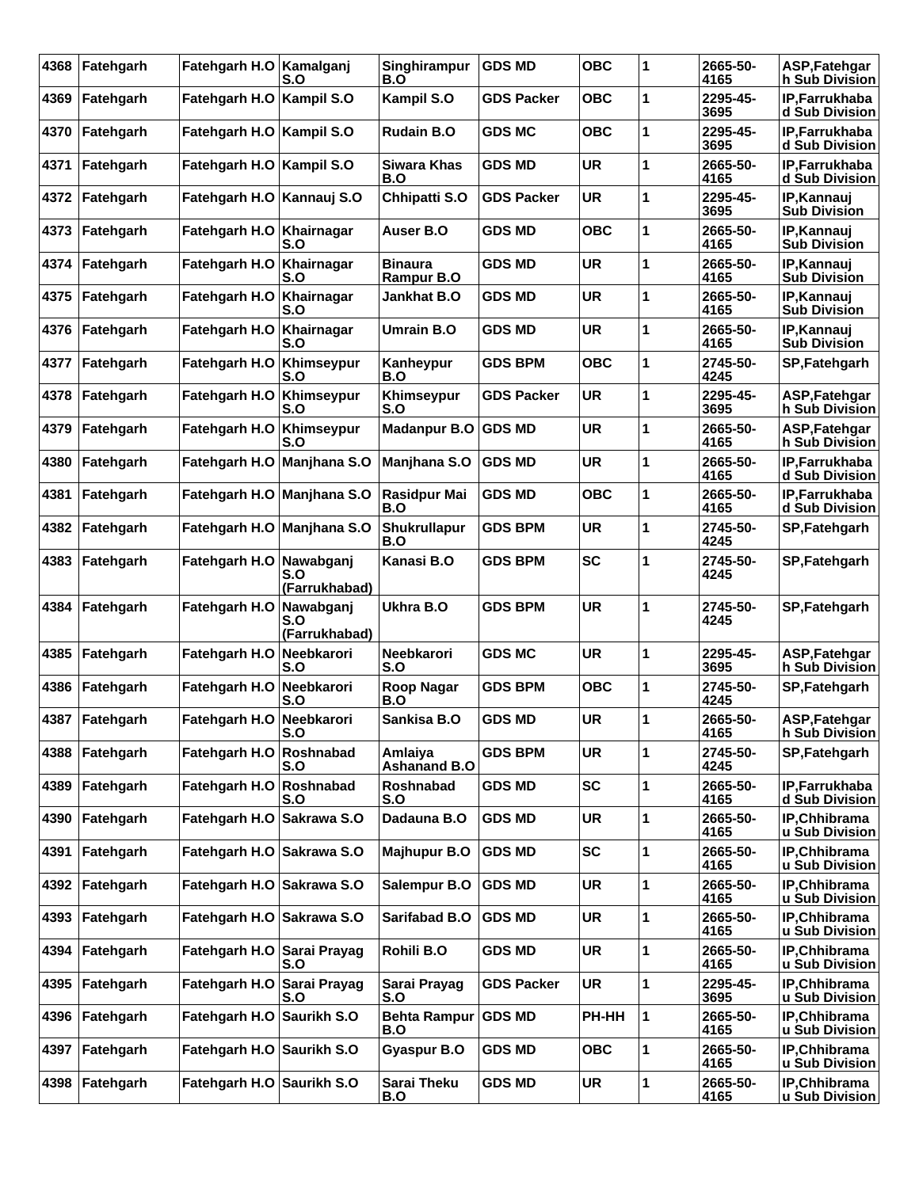| | | | | | | | | | |
|---|---|---|---|---|---|---|---|---|---|
| 4368 | Fatehgarh | Fatehgarh H.O | Kamalganj S.O | Singhirampur B.O | GDS MD | OBC | 1 | 2665-50-4165 | ASP,Fatehgarh Sub Division |
| 4369 | Fatehgarh | Fatehgarh H.O | Kampil S.O | Kampil S.O | GDS Packer | OBC | 1 | 2295-45-3695 | IP,Farrukhabad Sub Division |
| 4370 | Fatehgarh | Fatehgarh H.O | Kampil S.O | Rudain B.O | GDS MC | OBC | 1 | 2295-45-3695 | IP,Farrukhabad Sub Division |
| 4371 | Fatehgarh | Fatehgarh H.O | Kampil S.O | Siwara Khas B.O | GDS MD | UR | 1 | 2665-50-4165 | IP,Farrukhabad Sub Division |
| 4372 | Fatehgarh | Fatehgarh H.O | Kannauj S.O | Chhipatti S.O | GDS Packer | UR | 1 | 2295-45-3695 | IP,Kannauj Sub Division |
| 4373 | Fatehgarh | Fatehgarh H.O | Khairnagar S.O | Auser B.O | GDS MD | OBC | 1 | 2665-50-4165 | IP,Kannauj Sub Division |
| 4374 | Fatehgarh | Fatehgarh H.O | Khairnagar S.O | Binaura Rampur B.O | GDS MD | UR | 1 | 2665-50-4165 | IP,Kannauj Sub Division |
| 4375 | Fatehgarh | Fatehgarh H.O | Khairnagar S.O | Jankhat B.O | GDS MD | UR | 1 | 2665-50-4165 | IP,Kannauj Sub Division |
| 4376 | Fatehgarh | Fatehgarh H.O | Khairnagar S.O | Umrain B.O | GDS MD | UR | 1 | 2665-50-4165 | IP,Kannauj Sub Division |
| 4377 | Fatehgarh | Fatehgarh H.O | Khimseypur S.O | Kanheypur B.O | GDS BPM | OBC | 1 | 2745-50-4245 | SP,Fatehgarh |
| 4378 | Fatehgarh | Fatehgarh H.O | Khimseypur S.O | Khimseypur S.O | GDS Packer | UR | 1 | 2295-45-3695 | ASP,Fatehgarh Sub Division |
| 4379 | Fatehgarh | Fatehgarh H.O | Khimseypur S.O | Madanpur B.O | GDS MD | UR | 1 | 2665-50-4165 | ASP,Fatehgarh Sub Division |
| 4380 | Fatehgarh | Fatehgarh H.O | Manjhana S.O | Manjhana S.O | GDS MD | UR | 1 | 2665-50-4165 | IP,Farrukhabad Sub Division |
| 4381 | Fatehgarh | Fatehgarh H.O | Manjhana S.O | Rasidpur Mai B.O | GDS MD | OBC | 1 | 2665-50-4165 | IP,Farrukhabad Sub Division |
| 4382 | Fatehgarh | Fatehgarh H.O | Manjhana S.O | Shukrullapur B.O | GDS BPM | UR | 1 | 2745-50-4245 | SP,Fatehgarh |
| 4383 | Fatehgarh | Fatehgarh H.O | Nawabganj S.O (Farrukhabad) | Kanasi B.O | GDS BPM | SC | 1 | 2745-50-4245 | SP,Fatehgarh |
| 4384 | Fatehgarh | Fatehgarh H.O | Nawabganj S.O (Farrukhabad) | Ukhra B.O | GDS BPM | UR | 1 | 2745-50-4245 | SP,Fatehgarh |
| 4385 | Fatehgarh | Fatehgarh H.O | Neebkarori S.O | Neebkarori S.O | GDS MC | UR | 1 | 2295-45-3695 | ASP,Fatehgarh Sub Division |
| 4386 | Fatehgarh | Fatehgarh H.O | Neebkarori S.O | Roop Nagar B.O | GDS BPM | OBC | 1 | 2745-50-4245 | SP,Fatehgarh |
| 4387 | Fatehgarh | Fatehgarh H.O | Neebkarori S.O | Sankisa B.O | GDS MD | UR | 1 | 2665-50-4165 | ASP,Fatehgarh Sub Division |
| 4388 | Fatehgarh | Fatehgarh H.O | Roshnabad S.O | Amlaiya Ashanand B.O | GDS BPM | UR | 1 | 2745-50-4245 | SP,Fatehgarh |
| 4389 | Fatehgarh | Fatehgarh H.O | Roshnabad S.O | Roshnabad S.O | GDS MD | SC | 1 | 2665-50-4165 | IP,Farrukhabad Sub Division |
| 4390 | Fatehgarh | Fatehgarh H.O | Sakrawa S.O | Dadauna B.O | GDS MD | UR | 1 | 2665-50-4165 | IP,Chhibramau Sub Division |
| 4391 | Fatehgarh | Fatehgarh H.O | Sakrawa S.O | Majhupur B.O | GDS MD | SC | 1 | 2665-50-4165 | IP,Chhibramau Sub Division |
| 4392 | Fatehgarh | Fatehgarh H.O | Sakrawa S.O | Salempur B.O | GDS MD | UR | 1 | 2665-50-4165 | IP,Chhibramau Sub Division |
| 4393 | Fatehgarh | Fatehgarh H.O | Sakrawa S.O | Sarifabad B.O | GDS MD | UR | 1 | 2665-50-4165 | IP,Chhibramau Sub Division |
| 4394 | Fatehgarh | Fatehgarh H.O | Sarai Prayag S.O | Rohili B.O | GDS MD | UR | 1 | 2665-50-4165 | IP,Chhibramau Sub Division |
| 4395 | Fatehgarh | Fatehgarh H.O | Sarai Prayag S.O | Sarai Prayag S.O | GDS Packer | UR | 1 | 2295-45-3695 | IP,Chhibramau Sub Division |
| 4396 | Fatehgarh | Fatehgarh H.O | Saurikh S.O | Behta Rampur B.O | GDS MD | PH-HH | 1 | 2665-50-4165 | IP,Chhibramau Sub Division |
| 4397 | Fatehgarh | Fatehgarh H.O | Saurikh S.O | Gyaspur B.O | GDS MD | OBC | 1 | 2665-50-4165 | IP,Chhibramau Sub Division |
| 4398 | Fatehgarh | Fatehgarh H.O | Saurikh S.O | Sarai Theku B.O | GDS MD | UR | 1 | 2665-50-4165 | IP,Chhibramau Sub Division |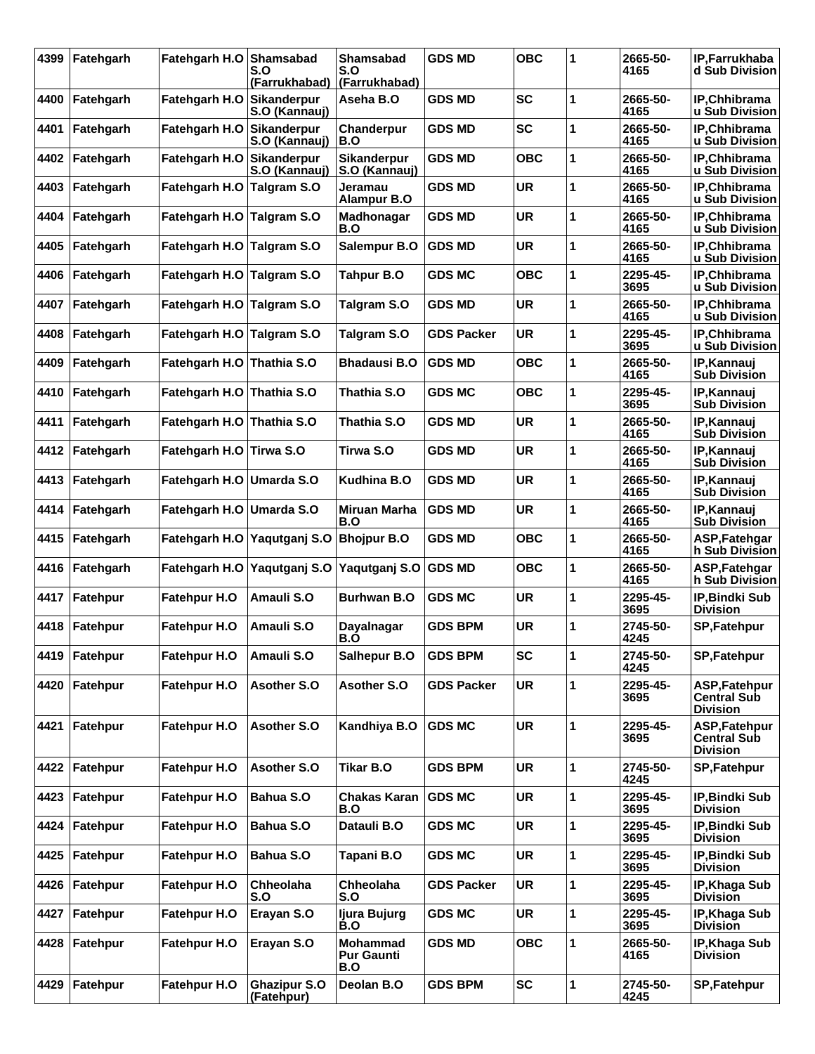| | | | | | | | | | |
|---|---|---|---|---|---|---|---|---|---|
| 4399 | Fatehgarh | Fatehgarh H.O | Shamsabad S.O (Farrukhabad) | Shamsabad S.O (Farrukhabad) | GDS MD | OBC | 1 | 2665-50-4165 | IP,Farrukhabad Sub Division |
| 4400 | Fatehgarh | Fatehgarh H.O | Sikanderpur S.O (Kannauj) | Aseha B.O | GDS MD | SC | 1 | 2665-50-4165 | IP,Chhibramau Sub Division |
| 4401 | Fatehgarh | Fatehgarh H.O | Sikanderpur S.O (Kannauj) | Chanderpur B.O | GDS MD | SC | 1 | 2665-50-4165 | IP,Chhibramau Sub Division |
| 4402 | Fatehgarh | Fatehgarh H.O | Sikanderpur S.O (Kannauj) | Sikanderpur S.O (Kannauj) | GDS MD | OBC | 1 | 2665-50-4165 | IP,Chhibramau Sub Division |
| 4403 | Fatehgarh | Fatehgarh H.O | Talgram S.O | Jeramau Alampur B.O | GDS MD | UR | 1 | 2665-50-4165 | IP,Chhibramau Sub Division |
| 4404 | Fatehgarh | Fatehgarh H.O | Talgram S.O | Madhonagar B.O | GDS MD | UR | 1 | 2665-50-4165 | IP,Chhibramau Sub Division |
| 4405 | Fatehgarh | Fatehgarh H.O | Talgram S.O | Salempur B.O | GDS MD | UR | 1 | 2665-50-4165 | IP,Chhibramau Sub Division |
| 4406 | Fatehgarh | Fatehgarh H.O | Talgram S.O | Tahpur B.O | GDS MC | OBC | 1 | 2295-45-3695 | IP,Chhibramau Sub Division |
| 4407 | Fatehgarh | Fatehgarh H.O | Talgram S.O | Talgram S.O | GDS MD | UR | 1 | 2665-50-4165 | IP,Chhibramau Sub Division |
| 4408 | Fatehgarh | Fatehgarh H.O | Talgram S.O | Talgram S.O | GDS Packer | UR | 1 | 2295-45-3695 | IP,Chhibramau Sub Division |
| 4409 | Fatehgarh | Fatehgarh H.O | Thathia S.O | Bhadausi B.O | GDS MD | OBC | 1 | 2665-50-4165 | IP,Kannauj Sub Division |
| 4410 | Fatehgarh | Fatehgarh H.O | Thathia S.O | Thathia S.O | GDS MC | OBC | 1 | 2295-45-3695 | IP,Kannauj Sub Division |
| 4411 | Fatehgarh | Fatehgarh H.O | Thathia S.O | Thathia S.O | GDS MD | UR | 1 | 2665-50-4165 | IP,Kannauj Sub Division |
| 4412 | Fatehgarh | Fatehgarh H.O | Tirwa S.O | Tirwa S.O | GDS MD | UR | 1 | 2665-50-4165 | IP,Kannauj Sub Division |
| 4413 | Fatehgarh | Fatehgarh H.O | Umarda S.O | Kudhina B.O | GDS MD | UR | 1 | 2665-50-4165 | IP,Kannauj Sub Division |
| 4414 | Fatehgarh | Fatehgarh H.O | Umarda S.O | Miruan Marha B.O | GDS MD | UR | 1 | 2665-50-4165 | IP,Kannauj Sub Division |
| 4415 | Fatehgarh | Fatehgarh H.O | Yaqutganj S.O | Bhojpur B.O | GDS MD | OBC | 1 | 2665-50-4165 | ASP,Fatehgarh Sub Division |
| 4416 | Fatehgarh | Fatehgarh H.O | Yaqutganj S.O | Yaqutganj S.O | GDS MD | OBC | 1 | 2665-50-4165 | ASP,Fatehgarh Sub Division |
| 4417 | Fatehpur | Fatehpur H.O | Amauli S.O | Burhwan B.O | GDS MC | UR | 1 | 2295-45-3695 | IP,Bindki Sub Division |
| 4418 | Fatehpur | Fatehpur H.O | Amauli S.O | Dayalnagar B.O | GDS BPM | UR | 1 | 2745-50-4245 | SP,Fatehpur |
| 4419 | Fatehpur | Fatehpur H.O | Amauli S.O | Salhepur B.O | GDS BPM | SC | 1 | 2745-50-4245 | SP,Fatehpur |
| 4420 | Fatehpur | Fatehpur H.O | Asother S.O | Asother S.O | GDS Packer | UR | 1 | 2295-45-3695 | ASP,Fatehpur Central Sub Division |
| 4421 | Fatehpur | Fatehpur H.O | Asother S.O | Kandhiya B.O | GDS MC | UR | 1 | 2295-45-3695 | ASP,Fatehpur Central Sub Division |
| 4422 | Fatehpur | Fatehpur H.O | Asother S.O | Tikar B.O | GDS BPM | UR | 1 | 2745-50-4245 | SP,Fatehpur |
| 4423 | Fatehpur | Fatehpur H.O | Bahua S.O | Chakas Karan B.O | GDS MC | UR | 1 | 2295-45-3695 | IP,Bindki Sub Division |
| 4424 | Fatehpur | Fatehpur H.O | Bahua S.O | Datauli B.O | GDS MC | UR | 1 | 2295-45-3695 | IP,Bindki Sub Division |
| 4425 | Fatehpur | Fatehpur H.O | Bahua S.O | Tapani B.O | GDS MC | UR | 1 | 2295-45-3695 | IP,Bindki Sub Division |
| 4426 | Fatehpur | Fatehpur H.O | Chheolaha S.O | Chheolaha S.O | GDS Packer | UR | 1 | 2295-45-3695 | IP,Khaga Sub Division |
| 4427 | Fatehpur | Fatehpur H.O | Erayan S.O | Ijura Bujurg B.O | GDS MC | UR | 1 | 2295-45-3695 | IP,Khaga Sub Division |
| 4428 | Fatehpur | Fatehpur H.O | Erayan S.O | Mohammad Pur Gaunti B.O | GDS MD | OBC | 1 | 2665-50-4165 | IP,Khaga Sub Division |
| 4429 | Fatehpur | Fatehpur H.O | Ghazipur S.O (Fatehpur) | Deolan B.O | GDS BPM | SC | 1 | 2745-50-4245 | SP,Fatehpur |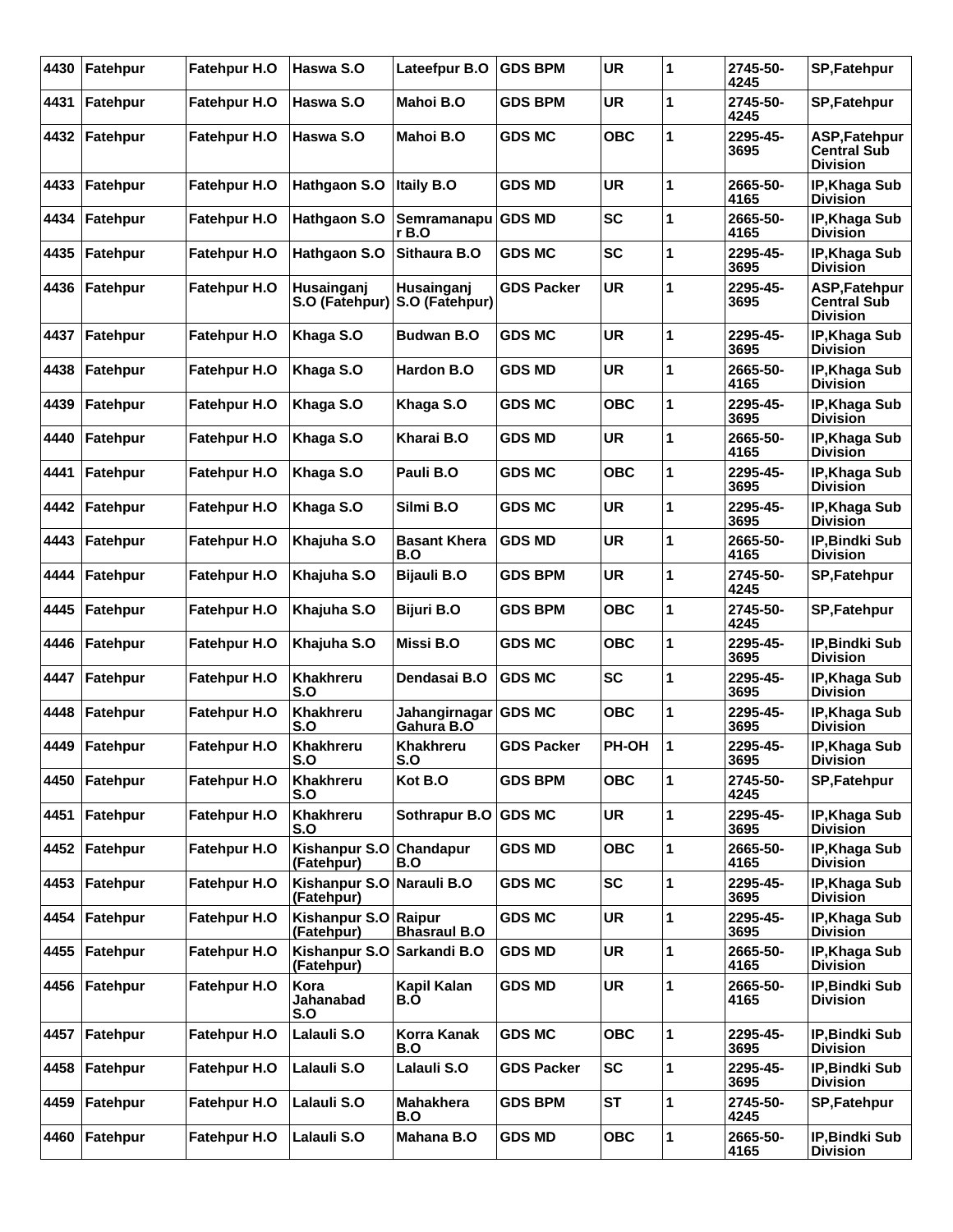| | | | | | | | | | |
|---|---|---|---|---|---|---|---|---|---|
| 4430 | Fatehpur | Fatehpur H.O | Haswa S.O | Lateefpur B.O | GDS BPM | UR | 1 | 2745-50-4245 | SP,Fatehpur |
| 4431 | Fatehpur | Fatehpur H.O | Haswa S.O | Mahoi B.O | GDS BPM | UR | 1 | 2745-50-4245 | SP,Fatehpur |
| 4432 | Fatehpur | Fatehpur H.O | Haswa S.O | Mahoi B.O | GDS MC | OBC | 1 | 2295-45-3695 | ASP,Fatehpur Central Sub Division |
| 4433 | Fatehpur | Fatehpur H.O | Hathgaon S.O | Itaily B.O | GDS MD | UR | 1 | 2665-50-4165 | IP,Khaga Sub Division |
| 4434 | Fatehpur | Fatehpur H.O | Hathgaon S.O | Semramanapur B.O | GDS MD | SC | 1 | 2665-50-4165 | IP,Khaga Sub Division |
| 4435 | Fatehpur | Fatehpur H.O | Hathgaon S.O | Sithaura B.O | GDS MC | SC | 1 | 2295-45-3695 | IP,Khaga Sub Division |
| 4436 | Fatehpur | Fatehpur H.O | Husainganj S.O (Fatehpur) | Husainganj S.O (Fatehpur) | GDS Packer | UR | 1 | 2295-45-3695 | ASP,Fatehpur Central Sub Division |
| 4437 | Fatehpur | Fatehpur H.O | Khaga S.O | Budwan B.O | GDS MC | UR | 1 | 2295-45-3695 | IP,Khaga Sub Division |
| 4438 | Fatehpur | Fatehpur H.O | Khaga S.O | Hardon B.O | GDS MD | UR | 1 | 2665-50-4165 | IP,Khaga Sub Division |
| 4439 | Fatehpur | Fatehpur H.O | Khaga S.O | Khaga S.O | GDS MC | OBC | 1 | 2295-45-3695 | IP,Khaga Sub Division |
| 4440 | Fatehpur | Fatehpur H.O | Khaga S.O | Kharai B.O | GDS MD | UR | 1 | 2665-50-4165 | IP,Khaga Sub Division |
| 4441 | Fatehpur | Fatehpur H.O | Khaga S.O | Pauli B.O | GDS MC | OBC | 1 | 2295-45-3695 | IP,Khaga Sub Division |
| 4442 | Fatehpur | Fatehpur H.O | Khaga S.O | Silmi B.O | GDS MC | UR | 1 | 2295-45-3695 | IP,Khaga Sub Division |
| 4443 | Fatehpur | Fatehpur H.O | Khajuha S.O | Basant Khera B.O | GDS MD | UR | 1 | 2665-50-4165 | IP,Bindki Sub Division |
| 4444 | Fatehpur | Fatehpur H.O | Khajuha S.O | Bijauli B.O | GDS BPM | UR | 1 | 2745-50-4245 | SP,Fatehpur |
| 4445 | Fatehpur | Fatehpur H.O | Khajuha S.O | Bijuri B.O | GDS BPM | OBC | 1 | 2745-50-4245 | SP,Fatehpur |
| 4446 | Fatehpur | Fatehpur H.O | Khajuha S.O | Missi B.O | GDS MC | OBC | 1 | 2295-45-3695 | IP,Bindki Sub Division |
| 4447 | Fatehpur | Fatehpur H.O | Khakhreru S.O | Dendasai B.O | GDS MC | SC | 1 | 2295-45-3695 | IP,Khaga Sub Division |
| 4448 | Fatehpur | Fatehpur H.O | Khakhreru S.O | Jahangirnagar Gahura B.O | GDS MC | OBC | 1 | 2295-45-3695 | IP,Khaga Sub Division |
| 4449 | Fatehpur | Fatehpur H.O | Khakhreru S.O | Khakhreru S.O | GDS Packer | PH-OH | 1 | 2295-45-3695 | IP,Khaga Sub Division |
| 4450 | Fatehpur | Fatehpur H.O | Khakhreru S.O | Kot B.O | GDS BPM | OBC | 1 | 2745-50-4245 | SP,Fatehpur |
| 4451 | Fatehpur | Fatehpur H.O | Khakhreru S.O | Sothrapur B.O | GDS MC | UR | 1 | 2295-45-3695 | IP,Khaga Sub Division |
| 4452 | Fatehpur | Fatehpur H.O | Kishanpur S.O (Fatehpur) | Chandapur B.O | GDS MD | OBC | 1 | 2665-50-4165 | IP,Khaga Sub Division |
| 4453 | Fatehpur | Fatehpur H.O | Kishanpur S.O (Fatehpur) | Narauli B.O | GDS MC | SC | 1 | 2295-45-3695 | IP,Khaga Sub Division |
| 4454 | Fatehpur | Fatehpur H.O | Kishanpur S.O (Fatehpur) | Raipur Bhasraul B.O | GDS MC | UR | 1 | 2295-45-3695 | IP,Khaga Sub Division |
| 4455 | Fatehpur | Fatehpur H.O | Kishanpur S.O (Fatehpur) | Sarkandi B.O | GDS MD | UR | 1 | 2665-50-4165 | IP,Khaga Sub Division |
| 4456 | Fatehpur | Fatehpur H.O | Kora Jahanabad S.O | Kapil Kalan B.O | GDS MD | UR | 1 | 2665-50-4165 | IP,Bindki Sub Division |
| 4457 | Fatehpur | Fatehpur H.O | Lalauli S.O | Korra Kanak B.O | GDS MC | OBC | 1 | 2295-45-3695 | IP,Bindki Sub Division |
| 4458 | Fatehpur | Fatehpur H.O | Lalauli S.O | Lalauli S.O | GDS Packer | SC | 1 | 2295-45-3695 | IP,Bindki Sub Division |
| 4459 | Fatehpur | Fatehpur H.O | Lalauli S.O | Mahakhera B.O | GDS BPM | ST | 1 | 2745-50-4245 | SP,Fatehpur |
| 4460 | Fatehpur | Fatehpur H.O | Lalauli S.O | Mahana B.O | GDS MD | OBC | 1 | 2665-50-4165 | IP,Bindki Sub Division |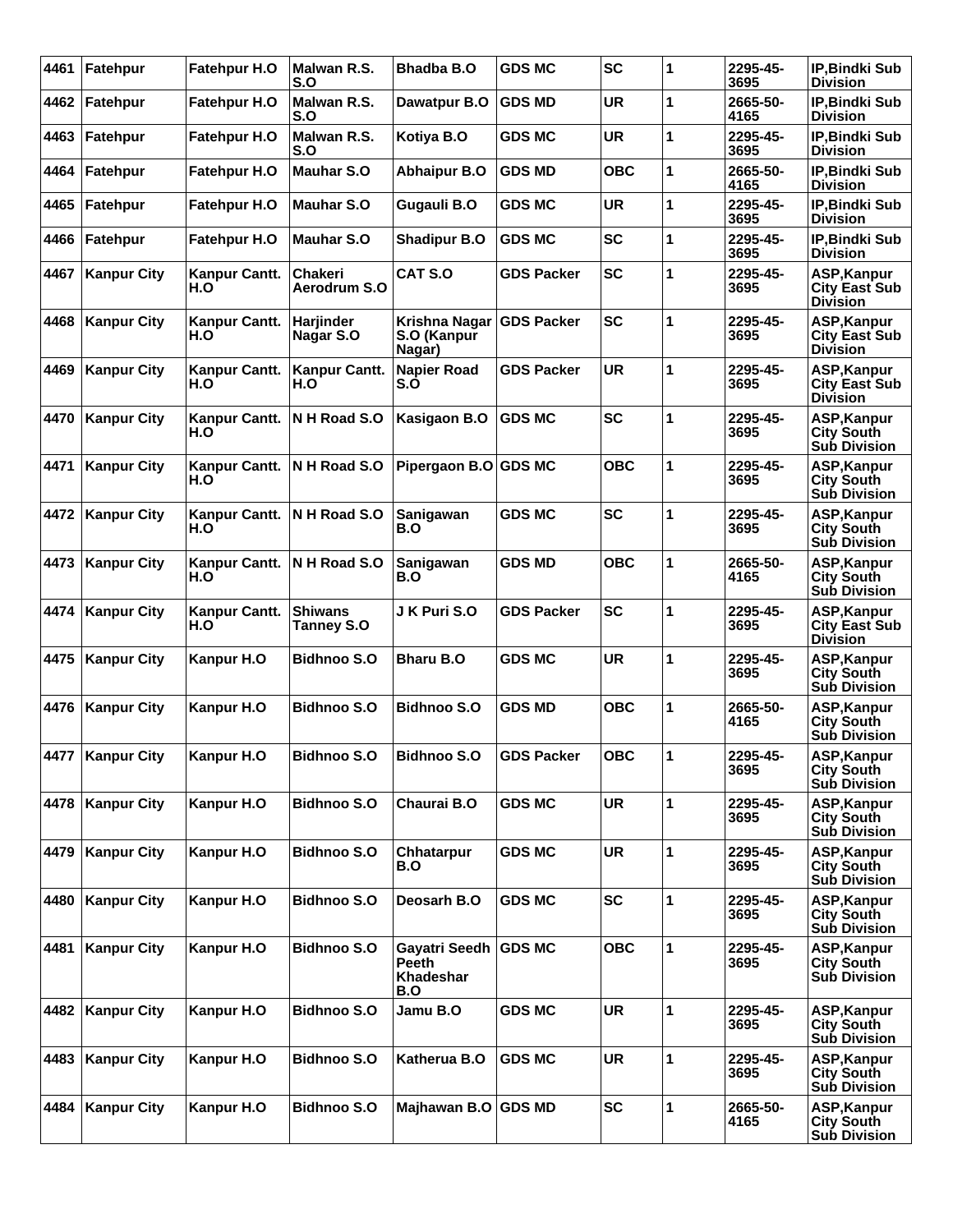| | | | | | | | | | |
|---|---|---|---|---|---|---|---|---|---|
| 4461 | Fatehpur | Fatehpur H.O | Malwan R.S. S.O | Bhadba B.O | GDS MC | SC | 1 | 2295-45-3695 | IP,Bindki Sub Division |
| 4462 | Fatehpur | Fatehpur H.O | Malwan R.S. S.O | Dawatpur B.O | GDS MD | UR | 1 | 2665-50-4165 | IP,Bindki Sub Division |
| 4463 | Fatehpur | Fatehpur H.O | Malwan R.S. S.O | Kotiya B.O | GDS MC | UR | 1 | 2295-45-3695 | IP,Bindki Sub Division |
| 4464 | Fatehpur | Fatehpur H.O | Mauhar S.O | Abhaipur B.O | GDS MD | OBC | 1 | 2665-50-4165 | IP,Bindki Sub Division |
| 4465 | Fatehpur | Fatehpur H.O | Mauhar S.O | Gugauli B.O | GDS MC | UR | 1 | 2295-45-3695 | IP,Bindki Sub Division |
| 4466 | Fatehpur | Fatehpur H.O | Mauhar S.O | Shadipur B.O | GDS MC | SC | 1 | 2295-45-3695 | IP,Bindki Sub Division |
| 4467 | Kanpur City | Kanpur Cantt. H.O | Chakeri Aerodrum S.O | CAT S.O | GDS Packer | SC | 1 | 2295-45-3695 | ASP,Kanpur City East Sub Division |
| 4468 | Kanpur City | Kanpur Cantt. H.O | Harjinder Nagar S.O | Krishna Nagar S.O (Kanpur Nagar) | GDS Packer | SC | 1 | 2295-45-3695 | ASP,Kanpur City East Sub Division |
| 4469 | Kanpur City | Kanpur Cantt. H.O | Kanpur Cantt. H.O | Napier Road S.O | GDS Packer | UR | 1 | 2295-45-3695 | ASP,Kanpur City East Sub Division |
| 4470 | Kanpur City | Kanpur Cantt. H.O | N H Road S.O | Kasigaon B.O | GDS MC | SC | 1 | 2295-45-3695 | ASP,Kanpur City South Sub Division |
| 4471 | Kanpur City | Kanpur Cantt. H.O | N H Road S.O | Pipergaon B.O | GDS MC | OBC | 1 | 2295-45-3695 | ASP,Kanpur City South Sub Division |
| 4472 | Kanpur City | Kanpur Cantt. H.O | N H Road S.O | Sanigawan B.O | GDS MC | SC | 1 | 2295-45-3695 | ASP,Kanpur City South Sub Division |
| 4473 | Kanpur City | Kanpur Cantt. H.O | N H Road S.O | Sanigawan B.O | GDS MD | OBC | 1 | 2665-50-4165 | ASP,Kanpur City South Sub Division |
| 4474 | Kanpur City | Kanpur Cantt. H.O | Shiwans Tanney S.O | J K Puri S.O | GDS Packer | SC | 1 | 2295-45-3695 | ASP,Kanpur City East Sub Division |
| 4475 | Kanpur City | Kanpur H.O | Bidhnoo S.O | Bharu B.O | GDS MC | UR | 1 | 2295-45-3695 | ASP,Kanpur City South Sub Division |
| 4476 | Kanpur City | Kanpur H.O | Bidhnoo S.O | Bidhnoo S.O | GDS MD | OBC | 1 | 2665-50-4165 | ASP,Kanpur City South Sub Division |
| 4477 | Kanpur City | Kanpur H.O | Bidhnoo S.O | Bidhnoo S.O | GDS Packer | OBC | 1 | 2295-45-3695 | ASP,Kanpur City South Sub Division |
| 4478 | Kanpur City | Kanpur H.O | Bidhnoo S.O | Chaurai B.O | GDS MC | UR | 1 | 2295-45-3695 | ASP,Kanpur City South Sub Division |
| 4479 | Kanpur City | Kanpur H.O | Bidhnoo S.O | Chhatarpur B.O | GDS MC | UR | 1 | 2295-45-3695 | ASP,Kanpur City South Sub Division |
| 4480 | Kanpur City | Kanpur H.O | Bidhnoo S.O | Deosarh B.O | GDS MC | SC | 1 | 2295-45-3695 | ASP,Kanpur City South Sub Division |
| 4481 | Kanpur City | Kanpur H.O | Bidhnoo S.O | Gayatri Seedh Peeth Khadeshar B.O | GDS MC | OBC | 1 | 2295-45-3695 | ASP,Kanpur City South Sub Division |
| 4482 | Kanpur City | Kanpur H.O | Bidhnoo S.O | Jamu B.O | GDS MC | UR | 1 | 2295-45-3695 | ASP,Kanpur City South Sub Division |
| 4483 | Kanpur City | Kanpur H.O | Bidhnoo S.O | Katherua B.O | GDS MC | UR | 1 | 2295-45-3695 | ASP,Kanpur City South Sub Division |
| 4484 | Kanpur City | Kanpur H.O | Bidhnoo S.O | Majhawan B.O | GDS MD | SC | 1 | 2665-50-4165 | ASP,Kanpur City South Sub Division |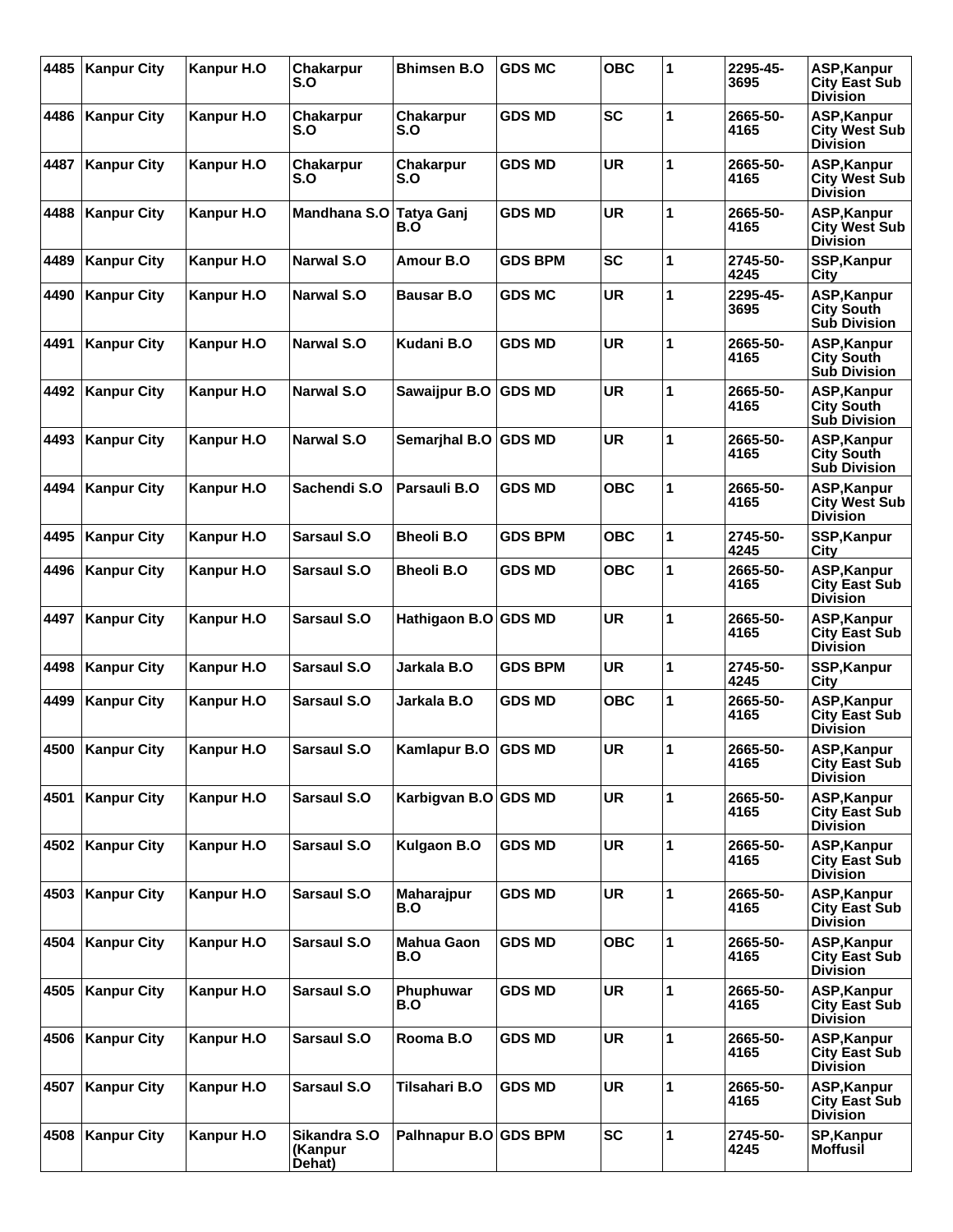| | | | | | | | | | |
|---|---|---|---|---|---|---|---|---|---|
| 4485 | Kanpur City | Kanpur H.O | Chakarpur S.O | Bhimsen B.O | GDS MC | OBC | 1 | 2295-45-3695 | ASP,Kanpur City East Sub Division |
| 4486 | Kanpur City | Kanpur H.O | Chakarpur S.O | Chakarpur S.O | GDS MD | SC | 1 | 2665-50-4165 | ASP,Kanpur City West Sub Division |
| 4487 | Kanpur City | Kanpur H.O | Chakarpur S.O | Chakarpur S.O | GDS MD | UR | 1 | 2665-50-4165 | ASP,Kanpur City West Sub Division |
| 4488 | Kanpur City | Kanpur H.O | Mandhana S.O | Tatya Ganj B.O | GDS MD | UR | 1 | 2665-50-4165 | ASP,Kanpur City West Sub Division |
| 4489 | Kanpur City | Kanpur H.O | Narwal S.O | Amour B.O | GDS BPM | SC | 1 | 2745-50-4245 | SSP,Kanpur City |
| 4490 | Kanpur City | Kanpur H.O | Narwal S.O | Bausar B.O | GDS MC | UR | 1 | 2295-45-3695 | ASP,Kanpur City South Sub Division |
| 4491 | Kanpur City | Kanpur H.O | Narwal S.O | Kudani B.O | GDS MD | UR | 1 | 2665-50-4165 | ASP,Kanpur City South Sub Division |
| 4492 | Kanpur City | Kanpur H.O | Narwal S.O | Sawaijpur B.O | GDS MD | UR | 1 | 2665-50-4165 | ASP,Kanpur City South Sub Division |
| 4493 | Kanpur City | Kanpur H.O | Narwal S.O | Semarjhal B.O | GDS MD | UR | 1 | 2665-50-4165 | ASP,Kanpur City South Sub Division |
| 4494 | Kanpur City | Kanpur H.O | Sachendi S.O | Parsauli B.O | GDS MD | OBC | 1 | 2665-50-4165 | ASP,Kanpur City West Sub Division |
| 4495 | Kanpur City | Kanpur H.O | Sarsaul S.O | Bheoli B.O | GDS BPM | OBC | 1 | 2745-50-4245 | SSP,Kanpur City |
| 4496 | Kanpur City | Kanpur H.O | Sarsaul S.O | Bheoli B.O | GDS MD | OBC | 1 | 2665-50-4165 | ASP,Kanpur City East Sub Division |
| 4497 | Kanpur City | Kanpur H.O | Sarsaul S.O | Hathigaon B.O | GDS MD | UR | 1 | 2665-50-4165 | ASP,Kanpur City East Sub Division |
| 4498 | Kanpur City | Kanpur H.O | Sarsaul S.O | Jarkala B.O | GDS BPM | UR | 1 | 2745-50-4245 | SSP,Kanpur City |
| 4499 | Kanpur City | Kanpur H.O | Sarsaul S.O | Jarkala B.O | GDS MD | OBC | 1 | 2665-50-4165 | ASP,Kanpur City East Sub Division |
| 4500 | Kanpur City | Kanpur H.O | Sarsaul S.O | Kamlapur B.O | GDS MD | UR | 1 | 2665-50-4165 | ASP,Kanpur City East Sub Division |
| 4501 | Kanpur City | Kanpur H.O | Sarsaul S.O | Karbigvan B.O | GDS MD | UR | 1 | 2665-50-4165 | ASP,Kanpur City East Sub Division |
| 4502 | Kanpur City | Kanpur H.O | Sarsaul S.O | Kulgaon B.O | GDS MD | UR | 1 | 2665-50-4165 | ASP,Kanpur City East Sub Division |
| 4503 | Kanpur City | Kanpur H.O | Sarsaul S.O | Maharajpur B.O | GDS MD | UR | 1 | 2665-50-4165 | ASP,Kanpur City East Sub Division |
| 4504 | Kanpur City | Kanpur H.O | Sarsaul S.O | Mahua Gaon B.O | GDS MD | OBC | 1 | 2665-50-4165 | ASP,Kanpur City East Sub Division |
| 4505 | Kanpur City | Kanpur H.O | Sarsaul S.O | Phuphuwar B.O | GDS MD | UR | 1 | 2665-50-4165 | ASP,Kanpur City East Sub Division |
| 4506 | Kanpur City | Kanpur H.O | Sarsaul S.O | Rooma B.O | GDS MD | UR | 1 | 2665-50-4165 | ASP,Kanpur City East Sub Division |
| 4507 | Kanpur City | Kanpur H.O | Sarsaul S.O | Tilsahari B.O | GDS MD | UR | 1 | 2665-50-4165 | ASP,Kanpur City East Sub Division |
| 4508 | Kanpur City | Kanpur H.O | Sikandra S.O (Kanpur Dehat) | Palhnapur B.O | GDS BPM | SC | 1 | 2745-50-4245 | SP,Kanpur Moffusil |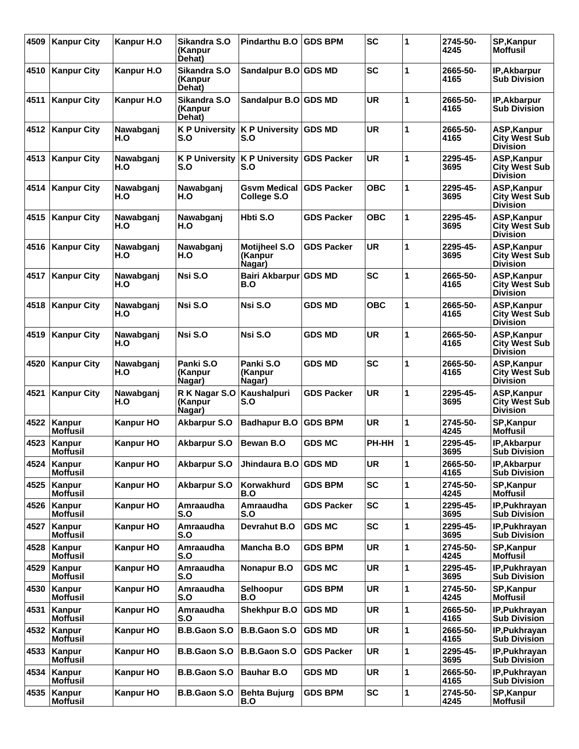| | | | | | | | | | |
|---|---|---|---|---|---|---|---|---|---|
| 4509 | Kanpur City | Kanpur H.O | Sikandra S.O (Kanpur Dehat) | Pindarthu B.O | GDS BPM | SC | 1 | 2745-50-4245 | SP,Kanpur Moffusil |
| 4510 | Kanpur City | Kanpur H.O | Sikandra S.O (Kanpur Dehat) | Sandalpur B.O | GDS MD | SC | 1 | 2665-50-4165 | IP,Akbarpur Sub Division |
| 4511 | Kanpur City | Kanpur H.O | Sikandra S.O (Kanpur Dehat) | Sandalpur B.O | GDS MD | UR | 1 | 2665-50-4165 | IP,Akbarpur Sub Division |
| 4512 | Kanpur City | Nawabganj H.O | K P University S.O | K P University S.O | GDS MD | UR | 1 | 2665-50-4165 | ASP,Kanpur City West Sub Division |
| 4513 | Kanpur City | Nawabganj H.O | K P University S.O | K P University S.O | GDS Packer | UR | 1 | 2295-45-3695 | ASP,Kanpur City West Sub Division |
| 4514 | Kanpur City | Nawabganj H.O | Nawabganj H.O | Gsvm Medical College S.O | GDS Packer | OBC | 1 | 2295-45-3695 | ASP,Kanpur City West Sub Division |
| 4515 | Kanpur City | Nawabganj H.O | Nawabganj H.O | Hbti S.O | GDS Packer | OBC | 1 | 2295-45-3695 | ASP,Kanpur City West Sub Division |
| 4516 | Kanpur City | Nawabganj H.O | Nawabganj H.O | Motijheel S.O (Kanpur Nagar) | GDS Packer | UR | 1 | 2295-45-3695 | ASP,Kanpur City West Sub Division |
| 4517 | Kanpur City | Nawabganj H.O | Nsi S.O | Bairi Akbarpur B.O | GDS MD | SC | 1 | 2665-50-4165 | ASP,Kanpur City West Sub Division |
| 4518 | Kanpur City | Nawabganj H.O | Nsi S.O | Nsi S.O | GDS MD | OBC | 1 | 2665-50-4165 | ASP,Kanpur City West Sub Division |
| 4519 | Kanpur City | Nawabganj H.O | Nsi S.O | Nsi S.O | GDS MD | UR | 1 | 2665-50-4165 | ASP,Kanpur City West Sub Division |
| 4520 | Kanpur City | Nawabganj H.O | Panki S.O (Kanpur Nagar) | Panki S.O (Kanpur Nagar) | GDS MD | SC | 1 | 2665-50-4165 | ASP,Kanpur City West Sub Division |
| 4521 | Kanpur City | Nawabganj H.O | R K Nagar S.O (Kanpur Nagar) | Kaushalpuri S.O | GDS Packer | UR | 1 | 2295-45-3695 | ASP,Kanpur City West Sub Division |
| 4522 | Kanpur Moffusil | Kanpur HO | Akbarpur S.O | Badhapur B.O | GDS BPM | UR | 1 | 2745-50-4245 | SP,Kanpur Moffusil |
| 4523 | Kanpur Moffusil | Kanpur HO | Akbarpur S.O | Bewan B.O | GDS MC | PH-HH | 1 | 2295-45-3695 | IP,Akbarpur Sub Division |
| 4524 | Kanpur Moffusil | Kanpur HO | Akbarpur S.O | Jhindaura B.O | GDS MD | UR | 1 | 2665-50-4165 | IP,Akbarpur Sub Division |
| 4525 | Kanpur Moffusil | Kanpur HO | Akbarpur S.O | Korwakhurd B.O | GDS BPM | SC | 1 | 2745-50-4245 | SP,Kanpur Moffusil |
| 4526 | Kanpur Moffusil | Kanpur HO | Amraaudha S.O | Amraaudha S.O | GDS Packer | SC | 1 | 2295-45-3695 | IP,Pukhrayan Sub Division |
| 4527 | Kanpur Moffusil | Kanpur HO | Amraaudha S.O | Devrahut B.O | GDS MC | SC | 1 | 2295-45-3695 | IP,Pukhrayan Sub Division |
| 4528 | Kanpur Moffusil | Kanpur HO | Amraaudha S.O | Mancha B.O | GDS BPM | UR | 1 | 2745-50-4245 | SP,Kanpur Moffusil |
| 4529 | Kanpur Moffusil | Kanpur HO | Amraaudha S.O | Nonapur B.O | GDS MC | UR | 1 | 2295-45-3695 | IP,Pukhrayan Sub Division |
| 4530 | Kanpur Moffusil | Kanpur HO | Amraaudha S.O | Selhoopur B.O | GDS BPM | UR | 1 | 2745-50-4245 | SP,Kanpur Moffusil |
| 4531 | Kanpur Moffusil | Kanpur HO | Amraaudha S.O | Shekhpur B.O | GDS MD | UR | 1 | 2665-50-4165 | IP,Pukhrayan Sub Division |
| 4532 | Kanpur Moffusil | Kanpur HO | B.B.Gaon S.O | B.B.Gaon S.O | GDS MD | UR | 1 | 2665-50-4165 | IP,Pukhrayan Sub Division |
| 4533 | Kanpur Moffusil | Kanpur HO | B.B.Gaon S.O | B.B.Gaon S.O | GDS Packer | UR | 1 | 2295-45-3695 | IP,Pukhrayan Sub Division |
| 4534 | Kanpur Moffusil | Kanpur HO | B.B.Gaon S.O | Bauhar B.O | GDS MD | UR | 1 | 2665-50-4165 | IP,Pukhrayan Sub Division |
| 4535 | Kanpur Moffusil | Kanpur HO | B.B.Gaon S.O | Behta Bujurg B.O | GDS BPM | SC | 1 | 2745-50-4245 | SP,Kanpur Moffusil |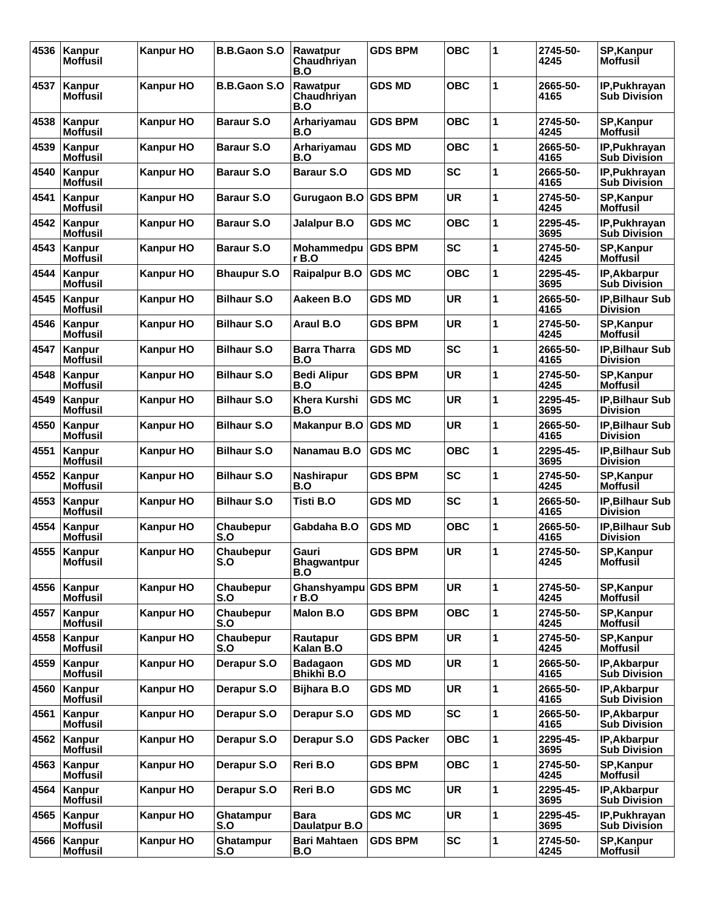| 4536 | Kanpur Moffusil | Kanpur HO | B.B.Gaon S.O | Rawatpur Chaudhriyan B.O | GDS BPM | OBC | 1 | 2745-50-4245 | SP,Kanpur Moffusil |
|---|---|---|---|---|---|---|---|---|---|
| 4537 | Kanpur Moffusil | Kanpur HO | B.B.Gaon S.O | Rawatpur Chaudhriyan B.O | GDS MD | OBC | 1 | 2665-50-4165 | IP,Pukhrayan Sub Division |
| 4538 | Kanpur Moffusil | Kanpur HO | Baraur S.O | Arhariyamau B.O | GDS BPM | OBC | 1 | 2745-50-4245 | SP,Kanpur Moffusil |
| 4539 | Kanpur Moffusil | Kanpur HO | Baraur S.O | Arhariyamau B.O | GDS MD | OBC | 1 | 2665-50-4165 | IP,Pukhrayan Sub Division |
| 4540 | Kanpur Moffusil | Kanpur HO | Baraur S.O | Baraur S.O | GDS MD | SC | 1 | 2665-50-4165 | IP,Pukhrayan Sub Division |
| 4541 | Kanpur Moffusil | Kanpur HO | Baraur S.O | Gurugaon B.O | GDS BPM | UR | 1 | 2745-50-4245 | SP,Kanpur Moffusil |
| 4542 | Kanpur Moffusil | Kanpur HO | Baraur S.O | Jalalpur B.O | GDS MC | OBC | 1 | 2295-45-3695 | IP,Pukhrayan Sub Division |
| 4543 | Kanpur Moffusil | Kanpur HO | Baraur S.O | Mohammedpur B.O | GDS BPM | SC | 1 | 2745-50-4245 | SP,Kanpur Moffusil |
| 4544 | Kanpur Moffusil | Kanpur HO | Bhaupur S.O | Raipalpur B.O | GDS MC | OBC | 1 | 2295-45-3695 | IP,Akbarpur Sub Division |
| 4545 | Kanpur Moffusil | Kanpur HO | Bilhaur S.O | Aakeen B.O | GDS MD | UR | 1 | 2665-50-4165 | IP,Bilhaur Sub Division |
| 4546 | Kanpur Moffusil | Kanpur HO | Bilhaur S.O | Araul B.O | GDS BPM | UR | 1 | 2745-50-4245 | SP,Kanpur Moffusil |
| 4547 | Kanpur Moffusil | Kanpur HO | Bilhaur S.O | Barra Tharra B.O | GDS MD | SC | 1 | 2665-50-4165 | IP,Bilhaur Sub Division |
| 4548 | Kanpur Moffusil | Kanpur HO | Bilhaur S.O | Bedi Alipur B.O | GDS BPM | UR | 1 | 2745-50-4245 | SP,Kanpur Moffusil |
| 4549 | Kanpur Moffusil | Kanpur HO | Bilhaur S.O | Khera Kurshi B.O | GDS MC | UR | 1 | 2295-45-3695 | IP,Bilhaur Sub Division |
| 4550 | Kanpur Moffusil | Kanpur HO | Bilhaur S.O | Makanpur B.O | GDS MD | UR | 1 | 2665-50-4165 | IP,Bilhaur Sub Division |
| 4551 | Kanpur Moffusil | Kanpur HO | Bilhaur S.O | Nanamau B.O | GDS MC | OBC | 1 | 2295-45-3695 | IP,Bilhaur Sub Division |
| 4552 | Kanpur Moffusil | Kanpur HO | Bilhaur S.O | Nashirapur B.O | GDS BPM | SC | 1 | 2745-50-4245 | SP,Kanpur Moffusil |
| 4553 | Kanpur Moffusil | Kanpur HO | Bilhaur S.O | Tisti B.O | GDS MD | SC | 1 | 2665-50-4165 | IP,Bilhaur Sub Division |
| 4554 | Kanpur Moffusil | Kanpur HO | Chaubepur S.O | Gabdaha B.O | GDS MD | OBC | 1 | 2665-50-4165 | IP,Bilhaur Sub Division |
| 4555 | Kanpur Moffusil | Kanpur HO | Chaubepur S.O | Gauri Bhagwantpur B.O | GDS BPM | UR | 1 | 2745-50-4245 | SP,Kanpur Moffusil |
| 4556 | Kanpur Moffusil | Kanpur HO | Chaubepur S.O | Ghanshyampur B.O | GDS BPM | UR | 1 | 2745-50-4245 | SP,Kanpur Moffusil |
| 4557 | Kanpur Moffusil | Kanpur HO | Chaubepur S.O | Malon B.O | GDS BPM | OBC | 1 | 2745-50-4245 | SP,Kanpur Moffusil |
| 4558 | Kanpur Moffusil | Kanpur HO | Chaubepur S.O | Rautapur Kalan B.O | GDS BPM | UR | 1 | 2745-50-4245 | SP,Kanpur Moffusil |
| 4559 | Kanpur Moffusil | Kanpur HO | Derapur S.O | Badagaon Bhikhi B.O | GDS MD | UR | 1 | 2665-50-4165 | IP,Akbarpur Sub Division |
| 4560 | Kanpur Moffusil | Kanpur HO | Derapur S.O | Bijhara B.O | GDS MD | UR | 1 | 2665-50-4165 | IP,Akbarpur Sub Division |
| 4561 | Kanpur Moffusil | Kanpur HO | Derapur S.O | Derapur S.O | GDS MD | SC | 1 | 2665-50-4165 | IP,Akbarpur Sub Division |
| 4562 | Kanpur Moffusil | Kanpur HO | Derapur S.O | Derapur S.O | GDS Packer | OBC | 1 | 2295-45-3695 | IP,Akbarpur Sub Division |
| 4563 | Kanpur Moffusil | Kanpur HO | Derapur S.O | Reri B.O | GDS BPM | OBC | 1 | 2745-50-4245 | SP,Kanpur Moffusil |
| 4564 | Kanpur Moffusil | Kanpur HO | Derapur S.O | Reri B.O | GDS MC | UR | 1 | 2295-45-3695 | IP,Akbarpur Sub Division |
| 4565 | Kanpur Moffusil | Kanpur HO | Ghatampur S.O | Bara Daulatpur B.O | GDS MC | UR | 1 | 2295-45-3695 | IP,Pukhrayan Sub Division |
| 4566 | Kanpur Moffusil | Kanpur HO | Ghatampur S.O | Bari Mahtaen B.O | GDS BPM | SC | 1 | 2745-50-4245 | SP,Kanpur Moffusil |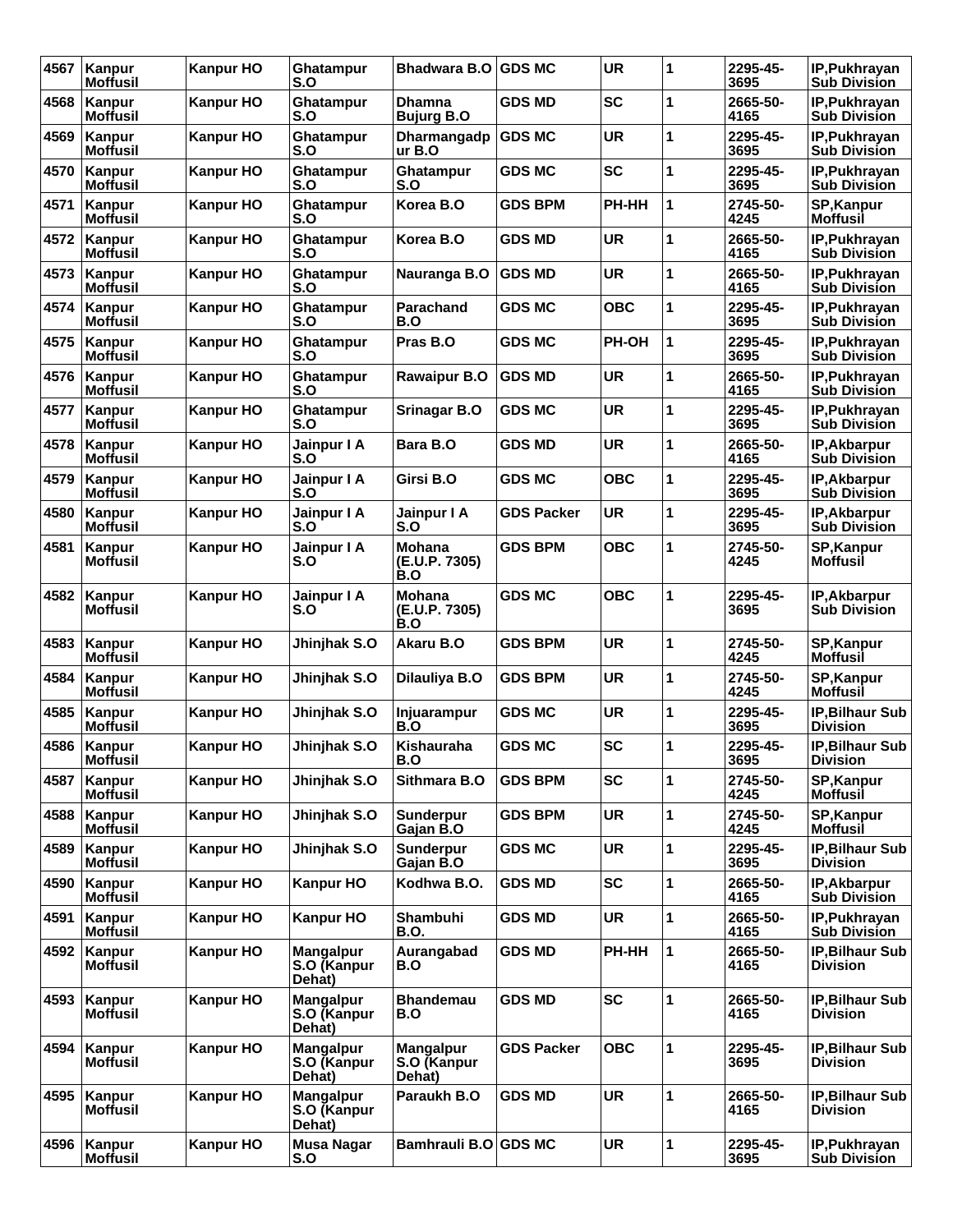| | | | | | | | | | |
|---|---|---|---|---|---|---|---|---|---|
| 4567 | Kanpur Moffusil | Kanpur HO | Ghatampur S.O | Bhadwara B.O | GDS MC | UR | 1 | 2295-45-3695 | IP,Pukhrayan Sub Division |
| 4568 | Kanpur Moffusil | Kanpur HO | Ghatampur S.O | Dhamna Bujurg B.O | GDS MD | SC | 1 | 2665-50-4165 | IP,Pukhrayan Sub Division |
| 4569 | Kanpur Moffusil | Kanpur HO | Ghatampur S.O | Dharmangadpur B.O | GDS MC | UR | 1 | 2295-45-3695 | IP,Pukhrayan Sub Division |
| 4570 | Kanpur Moffusil | Kanpur HO | Ghatampur S.O | Ghatampur S.O | GDS MC | SC | 1 | 2295-45-3695 | IP,Pukhrayan Sub Division |
| 4571 | Kanpur Moffusil | Kanpur HO | Ghatampur S.O | Korea B.O | GDS BPM | PH-HH | 1 | 2745-50-4245 | SP,Kanpur Moffusil |
| 4572 | Kanpur Moffusil | Kanpur HO | Ghatampur S.O | Korea B.O | GDS MD | UR | 1 | 2665-50-4165 | IP,Pukhrayan Sub Division |
| 4573 | Kanpur Moffusil | Kanpur HO | Ghatampur S.O | Nauranga B.O | GDS MD | UR | 1 | 2665-50-4165 | IP,Pukhrayan Sub Division |
| 4574 | Kanpur Moffusil | Kanpur HO | Ghatampur S.O | Parachand B.O | GDS MC | OBC | 1 | 2295-45-3695 | IP,Pukhrayan Sub Division |
| 4575 | Kanpur Moffusil | Kanpur HO | Ghatampur S.O | Pras B.O | GDS MC | PH-OH | 1 | 2295-45-3695 | IP,Pukhrayan Sub Division |
| 4576 | Kanpur Moffusil | Kanpur HO | Ghatampur S.O | Rawaipur B.O | GDS MD | UR | 1 | 2665-50-4165 | IP,Pukhrayan Sub Division |
| 4577 | Kanpur Moffusil | Kanpur HO | Ghatampur S.O | Srinagar B.O | GDS MC | UR | 1 | 2295-45-3695 | IP,Pukhrayan Sub Division |
| 4578 | Kanpur Moffusil | Kanpur HO | Jainpur I A S.O | Bara B.O | GDS MD | UR | 1 | 2665-50-4165 | IP,Akbarpur Sub Division |
| 4579 | Kanpur Moffusil | Kanpur HO | Jainpur I A S.O | Girsi B.O | GDS MC | OBC | 1 | 2295-45-3695 | IP,Akbarpur Sub Division |
| 4580 | Kanpur Moffusil | Kanpur HO | Jainpur I A S.O | Jainpur I A S.O | GDS Packer | UR | 1 | 2295-45-3695 | IP,Akbarpur Sub Division |
| 4581 | Kanpur Moffusil | Kanpur HO | Jainpur I A S.O | Mohana (E.U.P. 7305) B.O | GDS BPM | OBC | 1 | 2745-50-4245 | SP,Kanpur Moffusil |
| 4582 | Kanpur Moffusil | Kanpur HO | Jainpur I A S.O | Mohana (E.U.P. 7305) B.O | GDS MC | OBC | 1 | 2295-45-3695 | IP,Akbarpur Sub Division |
| 4583 | Kanpur Moffusil | Kanpur HO | Jhinjhak S.O | Akaru B.O | GDS BPM | UR | 1 | 2745-50-4245 | SP,Kanpur Moffusil |
| 4584 | Kanpur Moffusil | Kanpur HO | Jhinjhak S.O | Dilauliya B.O | GDS BPM | UR | 1 | 2745-50-4245 | SP,Kanpur Moffusil |
| 4585 | Kanpur Moffusil | Kanpur HO | Jhinjhak S.O | Injuarampur B.O | GDS MC | UR | 1 | 2295-45-3695 | IP,Bilhaur Sub Division |
| 4586 | Kanpur Moffusil | Kanpur HO | Jhinjhak S.O | Kishauraha B.O | GDS MC | SC | 1 | 2295-45-3695 | IP,Bilhaur Sub Division |
| 4587 | Kanpur Moffusil | Kanpur HO | Jhinjhak S.O | Sithmara B.O | GDS BPM | SC | 1 | 2745-50-4245 | SP,Kanpur Moffusil |
| 4588 | Kanpur Moffusil | Kanpur HO | Jhinjhak S.O | Sunderpur Gajan B.O | GDS BPM | UR | 1 | 2745-50-4245 | SP,Kanpur Moffusil |
| 4589 | Kanpur Moffusil | Kanpur HO | Jhinjhak S.O | Sunderpur Gajan B.O | GDS MC | UR | 1 | 2295-45-3695 | IP,Bilhaur Sub Division |
| 4590 | Kanpur Moffusil | Kanpur HO | Kanpur HO | Kodhwa B.O. | GDS MD | SC | 1 | 2665-50-4165 | IP,Akbarpur Sub Division |
| 4591 | Kanpur Moffusil | Kanpur HO | Kanpur HO | Shambuhi B.O. | GDS MD | UR | 1 | 2665-50-4165 | IP,Pukhrayan Sub Division |
| 4592 | Kanpur Moffusil | Kanpur HO | Mangalpur S.O (Kanpur Dehat) | Aurangabad B.O | GDS MD | PH-HH | 1 | 2665-50-4165 | IP,Bilhaur Sub Division |
| 4593 | Kanpur Moffusil | Kanpur HO | Mangalpur S.O (Kanpur Dehat) | Bhandemau B.O | GDS MD | SC | 1 | 2665-50-4165 | IP,Bilhaur Sub Division |
| 4594 | Kanpur Moffusil | Kanpur HO | Mangalpur S.O (Kanpur Dehat) | Mangalpur S.O (Kanpur Dehat) | GDS Packer | OBC | 1 | 2295-45-3695 | IP,Bilhaur Sub Division |
| 4595 | Kanpur Moffusil | Kanpur HO | Mangalpur S.O (Kanpur Dehat) | Paraukh B.O | GDS MD | UR | 1 | 2665-50-4165 | IP,Bilhaur Sub Division |
| 4596 | Kanpur Moffusil | Kanpur HO | Musa Nagar S.O | Bamhrauli B.O | GDS MC | UR | 1 | 2295-45-3695 | IP,Pukhrayan Sub Division |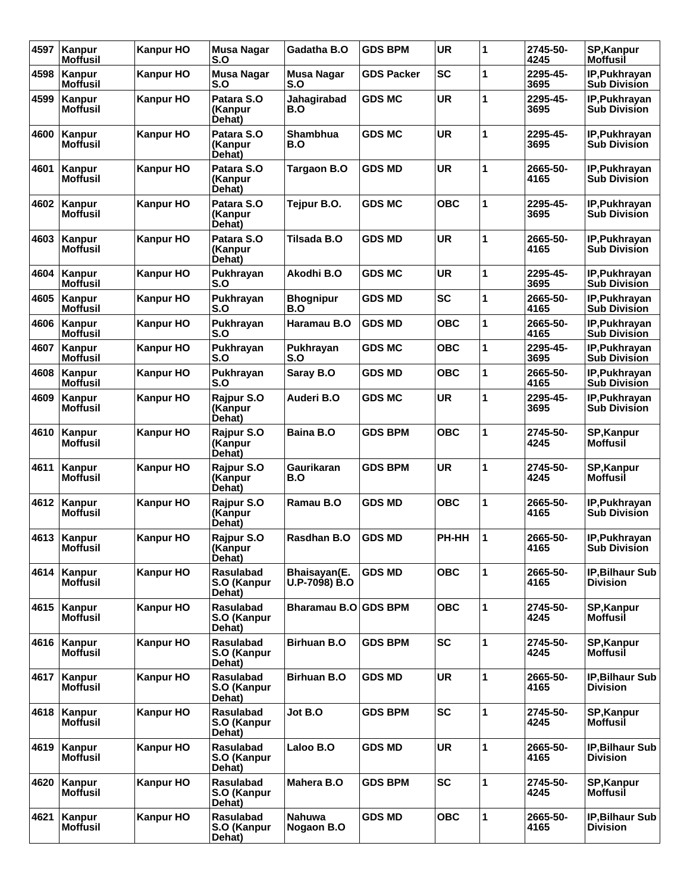| | | | | | | | | | |
|---|---|---|---|---|---|---|---|---|---|
| 4597 | Kanpur Moffusil | Kanpur HO | Musa Nagar S.O | Gadatha B.O | GDS BPM | UR | 1 | 2745-50-4245 | SP,Kanpur Moffusil |
| 4598 | Kanpur Moffusil | Kanpur HO | Musa Nagar S.O | Musa Nagar S.O | GDS Packer | SC | 1 | 2295-45-3695 | IP,Pukhrayan Sub Division |
| 4599 | Kanpur Moffusil | Kanpur HO | Patara S.O (Kanpur Dehat) | Jahagirabad B.O | GDS MC | UR | 1 | 2295-45-3695 | IP,Pukhrayan Sub Division |
| 4600 | Kanpur Moffusil | Kanpur HO | Patara S.O (Kanpur Dehat) | Shambhua B.O | GDS MC | UR | 1 | 2295-45-3695 | IP,Pukhrayan Sub Division |
| 4601 | Kanpur Moffusil | Kanpur HO | Patara S.O (Kanpur Dehat) | Targaon B.O | GDS MD | UR | 1 | 2665-50-4165 | IP,Pukhrayan Sub Division |
| 4602 | Kanpur Moffusil | Kanpur HO | Patara S.O (Kanpur Dehat) | Tejpur B.O. | GDS MC | OBC | 1 | 2295-45-3695 | IP,Pukhrayan Sub Division |
| 4603 | Kanpur Moffusil | Kanpur HO | Patara S.O (Kanpur Dehat) | Tilsada B.O | GDS MD | UR | 1 | 2665-50-4165 | IP,Pukhrayan Sub Division |
| 4604 | Kanpur Moffusil | Kanpur HO | Pukhrayan S.O | Akodhi B.O | GDS MC | UR | 1 | 2295-45-3695 | IP,Pukhrayan Sub Division |
| 4605 | Kanpur Moffusil | Kanpur HO | Pukhrayan S.O | Bhognipur B.O | GDS MD | SC | 1 | 2665-50-4165 | IP,Pukhrayan Sub Division |
| 4606 | Kanpur Moffusil | Kanpur HO | Pukhrayan S.O | Haramau B.O | GDS MD | OBC | 1 | 2665-50-4165 | IP,Pukhrayan Sub Division |
| 4607 | Kanpur Moffusil | Kanpur HO | Pukhrayan S.O | Pukhrayan S.O | GDS MC | OBC | 1 | 2295-45-3695 | IP,Pukhrayan Sub Division |
| 4608 | Kanpur Moffusil | Kanpur HO | Pukhrayan S.O | Saray B.O | GDS MD | OBC | 1 | 2665-50-4165 | IP,Pukhrayan Sub Division |
| 4609 | Kanpur Moffusil | Kanpur HO | Rajpur S.O (Kanpur Dehat) | Auderi B.O | GDS MC | UR | 1 | 2295-45-3695 | IP,Pukhrayan Sub Division |
| 4610 | Kanpur Moffusil | Kanpur HO | Rajpur S.O (Kanpur Dehat) | Baina B.O | GDS BPM | OBC | 1 | 2745-50-4245 | SP,Kanpur Moffusil |
| 4611 | Kanpur Moffusil | Kanpur HO | Rajpur S.O (Kanpur Dehat) | Gaurikaran B.O | GDS BPM | UR | 1 | 2745-50-4245 | SP,Kanpur Moffusil |
| 4612 | Kanpur Moffusil | Kanpur HO | Rajpur S.O (Kanpur Dehat) | Ramau B.O | GDS MD | OBC | 1 | 2665-50-4165 | IP,Pukhrayan Sub Division |
| 4613 | Kanpur Moffusil | Kanpur HO | Rajpur S.O (Kanpur Dehat) | Rasdhan B.O | GDS MD | PH-HH | 1 | 2665-50-4165 | IP,Pukhrayan Sub Division |
| 4614 | Kanpur Moffusil | Kanpur HO | Rasulabad S.O (Kanpur Dehat) | Bhaisayan(E. U.P-7098) B.O | GDS MD | OBC | 1 | 2665-50-4165 | IP,Bilhaur Sub Division |
| 4615 | Kanpur Moffusil | Kanpur HO | Rasulabad S.O (Kanpur Dehat) | Bharamau B.O | GDS BPM | OBC | 1 | 2745-50-4245 | SP,Kanpur Moffusil |
| 4616 | Kanpur Moffusil | Kanpur HO | Rasulabad S.O (Kanpur Dehat) | Birhuan B.O | GDS BPM | SC | 1 | 2745-50-4245 | SP,Kanpur Moffusil |
| 4617 | Kanpur Moffusil | Kanpur HO | Rasulabad S.O (Kanpur Dehat) | Birhuan B.O | GDS MD | UR | 1 | 2665-50-4165 | IP,Bilhaur Sub Division |
| 4618 | Kanpur Moffusil | Kanpur HO | Rasulabad S.O (Kanpur Dehat) | Jot B.O | GDS BPM | SC | 1 | 2745-50-4245 | SP,Kanpur Moffusil |
| 4619 | Kanpur Moffusil | Kanpur HO | Rasulabad S.O (Kanpur Dehat) | Laloo B.O | GDS MD | UR | 1 | 2665-50-4165 | IP,Bilhaur Sub Division |
| 4620 | Kanpur Moffusil | Kanpur HO | Rasulabad S.O (Kanpur Dehat) | Mahera B.O | GDS BPM | SC | 1 | 2745-50-4245 | SP,Kanpur Moffusil |
| 4621 | Kanpur Moffusil | Kanpur HO | Rasulabad S.O (Kanpur Dehat) | Nahuwa Nogaon B.O | GDS MD | OBC | 1 | 2665-50-4165 | IP,Bilhaur Sub Division |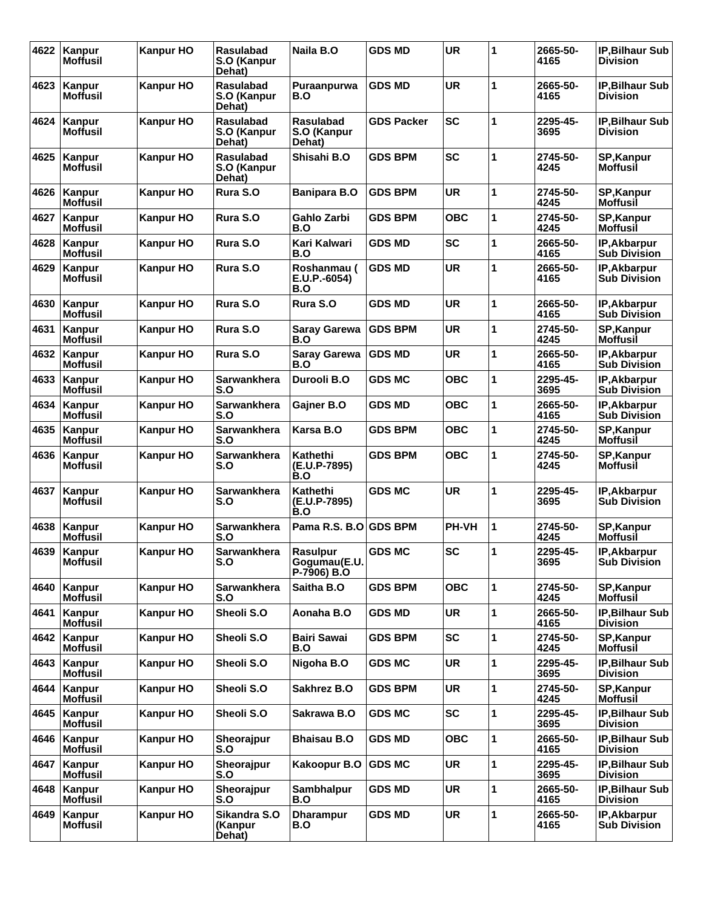| | | | | | | | | | |
|---|---|---|---|---|---|---|---|---|---|
| 4622 | Kanpur Moffusil | Kanpur HO | Rasulabad S.O (Kanpur Dehat) | Naila B.O | GDS MD | UR | 1 | 2665-50-4165 | IP,Bilhaur Sub Division |
| 4623 | Kanpur Moffusil | Kanpur HO | Rasulabad S.O (Kanpur Dehat) | Puraanpurwa B.O | GDS MD | UR | 1 | 2665-50-4165 | IP,Bilhaur Sub Division |
| 4624 | Kanpur Moffusil | Kanpur HO | Rasulabad S.O (Kanpur Dehat) | Rasulabad S.O (Kanpur Dehat) | GDS Packer | SC | 1 | 2295-45-3695 | IP,Bilhaur Sub Division |
| 4625 | Kanpur Moffusil | Kanpur HO | Rasulabad S.O (Kanpur Dehat) | Shisahi B.O | GDS BPM | SC | 1 | 2745-50-4245 | SP,Kanpur Moffusil |
| 4626 | Kanpur Moffusil | Kanpur HO | Rura S.O | Banipara B.O | GDS BPM | UR | 1 | 2745-50-4245 | SP,Kanpur Moffusil |
| 4627 | Kanpur Moffusil | Kanpur HO | Rura S.O | Gahlo Zarbi B.O | GDS BPM | OBC | 1 | 2745-50-4245 | SP,Kanpur Moffusil |
| 4628 | Kanpur Moffusil | Kanpur HO | Rura S.O | Kari Kalwari B.O | GDS MD | SC | 1 | 2665-50-4165 | IP,Akbarpur Sub Division |
| 4629 | Kanpur Moffusil | Kanpur HO | Rura S.O | Roshanmau ( E.U.P.-6054) B.O | GDS MD | UR | 1 | 2665-50-4165 | IP,Akbarpur Sub Division |
| 4630 | Kanpur Moffusil | Kanpur HO | Rura S.O | Rura S.O | GDS MD | UR | 1 | 2665-50-4165 | IP,Akbarpur Sub Division |
| 4631 | Kanpur Moffusil | Kanpur HO | Rura S.O | Saray Garewa B.O | GDS BPM | UR | 1 | 2745-50-4245 | SP,Kanpur Moffusil |
| 4632 | Kanpur Moffusil | Kanpur HO | Rura S.O | Saray Garewa B.O | GDS MD | UR | 1 | 2665-50-4165 | IP,Akbarpur Sub Division |
| 4633 | Kanpur Moffusil | Kanpur HO | Sarwankhera S.O | Durooli B.O | GDS MC | OBC | 1 | 2295-45-3695 | IP,Akbarpur Sub Division |
| 4634 | Kanpur Moffusil | Kanpur HO | Sarwankhera S.O | Gajner B.O | GDS MD | OBC | 1 | 2665-50-4165 | IP,Akbarpur Sub Division |
| 4635 | Kanpur Moffusil | Kanpur HO | Sarwankhera S.O | Karsa B.O | GDS BPM | OBC | 1 | 2745-50-4245 | SP,Kanpur Moffusil |
| 4636 | Kanpur Moffusil | Kanpur HO | Sarwankhera S.O | Kathethi (E.U.P-7895) B.O | GDS BPM | OBC | 1 | 2745-50-4245 | SP,Kanpur Moffusil |
| 4637 | Kanpur Moffusil | Kanpur HO | Sarwankhera S.O | Kathethi (E.U.P-7895) B.O | GDS MC | UR | 1 | 2295-45-3695 | IP,Akbarpur Sub Division |
| 4638 | Kanpur Moffusil | Kanpur HO | Sarwankhera S.O | Pama R.S. B.O | GDS BPM | PH-VH | 1 | 2745-50-4245 | SP,Kanpur Moffusil |
| 4639 | Kanpur Moffusil | Kanpur HO | Sarwankhera S.O | Rasulpur Gogumau(E.U.P-7906) B.O | GDS MC | SC | 1 | 2295-45-3695 | IP,Akbarpur Sub Division |
| 4640 | Kanpur Moffusil | Kanpur HO | Sarwankhera S.O | Saitha B.O | GDS BPM | OBC | 1 | 2745-50-4245 | SP,Kanpur Moffusil |
| 4641 | Kanpur Moffusil | Kanpur HO | Sheoli S.O | Aonaha B.O | GDS MD | UR | 1 | 2665-50-4165 | IP,Bilhaur Sub Division |
| 4642 | Kanpur Moffusil | Kanpur HO | Sheoli S.O | Bairi Sawai B.O | GDS BPM | SC | 1 | 2745-50-4245 | SP,Kanpur Moffusil |
| 4643 | Kanpur Moffusil | Kanpur HO | Sheoli S.O | Nigoha B.O | GDS MC | UR | 1 | 2295-45-3695 | IP,Bilhaur Sub Division |
| 4644 | Kanpur Moffusil | Kanpur HO | Sheoli S.O | Sakhrez B.O | GDS BPM | UR | 1 | 2745-50-4245 | SP,Kanpur Moffusil |
| 4645 | Kanpur Moffusil | Kanpur HO | Sheoli S.O | Sakrawa B.O | GDS MC | SC | 1 | 2295-45-3695 | IP,Bilhaur Sub Division |
| 4646 | Kanpur Moffusil | Kanpur HO | Sheorajpur S.O | Bhaisau B.O | GDS MD | OBC | 1 | 2665-50-4165 | IP,Bilhaur Sub Division |
| 4647 | Kanpur Moffusil | Kanpur HO | Sheorajpur S.O | Kakoopur B.O | GDS MC | UR | 1 | 2295-45-3695 | IP,Bilhaur Sub Division |
| 4648 | Kanpur Moffusil | Kanpur HO | Sheorajpur S.O | Sambhalpur B.O | GDS MD | UR | 1 | 2665-50-4165 | IP,Bilhaur Sub Division |
| 4649 | Kanpur Moffusil | Kanpur HO | Sikandra S.O (Kanpur Dehat) | Dharampur B.O | GDS MD | UR | 1 | 2665-50-4165 | IP,Akbarpur Sub Division |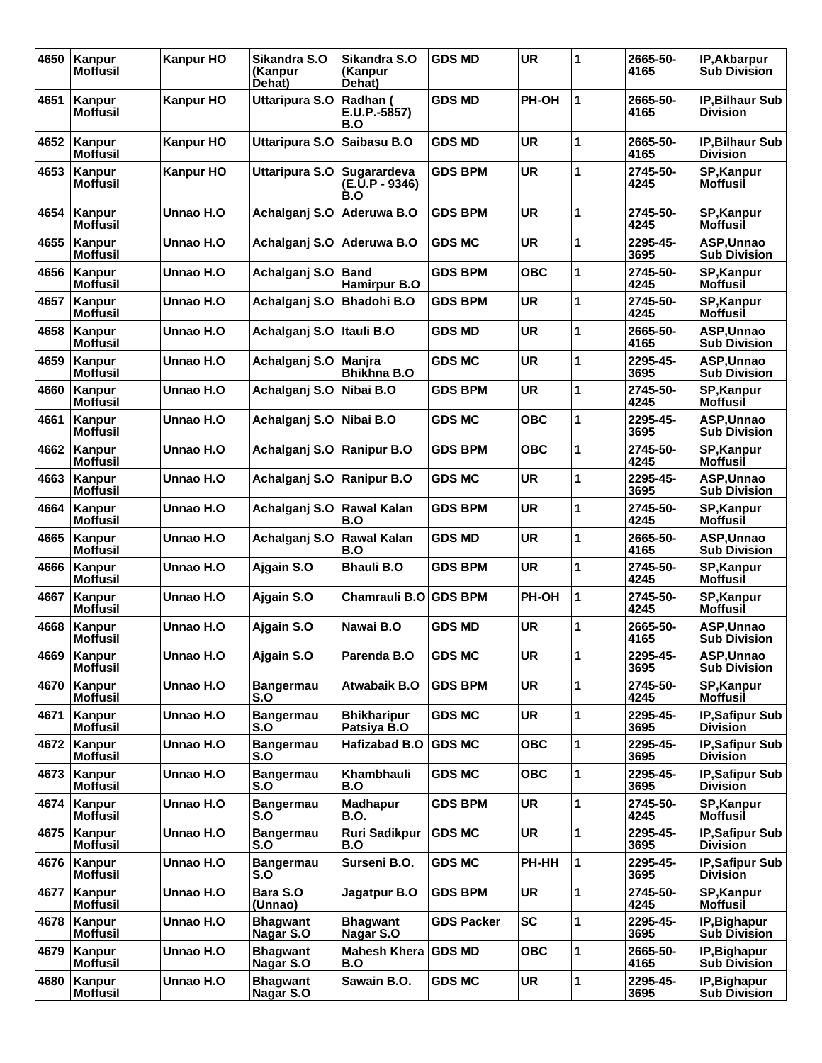| | | | | | | | | | |
|---|---|---|---|---|---|---|---|---|---|
| 4650 | Kanpur Moffusil | Kanpur HO | Sikandra S.O (Kanpur Dehat) | Sikandra S.O (Kanpur Dehat) | GDS MD | UR | 1 | 2665-50-4165 | IP,Akbarpur Sub Division |
| 4651 | Kanpur Moffusil | Kanpur HO | Uttaripura S.O | Radhan ( E.U.P.-5857) B.O | GDS MD | PH-OH | 1 | 2665-50-4165 | IP,Bilhaur Sub Division |
| 4652 | Kanpur Moffusil | Kanpur HO | Uttaripura S.O | Saibasu B.O | GDS MD | UR | 1 | 2665-50-4165 | IP,Bilhaur Sub Division |
| 4653 | Kanpur Moffusil | Kanpur HO | Uttaripura S.O | Sugarardeva (E.U.P - 9346) B.O | GDS BPM | UR | 1 | 2745-50-4245 | SP,Kanpur Moffusil |
| 4654 | Kanpur Moffusil | Unnao H.O | Achalganj S.O | Aderuwa B.O | GDS BPM | UR | 1 | 2745-50-4245 | SP,Kanpur Moffusil |
| 4655 | Kanpur Moffusil | Unnao H.O | Achalganj S.O | Aderuwa B.O | GDS MC | UR | 1 | 2295-45-3695 | ASP,Unnao Sub Division |
| 4656 | Kanpur Moffusil | Unnao H.O | Achalganj S.O | Band Hamirpur B.O | GDS BPM | OBC | 1 | 2745-50-4245 | SP,Kanpur Moffusil |
| 4657 | Kanpur Moffusil | Unnao H.O | Achalganj S.O | Bhadohi B.O | GDS BPM | UR | 1 | 2745-50-4245 | SP,Kanpur Moffusil |
| 4658 | Kanpur Moffusil | Unnao H.O | Achalganj S.O | Itauli B.O | GDS MD | UR | 1 | 2665-50-4165 | ASP,Unnao Sub Division |
| 4659 | Kanpur Moffusil | Unnao H.O | Achalganj S.O | Manjra Bhikhna B.O | GDS MC | UR | 1 | 2295-45-3695 | ASP,Unnao Sub Division |
| 4660 | Kanpur Moffusil | Unnao H.O | Achalganj S.O | Nibai B.O | GDS BPM | UR | 1 | 2745-50-4245 | SP,Kanpur Moffusil |
| 4661 | Kanpur Moffusil | Unnao H.O | Achalganj S.O | Nibai B.O | GDS MC | OBC | 1 | 2295-45-3695 | ASP,Unnao Sub Division |
| 4662 | Kanpur Moffusil | Unnao H.O | Achalganj S.O | Ranipur B.O | GDS BPM | OBC | 1 | 2745-50-4245 | SP,Kanpur Moffusil |
| 4663 | Kanpur Moffusil | Unnao H.O | Achalganj S.O | Ranipur B.O | GDS MC | UR | 1 | 2295-45-3695 | ASP,Unnao Sub Division |
| 4664 | Kanpur Moffusil | Unnao H.O | Achalganj S.O | Rawal Kalan B.O | GDS BPM | UR | 1 | 2745-50-4245 | SP,Kanpur Moffusil |
| 4665 | Kanpur Moffusil | Unnao H.O | Achalganj S.O | Rawal Kalan B.O | GDS MD | UR | 1 | 2665-50-4165 | ASP,Unnao Sub Division |
| 4666 | Kanpur Moffusil | Unnao H.O | Ajgain S.O | Bhauli B.O | GDS BPM | UR | 1 | 2745-50-4245 | SP,Kanpur Moffusil |
| 4667 | Kanpur Moffusil | Unnao H.O | Ajgain S.O | Chamrauli B.O | GDS BPM | PH-OH | 1 | 2745-50-4245 | SP,Kanpur Moffusil |
| 4668 | Kanpur Moffusil | Unnao H.O | Ajgain S.O | Nawai B.O | GDS MD | UR | 1 | 2665-50-4165 | ASP,Unnao Sub Division |
| 4669 | Kanpur Moffusil | Unnao H.O | Ajgain S.O | Parenda B.O | GDS MC | UR | 1 | 2295-45-3695 | ASP,Unnao Sub Division |
| 4670 | Kanpur Moffusil | Unnao H.O | Bangermau S.O | Atwabaik B.O | GDS BPM | UR | 1 | 2745-50-4245 | SP,Kanpur Moffusil |
| 4671 | Kanpur Moffusil | Unnao H.O | Bangermau S.O | Bhikharipur Patsiya B.O | GDS MC | UR | 1 | 2295-45-3695 | IP,Safipur Sub Division |
| 4672 | Kanpur Moffusil | Unnao H.O | Bangermau S.O | Hafizabad B.O | GDS MC | OBC | 1 | 2295-45-3695 | IP,Safipur Sub Division |
| 4673 | Kanpur Moffusil | Unnao H.O | Bangermau S.O | Khambhauli B.O | GDS MC | OBC | 1 | 2295-45-3695 | IP,Safipur Sub Division |
| 4674 | Kanpur Moffusil | Unnao H.O | Bangermau S.O | Madhapur B.O. | GDS BPM | UR | 1 | 2745-50-4245 | SP,Kanpur Moffusil |
| 4675 | Kanpur Moffusil | Unnao H.O | Bangermau S.O | Ruri Sadikpur B.O | GDS MC | UR | 1 | 2295-45-3695 | IP,Safipur Sub Division |
| 4676 | Kanpur Moffusil | Unnao H.O | Bangermau S.O | Surseni B.O. | GDS MC | PH-HH | 1 | 2295-45-3695 | IP,Safipur Sub Division |
| 4677 | Kanpur Moffusil | Unnao H.O | Bara S.O (Unnao) | Jagatpur B.O | GDS BPM | UR | 1 | 2745-50-4245 | SP,Kanpur Moffusil |
| 4678 | Kanpur Moffusil | Unnao H.O | Bhagwant Nagar S.O | Bhagwant Nagar S.O | GDS Packer | SC | 1 | 2295-45-3695 | IP,Bighapur Sub Division |
| 4679 | Kanpur Moffusil | Unnao H.O | Bhagwant Nagar S.O | Mahesh Khera B.O | GDS MD | OBC | 1 | 2665-50-4165 | IP,Bighapur Sub Division |
| 4680 | Kanpur Moffusil | Unnao H.O | Bhagwant Nagar S.O | Sawain B.O. | GDS MC | UR | 1 | 2295-45-3695 | IP,Bighapur Sub Division |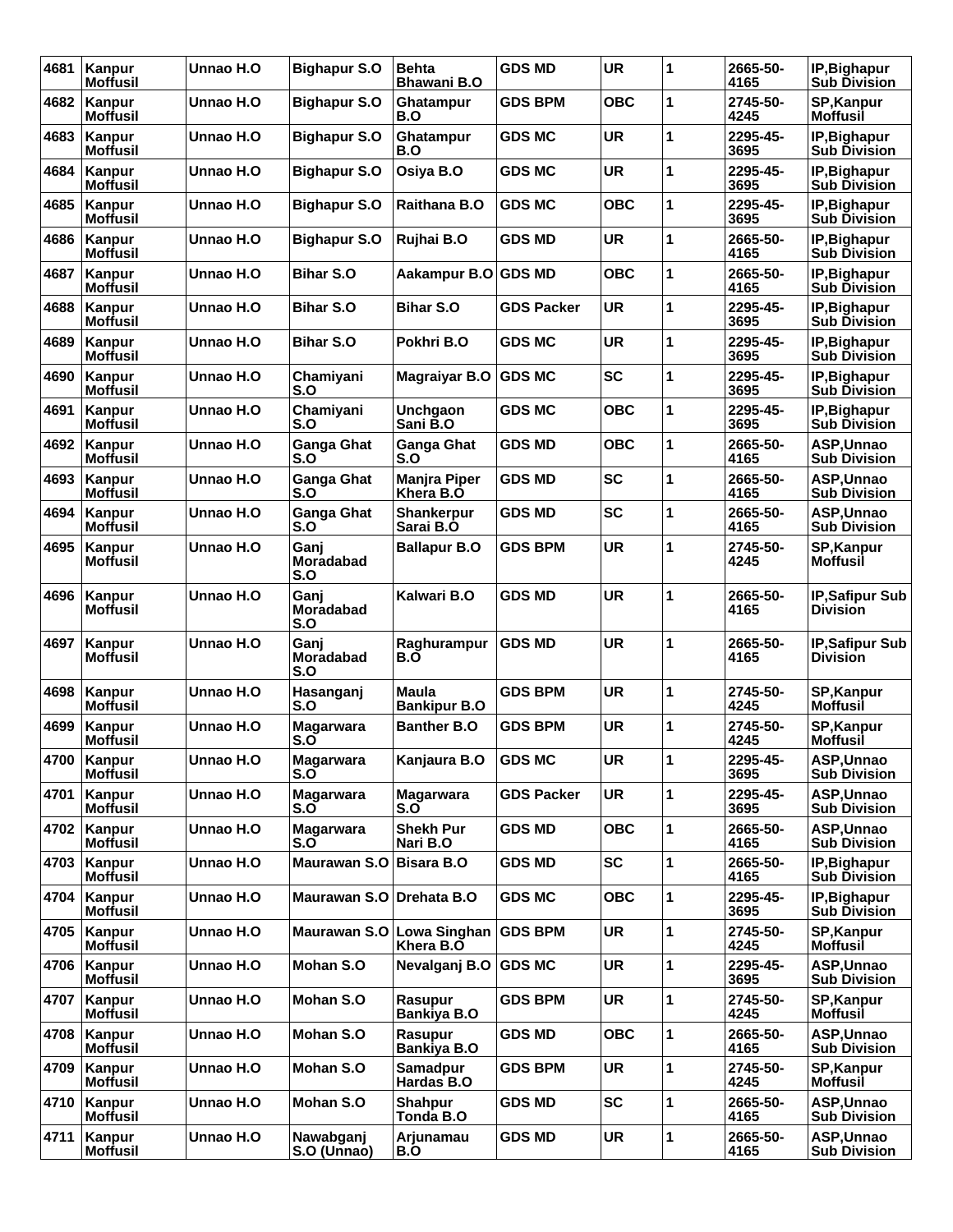| | | | | | | | | | |
|---|---|---|---|---|---|---|---|---|---|
| 4681 | Kanpur Moffusil | Unnao H.O | Bighapur S.O | Behta Bhawani B.O | GDS MD | UR | 1 | 2665-50-4165 | IP,Bighapur Sub Division |
| 4682 | Kanpur Moffusil | Unnao H.O | Bighapur S.O | Ghatampur B.O | GDS BPM | OBC | 1 | 2745-50-4245 | SP,Kanpur Moffusil |
| 4683 | Kanpur Moffusil | Unnao H.O | Bighapur S.O | Ghatampur B.O | GDS MC | UR | 1 | 2295-45-3695 | IP,Bighapur Sub Division |
| 4684 | Kanpur Moffusil | Unnao H.O | Bighapur S.O | Osiya B.O | GDS MC | UR | 1 | 2295-45-3695 | IP,Bighapur Sub Division |
| 4685 | Kanpur Moffusil | Unnao H.O | Bighapur S.O | Raithana B.O | GDS MC | OBC | 1 | 2295-45-3695 | IP,Bighapur Sub Division |
| 4686 | Kanpur Moffusil | Unnao H.O | Bighapur S.O | Rujhai B.O | GDS MD | UR | 1 | 2665-50-4165 | IP,Bighapur Sub Division |
| 4687 | Kanpur Moffusil | Unnao H.O | Bihar S.O | Aakampur B.O | GDS MD | OBC | 1 | 2665-50-4165 | IP,Bighapur Sub Division |
| 4688 | Kanpur Moffusil | Unnao H.O | Bihar S.O | Bihar S.O | GDS Packer | UR | 1 | 2295-45-3695 | IP,Bighapur Sub Division |
| 4689 | Kanpur Moffusil | Unnao H.O | Bihar S.O | Pokhri B.O | GDS MC | UR | 1 | 2295-45-3695 | IP,Bighapur Sub Division |
| 4690 | Kanpur Moffusil | Unnao H.O | Chamiyani S.O | Magraiyar B.O | GDS MC | SC | 1 | 2295-45-3695 | IP,Bighapur Sub Division |
| 4691 | Kanpur Moffusil | Unnao H.O | Chamiyani S.O | Unchgaon Sani B.O | GDS MC | OBC | 1 | 2295-45-3695 | IP,Bighapur Sub Division |
| 4692 | Kanpur Moffusil | Unnao H.O | Ganga Ghat S.O | Ganga Ghat S.O | GDS MD | OBC | 1 | 2665-50-4165 | ASP,Unnao Sub Division |
| 4693 | Kanpur Moffusil | Unnao H.O | Ganga Ghat S.O | Manjra Piper Khera B.O | GDS MD | SC | 1 | 2665-50-4165 | ASP,Unnao Sub Division |
| 4694 | Kanpur Moffusil | Unnao H.O | Ganga Ghat S.O | Shankerpur Sarai B.O | GDS MD | SC | 1 | 2665-50-4165 | ASP,Unnao Sub Division |
| 4695 | Kanpur Moffusil | Unnao H.O | Ganj Moradabad S.O | Ballapur B.O | GDS BPM | UR | 1 | 2745-50-4245 | SP,Kanpur Moffusil |
| 4696 | Kanpur Moffusil | Unnao H.O | Ganj Moradabad S.O | Kalwari B.O | GDS MD | UR | 1 | 2665-50-4165 | IP,Safipur Sub Division |
| 4697 | Kanpur Moffusil | Unnao H.O | Ganj Moradabad S.O | Raghurampur B.O | GDS MD | UR | 1 | 2665-50-4165 | IP,Safipur Sub Division |
| 4698 | Kanpur Moffusil | Unnao H.O | Hasanganj S.O | Maula Bankipur B.O | GDS BPM | UR | 1 | 2745-50-4245 | SP,Kanpur Moffusil |
| 4699 | Kanpur Moffusil | Unnao H.O | Magarwara S.O | Banther B.O | GDS BPM | UR | 1 | 2745-50-4245 | SP,Kanpur Moffusil |
| 4700 | Kanpur Moffusil | Unnao H.O | Magarwara S.O | Kanjaura B.O | GDS MC | UR | 1 | 2295-45-3695 | ASP,Unnao Sub Division |
| 4701 | Kanpur Moffusil | Unnao H.O | Magarwara S.O | Magarwara S.O | GDS Packer | UR | 1 | 2295-45-3695 | ASP,Unnao Sub Division |
| 4702 | Kanpur Moffusil | Unnao H.O | Magarwara S.O | Shekh Pur Nari B.O | GDS MD | OBC | 1 | 2665-50-4165 | ASP,Unnao Sub Division |
| 4703 | Kanpur Moffusil | Unnao H.O | Maurawan S.O | Bisara B.O | GDS MD | SC | 1 | 2665-50-4165 | IP,Bighapur Sub Division |
| 4704 | Kanpur Moffusil | Unnao H.O | Maurawan S.O | Drehata B.O | GDS MC | OBC | 1 | 2295-45-3695 | IP,Bighapur Sub Division |
| 4705 | Kanpur Moffusil | Unnao H.O | Maurawan S.O | Lowa Singhan Khera B.O | GDS BPM | UR | 1 | 2745-50-4245 | SP,Kanpur Moffusil |
| 4706 | Kanpur Moffusil | Unnao H.O | Mohan S.O | Nevalganj B.O | GDS MC | UR | 1 | 2295-45-3695 | ASP,Unnao Sub Division |
| 4707 | Kanpur Moffusil | Unnao H.O | Mohan S.O | Rasupur Bankiya B.O | GDS BPM | UR | 1 | 2745-50-4245 | SP,Kanpur Moffusil |
| 4708 | Kanpur Moffusil | Unnao H.O | Mohan S.O | Rasupur Bankiya B.O | GDS MD | OBC | 1 | 2665-50-4165 | ASP,Unnao Sub Division |
| 4709 | Kanpur Moffusil | Unnao H.O | Mohan S.O | Samadpur Hardas B.O | GDS BPM | UR | 1 | 2745-50-4245 | SP,Kanpur Moffusil |
| 4710 | Kanpur Moffusil | Unnao H.O | Mohan S.O | Shahpur Tonda B.O | GDS MD | SC | 1 | 2665-50-4165 | ASP,Unnao Sub Division |
| 4711 | Kanpur Moffusil | Unnao H.O | Nawabganj S.O (Unnao) | Arjunamau B.O | GDS MD | UR | 1 | 2665-50-4165 | ASP,Unnao Sub Division |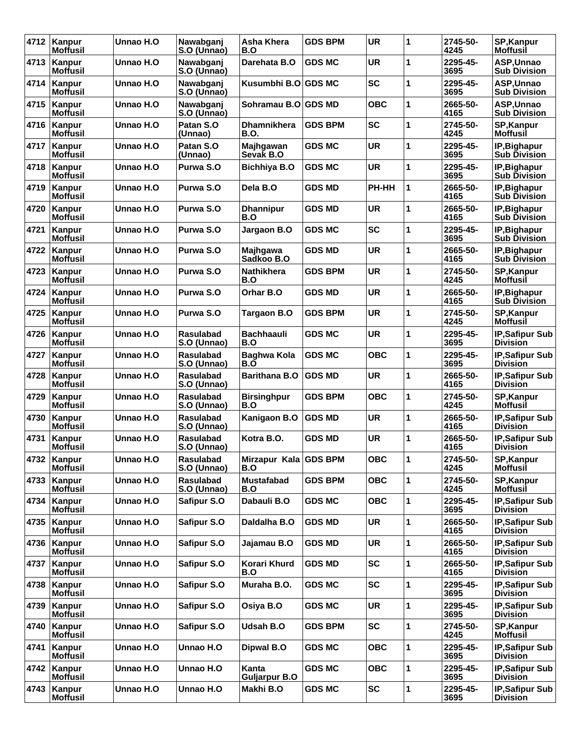| | | | | | | | | | |
|---|---|---|---|---|---|---|---|---|---|
| 4712 | Kanpur Moffusil | Unnao H.O | Nawabganj S.O (Unnao) | Asha Khera B.O | GDS BPM | UR | 1 | 2745-50-4245 | SP,Kanpur Moffusil |
| 4713 | Kanpur Moffusil | Unnao H.O | Nawabganj S.O (Unnao) | Darehata B.O | GDS MC | UR | 1 | 2295-45-3695 | ASP,Unnao Sub Division |
| 4714 | Kanpur Moffusil | Unnao H.O | Nawabganj S.O (Unnao) | Kusumbhi B.O | GDS MC | SC | 1 | 2295-45-3695 | ASP,Unnao Sub Division |
| 4715 | Kanpur Moffusil | Unnao H.O | Nawabganj S.O (Unnao) | Sohramau B.O | GDS MD | OBC | 1 | 2665-50-4165 | ASP,Unnao Sub Division |
| 4716 | Kanpur Moffusil | Unnao H.O | Patan S.O (Unnao) | Dhamnikhera B.O. | GDS BPM | SC | 1 | 2745-50-4245 | SP,Kanpur Moffusil |
| 4717 | Kanpur Moffusil | Unnao H.O | Patan S.O (Unnao) | Majhgawan Sevak B.O | GDS MC | UR | 1 | 2295-45-3695 | IP,Bighapur Sub Division |
| 4718 | Kanpur Moffusil | Unnao H.O | Purwa S.O | Bichhiya B.O | GDS MC | UR | 1 | 2295-45-3695 | IP,Bighapur Sub Division |
| 4719 | Kanpur Moffusil | Unnao H.O | Purwa S.O | Dela B.O | GDS MD | PH-HH | 1 | 2665-50-4165 | IP,Bighapur Sub Division |
| 4720 | Kanpur Moffusil | Unnao H.O | Purwa S.O | Dhannipur B.O | GDS MD | UR | 1 | 2665-50-4165 | IP,Bighapur Sub Division |
| 4721 | Kanpur Moffusil | Unnao H.O | Purwa S.O | Jargaon B.O | GDS MC | SC | 1 | 2295-45-3695 | IP,Bighapur Sub Division |
| 4722 | Kanpur Moffusil | Unnao H.O | Purwa S.O | Majhgawa Sadkoo B.O | GDS MD | UR | 1 | 2665-50-4165 | IP,Bighapur Sub Division |
| 4723 | Kanpur Moffusil | Unnao H.O | Purwa S.O | Nathikhera B.O | GDS BPM | UR | 1 | 2745-50-4245 | SP,Kanpur Moffusil |
| 4724 | Kanpur Moffusil | Unnao H.O | Purwa S.O | Orhar B.O | GDS MD | UR | 1 | 2665-50-4165 | IP,Bighapur Sub Division |
| 4725 | Kanpur Moffusil | Unnao H.O | Purwa S.O | Targaon B.O | GDS BPM | UR | 1 | 2745-50-4245 | SP,Kanpur Moffusil |
| 4726 | Kanpur Moffusil | Unnao H.O | Rasulabad S.O (Unnao) | Bachhaauli B.O | GDS MC | UR | 1 | 2295-45-3695 | IP,Safipur Sub Division |
| 4727 | Kanpur Moffusil | Unnao H.O | Rasulabad S.O (Unnao) | Baghwa Kola B.O | GDS MC | OBC | 1 | 2295-45-3695 | IP,Safipur Sub Division |
| 4728 | Kanpur Moffusil | Unnao H.O | Rasulabad S.O (Unnao) | Barithana B.O | GDS MD | UR | 1 | 2665-50-4165 | IP,Safipur Sub Division |
| 4729 | Kanpur Moffusil | Unnao H.O | Rasulabad S.O (Unnao) | Birsinghpur B.O | GDS BPM | OBC | 1 | 2745-50-4245 | SP,Kanpur Moffusil |
| 4730 | Kanpur Moffusil | Unnao H.O | Rasulabad S.O (Unnao) | Kanigaon B.O | GDS MD | UR | 1 | 2665-50-4165 | IP,Safipur Sub Division |
| 4731 | Kanpur Moffusil | Unnao H.O | Rasulabad S.O (Unnao) | Kotra B.O. | GDS MD | UR | 1 | 2665-50-4165 | IP,Safipur Sub Division |
| 4732 | Kanpur Moffusil | Unnao H.O | Rasulabad S.O (Unnao) | Mirzapur Kala B.O | GDS BPM | OBC | 1 | 2745-50-4245 | SP,Kanpur Moffusil |
| 4733 | Kanpur Moffusil | Unnao H.O | Rasulabad S.O (Unnao) | Mustafabad B.O | GDS BPM | OBC | 1 | 2745-50-4245 | SP,Kanpur Moffusil |
| 4734 | Kanpur Moffusil | Unnao H.O | Safipur S.O | Dabauli B.O | GDS MC | OBC | 1 | 2295-45-3695 | IP,Safipur Sub Division |
| 4735 | Kanpur Moffusil | Unnao H.O | Safipur S.O | Daldalha B.O | GDS MD | UR | 1 | 2665-50-4165 | IP,Safipur Sub Division |
| 4736 | Kanpur Moffusil | Unnao H.O | Safipur S.O | Jajamau B.O | GDS MD | UR | 1 | 2665-50-4165 | IP,Safipur Sub Division |
| 4737 | Kanpur Moffusil | Unnao H.O | Safipur S.O | Korari Khurd B.O | GDS MD | SC | 1 | 2665-50-4165 | IP,Safipur Sub Division |
| 4738 | Kanpur Moffusil | Unnao H.O | Safipur S.O | Muraha B.O. | GDS MC | SC | 1 | 2295-45-3695 | IP,Safipur Sub Division |
| 4739 | Kanpur Moffusil | Unnao H.O | Safipur S.O | Osiya B.O | GDS MC | UR | 1 | 2295-45-3695 | IP,Safipur Sub Division |
| 4740 | Kanpur Moffusil | Unnao H.O | Safipur S.O | Udsah B.O | GDS BPM | SC | 1 | 2745-50-4245 | SP,Kanpur Moffusil |
| 4741 | Kanpur Moffusil | Unnao H.O | Unnao H.O | Dipwal B.O | GDS MC | OBC | 1 | 2295-45-3695 | IP,Safipur Sub Division |
| 4742 | Kanpur Moffusil | Unnao H.O | Unnao H.O | Kanta Guljarpur B.O | GDS MC | OBC | 1 | 2295-45-3695 | IP,Safipur Sub Division |
| 4743 | Kanpur Moffusil | Unnao H.O | Unnao H.O | Makhi B.O | GDS MC | SC | 1 | 2295-45-3695 | IP,Safipur Sub Division |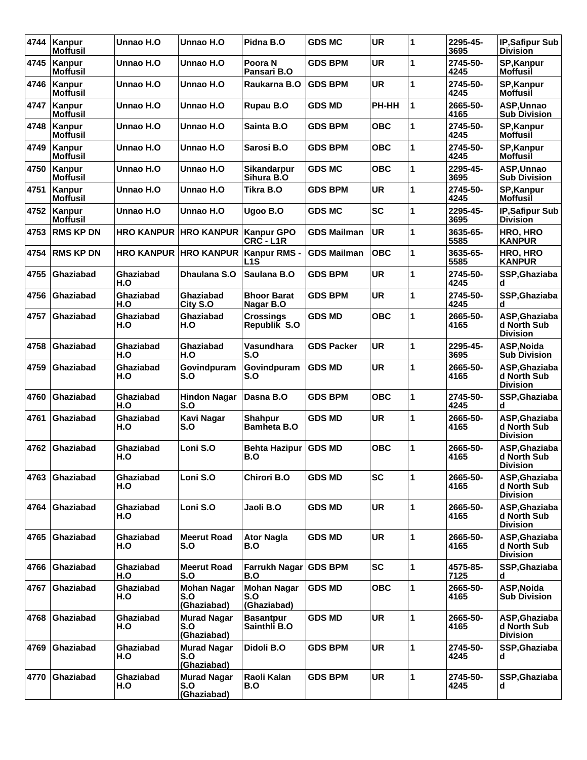| | | | | | | | | | |
|---|---|---|---|---|---|---|---|---|---|
| 4744 | Kanpur Moffusil | Unnao H.O | Unnao H.O | Pidna B.O | GDS MC | UR | 1 | 2295-45-3695 | IP,Safipur Sub Division |
| 4745 | Kanpur Moffusil | Unnao H.O | Unnao H.O | Poora N Pansari B.O | GDS BPM | UR | 1 | 2745-50-4245 | SP,Kanpur Moffusil |
| 4746 | Kanpur Moffusil | Unnao H.O | Unnao H.O | Raukarna B.O | GDS BPM | UR | 1 | 2745-50-4245 | SP,Kanpur Moffusil |
| 4747 | Kanpur Moffusil | Unnao H.O | Unnao H.O | Rupau B.O | GDS MD | PH-HH | 1 | 2665-50-4165 | ASP,Unnao Sub Division |
| 4748 | Kanpur Moffusil | Unnao H.O | Unnao H.O | Sainta B.O | GDS BPM | OBC | 1 | 2745-50-4245 | SP,Kanpur Moffusil |
| 4749 | Kanpur Moffusil | Unnao H.O | Unnao H.O | Sarosi B.O | GDS BPM | OBC | 1 | 2745-50-4245 | SP,Kanpur Moffusil |
| 4750 | Kanpur Moffusil | Unnao H.O | Unnao H.O | Sikandarpur Sihura B.O | GDS MC | OBC | 1 | 2295-45-3695 | ASP,Unnao Sub Division |
| 4751 | Kanpur Moffusil | Unnao H.O | Unnao H.O | Tikra B.O | GDS BPM | UR | 1 | 2745-50-4245 | SP,Kanpur Moffusil |
| 4752 | Kanpur Moffusil | Unnao H.O | Unnao H.O | Ugoo B.O | GDS MC | SC | 1 | 2295-45-3695 | IP,Safipur Sub Division |
| 4753 | RMS KP DN | HRO KANPUR | HRO KANPUR | Kanpur GPO CRC - L1R | GDS Mailman | UR | 1 | 3635-65-5585 | HRO, HRO KANPUR |
| 4754 | RMS KP DN | HRO KANPUR | HRO KANPUR | Kanpur RMS - L1S | GDS Mailman | OBC | 1 | 3635-65-5585 | HRO, HRO KANPUR |
| 4755 | Ghaziabad | Ghaziabad H.O | Dhaulana S.O | Saulana B.O | GDS BPM | UR | 1 | 2745-50-4245 | SSP,Ghaziabad |
| 4756 | Ghaziabad | Ghaziabad H.O | Ghaziabad City S.O | Bhoor Barat Nagar B.O | GDS BPM | UR | 1 | 2745-50-4245 | SSP,Ghaziabad |
| 4757 | Ghaziabad | Ghaziabad H.O | Ghaziabad H.O | Crossings Republik S.O | GDS MD | OBC | 1 | 2665-50-4165 | ASP,Ghaziabad North Sub Division |
| 4758 | Ghaziabad | Ghaziabad H.O | Ghaziabad H.O | Vasundhara S.O | GDS Packer | UR | 1 | 2295-45-3695 | ASP,Noida Sub Division |
| 4759 | Ghaziabad | Ghaziabad H.O | Govindpuram S.O | Govindpuram S.O | GDS MD | UR | 1 | 2665-50-4165 | ASP,Ghaziabad North Sub Division |
| 4760 | Ghaziabad | Ghaziabad H.O | Hindon Nagar S.O | Dasna B.O | GDS BPM | OBC | 1 | 2745-50-4245 | SSP,Ghaziabad |
| 4761 | Ghaziabad | Ghaziabad H.O | Kavi Nagar S.O | Shahpur Bamheta B.O | GDS MD | UR | 1 | 2665-50-4165 | ASP,Ghaziabad North Sub Division |
| 4762 | Ghaziabad | Ghaziabad H.O | Loni S.O | Behta Hazipur B.O | GDS MD | OBC | 1 | 2665-50-4165 | ASP,Ghaziabad North Sub Division |
| 4763 | Ghaziabad | Ghaziabad H.O | Loni S.O | Chirori B.O | GDS MD | SC | 1 | 2665-50-4165 | ASP,Ghaziabad North Sub Division |
| 4764 | Ghaziabad | Ghaziabad H.O | Loni S.O | Jaoli B.O | GDS MD | UR | 1 | 2665-50-4165 | ASP,Ghaziabad North Sub Division |
| 4765 | Ghaziabad | Ghaziabad H.O | Meerut Road S.O | Ator Nagla B.O | GDS MD | UR | 1 | 2665-50-4165 | ASP,Ghaziabad North Sub Division |
| 4766 | Ghaziabad | Ghaziabad H.O | Meerut Road S.O | Farrukh Nagar B.O | GDS BPM | SC | 1 | 4575-85-7125 | SSP,Ghaziabad |
| 4767 | Ghaziabad | Ghaziabad H.O | Mohan Nagar S.O (Ghaziabad) | Mohan Nagar S.O (Ghaziabad) | GDS MD | OBC | 1 | 2665-50-4165 | ASP,Noida Sub Division |
| 4768 | Ghaziabad | Ghaziabad H.O | Murad Nagar S.O (Ghaziabad) | Basantpur Sainthli B.O | GDS MD | UR | 1 | 2665-50-4165 | ASP,Ghaziabad North Sub Division |
| 4769 | Ghaziabad | Ghaziabad H.O | Murad Nagar S.O (Ghaziabad) | Didoli B.O | GDS BPM | UR | 1 | 2745-50-4245 | SSP,Ghaziabad |
| 4770 | Ghaziabad | Ghaziabad H.O | Murad Nagar S.O (Ghaziabad) | Raoli Kalan B.O | GDS BPM | UR | 1 | 2745-50-4245 | SSP,Ghaziabad |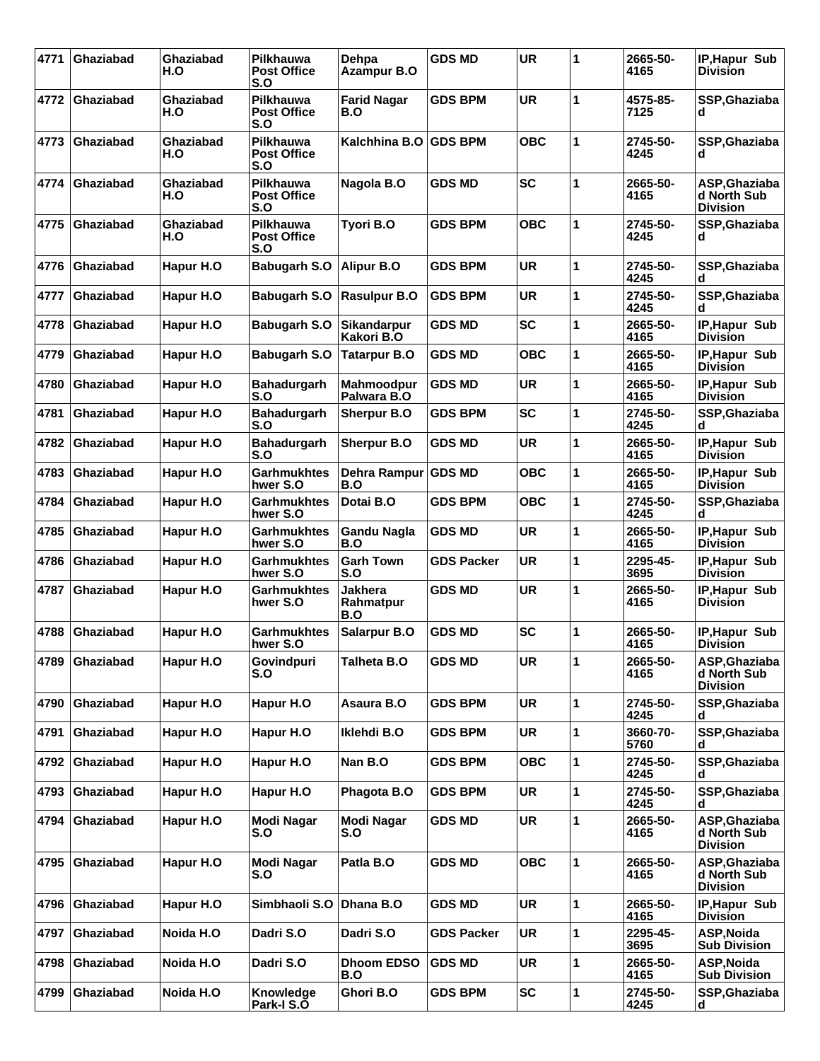| | | | | | | | | | |
|---|---|---|---|---|---|---|---|---|---|
| 4771 | Ghaziabad | Ghaziabad H.O | Pilkhauwa Post Office S.O | Dehpa Azampur B.O | GDS MD | UR | 1 | 2665-50-4165 | IP,Hapur Sub Division |
| 4772 | Ghaziabad | Ghaziabad H.O | Pilkhauwa Post Office S.O | Farid Nagar B.O | GDS BPM | UR | 1 | 4575-85-7125 | SSP,Ghaziabad |
| 4773 | Ghaziabad | Ghaziabad H.O | Pilkhauwa Post Office S.O | Kalchhina B.O | GDS BPM | OBC | 1 | 2745-50-4245 | SSP,Ghaziabad |
| 4774 | Ghaziabad | Ghaziabad H.O | Pilkhauwa Post Office S.O | Nagola B.O | GDS MD | SC | 1 | 2665-50-4165 | ASP,Ghaziabad North Sub Division |
| 4775 | Ghaziabad | Ghaziabad H.O | Pilkhauwa Post Office S.O | Tyori B.O | GDS BPM | OBC | 1 | 2745-50-4245 | SSP,Ghaziabad |
| 4776 | Ghaziabad | Hapur H.O | Babugarh S.O | Alipur B.O | GDS BPM | UR | 1 | 2745-50-4245 | SSP,Ghaziabad |
| 4777 | Ghaziabad | Hapur H.O | Babugarh S.O | Rasulpur B.O | GDS BPM | UR | 1 | 2745-50-4245 | SSP,Ghaziabad |
| 4778 | Ghaziabad | Hapur H.O | Babugarh S.O | Sikandarpur Kakori B.O | GDS MD | SC | 1 | 2665-50-4165 | IP,Hapur Sub Division |
| 4779 | Ghaziabad | Hapur H.O | Babugarh S.O | Tatarpur B.O | GDS MD | OBC | 1 | 2665-50-4165 | IP,Hapur Sub Division |
| 4780 | Ghaziabad | Hapur H.O | Bahadurgarh S.O | Mahmoodpur Palwara B.O | GDS MD | UR | 1 | 2665-50-4165 | IP,Hapur Sub Division |
| 4781 | Ghaziabad | Hapur H.O | Bahadurgarh S.O | Sherpur B.O | GDS BPM | SC | 1 | 2745-50-4245 | SSP,Ghaziabad |
| 4782 | Ghaziabad | Hapur H.O | Bahadurgarh S.O | Sherpur B.O | GDS MD | UR | 1 | 2665-50-4165 | IP,Hapur Sub Division |
| 4783 | Ghaziabad | Hapur H.O | Garhmukhteshwer S.O | Dehra Rampur B.O | GDS MD | OBC | 1 | 2665-50-4165 | IP,Hapur Sub Division |
| 4784 | Ghaziabad | Hapur H.O | Garhmukhteshwer S.O | Dotai B.O | GDS BPM | OBC | 1 | 2745-50-4245 | SSP,Ghaziabad |
| 4785 | Ghaziabad | Hapur H.O | Garhmukhteshwer S.O | Gandu Nagla B.O | GDS MD | UR | 1 | 2665-50-4165 | IP,Hapur Sub Division |
| 4786 | Ghaziabad | Hapur H.O | Garhmukhteshwer S.O | Garh Town S.O | GDS Packer | UR | 1 | 2295-45-3695 | IP,Hapur Sub Division |
| 4787 | Ghaziabad | Hapur H.O | Garhmukhteshwer S.O | Jakhera Rahmatpur B.O | GDS MD | UR | 1 | 2665-50-4165 | IP,Hapur Sub Division |
| 4788 | Ghaziabad | Hapur H.O | Garhmukhteshwer S.O | Salarpur B.O | GDS MD | SC | 1 | 2665-50-4165 | IP,Hapur Sub Division |
| 4789 | Ghaziabad | Hapur H.O | Govindpuri S.O | Talheta B.O | GDS MD | UR | 1 | 2665-50-4165 | ASP,Ghaziabad North Sub Division |
| 4790 | Ghaziabad | Hapur H.O | Hapur H.O | Asaura B.O | GDS BPM | UR | 1 | 2745-50-4245 | SSP,Ghaziabad |
| 4791 | Ghaziabad | Hapur H.O | Hapur H.O | Iklehdi B.O | GDS BPM | UR | 1 | 3660-70-5760 | SSP,Ghaziabad |
| 4792 | Ghaziabad | Hapur H.O | Hapur H.O | Nan B.O | GDS BPM | OBC | 1 | 2745-50-4245 | SSP,Ghaziabad |
| 4793 | Ghaziabad | Hapur H.O | Hapur H.O | Phagota B.O | GDS BPM | UR | 1 | 2745-50-4245 | SSP,Ghaziabad |
| 4794 | Ghaziabad | Hapur H.O | Modi Nagar S.O | Modi Nagar S.O | GDS MD | UR | 1 | 2665-50-4165 | ASP,Ghaziabad North Sub Division |
| 4795 | Ghaziabad | Hapur H.O | Modi Nagar S.O | Patla B.O | GDS MD | OBC | 1 | 2665-50-4165 | ASP,Ghaziabad North Sub Division |
| 4796 | Ghaziabad | Hapur H.O | Simbhaoli S.O | Dhana B.O | GDS MD | UR | 1 | 2665-50-4165 | IP,Hapur Sub Division |
| 4797 | Ghaziabad | Noida H.O | Dadri S.O | Dadri S.O | GDS Packer | UR | 1 | 2295-45-3695 | ASP,Noida Sub Division |
| 4798 | Ghaziabad | Noida H.O | Dadri S.O | Dhoom EDSO B.O | GDS MD | UR | 1 | 2665-50-4165 | ASP,Noida Sub Division |
| 4799 | Ghaziabad | Noida H.O | Knowledge Park-I S.O | Ghori B.O | GDS BPM | SC | 1 | 2745-50-4245 | SSP,Ghaziabad |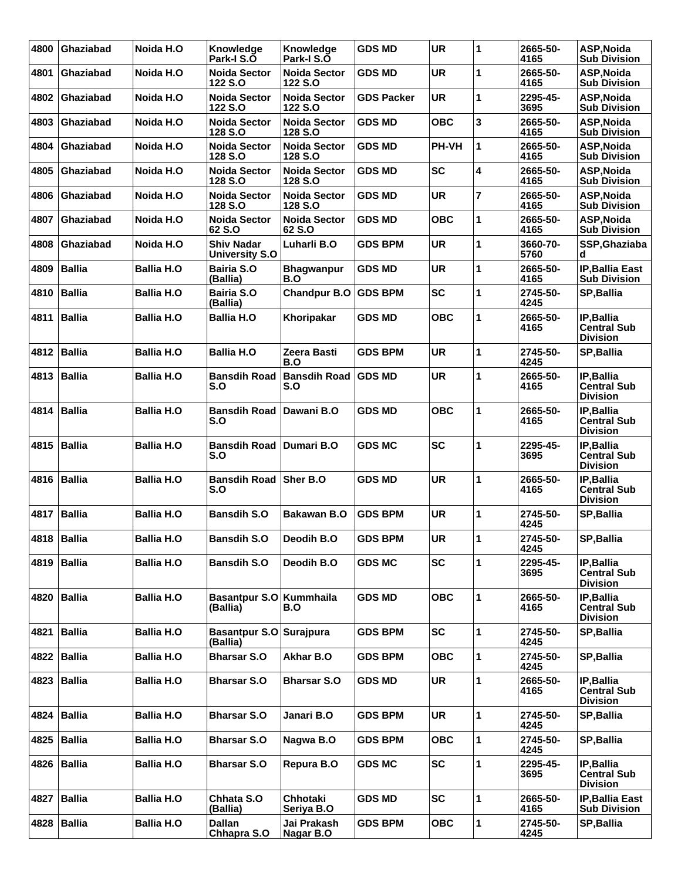| | | | | | | | | | |
|---|---|---|---|---|---|---|---|---|---|
| 4800 | Ghaziabad | Noida H.O | Knowledge Park-I S.O | Knowledge Park-I S.O | GDS MD | UR | 1 | 2665-50-4165 | ASP,Noida Sub Division |
| 4801 | Ghaziabad | Noida H.O | Noida Sector 122 S.O | Noida Sector 122 S.O | GDS MD | UR | 1 | 2665-50-4165 | ASP,Noida Sub Division |
| 4802 | Ghaziabad | Noida H.O | Noida Sector 122 S.O | Noida Sector 122 S.O | GDS Packer | UR | 1 | 2295-45-3695 | ASP,Noida Sub Division |
| 4803 | Ghaziabad | Noida H.O | Noida Sector 128 S.O | Noida Sector 128 S.O | GDS MD | OBC | 3 | 2665-50-4165 | ASP,Noida Sub Division |
| 4804 | Ghaziabad | Noida H.O | Noida Sector 128 S.O | Noida Sector 128 S.O | GDS MD | PH-VH | 1 | 2665-50-4165 | ASP,Noida Sub Division |
| 4805 | Ghaziabad | Noida H.O | Noida Sector 128 S.O | Noida Sector 128 S.O | GDS MD | SC | 4 | 2665-50-4165 | ASP,Noida Sub Division |
| 4806 | Ghaziabad | Noida H.O | Noida Sector 128 S.O | Noida Sector 128 S.O | GDS MD | UR | 7 | 2665-50-4165 | ASP,Noida Sub Division |
| 4807 | Ghaziabad | Noida H.O | Noida Sector 62 S.O | Noida Sector 62 S.O | GDS MD | OBC | 1 | 2665-50-4165 | ASP,Noida Sub Division |
| 4808 | Ghaziabad | Noida H.O | Shiv Nadar University S.O | Luharli B.O | GDS BPM | UR | 1 | 3660-70-5760 | SSP,Ghaziabad |
| 4809 | Ballia | Ballia H.O | Bairia S.O (Ballia) | Bhagwanpur B.O | GDS MD | UR | 1 | 2665-50-4165 | IP,Ballia East Sub Division |
| 4810 | Ballia | Ballia H.O | Bairia S.O (Ballia) | Chandpur B.O | GDS BPM | SC | 1 | 2745-50-4245 | SP,Ballia |
| 4811 | Ballia | Ballia H.O | Ballia H.O | Khoripakar | GDS MD | OBC | 1 | 2665-50-4165 | IP,Ballia Central Sub Division |
| 4812 | Ballia | Ballia H.O | Ballia H.O | Zeera Basti B.O | GDS BPM | UR | 1 | 2745-50-4245 | SP,Ballia |
| 4813 | Ballia | Ballia H.O | Bansdih Road S.O | Bansdih Road S.O | GDS MD | UR | 1 | 2665-50-4165 | IP,Ballia Central Sub Division |
| 4814 | Ballia | Ballia H.O | Bansdih Road S.O | Dawani B.O | GDS MD | OBC | 1 | 2665-50-4165 | IP,Ballia Central Sub Division |
| 4815 | Ballia | Ballia H.O | Bansdih Road S.O | Dumari B.O | GDS MC | SC | 1 | 2295-45-3695 | IP,Ballia Central Sub Division |
| 4816 | Ballia | Ballia H.O | Bansdih Road S.O | Sher B.O | GDS MD | UR | 1 | 2665-50-4165 | IP,Ballia Central Sub Division |
| 4817 | Ballia | Ballia H.O | Bansdih S.O | Bakawan B.O | GDS BPM | UR | 1 | 2745-50-4245 | SP,Ballia |
| 4818 | Ballia | Ballia H.O | Bansdih S.O | Deodih B.O | GDS BPM | UR | 1 | 2745-50-4245 | SP,Ballia |
| 4819 | Ballia | Ballia H.O | Bansdih S.O | Deodih B.O | GDS MC | SC | 1 | 2295-45-3695 | IP,Ballia Central Sub Division |
| 4820 | Ballia | Ballia H.O | Basantpur S.O (Ballia) | Kummhaila B.O | GDS MD | OBC | 1 | 2665-50-4165 | IP,Ballia Central Sub Division |
| 4821 | Ballia | Ballia H.O | Basantpur S.O (Ballia) | Surajpura | GDS BPM | SC | 1 | 2745-50-4245 | SP,Ballia |
| 4822 | Ballia | Ballia H.O | Bharsar S.O | Akhar B.O | GDS BPM | OBC | 1 | 2745-50-4245 | SP,Ballia |
| 4823 | Ballia | Ballia H.O | Bharsar S.O | Bharsar S.O | GDS MD | UR | 1 | 2665-50-4165 | IP,Ballia Central Sub Division |
| 4824 | Ballia | Ballia H.O | Bharsar S.O | Janari B.O | GDS BPM | UR | 1 | 2745-50-4245 | SP,Ballia |
| 4825 | Ballia | Ballia H.O | Bharsar S.O | Nagwa B.O | GDS BPM | OBC | 1 | 2745-50-4245 | SP,Ballia |
| 4826 | Ballia | Ballia H.O | Bharsar S.O | Repura B.O | GDS MC | SC | 1 | 2295-45-3695 | IP,Ballia Central Sub Division |
| 4827 | Ballia | Ballia H.O | Chhata S.O (Ballia) | Chhotaki Seriya B.O | GDS MD | SC | 1 | 2665-50-4165 | IP,Ballia East Sub Division |
| 4828 | Ballia | Ballia H.O | Dallan Chhapra S.O | Jai Prakash Nagar B.O | GDS BPM | OBC | 1 | 2745-50-4245 | SP,Ballia |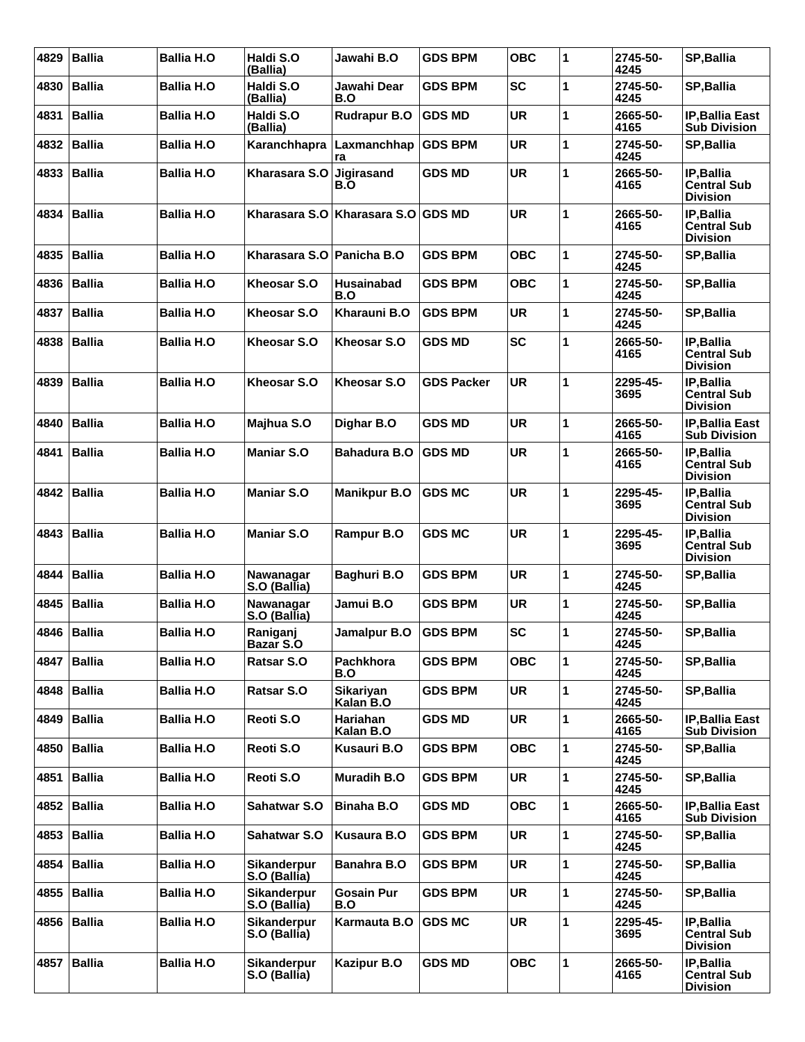| | | | | | | | | | |
|---|---|---|---|---|---|---|---|---|---|
| 4829 | Ballia | Ballia H.O | Haldi S.O (Ballia) | Jawahi B.O | GDS BPM | OBC | 1 | 2745-50-4245 | SP,Ballia |
| 4830 | Ballia | Ballia H.O | Haldi S.O (Ballia) | Jawahi Dear B.O | GDS BPM | SC | 1 | 2745-50-4245 | SP,Ballia |
| 4831 | Ballia | Ballia H.O | Haldi S.O (Ballia) | Rudrapur B.O | GDS MD | UR | 1 | 2665-50-4165 | IP,Ballia East Sub Division |
| 4832 | Ballia | Ballia H.O | Karanchhapra | Laxmanchhapra | GDS BPM | UR | 1 | 2745-50-4245 | SP,Ballia |
| 4833 | Ballia | Ballia H.O | Kharasara S.O | Jigirasand B.O | GDS MD | UR | 1 | 2665-50-4165 | IP,Ballia Central Sub Division |
| 4834 | Ballia | Ballia H.O | Kharasara S.O | Kharasara S.O | GDS MD | UR | 1 | 2665-50-4165 | IP,Ballia Central Sub Division |
| 4835 | Ballia | Ballia H.O | Kharasara S.O | Panicha B.O | GDS BPM | OBC | 1 | 2745-50-4245 | SP,Ballia |
| 4836 | Ballia | Ballia H.O | Kheosar S.O | Husainabad B.O | GDS BPM | OBC | 1 | 2745-50-4245 | SP,Ballia |
| 4837 | Ballia | Ballia H.O | Kheosar S.O | Kharauni B.O | GDS BPM | UR | 1 | 2745-50-4245 | SP,Ballia |
| 4838 | Ballia | Ballia H.O | Kheosar S.O | Kheosar S.O | GDS MD | SC | 1 | 2665-50-4165 | IP,Ballia Central Sub Division |
| 4839 | Ballia | Ballia H.O | Kheosar S.O | Kheosar S.O | GDS Packer | UR | 1 | 2295-45-3695 | IP,Ballia Central Sub Division |
| 4840 | Ballia | Ballia H.O | Majhua S.O | Dighar B.O | GDS MD | UR | 1 | 2665-50-4165 | IP,Ballia East Sub Division |
| 4841 | Ballia | Ballia H.O | Maniar S.O | Bahadura B.O | GDS MD | UR | 1 | 2665-50-4165 | IP,Ballia Central Sub Division |
| 4842 | Ballia | Ballia H.O | Maniar S.O | Manikpur B.O | GDS MC | UR | 1 | 2295-45-3695 | IP,Ballia Central Sub Division |
| 4843 | Ballia | Ballia H.O | Maniar S.O | Rampur B.O | GDS MC | UR | 1 | 2295-45-3695 | IP,Ballia Central Sub Division |
| 4844 | Ballia | Ballia H.O | Nawanagar S.O (Ballia) | Baghuri B.O | GDS BPM | UR | 1 | 2745-50-4245 | SP,Ballia |
| 4845 | Ballia | Ballia H.O | Nawanagar S.O (Ballia) | Jamui B.O | GDS BPM | UR | 1 | 2745-50-4245 | SP,Ballia |
| 4846 | Ballia | Ballia H.O | Raniganj Bazar S.O | Jamalpur B.O | GDS BPM | SC | 1 | 2745-50-4245 | SP,Ballia |
| 4847 | Ballia | Ballia H.O | Ratsar S.O | Pachkhora B.O | GDS BPM | OBC | 1 | 2745-50-4245 | SP,Ballia |
| 4848 | Ballia | Ballia H.O | Ratsar S.O | Sikariyan Kalan B.O | GDS BPM | UR | 1 | 2745-50-4245 | SP,Ballia |
| 4849 | Ballia | Ballia H.O | Reoti S.O | Hariahan Kalan B.O | GDS MD | UR | 1 | 2665-50-4165 | IP,Ballia East Sub Division |
| 4850 | Ballia | Ballia H.O | Reoti S.O | Kusauri B.O | GDS BPM | OBC | 1 | 2745-50-4245 | SP,Ballia |
| 4851 | Ballia | Ballia H.O | Reoti S.O | Muradih B.O | GDS BPM | UR | 1 | 2745-50-4245 | SP,Ballia |
| 4852 | Ballia | Ballia H.O | Sahatwar S.O | Binaha B.O | GDS MD | OBC | 1 | 2665-50-4165 | IP,Ballia East Sub Division |
| 4853 | Ballia | Ballia H.O | Sahatwar S.O | Kusaura B.O | GDS BPM | UR | 1 | 2745-50-4245 | SP,Ballia |
| 4854 | Ballia | Ballia H.O | Sikanderpur S.O (Ballia) | Banahra B.O | GDS BPM | UR | 1 | 2745-50-4245 | SP,Ballia |
| 4855 | Ballia | Ballia H.O | Sikanderpur S.O (Ballia) | Gosain Pur B.O | GDS BPM | UR | 1 | 2745-50-4245 | SP,Ballia |
| 4856 | Ballia | Ballia H.O | Sikanderpur S.O (Ballia) | Karmauta B.O | GDS MC | UR | 1 | 2295-45-3695 | IP,Ballia Central Sub Division |
| 4857 | Ballia | Ballia H.O | Sikanderpur S.O (Ballia) | Kazipur B.O | GDS MD | OBC | 1 | 2665-50-4165 | IP,Ballia Central Sub Division |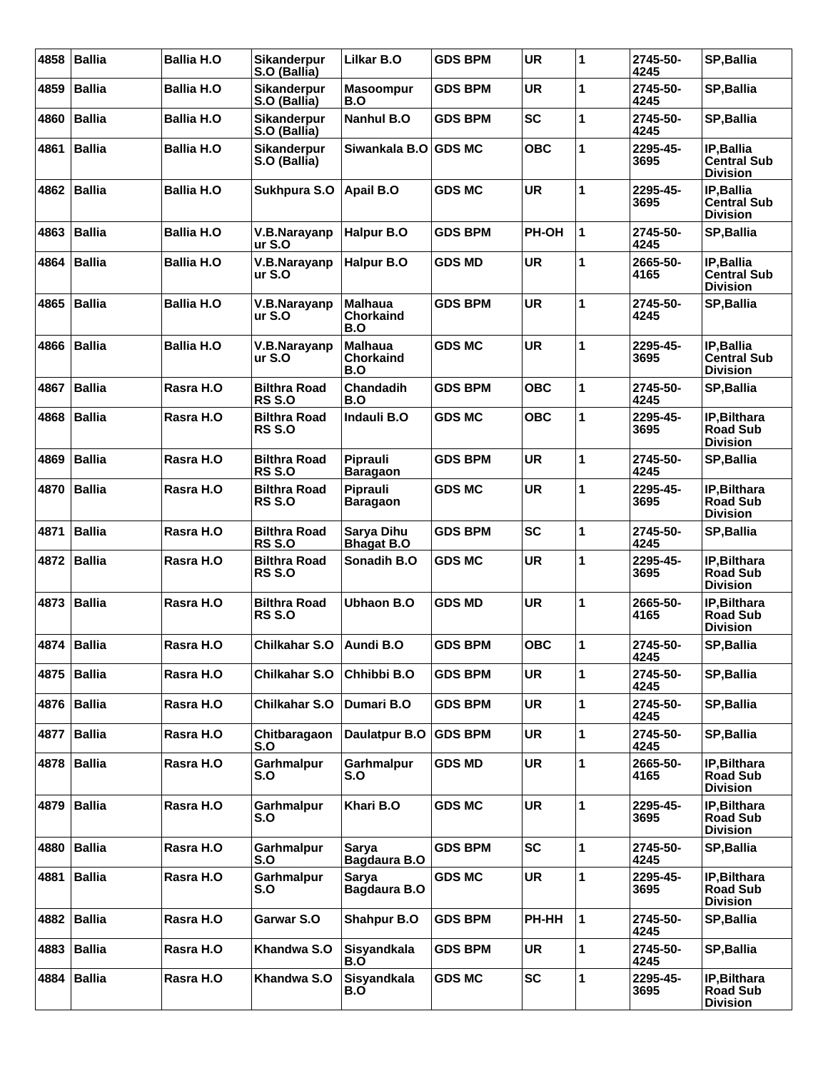| | | | | | | | | | |
|---|---|---|---|---|---|---|---|---|---|
| 4858 | Ballia | Ballia H.O | Sikanderpur S.O (Ballia) | Lilkar B.O | GDS BPM | UR | 1 | 2745-50-4245 | SP,Ballia |
| 4859 | Ballia | Ballia H.O | Sikanderpur S.O (Ballia) | Masoompur B.O | GDS BPM | UR | 1 | 2745-50-4245 | SP,Ballia |
| 4860 | Ballia | Ballia H.O | Sikanderpur S.O (Ballia) | Nanhul B.O | GDS BPM | SC | 1 | 2745-50-4245 | SP,Ballia |
| 4861 | Ballia | Ballia H.O | Sikanderpur S.O (Ballia) | Siwankala B.O | GDS MC | OBC | 1 | 2295-45-3695 | IP,Ballia Central Sub Division |
| 4862 | Ballia | Ballia H.O | Sukhpura S.O | Apail B.O | GDS MC | UR | 1 | 2295-45-3695 | IP,Ballia Central Sub Division |
| 4863 | Ballia | Ballia H.O | V.B.Narayanpur S.O | Halpur B.O | GDS BPM | PH-OH | 1 | 2745-50-4245 | SP,Ballia |
| 4864 | Ballia | Ballia H.O | V.B.Narayanpur S.O | Halpur B.O | GDS MD | UR | 1 | 2665-50-4165 | IP,Ballia Central Sub Division |
| 4865 | Ballia | Ballia H.O | V.B.Narayanpur S.O | Malhaua Chorkaind B.O | GDS BPM | UR | 1 | 2745-50-4245 | SP,Ballia |
| 4866 | Ballia | Ballia H.O | V.B.Narayanpur S.O | Malhaua Chorkaind B.O | GDS MC | UR | 1 | 2295-45-3695 | IP,Ballia Central Sub Division |
| 4867 | Ballia | Rasra H.O | Bilthra Road RS S.O | Chandadih B.O | GDS BPM | OBC | 1 | 2745-50-4245 | SP,Ballia |
| 4868 | Ballia | Rasra H.O | Bilthra Road RS S.O | Indauli B.O | GDS MC | OBC | 1 | 2295-45-3695 | IP,Bilthara Road Sub Division |
| 4869 | Ballia | Rasra H.O | Bilthra Road RS S.O | Piprauli Baragaon | GDS BPM | UR | 1 | 2745-50-4245 | SP,Ballia |
| 4870 | Ballia | Rasra H.O | Bilthra Road RS S.O | Piprauli Baragaon | GDS MC | UR | 1 | 2295-45-3695 | IP,Bilthara Road Sub Division |
| 4871 | Ballia | Rasra H.O | Bilthra Road RS S.O | Sarya Dihu Bhagat B.O | GDS BPM | SC | 1 | 2745-50-4245 | SP,Ballia |
| 4872 | Ballia | Rasra H.O | Bilthra Road RS S.O | Sonadih B.O | GDS MC | UR | 1 | 2295-45-3695 | IP,Bilthara Road Sub Division |
| 4873 | Ballia | Rasra H.O | Bilthra Road RS S.O | Ubhaon B.O | GDS MD | UR | 1 | 2665-50-4165 | IP,Bilthara Road Sub Division |
| 4874 | Ballia | Rasra H.O | Chilkahar S.O | Aundi B.O | GDS BPM | OBC | 1 | 2745-50-4245 | SP,Ballia |
| 4875 | Ballia | Rasra H.O | Chilkahar S.O | Chhibbi B.O | GDS BPM | UR | 1 | 2745-50-4245 | SP,Ballia |
| 4876 | Ballia | Rasra H.O | Chilkahar S.O | Dumari B.O | GDS BPM | UR | 1 | 2745-50-4245 | SP,Ballia |
| 4877 | Ballia | Rasra H.O | Chitbaragaon S.O | Daulatpur B.O | GDS BPM | UR | 1 | 2745-50-4245 | SP,Ballia |
| 4878 | Ballia | Rasra H.O | Garhmalpur S.O | Garhmalpur S.O | GDS MD | UR | 1 | 2665-50-4165 | IP,Bilthara Road Sub Division |
| 4879 | Ballia | Rasra H.O | Garhmalpur S.O | Khari B.O | GDS MC | UR | 1 | 2295-45-3695 | IP,Bilthara Road Sub Division |
| 4880 | Ballia | Rasra H.O | Garhmalpur S.O | Sarya Bagdaura B.O | GDS BPM | SC | 1 | 2745-50-4245 | SP,Ballia |
| 4881 | Ballia | Rasra H.O | Garhmalpur S.O | Sarya Bagdaura B.O | GDS MC | UR | 1 | 2295-45-3695 | IP,Bilthara Road Sub Division |
| 4882 | Ballia | Rasra H.O | Garwar S.O | Shahpur B.O | GDS BPM | PH-HH | 1 | 2745-50-4245 | SP,Ballia |
| 4883 | Ballia | Rasra H.O | Khandwa S.O | Sisyandkala B.O | GDS BPM | UR | 1 | 2745-50-4245 | SP,Ballia |
| 4884 | Ballia | Rasra H.O | Khandwa S.O | Sisyandkala B.O | GDS MC | SC | 1 | 2295-45-3695 | IP,Bilthara Road Sub Division |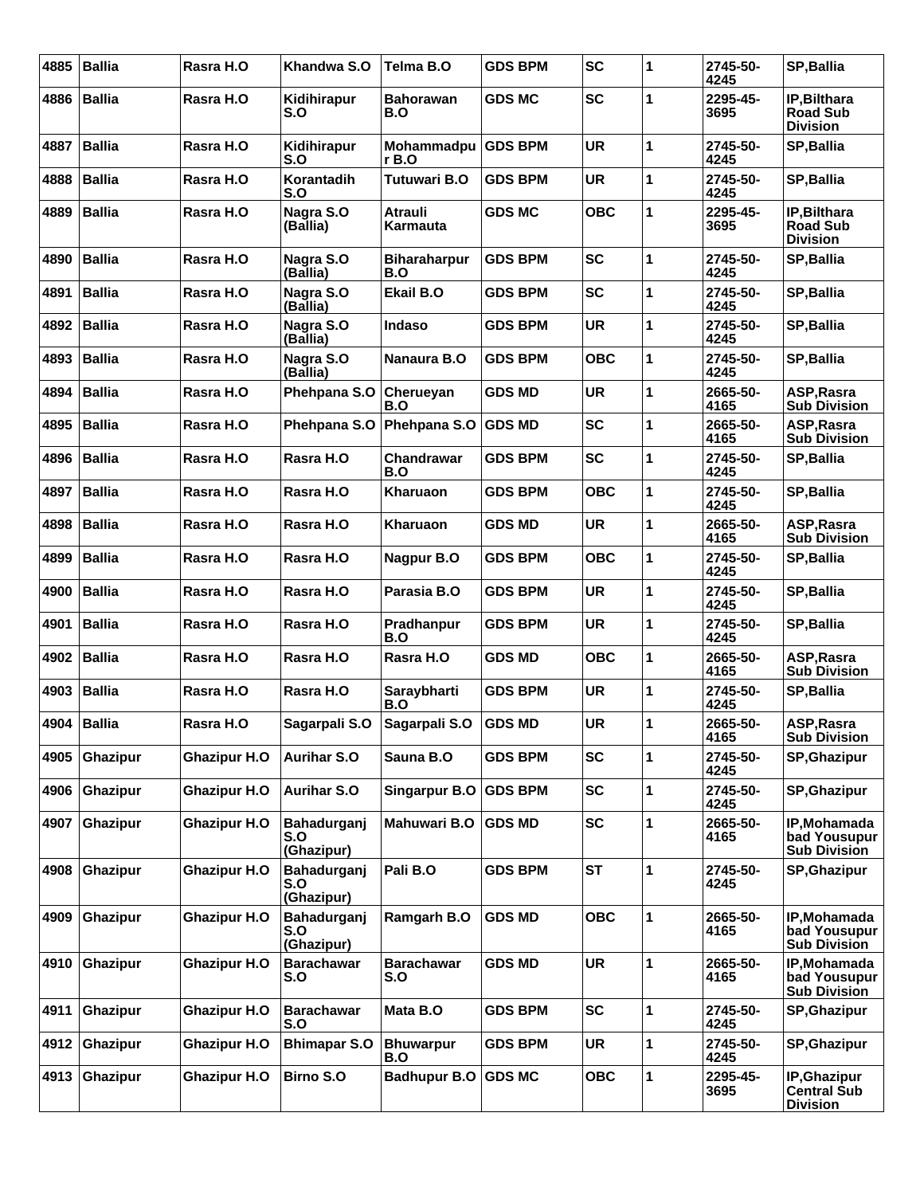| | | | | | | | | | |
|---|---|---|---|---|---|---|---|---|---|
| 4885 | Ballia | Rasra H.O | Khandwa S.O | Telma B.O | GDS BPM | SC | 1 | 2745-50-4245 | SP,Ballia |
| 4886 | Ballia | Rasra H.O | Kidihirapur S.O | Bahorawan B.O | GDS MC | SC | 1 | 2295-45-3695 | IP,Bilthara Road Sub Division |
| 4887 | Ballia | Rasra H.O | Kidihirapur S.O | Mohammadpur B.O | GDS BPM | UR | 1 | 2745-50-4245 | SP,Ballia |
| 4888 | Ballia | Rasra H.O | Korantadih S.O | Tutuwari B.O | GDS BPM | UR | 1 | 2745-50-4245 | SP,Ballia |
| 4889 | Ballia | Rasra H.O | Nagra S.O (Ballia) | Atrauli Karmauta | GDS MC | OBC | 1 | 2295-45-3695 | IP,Bilthara Road Sub Division |
| 4890 | Ballia | Rasra H.O | Nagra S.O (Ballia) | Biharaharpur B.O | GDS BPM | SC | 1 | 2745-50-4245 | SP,Ballia |
| 4891 | Ballia | Rasra H.O | Nagra S.O (Ballia) | Ekail B.O | GDS BPM | SC | 1 | 2745-50-4245 | SP,Ballia |
| 4892 | Ballia | Rasra H.O | Nagra S.O (Ballia) | Indaso | GDS BPM | UR | 1 | 2745-50-4245 | SP,Ballia |
| 4893 | Ballia | Rasra H.O | Nagra S.O (Ballia) | Nanaura B.O | GDS BPM | OBC | 1 | 2745-50-4245 | SP,Ballia |
| 4894 | Ballia | Rasra H.O | Phehpana S.O | Cherueyan B.O | GDS MD | UR | 1 | 2665-50-4165 | ASP,Rasra Sub Division |
| 4895 | Ballia | Rasra H.O | Phehpana S.O | Phehpana S.O | GDS MD | SC | 1 | 2665-50-4165 | ASP,Rasra Sub Division |
| 4896 | Ballia | Rasra H.O | Rasra H.O | Chandrawar B.O | GDS BPM | SC | 1 | 2745-50-4245 | SP,Ballia |
| 4897 | Ballia | Rasra H.O | Rasra H.O | Kharuaon | GDS BPM | OBC | 1 | 2745-50-4245 | SP,Ballia |
| 4898 | Ballia | Rasra H.O | Rasra H.O | Kharuaon | GDS MD | UR | 1 | 2665-50-4165 | ASP,Rasra Sub Division |
| 4899 | Ballia | Rasra H.O | Rasra H.O | Nagpur B.O | GDS BPM | OBC | 1 | 2745-50-4245 | SP,Ballia |
| 4900 | Ballia | Rasra H.O | Rasra H.O | Parasia B.O | GDS BPM | UR | 1 | 2745-50-4245 | SP,Ballia |
| 4901 | Ballia | Rasra H.O | Rasra H.O | Pradhanpur B.O | GDS BPM | UR | 1 | 2745-50-4245 | SP,Ballia |
| 4902 | Ballia | Rasra H.O | Rasra H.O | Rasra H.O | GDS MD | OBC | 1 | 2665-50-4165 | ASP,Rasra Sub Division |
| 4903 | Ballia | Rasra H.O | Rasra H.O | Saraybharti B.O | GDS BPM | UR | 1 | 2745-50-4245 | SP,Ballia |
| 4904 | Ballia | Rasra H.O | Sagarpali S.O | Sagarpali S.O | GDS MD | UR | 1 | 2665-50-4165 | ASP,Rasra Sub Division |
| 4905 | Ghazipur | Ghazipur H.O | Aurihar S.O | Sauna B.O | GDS BPM | SC | 1 | 2745-50-4245 | SP,Ghazipur |
| 4906 | Ghazipur | Ghazipur H.O | Aurihar S.O | Singarpur B.O | GDS BPM | SC | 1 | 2745-50-4245 | SP,Ghazipur |
| 4907 | Ghazipur | Ghazipur H.O | Bahadurganj S.O (Ghazipur) | Mahuwari B.O | GDS MD | SC | 1 | 2665-50-4165 | IP,Mohamadabad Yousupur Sub Division |
| 4908 | Ghazipur | Ghazipur H.O | Bahadurganj S.O (Ghazipur) | Pali B.O | GDS BPM | ST | 1 | 2745-50-4245 | SP,Ghazipur |
| 4909 | Ghazipur | Ghazipur H.O | Bahadurganj S.O (Ghazipur) | Ramgarh B.O | GDS MD | OBC | 1 | 2665-50-4165 | IP,Mohamadabad Yousupur Sub Division |
| 4910 | Ghazipur | Ghazipur H.O | Barachawar S.O | Barachawar S.O | GDS MD | UR | 1 | 2665-50-4165 | IP,Mohamadabad Yousupur Sub Division |
| 4911 | Ghazipur | Ghazipur H.O | Barachawar S.O | Mata B.O | GDS BPM | SC | 1 | 2745-50-4245 | SP,Ghazipur |
| 4912 | Ghazipur | Ghazipur H.O | Bhimapar S.O | Bhuwarpur B.O | GDS BPM | UR | 1 | 2745-50-4245 | SP,Ghazipur |
| 4913 | Ghazipur | Ghazipur H.O | Birno S.O | Badhupur B.O | GDS MC | OBC | 1 | 2295-45-3695 | IP,Ghazipur Central Sub Division |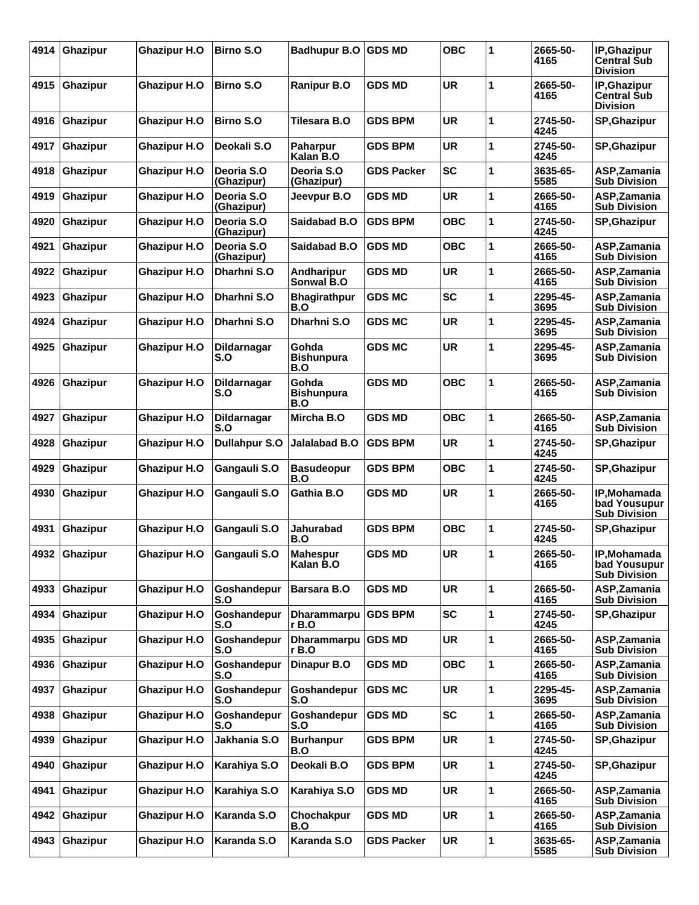| | | | | | | | | | |
|---|---|---|---|---|---|---|---|---|---|
| 4914 | Ghazipur | Ghazipur H.O | Birno S.O | Badhupur B.O | GDS MD | OBC | 1 | 2665-50-4165 | IP,Ghazipur Central Sub Division |
| 4915 | Ghazipur | Ghazipur H.O | Birno S.O | Ranipur B.O | GDS MD | UR | 1 | 2665-50-4165 | IP,Ghazipur Central Sub Division |
| 4916 | Ghazipur | Ghazipur H.O | Birno S.O | Tilesara B.O | GDS BPM | UR | 1 | 2745-50-4245 | SP,Ghazipur |
| 4917 | Ghazipur | Ghazipur H.O | Deokali S.O | Paharpur Kalan B.O | GDS BPM | UR | 1 | 2745-50-4245 | SP,Ghazipur |
| 4918 | Ghazipur | Ghazipur H.O | Deoria S.O (Ghazipur) | Deoria S.O (Ghazipur) | GDS Packer | SC | 1 | 3635-65-5585 | ASP,Zamania Sub Division |
| 4919 | Ghazipur | Ghazipur H.O | Deoria S.O (Ghazipur) | Jeevpur B.O | GDS MD | UR | 1 | 2665-50-4165 | ASP,Zamania Sub Division |
| 4920 | Ghazipur | Ghazipur H.O | Deoria S.O (Ghazipur) | Saidabad B.O | GDS BPM | OBC | 1 | 2745-50-4245 | SP,Ghazipur |
| 4921 | Ghazipur | Ghazipur H.O | Deoria S.O (Ghazipur) | Saidabad B.O | GDS MD | OBC | 1 | 2665-50-4165 | ASP,Zamania Sub Division |
| 4922 | Ghazipur | Ghazipur H.O | Dharhni S.O | Andharipur Sonwal B.O | GDS MD | UR | 1 | 2665-50-4165 | ASP,Zamania Sub Division |
| 4923 | Ghazipur | Ghazipur H.O | Dharhni S.O | Bhagirathpur B.O | GDS MC | SC | 1 | 2295-45-3695 | ASP,Zamania Sub Division |
| 4924 | Ghazipur | Ghazipur H.O | Dharhni S.O | Dharhni S.O | GDS MC | UR | 1 | 2295-45-3695 | ASP,Zamania Sub Division |
| 4925 | Ghazipur | Ghazipur H.O | Dildarnagar S.O | Gohda Bishunpura B.O | GDS MC | UR | 1 | 2295-45-3695 | ASP,Zamania Sub Division |
| 4926 | Ghazipur | Ghazipur H.O | Dildarnagar S.O | Gohda Bishunpura B.O | GDS MD | OBC | 1 | 2665-50-4165 | ASP,Zamania Sub Division |
| 4927 | Ghazipur | Ghazipur H.O | Dildarnagar S.O | Mircha B.O | GDS MD | OBC | 1 | 2665-50-4165 | ASP,Zamania Sub Division |
| 4928 | Ghazipur | Ghazipur H.O | Dullahpur S.O | Jalalabad B.O | GDS BPM | UR | 1 | 2745-50-4245 | SP,Ghazipur |
| 4929 | Ghazipur | Ghazipur H.O | Gangauli S.O | Basudeopur B.O | GDS BPM | OBC | 1 | 2745-50-4245 | SP,Ghazipur |
| 4930 | Ghazipur | Ghazipur H.O | Gangauli S.O | Gathia B.O | GDS MD | UR | 1 | 2665-50-4165 | IP,Mohamadabad Yousupur Sub Division |
| 4931 | Ghazipur | Ghazipur H.O | Gangauli S.O | Jahurabad B.O | GDS BPM | OBC | 1 | 2745-50-4245 | SP,Ghazipur |
| 4932 | Ghazipur | Ghazipur H.O | Gangauli S.O | Mahespur Kalan B.O | GDS MD | UR | 1 | 2665-50-4165 | IP,Mohamadabad Yousupur Sub Division |
| 4933 | Ghazipur | Ghazipur H.O | Goshandepur S.O | Barsara B.O | GDS MD | UR | 1 | 2665-50-4165 | ASP,Zamania Sub Division |
| 4934 | Ghazipur | Ghazipur H.O | Goshandepur S.O | Dharammarpur B.O | GDS BPM | SC | 1 | 2745-50-4245 | SP,Ghazipur |
| 4935 | Ghazipur | Ghazipur H.O | Goshandepur S.O | Dharammarpur B.O | GDS MD | UR | 1 | 2665-50-4165 | ASP,Zamania Sub Division |
| 4936 | Ghazipur | Ghazipur H.O | Goshandepur S.O | Dinapur B.O | GDS MD | OBC | 1 | 2665-50-4165 | ASP,Zamania Sub Division |
| 4937 | Ghazipur | Ghazipur H.O | Goshandepur S.O | Goshandepur S.O | GDS MC | UR | 1 | 2295-45-3695 | ASP,Zamania Sub Division |
| 4938 | Ghazipur | Ghazipur H.O | Goshandepur S.O | Goshandepur S.O | GDS MD | SC | 1 | 2665-50-4165 | ASP,Zamania Sub Division |
| 4939 | Ghazipur | Ghazipur H.O | Jakhania S.O | Burhanpur B.O | GDS BPM | UR | 1 | 2745-50-4245 | SP,Ghazipur |
| 4940 | Ghazipur | Ghazipur H.O | Karahiya S.O | Deokali B.O | GDS BPM | UR | 1 | 2745-50-4245 | SP,Ghazipur |
| 4941 | Ghazipur | Ghazipur H.O | Karahiya S.O | Karahiya S.O | GDS MD | UR | 1 | 2665-50-4165 | ASP,Zamania Sub Division |
| 4942 | Ghazipur | Ghazipur H.O | Karanda S.O | Chochakpur B.O | GDS MD | UR | 1 | 2665-50-4165 | ASP,Zamania Sub Division |
| 4943 | Ghazipur | Ghazipur H.O | Karanda S.O | Karanda S.O | GDS Packer | UR | 1 | 3635-65-5585 | ASP,Zamania Sub Division |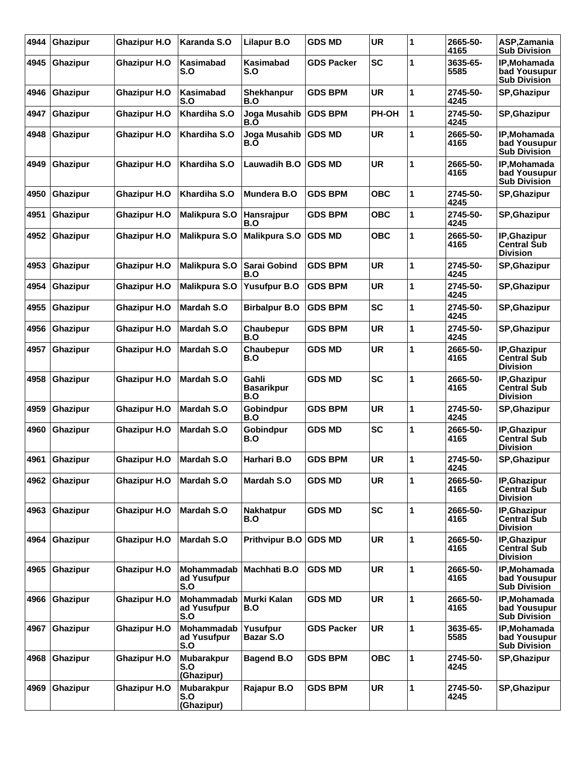| 4944 | Ghazipur | Ghazipur H.O | Karanda S.O | Lilapur B.O | GDS MD | UR | 1 | 2665-50-4165 | ASP,Zamania Sub Division |
|---|---|---|---|---|---|---|---|---|---|
| 4945 | Ghazipur | Ghazipur H.O | Kasimabad S.O | Kasimabad S.O | GDS Packer | SC | 1 | 3635-65-5585 | IP,Mohamadabad Yousupur Sub Division |
| 4946 | Ghazipur | Ghazipur H.O | Kasimabad S.O | Shekhanpur B.O | GDS BPM | UR | 1 | 2745-50-4245 | SP,Ghazipur |
| 4947 | Ghazipur | Ghazipur H.O | Khardiha S.O | Joga Musahib B.O | GDS BPM | PH-OH | 1 | 2745-50-4245 | SP,Ghazipur |
| 4948 | Ghazipur | Ghazipur H.O | Khardiha S.O | Joga Musahib B.O | GDS MD | UR | 1 | 2665-50-4165 | IP,Mohamadabad Yousupur Sub Division |
| 4949 | Ghazipur | Ghazipur H.O | Khardiha S.O | Lauwadih B.O | GDS MD | UR | 1 | 2665-50-4165 | IP,Mohamadabad Yousupur Sub Division |
| 4950 | Ghazipur | Ghazipur H.O | Khardiha S.O | Mundera B.O | GDS BPM | OBC | 1 | 2745-50-4245 | SP,Ghazipur |
| 4951 | Ghazipur | Ghazipur H.O | Malikpura S.O | Hansrajpur B.O | GDS BPM | OBC | 1 | 2745-50-4245 | SP,Ghazipur |
| 4952 | Ghazipur | Ghazipur H.O | Malikpura S.O | Malikpura S.O | GDS MD | OBC | 1 | 2665-50-4165 | IP,Ghazipur Central Sub Division |
| 4953 | Ghazipur | Ghazipur H.O | Malikpura S.O | Sarai Gobind B.O | GDS BPM | UR | 1 | 2745-50-4245 | SP,Ghazipur |
| 4954 | Ghazipur | Ghazipur H.O | Malikpura S.O | Yusufpur B.O | GDS BPM | UR | 1 | 2745-50-4245 | SP,Ghazipur |
| 4955 | Ghazipur | Ghazipur H.O | Mardah S.O | Birbalpur B.O | GDS BPM | SC | 1 | 2745-50-4245 | SP,Ghazipur |
| 4956 | Ghazipur | Ghazipur H.O | Mardah S.O | Chaubepur B.O | GDS BPM | UR | 1 | 2745-50-4245 | SP,Ghazipur |
| 4957 | Ghazipur | Ghazipur H.O | Mardah S.O | Chaubepur B.O | GDS MD | UR | 1 | 2665-50-4165 | IP,Ghazipur Central Sub Division |
| 4958 | Ghazipur | Ghazipur H.O | Mardah S.O | Gahli Basarikpur B.O | GDS MD | SC | 1 | 2665-50-4165 | IP,Ghazipur Central Sub Division |
| 4959 | Ghazipur | Ghazipur H.O | Mardah S.O | Gobindpur B.O | GDS BPM | UR | 1 | 2745-50-4245 | SP,Ghazipur |
| 4960 | Ghazipur | Ghazipur H.O | Mardah S.O | Gobindpur B.O | GDS MD | SC | 1 | 2665-50-4165 | IP,Ghazipur Central Sub Division |
| 4961 | Ghazipur | Ghazipur H.O | Mardah S.O | Harhari B.O | GDS BPM | UR | 1 | 2745-50-4245 | SP,Ghazipur |
| 4962 | Ghazipur | Ghazipur H.O | Mardah S.O | Mardah S.O | GDS MD | UR | 1 | 2665-50-4165 | IP,Ghazipur Central Sub Division |
| 4963 | Ghazipur | Ghazipur H.O | Mardah S.O | Nakhatpur B.O | GDS MD | SC | 1 | 2665-50-4165 | IP,Ghazipur Central Sub Division |
| 4964 | Ghazipur | Ghazipur H.O | Mardah S.O | Prithvipur B.O | GDS MD | UR | 1 | 2665-50-4165 | IP,Ghazipur Central Sub Division |
| 4965 | Ghazipur | Ghazipur H.O | Mohammadabad Yusufpur S.O | Machhati B.O | GDS MD | UR | 1 | 2665-50-4165 | IP,Mohamadabad Yousupur Sub Division |
| 4966 | Ghazipur | Ghazipur H.O | Mohammadabad Yusufpur S.O | Murki Kalan B.O | GDS MD | UR | 1 | 2665-50-4165 | IP,Mohamadabad Yousupur Sub Division |
| 4967 | Ghazipur | Ghazipur H.O | Mohammadabad Yusufpur S.O | Yusufpur Bazar S.O | GDS Packer | UR | 1 | 3635-65-5585 | IP,Mohamadabad Yousupur Sub Division |
| 4968 | Ghazipur | Ghazipur H.O | Mubarakpur S.O (Ghazipur) | Bagend B.O | GDS BPM | OBC | 1 | 2745-50-4245 | SP,Ghazipur |
| 4969 | Ghazipur | Ghazipur H.O | Mubarakpur S.O (Ghazipur) | Rajapur B.O | GDS BPM | UR | 1 | 2745-50-4245 | SP,Ghazipur |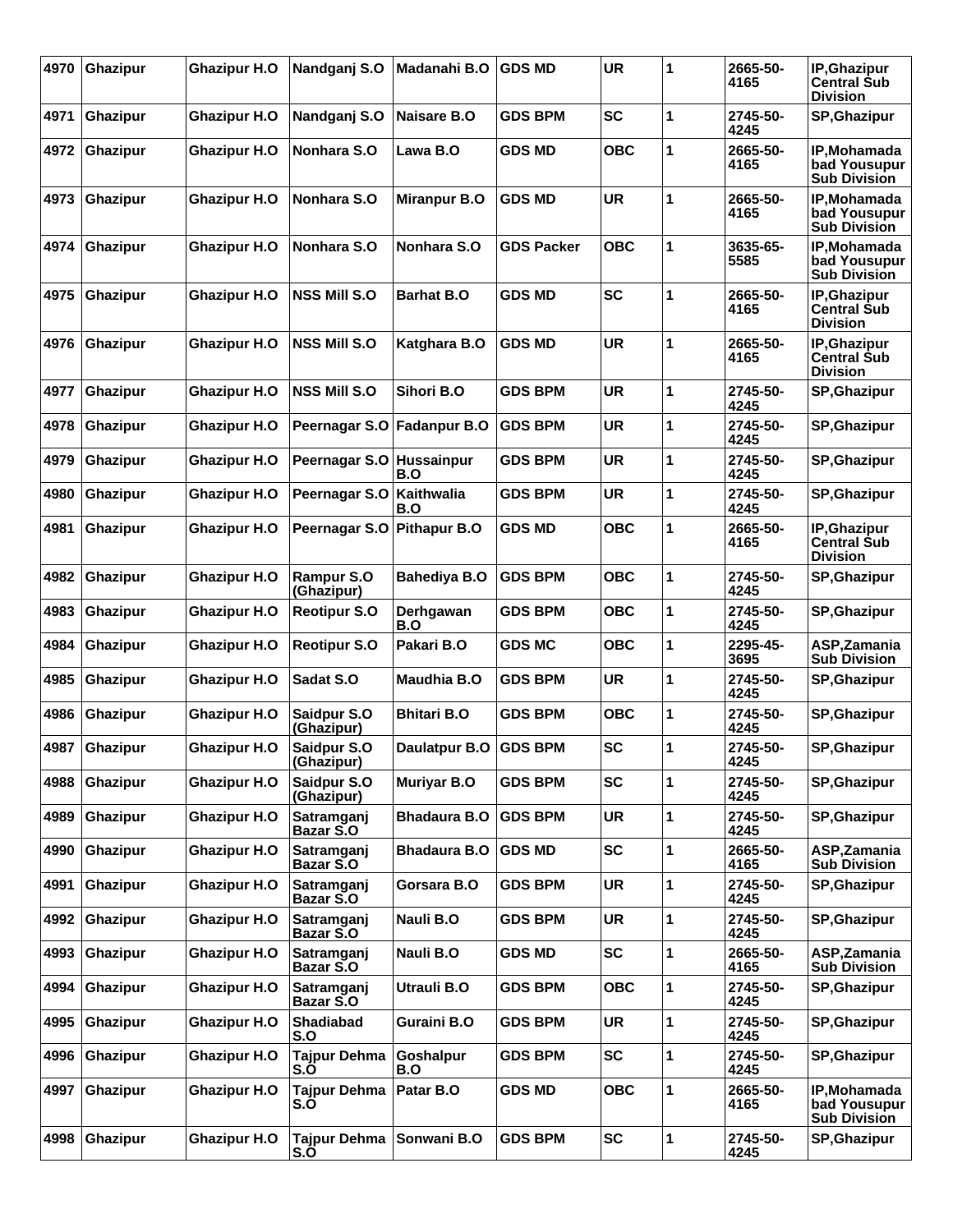| | | | | | | | | | |
|---|---|---|---|---|---|---|---|---|---|
| 4970 | Ghazipur | Ghazipur H.O | Nandganj S.O | Madanahi B.O | GDS MD | UR | 1 | 2665-50-4165 | IP,Ghazipur Central Sub Division |
| 4971 | Ghazipur | Ghazipur H.O | Nandganj S.O | Naisare B.O | GDS BPM | SC | 1 | 2745-50-4245 | SP,Ghazipur |
| 4972 | Ghazipur | Ghazipur H.O | Nonhara S.O | Lawa B.O | GDS MD | OBC | 1 | 2665-50-4165 | IP,Mohamadabad Yousupur Sub Division |
| 4973 | Ghazipur | Ghazipur H.O | Nonhara S.O | Miranpur B.O | GDS MD | UR | 1 | 2665-50-4165 | IP,Mohamadabad Yousupur Sub Division |
| 4974 | Ghazipur | Ghazipur H.O | Nonhara S.O | Nonhara S.O | GDS Packer | OBC | 1 | 3635-65-5585 | IP,Mohamadabad Yousupur Sub Division |
| 4975 | Ghazipur | Ghazipur H.O | NSS Mill S.O | Barhat B.O | GDS MD | SC | 1 | 2665-50-4165 | IP,Ghazipur Central Sub Division |
| 4976 | Ghazipur | Ghazipur H.O | NSS Mill S.O | Katghara B.O | GDS MD | UR | 1 | 2665-50-4165 | IP,Ghazipur Central Sub Division |
| 4977 | Ghazipur | Ghazipur H.O | NSS Mill S.O | Sihori B.O | GDS BPM | UR | 1 | 2745-50-4245 | SP,Ghazipur |
| 4978 | Ghazipur | Ghazipur H.O | Peernagar S.O | Fadanpur B.O | GDS BPM | UR | 1 | 2745-50-4245 | SP,Ghazipur |
| 4979 | Ghazipur | Ghazipur H.O | Peernagar S.O | Hussainpur B.O | GDS BPM | UR | 1 | 2745-50-4245 | SP,Ghazipur |
| 4980 | Ghazipur | Ghazipur H.O | Peernagar S.O | Kaithwalia B.O | GDS BPM | UR | 1 | 2745-50-4245 | SP,Ghazipur |
| 4981 | Ghazipur | Ghazipur H.O | Peernagar S.O | Pithapur B.O | GDS MD | OBC | 1 | 2665-50-4165 | IP,Ghazipur Central Sub Division |
| 4982 | Ghazipur | Ghazipur H.O | Rampur S.O (Ghazipur) | Bahediya B.O | GDS BPM | OBC | 1 | 2745-50-4245 | SP,Ghazipur |
| 4983 | Ghazipur | Ghazipur H.O | Reotipur S.O | Derhgawan B.O | GDS BPM | OBC | 1 | 2745-50-4245 | SP,Ghazipur |
| 4984 | Ghazipur | Ghazipur H.O | Reotipur S.O | Pakari B.O | GDS MC | OBC | 1 | 2295-45-3695 | ASP,Zamania Sub Division |
| 4985 | Ghazipur | Ghazipur H.O | Sadat S.O | Maudhia B.O | GDS BPM | UR | 1 | 2745-50-4245 | SP,Ghazipur |
| 4986 | Ghazipur | Ghazipur H.O | Saidpur S.O (Ghazipur) | Bhitari B.O | GDS BPM | OBC | 1 | 2745-50-4245 | SP,Ghazipur |
| 4987 | Ghazipur | Ghazipur H.O | Saidpur S.O (Ghazipur) | Daulatpur B.O | GDS BPM | SC | 1 | 2745-50-4245 | SP,Ghazipur |
| 4988 | Ghazipur | Ghazipur H.O | Saidpur S.O (Ghazipur) | Muriyar B.O | GDS BPM | SC | 1 | 2745-50-4245 | SP,Ghazipur |
| 4989 | Ghazipur | Ghazipur H.O | Satramganj Bazar S.O | Bhadaura B.O | GDS BPM | UR | 1 | 2745-50-4245 | SP,Ghazipur |
| 4990 | Ghazipur | Ghazipur H.O | Satramganj Bazar S.O | Bhadaura B.O | GDS MD | SC | 1 | 2665-50-4165 | ASP,Zamania Sub Division |
| 4991 | Ghazipur | Ghazipur H.O | Satramganj Bazar S.O | Gorsara B.O | GDS BPM | UR | 1 | 2745-50-4245 | SP,Ghazipur |
| 4992 | Ghazipur | Ghazipur H.O | Satramganj Bazar S.O | Nauli B.O | GDS BPM | UR | 1 | 2745-50-4245 | SP,Ghazipur |
| 4993 | Ghazipur | Ghazipur H.O | Satramganj Bazar S.O | Nauli B.O | GDS MD | SC | 1 | 2665-50-4165 | ASP,Zamania Sub Division |
| 4994 | Ghazipur | Ghazipur H.O | Satramganj Bazar S.O | Utrauli B.O | GDS BPM | OBC | 1 | 2745-50-4245 | SP,Ghazipur |
| 4995 | Ghazipur | Ghazipur H.O | Shadiabad S.O | Guraini B.O | GDS BPM | UR | 1 | 2745-50-4245 | SP,Ghazipur |
| 4996 | Ghazipur | Ghazipur H.O | Tajpur Dehma S.O | Goshalpur B.O | GDS BPM | SC | 1 | 2745-50-4245 | SP,Ghazipur |
| 4997 | Ghazipur | Ghazipur H.O | Tajpur Dehma S.O | Patar B.O | GDS MD | OBC | 1 | 2665-50-4165 | IP,Mohamadabad Yousupur Sub Division |
| 4998 | Ghazipur | Ghazipur H.O | Tajpur Dehma S.O | Sonwani B.O | GDS BPM | SC | 1 | 2745-50-4245 | SP,Ghazipur |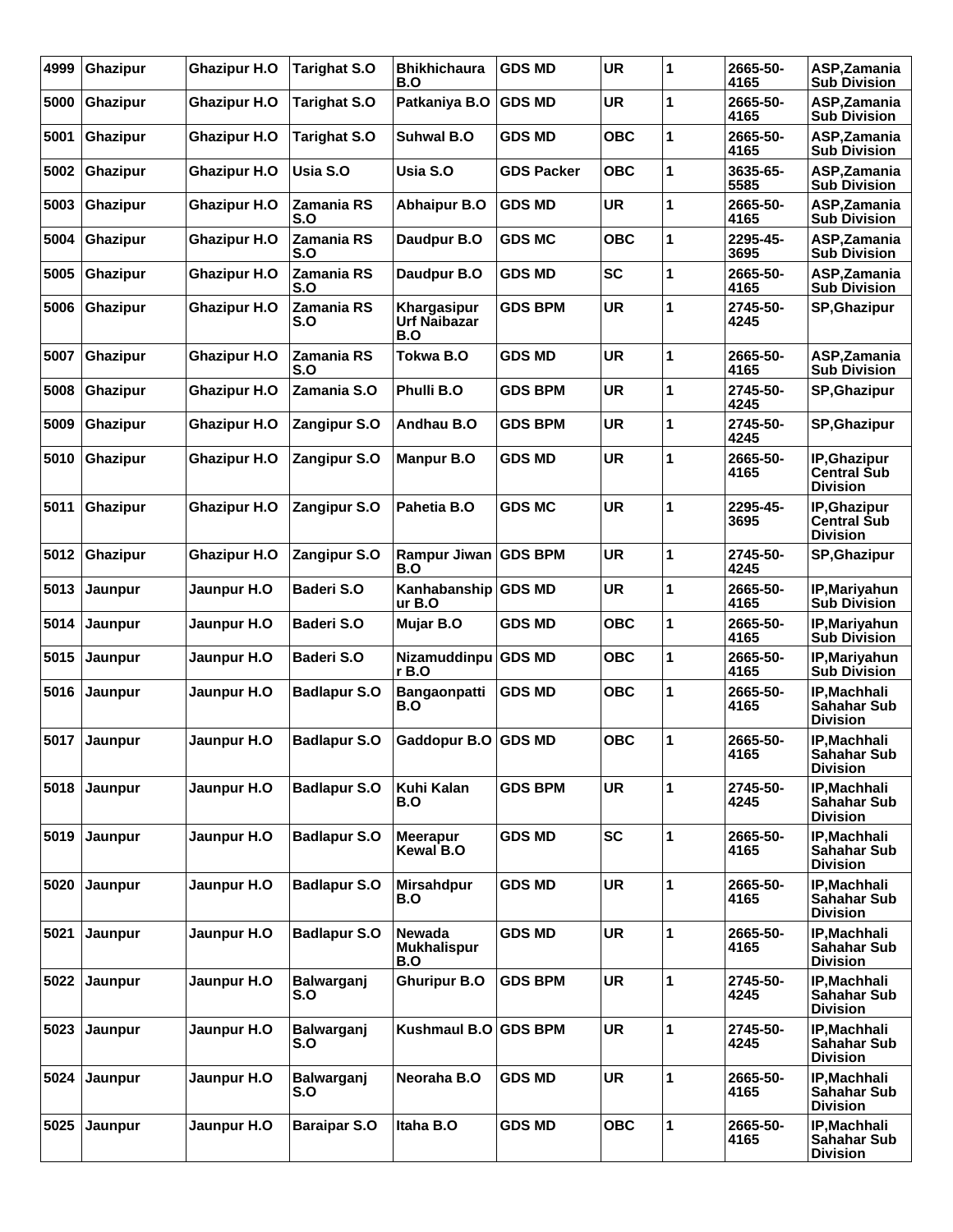| 4999 | Ghazipur | Ghazipur H.O | Tarighat S.O | Bhikhichaura B.O | GDS MD | UR | 1 | 2665-50-4165 | ASP,Zamania Sub Division |
|---|---|---|---|---|---|---|---|---|---|
| 5000 | Ghazipur | Ghazipur H.O | Tarighat S.O | Patkaniya B.O | GDS MD | UR | 1 | 2665-50-4165 | ASP,Zamania Sub Division |
| 5001 | Ghazipur | Ghazipur H.O | Tarighat S.O | Suhwal B.O | GDS MD | OBC | 1 | 2665-50-4165 | ASP,Zamania Sub Division |
| 5002 | Ghazipur | Ghazipur H.O | Usia S.O | Usia S.O | GDS Packer | OBC | 1 | 3635-65-5585 | ASP,Zamania Sub Division |
| 5003 | Ghazipur | Ghazipur H.O | Zamania RS S.O | Abhaipur B.O | GDS MD | UR | 1 | 2665-50-4165 | ASP,Zamania Sub Division |
| 5004 | Ghazipur | Ghazipur H.O | Zamania RS S.O | Daudpur B.O | GDS MC | OBC | 1 | 2295-45-3695 | ASP,Zamania Sub Division |
| 5005 | Ghazipur | Ghazipur H.O | Zamania RS S.O | Daudpur B.O | GDS MD | SC | 1 | 2665-50-4165 | ASP,Zamania Sub Division |
| 5006 | Ghazipur | Ghazipur H.O | Zamania RS S.O | Khargasipur Urf Naibazar B.O | GDS BPM | UR | 1 | 2745-50-4245 | SP,Ghazipur |
| 5007 | Ghazipur | Ghazipur H.O | Zamania RS S.O | Tokwa B.O | GDS MD | UR | 1 | 2665-50-4165 | ASP,Zamania Sub Division |
| 5008 | Ghazipur | Ghazipur H.O | Zamania S.O | Phulli B.O | GDS BPM | UR | 1 | 2745-50-4245 | SP,Ghazipur |
| 5009 | Ghazipur | Ghazipur H.O | Zangipur S.O | Andhau B.O | GDS BPM | UR | 1 | 2745-50-4245 | SP,Ghazipur |
| 5010 | Ghazipur | Ghazipur H.O | Zangipur S.O | Manpur B.O | GDS MD | UR | 1 | 2665-50-4165 | IP,Ghazipur Central Sub Division |
| 5011 | Ghazipur | Ghazipur H.O | Zangipur S.O | Pahetia B.O | GDS MC | UR | 1 | 2295-45-3695 | IP,Ghazipur Central Sub Division |
| 5012 | Ghazipur | Ghazipur H.O | Zangipur S.O | Rampur Jiwan B.O | GDS BPM | UR | 1 | 2745-50-4245 | SP,Ghazipur |
| 5013 | Jaunpur | Jaunpur H.O | Baderi S.O | Kanhabanshipur B.O | GDS MD | UR | 1 | 2665-50-4165 | IP,Mariyahun Sub Division |
| 5014 | Jaunpur | Jaunpur H.O | Baderi S.O | Mujar B.O | GDS MD | OBC | 1 | 2665-50-4165 | IP,Mariyahun Sub Division |
| 5015 | Jaunpur | Jaunpur H.O | Baderi S.O | Nizamuddinpur B.O | GDS MD | OBC | 1 | 2665-50-4165 | IP,Mariyahun Sub Division |
| 5016 | Jaunpur | Jaunpur H.O | Badlapur S.O | Bangaonpatti B.O | GDS MD | OBC | 1 | 2665-50-4165 | IP,Machhali Sahahar Sub Division |
| 5017 | Jaunpur | Jaunpur H.O | Badlapur S.O | Gaddopur B.O | GDS MD | OBC | 1 | 2665-50-4165 | IP,Machhali Sahahar Sub Division |
| 5018 | Jaunpur | Jaunpur H.O | Badlapur S.O | Kuhi Kalan B.O | GDS BPM | UR | 1 | 2745-50-4245 | IP,Machhali Sahahar Sub Division |
| 5019 | Jaunpur | Jaunpur H.O | Badlapur S.O | Meerapur Kewal B.O | GDS MD | SC | 1 | 2665-50-4165 | IP,Machhali Sahahar Sub Division |
| 5020 | Jaunpur | Jaunpur H.O | Badlapur S.O | Mirsahdpur B.O | GDS MD | UR | 1 | 2665-50-4165 | IP,Machhali Sahahar Sub Division |
| 5021 | Jaunpur | Jaunpur H.O | Badlapur S.O | Newada Mukhalispur B.O | GDS MD | UR | 1 | 2665-50-4165 | IP,Machhali Sahahar Sub Division |
| 5022 | Jaunpur | Jaunpur H.O | Balwarganj S.O | Ghuripur B.O | GDS BPM | UR | 1 | 2745-50-4245 | IP,Machhali Sahahar Sub Division |
| 5023 | Jaunpur | Jaunpur H.O | Balwarganj S.O | Kushmaul B.O | GDS BPM | UR | 1 | 2745-50-4245 | IP,Machhali Sahahar Sub Division |
| 5024 | Jaunpur | Jaunpur H.O | Balwarganj S.O | Neoraha B.O | GDS MD | UR | 1 | 2665-50-4165 | IP,Machhali Sahahar Sub Division |
| 5025 | Jaunpur | Jaunpur H.O | Baraipar S.O | Itaha B.O | GDS MD | OBC | 1 | 2665-50-4165 | IP,Machhali Sahahar Sub Division |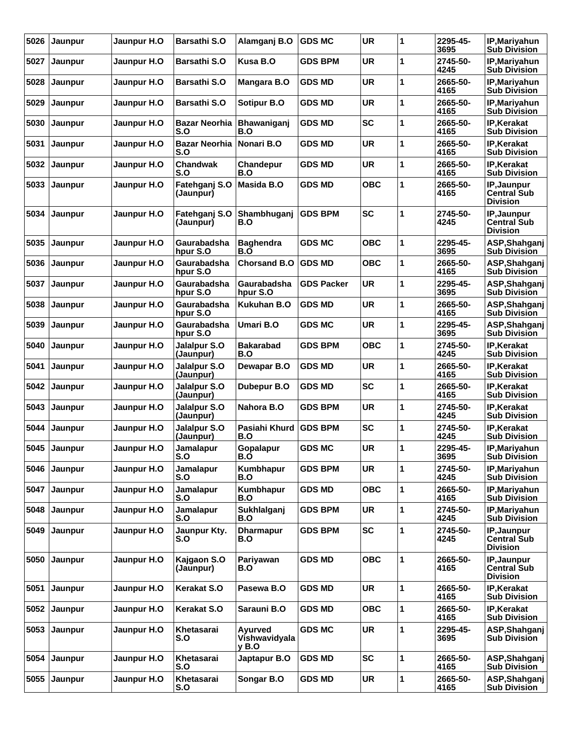| | | | | | | | | | |
|---|---|---|---|---|---|---|---|---|---|
| 5026 | Jaunpur | Jaunpur H.O | Barsathi S.O | Alamganj B.O | GDS MC | UR | 1 | 2295-45-3695 | IP,Mariyahun Sub Division |
| 5027 | Jaunpur | Jaunpur H.O | Barsathi S.O | Kusa B.O | GDS BPM | UR | 1 | 2745-50-4245 | IP,Mariyahun Sub Division |
| 5028 | Jaunpur | Jaunpur H.O | Barsathi S.O | Mangara B.O | GDS MD | UR | 1 | 2665-50-4165 | IP,Mariyahun Sub Division |
| 5029 | Jaunpur | Jaunpur H.O | Barsathi S.O | Sotipur B.O | GDS MD | UR | 1 | 2665-50-4165 | IP,Mariyahun Sub Division |
| 5030 | Jaunpur | Jaunpur H.O | Bazar Neorhia S.O | Bhawaniganj B.O | GDS MD | SC | 1 | 2665-50-4165 | IP,Kerakat Sub Division |
| 5031 | Jaunpur | Jaunpur H.O | Bazar Neorhia S.O | Nonari B.O | GDS MD | UR | 1 | 2665-50-4165 | IP,Kerakat Sub Division |
| 5032 | Jaunpur | Jaunpur H.O | Chandwak S.O | Chandepur B.O | GDS MD | UR | 1 | 2665-50-4165 | IP,Kerakat Sub Division |
| 5033 | Jaunpur | Jaunpur H.O | Fatehganj S.O (Jaunpur) | Masida B.O | GDS MD | OBC | 1 | 2665-50-4165 | IP,Jaunpur Central Sub Division |
| 5034 | Jaunpur | Jaunpur H.O | Fatehganj S.O (Jaunpur) | Shambhuganj B.O | GDS BPM | SC | 1 | 2745-50-4245 | IP,Jaunpur Central Sub Division |
| 5035 | Jaunpur | Jaunpur H.O | Gaurabadshahpur S.O | Baghendra B.O | GDS MC | OBC | 1 | 2295-45-3695 | ASP,Shahganj Sub Division |
| 5036 | Jaunpur | Jaunpur H.O | Gaurabadshahpur S.O | Chorsand B.O | GDS MD | OBC | 1 | 2665-50-4165 | ASP,Shahganj Sub Division |
| 5037 | Jaunpur | Jaunpur H.O | Gaurabadshahpur S.O | Gaurabadshahpur S.O | GDS Packer | UR | 1 | 2295-45-3695 | ASP,Shahganj Sub Division |
| 5038 | Jaunpur | Jaunpur H.O | Gaurabadshahpur S.O | Kukuhan B.O | GDS MD | UR | 1 | 2665-50-4165 | ASP,Shahganj Sub Division |
| 5039 | Jaunpur | Jaunpur H.O | Gaurabadshahpur S.O | Umari B.O | GDS MC | UR | 1 | 2295-45-3695 | ASP,Shahganj Sub Division |
| 5040 | Jaunpur | Jaunpur H.O | Jalalpur S.O (Jaunpur) | Bakarabad B.O | GDS BPM | OBC | 1 | 2745-50-4245 | IP,Kerakat Sub Division |
| 5041 | Jaunpur | Jaunpur H.O | Jalalpur S.O (Jaunpur) | Dewapar B.O | GDS MD | UR | 1 | 2665-50-4165 | IP,Kerakat Sub Division |
| 5042 | Jaunpur | Jaunpur H.O | Jalalpur S.O (Jaunpur) | Dubepur B.O | GDS MD | SC | 1 | 2665-50-4165 | IP,Kerakat Sub Division |
| 5043 | Jaunpur | Jaunpur H.O | Jalalpur S.O (Jaunpur) | Nahora B.O | GDS BPM | UR | 1 | 2745-50-4245 | IP,Kerakat Sub Division |
| 5044 | Jaunpur | Jaunpur H.O | Jalalpur S.O (Jaunpur) | Pasiahi Khurd B.O | GDS BPM | SC | 1 | 2745-50-4245 | IP,Kerakat Sub Division |
| 5045 | Jaunpur | Jaunpur H.O | Jamalapur S.O | Gopalapur B.O | GDS MC | UR | 1 | 2295-45-3695 | IP,Mariyahun Sub Division |
| 5046 | Jaunpur | Jaunpur H.O | Jamalapur S.O | Kumbhapur B.O | GDS BPM | UR | 1 | 2745-50-4245 | IP,Mariyahun Sub Division |
| 5047 | Jaunpur | Jaunpur H.O | Jamalapur S.O | Kumbhapur B.O | GDS MD | OBC | 1 | 2665-50-4165 | IP,Mariyahun Sub Division |
| 5048 | Jaunpur | Jaunpur H.O | Jamalapur S.O | Sukhlalganj B.O | GDS BPM | UR | 1 | 2745-50-4245 | IP,Mariyahun Sub Division |
| 5049 | Jaunpur | Jaunpur H.O | Jaunpur Kty. S.O | Dharmapur B.O | GDS BPM | SC | 1 | 2745-50-4245 | IP,Jaunpur Central Sub Division |
| 5050 | Jaunpur | Jaunpur H.O | Kajgaon S.O (Jaunpur) | Pariyawan B.O | GDS MD | OBC | 1 | 2665-50-4165 | IP,Jaunpur Central Sub Division |
| 5051 | Jaunpur | Jaunpur H.O | Kerakat S.O | Pasewa B.O | GDS MD | UR | 1 | 2665-50-4165 | IP,Kerakat Sub Division |
| 5052 | Jaunpur | Jaunpur H.O | Kerakat S.O | Sarauni B.O | GDS MD | OBC | 1 | 2665-50-4165 | IP,Kerakat Sub Division |
| 5053 | Jaunpur | Jaunpur H.O | Khetasarai S.O | Ayurved Vishwavidyalay B.O | GDS MC | UR | 1 | 2295-45-3695 | ASP,Shahganj Sub Division |
| 5054 | Jaunpur | Jaunpur H.O | Khetasarai S.O | Japtapur B.O | GDS MD | SC | 1 | 2665-50-4165 | ASP,Shahganj Sub Division |
| 5055 | Jaunpur | Jaunpur H.O | Khetasarai S.O | Songar B.O | GDS MD | UR | 1 | 2665-50-4165 | ASP,Shahganj Sub Division |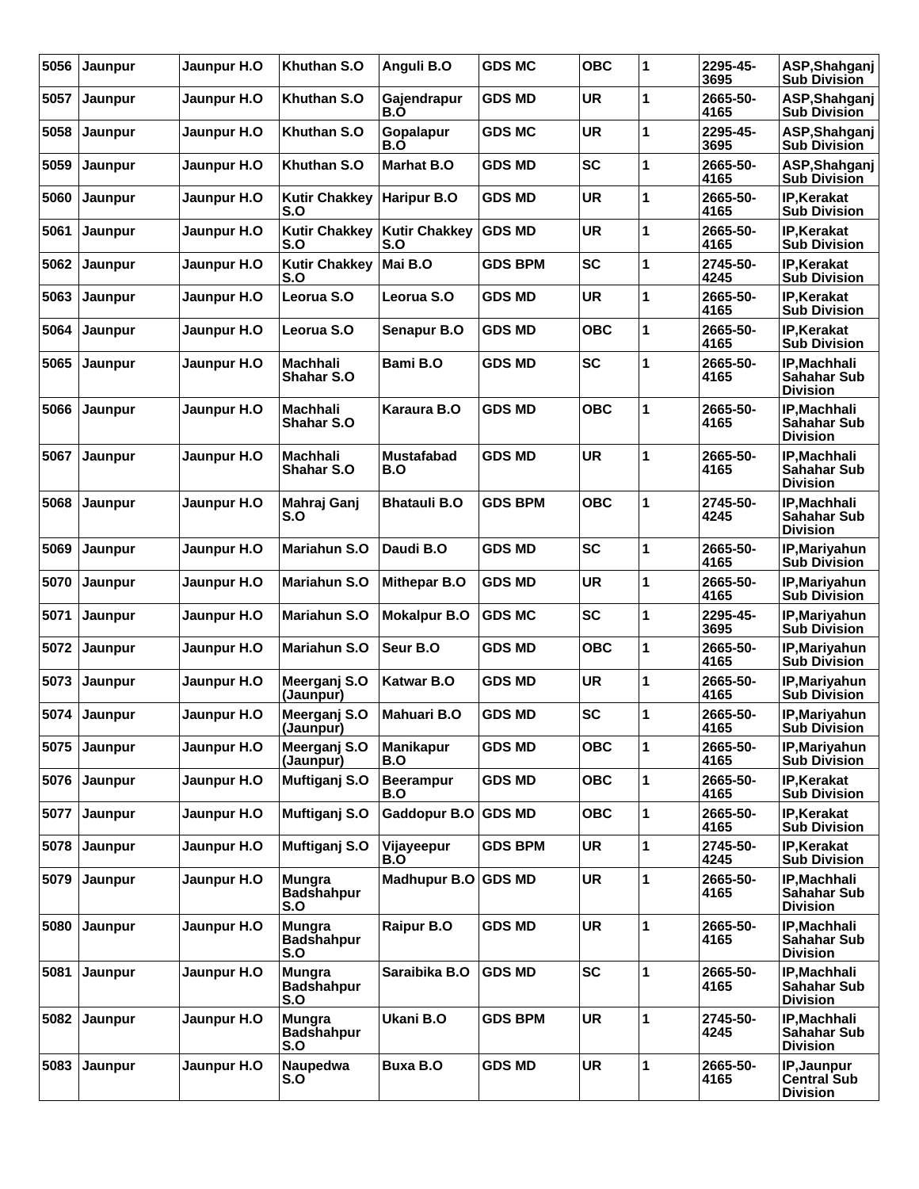| | | | | | | | | | |
|---|---|---|---|---|---|---|---|---|---|
| 5056 | Jaunpur | Jaunpur H.O | Khuthan S.O | Anguli B.O | GDS MC | OBC | 1 | 2295-45-3695 | ASP,Shahganj Sub Division |
| 5057 | Jaunpur | Jaunpur H.O | Khuthan S.O | Gajendrapur B.O | GDS MD | UR | 1 | 2665-50-4165 | ASP,Shahganj Sub Division |
| 5058 | Jaunpur | Jaunpur H.O | Khuthan S.O | Gopalapur B.O | GDS MC | UR | 1 | 2295-45-3695 | ASP,Shahganj Sub Division |
| 5059 | Jaunpur | Jaunpur H.O | Khuthan S.O | Marhat B.O | GDS MD | SC | 1 | 2665-50-4165 | ASP,Shahganj Sub Division |
| 5060 | Jaunpur | Jaunpur H.O | Kutir Chakkey S.O | Haripur B.O | GDS MD | UR | 1 | 2665-50-4165 | IP,Kerakat Sub Division |
| 5061 | Jaunpur | Jaunpur H.O | Kutir Chakkey S.O | Kutir Chakkey S.O | GDS MD | UR | 1 | 2665-50-4165 | IP,Kerakat Sub Division |
| 5062 | Jaunpur | Jaunpur H.O | Kutir Chakkey S.O | Mai B.O | GDS BPM | SC | 1 | 2745-50-4245 | IP,Kerakat Sub Division |
| 5063 | Jaunpur | Jaunpur H.O | Leorua S.O | Leorua S.O | GDS MD | UR | 1 | 2665-50-4165 | IP,Kerakat Sub Division |
| 5064 | Jaunpur | Jaunpur H.O | Leorua S.O | Senapur B.O | GDS MD | OBC | 1 | 2665-50-4165 | IP,Kerakat Sub Division |
| 5065 | Jaunpur | Jaunpur H.O | Machhali Shahar S.O | Bami B.O | GDS MD | SC | 1 | 2665-50-4165 | IP,Machhali Sahahar Sub Division |
| 5066 | Jaunpur | Jaunpur H.O | Machhali Shahar S.O | Karaura B.O | GDS MD | OBC | 1 | 2665-50-4165 | IP,Machhali Sahahar Sub Division |
| 5067 | Jaunpur | Jaunpur H.O | Machhali Shahar S.O | Mustafabad B.O | GDS MD | UR | 1 | 2665-50-4165 | IP,Machhali Sahahar Sub Division |
| 5068 | Jaunpur | Jaunpur H.O | Mahraj Ganj S.O | Bhatauli B.O | GDS BPM | OBC | 1 | 2745-50-4245 | IP,Machhali Sahahar Sub Division |
| 5069 | Jaunpur | Jaunpur H.O | Mariahun S.O | Daudi B.O | GDS MD | SC | 1 | 2665-50-4165 | IP,Mariyahun Sub Division |
| 5070 | Jaunpur | Jaunpur H.O | Mariahun S.O | Mithepar B.O | GDS MD | UR | 1 | 2665-50-4165 | IP,Mariyahun Sub Division |
| 5071 | Jaunpur | Jaunpur H.O | Mariahun S.O | Mokalpur B.O | GDS MC | SC | 1 | 2295-45-3695 | IP,Mariyahun Sub Division |
| 5072 | Jaunpur | Jaunpur H.O | Mariahun S.O | Seur B.O | GDS MD | OBC | 1 | 2665-50-4165 | IP,Mariyahun Sub Division |
| 5073 | Jaunpur | Jaunpur H.O | Meerganj S.O (Jaunpur) | Katwar B.O | GDS MD | UR | 1 | 2665-50-4165 | IP,Mariyahun Sub Division |
| 5074 | Jaunpur | Jaunpur H.O | Meerganj S.O (Jaunpur) | Mahuari B.O | GDS MD | SC | 1 | 2665-50-4165 | IP,Mariyahun Sub Division |
| 5075 | Jaunpur | Jaunpur H.O | Meerganj S.O (Jaunpur) | Manikapur B.O | GDS MD | OBC | 1 | 2665-50-4165 | IP,Mariyahun Sub Division |
| 5076 | Jaunpur | Jaunpur H.O | Muftiganj S.O | Beerampur B.O | GDS MD | OBC | 1 | 2665-50-4165 | IP,Kerakat Sub Division |
| 5077 | Jaunpur | Jaunpur H.O | Muftiganj S.O | Gaddopur B.O | GDS MD | OBC | 1 | 2665-50-4165 | IP,Kerakat Sub Division |
| 5078 | Jaunpur | Jaunpur H.O | Muftiganj S.O | Vijayeepur B.O | GDS BPM | UR | 1 | 2745-50-4245 | IP,Kerakat Sub Division |
| 5079 | Jaunpur | Jaunpur H.O | Mungra Badshahpur S.O | Madhupur B.O | GDS MD | UR | 1 | 2665-50-4165 | IP,Machhali Sahahar Sub Division |
| 5080 | Jaunpur | Jaunpur H.O | Mungra Badshahpur S.O | Raipur B.O | GDS MD | UR | 1 | 2665-50-4165 | IP,Machhali Sahahar Sub Division |
| 5081 | Jaunpur | Jaunpur H.O | Mungra Badshahpur S.O | Saraibika B.O | GDS MD | SC | 1 | 2665-50-4165 | IP,Machhali Sahahar Sub Division |
| 5082 | Jaunpur | Jaunpur H.O | Mungra Badshahpur S.O | Ukani B.O | GDS BPM | UR | 1 | 2745-50-4245 | IP,Machhali Sahahar Sub Division |
| 5083 | Jaunpur | Jaunpur H.O | Naupedwa S.O | Buxa B.O | GDS MD | UR | 1 | 2665-50-4165 | IP,Jaunpur Central Sub Division |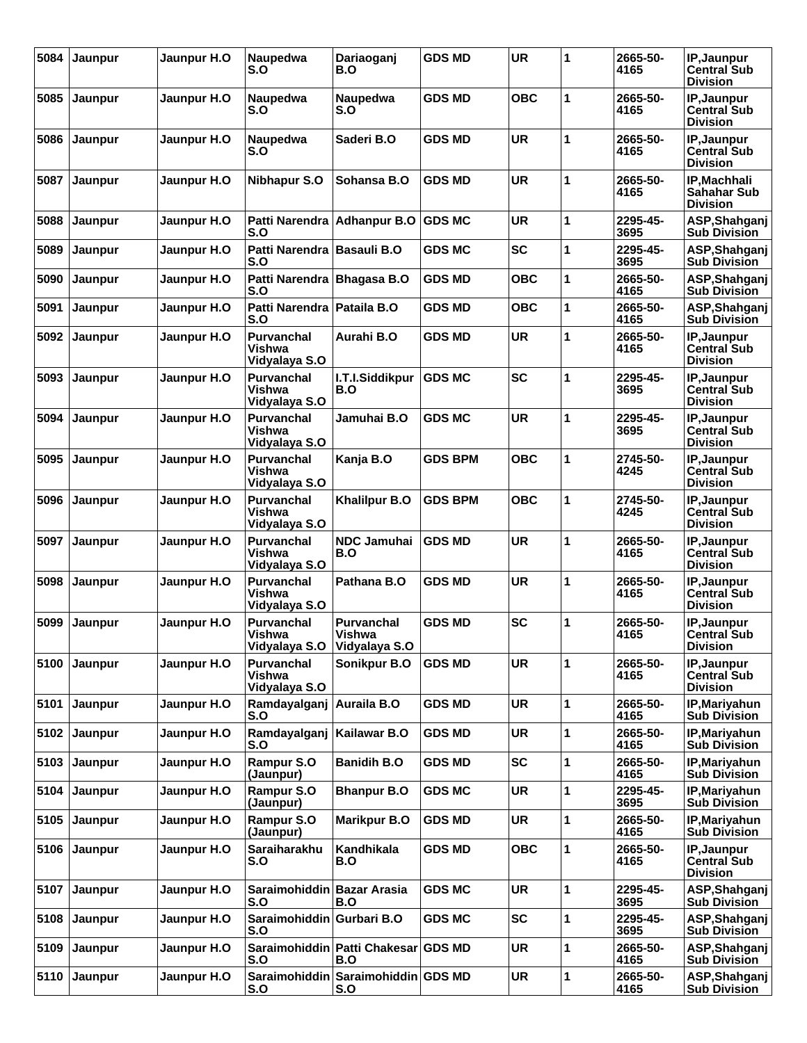| 5084 | Jaunpur | Jaunpur H.O | Naupedwa S.O | Dariaoganj B.O | GDS MD | UR | 1 | 2665-50-4165 | IP,Jaunpur Central Sub Division |
|---|---|---|---|---|---|---|---|---|---|
| 5085 | Jaunpur | Jaunpur H.O | Naupedwa S.O | Naupedwa S.O | GDS MD | OBC | 1 | 2665-50-4165 | IP,Jaunpur Central Sub Division |
| 5086 | Jaunpur | Jaunpur H.O | Naupedwa S.O | Saderi B.O | GDS MD | UR | 1 | 2665-50-4165 | IP,Jaunpur Central Sub Division |
| 5087 | Jaunpur | Jaunpur H.O | Nibhapur S.O | Sohansa B.O | GDS MD | UR | 1 | 2665-50-4165 | IP,Machhali Sahahar Sub Division |
| 5088 | Jaunpur | Jaunpur H.O | Patti Narendra S.O | Adhanpur B.O | GDS MC | UR | 1 | 2295-45-3695 | ASP,Shahganj Sub Division |
| 5089 | Jaunpur | Jaunpur H.O | Patti Narendra S.O | Basauli B.O | GDS MC | SC | 1 | 2295-45-3695 | ASP,Shahganj Sub Division |
| 5090 | Jaunpur | Jaunpur H.O | Patti Narendra S.O | Bhagasa B.O | GDS MD | OBC | 1 | 2665-50-4165 | ASP,Shahganj Sub Division |
| 5091 | Jaunpur | Jaunpur H.O | Patti Narendra S.O | Pataila B.O | GDS MD | OBC | 1 | 2665-50-4165 | ASP,Shahganj Sub Division |
| 5092 | Jaunpur | Jaunpur H.O | Purvanchal Vishwa Vidyalaya S.O | Aurahi B.O | GDS MD | UR | 1 | 2665-50-4165 | IP,Jaunpur Central Sub Division |
| 5093 | Jaunpur | Jaunpur H.O | Purvanchal Vishwa Vidyalaya S.O | I.T.I.Siddikpur B.O | GDS MC | SC | 1 | 2295-45-3695 | IP,Jaunpur Central Sub Division |
| 5094 | Jaunpur | Jaunpur H.O | Purvanchal Vishwa Vidyalaya S.O | Jamuhai B.O | GDS MC | UR | 1 | 2295-45-3695 | IP,Jaunpur Central Sub Division |
| 5095 | Jaunpur | Jaunpur H.O | Purvanchal Vishwa Vidyalaya S.O | Kanja B.O | GDS BPM | OBC | 1 | 2745-50-4245 | IP,Jaunpur Central Sub Division |
| 5096 | Jaunpur | Jaunpur H.O | Purvanchal Vishwa Vidyalaya S.O | Khalilpur B.O | GDS BPM | OBC | 1 | 2745-50-4245 | IP,Jaunpur Central Sub Division |
| 5097 | Jaunpur | Jaunpur H.O | Purvanchal Vishwa Vidyalaya S.O | NDC Jamuhai B.O | GDS MD | UR | 1 | 2665-50-4165 | IP,Jaunpur Central Sub Division |
| 5098 | Jaunpur | Jaunpur H.O | Purvanchal Vishwa Vidyalaya S.O | Pathana B.O | GDS MD | UR | 1 | 2665-50-4165 | IP,Jaunpur Central Sub Division |
| 5099 | Jaunpur | Jaunpur H.O | Purvanchal Vishwa Vidyalaya S.O | Purvanchal Vishwa Vidyalaya S.O | GDS MD | SC | 1 | 2665-50-4165 | IP,Jaunpur Central Sub Division |
| 5100 | Jaunpur | Jaunpur H.O | Purvanchal Vishwa Vidyalaya S.O | Sonikpur B.O | GDS MD | UR | 1 | 2665-50-4165 | IP,Jaunpur Central Sub Division |
| 5101 | Jaunpur | Jaunpur H.O | Ramdayalganj S.O | Auraila B.O | GDS MD | UR | 1 | 2665-50-4165 | IP,Mariyahun Sub Division |
| 5102 | Jaunpur | Jaunpur H.O | Ramdayalganj S.O | Kailawar B.O | GDS MD | UR | 1 | 2665-50-4165 | IP,Mariyahun Sub Division |
| 5103 | Jaunpur | Jaunpur H.O | Rampur S.O (Jaunpur) | Banidih B.O | GDS MD | SC | 1 | 2665-50-4165 | IP,Mariyahun Sub Division |
| 5104 | Jaunpur | Jaunpur H.O | Rampur S.O (Jaunpur) | Bhanpur B.O | GDS MC | UR | 1 | 2295-45-3695 | IP,Mariyahun Sub Division |
| 5105 | Jaunpur | Jaunpur H.O | Rampur S.O (Jaunpur) | Marikpur B.O | GDS MD | UR | 1 | 2665-50-4165 | IP,Mariyahun Sub Division |
| 5106 | Jaunpur | Jaunpur H.O | Saraiharakhu S.O | Kandhikala B.O | GDS MD | OBC | 1 | 2665-50-4165 | IP,Jaunpur Central Sub Division |
| 5107 | Jaunpur | Jaunpur H.O | Saraimohiddin S.O | Bazar Arasia B.O | GDS MC | UR | 1 | 2295-45-3695 | ASP,Shahganj Sub Division |
| 5108 | Jaunpur | Jaunpur H.O | Saraimohiddin S.O | Gurbari B.O | GDS MC | SC | 1 | 2295-45-3695 | ASP,Shahganj Sub Division |
| 5109 | Jaunpur | Jaunpur H.O | Saraimohiddin S.O | Patti Chakesar B.O | GDS MD | UR | 1 | 2665-50-4165 | ASP,Shahganj Sub Division |
| 5110 | Jaunpur | Jaunpur H.O | Saraimohiddin S.O | Saraimohiddin S.O | GDS MD | UR | 1 | 2665-50-4165 | ASP,Shahganj Sub Division |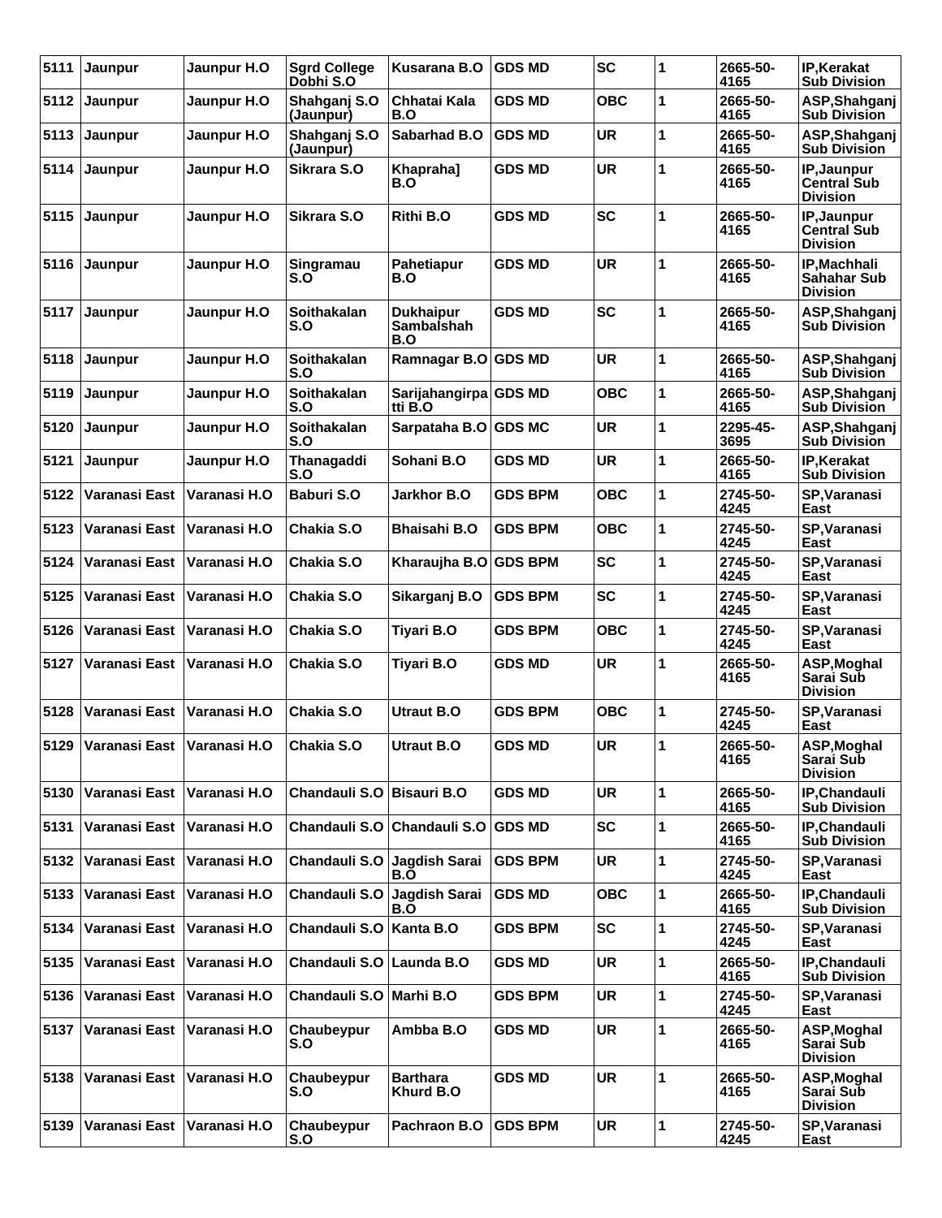| | | | | | | | | | |
|---|---|---|---|---|---|---|---|---|---|
| 5111 | Jaunpur | Jaunpur H.O | Sgrd College Dobhi S.O | Kusarana B.O | GDS MD | SC | 1 | 2665-50-4165 | IP,Kerakat Sub Division |
| 5112 | Jaunpur | Jaunpur H.O | Shahganj S.O (Jaunpur) | Chhatai Kala B.O | GDS MD | OBC | 1 | 2665-50-4165 | ASP,Shahganj Sub Division |
| 5113 | Jaunpur | Jaunpur H.O | Shahganj S.O (Jaunpur) | Sabarhad B.O | GDS MD | UR | 1 | 2665-50-4165 | ASP,Shahganj Sub Division |
| 5114 | Jaunpur | Jaunpur H.O | Sikrara S.O | Khapraha] B.O | GDS MD | UR | 1 | 2665-50-4165 | IP,Jaunpur Central Sub Division |
| 5115 | Jaunpur | Jaunpur H.O | Sikrara S.O | Rithi B.O | GDS MD | SC | 1 | 2665-50-4165 | IP,Jaunpur Central Sub Division |
| 5116 | Jaunpur | Jaunpur H.O | Singramau S.O | Pahetiapur B.O | GDS MD | UR | 1 | 2665-50-4165 | IP,Machhali Sahahar Sub Division |
| 5117 | Jaunpur | Jaunpur H.O | Soithakalan S.O | Dukhaipur Sambalshah B.O | GDS MD | SC | 1 | 2665-50-4165 | ASP,Shahganj Sub Division |
| 5118 | Jaunpur | Jaunpur H.O | Soithakalan S.O | Ramnagar B.O | GDS MD | UR | 1 | 2665-50-4165 | ASP,Shahganj Sub Division |
| 5119 | Jaunpur | Jaunpur H.O | Soithakalan S.O | Sarijahangirpatti B.O | GDS MD | OBC | 1 | 2665-50-4165 | ASP,Shahganj Sub Division |
| 5120 | Jaunpur | Jaunpur H.O | Soithakalan S.O | Sarpataha B.O | GDS MC | UR | 1 | 2295-45-3695 | ASP,Shahganj Sub Division |
| 5121 | Jaunpur | Jaunpur H.O | Thanagaddi S.O | Sohani B.O | GDS MD | UR | 1 | 2665-50-4165 | IP,Kerakat Sub Division |
| 5122 | Varanasi East | Varanasi H.O | Baburi S.O | Jarkhor B.O | GDS BPM | OBC | 1 | 2745-50-4245 | SP,Varanasi East |
| 5123 | Varanasi East | Varanasi H.O | Chakia S.O | Bhaisahi B.O | GDS BPM | OBC | 1 | 2745-50-4245 | SP,Varanasi East |
| 5124 | Varanasi East | Varanasi H.O | Chakia S.O | Kharaujha B.O | GDS BPM | SC | 1 | 2745-50-4245 | SP,Varanasi East |
| 5125 | Varanasi East | Varanasi H.O | Chakia S.O | Sikarganj B.O | GDS BPM | SC | 1 | 2745-50-4245 | SP,Varanasi East |
| 5126 | Varanasi East | Varanasi H.O | Chakia S.O | Tiyari B.O | GDS BPM | OBC | 1 | 2745-50-4245 | SP,Varanasi East |
| 5127 | Varanasi East | Varanasi H.O | Chakia S.O | Tiyari B.O | GDS MD | UR | 1 | 2665-50-4165 | ASP,Moghal Sarai Sub Division |
| 5128 | Varanasi East | Varanasi H.O | Chakia S.O | Utraut B.O | GDS BPM | OBC | 1 | 2745-50-4245 | SP,Varanasi East |
| 5129 | Varanasi East | Varanasi H.O | Chakia S.O | Utraut B.O | GDS MD | UR | 1 | 2665-50-4165 | ASP,Moghal Sarai Sub Division |
| 5130 | Varanasi East | Varanasi H.O | Chandauli S.O | Bisauri B.O | GDS MD | UR | 1 | 2665-50-4165 | IP,Chandauli Sub Division |
| 5131 | Varanasi East | Varanasi H.O | Chandauli S.O | Chandauli S.O | GDS MD | SC | 1 | 2665-50-4165 | IP,Chandauli Sub Division |
| 5132 | Varanasi East | Varanasi H.O | Chandauli S.O | Jagdish Sarai B.O | GDS BPM | UR | 1 | 2745-50-4245 | SP,Varanasi East |
| 5133 | Varanasi East | Varanasi H.O | Chandauli S.O | Jagdish Sarai B.O | GDS MD | OBC | 1 | 2665-50-4165 | IP,Chandauli Sub Division |
| 5134 | Varanasi East | Varanasi H.O | Chandauli S.O | Kanta B.O | GDS BPM | SC | 1 | 2745-50-4245 | SP,Varanasi East |
| 5135 | Varanasi East | Varanasi H.O | Chandauli S.O | Launda B.O | GDS MD | UR | 1 | 2665-50-4165 | IP,Chandauli Sub Division |
| 5136 | Varanasi East | Varanasi H.O | Chandauli S.O | Marhi B.O | GDS BPM | UR | 1 | 2745-50-4245 | SP,Varanasi East |
| 5137 | Varanasi East | Varanasi H.O | Chaubeypur S.O | Ambba B.O | GDS MD | UR | 1 | 2665-50-4165 | ASP,Moghal Sarai Sub Division |
| 5138 | Varanasi East | Varanasi H.O | Chaubeypur S.O | Barthara Khurd B.O | GDS MD | UR | 1 | 2665-50-4165 | ASP,Moghal Sarai Sub Division |
| 5139 | Varanasi East | Varanasi H.O | Chaubeypur S.O | Pachraon B.O | GDS BPM | UR | 1 | 2745-50-4245 | SP,Varanasi East |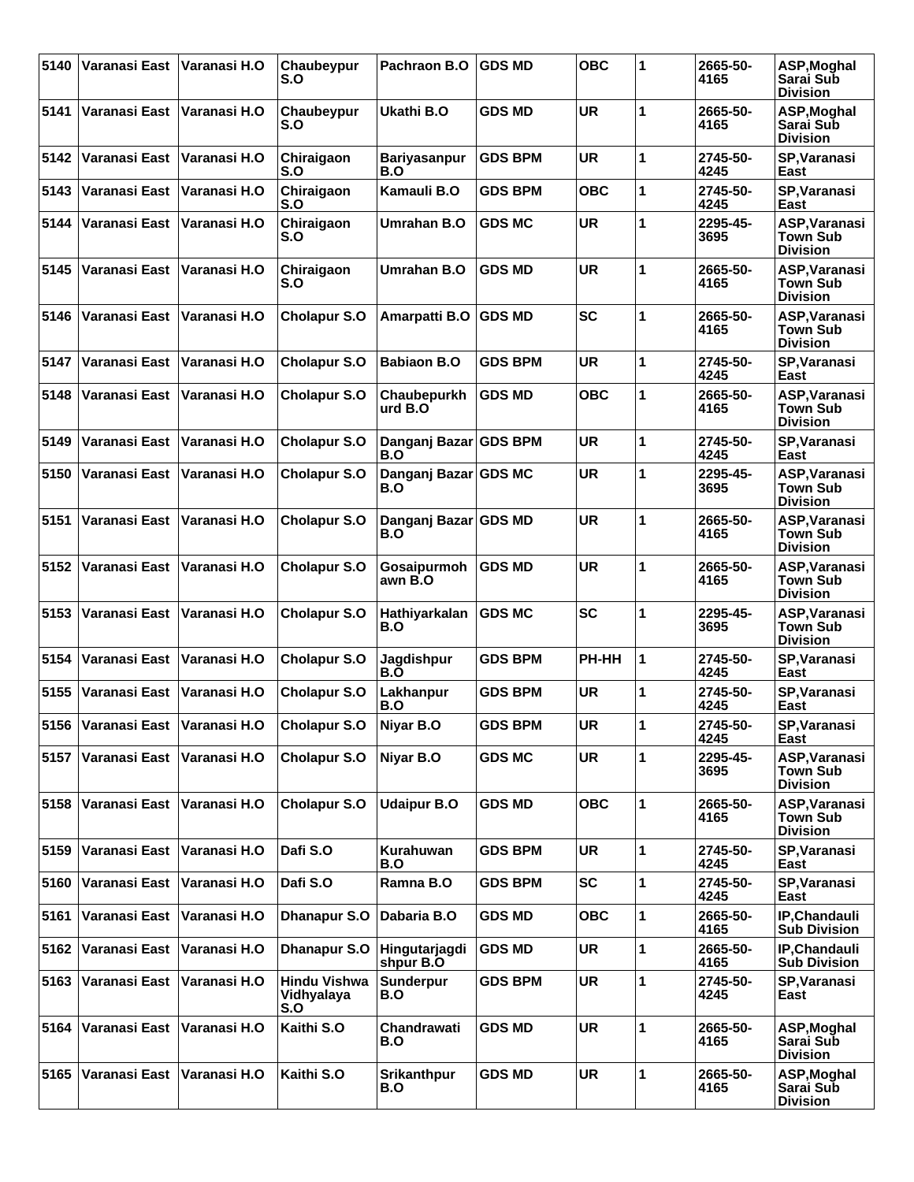| 5140 | Varanasi East | Varanasi H.O | Chaubeypur S.O | Pachraon B.O | GDS MD | OBC | 1 | 2665-50-4165 | ASP,Moghal Sarai Sub Division |
|---|---|---|---|---|---|---|---|---|---|
| 5141 | Varanasi East | Varanasi H.O | Chaubeypur S.O | Ukathi B.O | GDS MD | UR | 1 | 2665-50-4165 | ASP,Moghal Sarai Sub Division |
| 5142 | Varanasi East | Varanasi H.O | Chiraigaon S.O | Bariyasanpur B.O | GDS BPM | UR | 1 | 2745-50-4245 | SP,Varanasi East |
| 5143 | Varanasi East | Varanasi H.O | Chiraigaon S.O | Kamauli B.O | GDS BPM | OBC | 1 | 2745-50-4245 | SP,Varanasi East |
| 5144 | Varanasi East | Varanasi H.O | Chiraigaon S.O | Umrahan B.O | GDS MC | UR | 1 | 2295-45-3695 | ASP,Varanasi Town Sub Division |
| 5145 | Varanasi East | Varanasi H.O | Chiraigaon S.O | Umrahan B.O | GDS MD | UR | 1 | 2665-50-4165 | ASP,Varanasi Town Sub Division |
| 5146 | Varanasi East | Varanasi H.O | Cholapur S.O | Amarpatti B.O | GDS MD | SC | 1 | 2665-50-4165 | ASP,Varanasi Town Sub Division |
| 5147 | Varanasi East | Varanasi H.O | Cholapur S.O | Babiaon B.O | GDS BPM | UR | 1 | 2745-50-4245 | SP,Varanasi East |
| 5148 | Varanasi East | Varanasi H.O | Cholapur S.O | Chaubepurkhurd B.O | GDS MD | OBC | 1 | 2665-50-4165 | ASP,Varanasi Town Sub Division |
| 5149 | Varanasi East | Varanasi H.O | Cholapur S.O | Danganj Bazar B.O | GDS BPM | UR | 1 | 2745-50-4245 | SP,Varanasi East |
| 5150 | Varanasi East | Varanasi H.O | Cholapur S.O | Danganj Bazar B.O | GDS MC | UR | 1 | 2295-45-3695 | ASP,Varanasi Town Sub Division |
| 5151 | Varanasi East | Varanasi H.O | Cholapur S.O | Danganj Bazar B.O | GDS MD | UR | 1 | 2665-50-4165 | ASP,Varanasi Town Sub Division |
| 5152 | Varanasi East | Varanasi H.O | Cholapur S.O | Gosaipurmohawn B.O | GDS MD | UR | 1 | 2665-50-4165 | ASP,Varanasi Town Sub Division |
| 5153 | Varanasi East | Varanasi H.O | Cholapur S.O | Hathiyarkalan B.O | GDS MC | SC | 1 | 2295-45-3695 | ASP,Varanasi Town Sub Division |
| 5154 | Varanasi East | Varanasi H.O | Cholapur S.O | Jagdishpur B.O | GDS BPM | PH-HH | 1 | 2745-50-4245 | SP,Varanasi East |
| 5155 | Varanasi East | Varanasi H.O | Cholapur S.O | Lakhanpur B.O | GDS BPM | UR | 1 | 2745-50-4245 | SP,Varanasi East |
| 5156 | Varanasi East | Varanasi H.O | Cholapur S.O | Niyar B.O | GDS BPM | UR | 1 | 2745-50-4245 | SP,Varanasi East |
| 5157 | Varanasi East | Varanasi H.O | Cholapur S.O | Niyar B.O | GDS MC | UR | 1 | 2295-45-3695 | ASP,Varanasi Town Sub Division |
| 5158 | Varanasi East | Varanasi H.O | Cholapur S.O | Udaipur B.O | GDS MD | OBC | 1 | 2665-50-4165 | ASP,Varanasi Town Sub Division |
| 5159 | Varanasi East | Varanasi H.O | Dafi S.O | Kurahuwan B.O | GDS BPM | UR | 1 | 2745-50-4245 | SP,Varanasi East |
| 5160 | Varanasi East | Varanasi H.O | Dafi S.O | Ramna B.O | GDS BPM | SC | 1 | 2745-50-4245 | SP,Varanasi East |
| 5161 | Varanasi East | Varanasi H.O | Dhanapur S.O | Dabaria B.O | GDS MD | OBC | 1 | 2665-50-4165 | IP,Chandauli Sub Division |
| 5162 | Varanasi East | Varanasi H.O | Dhanapur S.O | Hingutarjagdishpur B.O | GDS MD | UR | 1 | 2665-50-4165 | IP,Chandauli Sub Division |
| 5163 | Varanasi East | Varanasi H.O | Hindu Vishwa Vidhyalaya S.O | Sunderpur B.O | GDS BPM | UR | 1 | 2745-50-4245 | SP,Varanasi East |
| 5164 | Varanasi East | Varanasi H.O | Kaithi S.O | Chandrawati B.O | GDS MD | UR | 1 | 2665-50-4165 | ASP,Moghal Sarai Sub Division |
| 5165 | Varanasi East | Varanasi H.O | Kaithi S.O | Srikanthpur B.O | GDS MD | UR | 1 | 2665-50-4165 | ASP,Moghal Sarai Sub Division |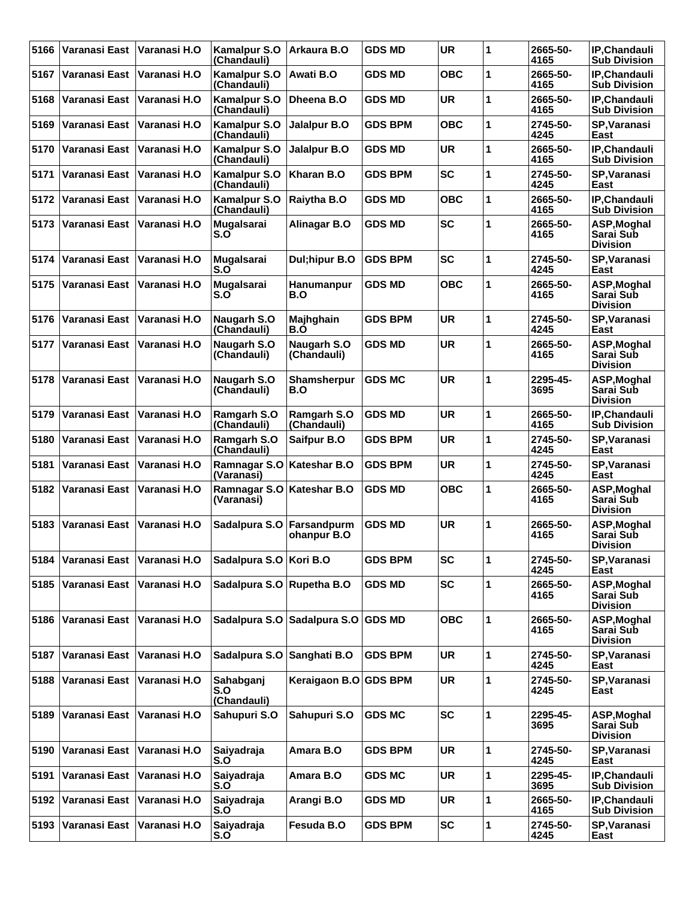| | | | | | | | | | |
|---|---|---|---|---|---|---|---|---|---|
| 5166 | Varanasi East | Varanasi H.O | Kamalpur S.O (Chandauli) | Arkaura B.O | GDS MD | UR | 1 | 2665-50-4165 | IP,Chandauli Sub Division |
| 5167 | Varanasi East | Varanasi H.O | Kamalpur S.O (Chandauli) | Awati B.O | GDS MD | OBC | 1 | 2665-50-4165 | IP,Chandauli Sub Division |
| 5168 | Varanasi East | Varanasi H.O | Kamalpur S.O (Chandauli) | Dheena B.O | GDS MD | UR | 1 | 2665-50-4165 | IP,Chandauli Sub Division |
| 5169 | Varanasi East | Varanasi H.O | Kamalpur S.O (Chandauli) | Jalalpur B.O | GDS BPM | OBC | 1 | 2745-50-4245 | SP,Varanasi East |
| 5170 | Varanasi East | Varanasi H.O | Kamalpur S.O (Chandauli) | Jalalpur B.O | GDS MD | UR | 1 | 2665-50-4165 | IP,Chandauli Sub Division |
| 5171 | Varanasi East | Varanasi H.O | Kamalpur S.O (Chandauli) | Kharan B.O | GDS BPM | SC | 1 | 2745-50-4245 | SP,Varanasi East |
| 5172 | Varanasi East | Varanasi H.O | Kamalpur S.O (Chandauli) | Raiytha B.O | GDS MD | OBC | 1 | 2665-50-4165 | IP,Chandauli Sub Division |
| 5173 | Varanasi East | Varanasi H.O | Mugalsarai S.O | Alinagar B.O | GDS MD | SC | 1 | 2665-50-4165 | ASP,Moghal Sarai Sub Division |
| 5174 | Varanasi East | Varanasi H.O | Mugalsarai S.O | Dul;hipur B.O | GDS BPM | SC | 1 | 2745-50-4245 | SP,Varanasi East |
| 5175 | Varanasi East | Varanasi H.O | Mugalsarai S.O | Hanumanpur B.O | GDS MD | OBC | 1 | 2665-50-4165 | ASP,Moghal Sarai Sub Division |
| 5176 | Varanasi East | Varanasi H.O | Naugarh S.O (Chandauli) | Majhghain B.O | GDS BPM | UR | 1 | 2745-50-4245 | SP,Varanasi East |
| 5177 | Varanasi East | Varanasi H.O | Naugarh S.O (Chandauli) | Naugarh S.O (Chandauli) | GDS MD | UR | 1 | 2665-50-4165 | ASP,Moghal Sarai Sub Division |
| 5178 | Varanasi East | Varanasi H.O | Naugarh S.O (Chandauli) | Shamsherpur B.O | GDS MC | UR | 1 | 2295-45-3695 | ASP,Moghal Sarai Sub Division |
| 5179 | Varanasi East | Varanasi H.O | Ramgarh S.O (Chandauli) | Ramgarh S.O (Chandauli) | GDS MD | UR | 1 | 2665-50-4165 | IP,Chandauli Sub Division |
| 5180 | Varanasi East | Varanasi H.O | Ramgarh S.O (Chandauli) | Saifpur B.O | GDS BPM | UR | 1 | 2745-50-4245 | SP,Varanasi East |
| 5181 | Varanasi East | Varanasi H.O | Ramnagar S.O (Varanasi) | Kateshar B.O | GDS BPM | UR | 1 | 2745-50-4245 | SP,Varanasi East |
| 5182 | Varanasi East | Varanasi H.O | Ramnagar S.O (Varanasi) | Kateshar B.O | GDS MD | OBC | 1 | 2665-50-4165 | ASP,Moghal Sarai Sub Division |
| 5183 | Varanasi East | Varanasi H.O | Sadalpura S.O | Farsandpurm ohanpur B.O | GDS MD | UR | 1 | 2665-50-4165 | ASP,Moghal Sarai Sub Division |
| 5184 | Varanasi East | Varanasi H.O | Sadalpura S.O | Kori B.O | GDS BPM | SC | 1 | 2745-50-4245 | SP,Varanasi East |
| 5185 | Varanasi East | Varanasi H.O | Sadalpura S.O | Rupetha B.O | GDS MD | SC | 1 | 2665-50-4165 | ASP,Moghal Sarai Sub Division |
| 5186 | Varanasi East | Varanasi H.O | Sadalpura S.O | Sadalpura S.O | GDS MD | OBC | 1 | 2665-50-4165 | ASP,Moghal Sarai Sub Division |
| 5187 | Varanasi East | Varanasi H.O | Sadalpura S.O | Sanghati B.O | GDS BPM | UR | 1 | 2745-50-4245 | SP,Varanasi East |
| 5188 | Varanasi East | Varanasi H.O | Sahabganj S.O (Chandauli) | Keraigaon B.O | GDS BPM | UR | 1 | 2745-50-4245 | SP,Varanasi East |
| 5189 | Varanasi East | Varanasi H.O | Sahupuri S.O | Sahupuri S.O | GDS MC | SC | 1 | 2295-45-3695 | ASP,Moghal Sarai Sub Division |
| 5190 | Varanasi East | Varanasi H.O | Saiyadraja S.O | Amara B.O | GDS BPM | UR | 1 | 2745-50-4245 | SP,Varanasi East |
| 5191 | Varanasi East | Varanasi H.O | Saiyadraja S.O | Amara B.O | GDS MC | UR | 1 | 2295-45-3695 | IP,Chandauli Sub Division |
| 5192 | Varanasi East | Varanasi H.O | Saiyadraja S.O | Arangi B.O | GDS MD | UR | 1 | 2665-50-4165 | IP,Chandauli Sub Division |
| 5193 | Varanasi East | Varanasi H.O | Saiyadraja S.O | Fesuda B.O | GDS BPM | SC | 1 | 2745-50-4245 | SP,Varanasi East |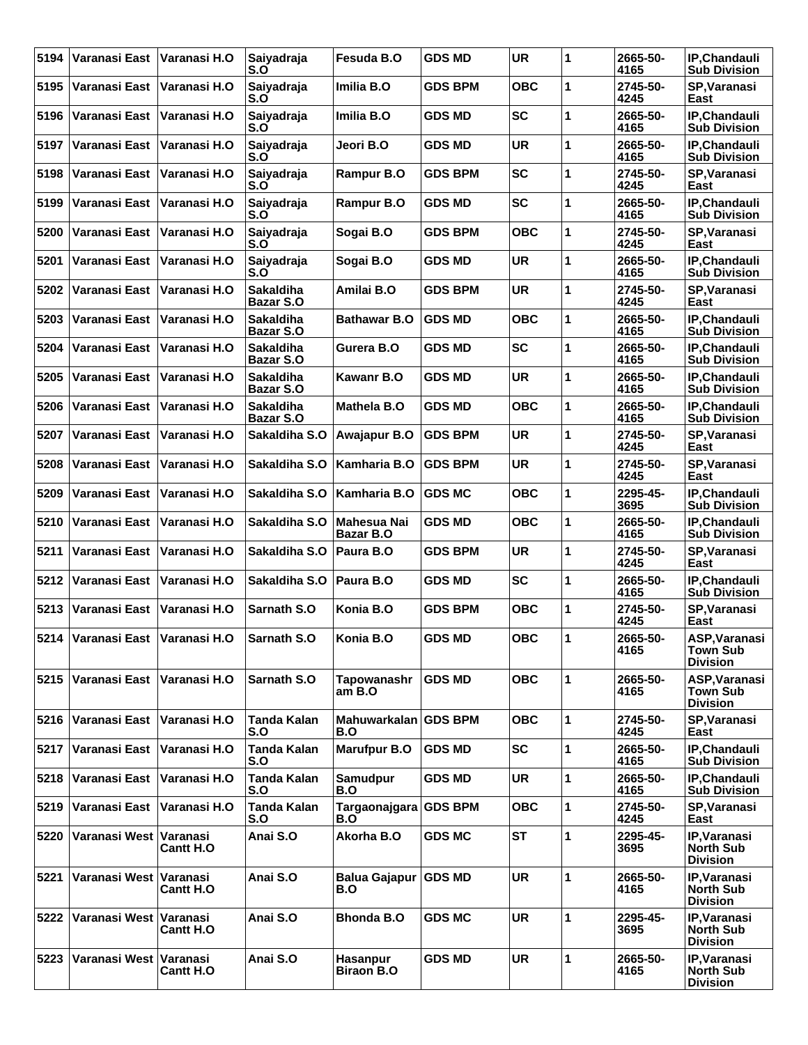| | | | | | | | | | |
|---|---|---|---|---|---|---|---|---|---|
| 5194 | Varanasi East | Varanasi H.O | Saiyadraja S.O | Fesuda B.O | GDS MD | UR | 1 | 2665-50-4165 | IP,Chandauli Sub Division |
| 5195 | Varanasi East | Varanasi H.O | Saiyadraja S.O | Imilia B.O | GDS BPM | OBC | 1 | 2745-50-4245 | SP,Varanasi East |
| 5196 | Varanasi East | Varanasi H.O | Saiyadraja S.O | Imilia B.O | GDS MD | SC | 1 | 2665-50-4165 | IP,Chandauli Sub Division |
| 5197 | Varanasi East | Varanasi H.O | Saiyadraja S.O | Jeori B.O | GDS MD | UR | 1 | 2665-50-4165 | IP,Chandauli Sub Division |
| 5198 | Varanasi East | Varanasi H.O | Saiyadraja S.O | Rampur B.O | GDS BPM | SC | 1 | 2745-50-4245 | SP,Varanasi East |
| 5199 | Varanasi East | Varanasi H.O | Saiyadraja S.O | Rampur B.O | GDS MD | SC | 1 | 2665-50-4165 | IP,Chandauli Sub Division |
| 5200 | Varanasi East | Varanasi H.O | Saiyadraja S.O | Sogai B.O | GDS BPM | OBC | 1 | 2745-50-4245 | SP,Varanasi East |
| 5201 | Varanasi East | Varanasi H.O | Saiyadraja S.O | Sogai B.O | GDS MD | UR | 1 | 2665-50-4165 | IP,Chandauli Sub Division |
| 5202 | Varanasi East | Varanasi H.O | Sakaldiha Bazar S.O | Amilai B.O | GDS BPM | UR | 1 | 2745-50-4245 | SP,Varanasi East |
| 5203 | Varanasi East | Varanasi H.O | Sakaldiha Bazar S.O | Bathawar B.O | GDS MD | OBC | 1 | 2665-50-4165 | IP,Chandauli Sub Division |
| 5204 | Varanasi East | Varanasi H.O | Sakaldiha Bazar S.O | Gurera B.O | GDS MD | SC | 1 | 2665-50-4165 | IP,Chandauli Sub Division |
| 5205 | Varanasi East | Varanasi H.O | Sakaldiha Bazar S.O | Kawanr B.O | GDS MD | UR | 1 | 2665-50-4165 | IP,Chandauli Sub Division |
| 5206 | Varanasi East | Varanasi H.O | Sakaldiha Bazar S.O | Mathela B.O | GDS MD | OBC | 1 | 2665-50-4165 | IP,Chandauli Sub Division |
| 5207 | Varanasi East | Varanasi H.O | Sakaldiha S.O | Awajapur B.O | GDS BPM | UR | 1 | 2745-50-4245 | SP,Varanasi East |
| 5208 | Varanasi East | Varanasi H.O | Sakaldiha S.O | Kamharia B.O | GDS BPM | UR | 1 | 2745-50-4245 | SP,Varanasi East |
| 5209 | Varanasi East | Varanasi H.O | Sakaldiha S.O | Kamharia B.O | GDS MC | OBC | 1 | 2295-45-3695 | IP,Chandauli Sub Division |
| 5210 | Varanasi East | Varanasi H.O | Sakaldiha S.O | Mahesua Nai Bazar B.O | GDS MD | OBC | 1 | 2665-50-4165 | IP,Chandauli Sub Division |
| 5211 | Varanasi East | Varanasi H.O | Sakaldiha S.O | Paura B.O | GDS BPM | UR | 1 | 2745-50-4245 | SP,Varanasi East |
| 5212 | Varanasi East | Varanasi H.O | Sakaldiha S.O | Paura B.O | GDS MD | SC | 1 | 2665-50-4165 | IP,Chandauli Sub Division |
| 5213 | Varanasi East | Varanasi H.O | Sarnath S.O | Konia B.O | GDS BPM | OBC | 1 | 2745-50-4245 | SP,Varanasi East |
| 5214 | Varanasi East | Varanasi H.O | Sarnath S.O | Konia B.O | GDS MD | OBC | 1 | 2665-50-4165 | ASP,Varanasi Town Sub Division |
| 5215 | Varanasi East | Varanasi H.O | Sarnath S.O | Tapowanashram B.O | GDS MD | OBC | 1 | 2665-50-4165 | ASP,Varanasi Town Sub Division |
| 5216 | Varanasi East | Varanasi H.O | Tanda Kalan S.O | Mahuwarkalan B.O | GDS BPM | OBC | 1 | 2745-50-4245 | SP,Varanasi East |
| 5217 | Varanasi East | Varanasi H.O | Tanda Kalan S.O | Marufpur B.O | GDS MD | SC | 1 | 2665-50-4165 | IP,Chandauli Sub Division |
| 5218 | Varanasi East | Varanasi H.O | Tanda Kalan S.O | Samudpur B.O | GDS MD | UR | 1 | 2665-50-4165 | IP,Chandauli Sub Division |
| 5219 | Varanasi East | Varanasi H.O | Tanda Kalan S.O | Targaonajgara B.O | GDS BPM | OBC | 1 | 2745-50-4245 | SP,Varanasi East |
| 5220 | Varanasi West | Varanasi Cantt H.O | Anai S.O | Akorha B.O | GDS MC | ST | 1 | 2295-45-3695 | IP,Varanasi North Sub Division |
| 5221 | Varanasi West | Varanasi Cantt H.O | Anai S.O | Balua Gajapur B.O | GDS MD | UR | 1 | 2665-50-4165 | IP,Varanasi North Sub Division |
| 5222 | Varanasi West | Varanasi Cantt H.O | Anai S.O | Bhonda B.O | GDS MC | UR | 1 | 2295-45-3695 | IP,Varanasi North Sub Division |
| 5223 | Varanasi West | Varanasi Cantt H.O | Anai S.O | Hasanpur Biraon B.O | GDS MD | UR | 1 | 2665-50-4165 | IP,Varanasi North Sub Division |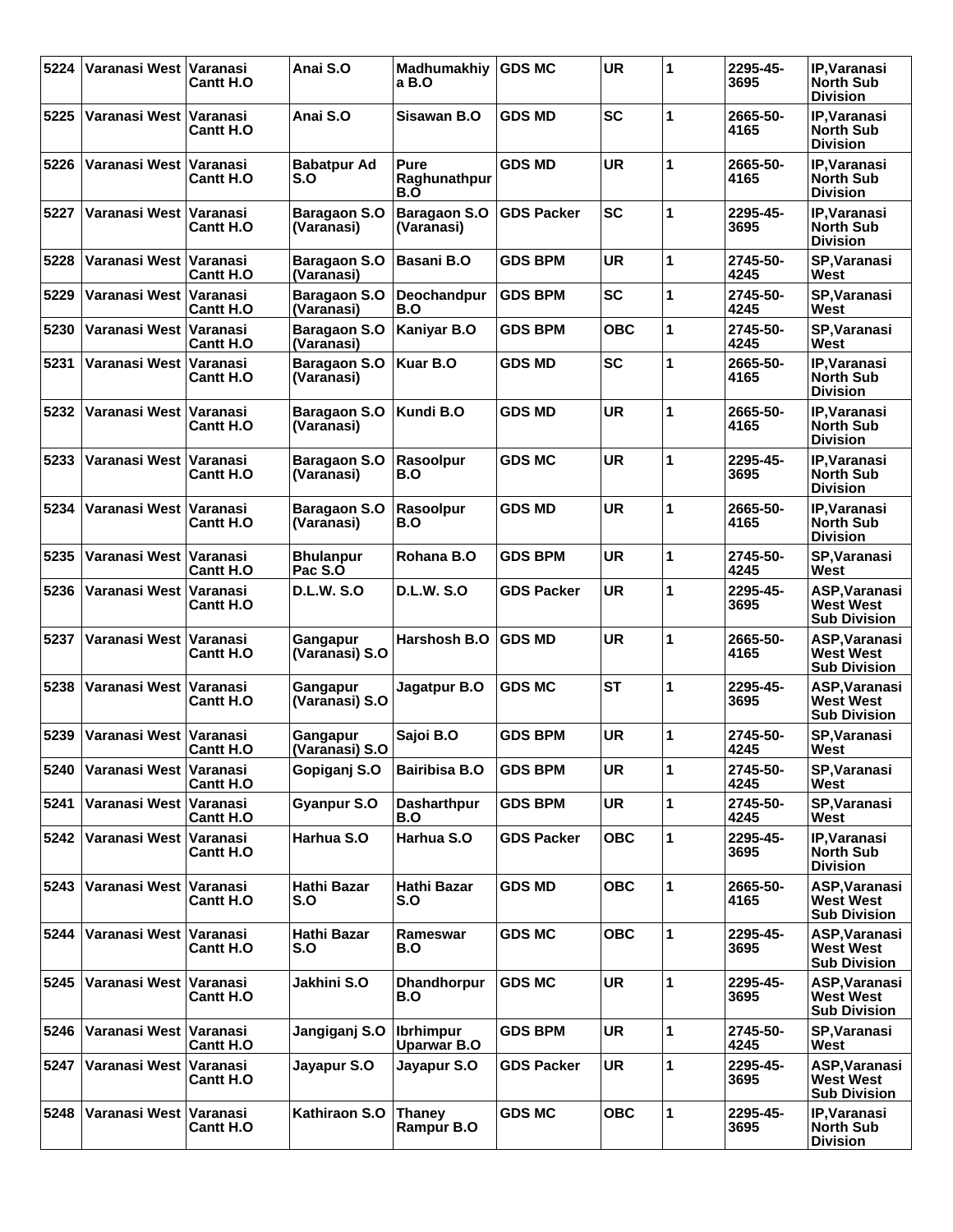| | | | | | | | | | |
|---|---|---|---|---|---|---|---|---|---|
| 5224 | Varanasi West | Varanasi Cantt H.O | Anai S.O | Madhumakhiya B.O | GDS MC | UR | 1 | 2295-45-3695 | IP,Varanasi North Sub Division |
| 5225 | Varanasi West | Varanasi Cantt H.O | Anai S.O | Sisawan B.O | GDS MD | SC | 1 | 2665-50-4165 | IP,Varanasi North Sub Division |
| 5226 | Varanasi West | Varanasi Cantt H.O | Babatpur Ad S.O | Pure Raghunathpur B.O | GDS MD | UR | 1 | 2665-50-4165 | IP,Varanasi North Sub Division |
| 5227 | Varanasi West | Varanasi Cantt H.O | Baragaon S.O (Varanasi) | Baragaon S.O (Varanasi) | GDS Packer | SC | 1 | 2295-45-3695 | IP,Varanasi North Sub Division |
| 5228 | Varanasi West | Varanasi Cantt H.O | Baragaon S.O (Varanasi) | Basani B.O | GDS BPM | UR | 1 | 2745-50-4245 | SP,Varanasi West |
| 5229 | Varanasi West | Varanasi Cantt H.O | Baragaon S.O (Varanasi) | Deochandpur B.O | GDS BPM | SC | 1 | 2745-50-4245 | SP,Varanasi West |
| 5230 | Varanasi West | Varanasi Cantt H.O | Baragaon S.O (Varanasi) | Kaniyar B.O | GDS BPM | OBC | 1 | 2745-50-4245 | SP,Varanasi West |
| 5231 | Varanasi West | Varanasi Cantt H.O | Baragaon S.O (Varanasi) | Kuar B.O | GDS MD | SC | 1 | 2665-50-4165 | IP,Varanasi North Sub Division |
| 5232 | Varanasi West | Varanasi Cantt H.O | Baragaon S.O (Varanasi) | Kundi B.O | GDS MD | UR | 1 | 2665-50-4165 | IP,Varanasi North Sub Division |
| 5233 | Varanasi West | Varanasi Cantt H.O | Baragaon S.O (Varanasi) | Rasoolpur B.O | GDS MC | UR | 1 | 2295-45-3695 | IP,Varanasi North Sub Division |
| 5234 | Varanasi West | Varanasi Cantt H.O | Baragaon S.O (Varanasi) | Rasoolpur B.O | GDS MD | UR | 1 | 2665-50-4165 | IP,Varanasi North Sub Division |
| 5235 | Varanasi West | Varanasi Cantt H.O | Bhulanpur Pac S.O | Rohana B.O | GDS BPM | UR | 1 | 2745-50-4245 | SP,Varanasi West |
| 5236 | Varanasi West | Varanasi Cantt H.O | D.L.W. S.O | D.L.W. S.O | GDS Packer | UR | 1 | 2295-45-3695 | ASP,Varanasi West West Sub Division |
| 5237 | Varanasi West | Varanasi Cantt H.O | Gangapur (Varanasi) S.O | Harshosh B.O | GDS MD | UR | 1 | 2665-50-4165 | ASP,Varanasi West West Sub Division |
| 5238 | Varanasi West | Varanasi Cantt H.O | Gangapur (Varanasi) S.O | Jagatpur B.O | GDS MC | ST | 1 | 2295-45-3695 | ASP,Varanasi West West Sub Division |
| 5239 | Varanasi West | Varanasi Cantt H.O | Gangapur (Varanasi) S.O | Sajoi B.O | GDS BPM | UR | 1 | 2745-50-4245 | SP,Varanasi West |
| 5240 | Varanasi West | Varanasi Cantt H.O | Gopiganj S.O | Bairibisa B.O | GDS BPM | UR | 1 | 2745-50-4245 | SP,Varanasi West |
| 5241 | Varanasi West | Varanasi Cantt H.O | Gyanpur S.O | Dasharthpur B.O | GDS BPM | UR | 1 | 2745-50-4245 | SP,Varanasi West |
| 5242 | Varanasi West | Varanasi Cantt H.O | Harhua S.O | Harhua S.O | GDS Packer | OBC | 1 | 2295-45-3695 | IP,Varanasi North Sub Division |
| 5243 | Varanasi West | Varanasi Cantt H.O | Hathi Bazar S.O | Hathi Bazar S.O | GDS MD | OBC | 1 | 2665-50-4165 | ASP,Varanasi West West Sub Division |
| 5244 | Varanasi West | Varanasi Cantt H.O | Hathi Bazar S.O | Rameswar B.O | GDS MC | OBC | 1 | 2295-45-3695 | ASP,Varanasi West West Sub Division |
| 5245 | Varanasi West | Varanasi Cantt H.O | Jakhini S.O | Dhandhorpur B.O | GDS MC | UR | 1 | 2295-45-3695 | ASP,Varanasi West West Sub Division |
| 5246 | Varanasi West | Varanasi Cantt H.O | Jangiganj S.O | Ibrhimpur Uparwar B.O | GDS BPM | UR | 1 | 2745-50-4245 | SP,Varanasi West |
| 5247 | Varanasi West | Varanasi Cantt H.O | Jayapur S.O | Jayapur S.O | GDS Packer | UR | 1 | 2295-45-3695 | ASP,Varanasi West West Sub Division |
| 5248 | Varanasi West | Varanasi Cantt H.O | Kathiraon S.O | Thaney Rampur B.O | GDS MC | OBC | 1 | 2295-45-3695 | IP,Varanasi North Sub Division |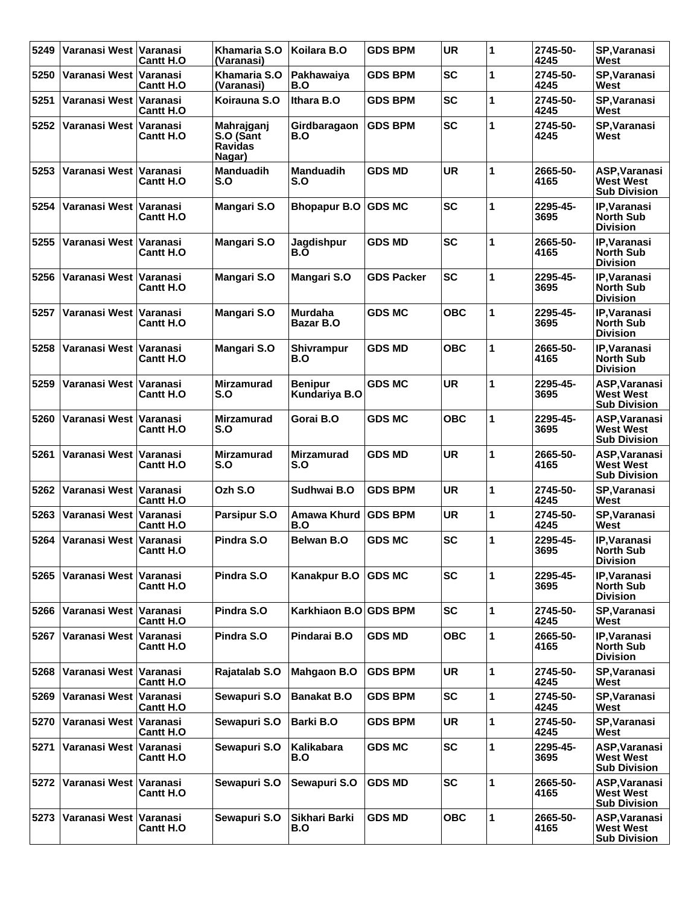| | | | | | | | | | |
|---|---|---|---|---|---|---|---|---|---|
| 5249 | Varanasi West | Varanasi Cantt H.O | Khamaria S.O (Varanasi) | Koilara B.O | GDS BPM | UR | 1 | 2745-50-4245 | SP,Varanasi West |
| 5250 | Varanasi West | Varanasi Cantt H.O | Khamaria S.O (Varanasi) | Pakhawaiya B.O | GDS BPM | SC | 1 | 2745-50-4245 | SP,Varanasi West |
| 5251 | Varanasi West | Varanasi Cantt H.O | Koirauna S.O | Ithara B.O | GDS BPM | SC | 1 | 2745-50-4245 | SP,Varanasi West |
| 5252 | Varanasi West | Varanasi Cantt H.O | Mahrajganj S.O (Sant Ravidas Nagar) | Girdbaragaon B.O | GDS BPM | SC | 1 | 2745-50-4245 | SP,Varanasi West |
| 5253 | Varanasi West | Varanasi Cantt H.O | Manduadih S.O | Manduadih S.O | GDS MD | UR | 1 | 2665-50-4165 | ASP,Varanasi West West Sub Division |
| 5254 | Varanasi West | Varanasi Cantt H.O | Mangari S.O | Bhopapur B.O | GDS MC | SC | 1 | 2295-45-3695 | IP,Varanasi North Sub Division |
| 5255 | Varanasi West | Varanasi Cantt H.O | Mangari S.O | Jagdishpur B.O | GDS MD | SC | 1 | 2665-50-4165 | IP,Varanasi North Sub Division |
| 5256 | Varanasi West | Varanasi Cantt H.O | Mangari S.O | Mangari S.O | GDS Packer | SC | 1 | 2295-45-3695 | IP,Varanasi North Sub Division |
| 5257 | Varanasi West | Varanasi Cantt H.O | Mangari S.O | Murdaha Bazar B.O | GDS MC | OBC | 1 | 2295-45-3695 | IP,Varanasi North Sub Division |
| 5258 | Varanasi West | Varanasi Cantt H.O | Mangari S.O | Shivrampur B.O | GDS MD | OBC | 1 | 2665-50-4165 | IP,Varanasi North Sub Division |
| 5259 | Varanasi West | Varanasi Cantt H.O | Mirzamurad S.O | Benipur Kundariya B.O | GDS MC | UR | 1 | 2295-45-3695 | ASP,Varanasi West West Sub Division |
| 5260 | Varanasi West | Varanasi Cantt H.O | Mirzamurad S.O | Gorai B.O | GDS MC | OBC | 1 | 2295-45-3695 | ASP,Varanasi West West Sub Division |
| 5261 | Varanasi West | Varanasi Cantt H.O | Mirzamurad S.O | Mirzamurad S.O | GDS MD | UR | 1 | 2665-50-4165 | ASP,Varanasi West West Sub Division |
| 5262 | Varanasi West | Varanasi Cantt H.O | Ozh S.O | Sudhwai B.O | GDS BPM | UR | 1 | 2745-50-4245 | SP,Varanasi West |
| 5263 | Varanasi West | Varanasi Cantt H.O | Parsipur S.O | Amawa Khurd B.O | GDS BPM | UR | 1 | 2745-50-4245 | SP,Varanasi West |
| 5264 | Varanasi West | Varanasi Cantt H.O | Pindra S.O | Belwan B.O | GDS MC | SC | 1 | 2295-45-3695 | IP,Varanasi North Sub Division |
| 5265 | Varanasi West | Varanasi Cantt H.O | Pindra S.O | Kanakpur B.O | GDS MC | SC | 1 | 2295-45-3695 | IP,Varanasi North Sub Division |
| 5266 | Varanasi West | Varanasi Cantt H.O | Pindra S.O | Karkhiaon B.O | GDS BPM | SC | 1 | 2745-50-4245 | SP,Varanasi West |
| 5267 | Varanasi West | Varanasi Cantt H.O | Pindra S.O | Pindarai B.O | GDS MD | OBC | 1 | 2665-50-4165 | IP,Varanasi North Sub Division |
| 5268 | Varanasi West | Varanasi Cantt H.O | Rajatalab S.O | Mahgaon B.O | GDS BPM | UR | 1 | 2745-50-4245 | SP,Varanasi West |
| 5269 | Varanasi West | Varanasi Cantt H.O | Sewapuri S.O | Banakat B.O | GDS BPM | SC | 1 | 2745-50-4245 | SP,Varanasi West |
| 5270 | Varanasi West | Varanasi Cantt H.O | Sewapuri S.O | Barki B.O | GDS BPM | UR | 1 | 2745-50-4245 | SP,Varanasi West |
| 5271 | Varanasi West | Varanasi Cantt H.O | Sewapuri S.O | Kalikabara B.O | GDS MC | SC | 1 | 2295-45-3695 | ASP,Varanasi West West Sub Division |
| 5272 | Varanasi West | Varanasi Cantt H.O | Sewapuri S.O | Sewapuri S.O | GDS MD | SC | 1 | 2665-50-4165 | ASP,Varanasi West West Sub Division |
| 5273 | Varanasi West | Varanasi Cantt H.O | Sewapuri S.O | Sikhari Barki B.O | GDS MD | OBC | 1 | 2665-50-4165 | ASP,Varanasi West West Sub Division |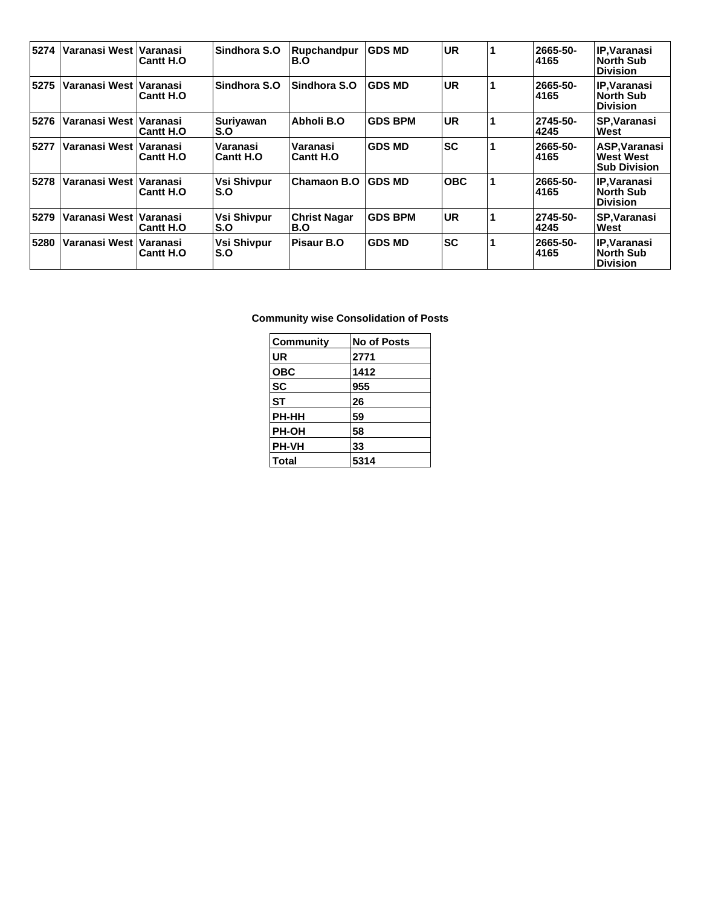| | | | | | | | | | |
|---|---|---|---|---|---|---|---|---|---|
| 5274 | Varanasi West | Varanasi Cantt H.O | Sindhora S.O | Rupchandpur B.O | GDS MD | UR | 1 | 2665-50-4165 | IP,Varanasi North Sub Division |
| 5275 | Varanasi West | Varanasi Cantt H.O | Sindhora S.O | Sindhora S.O | GDS MD | UR | 1 | 2665-50-4165 | IP,Varanasi North Sub Division |
| 5276 | Varanasi West | Varanasi Cantt H.O | Suriyawan S.O | Abholi B.O | GDS BPM | UR | 1 | 2745-50-4245 | SP,Varanasi West |
| 5277 | Varanasi West | Varanasi Cantt H.O | Varanasi Cantt H.O | Varanasi Cantt H.O | GDS MD | SC | 1 | 2665-50-4165 | ASP,Varanasi West West Sub Division |
| 5278 | Varanasi West | Varanasi Cantt H.O | Vsi Shivpur S.O | Chamaon B.O | GDS MD | OBC | 1 | 2665-50-4165 | IP,Varanasi North Sub Division |
| 5279 | Varanasi West | Varanasi Cantt H.O | Vsi Shivpur S.O | Christ Nagar B.O | GDS BPM | UR | 1 | 2745-50-4245 | SP,Varanasi West |
| 5280 | Varanasi West | Varanasi Cantt H.O | Vsi Shivpur S.O | Pisaur B.O | GDS MD | SC | 1 | 2665-50-4165 | IP,Varanasi North Sub Division |

**Community wise Consolidation of Posts**

| Community | No of Posts |
|---|---|
| UR | 2771 |
| OBC | 1412 |
| SC | 955 |
| ST | 26 |
| PH-HH | 59 |
| PH-OH | 58 |
| PH-VH | 33 |
| Total | 5314 |